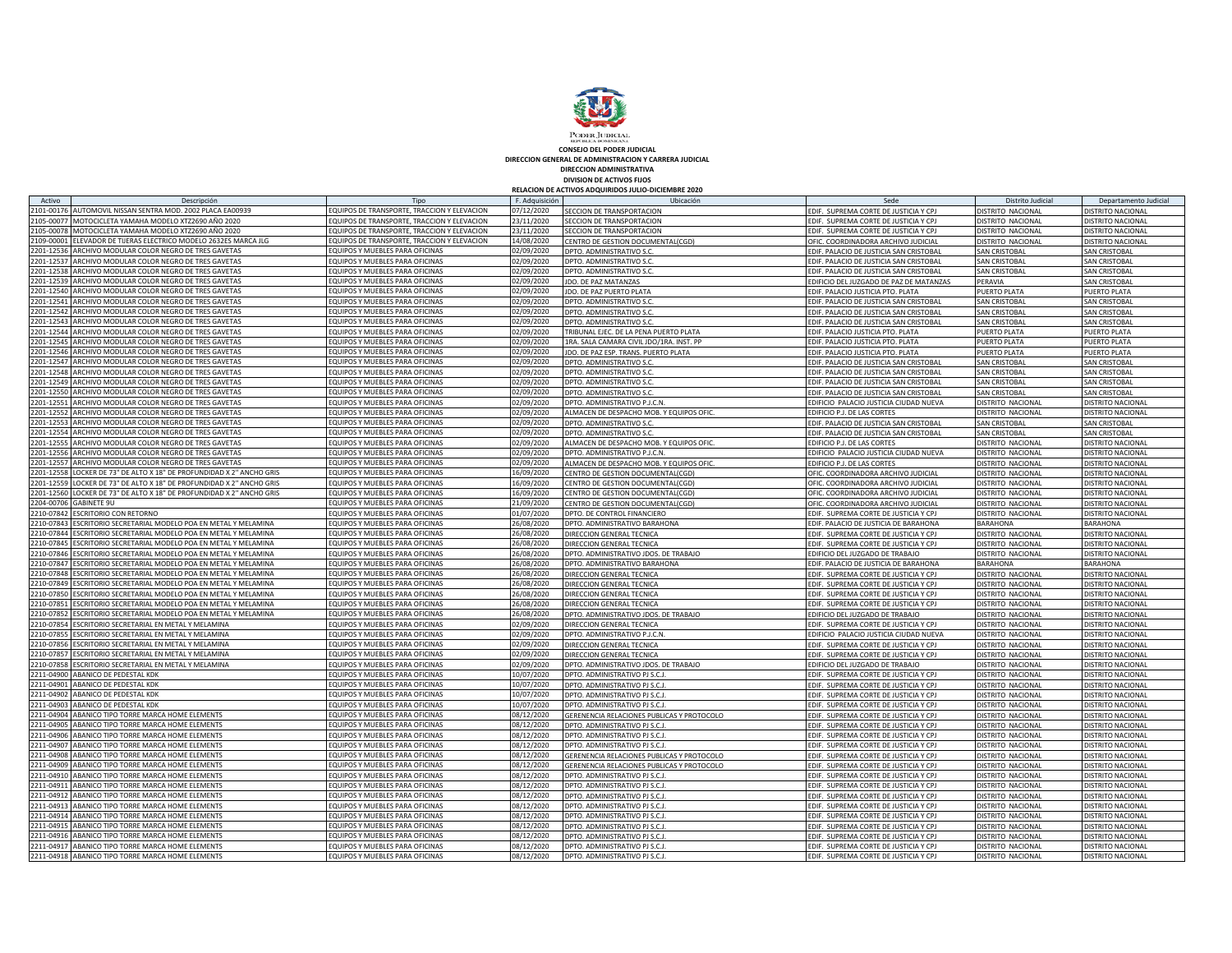**CONSEJO DEL PODER JUDICIAL**
**DIRECCION GENERAL DE ADMINISTRACION Y CARRERA JUDICIAL**
**DIRECCION ADMINISTRATIVA**
**DIVISION DE ACTIVOS FIJOS**
**RELACION DE ACTIVOS ADQUIRIDOS JULIO-DICIEMBRE 2020**

| Activo | Descripción | Tipo | F. Adquisición | Ubicación | Sede | Distrito Judicial | Departamento Judicial |
|---|---|---|---|---|---|---|---|
| 2101-00176 | AUTOMOVIL NISSAN SENTRA MOD. 2002 PLACA EA00939 | EQUIPOS DE TRANSPORTE, TRACCION Y ELEVACION | 07/12/2020 | SECCION DE TRANSPORTACION | EDIF. SUPREMA CORTE DE JUSTICIA Y CPJ | DISTRITO NACIONAL | DISTRITO NACIONAL |
| 2105-00077 | MOTOCICLETA YAMAHA MODELO XTZ2690 AÑO 2020 | EQUIPOS DE TRANSPORTE, TRACCION Y ELEVACION | 23/11/2020 | SECCION DE TRANSPORTACION | EDIF. SUPREMA CORTE DE JUSTICIA Y CPJ | DISTRITO NACIONAL | DISTRITO NACIONAL |
| 2105-00078 | MOTOCICLETA YAMAHA MODELO XTZ2690 AÑO 2020 | EQUIPOS DE TRANSPORTE, TRACCION Y ELEVACION | 23/11/2020 | SECCION DE TRANSPORTACION | EDIF. SUPREMA CORTE DE JUSTICIA Y CPJ | DISTRITO NACIONAL | DISTRITO NACIONAL |
| 2109-00001 | ELEVADOR DE TIJERAS ELECTRICO MODELO 2632ES MARCA JLG | EQUIPOS DE TRANSPORTE, TRACCION Y ELEVACION | 14/08/2020 | CENTRO DE GESTION DOCUMENTAL(CGD) | OFIC. COORDINADORA ARCHIVO JUDICIAL | DISTRITO NACIONAL | DISTRITO NACIONAL |
| 2201-12536 | ARCHIVO MODULAR COLOR NEGRO DE TRES GAVETAS | EQUIPOS Y MUEBLES PARA OFICINAS | 02/09/2020 | DPTO. ADMINISTRATIVO S.C. | EDIF. PALACIO DE JUSTICIA SAN CRISTOBAL | SAN CRISTOBAL | SAN CRISTOBAL |
| 2201-12537 | ARCHIVO MODULAR COLOR NEGRO DE TRES GAVETAS | EQUIPOS Y MUEBLES PARA OFICINAS | 02/09/2020 | DPTO. ADMINISTRATIVO S.C. | EDIF. PALACIO DE JUSTICIA SAN CRISTOBAL | SAN CRISTOBAL | SAN CRISTOBAL |
| 2201-12538 | ARCHIVO MODULAR COLOR NEGRO DE TRES GAVETAS | EQUIPOS Y MUEBLES PARA OFICINAS | 02/09/2020 | DPTO. ADMINISTRATIVO S.C. | EDIF. PALACIO DE JUSTICIA SAN CRISTOBAL | SAN CRISTOBAL | SAN CRISTOBAL |
| 2201-12539 | ARCHIVO MODULAR COLOR NEGRO DE TRES GAVETAS | EQUIPOS Y MUEBLES PARA OFICINAS | 02/09/2020 | JDO. DE PAZ MATANZAS | EDIFICIO DEL JUZGADO DE PAZ DE MATANZAS | PERAVIA | SAN CRISTOBAL |
| 2201-12540 | ARCHIVO MODULAR COLOR NEGRO DE TRES GAVETAS | EQUIPOS Y MUEBLES PARA OFICINAS | 02/09/2020 | JDO. DE PAZ PUERTO PLATA | EDIF. PALACIO JUSTICIA PTO. PLATA | PUERTO PLATA | PUERTO PLATA |
| 2201-12541 | ARCHIVO MODULAR COLOR NEGRO DE TRES GAVETAS | EQUIPOS Y MUEBLES PARA OFICINAS | 02/09/2020 | DPTO. ADMINISTRATIVO S.C. | EDIF. PALACIO DE JUSTICIA SAN CRISTOBAL | SAN CRISTOBAL | SAN CRISTOBAL |
| 2201-12542 | ARCHIVO MODULAR COLOR NEGRO DE TRES GAVETAS | EQUIPOS Y MUEBLES PARA OFICINAS | 02/09/2020 | DPTO. ADMINISTRATIVO S.C. | EDIF. PALACIO DE JUSTICIA SAN CRISTOBAL | SAN CRISTOBAL | SAN CRISTOBAL |
| 2201-12543 | ARCHIVO MODULAR COLOR NEGRO DE TRES GAVETAS | EQUIPOS Y MUEBLES PARA OFICINAS | 02/09/2020 | DPTO. ADMINISTRATIVO S.C. | EDIF. PALACIO DE JUSTICIA SAN CRISTOBAL | SAN CRISTOBAL | SAN CRISTOBAL |
| 2201-12544 | ARCHIVO MODULAR COLOR NEGRO DE TRES GAVETAS | EQUIPOS Y MUEBLES PARA OFICINAS | 02/09/2020 | TRIBUNAL EJEC. DE LA PENA PUERTO PLATA | EDIF. PALACIO JUSTICIA PTO. PLATA | PUERTO PLATA | PUERTO PLATA |
| 2201-12545 | ARCHIVO MODULAR COLOR NEGRO DE TRES GAVETAS | EQUIPOS Y MUEBLES PARA OFICINAS | 02/09/2020 | 1RA. SALA CAMARA CIVIL JDO/1RA. INST. PP | EDIF. PALACIO JUSTICIA PTO. PLATA | PUERTO PLATA | PUERTO PLATA |
| 2201-12546 | ARCHIVO MODULAR COLOR NEGRO DE TRES GAVETAS | EQUIPOS Y MUEBLES PARA OFICINAS | 02/09/2020 | JDO. DE PAZ ESP. TRANS. PUERTO PLATA | EDIF. PALACIO JUSTICIA PTO. PLATA | PUERTO PLATA | PUERTO PLATA |
| 2201-12547 | ARCHIVO MODULAR COLOR NEGRO DE TRES GAVETAS | EQUIPOS Y MUEBLES PARA OFICINAS | 02/09/2020 | DPTO. ADMINISTRATIVO S.C. | EDIF. PALACIO DE JUSTICIA SAN CRISTOBAL | SAN CRISTOBAL | SAN CRISTOBAL |
| 2201-12548 | ARCHIVO MODULAR COLOR NEGRO DE TRES GAVETAS | EQUIPOS Y MUEBLES PARA OFICINAS | 02/09/2020 | DPTO. ADMINISTRATIVO S.C. | EDIF. PALACIO DE JUSTICIA SAN CRISTOBAL | SAN CRISTOBAL | SAN CRISTOBAL |
| 2201-12549 | ARCHIVO MODULAR COLOR NEGRO DE TRES GAVETAS | EQUIPOS Y MUEBLES PARA OFICINAS | 02/09/2020 | DPTO. ADMINISTRATIVO S.C. | EDIF. PALACIO DE JUSTICIA SAN CRISTOBAL | SAN CRISTOBAL | SAN CRISTOBAL |
| 2201-12550 | ARCHIVO MODULAR COLOR NEGRO DE TRES GAVETAS | EQUIPOS Y MUEBLES PARA OFICINAS | 02/09/2020 | DPTO. ADMINISTRATIVO S.C. | EDIF. PALACIO DE JUSTICIA SAN CRISTOBAL | SAN CRISTOBAL | SAN CRISTOBAL |
| 2201-12551 | ARCHIVO MODULAR COLOR NEGRO DE TRES GAVETAS | EQUIPOS Y MUEBLES PARA OFICINAS | 02/09/2020 | DPTO. ADMINISTRATIVO P.J.C.N. | EDIFICIO PALACIO JUSTICIA CIUDAD NUEVA | DISTRITO NACIONAL | DISTRITO NACIONAL |
| 2201-12552 | ARCHIVO MODULAR COLOR NEGRO DE TRES GAVETAS | EQUIPOS Y MUEBLES PARA OFICINAS | 02/09/2020 | ALMACEN DE DESPACHO MOB. Y EQUIPOS OFIC. | EDIFICIO P.J. DE LAS CORTES | DISTRITO NACIONAL | DISTRITO NACIONAL |
| 2201-12553 | ARCHIVO MODULAR COLOR NEGRO DE TRES GAVETAS | EQUIPOS Y MUEBLES PARA OFICINAS | 02/09/2020 | DPTO. ADMINISTRATIVO S.C. | EDIF. PALACIO DE JUSTICIA SAN CRISTOBAL | SAN CRISTOBAL | SAN CRISTOBAL |
| 2201-12554 | ARCHIVO MODULAR COLOR NEGRO DE TRES GAVETAS | EQUIPOS Y MUEBLES PARA OFICINAS | 02/09/2020 | DPTO. ADMINISTRATIVO S.C. | EDIF. PALACIO DE JUSTICIA SAN CRISTOBAL | SAN CRISTOBAL | SAN CRISTOBAL |
| 2201-12555 | ARCHIVO MODULAR COLOR NEGRO DE TRES GAVETAS | EQUIPOS Y MUEBLES PARA OFICINAS | 02/09/2020 | ALMACEN DE DESPACHO MOB. Y EQUIPOS OFIC. | EDIFICIO P.J. DE LAS CORTES | DISTRITO NACIONAL | DISTRITO NACIONAL |
| 2201-12556 | ARCHIVO MODULAR COLOR NEGRO DE TRES GAVETAS | EQUIPOS Y MUEBLES PARA OFICINAS | 02/09/2020 | DPTO. ADMINISTRATIVO P.J.C.N. | EDIFICIO PALACIO JUSTICIA CIUDAD NUEVA | DISTRITO NACIONAL | DISTRITO NACIONAL |
| 2201-12557 | ARCHIVO MODULAR COLOR NEGRO DE TRES GAVETAS | EQUIPOS Y MUEBLES PARA OFICINAS | 02/09/2020 | ALMACEN DE DESPACHO MOB. Y EQUIPOS OFIC. | EDIFICIO P.J. DE LAS CORTES | DISTRITO NACIONAL | DISTRITO NACIONAL |
| 2201-12558 | LOCKER DE 73" DE ALTO X 18" DE PROFUNDIDAD X 2" ANCHO GRIS | EQUIPOS Y MUEBLES PARA OFICINAS | 16/09/2020 | CENTRO DE GESTION DOCUMENTAL(CGD) | OFIC. COORDINADORA ARCHIVO JUDICIAL | DISTRITO NACIONAL | DISTRITO NACIONAL |
| 2201-12559 | LOCKER DE 73" DE ALTO X 18" DE PROFUNDIDAD X 2" ANCHO GRIS | EQUIPOS Y MUEBLES PARA OFICINAS | 16/09/2020 | CENTRO DE GESTION DOCUMENTAL(CGD) | OFIC. COORDINADORA ARCHIVO JUDICIAL | DISTRITO NACIONAL | DISTRITO NACIONAL |
| 2201-12560 | LOCKER DE 73" DE ALTO X 18" DE PROFUNDIDAD X 2" ANCHO GRIS | EQUIPOS Y MUEBLES PARA OFICINAS | 16/09/2020 | CENTRO DE GESTION DOCUMENTAL(CGD) | OFIC. COORDINADORA ARCHIVO JUDICIAL | DISTRITO NACIONAL | DISTRITO NACIONAL |
| 2204-00706 | GABINETE 9U | EQUIPOS Y MUEBLES PARA OFICINAS | 21/09/2020 | CENTRO DE GESTION DOCUMENTAL(CGD) | OFIC. COORDINADORA ARCHIVO JUDICIAL | DISTRITO NACIONAL | DISTRITO NACIONAL |
| 2210-07842 | ESCRITORIO CON RETORNO | EQUIPOS Y MUEBLES PARA OFICINAS | 01/07/2020 | DPTO. DE CONTROL FINANCIERO | EDIF. SUPREMA CORTE DE JUSTICIA Y CPJ | DISTRITO NACIONAL | DISTRITO NACIONAL |
| 2210-07843 | ESCRITORIO SECRETARIAL MODELO POA EN METAL Y MELAMINA | EQUIPOS Y MUEBLES PARA OFICINAS | 26/08/2020 | DPTO. ADMINISTRATIVO BARAHONA | EDIF. PALACIO DE JUSTICIA DE BARAHONA | BARAHONA | BARAHONA |
| 2210-07844 | ESCRITORIO SECRETARIAL MODELO POA EN METAL Y MELAMINA | EQUIPOS Y MUEBLES PARA OFICINAS | 26/08/2020 | DIRECCION GENERAL TECNICA | EDIF. SUPREMA CORTE DE JUSTICIA Y CPJ | DISTRITO NACIONAL | DISTRITO NACIONAL |
| 2210-07845 | ESCRITORIO SECRETARIAL MODELO POA EN METAL Y MELAMINA | EQUIPOS Y MUEBLES PARA OFICINAS | 26/08/2020 | DIRECCION GENERAL TECNICA | EDIF. SUPREMA CORTE DE JUSTICIA Y CPJ | DISTRITO NACIONAL | DISTRITO NACIONAL |
| 2210-07846 | ESCRITORIO SECRETARIAL MODELO POA EN METAL Y MELAMINA | EQUIPOS Y MUEBLES PARA OFICINAS | 26/08/2020 | DPTO. ADMINISTRATIVO JDOS. DE TRABAJO | EDIFICIO DEL JUZGADO DE TRABAJO | DISTRITO NACIONAL | DISTRITO NACIONAL |
| 2210-07847 | ESCRITORIO SECRETARIAL MODELO POA EN METAL Y MELAMINA | EQUIPOS Y MUEBLES PARA OFICINAS | 26/08/2020 | DPTO. ADMINISTRATIVO BARAHONA | EDIF. PALACIO DE JUSTICIA DE BARAHONA | BARAHONA | BARAHONA |
| 2210-07848 | ESCRITORIO SECRETARIAL MODELO POA EN METAL Y MELAMINA | EQUIPOS Y MUEBLES PARA OFICINAS | 26/08/2020 | DIRECCION GENERAL TECNICA | EDIF. SUPREMA CORTE DE JUSTICIA Y CPJ | DISTRITO NACIONAL | DISTRITO NACIONAL |
| 2210-07849 | ESCRITORIO SECRETARIAL MODELO POA EN METAL Y MELAMINA | EQUIPOS Y MUEBLES PARA OFICINAS | 26/08/2020 | DIRECCION GENERAL TECNICA | EDIF. SUPREMA CORTE DE JUSTICIA Y CPJ | DISTRITO NACIONAL | DISTRITO NACIONAL |
| 2210-07850 | ESCRITORIO SECRETARIAL MODELO POA EN METAL Y MELAMINA | EQUIPOS Y MUEBLES PARA OFICINAS | 26/08/2020 | DIRECCION GENERAL TECNICA | EDIF. SUPREMA CORTE DE JUSTICIA Y CPJ | DISTRITO NACIONAL | DISTRITO NACIONAL |
| 2210-07851 | ESCRITORIO SECRETARIAL MODELO POA EN METAL Y MELAMINA | EQUIPOS Y MUEBLES PARA OFICINAS | 26/08/2020 | DIRECCION GENERAL TECNICA | EDIF. SUPREMA CORTE DE JUSTICIA Y CPJ | DISTRITO NACIONAL | DISTRITO NACIONAL |
| 2210-07852 | ESCRITORIO SECRETARIAL MODELO POA EN METAL Y MELAMINA | EQUIPOS Y MUEBLES PARA OFICINAS | 26/08/2020 | DPTO. ADMINISTRATIVO JDOS. DE TRABAJO | EDIFICIO DEL JUZGADO DE TRABAJO | DISTRITO NACIONAL | DISTRITO NACIONAL |
| 2210-07854 | ESCRITORIO SECRETARIAL EN METAL Y MELAMINA | EQUIPOS Y MUEBLES PARA OFICINAS | 02/09/2020 | DIRECCION GENERAL TECNICA | EDIF. SUPREMA CORTE DE JUSTICIA Y CPJ | DISTRITO NACIONAL | DISTRITO NACIONAL |
| 2210-07855 | ESCRITORIO SECRETARIAL EN METAL Y MELAMINA | EQUIPOS Y MUEBLES PARA OFICINAS | 02/09/2020 | DPTO. ADMINISTRATIVO P.J.C.N. | EDIFICIO PALACIO JUSTICIA CIUDAD NUEVA | DISTRITO NACIONAL | DISTRITO NACIONAL |
| 2210-07856 | ESCRITORIO SECRETARIAL EN METAL Y MELAMINA | EQUIPOS Y MUEBLES PARA OFICINAS | 02/09/2020 | DIRECCION GENERAL TECNICA | EDIF. SUPREMA CORTE DE JUSTICIA Y CPJ | DISTRITO NACIONAL | DISTRITO NACIONAL |
| 2210-07857 | ESCRITORIO SECRETARIAL EN METAL Y MELAMINA | EQUIPOS Y MUEBLES PARA OFICINAS | 02/09/2020 | DIRECCION GENERAL TECNICA | EDIF. SUPREMA CORTE DE JUSTICIA Y CPJ | DISTRITO NACIONAL | DISTRITO NACIONAL |
| 2210-07858 | ESCRITORIO SECRETARIAL EN METAL Y MELAMINA | EQUIPOS Y MUEBLES PARA OFICINAS | 02/09/2020 | DPTO. ADMINISTRATIVO JDOS. DE TRABAJO | EDIFICIO DEL JUZGADO DE TRABAJO | DISTRITO NACIONAL | DISTRITO NACIONAL |
| 2211-04900 | ABANICO DE PEDESTAL KDK | EQUIPOS Y MUEBLES PARA OFICINAS | 10/07/2020 | DPTO. ADMINISTRATIVO PJ S.C.J. | EDIF. SUPREMA CORTE DE JUSTICIA Y CPJ | DISTRITO NACIONAL | DISTRITO NACIONAL |
| 2211-04901 | ABANICO DE PEDESTAL KDK | EQUIPOS Y MUEBLES PARA OFICINAS | 10/07/2020 | DPTO. ADMINISTRATIVO PJ S.C.J. | EDIF. SUPREMA CORTE DE JUSTICIA Y CPJ | DISTRITO NACIONAL | DISTRITO NACIONAL |
| 2211-04902 | ABANICO DE PEDESTAL KDK | EQUIPOS Y MUEBLES PARA OFICINAS | 10/07/2020 | DPTO. ADMINISTRATIVO PJ S.C.J. | EDIF. SUPREMA CORTE DE JUSTICIA Y CPJ | DISTRITO NACIONAL | DISTRITO NACIONAL |
| 2211-04903 | ABANICO DE PEDESTAL KDK | EQUIPOS Y MUEBLES PARA OFICINAS | 10/07/2020 | DPTO. ADMINISTRATIVO PJ S.C.J. | EDIF. SUPREMA CORTE DE JUSTICIA Y CPJ | DISTRITO NACIONAL | DISTRITO NACIONAL |
| 2211-04904 | ABANICO TIPO TORRE MARCA HOME ELEMENTS | EQUIPOS Y MUEBLES PARA OFICINAS | 08/12/2020 | GERENENCIA RELACIONES PUBLICAS Y PROTOCOLO | EDIF. SUPREMA CORTE DE JUSTICIA Y CPJ | DISTRITO NACIONAL | DISTRITO NACIONAL |
| 2211-04905 | ABANICO TIPO TORRE MARCA HOME ELEMENTS | EQUIPOS Y MUEBLES PARA OFICINAS | 08/12/2020 | DPTO. ADMINISTRATIVO PJ S.C.J. | EDIF. SUPREMA CORTE DE JUSTICIA Y CPJ | DISTRITO NACIONAL | DISTRITO NACIONAL |
| 2211-04906 | ABANICO TIPO TORRE MARCA HOME ELEMENTS | EQUIPOS Y MUEBLES PARA OFICINAS | 08/12/2020 | DPTO. ADMINISTRATIVO PJ S.C.J. | EDIF. SUPREMA CORTE DE JUSTICIA Y CPJ | DISTRITO NACIONAL | DISTRITO NACIONAL |
| 2211-04907 | ABANICO TIPO TORRE MARCA HOME ELEMENTS | EQUIPOS Y MUEBLES PARA OFICINAS | 08/12/2020 | DPTO. ADMINISTRATIVO PJ S.C.J. | EDIF. SUPREMA CORTE DE JUSTICIA Y CPJ | DISTRITO NACIONAL | DISTRITO NACIONAL |
| 2211-04908 | ABANICO TIPO TORRE MARCA HOME ELEMENTS | EQUIPOS Y MUEBLES PARA OFICINAS | 08/12/2020 | GERENENCIA RELACIONES PUBLICAS Y PROTOCOLO | EDIF. SUPREMA CORTE DE JUSTICIA Y CPJ | DISTRITO NACIONAL | DISTRITO NACIONAL |
| 2211-04909 | ABANICO TIPO TORRE MARCA HOME ELEMENTS | EQUIPOS Y MUEBLES PARA OFICINAS | 08/12/2020 | GERENENCIA RELACIONES PUBLICAS Y PROTOCOLO | EDIF. SUPREMA CORTE DE JUSTICIA Y CPJ | DISTRITO NACIONAL | DISTRITO NACIONAL |
| 2211-04910 | ABANICO TIPO TORRE MARCA HOME ELEMENTS | EQUIPOS Y MUEBLES PARA OFICINAS | 08/12/2020 | DPTO. ADMINISTRATIVO PJ S.C.J. | EDIF. SUPREMA CORTE DE JUSTICIA Y CPJ | DISTRITO NACIONAL | DISTRITO NACIONAL |
| 2211-04911 | ABANICO TIPO TORRE MARCA HOME ELEMENTS | EQUIPOS Y MUEBLES PARA OFICINAS | 08/12/2020 | DPTO. ADMINISTRATIVO PJ S.C.J. | EDIF. SUPREMA CORTE DE JUSTICIA Y CPJ | DISTRITO NACIONAL | DISTRITO NACIONAL |
| 2211-04912 | ABANICO TIPO TORRE MARCA HOME ELEMENTS | EQUIPOS Y MUEBLES PARA OFICINAS | 08/12/2020 | DPTO. ADMINISTRATIVO PJ S.C.J. | EDIF. SUPREMA CORTE DE JUSTICIA Y CPJ | DISTRITO NACIONAL | DISTRITO NACIONAL |
| 2211-04913 | ABANICO TIPO TORRE MARCA HOME ELEMENTS | EQUIPOS Y MUEBLES PARA OFICINAS | 08/12/2020 | DPTO. ADMINISTRATIVO PJ S.C.J. | EDIF. SUPREMA CORTE DE JUSTICIA Y CPJ | DISTRITO NACIONAL | DISTRITO NACIONAL |
| 2211-04914 | ABANICO TIPO TORRE MARCA HOME ELEMENTS | EQUIPOS Y MUEBLES PARA OFICINAS | 08/12/2020 | DPTO. ADMINISTRATIVO PJ S.C.J. | EDIF. SUPREMA CORTE DE JUSTICIA Y CPJ | DISTRITO NACIONAL | DISTRITO NACIONAL |
| 2211-04915 | ABANICO TIPO TORRE MARCA HOME ELEMENTS | EQUIPOS Y MUEBLES PARA OFICINAS | 08/12/2020 | DPTO. ADMINISTRATIVO PJ S.C.J. | EDIF. SUPREMA CORTE DE JUSTICIA Y CPJ | DISTRITO NACIONAL | DISTRITO NACIONAL |
| 2211-04916 | ABANICO TIPO TORRE MARCA HOME ELEMENTS | EQUIPOS Y MUEBLES PARA OFICINAS | 08/12/2020 | DPTO. ADMINISTRATIVO PJ S.C.J. | EDIF. SUPREMA CORTE DE JUSTICIA Y CPJ | DISTRITO NACIONAL | DISTRITO NACIONAL |
| 2211-04917 | ABANICO TIPO TORRE MARCA HOME ELEMENTS | EQUIPOS Y MUEBLES PARA OFICINAS | 08/12/2020 | DPTO. ADMINISTRATIVO PJ S.C.J. | EDIF. SUPREMA CORTE DE JUSTICIA Y CPJ | DISTRITO NACIONAL | DISTRITO NACIONAL |
| 2211-04918 | ABANICO TIPO TORRE MARCA HOME ELEMENTS | EQUIPOS Y MUEBLES PARA OFICINAS | 08/12/2020 | DPTO. ADMINISTRATIVO PJ S.C.J. | EDIF. SUPREMA CORTE DE JUSTICIA Y CPJ | DISTRITO NACIONAL | DISTRITO NACIONAL |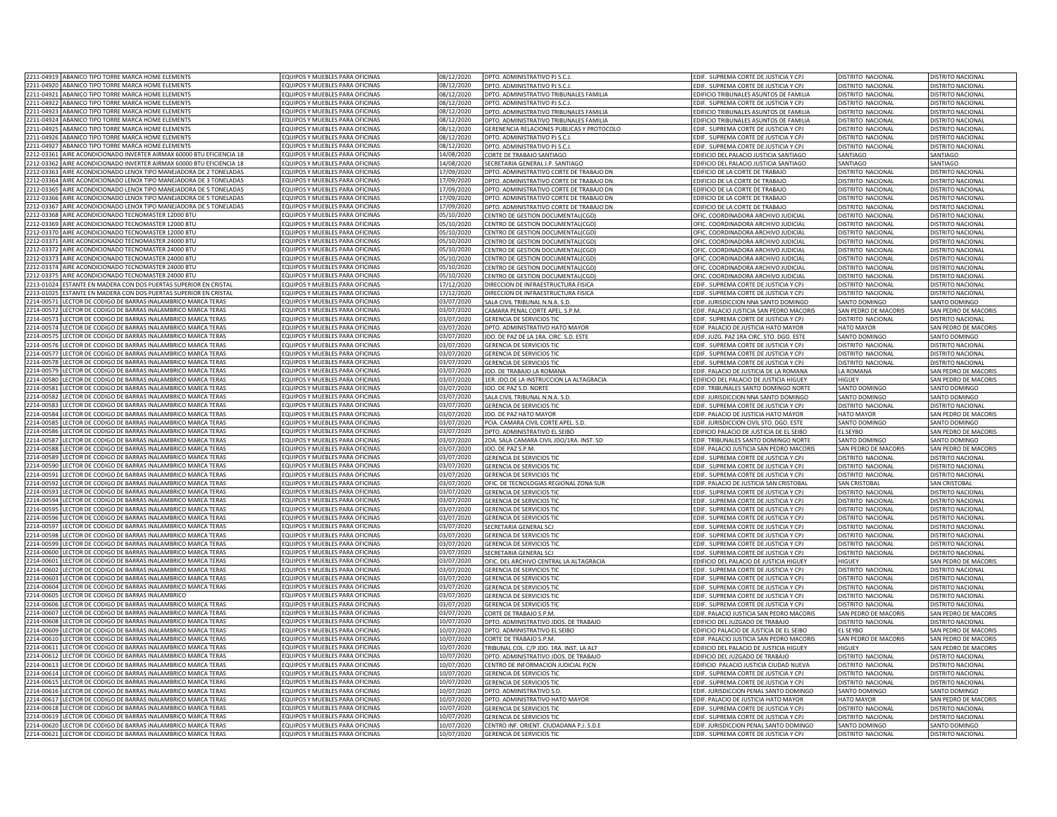| | | | | | | | |
|---|---|---|---|---|---|---|---|
| 2211-04919 | ABANICO TIPO TORRE MARCA HOME ELEMENTS | EQUIPOS Y MUEBLES PARA OFICINAS | 08/12/2020 | DPTO. ADMINISTRATIVO PJ S.C.J. | EDIF. SUPREMA CORTE DE JUSTICIA Y CPJ | DISTRITO NACIONAL | DISTRITO NACIONAL |
| 2211-04920 | ABANICO TIPO TORRE MARCA HOME ELEMENTS | EQUIPOS Y MUEBLES PARA OFICINAS | 08/12/2020 | DPTO. ADMINISTRATIVO PJ S.C.J. | EDIF. SUPREMA CORTE DE JUSTICIA Y CPJ | DISTRITO NACIONAL | DISTRITO NACIONAL |
| 2211-04921 | ABANICO TIPO TORRE MARCA HOME ELEMENTS | EQUIPOS Y MUEBLES PARA OFICINAS | 08/12/2020 | DPTO. ADMINISTRATIVO TRIBUNALES FAMILIA | EDIFICIO TRIBUNALES ASUNTOS DE FAMILIA | DISTRITO NACIONAL | DISTRITO NACIONAL |
| 2211-04922 | ABANICO TIPO TORRE MARCA HOME ELEMENTS | EQUIPOS Y MUEBLES PARA OFICINAS | 08/12/2020 | DPTO. ADMINISTRATIVO PJ S.C.J. | EDIF. SUPREMA CORTE DE JUSTICIA Y CPJ | DISTRITO NACIONAL | DISTRITO NACIONAL |
| 2211-04923 | ABANICO TIPO TORRE MARCA HOME ELEMENTS | EQUIPOS Y MUEBLES PARA OFICINAS | 08/12/2020 | DPTO. ADMINISTRATIVO TRIBUNALES FAMILIA | EDIFICIO TRIBUNALES ASUNTOS DE FAMILIA | DISTRITO NACIONAL | DISTRITO NACIONAL |
| 2211-04924 | ABANICO TIPO TORRE MARCA HOME ELEMENTS | EQUIPOS Y MUEBLES PARA OFICINAS | 08/12/2020 | DPTO. ADMINISTRATIVO TRIBUNALES FAMILIA | EDIFICIO TRIBUNALES ASUNTOS DE FAMILIA | DISTRITO NACIONAL | DISTRITO NACIONAL |
| 2211-04925 | ABANICO TIPO TORRE MARCA HOME ELEMENTS | EQUIPOS Y MUEBLES PARA OFICINAS | 08/12/2020 | GERENENCIA RELACIONES PUBLICAS Y PROTOCOLO | EDIF. SUPREMA CORTE DE JUSTICIA Y CPJ | DISTRITO NACIONAL | DISTRITO NACIONAL |
| 2211-04926 | ABANICO TIPO TORRE MARCA HOME ELEMENTS | EQUIPOS Y MUEBLES PARA OFICINAS | 08/12/2020 | DPTO. ADMINISTRATIVO PJ S.C.J. | EDIF. SUPREMA CORTE DE JUSTICIA Y CPJ | DISTRITO NACIONAL | DISTRITO NACIONAL |
| 2211-04927 | ABANICO TIPO TORRE MARCA HOME ELEMENTS | EQUIPOS Y MUEBLES PARA OFICINAS | 08/12/2020 | DPTO. ADMINISTRATIVO PJ S.C.J. | EDIF. SUPREMA CORTE DE JUSTICIA Y CPJ | DISTRITO NACIONAL | DISTRITO NACIONAL |
| 2212-03361 | AIRE ACONDICIONADO INVERTER AIRMAX 60000 BTU EFICIENCIA 18 | EQUIPOS Y MUEBLES PARA OFICINAS | 14/08/2020 | CORTE DE TRABAJO SANTIAGO | EDIFICIO DEL PALACIO JUSTICIA SANTIAGO | SANTIAGO | SANTIAGO |
| 2212-03362 | AIRE ACONDICIONADO INVERTER AIRMAX 60000 BTU EFICIENCIA 18 | EQUIPOS Y MUEBLES PARA OFICINAS | 14/08/2020 | SECRETARIA GENERAL J.P. SANTIAGO | EDIFICIO DEL PALACIO JUSTICIA SANTIAGO | SANTIAGO | SANTIAGO |
| 2212-03363 | AIRE ACONDICIONADO LENOX TIPO MANEJADORA DE 2 TONELADAS | EQUIPOS Y MUEBLES PARA OFICINAS | 17/09/2020 | DPTO. ADMINISTRATIVO CORTE DE TRABAJO DN | EDIFICIO DE LA CORTE DE TRABAJO | DISTRITO NACIONAL | DISTRITO NACIONAL |
| 2212-03364 | AIRE ACONDICIONADO LENOX TIPO MANEJADORA DE 3 TONELADAS | EQUIPOS Y MUEBLES PARA OFICINAS | 17/09/2020 | DPTO. ADMINISTRATIVO CORTE DE TRABAJO DN | EDIFICIO DE LA CORTE DE TRABAJO | DISTRITO NACIONAL | DISTRITO NACIONAL |
| 2212-03365 | AIRE ACONDICIONADO LENOX TIPO MANEJADORA DE 5 TONELADAS | EQUIPOS Y MUEBLES PARA OFICINAS | 17/09/2020 | DPTO. ADMINISTRATIVO CORTE DE TRABAJO DN | EDIFICIO DE LA CORTE DE TRABAJO | DISTRITO NACIONAL | DISTRITO NACIONAL |
| 2212-03366 | AIRE ACONDICIONADO LENOX TIPO MANEJADORA DE 5 TONELADAS | EQUIPOS Y MUEBLES PARA OFICINAS | 17/09/2020 | DPTO. ADMINISTRATIVO CORTE DE TRABAJO DN | EDIFICIO DE LA CORTE DE TRABAJO | DISTRITO NACIONAL | DISTRITO NACIONAL |
| 2212-03367 | AIRE ACONDICIONADO LENOX TIPO MANEJADORA DE 5 TONELADAS | EQUIPOS Y MUEBLES PARA OFICINAS | 17/09/2020 | DPTO. ADMINISTRATIVO CORTE DE TRABAJO DN | EDIFICIO DE LA CORTE DE TRABAJO | DISTRITO NACIONAL | DISTRITO NACIONAL |
| 2212-03368 | AIRE ACONDICIONADO TECNOMASTER 12000 BTU | EQUIPOS Y MUEBLES PARA OFICINAS | 05/10/2020 | CENTRO DE GESTION DOCUMENTAL(CGD) | OFIC. COORDINADORA ARCHIVO JUDICIAL | DISTRITO NACIONAL | DISTRITO NACIONAL |
| 2212-03369 | AIRE ACONDICIONADO TECNOMASTER 12000 BTU | EQUIPOS Y MUEBLES PARA OFICINAS | 05/10/2020 | CENTRO DE GESTION DOCUMENTAL(CGD) | OFIC. COORDINADORA ARCHIVO JUDICIAL | DISTRITO NACIONAL | DISTRITO NACIONAL |
| 2212-03370 | AIRE ACONDICIONADO TECNOMASTER 12000 BTU | EQUIPOS Y MUEBLES PARA OFICINAS | 05/10/2020 | CENTRO DE GESTION DOCUMENTAL(CGD) | OFIC. COORDINADORA ARCHIVO JUDICIAL | DISTRITO NACIONAL | DISTRITO NACIONAL |
| 2212-03371 | AIRE ACONDICIONADO TECNOMASTER 24000 BTU | EQUIPOS Y MUEBLES PARA OFICINAS | 05/10/2020 | CENTRO DE GESTION DOCUMENTAL(CGD) | OFIC. COORDINADORA ARCHIVO JUDICIAL | DISTRITO NACIONAL | DISTRITO NACIONAL |
| 2212-03372 | AIRE ACONDICIONADO TECNOMASTER 24000 BTU | EQUIPOS Y MUEBLES PARA OFICINAS | 05/10/2020 | CENTRO DE GESTION DOCUMENTAL(CGD) | OFIC. COORDINADORA ARCHIVO JUDICIAL | DISTRITO NACIONAL | DISTRITO NACIONAL |
| 2212-03373 | AIRE ACONDICIONADO TECNOMASTER 24000 BTU | EQUIPOS Y MUEBLES PARA OFICINAS | 05/10/2020 | CENTRO DE GESTION DOCUMENTAL(CGD) | OFIC. COORDINADORA ARCHIVO JUDICIAL | DISTRITO NACIONAL | DISTRITO NACIONAL |
| 2212-03374 | AIRE ACONDICIONADO TECNOMASTER 24000 BTU | EQUIPOS Y MUEBLES PARA OFICINAS | 05/10/2020 | CENTRO DE GESTION DOCUMENTAL(CGD) | OFIC. COORDINADORA ARCHIVO JUDICIAL | DISTRITO NACIONAL | DISTRITO NACIONAL |
| 2212-03375 | AIRE ACONDICIONADO TECNOMASTER 24000 BTU | EQUIPOS Y MUEBLES PARA OFICINAS | 05/10/2020 | CENTRO DE GESTION DOCUMENTAL(CGD) | OFIC. COORDINADORA ARCHIVO JUDICIAL | DISTRITO NACIONAL | DISTRITO NACIONAL |
| 2213-01024 | ESTANTE EN MADERA CON DOS PUERTAS SUPERIOR EN CRISTAL | EQUIPOS Y MUEBLES PARA OFICINAS | 17/12/2020 | DIRECCION DE INFRAESTRUCTURA FISICA | EDIF. SUPREMA CORTE DE JUSTICIA Y CPJ | DISTRITO NACIONAL | DISTRITO NACIONAL |
| 2213-01025 | ESTANTE EN MADERA CON DOS PUERTAS SUPERIOR EN CRISTAL | EQUIPOS Y MUEBLES PARA OFICINAS | 17/12/2020 | DIRECCION DE INFRAESTRUCTURA FISICA | EDIF. SUPREMA CORTE DE JUSTICIA Y CPJ | DISTRITO NACIONAL | DISTRITO NACIONAL |
| 2214-00571 | LECTOR DE CODIGO DE BARRAS INALAMBRICO MARCA TERAS | EQUIPOS Y MUEBLES PARA OFICINAS | 03/07/2020 | SALA CIVIL TRIBUNAL N.N.A. S.D. | EDIF. JURISDICCION NNA SANTO DOMINGO | SANTO DOMINGO | SANTO DOMINGO |
| 2214-00572 | LECTOR DE CODIGO DE BARRAS INALAMBRICO MARCA TERAS | EQUIPOS Y MUEBLES PARA OFICINAS | 03/07/2020 | CAMARA PENAL CORTE APEL. S.P.M. | EDIF. PALACIO JUSTICIA SAN PEDRO MACORIS | SAN PEDRO DE MACORIS | SAN PEDRO DE MACORIS |
| 2214-00573 | LECTOR DE CODIGO DE BARRAS INALAMBRICO MARCA TERAS | EQUIPOS Y MUEBLES PARA OFICINAS | 03/07/2020 | GERENCIA DE SERVICIOS TIC | EDIF. SUPREMA CORTE DE JUSTICIA Y CPJ | DISTRITO NACIONAL | DISTRITO NACIONAL |
| 2214-00574 | LECTOR DE CODIGO DE BARRAS INALAMBRICO MARCA TERAS | EQUIPOS Y MUEBLES PARA OFICINAS | 03/07/2020 | DPTO. ADMINISTRATIVO HATO MAYOR | EDIF. PALACIO DE JUSTICIA HATO MAYOR | HATO MAYOR | SAN PEDRO DE MACORIS |
| 2214-00575 | LECTOR DE CODIGO DE BARRAS INALAMBRICO MARCA TERAS | EQUIPOS Y MUEBLES PARA OFICINAS | 03/07/2020 | JDO. DE PAZ DE LA 1RA. CIRC. S.D. ESTE | EDIF. JUZG. PAZ 1RA CIRC. STO. DGO. ESTE | SANTO DOMINGO | SANTO DOMINGO |
| 2214-00576 | LECTOR DE CODIGO DE BARRAS INALAMBRICO MARCA TERAS | EQUIPOS Y MUEBLES PARA OFICINAS | 03/07/2020 | GERENCIA DE SERVICIOS TIC | EDIF. SUPREMA CORTE DE JUSTICIA Y CPJ | DISTRITO NACIONAL | DISTRITO NACIONAL |
| 2214-00577 | LECTOR DE CODIGO DE BARRAS INALAMBRICO MARCA TERAS | EQUIPOS Y MUEBLES PARA OFICINAS | 03/07/2020 | GERENCIA DE SERVICIOS TIC | EDIF. SUPREMA CORTE DE JUSTICIA Y CPJ | DISTRITO NACIONAL | DISTRITO NACIONAL |
| 2214-00578 | LECTOR DE CODIGO DE BARRAS INALAMBRICO MARCA TERAS | EQUIPOS Y MUEBLES PARA OFICINAS | 03/07/2020 | GERENCIA DE SERVICIOS TIC | EDIF. SUPREMA CORTE DE JUSTICIA Y CPJ | DISTRITO NACIONAL | DISTRITO NACIONAL |
| 2214-00579 | LECTOR DE CODIGO DE BARRAS INALAMBRICO MARCA TERAS | EQUIPOS Y MUEBLES PARA OFICINAS | 03/07/2020 | JDO. DE TRABAJO LA ROMANA | EDIF. PALACIO DE JUSTICIA DE LA ROMANA | LA ROMANA | SAN PEDRO DE MACORIS |
| 2214-00580 | LECTOR DE CODIGO DE BARRAS INALAMBRICO MARCA TERAS | EQUIPOS Y MUEBLES PARA OFICINAS | 03/07/2020 | 1ER. JDO.DE LA INSTRUCCION LA ALTAGRACIA | EDIFICIO DEL PALACIO DE JUSTICIA HIGUEY | HIGUEY | SAN PEDRO DE MACORIS |
| 2214-00581 | LECTOR DE CODIGO DE BARRAS INALAMBRICO MARCA TERAS | EQUIPOS Y MUEBLES PARA OFICINAS | 03/07/2020 | JDO. DE PAZ S.D. NORTE | EDIF. TRIBUNALES SANTO DOMINGO NORTE | SANTO DOMINGO | SANTO DOMINGO |
| 2214-00582 | LECTOR DE CODIGO DE BARRAS INALAMBRICO MARCA TERAS | EQUIPOS Y MUEBLES PARA OFICINAS | 03/07/2020 | SALA CIVIL TRIBUNAL N.N.A. S.D. | EDIF. JURISDICCION NNA SANTO DOMINGO | SANTO DOMINGO | SANTO DOMINGO |
| 2214-00583 | LECTOR DE CODIGO DE BARRAS INALAMBRICO MARCA TERAS | EQUIPOS Y MUEBLES PARA OFICINAS | 03/07/2020 | GERENCIA DE SERVICIOS TIC | EDIF. SUPREMA CORTE DE JUSTICIA Y CPJ | DISTRITO NACIONAL | DISTRITO NACIONAL |
| 2214-00584 | LECTOR DE CODIGO DE BARRAS INALAMBRICO MARCA TERAS | EQUIPOS Y MUEBLES PARA OFICINAS | 03/07/2020 | JDO. DE PAZ HATO MAYOR | EDIF. PALACIO DE JUSTICIA HATO MAYOR | HATO MAYOR | SAN PEDRO DE MACORIS |
| 2214-00585 | LECTOR DE CODIGO DE BARRAS INALAMBRICO MARCA TERAS | EQUIPOS Y MUEBLES PARA OFICINAS | 03/07/2020 | PCIA. CAMARA CIVIL CORTE APEL. S.D. | EDIF. JURISDICCION CIVIL STO. DGO. ESTE | SANTO DOMINGO | SANTO DOMINGO |
| 2214-00586 | LECTOR DE CODIGO DE BARRAS INALAMBRICO MARCA TERAS | EQUIPOS Y MUEBLES PARA OFICINAS | 03/07/2020 | DPTO. ADMINISTRATIVO EL SEIBO | EDIFICIO PALACIO DE JUSTICIA DE EL SEIBO | EL SEYBO | SAN PEDRO DE MACORIS |
| 2214-00587 | LECTOR DE CODIGO DE BARRAS INALAMBRICO MARCA TERAS | EQUIPOS Y MUEBLES PARA OFICINAS | 03/07/2020 | 2DA. SALA CAMARA CIVIL JDO/1RA. INST. SD | EDIF. TRIBUNALES SANTO DOMINGO NORTE | SANTO DOMINGO | SANTO DOMINGO |
| 2214-00588 | LECTOR DE CODIGO DE BARRAS INALAMBRICO MARCA TERAS | EQUIPOS Y MUEBLES PARA OFICINAS | 03/07/2020 | JDO. DE PAZ S.P.M. | EDIF. PALACIO JUSTICIA SAN PEDRO MACORIS | SAN PEDRO DE MACORIS | SAN PEDRO DE MACORIS |
| 2214-00589 | LECTOR DE CODIGO DE BARRAS INALAMBRICO MARCA TERAS | EQUIPOS Y MUEBLES PARA OFICINAS | 03/07/2020 | GERENCIA DE SERVICIOS TIC | EDIF. SUPREMA CORTE DE JUSTICIA Y CPJ | DISTRITO NACIONAL | DISTRITO NACIONAL |
| 2214-00590 | LECTOR DE CODIGO DE BARRAS INALAMBRICO MARCA TERAS | EQUIPOS Y MUEBLES PARA OFICINAS | 03/07/2020 | GERENCIA DE SERVICIOS TIC | EDIF. SUPREMA CORTE DE JUSTICIA Y CPJ | DISTRITO NACIONAL | DISTRITO NACIONAL |
| 2214-00591 | LECTOR DE CODIGO DE BARRAS INALAMBRICO MARCA TERAS | EQUIPOS Y MUEBLES PARA OFICINAS | 03/07/2020 | GERENCIA DE SERVICIOS TIC | EDIF. SUPREMA CORTE DE JUSTICIA Y CPJ | DISTRITO NACIONAL | DISTRITO NACIONAL |
| 2214-00592 | LECTOR DE CODIGO DE BARRAS INALAMBRICO MARCA TERAS | EQUIPOS Y MUEBLES PARA OFICINAS | 03/07/2020 | OFIC. DE TECNOLOGIAS REGIONAL ZONA SUR | EDIF. PALACIO DE JUSTICIA SAN CRISTOBAL | SAN CRISTOBAL | SAN CRISTOBAL |
| 2214-00593 | LECTOR DE CODIGO DE BARRAS INALAMBRICO MARCA TERAS | EQUIPOS Y MUEBLES PARA OFICINAS | 03/07/2020 | GERENCIA DE SERVICIOS TIC | EDIF. SUPREMA CORTE DE JUSTICIA Y CPJ | DISTRITO NACIONAL | DISTRITO NACIONAL |
| 2214-00594 | LECTOR DE CODIGO DE BARRAS INALAMBRICO MARCA TERAS | EQUIPOS Y MUEBLES PARA OFICINAS | 03/07/2020 | GERENCIA DE SERVICIOS TIC | EDIF. SUPREMA CORTE DE JUSTICIA Y CPJ | DISTRITO NACIONAL | DISTRITO NACIONAL |
| 2214-00595 | LECTOR DE CODIGO DE BARRAS INALAMBRICO MARCA TERAS | EQUIPOS Y MUEBLES PARA OFICINAS | 03/07/2020 | GERENCIA DE SERVICIOS TIC | EDIF. SUPREMA CORTE DE JUSTICIA Y CPJ | DISTRITO NACIONAL | DISTRITO NACIONAL |
| 2214-00596 | LECTOR DE CODIGO DE BARRAS INALAMBRICO MARCA TERAS | EQUIPOS Y MUEBLES PARA OFICINAS | 03/07/2020 | GERENCIA DE SERVICIOS TIC | EDIF. SUPREMA CORTE DE JUSTICIA Y CPJ | DISTRITO NACIONAL | DISTRITO NACIONAL |
| 2214-00597 | LECTOR DE CODIGO DE BARRAS INALAMBRICO MARCA TERAS | EQUIPOS Y MUEBLES PARA OFICINAS | 03/07/2020 | SECRETARIA GENERAL SCJ | EDIF. SUPREMA CORTE DE JUSTICIA Y CPJ | DISTRITO NACIONAL | DISTRITO NACIONAL |
| 2214-00598 | LECTOR DE CODIGO DE BARRAS INALAMBRICO MARCA TERAS | EQUIPOS Y MUEBLES PARA OFICINAS | 03/07/2020 | GERENCIA DE SERVICIOS TIC | EDIF. SUPREMA CORTE DE JUSTICIA Y CPJ | DISTRITO NACIONAL | DISTRITO NACIONAL |
| 2214-00599 | LECTOR DE CODIGO DE BARRAS INALAMBRICO MARCA TERAS | EQUIPOS Y MUEBLES PARA OFICINAS | 03/07/2020 | GERENCIA DE SERVICIOS TIC | EDIF. SUPREMA CORTE DE JUSTICIA Y CPJ | DISTRITO NACIONAL | DISTRITO NACIONAL |
| 2214-00600 | LECTOR DE CODIGO DE BARRAS INALAMBRICO MARCA TERAS | EQUIPOS Y MUEBLES PARA OFICINAS | 03/07/2020 | SECRETARIA GENERAL SCJ | EDIF. SUPREMA CORTE DE JUSTICIA Y CPJ | DISTRITO NACIONAL | DISTRITO NACIONAL |
| 2214-00601 | LECTOR DE CODIGO DE BARRAS INALAMBRICO MARCA TERAS | EQUIPOS Y MUEBLES PARA OFICINAS | 03/07/2020 | OFIC. DEL ARCHIVO CENTRAL LA ALTAGRACIA | EDIFICIO DEL PALACIO DE JUSTICIA HIGUEY | HIGUEY | SAN PEDRO DE MACORIS |
| 2214-00602 | LECTOR DE CODIGO DE BARRAS INALAMBRICO MARCA TERAS | EQUIPOS Y MUEBLES PARA OFICINAS | 03/07/2020 | GERENCIA DE SERVICIOS TIC | EDIF. SUPREMA CORTE DE JUSTICIA Y CPJ | DISTRITO NACIONAL | DISTRITO NACIONAL |
| 2214-00603 | LECTOR DE CODIGO DE BARRAS INALAMBRICO MARCA TERAS | EQUIPOS Y MUEBLES PARA OFICINAS | 03/07/2020 | GERENCIA DE SERVICIOS TIC | EDIF. SUPREMA CORTE DE JUSTICIA Y CPJ | DISTRITO NACIONAL | DISTRITO NACIONAL |
| 2214-00604 | LECTOR DE CODIGO DE BARRAS INALAMBRICO MARCA TERAS | EQUIPOS Y MUEBLES PARA OFICINAS | 03/07/2020 | GERENCIA DE SERVICIOS TIC | EDIF. SUPREMA CORTE DE JUSTICIA Y CPJ | DISTRITO NACIONAL | DISTRITO NACIONAL |
| 2214-00605 | LECTOR DE CODIGO DE BARRAS INALAMBRICO | EQUIPOS Y MUEBLES PARA OFICINAS | 03/07/2020 | GERENCIA DE SERVICIOS TIC | EDIF. SUPREMA CORTE DE JUSTICIA Y CPJ | DISTRITO NACIONAL | DISTRITO NACIONAL |
| 2214-00606 | LECTOR DE CODIGO DE BARRAS INALAMBRICO MARCA TERAS | EQUIPOS Y MUEBLES PARA OFICINAS | 03/07/2020 | GERENCIA DE SERVICIOS TIC | EDIF. SUPREMA CORTE DE JUSTICIA Y CPJ | DISTRITO NACIONAL | DISTRITO NACIONAL |
| 2214-00607 | LECTOR DE CODIGO DE BARRAS INALAMBRICO MARCA TERAS | EQUIPOS Y MUEBLES PARA OFICINAS | 03/07/2020 | CORTE DE TRABAJO S.P.M. | EDIF. PALACIO JUSTICIA SAN PEDRO MACORIS | SAN PEDRO DE MACORIS | SAN PEDRO DE MACORIS |
| 2214-00608 | LECTOR DE CODIGO DE BARRAS INALAMBRICO MARCA TERAS | EQUIPOS Y MUEBLES PARA OFICINAS | 10/07/2020 | DPTO. ADMINISTRATIVO JDOS. DE TRABAJO | EDIFICIO DEL JUZGADO DE TRABAJO | DISTRITO NACIONAL | DISTRITO NACIONAL |
| 2214-00609 | LECTOR DE CODIGO DE BARRAS INALAMBRICO MARCA TERAS | EQUIPOS Y MUEBLES PARA OFICINAS | 10/07/2020 | DPTO. ADMINISTRATIVO EL SEIBO | EDIFICIO PALACIO DE JUSTICIA DE EL SEIBO | EL SEYBO | SAN PEDRO DE MACORIS |
| 2214-00610 | LECTOR DE CODIGO DE BARRAS INALAMBRICO MARCA TERAS | EQUIPOS Y MUEBLES PARA OFICINAS | 10/07/2020 | CORTE DE TRABAJO S.P.M. | EDIF. PALACIO JUSTICIA SAN PEDRO MACORIS | SAN PEDRO DE MACORIS | SAN PEDRO DE MACORIS |
| 2214-00611 | LECTOR DE CODIGO DE BARRAS INALAMBRICO MARCA TERAS | EQUIPOS Y MUEBLES PARA OFICINAS | 10/07/2020 | TRIBUNAL COL. C/P JDO. 1RA. INST. LA ALT | EDIFICIO DEL PALACIO DE JUSTICIA HIGUEY | HIGUEY | SAN PEDRO DE MACORIS |
| 2214-00612 | LECTOR DE CODIGO DE BARRAS INALAMBRICO MARCA TERAS | EQUIPOS Y MUEBLES PARA OFICINAS | 10/07/2020 | DPTO. ADMINISTRATIVO JDOS. DE TRABAJO | EDIFICIO DEL JUZGADO DE TRABAJO | DISTRITO NACIONAL | DISTRITO NACIONAL |
| 2214-00613 | LECTOR DE CODIGO DE BARRAS INALAMBRICO MARCA TERAS | EQUIPOS Y MUEBLES PARA OFICINAS | 10/07/2020 | CENTRO DE INFORMACION JUDICIAL PJCN | EDIFICIO PALACIO JUSTICIA CIUDAD NUEVA | DISTRITO NACIONAL | DISTRITO NACIONAL |
| 2214-00614 | LECTOR DE CODIGO DE BARRAS INALAMBRICO MARCA TERAS | EQUIPOS Y MUEBLES PARA OFICINAS | 10/07/2020 | GERENCIA DE SERVICIOS TIC | EDIF. SUPREMA CORTE DE JUSTICIA Y CPJ | DISTRITO NACIONAL | DISTRITO NACIONAL |
| 2214-00615 | LECTOR DE CODIGO DE BARRAS INALAMBRICO MARCA TERAS | EQUIPOS Y MUEBLES PARA OFICINAS | 10/07/2020 | GERENCIA DE SERVICIOS TIC | EDIF. SUPREMA CORTE DE JUSTICIA Y CPJ | DISTRITO NACIONAL | DISTRITO NACIONAL |
| 2214-00616 | LECTOR DE CODIGO DE BARRAS INALAMBRICO MARCA TERAS | EQUIPOS Y MUEBLES PARA OFICINAS | 10/07/2020 | DPTO. ADMINISTRATIVO S.D. | EDIF. JURISDICCION PENAL SANTO DOMINGO | SANTO DOMINGO | SANTO DOMINGO |
| 2214-00617 | LECTOR DE CODIGO DE BARRAS INALAMBRICO MARCA TERAS | EQUIPOS Y MUEBLES PARA OFICINAS | 10/07/2020 | DPTO. ADMINISTRATIVO HATO MAYOR | EDIF. PALACIO DE JUSTICIA HATO MAYOR | HATO MAYOR | SAN PEDRO DE MACORIS |
| 2214-00618 | LECTOR DE CODIGO DE BARRAS INALAMBRICO MARCA TERAS | EQUIPOS Y MUEBLES PARA OFICINAS | 10/07/2020 | GERENCIA DE SERVICIOS TIC | EDIF. SUPREMA CORTE DE JUSTICIA Y CPJ | DISTRITO NACIONAL | DISTRITO NACIONAL |
| 2214-00619 | LECTOR DE CODIGO DE BARRAS INALAMBRICO MARCA TERAS | EQUIPOS Y MUEBLES PARA OFICINAS | 10/07/2020 | GERENCIA DE SERVICIOS TIC | EDIF. SUPREMA CORTE DE JUSTICIA Y CPJ | DISTRITO NACIONAL | DISTRITO NACIONAL |
| 2214-00620 | LECTOR DE CODIGO DE BARRAS INALAMBRICO MARCA TERAS | EQUIPOS Y MUEBLES PARA OFICINAS | 10/07/2020 | CENTRO INF. ORIENT. CIUDADANA P.J. S.D.E | EDIF. JURISDICCION PENAL SANTO DOMINGO | SANTO DOMINGO | SANTO DOMINGO |
| 2214-00621 | LECTOR DE CODIGO DE BARRAS INALAMBRICO MARCA TERAS | EQUIPOS Y MUEBLES PARA OFICINAS | 10/07/2020 | GERENCIA DE SERVICIOS TIC | EDIF. SUPREMA CORTE DE JUSTICIA Y CPJ | DISTRITO NACIONAL | DISTRITO NACIONAL |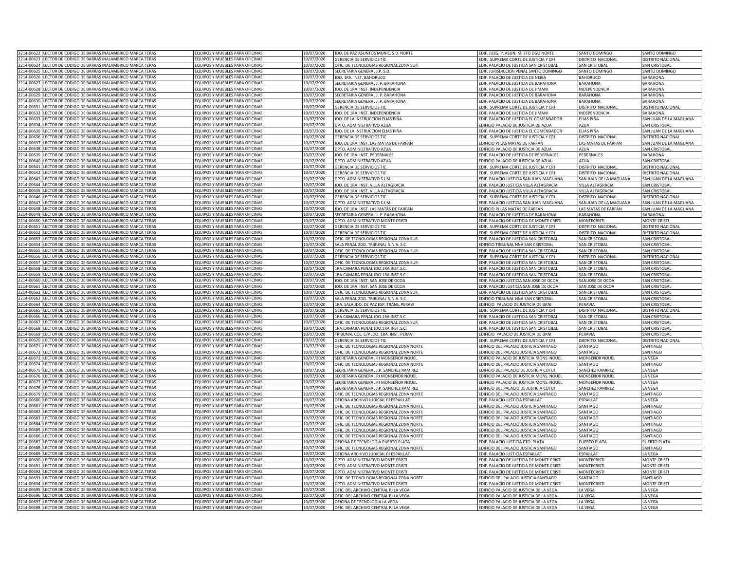| | | | | | | | |
|---|---|---|---|---|---|---|---|
| 2214-00622 | LECTOR DE CODIGO DE BARRAS INALAMBRICO MARCA TERAS | EQUIPOS Y MUEBLES PARA OFICINAS | 10/07/2020 | JDO. DE PAZ ASUNTOS MUNIC. S.D. NORTE | EDIF. JUZG. P. ASUN. M. STO DGO NORTE | SANTO DOMINGO | SANTO DOMINGO |
| 2214-00623 | LECTOR DE CODIGO DE BARRAS INALAMBRICO MARCA TERAS | EQUIPOS Y MUEBLES PARA OFICINAS | 10/07/2020 | GERENCIA DE SERVICIOS TIC | EDIF. SUPREMA CORTE DE JUSTICIA Y CPJ | DISTRITO NACIONAL | DISTRITO NACIONAL |
| 2214-00624 | LECTOR DE CODIGO DE BARRAS INALAMBRICO MARCA TERAS | EQUIPOS Y MUEBLES PARA OFICINAS | 10/07/2020 | OFIC. DE TECNOLOGIAS REGIONAL ZONA SUR | EDIF. PALACIO DE JUSTICIA SAN CRISTOBAL | SAN CRISTOBAL | SAN CRISTOBAL |
| 2214-00625 | LECTOR DE CODIGO DE BARRAS INALAMBRICO MARCA TERAS | EQUIPOS Y MUEBLES PARA OFICINAS | 10/07/2020 | SECRETARIA GENERAL J.P. S.D. | EDIF. JURISDICCION PENAL SANTO DOMINGO | SANTO DOMINGO | SANTO DOMINGO |
| 2214-00626 | LECTOR DE CODIGO DE BARRAS INALAMBRICO MARCA TERAS | EQUIPOS Y MUEBLES PARA OFICINAS | 10/07/2020 | JDO. 1RA. INST. BAHORUCO | EDIF. PALACIO DE JUSTICIA DE NEIBA | BAHORUCO | BARAHONA |
| 2214-00627 | LECTOR DE CODIGO DE BARRAS INALAMBRICO MARCA TERAS | EQUIPOS Y MUEBLES PARA OFICINAS | 10/07/2020 | SECRETARIA GENERAL J. P. BARAHONA | EDIF. PALACIO DE JUSTICIA DE BARAHONA | BARAHONA | BARAHONA |
| 2214-00628 | LECTOR DE CODIGO DE BARRAS INALAMBRICO MARCA TERAS | EQUIPOS Y MUEBLES PARA OFICINAS | 10/07/2020 | JDO. DE 1RA. INST. INDEPENDENCIA | EDIF. PALACIO DE JUSTICIA DE JIMANI | INDEPENDENCIA | BARAHONA |
| 2214-00629 | LECTOR DE CODIGO DE BARRAS INALAMBRICO MARCA TERAS | EQUIPOS Y MUEBLES PARA OFICINAS | 10/07/2020 | SECRETARIA GENERAL J. P. BARAHONA | EDIF. PALACIO DE JUSTICIA DE BARAHONA | BARAHONA | BARAHONA |
| 2214-00630 | LECTOR DE CODIGO DE BARRAS INALAMBRICO MARCA TERAS | EQUIPOS Y MUEBLES PARA OFICINAS | 10/07/2020 | SECRETARIA GENERAL J. P. BARAHONA | EDIF. PALACIO DE JUSTICIA DE BARAHONA | BARAHONA | BARAHONA |
| 2214-00631 | LECTOR DE CODIGO DE BARRAS INALAMBRICO MARCA TERAS | EQUIPOS Y MUEBLES PARA OFICINAS | 10/07/2020 | GERENCIA DE SERVICIOS TIC | EDIF. SUPREMA CORTE DE JUSTICIA Y CPJ | DISTRITO NACIONAL | DISTRITO NACIONAL |
| 2214-00632 | LECTOR DE CODIGO DE BARRAS INALAMBRICO MARCA TERAS | EQUIPOS Y MUEBLES PARA OFICINAS | 10/07/2020 | JDO. DE 1RA. INST. INDEPENDENCIA | EDIF. PALACIO DE JUSTICIA DE JIMANI | INDEPENDENCIA | BARAHONA |
| 2214-00633 | LECTOR DE CODIGO DE BARRAS INALAMBRICO MARCA TERAS | EQUIPOS Y MUEBLES PARA OFICINAS | 10/07/2020 | JDO. DE LA INSTRUCCION ELIAS PIÑA | EDIF. PALACIO DE JUSTICIA EL COMENDADOR | ELIAS PIÑA | SAN JUAN DE LA MAGUANA |
| 2214-00634 | LECTOR DE CODIGO DE BARRAS INALAMBRICO MARCA TERAS | EQUIPOS Y MUEBLES PARA OFICINAS | 10/07/2020 | DPTO. ADMINISTRATIVO AZUA | EDIFICIO PALACIO DE JUSTICIA DE AZUA | AZUA | SAN CRISTOBAL |
| 2214-00635 | LECTOR DE CODIGO DE BARRAS INALAMBRICO MARCA TERAS | EQUIPOS Y MUEBLES PARA OFICINAS | 10/07/2020 | JDO. DE LA INSTRUCCION ELIAS PIÑA | EDIF. PALACIO DE JUSTICIA EL COMENDADOR | ELIAS PIÑA | SAN JUAN DE LA MAGUANA |
| 2214-00636 | LECTOR DE CODIGO DE BARRAS INALAMBRICO MARCA TERAS | EQUIPOS Y MUEBLES PARA OFICINAS | 10/07/2020 | GERENCIA DE SERVICIOS TIC | EDIF. SUPREMA CORTE DE JUSTICIA Y CPJ | DISTRITO NACIONAL | DISTRITO NACIONAL |
| 2214-00637 | LECTOR DE CODIGO DE BARRAS INALAMBRICO MARCA TERAS | EQUIPOS Y MUEBLES PARA OFICINAS | 10/07/2020 | JDO. DE 1RA. INST. LAS MATAS DE FARFAN | EDIFICIO PJ LAS MATAS DE FARFAN | LAS MATAS DE FARFAN | SAN JUAN DE LA MAGUANA |
| 2214-00638 | LECTOR DE CODIGO DE BARRAS INALAMBRICO MARCA TERAS | EQUIPOS Y MUEBLES PARA OFICINAS | 10/07/2020 | DPTO. ADMINISTRATIVO AZUA | EDIFICIO PALACIO DE JUSTICIA DE AZUA | AZUA | SAN CRISTOBAL |
| 2214-00639 | LECTOR DE CODIGO DE BARRAS INALAMBRICO MARCA TERAS | EQUIPOS Y MUEBLES PARA OFICINAS | 10/07/2020 | JDO. DE 1RA. INST. PEDERNALES | EDIF. PALACIO DE JUSTICIA DE PEDERNALES | PEDERNALES | BARAHONA |
| 2214-00640 | LECTOR DE CODIGO DE BARRAS INALAMBRICO MARCA TERAS | EQUIPOS Y MUEBLES PARA OFICINAS | 10/07/2020 | DPTO. ADMINISTRATIVO AZUA | EDIFICIO PALACIO DE JUSTICIA DE AZUA | AZUA | SAN CRISTOBAL |
| 2214-00641 | LECTOR DE CODIGO DE BARRAS INALAMBRICO MARCA TERAS | EQUIPOS Y MUEBLES PARA OFICINAS | 10/07/2020 | GERENCIA DE SERVICIOS TIC | EDIF. SUPREMA CORTE DE JUSTICIA Y CPJ | DISTRITO NACIONAL | DISTRITO NACIONAL |
| 2214-00642 | LECTOR DE CODIGO DE BARRAS INALAMBRICO MARCA TERAS | EQUIPOS Y MUEBLES PARA OFICINAS | 10/07/2020 | GERENCIA DE SERVICIOS TIC | EDIF. SUPREMA CORTE DE JUSTICIA Y CPJ | DISTRITO NACIONAL | DISTRITO NACIONAL |
| 2214-00643 | LECTOR DE CODIGO DE BARRAS INALAMBRICO MARCA TERAS | EQUIPOS Y MUEBLES PARA OFICINAS | 10/07/2020 | DPTO. ADMINISTRATIVO S.J.M. | EDIF. PALACIO JUSTICIA SAN JUAN MAGUANA | SAN JUAN DE LA MAGUANA | SAN JUAN DE LA MAGUANA |
| 2214-00644 | LECTOR DE CODIGO DE BARRAS INALAMBRICO MARCA TERAS | EQUIPOS Y MUEBLES PARA OFICINAS | 10/07/2020 | JDO. DE 1RA. INST. VILLA ALTAGRACIA | EDIF. PALACIO JUSTICIA VILLA ALTAGRACIA | VILLA ALTAGRACIA | SAN CRISTOBAL |
| 2214-00645 | LECTOR DE CODIGO DE BARRAS INALAMBRICO MARCA TERAS | EQUIPOS Y MUEBLES PARA OFICINAS | 10/07/2020 | JDO. DE 1RA. INST. VILLA ALTAGRACIA | EDIF. PALACIO JUSTICIA VILLA ALTAGRACIA | VILLA ALTAGRACIA | SAN CRISTOBAL |
| 2214-00646 | LECTOR DE CODIGO DE BARRAS INALAMBRICO MARCA TERAS | EQUIPOS Y MUEBLES PARA OFICINAS | 10/07/2020 | GERENCIA DE SERVICIOS TIC | EDIF. SUPREMA CORTE DE JUSTICIA Y CPJ | DISTRITO NACIONAL | DISTRITO NACIONAL |
| 2214-00647 | LECTOR DE CODIGO DE BARRAS INALAMBRICO MARCA TERAS | EQUIPOS Y MUEBLES PARA OFICINAS | 10/07/2020 | DPTO. ADMINISTRATIVO S.J.M. | EDIF. PALACIO JUSTICIA SAN JUAN MAGUANA | SAN JUAN DE LA MAGUANA | SAN JUAN DE LA MAGUANA |
| 2214-00648 | LECTOR DE CODIGO DE BARRAS INALAMBRICO MARCA TERAS | EQUIPOS Y MUEBLES PARA OFICINAS | 10/07/2020 | JDO. DE 1RA. INST. LAS MATAS DE FARFAN | EDIFICIO PJ LAS MATAS DE FARFAN | LAS MATAS DE FARFAN | SAN JUAN DE LA MAGUANA |
| 2214-00649 | LECTOR DE CODIGO DE BARRAS INALAMBRICO MARCA TERAS | EQUIPOS Y MUEBLES PARA OFICINAS | 10/07/2020 | SECRETARIA GENERAL J. P. BARAHONA | EDIF. PALACIO DE JUSTICIA DE BARAHONA | BARAHONA | BARAHONA |
| 2214-00650 | LECTOR DE CODIGO DE BARRAS INALAMBRICO MARCA TERAS | EQUIPOS Y MUEBLES PARA OFICINAS | 10/07/2020 | DPTO. ADMINISTRATIVO MONTE CRISTI | EDIF. PALACIO DE JUSTICIA DE MONTE CRISTI | MONTECRISTI | MONTE CRISTI |
| 2214-00651 | LECTOR DE CODIGO DE BARRAS INALAMBRICO MARCA TERAS | EQUIPOS Y MUEBLES PARA OFICINAS | 10/07/2020 | GERENCIA DE SERVICIOS TIC | EDIF. SUPREMA CORTE DE JUSTICIA Y CPJ | DISTRITO NACIONAL | DISTRITO NACIONAL |
| 2214-00652 | LECTOR DE CODIGO DE BARRAS INALAMBRICO MARCA TERAS | EQUIPOS Y MUEBLES PARA OFICINAS | 10/07/2020 | GERENCIA DE SERVICIOS TIC | EDIF. SUPREMA CORTE DE JUSTICIA Y CPJ | DISTRITO NACIONAL | DISTRITO NACIONAL |
| 2214-00653 | LECTOR DE CODIGO DE BARRAS INALAMBRICO MARCA TERAS | EQUIPOS Y MUEBLES PARA OFICINAS | 10/07/2020 | OFIC. DE TECNOLOGIAS REGIONAL ZONA SUR | EDIF. PALACIO DE JUSTICIA SAN CRISTOBAL | SAN CRISTOBAL | SAN CRISTOBAL |
| 2214-00654 | LECTOR DE CODIGO DE BARRAS INALAMBRICO MARCA TERAS | EQUIPOS Y MUEBLES PARA OFICINAS | 10/07/2020 | SALA PENAL 2DO. TRIBUNAL N.N.A. S.C. | EDIFICIO TRIBUNAL NNA SAN CRISTOBAL | SAN CRISTOBAL | SAN CRISTOBAL |
| 2214-00655 | LECTOR DE CODIGO DE BARRAS INALAMBRICO MARCA TERAS | EQUIPOS Y MUEBLES PARA OFICINAS | 10/07/2020 | OFIC. DE TECNOLOGIAS REGIONAL ZONA SUR | EDIF. PALACIO DE JUSTICIA SAN CRISTOBAL | SAN CRISTOBAL | SAN CRISTOBAL |
| 2214-00656 | LECTOR DE CODIGO DE BARRAS INALAMBRICO MARCA TERAS | EQUIPOS Y MUEBLES PARA OFICINAS | 10/07/2020 | GERENCIA DE SERVICIOS TIC | EDIF. SUPREMA CORTE DE JUSTICIA Y CPJ | DISTRITO NACIONAL | DISTRITO NACIONAL |
| 2214-00657 | LECTOR DE CODIGO DE BARRAS INALAMBRICO MARCA TERAS | EQUIPOS Y MUEBLES PARA OFICINAS | 10/07/2020 | OFIC. DE TECNOLOGIAS REGIONAL ZONA SUR | EDIF. PALACIO DE JUSTICIA SAN CRISTOBAL | SAN CRISTOBAL | SAN CRISTOBAL |
| 2214-00658 | LECTOR DE CODIGO DE BARRAS INALAMBRICO MARCA TERAS | EQUIPOS Y MUEBLES PARA OFICINAS | 10/07/2020 | 1RA.CAMARA PENAL JDO.1RA.INST.S.C. | EDIF. PALACIO DE JUSTICIA SAN CRISTOBAL | SAN CRISTOBAL | SAN CRISTOBAL |
| 2214-00659 | LECTOR DE CODIGO DE BARRAS INALAMBRICO MARCA TERAS | EQUIPOS Y MUEBLES PARA OFICINAS | 10/07/2020 | 1RA.CAMARA PENAL JDO.1RA.INST.S.C. | EDIF. PALACIO DE JUSTICIA SAN CRISTOBAL | SAN CRISTOBAL | SAN CRISTOBAL |
| 2214-00660 | LECTOR DE CODIGO DE BARRAS INALAMBRICO MARCA TERAS | EQUIPOS Y MUEBLES PARA OFICINAS | 10/07/2020 | JDO. DE 1RA. INST. SAN JOSE DE OCOA | EDIF. PALACIO JUSTICIA SAN JOSE DE OCOA | SAN JOSE DE OCOA | SAN CRISTOBAL |
| 2214-00661 | LECTOR DE CODIGO DE BARRAS INALAMBRICO MARCA TERAS | EQUIPOS Y MUEBLES PARA OFICINAS | 10/07/2020 | JDO. DE 1RA. INST. SAN JOSE DE OCOA | EDIF. PALACIO JUSTICIA SAN JOSE DE OCOA | SAN JOSE DE OCOA | SAN CRISTOBAL |
| 2214-00662 | LECTOR DE CODIGO DE BARRAS INALAMBRICO MARCA TERAS | EQUIPOS Y MUEBLES PARA OFICINAS | 10/07/2020 | OFIC. DE TECNOLOGIAS REGIONAL ZONA SUR | EDIF. PALACIO DE JUSTICIA SAN CRISTOBAL | SAN CRISTOBAL | SAN CRISTOBAL |
| 2214-00663 | LECTOR DE CODIGO DE BARRAS INALAMBRICO MARCA TERAS | EQUIPOS Y MUEBLES PARA OFICINAS | 10/07/2020 | SALA PENAL 2DO. TRIBUNAL N.N.A. S.C. | EDIFICIO TRIBUNAL NNA SAN CRISTOBAL | SAN CRISTOBAL | SAN CRISTOBAL |
| 2214-00664 | LECTOR DE CODIGO DE BARRAS INALAMBRICO MARCA TERAS | EQUIPOS Y MUEBLES PARA OFICINAS | 10/07/2020 | 1RA. SALA JDO. DE PAZ ESP. TRANS. PERAVI | EDIFICIO PALACIO DE JUSTICIA DE BANI | PERAVIA | SAN CRISTOBAL |
| 2214-00665 | LECTOR DE CODIGO DE BARRAS INALAMBRICO MARCA TERAS | EQUIPOS Y MUEBLES PARA OFICINAS | 10/07/2020 | GERENCIA DE SERVICIOS TIC | EDIF. SUPREMA CORTE DE JUSTICIA Y CPJ | DISTRITO NACIONAL | DISTRITO NACIONAL |
| 2214-00666 | LECTOR DE CODIGO DE BARRAS INALAMBRICO MARCA TERAS | EQUIPOS Y MUEBLES PARA OFICINAS | 10/07/2020 | 1RA.CAMARA PENAL JDO.1RA.INST.S.C. | EDIF. PALACIO DE JUSTICIA SAN CRISTOBAL | SAN CRISTOBAL | SAN CRISTOBAL |
| 2214-00667 | LECTOR DE CODIGO DE BARRAS INALAMBRICO MARCA TERAS | EQUIPOS Y MUEBLES PARA OFICINAS | 10/07/2020 | OFIC. DE TECNOLOGIAS REGIONAL ZONA SUR | EDIF. PALACIO DE JUSTICIA SAN CRISTOBAL | SAN CRISTOBAL | SAN CRISTOBAL |
| 2214-00668 | LECTOR DE CODIGO DE BARRAS INALAMBRICO MARCA TERAS | EQUIPOS Y MUEBLES PARA OFICINAS | 10/07/2020 | 1RA.CAMARA PENAL JDO.1RA.INST.S.C. | EDIF. PALACIO DE JUSTICIA SAN CRISTOBAL | SAN CRISTOBAL | SAN CRISTOBAL |
| 2214-00669 | LECTOR DE CODIGO DE BARRAS INALAMBRICO MARCA TERAS | EQUIPOS Y MUEBLES PARA OFICINAS | 10/07/2020 | TRIBUNAL COL. C/P JDO. 1RA. INST. PERAVI | EDIFICIO PALACIO DE JUSTICIA DE BANI | PERAVIA | SAN CRISTOBAL |
| 2214-00670 | LECTOR DE CODIGO DE BARRAS INALAMBRICO MARCA TERAS | EQUIPOS Y MUEBLES PARA OFICINAS | 10/07/2020 | GERENCIA DE SERVICIOS TIC | EDIF. SUPREMA CORTE DE JUSTICIA Y CPJ | DISTRITO NACIONAL | DISTRITO NACIONAL |
| 2214-00671 | LECTOR DE CODIGO DE BARRAS INALAMBRICO MARCA TERAS | EQUIPOS Y MUEBLES PARA OFICINAS | 10/07/2020 | OFIC. DE TECNOLOGIAS REGIONAL ZONA NORTE | EDIFICIO DEL PALACIO JUSTICIA SANTIAGO | SANTIAGO | SANTIAGO |
| 2214-00672 | LECTOR DE CODIGO DE BARRAS INALAMBRICO MARCA TERAS | EQUIPOS Y MUEBLES PARA OFICINAS | 10/07/2020 | OFIC. DE TECNOLOGIAS REGIONAL ZONA NORTE | EDIFICIO DEL PALACIO JUSTICIA SANTIAGO | SANTIAGO | SANTIAGO |
| 2214-00673 | LECTOR DE CODIGO DE BARRAS INALAMBRICO MARCA TERAS | EQUIPOS Y MUEBLES PARA OFICINAS | 10/07/2020 | SECRETARIA GENERAL PJ MONSEÑOR NOUEL | EDIFICIO PALACIO DE JUSTICIA MONS. NOUEL | MONSEÑOR NOUEL | LA VEGA |
| 2214-00674 | LECTOR DE CODIGO DE BARRAS INALAMBRICO MARCA TERAS | EQUIPOS Y MUEBLES PARA OFICINAS | 10/07/2020 | OFIC. DE TECNOLOGIAS REGIONAL ZONA NORTE | EDIFICIO DEL PALACIO JUSTICIA SANTIAGO | SANTIAGO | SANTIAGO |
| 2214-00675 | LECTOR DE CODIGO DE BARRAS INALAMBRICO MARCA TERAS | EQUIPOS Y MUEBLES PARA OFICINAS | 10/07/2020 | SECRETARIA GENERAL J.P. SANCHEZ RAMIREZ | EDIFICIO DEL PALACIO DE JUSTICIA COTUI | SANCHEZ RAMIREZ | LA VEGA |
| 2214-00676 | LECTOR DE CODIGO DE BARRAS INALAMBRICO MARCA TERAS | EQUIPOS Y MUEBLES PARA OFICINAS | 10/07/2020 | SECRETARIA GENERAL PJ MONSEÑOR NOUEL | EDIFICIO PALACIO DE JUSTICIA MONS. NOUEL | MONSEÑOR NOUEL | LA VEGA |
| 2214-00677 | LECTOR DE CODIGO DE BARRAS INALAMBRICO MARCA TERAS | EQUIPOS Y MUEBLES PARA OFICINAS | 10/07/2020 | SECRETARIA GENERAL PJ MONSEÑOR NOUEL | EDIFICIO PALACIO DE JUSTICIA MONS. NOUEL | MONSEÑOR NOUEL | LA VEGA |
| 2214-00678 | LECTOR DE CODIGO DE BARRAS INALAMBRICO MARCA TERAS | EQUIPOS Y MUEBLES PARA OFICINAS | 10/07/2020 | SECRETARIA GENERAL J.P. SANCHEZ RAMIREZ | EDIFICIO DEL PALACIO DE JUSTICIA COTUI | SANCHEZ RAMIREZ | LA VEGA |
| 2214-00679 | LECTOR DE CODIGO DE BARRAS INALAMBRICO MARCA TERAS | EQUIPOS Y MUEBLES PARA OFICINAS | 10/07/2020 | OFIC. DE TECNOLOGIAS REGIONAL ZONA NORTE | EDIFICIO DEL PALACIO JUSTICIA SANTIAGO | SANTIAGO | SANTIAGO |
| 2214-00680 | LECTOR DE CODIGO DE BARRAS INALAMBRICO MARCA TERAS | EQUIPOS Y MUEBLES PARA OFICINAS | 10/07/2020 | OFICINA ARCHIVO JUDICIAL PJ ESPAILLAT | EDIF. PALACIO JUSTICIA ESPAILLAT | ESPAILLAT | LA VEGA |
| 2214-00681 | LECTOR DE CODIGO DE BARRAS INALAMBRICO MARCA TERAS | EQUIPOS Y MUEBLES PARA OFICINAS | 10/07/2020 | OFIC. DE TECNOLOGIAS REGIONAL ZONA NORTE | EDIFICIO DEL PALACIO JUSTICIA SANTIAGO | SANTIAGO | SANTIAGO |
| 2214-00682 | LECTOR DE CODIGO DE BARRAS INALAMBRICO MARCA TERAS | EQUIPOS Y MUEBLES PARA OFICINAS | 10/07/2020 | OFIC. DE TECNOLOGIAS REGIONAL ZONA NORTE | EDIFICIO DEL PALACIO JUSTICIA SANTIAGO | SANTIAGO | SANTIAGO |
| 2214-00683 | LECTOR DE CODIGO DE BARRAS INALAMBRICO MARCA TERAS | EQUIPOS Y MUEBLES PARA OFICINAS | 10/07/2020 | OFIC. DE TECNOLOGIAS REGIONAL ZONA NORTE | EDIFICIO DEL PALACIO JUSTICIA SANTIAGO | SANTIAGO | SANTIAGO |
| 2214-00684 | LECTOR DE CODIGO DE BARRAS INALAMBRICO MARCA TERAS | EQUIPOS Y MUEBLES PARA OFICINAS | 10/07/2020 | OFIC. DE TECNOLOGIAS REGIONAL ZONA NORTE | EDIFICIO DEL PALACIO JUSTICIA SANTIAGO | SANTIAGO | SANTIAGO |
| 2214-00685 | LECTOR DE CODIGO DE BARRAS INALAMBRICO MARCA TERAS | EQUIPOS Y MUEBLES PARA OFICINAS | 10/07/2020 | OFIC. DE TECNOLOGIAS REGIONAL ZONA NORTE | EDIFICIO DEL PALACIO JUSTICIA SANTIAGO | SANTIAGO | SANTIAGO |
| 2214-00686 | LECTOR DE CODIGO DE BARRAS INALAMBRICO MARCA TERAS | EQUIPOS Y MUEBLES PARA OFICINAS | 10/07/2020 | OFIC. DE TECNOLOGIAS REGIONAL ZONA NORTE | EDIFICIO DEL PALACIO JUSTICIA SANTIAGO | SANTIAGO | SANTIAGO |
| 2214-00687 | LECTOR DE CODIGO DE BARRAS INALAMBRICO MARCA TERAS | EQUIPOS Y MUEBLES PARA OFICINAS | 10/07/2020 | OFICINA DE TECNOLOGIA PUERTO PLATA | EDIF. PALACIO JUSTICIA PTO. PLATA | PUERTO PLATA | PUERTO PLATA |
| 2214-00688 | LECTOR DE CODIGO DE BARRAS INALAMBRICO MARCA TERAS | EQUIPOS Y MUEBLES PARA OFICINAS | 10/07/2020 | OFIC. DE TECNOLOGIAS REGIONAL ZONA NORTE | EDIFICIO DEL PALACIO JUSTICIA SANTIAGO | SANTIAGO | SANTIAGO |
| 2214-00689 | LECTOR DE CODIGO DE BARRAS INALAMBRICO MARCA TERAS | EQUIPOS Y MUEBLES PARA OFICINAS | 10/07/2020 | OFICINA ARCHIVO JUDICIAL PJ ESPAILLAT | EDIF. PALACIO JUSTICIA ESPAILLAT | ESPAILLAT | LA VEGA |
| 2214-00690 | LECTOR DE CODIGO DE BARRAS INALAMBRICO MARCA TERAS | EQUIPOS Y MUEBLES PARA OFICINAS | 10/07/2020 | DPTO. ADMINISTRATIVO MONTE CRISTI | EDIF. PALACIO DE JUSTICIA DE MONTE CRISTI | MONTECRISTI | MONTE CRISTI |
| 2214-00691 | LECTOR DE CODIGO DE BARRAS INALAMBRICO MARCA TERAS | EQUIPOS Y MUEBLES PARA OFICINAS | 10/07/2020 | DPTO. ADMINISTRATIVO MONTE CRISTI | EDIF. PALACIO DE JUSTICIA DE MONTE CRISTI | MONTECRISTI | MONTE CRISTI |
| 2214-00692 | LECTOR DE CODIGO DE BARRAS INALAMBRICO MARCA TERAS | EQUIPOS Y MUEBLES PARA OFICINAS | 10/07/2020 | DPTO. ADMINISTRATIVO MONTE CRISTI | EDIF. PALACIO DE JUSTICIA DE MONTE CRISTI | MONTECRISTI | MONTE CRISTI |
| 2214-00693 | LECTOR DE CODIGO DE BARRAS INALAMBRICO MARCA TERAS | EQUIPOS Y MUEBLES PARA OFICINAS | 10/07/2020 | OFIC. DE TECNOLOGIAS REGIONAL ZONA NORTE | EDIFICIO DEL PALACIO JUSTICIA SANTIAGO | SANTIAGO | SANTIAGO |
| 2214-00694 | LECTOR DE CODIGO DE BARRAS INALAMBRICO MARCA TERAS | EQUIPOS Y MUEBLES PARA OFICINAS | 10/07/2020 | DPTO. ADMINISTRATIVO MONTE CRISTI | EDIF. PALACIO DE JUSTICIA DE MONTE CRISTI | MONTECRISTI | MONTE CRISTI |
| 2214-00695 | LECTOR DE CODIGO DE BARRAS INALAMBRICO MARCA TERAS | EQUIPOS Y MUEBLES PARA OFICINAS | 10/07/2020 | OFIC. DEL ARCHIVO CENTRAL PJ LA VEGA | EDIFICIO PALACIO DE JUSTICIA DE LA VEGA | LA VEGA | LA VEGA |
| 2214-00696 | LECTOR DE CODIGO DE BARRAS INALAMBRICO MARCA TERAS | EQUIPOS Y MUEBLES PARA OFICINAS | 10/07/2020 | OFIC. DEL ARCHIVO CENTRAL PJ LA VEGA | EDIFICIO PALACIO DE JUSTICIA DE LA VEGA | LA VEGA | LA VEGA |
| 2214-00697 | LECTOR DE CODIGO DE BARRAS INALAMBRICO MARCA TERAS | EQUIPOS Y MUEBLES PARA OFICINAS | 10/07/2020 | OFICINA DE TECNOLOGIA LA VEGA | EDIFICIO PALACIO DE JUSTICIA DE LA VEGA | LA VEGA | LA VEGA |
| 2214-00698 | LECTOR DE CODIGO DE BARRAS INALAMBRICO MARCA TERAS | EQUIPOS Y MUEBLES PARA OFICINAS | 10/07/2020 | OFIC. DEL ARCHIVO CENTRAL PJ LA VEGA | EDIFICIO PALACIO DE JUSTICIA DE LA VEGA | LA VEGA | LA VEGA |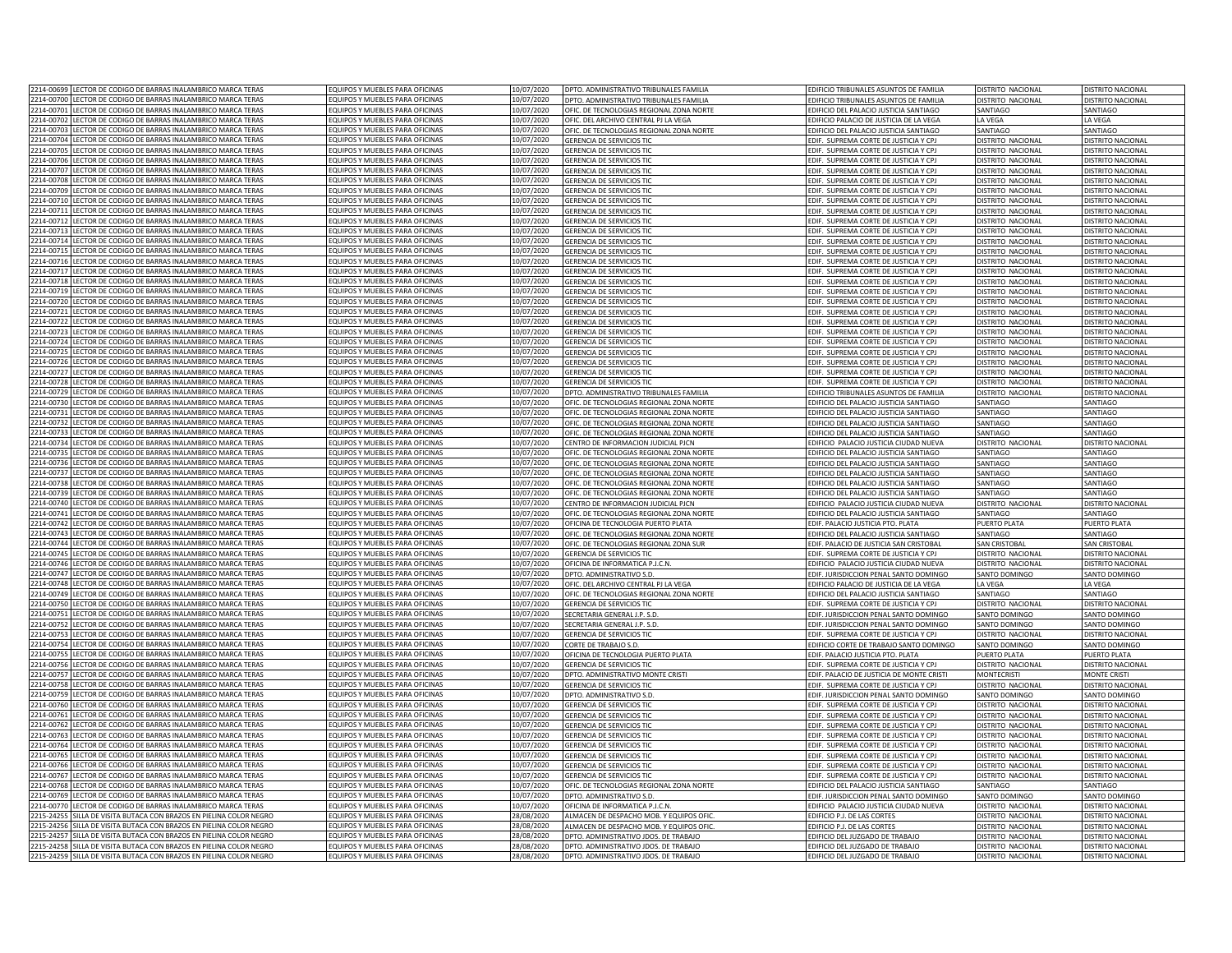| | | | | | | | |
|---|---|---|---|---|---|---|---|
| 2214-00699 | LECTOR DE CODIGO DE BARRAS INALAMBRICO MARCA TERAS | EQUIPOS Y MUEBLES PARA OFICINAS | 10/07/2020 | DPTO. ADMINISTRATIVO TRIBUNALES FAMILIA | EDIFICIO TRIBUNALES ASUNTOS DE FAMILIA | DISTRITO NACIONAL | DISTRITO NACIONAL |
| 2214-00700 | LECTOR DE CODIGO DE BARRAS INALAMBRICO MARCA TERAS | EQUIPOS Y MUEBLES PARA OFICINAS | 10/07/2020 | DPTO. ADMINISTRATIVO TRIBUNALES FAMILIA | EDIFICIO TRIBUNALES ASUNTOS DE FAMILIA | DISTRITO NACIONAL | DISTRITO NACIONAL |
| 2214-00701 | LECTOR DE CODIGO DE BARRAS INALAMBRICO MARCA TERAS | EQUIPOS Y MUEBLES PARA OFICINAS | 10/07/2020 | OFIC. DE TECNOLOGIAS REGIONAL ZONA NORTE | EDIFICIO DEL PALACIO JUSTICIA SANTIAGO | SANTIAGO | SANTIAGO |
| 2214-00702 | LECTOR DE CODIGO DE BARRAS INALAMBRICO MARCA TERAS | EQUIPOS Y MUEBLES PARA OFICINAS | 10/07/2020 | OFIC. DEL ARCHIVO CENTRAL PJ LA VEGA | EDIFICIO PALACIO DE JUSTICIA DE LA VEGA | LA VEGA | LA VEGA |
| 2214-00703 | LECTOR DE CODIGO DE BARRAS INALAMBRICO MARCA TERAS | EQUIPOS Y MUEBLES PARA OFICINAS | 10/07/2020 | OFIC. DE TECNOLOGIAS REGIONAL ZONA NORTE | EDIFICIO DEL PALACIO JUSTICIA SANTIAGO | SANTIAGO | SANTIAGO |
| 2214-00704 | LECTOR DE CODIGO DE BARRAS INALAMBRICO MARCA TERAS | EQUIPOS Y MUEBLES PARA OFICINAS | 10/07/2020 | GERENCIA DE SERVICIOS TIC | EDIF. SUPREMA CORTE DE JUSTICIA Y CPJ | DISTRITO NACIONAL | DISTRITO NACIONAL |
| 2214-00705 | LECTOR DE CODIGO DE BARRAS INALAMBRICO MARCA TERAS | EQUIPOS Y MUEBLES PARA OFICINAS | 10/07/2020 | GERENCIA DE SERVICIOS TIC | EDIF. SUPREMA CORTE DE JUSTICIA Y CPJ | DISTRITO NACIONAL | DISTRITO NACIONAL |
| 2214-00706 | LECTOR DE CODIGO DE BARRAS INALAMBRICO MARCA TERAS | EQUIPOS Y MUEBLES PARA OFICINAS | 10/07/2020 | GERENCIA DE SERVICIOS TIC | EDIF. SUPREMA CORTE DE JUSTICIA Y CPJ | DISTRITO NACIONAL | DISTRITO NACIONAL |
| 2214-00707 | LECTOR DE CODIGO DE BARRAS INALAMBRICO MARCA TERAS | EQUIPOS Y MUEBLES PARA OFICINAS | 10/07/2020 | GERENCIA DE SERVICIOS TIC | EDIF. SUPREMA CORTE DE JUSTICIA Y CPJ | DISTRITO NACIONAL | DISTRITO NACIONAL |
| 2214-00708 | LECTOR DE CODIGO DE BARRAS INALAMBRICO MARCA TERAS | EQUIPOS Y MUEBLES PARA OFICINAS | 10/07/2020 | GERENCIA DE SERVICIOS TIC | EDIF. SUPREMA CORTE DE JUSTICIA Y CPJ | DISTRITO NACIONAL | DISTRITO NACIONAL |
| 2214-00709 | LECTOR DE CODIGO DE BARRAS INALAMBRICO MARCA TERAS | EQUIPOS Y MUEBLES PARA OFICINAS | 10/07/2020 | GERENCIA DE SERVICIOS TIC | EDIF. SUPREMA CORTE DE JUSTICIA Y CPJ | DISTRITO NACIONAL | DISTRITO NACIONAL |
| 2214-00710 | LECTOR DE CODIGO DE BARRAS INALAMBRICO MARCA TERAS | EQUIPOS Y MUEBLES PARA OFICINAS | 10/07/2020 | GERENCIA DE SERVICIOS TIC | EDIF. SUPREMA CORTE DE JUSTICIA Y CPJ | DISTRITO NACIONAL | DISTRITO NACIONAL |
| 2214-00711 | LECTOR DE CODIGO DE BARRAS INALAMBRICO MARCA TERAS | EQUIPOS Y MUEBLES PARA OFICINAS | 10/07/2020 | GERENCIA DE SERVICIOS TIC | EDIF. SUPREMA CORTE DE JUSTICIA Y CPJ | DISTRITO NACIONAL | DISTRITO NACIONAL |
| 2214-00712 | LECTOR DE CODIGO DE BARRAS INALAMBRICO MARCA TERAS | EQUIPOS Y MUEBLES PARA OFICINAS | 10/07/2020 | GERENCIA DE SERVICIOS TIC | EDIF. SUPREMA CORTE DE JUSTICIA Y CPJ | DISTRITO NACIONAL | DISTRITO NACIONAL |
| 2214-00713 | LECTOR DE CODIGO DE BARRAS INALAMBRICO MARCA TERAS | EQUIPOS Y MUEBLES PARA OFICINAS | 10/07/2020 | GERENCIA DE SERVICIOS TIC | EDIF. SUPREMA CORTE DE JUSTICIA Y CPJ | DISTRITO NACIONAL | DISTRITO NACIONAL |
| 2214-00714 | LECTOR DE CODIGO DE BARRAS INALAMBRICO MARCA TERAS | EQUIPOS Y MUEBLES PARA OFICINAS | 10/07/2020 | GERENCIA DE SERVICIOS TIC | EDIF. SUPREMA CORTE DE JUSTICIA Y CPJ | DISTRITO NACIONAL | DISTRITO NACIONAL |
| 2214-00715 | LECTOR DE CODIGO DE BARRAS INALAMBRICO MARCA TERAS | EQUIPOS Y MUEBLES PARA OFICINAS | 10/07/2020 | GERENCIA DE SERVICIOS TIC | EDIF. SUPREMA CORTE DE JUSTICIA Y CPJ | DISTRITO NACIONAL | DISTRITO NACIONAL |
| 2214-00716 | LECTOR DE CODIGO DE BARRAS INALAMBRICO MARCA TERAS | EQUIPOS Y MUEBLES PARA OFICINAS | 10/07/2020 | GERENCIA DE SERVICIOS TIC | EDIF. SUPREMA CORTE DE JUSTICIA Y CPJ | DISTRITO NACIONAL | DISTRITO NACIONAL |
| 2214-00717 | LECTOR DE CODIGO DE BARRAS INALAMBRICO MARCA TERAS | EQUIPOS Y MUEBLES PARA OFICINAS | 10/07/2020 | GERENCIA DE SERVICIOS TIC | EDIF. SUPREMA CORTE DE JUSTICIA Y CPJ | DISTRITO NACIONAL | DISTRITO NACIONAL |
| 2214-00718 | LECTOR DE CODIGO DE BARRAS INALAMBRICO MARCA TERAS | EQUIPOS Y MUEBLES PARA OFICINAS | 10/07/2020 | GERENCIA DE SERVICIOS TIC | EDIF. SUPREMA CORTE DE JUSTICIA Y CPJ | DISTRITO NACIONAL | DISTRITO NACIONAL |
| 2214-00719 | LECTOR DE CODIGO DE BARRAS INALAMBRICO MARCA TERAS | EQUIPOS Y MUEBLES PARA OFICINAS | 10/07/2020 | GERENCIA DE SERVICIOS TIC | EDIF. SUPREMA CORTE DE JUSTICIA Y CPJ | DISTRITO NACIONAL | DISTRITO NACIONAL |
| 2214-00720 | LECTOR DE CODIGO DE BARRAS INALAMBRICO MARCA TERAS | EQUIPOS Y MUEBLES PARA OFICINAS | 10/07/2020 | GERENCIA DE SERVICIOS TIC | EDIF. SUPREMA CORTE DE JUSTICIA Y CPJ | DISTRITO NACIONAL | DISTRITO NACIONAL |
| 2214-00721 | LECTOR DE CODIGO DE BARRAS INALAMBRICO MARCA TERAS | EQUIPOS Y MUEBLES PARA OFICINAS | 10/07/2020 | GERENCIA DE SERVICIOS TIC | EDIF. SUPREMA CORTE DE JUSTICIA Y CPJ | DISTRITO NACIONAL | DISTRITO NACIONAL |
| 2214-00722 | LECTOR DE CODIGO DE BARRAS INALAMBRICO MARCA TERAS | EQUIPOS Y MUEBLES PARA OFICINAS | 10/07/2020 | GERENCIA DE SERVICIOS TIC | EDIF. SUPREMA CORTE DE JUSTICIA Y CPJ | DISTRITO NACIONAL | DISTRITO NACIONAL |
| 2214-00723 | LECTOR DE CODIGO DE BARRAS INALAMBRICO MARCA TERAS | EQUIPOS Y MUEBLES PARA OFICINAS | 10/07/2020 | GERENCIA DE SERVICIOS TIC | EDIF. SUPREMA CORTE DE JUSTICIA Y CPJ | DISTRITO NACIONAL | DISTRITO NACIONAL |
| 2214-00724 | LECTOR DE CODIGO DE BARRAS INALAMBRICO MARCA TERAS | EQUIPOS Y MUEBLES PARA OFICINAS | 10/07/2020 | GERENCIA DE SERVICIOS TIC | EDIF. SUPREMA CORTE DE JUSTICIA Y CPJ | DISTRITO NACIONAL | DISTRITO NACIONAL |
| 2214-00725 | LECTOR DE CODIGO DE BARRAS INALAMBRICO MARCA TERAS | EQUIPOS Y MUEBLES PARA OFICINAS | 10/07/2020 | GERENCIA DE SERVICIOS TIC | EDIF. SUPREMA CORTE DE JUSTICIA Y CPJ | DISTRITO NACIONAL | DISTRITO NACIONAL |
| 2214-00726 | LECTOR DE CODIGO DE BARRAS INALAMBRICO MARCA TERAS | EQUIPOS Y MUEBLES PARA OFICINAS | 10/07/2020 | GERENCIA DE SERVICIOS TIC | EDIF. SUPREMA CORTE DE JUSTICIA Y CPJ | DISTRITO NACIONAL | DISTRITO NACIONAL |
| 2214-00727 | LECTOR DE CODIGO DE BARRAS INALAMBRICO MARCA TERAS | EQUIPOS Y MUEBLES PARA OFICINAS | 10/07/2020 | GERENCIA DE SERVICIOS TIC | EDIF. SUPREMA CORTE DE JUSTICIA Y CPJ | DISTRITO NACIONAL | DISTRITO NACIONAL |
| 2214-00728 | LECTOR DE CODIGO DE BARRAS INALAMBRICO MARCA TERAS | EQUIPOS Y MUEBLES PARA OFICINAS | 10/07/2020 | GERENCIA DE SERVICIOS TIC | EDIF. SUPREMA CORTE DE JUSTICIA Y CPJ | DISTRITO NACIONAL | DISTRITO NACIONAL |
| 2214-00729 | LECTOR DE CODIGO DE BARRAS INALAMBRICO MARCA TERAS | EQUIPOS Y MUEBLES PARA OFICINAS | 10/07/2020 | DPTO. ADMINISTRATIVO TRIBUNALES FAMILIA | EDIFICIO TRIBUNALES ASUNTOS DE FAMILIA | DISTRITO NACIONAL | DISTRITO NACIONAL |
| 2214-00730 | LECTOR DE CODIGO DE BARRAS INALAMBRICO MARCA TERAS | EQUIPOS Y MUEBLES PARA OFICINAS | 10/07/2020 | OFIC. DE TECNOLOGIAS REGIONAL ZONA NORTE | EDIFICIO DEL PALACIO JUSTICIA SANTIAGO | SANTIAGO | SANTIAGO |
| 2214-00731 | LECTOR DE CODIGO DE BARRAS INALAMBRICO MARCA TERAS | EQUIPOS Y MUEBLES PARA OFICINAS | 10/07/2020 | OFIC. DE TECNOLOGIAS REGIONAL ZONA NORTE | EDIFICIO DEL PALACIO JUSTICIA SANTIAGO | SANTIAGO | SANTIAGO |
| 2214-00732 | LECTOR DE CODIGO DE BARRAS INALAMBRICO MARCA TERAS | EQUIPOS Y MUEBLES PARA OFICINAS | 10/07/2020 | OFIC. DE TECNOLOGIAS REGIONAL ZONA NORTE | EDIFICIO DEL PALACIO JUSTICIA SANTIAGO | SANTIAGO | SANTIAGO |
| 2214-00733 | LECTOR DE CODIGO DE BARRAS INALAMBRICO MARCA TERAS | EQUIPOS Y MUEBLES PARA OFICINAS | 10/07/2020 | OFIC. DE TECNOLOGIAS REGIONAL ZONA NORTE | EDIFICIO DEL PALACIO JUSTICIA SANTIAGO | SANTIAGO | SANTIAGO |
| 2214-00734 | LECTOR DE CODIGO DE BARRAS INALAMBRICO MARCA TERAS | EQUIPOS Y MUEBLES PARA OFICINAS | 10/07/2020 | CENTRO DE INFORMACION JUDICIAL PJCN | EDIFICIO PALACIO JUSTICIA CIUDAD NUEVA | DISTRITO NACIONAL | DISTRITO NACIONAL |
| 2214-00735 | LECTOR DE CODIGO DE BARRAS INALAMBRICO MARCA TERAS | EQUIPOS Y MUEBLES PARA OFICINAS | 10/07/2020 | OFIC. DE TECNOLOGIAS REGIONAL ZONA NORTE | EDIFICIO DEL PALACIO JUSTICIA SANTIAGO | SANTIAGO | SANTIAGO |
| 2214-00736 | LECTOR DE CODIGO DE BARRAS INALAMBRICO MARCA TERAS | EQUIPOS Y MUEBLES PARA OFICINAS | 10/07/2020 | OFIC. DE TECNOLOGIAS REGIONAL ZONA NORTE | EDIFICIO DEL PALACIO JUSTICIA SANTIAGO | SANTIAGO | SANTIAGO |
| 2214-00737 | LECTOR DE CODIGO DE BARRAS INALAMBRICO MARCA TERAS | EQUIPOS Y MUEBLES PARA OFICINAS | 10/07/2020 | OFIC. DE TECNOLOGIAS REGIONAL ZONA NORTE | EDIFICIO DEL PALACIO JUSTICIA SANTIAGO | SANTIAGO | SANTIAGO |
| 2214-00738 | LECTOR DE CODIGO DE BARRAS INALAMBRICO MARCA TERAS | EQUIPOS Y MUEBLES PARA OFICINAS | 10/07/2020 | OFIC. DE TECNOLOGIAS REGIONAL ZONA NORTE | EDIFICIO DEL PALACIO JUSTICIA SANTIAGO | SANTIAGO | SANTIAGO |
| 2214-00739 | LECTOR DE CODIGO DE BARRAS INALAMBRICO MARCA TERAS | EQUIPOS Y MUEBLES PARA OFICINAS | 10/07/2020 | OFIC. DE TECNOLOGIAS REGIONAL ZONA NORTE | EDIFICIO DEL PALACIO JUSTICIA SANTIAGO | SANTIAGO | SANTIAGO |
| 2214-00740 | LECTOR DE CODIGO DE BARRAS INALAMBRICO MARCA TERAS | EQUIPOS Y MUEBLES PARA OFICINAS | 10/07/2020 | CENTRO DE INFORMACION JUDICIAL PJCN | EDIFICIO PALACIO JUSTICIA CIUDAD NUEVA | DISTRITO NACIONAL | DISTRITO NACIONAL |
| 2214-00741 | LECTOR DE CODIGO DE BARRAS INALAMBRICO MARCA TERAS | EQUIPOS Y MUEBLES PARA OFICINAS | 10/07/2020 | OFIC. DE TECNOLOGIAS REGIONAL ZONA NORTE | EDIFICIO DEL PALACIO JUSTICIA SANTIAGO | SANTIAGO | SANTIAGO |
| 2214-00742 | LECTOR DE CODIGO DE BARRAS INALAMBRICO MARCA TERAS | EQUIPOS Y MUEBLES PARA OFICINAS | 10/07/2020 | OFICINA DE TECNOLOGIA PUERTO PLATA | EDIF. PALACIO JUSTICIA PTO. PLATA | PUERTO PLATA | PUERTO PLATA |
| 2214-00743 | LECTOR DE CODIGO DE BARRAS INALAMBRICO MARCA TERAS | EQUIPOS Y MUEBLES PARA OFICINAS | 10/07/2020 | OFIC. DE TECNOLOGIAS REGIONAL ZONA NORTE | EDIFICIO DEL PALACIO JUSTICIA SANTIAGO | SANTIAGO | SANTIAGO |
| 2214-00744 | LECTOR DE CODIGO DE BARRAS INALAMBRICO MARCA TERAS | EQUIPOS Y MUEBLES PARA OFICINAS | 10/07/2020 | OFIC. DE TECNOLOGIAS REGIONAL ZONA SUR | EDIF. PALACIO DE JUSTICIA SAN CRISTOBAL | SAN CRISTOBAL | SAN CRISTOBAL |
| 2214-00745 | LECTOR DE CODIGO DE BARRAS INALAMBRICO MARCA TERAS | EQUIPOS Y MUEBLES PARA OFICINAS | 10/07/2020 | GERENCIA DE SERVICIOS TIC | EDIF. SUPREMA CORTE DE JUSTICIA Y CPJ | DISTRITO NACIONAL | DISTRITO NACIONAL |
| 2214-00746 | LECTOR DE CODIGO DE BARRAS INALAMBRICO MARCA TERAS | EQUIPOS Y MUEBLES PARA OFICINAS | 10/07/2020 | OFICINA DE INFORMATICA P.J.C.N. | EDIFICIO PALACIO JUSTICIA CIUDAD NUEVA | DISTRITO NACIONAL | DISTRITO NACIONAL |
| 2214-00747 | LECTOR DE CODIGO DE BARRAS INALAMBRICO MARCA TERAS | EQUIPOS Y MUEBLES PARA OFICINAS | 10/07/2020 | DPTO. ADMINISTRATIVO S.D. | EDIF. JURISDICCION PENAL SANTO DOMINGO | SANTO DOMINGO | SANTO DOMINGO |
| 2214-00748 | LECTOR DE CODIGO DE BARRAS INALAMBRICO MARCA TERAS | EQUIPOS Y MUEBLES PARA OFICINAS | 10/07/2020 | OFIC. DEL ARCHIVO CENTRAL PJ LA VEGA | EDIFICIO PALACIO DE JUSTICIA DE LA VEGA | LA VEGA | LA VEGA |
| 2214-00749 | LECTOR DE CODIGO DE BARRAS INALAMBRICO MARCA TERAS | EQUIPOS Y MUEBLES PARA OFICINAS | 10/07/2020 | OFIC. DE TECNOLOGIAS REGIONAL ZONA NORTE | EDIFICIO DEL PALACIO JUSTICIA SANTIAGO | SANTIAGO | SANTIAGO |
| 2214-00750 | LECTOR DE CODIGO DE BARRAS INALAMBRICO MARCA TERAS | EQUIPOS Y MUEBLES PARA OFICINAS | 10/07/2020 | GERENCIA DE SERVICIOS TIC | EDIF. SUPREMA CORTE DE JUSTICIA Y CPJ | DISTRITO NACIONAL | DISTRITO NACIONAL |
| 2214-00751 | LECTOR DE CODIGO DE BARRAS INALAMBRICO MARCA TERAS | EQUIPOS Y MUEBLES PARA OFICINAS | 10/07/2020 | SECRETARIA GENERAL J.P. S.D. | EDIF. JURISDICCION PENAL SANTO DOMINGO | SANTO DOMINGO | SANTO DOMINGO |
| 2214-00752 | LECTOR DE CODIGO DE BARRAS INALAMBRICO MARCA TERAS | EQUIPOS Y MUEBLES PARA OFICINAS | 10/07/2020 | SECRETARIA GENERAL J.P. S.D. | EDIF. JURISDICCION PENAL SANTO DOMINGO | SANTO DOMINGO | SANTO DOMINGO |
| 2214-00753 | LECTOR DE CODIGO DE BARRAS INALAMBRICO MARCA TERAS | EQUIPOS Y MUEBLES PARA OFICINAS | 10/07/2020 | GERENCIA DE SERVICIOS TIC | EDIF. SUPREMA CORTE DE JUSTICIA Y CPJ | DISTRITO NACIONAL | DISTRITO NACIONAL |
| 2214-00754 | LECTOR DE CODIGO DE BARRAS INALAMBRICO MARCA TERAS | EQUIPOS Y MUEBLES PARA OFICINAS | 10/07/2020 | CORTE DE TRABAJO S.D. | EDIFICIO CORTE DE TRABAJO SANTO DOMINGO | SANTO DOMINGO | SANTO DOMINGO |
| 2214-00755 | LECTOR DE CODIGO DE BARRAS INALAMBRICO MARCA TERAS | EQUIPOS Y MUEBLES PARA OFICINAS | 10/07/2020 | OFICINA DE TECNOLOGIA PUERTO PLATA | EDIF. PALACIO JUSTICIA PTO. PLATA | PUERTO PLATA | PUERTO PLATA |
| 2214-00756 | LECTOR DE CODIGO DE BARRAS INALAMBRICO MARCA TERAS | EQUIPOS Y MUEBLES PARA OFICINAS | 10/07/2020 | GERENCIA DE SERVICIOS TIC | EDIF. SUPREMA CORTE DE JUSTICIA Y CPJ | DISTRITO NACIONAL | DISTRITO NACIONAL |
| 2214-00757 | LECTOR DE CODIGO DE BARRAS INALAMBRICO MARCA TERAS | EQUIPOS Y MUEBLES PARA OFICINAS | 10/07/2020 | DPTO. ADMINISTRATIVO MONTE CRISTI | EDIF. PALACIO DE JUSTICIA DE MONTE CRISTI | MONTECRISTI | MONTE CRISTI |
| 2214-00758 | LECTOR DE CODIGO DE BARRAS INALAMBRICO MARCA TERAS | EQUIPOS Y MUEBLES PARA OFICINAS | 10/07/2020 | GERENCIA DE SERVICIOS TIC | EDIF. SUPREMA CORTE DE JUSTICIA Y CPJ | DISTRITO NACIONAL | DISTRITO NACIONAL |
| 2214-00759 | LECTOR DE CODIGO DE BARRAS INALAMBRICO MARCA TERAS | EQUIPOS Y MUEBLES PARA OFICINAS | 10/07/2020 | DPTO. ADMINISTRATIVO S.D. | EDIF. JURISDICCION PENAL SANTO DOMINGO | SANTO DOMINGO | SANTO DOMINGO |
| 2214-00760 | LECTOR DE CODIGO DE BARRAS INALAMBRICO MARCA TERAS | EQUIPOS Y MUEBLES PARA OFICINAS | 10/07/2020 | GERENCIA DE SERVICIOS TIC | EDIF. SUPREMA CORTE DE JUSTICIA Y CPJ | DISTRITO NACIONAL | DISTRITO NACIONAL |
| 2214-00761 | LECTOR DE CODIGO DE BARRAS INALAMBRICO MARCA TERAS | EQUIPOS Y MUEBLES PARA OFICINAS | 10/07/2020 | GERENCIA DE SERVICIOS TIC | EDIF. SUPREMA CORTE DE JUSTICIA Y CPJ | DISTRITO NACIONAL | DISTRITO NACIONAL |
| 2214-00762 | LECTOR DE CODIGO DE BARRAS INALAMBRICO MARCA TERAS | EQUIPOS Y MUEBLES PARA OFICINAS | 10/07/2020 | GERENCIA DE SERVICIOS TIC | EDIF. SUPREMA CORTE DE JUSTICIA Y CPJ | DISTRITO NACIONAL | DISTRITO NACIONAL |
| 2214-00763 | LECTOR DE CODIGO DE BARRAS INALAMBRICO MARCA TERAS | EQUIPOS Y MUEBLES PARA OFICINAS | 10/07/2020 | GERENCIA DE SERVICIOS TIC | EDIF. SUPREMA CORTE DE JUSTICIA Y CPJ | DISTRITO NACIONAL | DISTRITO NACIONAL |
| 2214-00764 | LECTOR DE CODIGO DE BARRAS INALAMBRICO MARCA TERAS | EQUIPOS Y MUEBLES PARA OFICINAS | 10/07/2020 | GERENCIA DE SERVICIOS TIC | EDIF. SUPREMA CORTE DE JUSTICIA Y CPJ | DISTRITO NACIONAL | DISTRITO NACIONAL |
| 2214-00765 | LECTOR DE CODIGO DE BARRAS INALAMBRICO MARCA TERAS | EQUIPOS Y MUEBLES PARA OFICINAS | 10/07/2020 | GERENCIA DE SERVICIOS TIC | EDIF. SUPREMA CORTE DE JUSTICIA Y CPJ | DISTRITO NACIONAL | DISTRITO NACIONAL |
| 2214-00766 | LECTOR DE CODIGO DE BARRAS INALAMBRICO MARCA TERAS | EQUIPOS Y MUEBLES PARA OFICINAS | 10/07/2020 | GERENCIA DE SERVICIOS TIC | EDIF. SUPREMA CORTE DE JUSTICIA Y CPJ | DISTRITO NACIONAL | DISTRITO NACIONAL |
| 2214-00767 | LECTOR DE CODIGO DE BARRAS INALAMBRICO MARCA TERAS | EQUIPOS Y MUEBLES PARA OFICINAS | 10/07/2020 | GERENCIA DE SERVICIOS TIC | EDIF. SUPREMA CORTE DE JUSTICIA Y CPJ | DISTRITO NACIONAL | DISTRITO NACIONAL |
| 2214-00768 | LECTOR DE CODIGO DE BARRAS INALAMBRICO MARCA TERAS | EQUIPOS Y MUEBLES PARA OFICINAS | 10/07/2020 | OFIC. DE TECNOLOGIAS REGIONAL ZONA NORTE | EDIFICIO DEL PALACIO JUSTICIA SANTIAGO | SANTIAGO | SANTIAGO |
| 2214-00769 | LECTOR DE CODIGO DE BARRAS INALAMBRICO MARCA TERAS | EQUIPOS Y MUEBLES PARA OFICINAS | 10/07/2020 | DPTO. ADMINISTRATIVO S.D. | EDIF. JURISDICCION PENAL SANTO DOMINGO | SANTO DOMINGO | SANTO DOMINGO |
| 2214-00770 | LECTOR DE CODIGO DE BARRAS INALAMBRICO MARCA TERAS | EQUIPOS Y MUEBLES PARA OFICINAS | 10/07/2020 | OFICINA DE INFORMATICA P.J.C.N. | EDIFICIO PALACIO JUSTICIA CIUDAD NUEVA | DISTRITO NACIONAL | DISTRITO NACIONAL |
| 2215-24255 | SILLA DE VISITA BUTACA CON BRAZOS EN PIELINA COLOR NEGRO | EQUIPOS Y MUEBLES PARA OFICINAS | 28/08/2020 | ALMACEN DE DESPACHO MOB. Y EQUIPOS OFIC. | EDIFICIO P.J. DE LAS CORTES | DISTRITO NACIONAL | DISTRITO NACIONAL |
| 2215-24256 | SILLA DE VISITA BUTACA CON BRAZOS EN PIELINA COLOR NEGRO | EQUIPOS Y MUEBLES PARA OFICINAS | 28/08/2020 | ALMACEN DE DESPACHO MOB. Y EQUIPOS OFIC. | EDIFICIO P.J. DE LAS CORTES | DISTRITO NACIONAL | DISTRITO NACIONAL |
| 2215-24257 | SILLA DE VISITA BUTACA CON BRAZOS EN PIELINA COLOR NEGRO | EQUIPOS Y MUEBLES PARA OFICINAS | 28/08/2020 | DPTO. ADMINISTRATIVO JDOS. DE TRABAJO | EDIFICIO DEL JUZGADO DE TRABAJO | DISTRITO NACIONAL | DISTRITO NACIONAL |
| 2215-24258 | SILLA DE VISITA BUTACA CON BRAZOS EN PIELINA COLOR NEGRO | EQUIPOS Y MUEBLES PARA OFICINAS | 28/08/2020 | DPTO. ADMINISTRATIVO JDOS. DE TRABAJO | EDIFICIO DEL JUZGADO DE TRABAJO | DISTRITO NACIONAL | DISTRITO NACIONAL |
| 2215-24259 | SILLA DE VISITA BUTACA CON BRAZOS EN PIELINA COLOR NEGRO | EQUIPOS Y MUEBLES PARA OFICINAS | 28/08/2020 | DPTO. ADMINISTRATIVO JDOS. DE TRABAJO | EDIFICIO DEL JUZGADO DE TRABAJO | DISTRITO NACIONAL | DISTRITO NACIONAL |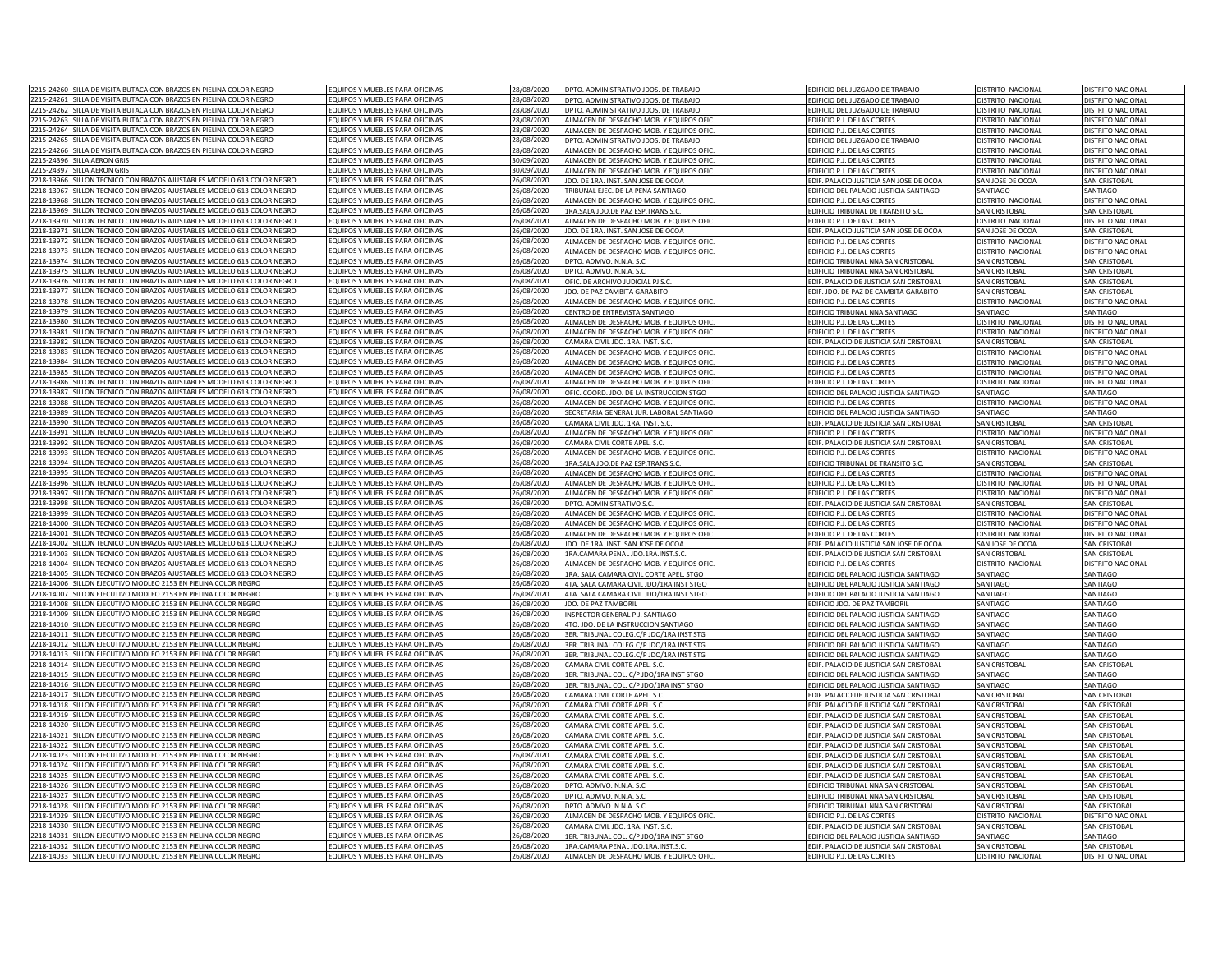| | | | | | | |
|---|---|---|---|---|---|---|
| 2215-24260 SILLA DE VISITA BUTACA CON BRAZOS EN PIELINA COLOR NEGRO | EQUIPOS Y MUEBLES PARA OFICINAS | 28/08/2020 | DPTO. ADMINISTRATIVO JDOS. DE TRABAJO | EDIFICIO DEL JUZGADO DE TRABAJO | DISTRITO NACIONAL | DISTRITO NACIONAL |
| 2215-24261 SILLA DE VISITA BUTACA CON BRAZOS EN PIELINA COLOR NEGRO | EQUIPOS Y MUEBLES PARA OFICINAS | 28/08/2020 | DPTO. ADMINISTRATIVO JDOS. DE TRABAJO | EDIFICIO DEL JUZGADO DE TRABAJO | DISTRITO NACIONAL | DISTRITO NACIONAL |
| 2215-24262 SILLA DE VISITA BUTACA CON BRAZOS EN PIELINA COLOR NEGRO | EQUIPOS Y MUEBLES PARA OFICINAS | 28/08/2020 | DPTO. ADMINISTRATIVO JDOS. DE TRABAJO | EDIFICIO DEL JUZGADO DE TRABAJO | DISTRITO NACIONAL | DISTRITO NACIONAL |
| 2215-24263 SILLA DE VISITA BUTACA CON BRAZOS EN PIELINA COLOR NEGRO | EQUIPOS Y MUEBLES PARA OFICINAS | 28/08/2020 | ALMACEN DE DESPACHO MOB. Y EQUIPOS OFIC. | EDIFICIO P.J. DE LAS CORTES | DISTRITO NACIONAL | DISTRITO NACIONAL |
| 2215-24264 SILLA DE VISITA BUTACA CON BRAZOS EN PIELINA COLOR NEGRO | EQUIPOS Y MUEBLES PARA OFICINAS | 28/08/2020 | ALMACEN DE DESPACHO MOB. Y EQUIPOS OFIC. | EDIFICIO P.J. DE LAS CORTES | DISTRITO NACIONAL | DISTRITO NACIONAL |
| 2215-24265 SILLA DE VISITA BUTACA CON BRAZOS EN PIELINA COLOR NEGRO | EQUIPOS Y MUEBLES PARA OFICINAS | 28/08/2020 | DPTO. ADMINISTRATIVO JDOS. DE TRABAJO | EDIFICIO DEL JUZGADO DE TRABAJO | DISTRITO NACIONAL | DISTRITO NACIONAL |
| 2215-24266 SILLA DE VISITA BUTACA CON BRAZOS EN PIELINA COLOR NEGRO | EQUIPOS Y MUEBLES PARA OFICINAS | 28/08/2020 | ALMACEN DE DESPACHO MOB. Y EQUIPOS OFIC. | EDIFICIO P.J. DE LAS CORTES | DISTRITO NACIONAL | DISTRITO NACIONAL |
| 2215-24396 SILLA AERON GRIS | EQUIPOS Y MUEBLES PARA OFICINAS | 30/09/2020 | ALMACEN DE DESPACHO MOB. Y EQUIPOS OFIC. | EDIFICIO P.J. DE LAS CORTES | DISTRITO NACIONAL | DISTRITO NACIONAL |
| 2215-24397 SILLA AERON GRIS | EQUIPOS Y MUEBLES PARA OFICINAS | 30/09/2020 | ALMACEN DE DESPACHO MOB. Y EQUIPOS OFIC. | EDIFICIO P.J. DE LAS CORTES | DISTRITO NACIONAL | DISTRITO NACIONAL |
| 2218-13966 SILLON TECNICO CON BRAZOS AJUSTABLES MODELO 613 COLOR NEGRO | EQUIPOS Y MUEBLES PARA OFICINAS | 26/08/2020 | JDO. DE 1RA. INST. SAN JOSE DE OCOA | EDIF. PALACIO JUSTICIA SAN JOSE DE OCOA | SAN JOSE DE OCOA | SAN CRISTOBAL |
| 2218-13967 SILLON TECNICO CON BRAZOS AJUSTABLES MODELO 613 COLOR NEGRO | EQUIPOS Y MUEBLES PARA OFICINAS | 26/08/2020 | TRIBUNAL EJEC. DE LA PENA SANTIAGO | EDIFICIO DEL PALACIO JUSTICIA SANTIAGO | SANTIAGO | SANTIAGO |
| 2218-13968 SILLON TECNICO CON BRAZOS AJUSTABLES MODELO 613 COLOR NEGRO | EQUIPOS Y MUEBLES PARA OFICINAS | 26/08/2020 | ALMACEN DE DESPACHO MOB. Y EQUIPOS OFIC. | EDIFICIO P.J. DE LAS CORTES | DISTRITO NACIONAL | DISTRITO NACIONAL |
| 2218-13969 SILLON TECNICO CON BRAZOS AJUSTABLES MODELO 613 COLOR NEGRO | EQUIPOS Y MUEBLES PARA OFICINAS | 26/08/2020 | 1RA.SALA JDO.DE PAZ ESP.TRANS.S.C. | EDIFICIO TRIBUNAL DE TRANSITO S.C. | SAN CRISTOBAL | SAN CRISTOBAL |
| 2218-13970 SILLON TECNICO CON BRAZOS AJUSTABLES MODELO 613 COLOR NEGRO | EQUIPOS Y MUEBLES PARA OFICINAS | 26/08/2020 | ALMACEN DE DESPACHO MOB. Y EQUIPOS OFIC. | EDIFICIO P.J. DE LAS CORTES | DISTRITO NACIONAL | DISTRITO NACIONAL |
| 2218-13971 SILLON TECNICO CON BRAZOS AJUSTABLES MODELO 613 COLOR NEGRO | EQUIPOS Y MUEBLES PARA OFICINAS | 26/08/2020 | JDO. DE 1RA. INST. SAN JOSE DE OCOA | EDIF. PALACIO JUSTICIA SAN JOSE DE OCOA | SAN JOSE DE OCOA | SAN CRISTOBAL |
| 2218-13972 SILLON TECNICO CON BRAZOS AJUSTABLES MODELO 613 COLOR NEGRO | EQUIPOS Y MUEBLES PARA OFICINAS | 26/08/2020 | ALMACEN DE DESPACHO MOB. Y EQUIPOS OFIC. | EDIFICIO P.J. DE LAS CORTES | DISTRITO NACIONAL | DISTRITO NACIONAL |
| 2218-13973 SILLON TECNICO CON BRAZOS AJUSTABLES MODELO 613 COLOR NEGRO | EQUIPOS Y MUEBLES PARA OFICINAS | 26/08/2020 | ALMACEN DE DESPACHO MOB. Y EQUIPOS OFIC. | EDIFICIO P.J. DE LAS CORTES | DISTRITO NACIONAL | DISTRITO NACIONAL |
| 2218-13974 SILLON TECNICO CON BRAZOS AJUSTABLES MODELO 613 COLOR NEGRO | EQUIPOS Y MUEBLES PARA OFICINAS | 26/08/2020 | DPTO. ADMVO. N.N.A. S.C | EDIFICIO TRIBUNAL NNA SAN CRISTOBAL | SAN CRISTOBAL | SAN CRISTOBAL |
| 2218-13975 SILLON TECNICO CON BRAZOS AJUSTABLES MODELO 613 COLOR NEGRO | EQUIPOS Y MUEBLES PARA OFICINAS | 26/08/2020 | DPTO. ADMVO. N.N.A. S.C | EDIFICIO TRIBUNAL NNA SAN CRISTOBAL | SAN CRISTOBAL | SAN CRISTOBAL |
| 2218-13976 SILLON TECNICO CON BRAZOS AJUSTABLES MODELO 613 COLOR NEGRO | EQUIPOS Y MUEBLES PARA OFICINAS | 26/08/2020 | OFIC. DE ARCHIVO JUDICIAL PJ S.C. | EDIF. PALACIO DE JUSTICIA SAN CRISTOBAL | SAN CRISTOBAL | SAN CRISTOBAL |
| 2218-13977 SILLON TECNICO CON BRAZOS AJUSTABLES MODELO 613 COLOR NEGRO | EQUIPOS Y MUEBLES PARA OFICINAS | 26/08/2020 | JDO. DE PAZ CAMBITA GARABITO | EDIF. JDO. DE PAZ DE CAMBITA GARABITO | SAN CRISTOBAL | SAN CRISTOBAL |
| 2218-13978 SILLON TECNICO CON BRAZOS AJUSTABLES MODELO 613 COLOR NEGRO | EQUIPOS Y MUEBLES PARA OFICINAS | 26/08/2020 | ALMACEN DE DESPACHO MOB. Y EQUIPOS OFIC. | EDIFICIO P.J. DE LAS CORTES | DISTRITO NACIONAL | DISTRITO NACIONAL |
| 2218-13979 SILLON TECNICO CON BRAZOS AJUSTABLES MODELO 613 COLOR NEGRO | EQUIPOS Y MUEBLES PARA OFICINAS | 26/08/2020 | CENTRO DE ENTREVISTA SANTIAGO | EDIFICIO TRIBUNAL NNA SANTIAGO | SANTIAGO | SANTIAGO |
| 2218-13980 SILLON TECNICO CON BRAZOS AJUSTABLES MODELO 613 COLOR NEGRO | EQUIPOS Y MUEBLES PARA OFICINAS | 26/08/2020 | ALMACEN DE DESPACHO MOB. Y EQUIPOS OFIC. | EDIFICIO P.J. DE LAS CORTES | DISTRITO NACIONAL | DISTRITO NACIONAL |
| 2218-13981 SILLON TECNICO CON BRAZOS AJUSTABLES MODELO 613 COLOR NEGRO | EQUIPOS Y MUEBLES PARA OFICINAS | 26/08/2020 | ALMACEN DE DESPACHO MOB. Y EQUIPOS OFIC. | EDIFICIO P.J. DE LAS CORTES | DISTRITO NACIONAL | DISTRITO NACIONAL |
| 2218-13982 SILLON TECNICO CON BRAZOS AJUSTABLES MODELO 613 COLOR NEGRO | EQUIPOS Y MUEBLES PARA OFICINAS | 26/08/2020 | CAMARA CIVIL JDO. 1RA. INST. S.C. | EDIF. PALACIO DE JUSTICIA SAN CRISTOBAL | SAN CRISTOBAL | SAN CRISTOBAL |
| 2218-13983 SILLON TECNICO CON BRAZOS AJUSTABLES MODELO 613 COLOR NEGRO | EQUIPOS Y MUEBLES PARA OFICINAS | 26/08/2020 | ALMACEN DE DESPACHO MOB. Y EQUIPOS OFIC. | EDIFICIO P.J. DE LAS CORTES | DISTRITO NACIONAL | DISTRITO NACIONAL |
| 2218-13984 SILLON TECNICO CON BRAZOS AJUSTABLES MODELO 613 COLOR NEGRO | EQUIPOS Y MUEBLES PARA OFICINAS | 26/08/2020 | ALMACEN DE DESPACHO MOB. Y EQUIPOS OFIC. | EDIFICIO P.J. DE LAS CORTES | DISTRITO NACIONAL | DISTRITO NACIONAL |
| 2218-13985 SILLON TECNICO CON BRAZOS AJUSTABLES MODELO 613 COLOR NEGRO | EQUIPOS Y MUEBLES PARA OFICINAS | 26/08/2020 | ALMACEN DE DESPACHO MOB. Y EQUIPOS OFIC. | EDIFICIO P.J. DE LAS CORTES | DISTRITO NACIONAL | DISTRITO NACIONAL |
| 2218-13986 SILLON TECNICO CON BRAZOS AJUSTABLES MODELO 613 COLOR NEGRO | EQUIPOS Y MUEBLES PARA OFICINAS | 26/08/2020 | ALMACEN DE DESPACHO MOB. Y EQUIPOS OFIC. | EDIFICIO P.J. DE LAS CORTES | DISTRITO NACIONAL | DISTRITO NACIONAL |
| 2218-13987 SILLON TECNICO CON BRAZOS AJUSTABLES MODELO 613 COLOR NEGRO | EQUIPOS Y MUEBLES PARA OFICINAS | 26/08/2020 | OFIC. COORD. JDO. DE LA INSTRUCCION STGO | EDIFICIO DEL PALACIO JUSTICIA SANTIAGO | SANTIAGO | SANTIAGO |
| 2218-13988 SILLON TECNICO CON BRAZOS AJUSTABLES MODELO 613 COLOR NEGRO | EQUIPOS Y MUEBLES PARA OFICINAS | 26/08/2020 | ALMACEN DE DESPACHO MOB. Y EQUIPOS OFIC. | EDIFICIO P.J. DE LAS CORTES | DISTRITO NACIONAL | DISTRITO NACIONAL |
| 2218-13989 SILLON TECNICO CON BRAZOS AJUSTABLES MODELO 613 COLOR NEGRO | EQUIPOS Y MUEBLES PARA OFICINAS | 26/08/2020 | SECRETARIA GENERAL JUR. LABORAL SANTIAGO | EDIFICIO DEL PALACIO JUSTICIA SANTIAGO | SANTIAGO | SANTIAGO |
| 2218-13990 SILLON TECNICO CON BRAZOS AJUSTABLES MODELO 613 COLOR NEGRO | EQUIPOS Y MUEBLES PARA OFICINAS | 26/08/2020 | CAMARA CIVIL JDO. 1RA. INST. S.C. | EDIF. PALACIO DE JUSTICIA SAN CRISTOBAL | SAN CRISTOBAL | SAN CRISTOBAL |
| 2218-13991 SILLON TECNICO CON BRAZOS AJUSTABLES MODELO 613 COLOR NEGRO | EQUIPOS Y MUEBLES PARA OFICINAS | 26/08/2020 | ALMACEN DE DESPACHO MOB. Y EQUIPOS OFIC. | EDIFICIO P.J. DE LAS CORTES | DISTRITO NACIONAL | DISTRITO NACIONAL |
| 2218-13992 SILLON TECNICO CON BRAZOS AJUSTABLES MODELO 613 COLOR NEGRO | EQUIPOS Y MUEBLES PARA OFICINAS | 26/08/2020 | CAMARA CIVIL CORTE APEL. S.C. | EDIF. PALACIO DE JUSTICIA SAN CRISTOBAL | SAN CRISTOBAL | SAN CRISTOBAL |
| 2218-13993 SILLON TECNICO CON BRAZOS AJUSTABLES MODELO 613 COLOR NEGRO | EQUIPOS Y MUEBLES PARA OFICINAS | 26/08/2020 | ALMACEN DE DESPACHO MOB. Y EQUIPOS OFIC. | EDIFICIO P.J. DE LAS CORTES | DISTRITO NACIONAL | DISTRITO NACIONAL |
| 2218-13994 SILLON TECNICO CON BRAZOS AJUSTABLES MODELO 613 COLOR NEGRO | EQUIPOS Y MUEBLES PARA OFICINAS | 26/08/2020 | 1RA.SALA JDO.DE PAZ ESP.TRANS.S.C. | EDIFICIO TRIBUNAL DE TRANSITO S.C. | SAN CRISTOBAL | SAN CRISTOBAL |
| 2218-13995 SILLON TECNICO CON BRAZOS AJUSTABLES MODELO 613 COLOR NEGRO | EQUIPOS Y MUEBLES PARA OFICINAS | 26/08/2020 | ALMACEN DE DESPACHO MOB. Y EQUIPOS OFIC. | EDIFICIO P.J. DE LAS CORTES | DISTRITO NACIONAL | DISTRITO NACIONAL |
| 2218-13996 SILLON TECNICO CON BRAZOS AJUSTABLES MODELO 613 COLOR NEGRO | EQUIPOS Y MUEBLES PARA OFICINAS | 26/08/2020 | ALMACEN DE DESPACHO MOB. Y EQUIPOS OFIC. | EDIFICIO P.J. DE LAS CORTES | DISTRITO NACIONAL | DISTRITO NACIONAL |
| 2218-13997 SILLON TECNICO CON BRAZOS AJUSTABLES MODELO 613 COLOR NEGRO | EQUIPOS Y MUEBLES PARA OFICINAS | 26/08/2020 | ALMACEN DE DESPACHO MOB. Y EQUIPOS OFIC. | EDIFICIO P.J. DE LAS CORTES | DISTRITO NACIONAL | DISTRITO NACIONAL |
| 2218-13998 SILLON TECNICO CON BRAZOS AJUSTABLES MODELO 613 COLOR NEGRO | EQUIPOS Y MUEBLES PARA OFICINAS | 26/08/2020 | DPTO. ADMINISTRATIVO S.C. | EDIF. PALACIO DE JUSTICIA SAN CRISTOBAL | SAN CRISTOBAL | SAN CRISTOBAL |
| 2218-13999 SILLON TECNICO CON BRAZOS AJUSTABLES MODELO 613 COLOR NEGRO | EQUIPOS Y MUEBLES PARA OFICINAS | 26/08/2020 | ALMACEN DE DESPACHO MOB. Y EQUIPOS OFIC. | EDIFICIO P.J. DE LAS CORTES | DISTRITO NACIONAL | DISTRITO NACIONAL |
| 2218-14000 SILLON TECNICO CON BRAZOS AJUSTABLES MODELO 613 COLOR NEGRO | EQUIPOS Y MUEBLES PARA OFICINAS | 26/08/2020 | ALMACEN DE DESPACHO MOB. Y EQUIPOS OFIC. | EDIFICIO P.J. DE LAS CORTES | DISTRITO NACIONAL | DISTRITO NACIONAL |
| 2218-14001 SILLON TECNICO CON BRAZOS AJUSTABLES MODELO 613 COLOR NEGRO | EQUIPOS Y MUEBLES PARA OFICINAS | 26/08/2020 | ALMACEN DE DESPACHO MOB. Y EQUIPOS OFIC. | EDIFICIO P.J. DE LAS CORTES | DISTRITO NACIONAL | DISTRITO NACIONAL |
| 2218-14002 SILLON TECNICO CON BRAZOS AJUSTABLES MODELO 613 COLOR NEGRO | EQUIPOS Y MUEBLES PARA OFICINAS | 26/08/2020 | JDO. DE 1RA. INST. SAN JOSE DE OCOA | EDIF. PALACIO JUSTICIA SAN JOSE DE OCOA | SAN JOSE DE OCOA | SAN CRISTOBAL |
| 2218-14003 SILLON TECNICO CON BRAZOS AJUSTABLES MODELO 613 COLOR NEGRO | EQUIPOS Y MUEBLES PARA OFICINAS | 26/08/2020 | 1RA.CAMARA PENAL JDO.1RA.INST.S.C. | EDIF. PALACIO DE JUSTICIA SAN CRISTOBAL | SAN CRISTOBAL | SAN CRISTOBAL |
| 2218-14004 SILLON TECNICO CON BRAZOS AJUSTABLES MODELO 613 COLOR NEGRO | EQUIPOS Y MUEBLES PARA OFICINAS | 26/08/2020 | ALMACEN DE DESPACHO MOB. Y EQUIPOS OFIC. | EDIFICIO P.J. DE LAS CORTES | DISTRITO NACIONAL | DISTRITO NACIONAL |
| 2218-14005 SILLON TECNICO CON BRAZOS AJUSTABLES MODELO 613 COLOR NEGRO | EQUIPOS Y MUEBLES PARA OFICINAS | 26/08/2020 | 1RA. SALA CAMARA CIVIL CORTE APEL. STGO | EDIFICIO DEL PALACIO JUSTICIA SANTIAGO | SANTIAGO | SANTIAGO |
| 2218-14006 SILLON EJECUTIVO MODLEO 2153 EN PIELINA COLOR NEGRO | EQUIPOS Y MUEBLES PARA OFICINAS | 26/08/2020 | 4TA. SALA CAMARA CIVIL JDO/1RA INST STGO | EDIFICIO DEL PALACIO JUSTICIA SANTIAGO | SANTIAGO | SANTIAGO |
| 2218-14007 SILLON EJECUTIVO MODLEO 2153 EN PIELINA COLOR NEGRO | EQUIPOS Y MUEBLES PARA OFICINAS | 26/08/2020 | 4TA. SALA CAMARA CIVIL JDO/1RA INST STGO | EDIFICIO DEL PALACIO JUSTICIA SANTIAGO | SANTIAGO | SANTIAGO |
| 2218-14008 SILLON EJECUTIVO MODLEO 2153 EN PIELINA COLOR NEGRO | EQUIPOS Y MUEBLES PARA OFICINAS | 26/08/2020 | JDO. DE PAZ TAMBORIL | EDIFICIO JDO. DE PAZ TAMBORIL | SANTIAGO | SANTIAGO |
| 2218-14009 SILLON EJECUTIVO MODLEO 2153 EN PIELINA COLOR NEGRO | EQUIPOS Y MUEBLES PARA OFICINAS | 26/08/2020 | INSPECTOR GENERAL P.J. SANTIAGO | EDIFICIO DEL PALACIO JUSTICIA SANTIAGO | SANTIAGO | SANTIAGO |
| 2218-14010 SILLON EJECUTIVO MODLEO 2153 EN PIELINA COLOR NEGRO | EQUIPOS Y MUEBLES PARA OFICINAS | 26/08/2020 | 4TO. JDO. DE LA INSTRUCCION SANTIAGO | EDIFICIO DEL PALACIO JUSTICIA SANTIAGO | SANTIAGO | SANTIAGO |
| 2218-14011 SILLON EJECUTIVO MODLEO 2153 EN PIELINA COLOR NEGRO | EQUIPOS Y MUEBLES PARA OFICINAS | 26/08/2020 | 3ER. TRIBUNAL COLEG.C/P JDO/1RA INST STG | EDIFICIO DEL PALACIO JUSTICIA SANTIAGO | SANTIAGO | SANTIAGO |
| 2218-14012 SILLON EJECUTIVO MODLEO 2153 EN PIELINA COLOR NEGRO | EQUIPOS Y MUEBLES PARA OFICINAS | 26/08/2020 | 3ER. TRIBUNAL COLEG.C/P JDO/1RA INST STG | EDIFICIO DEL PALACIO JUSTICIA SANTIAGO | SANTIAGO | SANTIAGO |
| 2218-14013 SILLON EJECUTIVO MODLEO 2153 EN PIELINA COLOR NEGRO | EQUIPOS Y MUEBLES PARA OFICINAS | 26/08/2020 | 3ER. TRIBUNAL COLEG.C/P JDO/1RA INST STG | EDIFICIO DEL PALACIO JUSTICIA SANTIAGO | SANTIAGO | SANTIAGO |
| 2218-14014 SILLON EJECUTIVO MODLEO 2153 EN PIELINA COLOR NEGRO | EQUIPOS Y MUEBLES PARA OFICINAS | 26/08/2020 | CAMARA CIVIL CORTE APEL. S.C. | EDIF. PALACIO DE JUSTICIA SAN CRISTOBAL | SAN CRISTOBAL | SAN CRISTOBAL |
| 2218-14015 SILLON EJECUTIVO MODLEO 2153 EN PIELINA COLOR NEGRO | EQUIPOS Y MUEBLES PARA OFICINAS | 26/08/2020 | 1ER. TRIBUNAL COL. C/P JDO/1RA INST STGO | EDIFICIO DEL PALACIO JUSTICIA SANTIAGO | SANTIAGO | SANTIAGO |
| 2218-14016 SILLON EJECUTIVO MODLEO 2153 EN PIELINA COLOR NEGRO | EQUIPOS Y MUEBLES PARA OFICINAS | 26/08/2020 | 1ER. TRIBUNAL COL. C/P JDO/1RA INST STGO | EDIFICIO DEL PALACIO JUSTICIA SANTIAGO | SANTIAGO | SANTIAGO |
| 2218-14017 SILLON EJECUTIVO MODLEO 2153 EN PIELINA COLOR NEGRO | EQUIPOS Y MUEBLES PARA OFICINAS | 26/08/2020 | CAMARA CIVIL CORTE APEL. S.C. | EDIF. PALACIO DE JUSTICIA SAN CRISTOBAL | SAN CRISTOBAL | SAN CRISTOBAL |
| 2218-14018 SILLON EJECUTIVO MODLEO 2153 EN PIELINA COLOR NEGRO | EQUIPOS Y MUEBLES PARA OFICINAS | 26/08/2020 | CAMARA CIVIL CORTE APEL. S.C. | EDIF. PALACIO DE JUSTICIA SAN CRISTOBAL | SAN CRISTOBAL | SAN CRISTOBAL |
| 2218-14019 SILLON EJECUTIVO MODLEO 2153 EN PIELINA COLOR NEGRO | EQUIPOS Y MUEBLES PARA OFICINAS | 26/08/2020 | CAMARA CIVIL CORTE APEL. S.C. | EDIF. PALACIO DE JUSTICIA SAN CRISTOBAL | SAN CRISTOBAL | SAN CRISTOBAL |
| 2218-14020 SILLON EJECUTIVO MODLEO 2153 EN PIELINA COLOR NEGRO | EQUIPOS Y MUEBLES PARA OFICINAS | 26/08/2020 | CAMARA CIVIL CORTE APEL. S.C. | EDIF. PALACIO DE JUSTICIA SAN CRISTOBAL | SAN CRISTOBAL | SAN CRISTOBAL |
| 2218-14021 SILLON EJECUTIVO MODLEO 2153 EN PIELINA COLOR NEGRO | EQUIPOS Y MUEBLES PARA OFICINAS | 26/08/2020 | CAMARA CIVIL CORTE APEL. S.C. | EDIF. PALACIO DE JUSTICIA SAN CRISTOBAL | SAN CRISTOBAL | SAN CRISTOBAL |
| 2218-14022 SILLON EJECUTIVO MODLEO 2153 EN PIELINA COLOR NEGRO | EQUIPOS Y MUEBLES PARA OFICINAS | 26/08/2020 | CAMARA CIVIL CORTE APEL. S.C. | EDIF. PALACIO DE JUSTICIA SAN CRISTOBAL | SAN CRISTOBAL | SAN CRISTOBAL |
| 2218-14023 SILLON EJECUTIVO MODLEO 2153 EN PIELINA COLOR NEGRO | EQUIPOS Y MUEBLES PARA OFICINAS | 26/08/2020 | CAMARA CIVIL CORTE APEL. S.C. | EDIF. PALACIO DE JUSTICIA SAN CRISTOBAL | SAN CRISTOBAL | SAN CRISTOBAL |
| 2218-14024 SILLON EJECUTIVO MODLEO 2153 EN PIELINA COLOR NEGRO | EQUIPOS Y MUEBLES PARA OFICINAS | 26/08/2020 | CAMARA CIVIL CORTE APEL. S.C. | EDIF. PALACIO DE JUSTICIA SAN CRISTOBAL | SAN CRISTOBAL | SAN CRISTOBAL |
| 2218-14025 SILLON EJECUTIVO MODLEO 2153 EN PIELINA COLOR NEGRO | EQUIPOS Y MUEBLES PARA OFICINAS | 26/08/2020 | CAMARA CIVIL CORTE APEL. S.C. | EDIF. PALACIO DE JUSTICIA SAN CRISTOBAL | SAN CRISTOBAL | SAN CRISTOBAL |
| 2218-14026 SILLON EJECUTIVO MODLEO 2153 EN PIELINA COLOR NEGRO | EQUIPOS Y MUEBLES PARA OFICINAS | 26/08/2020 | DPTO. ADMVO. N.N.A. S.C | EDIFICIO TRIBUNAL NNA SAN CRISTOBAL | SAN CRISTOBAL | SAN CRISTOBAL |
| 2218-14027 SILLON EJECUTIVO MODLEO 2153 EN PIELINA COLOR NEGRO | EQUIPOS Y MUEBLES PARA OFICINAS | 26/08/2020 | DPTO. ADMVO. N.N.A. S.C | EDIFICIO TRIBUNAL NNA SAN CRISTOBAL | SAN CRISTOBAL | SAN CRISTOBAL |
| 2218-14028 SILLON EJECUTIVO MODLEO 2153 EN PIELINA COLOR NEGRO | EQUIPOS Y MUEBLES PARA OFICINAS | 26/08/2020 | DPTO. ADMVO. N.N.A. S.C | EDIFICIO TRIBUNAL NNA SAN CRISTOBAL | SAN CRISTOBAL | SAN CRISTOBAL |
| 2218-14029 SILLON EJECUTIVO MODLEO 2153 EN PIELINA COLOR NEGRO | EQUIPOS Y MUEBLES PARA OFICINAS | 26/08/2020 | ALMACEN DE DESPACHO MOB. Y EQUIPOS OFIC. | EDIFICIO P.J. DE LAS CORTES | DISTRITO NACIONAL | DISTRITO NACIONAL |
| 2218-14030 SILLON EJECUTIVO MODLEO 2153 EN PIELINA COLOR NEGRO | EQUIPOS Y MUEBLES PARA OFICINAS | 26/08/2020 | CAMARA CIVIL JDO. 1RA. INST. S.C. | EDIF. PALACIO DE JUSTICIA SAN CRISTOBAL | SAN CRISTOBAL | SAN CRISTOBAL |
| 2218-14031 SILLON EJECUTIVO MODLEO 2153 EN PIELINA COLOR NEGRO | EQUIPOS Y MUEBLES PARA OFICINAS | 26/08/2020 | 1ER. TRIBUNAL COL. C/P JDO/1RA INST STGO | EDIFICIO DEL PALACIO JUSTICIA SANTIAGO | SANTIAGO | SANTIAGO |
| 2218-14032 SILLON EJECUTIVO MODLEO 2153 EN PIELINA COLOR NEGRO | EQUIPOS Y MUEBLES PARA OFICINAS | 26/08/2020 | 1RA.CAMARA PENAL JDO.1RA.INST.S.C. | EDIF. PALACIO DE JUSTICIA SAN CRISTOBAL | SAN CRISTOBAL | SAN CRISTOBAL |
| 2218-14033 SILLON EJECUTIVO MODLEO 2153 EN PIELINA COLOR NEGRO | EQUIPOS Y MUEBLES PARA OFICINAS | 26/08/2020 | ALMACEN DE DESPACHO MOB. Y EQUIPOS OFIC. | EDIFICIO P.J. DE LAS CORTES | DISTRITO NACIONAL | DISTRITO NACIONAL |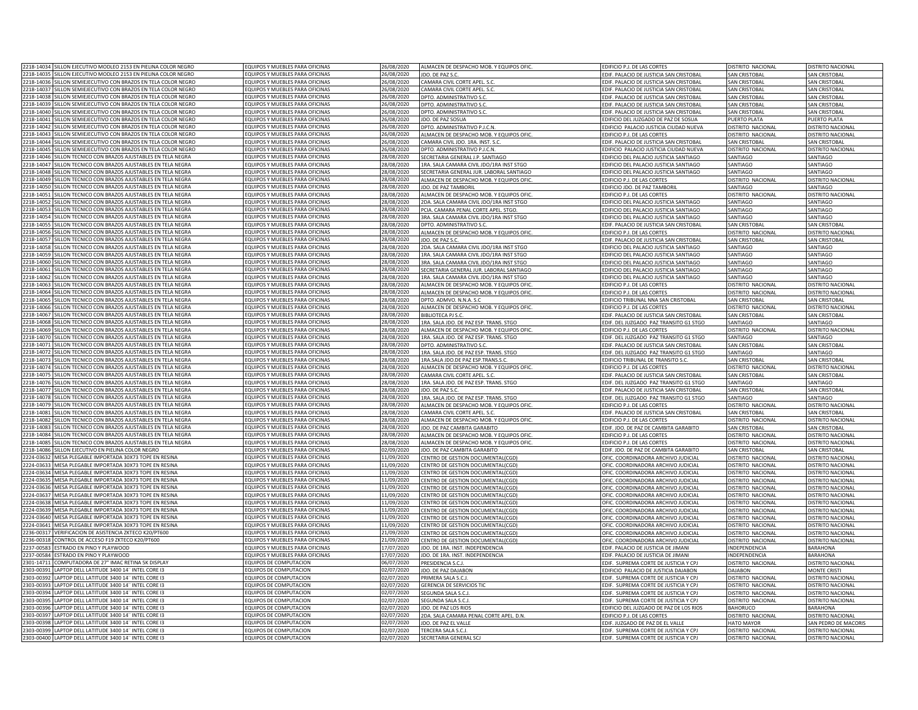| | | | | | | | |
|---|---|---|---|---|---|---|---|
| 2218-14034 | SILLON EJECUTIVO MODLEO 2153 EN PIELINA COLOR NEGRO | EQUIPOS Y MUEBLES PARA OFICINAS | 26/08/2020 | ALMACEN DE DESPACHO MOB. Y EQUIPOS OFIC. | EDIFICIO P.J. DE LAS CORTES | DISTRITO NACIONAL | DISTRITO NACIONAL |
| 2218-14035 | SILLON EJECUTIVO MODLEO 2153 EN PIELINA COLOR NEGRO | EQUIPOS Y MUEBLES PARA OFICINAS | 26/08/2020 | JDO. DE PAZ S.C. | EDIF. PALACIO DE JUSTICIA SAN CRISTOBAL | SAN CRISTOBAL | SAN CRISTOBAL |
| 2218-14036 | SILLON SEMIEJECUTIVO CON BRAZOS EN TELA COLOR NEGRO | EQUIPOS Y MUEBLES PARA OFICINAS | 26/08/2020 | CAMARA CIVIL CORTE APEL. S.C. | EDIF. PALACIO DE JUSTICIA SAN CRISTOBAL | SAN CRISTOBAL | SAN CRISTOBAL |
| 2218-14037 | SILLON SEMIEJECUTIVO CON BRAZOS EN TELA COLOR NEGRO | EQUIPOS Y MUEBLES PARA OFICINAS | 26/08/2020 | CAMARA CIVIL CORTE APEL. S.C. | EDIF. PALACIO DE JUSTICIA SAN CRISTOBAL | SAN CRISTOBAL | SAN CRISTOBAL |
| 2218-14038 | SILLON SEMIEJECUTIVO CON BRAZOS EN TELA COLOR NEGRO | EQUIPOS Y MUEBLES PARA OFICINAS | 26/08/2020 | DPTO. ADMINISTRATIVO S.C. | EDIF. PALACIO DE JUSTICIA SAN CRISTOBAL | SAN CRISTOBAL | SAN CRISTOBAL |
| 2218-14039 | SILLON SEMIEJECUTIVO CON BRAZOS EN TELA COLOR NEGRO | EQUIPOS Y MUEBLES PARA OFICINAS | 26/08/2020 | DPTO. ADMINISTRATIVO S.C. | EDIF. PALACIO DE JUSTICIA SAN CRISTOBAL | SAN CRISTOBAL | SAN CRISTOBAL |
| 2218-14040 | SILLON SEMIEJECUTIVO CON BRAZOS EN TELA COLOR NEGRO | EQUIPOS Y MUEBLES PARA OFICINAS | 26/08/2020 | DPTO. ADMINISTRATIVO S.C. | EDIF. PALACIO DE JUSTICIA SAN CRISTOBAL | SAN CRISTOBAL | SAN CRISTOBAL |
| 2218-14041 | SILLON SEMIEJECUTIVO CON BRAZOS EN TELA COLOR NEGRO | EQUIPOS Y MUEBLES PARA OFICINAS | 26/08/2020 | JDO. DE PAZ SOSUA | EDIFICIO DEL JUZGADO DE PAZ DE SOSUA | PUERTO PLATA | PUERTO PLATA |
| 2218-14042 | SILLON SEMIEJECUTIVO CON BRAZOS EN TELA COLOR NEGRO | EQUIPOS Y MUEBLES PARA OFICINAS | 26/08/2020 | DPTO. ADMINISTRATIVO P.J.C.N. | EDIFICIO PALACIO JUSTICIA CIUDAD NUEVA | DISTRITO NACIONAL | DISTRITO NACIONAL |
| 2218-14043 | SILLON SEMIEJECUTIVO CON BRAZOS EN TELA COLOR NEGRO | EQUIPOS Y MUEBLES PARA OFICINAS | 26/08/2020 | ALMACEN DE DESPACHO MOB. Y EQUIPOS OFIC. | EDIFICIO P.J. DE LAS CORTES | DISTRITO NACIONAL | DISTRITO NACIONAL |
| 2218-14044 | SILLON SEMIEJECUTIVO CON BRAZOS EN TELA COLOR NEGRO | EQUIPOS Y MUEBLES PARA OFICINAS | 26/08/2020 | CAMARA CIVIL JDO. 1RA. INST. S.C. | EDIF. PALACIO DE JUSTICIA SAN CRISTOBAL | SAN CRISTOBAL | SAN CRISTOBAL |
| 2218-14045 | SILLON SEMIEJECUTIVO CON BRAZOS EN TELA COLOR NEGRO | EQUIPOS Y MUEBLES PARA OFICINAS | 26/08/2020 | DPTO. ADMINISTRATIVO P.J.C.N. | EDIFICIO PALACIO JUSTICIA CIUDAD NUEVA | DISTRITO NACIONAL | DISTRITO NACIONAL |
| 2218-14046 | SILLON TECNICO CON BRAZOS AJUSTABLES EN TELA NEGRA | EQUIPOS Y MUEBLES PARA OFICINAS | 28/08/2020 | SECRETARIA GENERAL J.P. SANTIAGO | EDIFICIO DEL PALACIO JUSTICIA SANTIAGO | SANTIAGO | SANTIAGO |
| 2218-14047 | SILLON TECNICO CON BRAZOS AJUSTABLES EN TELA NEGRA | EQUIPOS Y MUEBLES PARA OFICINAS | 28/08/2020 | 1RA. SALA CAMARA CIVIL JDO/1RA INST STGO | EDIFICIO DEL PALACIO JUSTICIA SANTIAGO | SANTIAGO | SANTIAGO |
| 2218-14048 | SILLON TECNICO CON BRAZOS AJUSTABLES EN TELA NEGRA | EQUIPOS Y MUEBLES PARA OFICINAS | 28/08/2020 | SECRETARIA GENERAL JUR. LABORAL SANTIAGO | EDIFICIO DEL PALACIO JUSTICIA SANTIAGO | SANTIAGO | SANTIAGO |
| 2218-14049 | SILLON TECNICO CON BRAZOS AJUSTABLES EN TELA NEGRA | EQUIPOS Y MUEBLES PARA OFICINAS | 28/08/2020 | ALMACEN DE DESPACHO MOB. Y EQUIPOS OFIC. | EDIFICIO P.J. DE LAS CORTES | DISTRITO NACIONAL | DISTRITO NACIONAL |
| 2218-14050 | SILLON TECNICO CON BRAZOS AJUSTABLES EN TELA NEGRA | EQUIPOS Y MUEBLES PARA OFICINAS | 28/08/2020 | JDO. DE PAZ TAMBORIL | EDIFICIO JDO. DE PAZ TAMBORIL | SANTIAGO | SANTIAGO |
| 2218-14051 | SILLON TECNICO CON BRAZOS AJUSTABLES EN TELA NEGRA | EQUIPOS Y MUEBLES PARA OFICINAS | 28/08/2020 | ALMACEN DE DESPACHO MOB. Y EQUIPOS OFIC. | EDIFICIO P.J. DE LAS CORTES | DISTRITO NACIONAL | DISTRITO NACIONAL |
| 2218-14052 | SILLON TECNICO CON BRAZOS AJUSTABLES EN TELA NEGRA | EQUIPOS Y MUEBLES PARA OFICINAS | 28/08/2020 | 2DA. SALA CAMARA CIVIL JDO/1RA INST STGO | EDIFICIO DEL PALACIO JUSTICIA SANTIAGO | SANTIAGO | SANTIAGO |
| 2218-14053 | SILLON TECNICO CON BRAZOS AJUSTABLES EN TELA NEGRA | EQUIPOS Y MUEBLES PARA OFICINAS | 28/08/2020 | PCIA. CAMARA PENAL CORTE APEL. STGO. | EDIFICIO DEL PALACIO JUSTICIA SANTIAGO | SANTIAGO | SANTIAGO |
| 2218-14054 | SILLON TECNICO CON BRAZOS AJUSTABLES EN TELA NEGRA | EQUIPOS Y MUEBLES PARA OFICINAS | 28/08/2020 | 3RA. SALA CAMARA CIVIL JDO/1RA INST STGO | EDIFICIO DEL PALACIO JUSTICIA SANTIAGO | SANTIAGO | SANTIAGO |
| 2218-14055 | SILLON TECNICO CON BRAZOS AJUSTABLES EN TELA NEGRA | EQUIPOS Y MUEBLES PARA OFICINAS | 28/08/2020 | DPTO. ADMINISTRATIVO S.C. | EDIF. PALACIO DE JUSTICIA SAN CRISTOBAL | SAN CRISTOBAL | SAN CRISTOBAL |
| 2218-14056 | SILLON TECNICO CON BRAZOS AJUSTABLES EN TELA NEGRA | EQUIPOS Y MUEBLES PARA OFICINAS | 28/08/2020 | ALMACEN DE DESPACHO MOB. Y EQUIPOS OFIC. | EDIFICIO P.J. DE LAS CORTES | DISTRITO NACIONAL | DISTRITO NACIONAL |
| 2218-14057 | SILLON TECNICO CON BRAZOS AJUSTABLES EN TELA NEGRA | EQUIPOS Y MUEBLES PARA OFICINAS | 28/08/2020 | JDO. DE PAZ S.C. | EDIF. PALACIO DE JUSTICIA SAN CRISTOBAL | SAN CRISTOBAL | SAN CRISTOBAL |
| 2218-14058 | SILLON TECNICO CON BRAZOS AJUSTABLES EN TELA NEGRA | EQUIPOS Y MUEBLES PARA OFICINAS | 28/08/2020 | 2DA. SALA CAMARA CIVIL JDO/1RA INST STGO | EDIFICIO DEL PALACIO JUSTICIA SANTIAGO | SANTIAGO | SANTIAGO |
| 2218-14059 | SILLON TECNICO CON BRAZOS AJUSTABLES EN TELA NEGRA | EQUIPOS Y MUEBLES PARA OFICINAS | 28/08/2020 | 1RA. SALA CAMARA CIVIL JDO/1RA INST STGO | EDIFICIO DEL PALACIO JUSTICIA SANTIAGO | SANTIAGO | SANTIAGO |
| 2218-14060 | SILLON TECNICO CON BRAZOS AJUSTABLES EN TELA NEGRA | EQUIPOS Y MUEBLES PARA OFICINAS | 28/08/2020 | 3RA. SALA CAMARA CIVIL JDO/1RA INST STGO | EDIFICIO DEL PALACIO JUSTICIA SANTIAGO | SANTIAGO | SANTIAGO |
| 2218-14061 | SILLON TECNICO CON BRAZOS AJUSTABLES EN TELA NEGRA | EQUIPOS Y MUEBLES PARA OFICINAS | 28/08/2020 | SECRETARIA GENERAL JUR. LABORAL SANTIAGO | EDIFICIO DEL PALACIO JUSTICIA SANTIAGO | SANTIAGO | SANTIAGO |
| 2218-14062 | SILLON TECNICO CON BRAZOS AJUSTABLES EN TELA NEGRA | EQUIPOS Y MUEBLES PARA OFICINAS | 28/08/2020 | 1RA. SALA CAMARA CIVIL JDO/1RA INST STGO | EDIFICIO DEL PALACIO JUSTICIA SANTIAGO | SANTIAGO | SANTIAGO |
| 2218-14063 | SILLON TECNICO CON BRAZOS AJUSTABLES EN TELA NEGRA | EQUIPOS Y MUEBLES PARA OFICINAS | 28/08/2020 | ALMACEN DE DESPACHO MOB. Y EQUIPOS OFIC. | EDIFICIO P.J. DE LAS CORTES | DISTRITO NACIONAL | DISTRITO NACIONAL |
| 2218-14064 | SILLON TECNICO CON BRAZOS AJUSTABLES EN TELA NEGRA | EQUIPOS Y MUEBLES PARA OFICINAS | 28/08/2020 | ALMACEN DE DESPACHO MOB. Y EQUIPOS OFIC. | EDIFICIO P.J. DE LAS CORTES | DISTRITO NACIONAL | DISTRITO NACIONAL |
| 2218-14065 | SILLON TECNICO CON BRAZOS AJUSTABLES EN TELA NEGRA | EQUIPOS Y MUEBLES PARA OFICINAS | 28/08/2020 | DPTO. ADMVO. N.N.A. S.C | EDIFICIO TRIBUNAL NNA SAN CRISTOBAL | SAN CRISTOBAL | SAN CRISTOBAL |
| 2218-14066 | SILLON TECNICO CON BRAZOS AJUSTABLES EN TELA NEGRA | EQUIPOS Y MUEBLES PARA OFICINAS | 28/08/2020 | ALMACEN DE DESPACHO MOB. Y EQUIPOS OFIC. | EDIFICIO P.J. DE LAS CORTES | DISTRITO NACIONAL | DISTRITO NACIONAL |
| 2218-14067 | SILLON TECNICO CON BRAZOS AJUSTABLES EN TELA NEGRA | EQUIPOS Y MUEBLES PARA OFICINAS | 28/08/2020 | BIBLIOTECA PJ S.C. | EDIF. PALACIO DE JUSTICIA SAN CRISTOBAL | SAN CRISTOBAL | SAN CRISTOBAL |
| 2218-14068 | SILLON TECNICO CON BRAZOS AJUSTABLES EN TELA NEGRA | EQUIPOS Y MUEBLES PARA OFICINAS | 28/08/2020 | 1RA. SALA JDO. DE PAZ ESP. TRANS. STGO | EDIF. DEL JUZGADO PAZ TRANSITO G1 STGO | SANTIAGO | SANTIAGO |
| 2218-14069 | SILLON TECNICO CON BRAZOS AJUSTABLES EN TELA NEGRA | EQUIPOS Y MUEBLES PARA OFICINAS | 28/08/2020 | ALMACEN DE DESPACHO MOB. Y EQUIPOS OFIC. | EDIFICIO P.J. DE LAS CORTES | DISTRITO NACIONAL | DISTRITO NACIONAL |
| 2218-14070 | SILLON TECNICO CON BRAZOS AJUSTABLES EN TELA NEGRA | EQUIPOS Y MUEBLES PARA OFICINAS | 28/08/2020 | 1RA. SALA JDO. DE PAZ ESP. TRANS. STGO | EDIF. DEL JUZGADO PAZ TRANSITO G1 STGO | SANTIAGO | SANTIAGO |
| 2218-14071 | SILLON TECNICO CON BRAZOS AJUSTABLES EN TELA NEGRA | EQUIPOS Y MUEBLES PARA OFICINAS | 28/08/2020 | DPTO. ADMINISTRATIVO S.C. | EDIF. PALACIO DE JUSTICIA SAN CRISTOBAL | SAN CRISTOBAL | SAN CRISTOBAL |
| 2218-14072 | SILLON TECNICO CON BRAZOS AJUSTABLES EN TELA NEGRA | EQUIPOS Y MUEBLES PARA OFICINAS | 28/08/2020 | 1RA. SALA JDO. DE PAZ ESP. TRANS. STGO | EDIF. DEL JUZGADO PAZ TRANSITO G1 STGO | SANTIAGO | SANTIAGO |
| 2218-14073 | SILLON TECNICO CON BRAZOS AJUSTABLES EN TELA NEGRA | EQUIPOS Y MUEBLES PARA OFICINAS | 28/08/2020 | 1RA.SALA JDO.DE PAZ ESP.TRANS.S.C. | EDIFICIO TRIBUNAL DE TRANSITO S.C. | SAN CRISTOBAL | SAN CRISTOBAL |
| 2218-14074 | SILLON TECNICO CON BRAZOS AJUSTABLES EN TELA NEGRA | EQUIPOS Y MUEBLES PARA OFICINAS | 28/08/2020 | ALMACEN DE DESPACHO MOB. Y EQUIPOS OFIC. | EDIFICIO P.J. DE LAS CORTES | DISTRITO NACIONAL | DISTRITO NACIONAL |
| 2218-14075 | SILLON TECNICO CON BRAZOS AJUSTABLES EN TELA NEGRA | EQUIPOS Y MUEBLES PARA OFICINAS | 28/08/2020 | CAMARA CIVIL CORTE APEL. S.C. | EDIF. PALACIO DE JUSTICIA SAN CRISTOBAL | SAN CRISTOBAL | SAN CRISTOBAL |
| 2218-14076 | SILLON TECNICO CON BRAZOS AJUSTABLES EN TELA NEGRA | EQUIPOS Y MUEBLES PARA OFICINAS | 28/08/2020 | 1RA. SALA JDO. DE PAZ ESP. TRANS. STGO | EDIF. DEL JUZGADO PAZ TRANSITO G1 STGO | SANTIAGO | SANTIAGO |
| 2218-14077 | SILLON TECNICO CON BRAZOS AJUSTABLES EN TELA NEGRA | EQUIPOS Y MUEBLES PARA OFICINAS | 28/08/2020 | JDO. DE PAZ S.C. | EDIF. PALACIO DE JUSTICIA SAN CRISTOBAL | SAN CRISTOBAL | SAN CRISTOBAL |
| 2218-14078 | SILLON TECNICO CON BRAZOS AJUSTABLES EN TELA NEGRA | EQUIPOS Y MUEBLES PARA OFICINAS | 28/08/2020 | 1RA. SALA JDO. DE PAZ ESP. TRANS. STGO | EDIF. DEL JUZGADO PAZ TRANSITO G1 STGO | SANTIAGO | SANTIAGO |
| 2218-14079 | SILLON TECNICO CON BRAZOS AJUSTABLES EN TELA NEGRA | EQUIPOS Y MUEBLES PARA OFICINAS | 28/08/2020 | ALMACEN DE DESPACHO MOB. Y EQUIPOS OFIC. | EDIFICIO P.J. DE LAS CORTES | DISTRITO NACIONAL | DISTRITO NACIONAL |
| 2218-14081 | SILLON TECNICO CON BRAZOS AJUSTABLES EN TELA NEGRA | EQUIPOS Y MUEBLES PARA OFICINAS | 28/08/2020 | CAMARA CIVIL CORTE APEL. S.C. | EDIF. PALACIO DE JUSTICIA SAN CRISTOBAL | SAN CRISTOBAL | SAN CRISTOBAL |
| 2218-14082 | SILLON TECNICO CON BRAZOS AJUSTABLES EN TELA NEGRA | EQUIPOS Y MUEBLES PARA OFICINAS | 28/08/2020 | ALMACEN DE DESPACHO MOB. Y EQUIPOS OFIC. | EDIFICIO P.J. DE LAS CORTES | DISTRITO NACIONAL | DISTRITO NACIONAL |
| 2218-14083 | SILLON TECNICO CON BRAZOS AJUSTABLES EN TELA NEGRA | EQUIPOS Y MUEBLES PARA OFICINAS | 28/08/2020 | JDO. DE PAZ CAMBITA GARABITO | EDIF. JDO. DE PAZ DE CAMBITA GARABITO | SAN CRISTOBAL | SAN CRISTOBAL |
| 2218-14084 | SILLON TECNICO CON BRAZOS AJUSTABLES EN TELA NEGRA | EQUIPOS Y MUEBLES PARA OFICINAS | 28/08/2020 | ALMACEN DE DESPACHO MOB. Y EQUIPOS OFIC. | EDIFICIO P.J. DE LAS CORTES | DISTRITO NACIONAL | DISTRITO NACIONAL |
| 2218-14085 | SILLON TECNICO CON BRAZOS AJUSTABLES EN TELA NEGRA | EQUIPOS Y MUEBLES PARA OFICINAS | 28/08/2020 | ALMACEN DE DESPACHO MOB. Y EQUIPOS OFIC. | EDIFICIO P.J. DE LAS CORTES | DISTRITO NACIONAL | DISTRITO NACIONAL |
| 2218-14086 | SILLON EJECUTIVO EN PIELINA COLOR NEGRO | EQUIPOS Y MUEBLES PARA OFICINAS | 02/09/2020 | JDO. DE PAZ CAMBITA GARABITO | EDIF. JDO. DE PAZ DE CAMBITA GARABITO | SAN CRISTOBAL | SAN CRISTOBAL |
| 2224-03632 | MESA PLEGABLE IMPORTADA 30X73 TOPE EN RESINA | EQUIPOS Y MUEBLES PARA OFICINAS | 11/09/2020 | CENTRO DE GESTION DOCUMENTAL(CGD) | OFIC. COORDINADORA ARCHIVO JUDICIAL | DISTRITO NACIONAL | DISTRITO NACIONAL |
| 2224-03633 | MESA PLEGABLE IMPORTADA 30X73 TOPE EN RESINA | EQUIPOS Y MUEBLES PARA OFICINAS | 11/09/2020 | CENTRO DE GESTION DOCUMENTAL(CGD) | OFIC. COORDINADORA ARCHIVO JUDICIAL | DISTRITO NACIONAL | DISTRITO NACIONAL |
| 2224-03634 | MESA PLEGABLE IMPORTADA 30X73 TOPE EN RESINA | EQUIPOS Y MUEBLES PARA OFICINAS | 11/09/2020 | CENTRO DE GESTION DOCUMENTAL(CGD) | OFIC. COORDINADORA ARCHIVO JUDICIAL | DISTRITO NACIONAL | DISTRITO NACIONAL |
| 2224-03635 | MESA PLEGABLE IMPORTADA 30X73 TOPE EN RESINA | EQUIPOS Y MUEBLES PARA OFICINAS | 11/09/2020 | CENTRO DE GESTION DOCUMENTAL(CGD) | OFIC. COORDINADORA ARCHIVO JUDICIAL | DISTRITO NACIONAL | DISTRITO NACIONAL |
| 2224-03636 | MESA PLEGABLE IMPORTADA 30X73 TOPE EN RESINA | EQUIPOS Y MUEBLES PARA OFICINAS | 11/09/2020 | CENTRO DE GESTION DOCUMENTAL(CGD) | OFIC. COORDINADORA ARCHIVO JUDICIAL | DISTRITO NACIONAL | DISTRITO NACIONAL |
| 2224-03637 | MESA PLEGABLE IMPORTADA 30X73 TOPE EN RESINA | EQUIPOS Y MUEBLES PARA OFICINAS | 11/09/2020 | CENTRO DE GESTION DOCUMENTAL(CGD) | OFIC. COORDINADORA ARCHIVO JUDICIAL | DISTRITO NACIONAL | DISTRITO NACIONAL |
| 2224-03638 | MESA PLEGABLE IMPORTADA 30X73 TOPE EN RESINA | EQUIPOS Y MUEBLES PARA OFICINAS | 11/09/2020 | CENTRO DE GESTION DOCUMENTAL(CGD) | OFIC. COORDINADORA ARCHIVO JUDICIAL | DISTRITO NACIONAL | DISTRITO NACIONAL |
| 2224-03639 | MESA PLEGABLE IMPORTADA 30X73 TOPE EN RESINA | EQUIPOS Y MUEBLES PARA OFICINAS | 11/09/2020 | CENTRO DE GESTION DOCUMENTAL(CGD) | OFIC. COORDINADORA ARCHIVO JUDICIAL | DISTRITO NACIONAL | DISTRITO NACIONAL |
| 2224-03640 | MESA PLEGABLE IMPORTADA 30X73 TOPE EN RESINA | EQUIPOS Y MUEBLES PARA OFICINAS | 11/09/2020 | CENTRO DE GESTION DOCUMENTAL(CGD) | OFIC. COORDINADORA ARCHIVO JUDICIAL | DISTRITO NACIONAL | DISTRITO NACIONAL |
| 2224-03641 | MESA PLEGABLE IMPORTADA 30X73 TOPE EN RESINA | EQUIPOS Y MUEBLES PARA OFICINAS | 11/09/2020 | CENTRO DE GESTION DOCUMENTAL(CGD) | OFIC. COORDINADORA ARCHIVO JUDICIAL | DISTRITO NACIONAL | DISTRITO NACIONAL |
| 2236-00317 | VERIFICACION DE ASISTENCIA ZKTECO K20/PT600 | EQUIPOS Y MUEBLES PARA OFICINAS | 21/09/2020 | CENTRO DE GESTION DOCUMENTAL(CGD) | OFIC. COORDINADORA ARCHIVO JUDICIAL | DISTRITO NACIONAL | DISTRITO NACIONAL |
| 2236-00318 | CONTROL DE ACCESO F19 ZKTECO K20/PT600 | EQUIPOS Y MUEBLES PARA OFICINAS | 21/09/2020 | CENTRO DE GESTION DOCUMENTAL(CGD) | OFIC. COORDINADORA ARCHIVO JUDICIAL | DISTRITO NACIONAL | DISTRITO NACIONAL |
| 2237-00583 | ESTRADO EN PINO Y PLAYWOOD | EQUIPOS Y MUEBLES PARA OFICINAS | 17/07/2020 | JDO. DE 1RA. INST. INDEPENDENCIA | EDIF. PALACIO DE JUSTICIA DE JIMANI | INDEPENDENCIA | BARAHONA |
| 2237-00584 | ESTRADO EN PINO Y PLAYWOOD | EQUIPOS Y MUEBLES PARA OFICINAS | 17/07/2020 | JDO. DE 1RA. INST. INDEPENDENCIA | EDIF. PALACIO DE JUSTICIA DE JIMANI | INDEPENDENCIA | BARAHONA |
| 2301-14711 | COMPUTADORA DE 27" IMAC RETINA 5K DISPLAY | EQUIPOS DE COMPUTACION | 06/07/2020 | PRESIDENCIA S.C.J. | EDIF. SUPREMA CORTE DE JUSTICIA Y CPJ | DISTRITO NACIONAL | DISTRITO NACIONAL |
| 2303-00391 | LAPTOP DELL LATITUDE 3400 14¨ INTEL CORE I3 | EQUIPOS DE COMPUTACION | 02/07/2020 | JDO. DE PAZ DAJABON | EDIFICIO PALACIO DE JUSTICIA DAJABON | DAJABON | MONTE CRISTI |
| 2303-00392 | LAPTOP DELL LATITUDE 3400 14¨ INTEL CORE I3 | EQUIPOS DE COMPUTACION | 02/07/2020 | PRIMERA SALA S.C.J. | EDIF. SUPREMA CORTE DE JUSTICIA Y CPJ | DISTRITO NACIONAL | DISTRITO NACIONAL |
| 2303-00393 | LAPTOP DELL LATITUDE 3400 14¨ INTEL CORE I3 | EQUIPOS DE COMPUTACION | 02/07/2020 | GERENCIA DE SERVICIOS TIC | EDIF. SUPREMA CORTE DE JUSTICIA Y CPJ | DISTRITO NACIONAL | DISTRITO NACIONAL |
| 2303-00394 | LAPTOP DELL LATITUDE 3400 14¨ INTEL CORE I3 | EQUIPOS DE COMPUTACION | 02/07/2020 | SEGUNDA SALA S.C.J. | EDIF. SUPREMA CORTE DE JUSTICIA Y CPJ | DISTRITO NACIONAL | DISTRITO NACIONAL |
| 2303-00395 | LAPTOP DELL LATITUDE 3400 14¨ INTEL CORE I3 | EQUIPOS DE COMPUTACION | 02/07/2020 | SEGUNDA SALA S.C.J. | EDIF. SUPREMA CORTE DE JUSTICIA Y CPJ | DISTRITO NACIONAL | DISTRITO NACIONAL |
| 2303-00396 | LAPTOP DELL LATITUDE 3400 14¨ INTEL CORE I3 | EQUIPOS DE COMPUTACION | 02/07/2020 | JDO. DE PAZ LOS RIOS | EDIFICIO DEL JUZGADO DE PAZ DE LOS RIOS | BAHORUCO | BARAHONA |
| 2303-00397 | LAPTOP DELL LATITUDE 3400 14¨ INTEL CORE I3 | EQUIPOS DE COMPUTACION | 02/07/2020 | 2DA. SALA CAMARA PENAL CORTE APEL. D.N. | EDIFICIO P.J. DE LAS CORTES | DISTRITO NACIONAL | DISTRITO NACIONAL |
| 2303-00398 | LAPTOP DELL LATITUDE 3400 14¨ INTEL CORE I3 | EQUIPOS DE COMPUTACION | 02/07/2020 | JDO. DE PAZ EL VALLE | EDIF. JUZGADO DE PAZ DE EL VALLE | HATO MAYOR | SAN PEDRO DE MACORIS |
| 2303-00399 | LAPTOP DELL LATITUDE 3400 14¨ INTEL CORE I3 | EQUIPOS DE COMPUTACION | 02/07/2020 | TERCERA SALA S.C.J. | EDIF. SUPREMA CORTE DE JUSTICIA Y CPJ | DISTRITO NACIONAL | DISTRITO NACIONAL |
| 2303-00400 | LAPTOP DELL LATITUDE 3400 14¨ INTEL CORE I3 | EQUIPOS DE COMPUTACION | 02/07/2020 | SECRETARIA GENERAL SCJ | EDIF. SUPREMA CORTE DE JUSTICIA Y CPJ | DISTRITO NACIONAL | DISTRITO NACIONAL |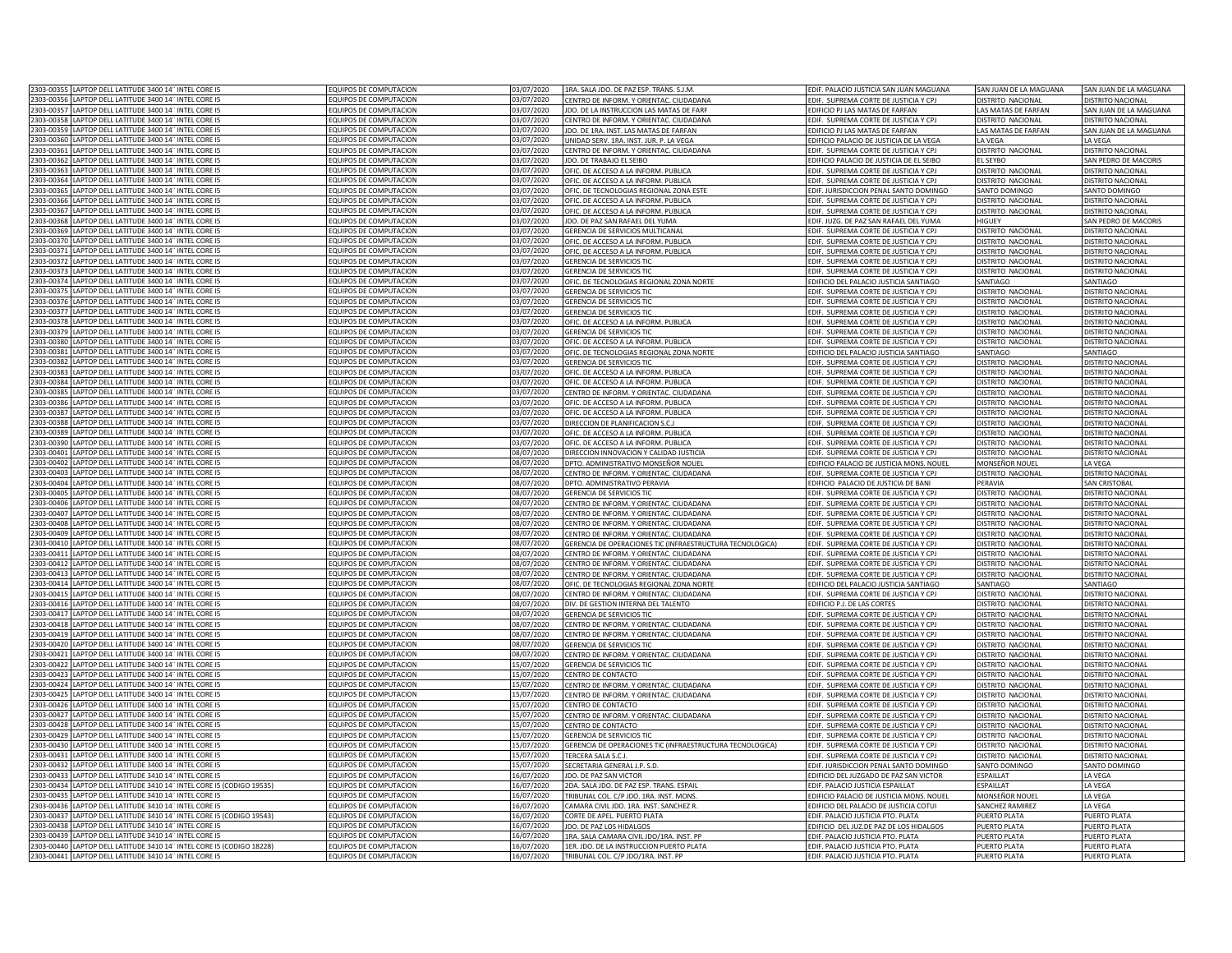| | | | | | | | |
|---|---|---|---|---|---|---|---|
| 2303-00355 | LAPTOP DELL LATITUDE 3400 14¨ INTEL CORE I5 | EQUIPOS DE COMPUTACION | 03/07/2020 | 1RA. SALA JDO. DE PAZ ESP. TRANS. S.J.M. | EDIF. PALACIO JUSTICIA SAN JUAN MAGUANA | SAN JUAN DE LA MAGUANA | SAN JUAN DE LA MAGUANA |
| 2303-00356 | LAPTOP DELL LATITUDE 3400 14¨ INTEL CORE I5 | EQUIPOS DE COMPUTACION | 03/07/2020 | CENTRO DE INFORM. Y ORIENTAC. CIUDADANA | EDIF. SUPREMA CORTE DE JUSTICIA Y CPJ | DISTRITO NACIONAL | DISTRITO NACIONAL |
| 2303-00357 | LAPTOP DELL LATITUDE 3400 14¨ INTEL CORE I5 | EQUIPOS DE COMPUTACION | 03/07/2020 | JDO. DE LA INSTRUCCION LAS MATAS DE FARF | EDIFICIO PJ LAS MATAS DE FARFAN | LAS MATAS DE FARFAN | SAN JUAN DE LA MAGUANA |
| 2303-00358 | LAPTOP DELL LATITUDE 3400 14¨ INTEL CORE I5 | EQUIPOS DE COMPUTACION | 03/07/2020 | CENTRO DE INFORM. Y ORIENTAC. CIUDADANA | EDIF. SUPREMA CORTE DE JUSTICIA Y CPJ | DISTRITO NACIONAL | DISTRITO NACIONAL |
| 2303-00359 | LAPTOP DELL LATITUDE 3400 14¨ INTEL CORE I5 | EQUIPOS DE COMPUTACION | 03/07/2020 | JDO. DE 1RA. INST. LAS MATAS DE FARFAN | EDIFICIO PJ LAS MATAS DE FARFAN | LAS MATAS DE FARFAN | SAN JUAN DE LA MAGUANA |
| 2303-00360 | LAPTOP DELL LATITUDE 3400 14¨ INTEL CORE I5 | EQUIPOS DE COMPUTACION | 03/07/2020 | UNIDAD SERV. 1RA. INST. JUR. P. LA VEGA | EDIFICIO PALACIO DE JUSTICIA DE LA VEGA | LA VEGA | LA VEGA |
| 2303-00361 | LAPTOP DELL LATITUDE 3400 14¨ INTEL CORE I5 | EQUIPOS DE COMPUTACION | 03/07/2020 | CENTRO DE INFORM. Y ORIENTAC. CIUDADANA | EDIF. SUPREMA CORTE DE JUSTICIA Y CPJ | DISTRITO NACIONAL | DISTRITO NACIONAL |
| 2303-00362 | LAPTOP DELL LATITUDE 3400 14¨ INTEL CORE I5 | EQUIPOS DE COMPUTACION | 03/07/2020 | JDO. DE TRABAJO EL SEIBO | EDIFICIO PALACIO DE JUSTICIA DE EL SEIBO | EL SEYBO | SAN PEDRO DE MACORIS |
| 2303-00363 | LAPTOP DELL LATITUDE 3400 14¨ INTEL CORE I5 | EQUIPOS DE COMPUTACION | 03/07/2020 | OFIC. DE ACCESO A LA INFORM. PUBLICA | EDIF. SUPREMA CORTE DE JUSTICIA Y CPJ | DISTRITO NACIONAL | DISTRITO NACIONAL |
| 2303-00364 | LAPTOP DELL LATITUDE 3400 14¨ INTEL CORE I5 | EQUIPOS DE COMPUTACION | 03/07/2020 | OFIC. DE ACCESO A LA INFORM. PUBLICA | EDIF. SUPREMA CORTE DE JUSTICIA Y CPJ | DISTRITO NACIONAL | DISTRITO NACIONAL |
| 2303-00365 | LAPTOP DELL LATITUDE 3400 14¨ INTEL CORE I5 | EQUIPOS DE COMPUTACION | 03/07/2020 | OFIC. DE TECNOLOGIAS REGIONAL ZONA ESTE | EDIF. JURISDICCION PENAL SANTO DOMINGO | SANTO DOMINGO | SANTO DOMINGO |
| 2303-00366 | LAPTOP DELL LATITUDE 3400 14¨ INTEL CORE I5 | EQUIPOS DE COMPUTACION | 03/07/2020 | OFIC. DE ACCESO A LA INFORM. PUBLICA | EDIF. SUPREMA CORTE DE JUSTICIA Y CPJ | DISTRITO NACIONAL | DISTRITO NACIONAL |
| 2303-00367 | LAPTOP DELL LATITUDE 3400 14¨ INTEL CORE I5 | EQUIPOS DE COMPUTACION | 03/07/2020 | OFIC. DE ACCESO A LA INFORM. PUBLICA | EDIF. SUPREMA CORTE DE JUSTICIA Y CPJ | DISTRITO NACIONAL | DISTRITO NACIONAL |
| 2303-00368 | LAPTOP DELL LATITUDE 3400 14¨ INTEL CORE I5 | EQUIPOS DE COMPUTACION | 03/07/2020 | JDO. DE PAZ SAN RAFAEL DEL YUMA | EDIF. JUZG. DE PAZ SAN RAFAEL DEL YUMA | HIGUEY | SAN PEDRO DE MACORIS |
| 2303-00369 | LAPTOP DELL LATITUDE 3400 14¨ INTEL CORE I5 | EQUIPOS DE COMPUTACION | 03/07/2020 | GERENCIA DE SERVICIOS MULTICANAL | EDIF. SUPREMA CORTE DE JUSTICIA Y CPJ | DISTRITO NACIONAL | DISTRITO NACIONAL |
| 2303-00370 | LAPTOP DELL LATITUDE 3400 14¨ INTEL CORE I5 | EQUIPOS DE COMPUTACION | 03/07/2020 | OFIC. DE ACCESO A LA INFORM. PUBLICA | EDIF. SUPREMA CORTE DE JUSTICIA Y CPJ | DISTRITO NACIONAL | DISTRITO NACIONAL |
| 2303-00371 | LAPTOP DELL LATITUDE 3400 14¨ INTEL CORE I5 | EQUIPOS DE COMPUTACION | 03/07/2020 | OFIC. DE ACCESO A LA INFORM. PUBLICA | EDIF. SUPREMA CORTE DE JUSTICIA Y CPJ | DISTRITO NACIONAL | DISTRITO NACIONAL |
| 2303-00372 | LAPTOP DELL LATITUDE 3400 14¨ INTEL CORE I5 | EQUIPOS DE COMPUTACION | 03/07/2020 | GERENCIA DE SERVICIOS TIC | EDIF. SUPREMA CORTE DE JUSTICIA Y CPJ | DISTRITO NACIONAL | DISTRITO NACIONAL |
| 2303-00373 | LAPTOP DELL LATITUDE 3400 14¨ INTEL CORE I5 | EQUIPOS DE COMPUTACION | 03/07/2020 | GERENCIA DE SERVICIOS TIC | EDIF. SUPREMA CORTE DE JUSTICIA Y CPJ | DISTRITO NACIONAL | DISTRITO NACIONAL |
| 2303-00374 | LAPTOP DELL LATITUDE 3400 14¨ INTEL CORE I5 | EQUIPOS DE COMPUTACION | 03/07/2020 | OFIC. DE TECNOLOGIAS REGIONAL ZONA NORTE | EDIFICIO DEL PALACIO JUSTICIA SANTIAGO | SANTIAGO | SANTIAGO |
| 2303-00375 | LAPTOP DELL LATITUDE 3400 14¨ INTEL CORE I5 | EQUIPOS DE COMPUTACION | 03/07/2020 | GERENCIA DE SERVICIOS TIC | EDIF. SUPREMA CORTE DE JUSTICIA Y CPJ | DISTRITO NACIONAL | DISTRITO NACIONAL |
| 2303-00376 | LAPTOP DELL LATITUDE 3400 14¨ INTEL CORE I5 | EQUIPOS DE COMPUTACION | 03/07/2020 | GERENCIA DE SERVICIOS TIC | EDIF. SUPREMA CORTE DE JUSTICIA Y CPJ | DISTRITO NACIONAL | DISTRITO NACIONAL |
| 2303-00377 | LAPTOP DELL LATITUDE 3400 14¨ INTEL CORE I5 | EQUIPOS DE COMPUTACION | 03/07/2020 | GERENCIA DE SERVICIOS TIC | EDIF. SUPREMA CORTE DE JUSTICIA Y CPJ | DISTRITO NACIONAL | DISTRITO NACIONAL |
| 2303-00378 | LAPTOP DELL LATITUDE 3400 14¨ INTEL CORE I5 | EQUIPOS DE COMPUTACION | 03/07/2020 | OFIC. DE ACCESO A LA INFORM. PUBLICA | EDIF. SUPREMA CORTE DE JUSTICIA Y CPJ | DISTRITO NACIONAL | DISTRITO NACIONAL |
| 2303-00379 | LAPTOP DELL LATITUDE 3400 14¨ INTEL CORE I5 | EQUIPOS DE COMPUTACION | 03/07/2020 | GERENCIA DE SERVICIOS TIC | EDIF. SUPREMA CORTE DE JUSTICIA Y CPJ | DISTRITO NACIONAL | DISTRITO NACIONAL |
| 2303-00380 | LAPTOP DELL LATITUDE 3400 14¨ INTEL CORE I5 | EQUIPOS DE COMPUTACION | 03/07/2020 | OFIC. DE ACCESO A LA INFORM. PUBLICA | EDIF. SUPREMA CORTE DE JUSTICIA Y CPJ | DISTRITO NACIONAL | DISTRITO NACIONAL |
| 2303-00381 | LAPTOP DELL LATITUDE 3400 14¨ INTEL CORE I5 | EQUIPOS DE COMPUTACION | 03/07/2020 | OFIC. DE TECNOLOGIAS REGIONAL ZONA NORTE | EDIFICIO DEL PALACIO JUSTICIA SANTIAGO | SANTIAGO | SANTIAGO |
| 2303-00382 | LAPTOP DELL LATITUDE 3400 14¨ INTEL CORE I5 | EQUIPOS DE COMPUTACION | 03/07/2020 | GERENCIA DE SERVICIOS TIC | EDIF. SUPREMA CORTE DE JUSTICIA Y CPJ | DISTRITO NACIONAL | DISTRITO NACIONAL |
| 2303-00383 | LAPTOP DELL LATITUDE 3400 14¨ INTEL CORE I5 | EQUIPOS DE COMPUTACION | 03/07/2020 | OFIC. DE ACCESO A LA INFORM. PUBLICA | EDIF. SUPREMA CORTE DE JUSTICIA Y CPJ | DISTRITO NACIONAL | DISTRITO NACIONAL |
| 2303-00384 | LAPTOP DELL LATITUDE 3400 14¨ INTEL CORE I5 | EQUIPOS DE COMPUTACION | 03/07/2020 | OFIC. DE ACCESO A LA INFORM. PUBLICA | EDIF. SUPREMA CORTE DE JUSTICIA Y CPJ | DISTRITO NACIONAL | DISTRITO NACIONAL |
| 2303-00385 | LAPTOP DELL LATITUDE 3400 14¨ INTEL CORE I5 | EQUIPOS DE COMPUTACION | 03/07/2020 | CENTRO DE INFORM. Y ORIENTAC. CIUDADANA | EDIF. SUPREMA CORTE DE JUSTICIA Y CPJ | DISTRITO NACIONAL | DISTRITO NACIONAL |
| 2303-00386 | LAPTOP DELL LATITUDE 3400 14¨ INTEL CORE I5 | EQUIPOS DE COMPUTACION | 03/07/2020 | OFIC. DE ACCESO A LA INFORM. PUBLICA | EDIF. SUPREMA CORTE DE JUSTICIA Y CPJ | DISTRITO NACIONAL | DISTRITO NACIONAL |
| 2303-00387 | LAPTOP DELL LATITUDE 3400 14¨ INTEL CORE I5 | EQUIPOS DE COMPUTACION | 03/07/2020 | OFIC. DE ACCESO A LA INFORM. PUBLICA | EDIF. SUPREMA CORTE DE JUSTICIA Y CPJ | DISTRITO NACIONAL | DISTRITO NACIONAL |
| 2303-00388 | LAPTOP DELL LATITUDE 3400 14¨ INTEL CORE I5 | EQUIPOS DE COMPUTACION | 03/07/2020 | DIRECCION DE PLANIFICACION S.C.J | EDIF. SUPREMA CORTE DE JUSTICIA Y CPJ | DISTRITO NACIONAL | DISTRITO NACIONAL |
| 2303-00389 | LAPTOP DELL LATITUDE 3400 14¨ INTEL CORE I5 | EQUIPOS DE COMPUTACION | 03/07/2020 | OFIC. DE ACCESO A LA INFORM. PUBLICA | EDIF. SUPREMA CORTE DE JUSTICIA Y CPJ | DISTRITO NACIONAL | DISTRITO NACIONAL |
| 2303-00390 | LAPTOP DELL LATITUDE 3400 14¨ INTEL CORE I5 | EQUIPOS DE COMPUTACION | 03/07/2020 | OFIC. DE ACCESO A LA INFORM. PUBLICA | EDIF. SUPREMA CORTE DE JUSTICIA Y CPJ | DISTRITO NACIONAL | DISTRITO NACIONAL |
| 2303-00401 | LAPTOP DELL LATITUDE 3400 14¨ INTEL CORE I5 | EQUIPOS DE COMPUTACION | 08/07/2020 | DIRECCION INNOVACION Y CALIDAD JUSTICIA | EDIF. SUPREMA CORTE DE JUSTICIA Y CPJ | DISTRITO NACIONAL | DISTRITO NACIONAL |
| 2303-00402 | LAPTOP DELL LATITUDE 3400 14¨ INTEL CORE I5 | EQUIPOS DE COMPUTACION | 08/07/2020 | DPTO. ADMINISTRATIVO MONSEÑOR NOUEL | EDIFICIO PALACIO DE JUSTICIA MONS. NOUEL | MONSEÑOR NOUEL | LA VEGA |
| 2303-00403 | LAPTOP DELL LATITUDE 3400 14¨ INTEL CORE I5 | EQUIPOS DE COMPUTACION | 08/07/2020 | CENTRO DE INFORM. Y ORIENTAC. CIUDADANA | EDIF. SUPREMA CORTE DE JUSTICIA Y CPJ | DISTRITO NACIONAL | DISTRITO NACIONAL |
| 2303-00404 | LAPTOP DELL LATITUDE 3400 14¨ INTEL CORE I5 | EQUIPOS DE COMPUTACION | 08/07/2020 | DPTO. ADMINISTRATIVO PERAVIA | EDIFICIO PALACIO DE JUSTICIA DE BANI | PERAVIA | SAN CRISTOBAL |
| 2303-00405 | LAPTOP DELL LATITUDE 3400 14¨ INTEL CORE I5 | EQUIPOS DE COMPUTACION | 08/07/2020 | GERENCIA DE SERVICIOS TIC | EDIF. SUPREMA CORTE DE JUSTICIA Y CPJ | DISTRITO NACIONAL | DISTRITO NACIONAL |
| 2303-00406 | LAPTOP DELL LATITUDE 3400 14¨ INTEL CORE I5 | EQUIPOS DE COMPUTACION | 08/07/2020 | CENTRO DE INFORM. Y ORIENTAC. CIUDADANA | EDIF. SUPREMA CORTE DE JUSTICIA Y CPJ | DISTRITO NACIONAL | DISTRITO NACIONAL |
| 2303-00407 | LAPTOP DELL LATITUDE 3400 14¨ INTEL CORE I5 | EQUIPOS DE COMPUTACION | 08/07/2020 | CENTRO DE INFORM. Y ORIENTAC. CIUDADANA | EDIF. SUPREMA CORTE DE JUSTICIA Y CPJ | DISTRITO NACIONAL | DISTRITO NACIONAL |
| 2303-00408 | LAPTOP DELL LATITUDE 3400 14¨ INTEL CORE I5 | EQUIPOS DE COMPUTACION | 08/07/2020 | CENTRO DE INFORM. Y ORIENTAC. CIUDADANA | EDIF. SUPREMA CORTE DE JUSTICIA Y CPJ | DISTRITO NACIONAL | DISTRITO NACIONAL |
| 2303-00409 | LAPTOP DELL LATITUDE 3400 14¨ INTEL CORE I5 | EQUIPOS DE COMPUTACION | 08/07/2020 | CENTRO DE INFORM. Y ORIENTAC. CIUDADANA | EDIF. SUPREMA CORTE DE JUSTICIA Y CPJ | DISTRITO NACIONAL | DISTRITO NACIONAL |
| 2303-00410 | LAPTOP DELL LATITUDE 3400 14¨ INTEL CORE I5 | EQUIPOS DE COMPUTACION | 08/07/2020 | GERENCIA DE OPERACIONES TIC (INFRAESTRUCTURA TECNOLOGICA) | EDIF. SUPREMA CORTE DE JUSTICIA Y CPJ | DISTRITO NACIONAL | DISTRITO NACIONAL |
| 2303-00411 | LAPTOP DELL LATITUDE 3400 14¨ INTEL CORE I5 | EQUIPOS DE COMPUTACION | 08/07/2020 | CENTRO DE INFORM. Y ORIENTAC. CIUDADANA | EDIF. SUPREMA CORTE DE JUSTICIA Y CPJ | DISTRITO NACIONAL | DISTRITO NACIONAL |
| 2303-00412 | LAPTOP DELL LATITUDE 3400 14¨ INTEL CORE I5 | EQUIPOS DE COMPUTACION | 08/07/2020 | CENTRO DE INFORM. Y ORIENTAC. CIUDADANA | EDIF. SUPREMA CORTE DE JUSTICIA Y CPJ | DISTRITO NACIONAL | DISTRITO NACIONAL |
| 2303-00413 | LAPTOP DELL LATITUDE 3400 14¨ INTEL CORE I5 | EQUIPOS DE COMPUTACION | 08/07/2020 | CENTRO DE INFORM. Y ORIENTAC. CIUDADANA | EDIF. SUPREMA CORTE DE JUSTICIA Y CPJ | DISTRITO NACIONAL | DISTRITO NACIONAL |
| 2303-00414 | LAPTOP DELL LATITUDE 3400 14¨ INTEL CORE I5 | EQUIPOS DE COMPUTACION | 08/07/2020 | OFIC. DE TECNOLOGIAS REGIONAL ZONA NORTE | EDIFICIO DEL PALACIO JUSTICIA SANTIAGO | SANTIAGO | SANTIAGO |
| 2303-00415 | LAPTOP DELL LATITUDE 3400 14¨ INTEL CORE I5 | EQUIPOS DE COMPUTACION | 08/07/2020 | CENTRO DE INFORM. Y ORIENTAC. CIUDADANA | EDIF. SUPREMA CORTE DE JUSTICIA Y CPJ | DISTRITO NACIONAL | DISTRITO NACIONAL |
| 2303-00416 | LAPTOP DELL LATITUDE 3400 14¨ INTEL CORE I5 | EQUIPOS DE COMPUTACION | 08/07/2020 | DIV. DE GESTION INTERNA DEL TALENTO | EDIFICIO P.J. DE LAS CORTES | DISTRITO NACIONAL | DISTRITO NACIONAL |
| 2303-00417 | LAPTOP DELL LATITUDE 3400 14¨ INTEL CORE I5 | EQUIPOS DE COMPUTACION | 08/07/2020 | GERENCIA DE SERVICIOS TIC | EDIF. SUPREMA CORTE DE JUSTICIA Y CPJ | DISTRITO NACIONAL | DISTRITO NACIONAL |
| 2303-00418 | LAPTOP DELL LATITUDE 3400 14¨ INTEL CORE I5 | EQUIPOS DE COMPUTACION | 08/07/2020 | CENTRO DE INFORM. Y ORIENTAC. CIUDADANA | EDIF. SUPREMA CORTE DE JUSTICIA Y CPJ | DISTRITO NACIONAL | DISTRITO NACIONAL |
| 2303-00419 | LAPTOP DELL LATITUDE 3400 14¨ INTEL CORE I5 | EQUIPOS DE COMPUTACION | 08/07/2020 | CENTRO DE INFORM. Y ORIENTAC. CIUDADANA | EDIF. SUPREMA CORTE DE JUSTICIA Y CPJ | DISTRITO NACIONAL | DISTRITO NACIONAL |
| 2303-00420 | LAPTOP DELL LATITUDE 3400 14¨ INTEL CORE I5 | EQUIPOS DE COMPUTACION | 08/07/2020 | GERENCIA DE SERVICIOS TIC | EDIF. SUPREMA CORTE DE JUSTICIA Y CPJ | DISTRITO NACIONAL | DISTRITO NACIONAL |
| 2303-00421 | LAPTOP DELL LATITUDE 3400 14¨ INTEL CORE I5 | EQUIPOS DE COMPUTACION | 08/07/2020 | CENTRO DE INFORM. Y ORIENTAC. CIUDADANA | EDIF. SUPREMA CORTE DE JUSTICIA Y CPJ | DISTRITO NACIONAL | DISTRITO NACIONAL |
| 2303-00422 | LAPTOP DELL LATITUDE 3400 14¨ INTEL CORE I5 | EQUIPOS DE COMPUTACION | 15/07/2020 | GERENCIA DE SERVICIOS TIC | EDIF. SUPREMA CORTE DE JUSTICIA Y CPJ | DISTRITO NACIONAL | DISTRITO NACIONAL |
| 2303-00423 | LAPTOP DELL LATITUDE 3400 14¨ INTEL CORE I5 | EQUIPOS DE COMPUTACION | 15/07/2020 | CENTRO DE CONTACTO | EDIF. SUPREMA CORTE DE JUSTICIA Y CPJ | DISTRITO NACIONAL | DISTRITO NACIONAL |
| 2303-00424 | LAPTOP DELL LATITUDE 3400 14¨ INTEL CORE I5 | EQUIPOS DE COMPUTACION | 15/07/2020 | CENTRO DE INFORM. Y ORIENTAC. CIUDADANA | EDIF. SUPREMA CORTE DE JUSTICIA Y CPJ | DISTRITO NACIONAL | DISTRITO NACIONAL |
| 2303-00425 | LAPTOP DELL LATITUDE 3400 14¨ INTEL CORE I5 | EQUIPOS DE COMPUTACION | 15/07/2020 | CENTRO DE INFORM. Y ORIENTAC. CIUDADANA | EDIF. SUPREMA CORTE DE JUSTICIA Y CPJ | DISTRITO NACIONAL | DISTRITO NACIONAL |
| 2303-00426 | LAPTOP DELL LATITUDE 3400 14¨ INTEL CORE I5 | EQUIPOS DE COMPUTACION | 15/07/2020 | CENTRO DE CONTACTO | EDIF. SUPREMA CORTE DE JUSTICIA Y CPJ | DISTRITO NACIONAL | DISTRITO NACIONAL |
| 2303-00427 | LAPTOP DELL LATITUDE 3400 14¨ INTEL CORE I5 | EQUIPOS DE COMPUTACION | 15/07/2020 | CENTRO DE INFORM. Y ORIENTAC. CIUDADANA | EDIF. SUPREMA CORTE DE JUSTICIA Y CPJ | DISTRITO NACIONAL | DISTRITO NACIONAL |
| 2303-00428 | LAPTOP DELL LATITUDE 3400 14¨ INTEL CORE I5 | EQUIPOS DE COMPUTACION | 15/07/2020 | CENTRO DE CONTACTO | EDIF. SUPREMA CORTE DE JUSTICIA Y CPJ | DISTRITO NACIONAL | DISTRITO NACIONAL |
| 2303-00429 | LAPTOP DELL LATITUDE 3400 14¨ INTEL CORE I5 | EQUIPOS DE COMPUTACION | 15/07/2020 | GERENCIA DE SERVICIOS TIC | EDIF. SUPREMA CORTE DE JUSTICIA Y CPJ | DISTRITO NACIONAL | DISTRITO NACIONAL |
| 2303-00430 | LAPTOP DELL LATITUDE 3400 14¨ INTEL CORE I5 | EQUIPOS DE COMPUTACION | 15/07/2020 | GERENCIA DE OPERACIONES TIC (INFRAESTRUCTURA TECNOLOGICA) | EDIF. SUPREMA CORTE DE JUSTICIA Y CPJ | DISTRITO NACIONAL | DISTRITO NACIONAL |
| 2303-00431 | LAPTOP DELL LATITUDE 3400 14¨ INTEL CORE I5 | EQUIPOS DE COMPUTACION | 15/07/2020 | TERCERA SALA S.C.J. | EDIF. SUPREMA CORTE DE JUSTICIA Y CPJ | DISTRITO NACIONAL | DISTRITO NACIONAL |
| 2303-00432 | LAPTOP DELL LATITUDE 3400 14¨ INTEL CORE I5 | EQUIPOS DE COMPUTACION | 15/07/2020 | SECRETARIA GENERAL J.P. S.D. | EDIF. JURISDICCION PENAL SANTO DOMINGO | SANTO DOMINGO | SANTO DOMINGO |
| 2303-00433 | LAPTOP DELL LATITUDE 3410 14¨ INTEL CORE I5 | EQUIPOS DE COMPUTACION | 16/07/2020 | JDO. DE PAZ SAN VICTOR | EDIFICIO DEL JUZGADO DE PAZ SAN VICTOR | ESPAILLAT | LA VEGA |
| 2303-00434 | LAPTOP DELL LATITUDE 3410 14¨ INTEL CORE I5 (CODIGO 19535) | EQUIPOS DE COMPUTACION | 16/07/2020 | 2DA. SALA JDO. DE PAZ ESP. TRANS. ESPAIL | EDIF. PALACIO JUSTICIA ESPAILLAT | ESPAILLAT | LA VEGA |
| 2303-00435 | LAPTOP DELL LATITUDE 3410 14¨ INTEL CORE I5 | EQUIPOS DE COMPUTACION | 16/07/2020 | TRIBUNAL COL. C/P JDO. 1RA. INST. MONS. | EDIFICIO PALACIO DE JUSTICIA MONS. NOUEL | MONSEÑOR NOUEL | LA VEGA |
| 2303-00436 | LAPTOP DELL LATITUDE 3410 14¨ INTEL CORE I5 | EQUIPOS DE COMPUTACION | 16/07/2020 | CAMARA CIVIL JDO. 1RA. INST. SANCHEZ R. | EDIFICIO DEL PALACIO DE JUSTICIA COTUI | SANCHEZ RAMIREZ | LA VEGA |
| 2303-00437 | LAPTOP DELL LATITUDE 3410 14¨ INTEL CORE I5 (CODIGO 19543) | EQUIPOS DE COMPUTACION | 16/07/2020 | CORTE DE APEL. PUERTO PLATA | EDIF. PALACIO JUSTICIA PTO. PLATA | PUERTO PLATA | PUERTO PLATA |
| 2303-00438 | LAPTOP DELL LATITUDE 3410 14¨ INTEL CORE I5 | EQUIPOS DE COMPUTACION | 16/07/2020 | JDO. DE PAZ LOS HIDALGOS | EDIFICIO DEL JUZ.DE PAZ DE LOS HIDALGOS | PUERTO PLATA | PUERTO PLATA |
| 2303-00439 | LAPTOP DELL LATITUDE 3410 14¨ INTEL CORE I5 | EQUIPOS DE COMPUTACION | 16/07/2020 | 1RA. SALA CAMARA CIVIL JDO/1RA. INST. PP | EDIF. PALACIO JUSTICIA PTO. PLATA | PUERTO PLATA | PUERTO PLATA |
| 2303-00440 | LAPTOP DELL LATITUDE 3410 14¨ INTEL CORE I5 (CODIGO 18228) | EQUIPOS DE COMPUTACION | 16/07/2020 | 1ER. JDO. DE LA INSTRUCCION PUERTO PLATA | EDIF. PALACIO JUSTICIA PTO. PLATA | PUERTO PLATA | PUERTO PLATA |
| 2303-00441 | LAPTOP DELL LATITUDE 3410 14¨ INTEL CORE I5 | EQUIPOS DE COMPUTACION | 16/07/2020 | TRIBUNAL COL. C/P JDO/1RA. INST. PP | EDIF. PALACIO JUSTICIA PTO. PLATA | PUERTO PLATA | PUERTO PLATA |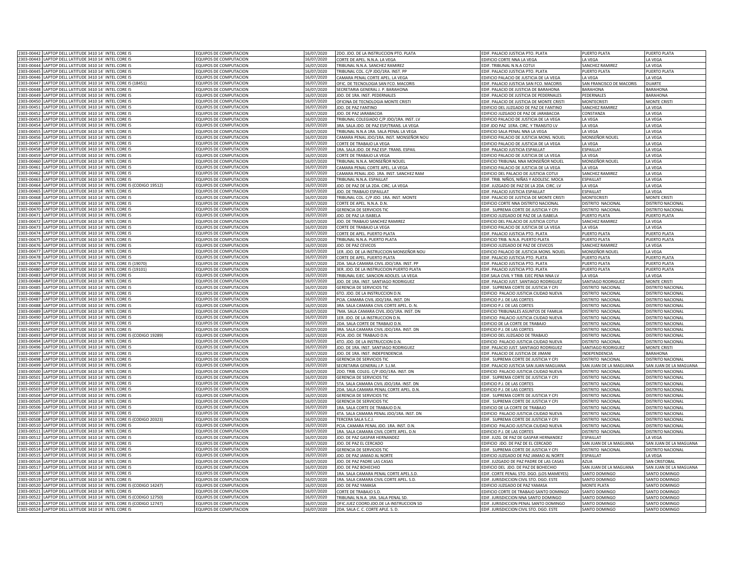| | | | | | | | |
|---|---|---|---|---|---|---|---|
| 2303-00442 | LAPTOP DELL LATITUDE 3410 14¨ INTEL CORE I5 | EQUIPOS DE COMPUTACION | 16/07/2020 | 2DO. JDO. DE LA INSTRUCCION PTO. PLATA | EDIF. PALACIO JUSTICIA PTO. PLATA | PUERTO PLATA | PUERTO PLATA |
| 2303-00443 | LAPTOP DELL LATITUDE 3410 14¨ INTEL CORE I5 | EQUIPOS DE COMPUTACION | 16/07/2020 | CORTE DE APEL. N.N.A. LA VEGA | EDIFICIO CORTE NNA LA VEGA | LA VEGA | LA VEGA |
| 2303-00444 | LAPTOP DELL LATITUDE 3410 14¨ INTEL CORE I5 | EQUIPOS DE COMPUTACION | 16/07/2020 | TRIBUNAL N.N.A. SANCHEZ RAMIREZ | EDIF. TRIBUNAL N.N.A COTUI | SANCHEZ RAMIREZ | LA VEGA |
| 2303-00445 | LAPTOP DELL LATITUDE 3410 14¨ INTEL CORE I5 | EQUIPOS DE COMPUTACION | 16/07/2020 | TRIBUNAL COL. C/P JDO/1RA. INST. PP | EDIF. PALACIO JUSTICIA PTO. PLATA | PUERTO PLATA | PUERTO PLATA |
| 2303-00446 | LAPTOP DELL LATITUDE 3410 14¨ INTEL CORE I5 | EQUIPOS DE COMPUTACION | 16/07/2020 | CAMARA PENAL CORTE APEL. LA VEGA | EDIFICIO PALACIO DE JUSTICIA DE LA VEGA | LA VEGA | LA VEGA |
| 2303-00447 | LAPTOP DELL LATITUDE 3410 14¨ INTEL CORE I5 (18451) | EQUIPOS DE COMPUTACION | 16/07/2020 | OFIC. DE TECNOLOGIA SAN FCO. MACORIS | EDIF. PALACIO JUSTICIA SAN FCO. MACORIS | SAN FRANCISCO DE MACORIS | DUARTE |
| 2303-00448 | LAPTOP DELL LATITUDE 3410 14¨ INTEL CORE I5 | EQUIPOS DE COMPUTACION | 16/07/2020 | SECRETARIA GENERAL J. P. BARAHONA | EDIF. PALACIO DE JUSTICIA DE BARAHONA | BARAHONA | BARAHONA |
| 2303-00449 | LAPTOP DELL LATITUDE 3410 14¨ INTEL CORE I5 | EQUIPOS DE COMPUTACION | 16/07/2020 | JDO. DE 1RA. INST. PEDERNALES | EDIF. PALACIO DE JUSTICIA DE PEDERNALES | PEDERNALES | BARAHONA |
| 2303-00450 | LAPTOP DELL LATITUDE 3410 14¨ INTEL CORE I5 | EQUIPOS DE COMPUTACION | 16/07/2020 | OFICINA DE TECNOLOGIA MONTE CRISTI | EDIF. PALACIO DE JUSTICIA DE MONTE CRISTI | MONTECRISTI | MONTE CRISTI |
| 2303-00451 | LAPTOP DELL LATITUDE 3410 14¨ INTEL CORE I5 | EQUIPOS DE COMPUTACION | 16/07/2020 | JDO. DE PAZ FANTINO | EDIFICIO DEL JUZGADO DE PAZ DE FANTINO | SANCHEZ RAMIREZ | LA VEGA |
| 2303-00452 | LAPTOP DELL LATITUDE 3410 14¨ INTEL CORE I5 | EQUIPOS DE COMPUTACION | 16/07/2020 | JDO. DE PAZ JARABACOA | EDIFICIO JUZGADO DE PAZ DE JARABACOA | CONSTANZA | LA VEGA |
| 2303-00453 | LAPTOP DELL LATITUDE 3410 14¨ INTEL CORE I5 | EQUIPOS DE COMPUTACION | 16/07/2020 | TRIBUNAL COLEGIADO C/P JDO/1RA. INST. LV | EDIFICIO PALACIO DE JUSTICIA DE LA VEGA | LA VEGA | LA VEGA |
| 2303-00454 | LAPTOP DELL LATITUDE 3410 14¨ INTEL CORE I5 | EQUIPOS DE COMPUTACION | 16/07/2020 | 3RA. SALA JDO. DE PAZ ESP/TRANS. LA VEGA | EDIF JDO PAZ 1ERA. CIRC. Y TRANSITO LV | LA VEGA | LA VEGA |
| 2303-00455 | LAPTOP DELL LATITUDE 3410 14¨ INTEL CORE I5 | EQUIPOS DE COMPUTACION | 16/07/2020 | TRIBUNAL N.N.A 1RA. SALA PENAL LA VEGA | EDIFICIO SALA PENAL NNA LA VEGA | LA VEGA | LA VEGA |
| 2303-00456 | LAPTOP DELL LATITUDE 3410 14¨ INTEL CORE I5 | EQUIPOS DE COMPUTACION | 16/07/2020 | CAMARA PENAL JDO/1RA. INST. MONSEÑOR NOU | EDIFICIO PALACIO DE JUSTICIA MONS. NOUEL | MONSEÑOR NOUEL | LA VEGA |
| 2303-00457 | LAPTOP DELL LATITUDE 3410 14¨ INTEL CORE I5 | EQUIPOS DE COMPUTACION | 16/07/2020 | CORTE DE TRABAJO LA VEGA | EDIFICIO PALACIO DE JUSTICIA DE LA VEGA | LA VEGA | LA VEGA |
| 2303-00458 | LAPTOP DELL LATITUDE 3410 14¨ INTEL CORE I5 | EQUIPOS DE COMPUTACION | 16/07/2020 | 1RA. SALA JDO. DE PAZ ESP. TRANS. ESPAIL | EDIF. PALACIO JUSTICIA ESPAILLAT | ESPAILLAT | LA VEGA |
| 2303-00459 | LAPTOP DELL LATITUDE 3410 14¨ INTEL CORE I5 | EQUIPOS DE COMPUTACION | 16/07/2020 | CORTE DE TRABAJO LA VEGA | EDIFICIO PALACIO DE JUSTICIA DE LA VEGA | LA VEGA | LA VEGA |
| 2303-00460 | LAPTOP DELL LATITUDE 3410 14¨ INTEL CORE I5 | EQUIPOS DE COMPUTACION | 16/07/2020 | TRIBUNAL N.N.A. MONSEÑOR NOUEL | EDIFICIO TRIBUNAL NNA MONSEÑOR NOUEL | MONSEÑOR NOUEL | LA VEGA |
| 2303-00461 | LAPTOP DELL LATITUDE 3410 14¨ INTEL CORE I5 | EQUIPOS DE COMPUTACION | 16/07/2020 | CAMARA PENAL CORTE APEL. LA VEGA | EDIFICIO PALACIO DE JUSTICIA DE LA VEGA | LA VEGA | LA VEGA |
| 2303-00462 | LAPTOP DELL LATITUDE 3410 14¨ INTEL CORE I5 | EQUIPOS DE COMPUTACION | 16/07/2020 | CAMARA PENAL JDO. 1RA. INST. SANCHEZ RAM | EDIFICIO DEL PALACIO DE JUSTICIA COTUI | SANCHEZ RAMIREZ | LA VEGA |
| 2303-00463 | LAPTOP DELL LATITUDE 3410 14¨ INTEL CORE I5 | EQUIPOS DE COMPUTACION | 16/07/2020 | TRIBUNAL N.N.A. ESPAILLAT | EDIF. TRIB. NIÑOS, NIÑAS Y ADOLESC. MOCA | ESPAILLAT | LA VEGA |
| 2303-00464 | LAPTOP DELL LATITUDE 3410 14¨ INTEL CORE I5 (CODIGO 19512) | EQUIPOS DE COMPUTACION | 16/07/2020 | JDO. DE PAZ DE LA 2DA. CIRC. LA VEGA | EDIF. JUZGADO DE PAZ DE LA 2DA. CIRC. LV | LA VEGA | LA VEGA |
| 2303-00465 | LAPTOP DELL LATITUDE 3410 14¨ INTEL CORE I5 | EQUIPOS DE COMPUTACION | 16/07/2020 | JDO. DE TRABAJO ESPAILLAT | EDIF. PALACIO JUSTICIA ESPAILLAT | ESPAILLAT | LA VEGA |
| 2303-00468 | LAPTOP DELL LATITUDE 3410 14¨ INTEL CORE I5 | EQUIPOS DE COMPUTACION | 16/07/2020 | TRIBUNAL COL. C/P JDO. 1RA. INST. MONTE | EDIF. PALACIO DE JUSTICIA DE MONTE CRISTI | MONTECRISTI | MONTE CRISTI |
| 2303-00469 | LAPTOP DELL LATITUDE 3410 14¨ INTEL CORE I5 | EQUIPOS DE COMPUTACION | 16/07/2020 | CORTE DE APEL. N.N.A. D.N. | EDIFICIO CORTE NNA DISTRITO NACIONAL | DISTRITO NACIONAL | DISTRITO NACIONAL |
| 2303-00470 | LAPTOP DELL LATITUDE 3410 14¨ INTEL CORE I5 | EQUIPOS DE COMPUTACION | 16/07/2020 | GERENCIA DE SERVICIOS TIC | EDIF. SUPREMA CORTE DE JUSTICIA Y CPJ | DISTRITO NACIONAL | DISTRITO NACIONAL |
| 2303-00471 | LAPTOP DELL LATITUDE 3410 14¨ INTEL CORE I5 | EQUIPOS DE COMPUTACION | 16/07/2020 | JDO. DE PAZ LA ISABELA | EDIFICIO JUZGADO DE PAZ DE LA ISABELA | PUERTO PLATA | PUERTO PLATA |
| 2303-00472 | LAPTOP DELL LATITUDE 3410 14¨ INTEL CORE I5 | EQUIPOS DE COMPUTACION | 16/07/2020 | JDO. DE TRABAJO SANCHEZ RAMIREZ | EDIFICIO DEL PALACIO DE JUSTICIA COTUI | SANCHEZ RAMIREZ | LA VEGA |
| 2303-00473 | LAPTOP DELL LATITUDE 3410 14¨ INTEL CORE I5 | EQUIPOS DE COMPUTACION | 16/07/2020 | CORTE DE TRABAJO LA VEGA | EDIFICIO PALACIO DE JUSTICIA DE LA VEGA | LA VEGA | LA VEGA |
| 2303-00474 | LAPTOP DELL LATITUDE 3410 14¨ INTEL CORE I5 | EQUIPOS DE COMPUTACION | 16/07/2020 | CORTE DE APEL. PUERTO PLATA | EDIF. PALACIO JUSTICIA PTO. PLATA | PUERTO PLATA | PUERTO PLATA |
| 2303-00475 | LAPTOP DELL LATITUDE 3410 14¨ INTEL CORE I5 | EQUIPOS DE COMPUTACION | 16/07/2020 | TRIBUNAL N.N.A. PUERTO PLATA | EDIFICIO TRIB. N.N.A. PUERTO PLATA | PUERTO PLATA | PUERTO PLATA |
| 2303-00476 | LAPTOP DELL LATITUDE 3410 14¨ INTEL CORE I5 | EQUIPOS DE COMPUTACION | 16/07/2020 | JDO. DE PAZ CEVICOS | EDIFICIO JUZGADO DE PAZ DE CEVICOS | SANCHEZ RAMIREZ | LA VEGA |
| 2303-00477 | LAPTOP DELL LATITUDE 3410 14¨ INTEL CORE I5 | EQUIPOS DE COMPUTACION | 16/07/2020 | 1ER. JDO. DE LA INSTRUCCION MONSEÑOR NOU | EDIFICIO PALACIO DE JUSTICIA MONS. NOUEL | MONSEÑOR NOUEL | LA VEGA |
| 2303-00478 | LAPTOP DELL LATITUDE 3410 14¨ INTEL CORE I5 | EQUIPOS DE COMPUTACION | 16/07/2020 | CORTE DE APEL. PUERTO PLATA | EDIF. PALACIO JUSTICIA PTO. PLATA | PUERTO PLATA | PUERTO PLATA |
| 2303-00479 | LAPTOP DELL LATITUDE 3410 14¨ INTEL CORE I5 (19070) | EQUIPOS DE COMPUTACION | 16/07/2020 | 2DA. SALA CAMARA CIVIL JDO/1RA. INST. PP | EDIF. PALACIO JUSTICIA PTO. PLATA | PUERTO PLATA | PUERTO PLATA |
| 2303-00480 | LAPTOP DELL LATITUDE 3410 14¨ INTEL CORE I5 (19101) | EQUIPOS DE COMPUTACION | 16/07/2020 | 3ER. JDO. DE LA INSTRUCCION PUERTO PLATA | EDIF. PALACIO JUSTICIA PTO. PLATA | PUERTO PLATA | PUERTO PLATA |
| 2303-00483 | LAPTOP DELL LATITUDE 3410 14¨ INTEL CORE I5 | EQUIPOS DE COMPUTACION | 16/07/2020 | TRIBUNAL EJEC. SANCION ADOLES. LA VEGA | EDIF.SALA CIVIL Y TRIB. EJEC PENA NNA LV | LA VEGA | LA VEGA |
| 2303-00484 | LAPTOP DELL LATITUDE 3410 14¨ INTEL CORE I5 | EQUIPOS DE COMPUTACION | 16/07/2020 | JDO. DE 1RA. INST. SANTIAGO RODRIGUEZ | EDIF. PALACIO JUST. SANTIAGO RODRIGUEZ | SANTIAGO RODRIGUEZ | MONTE CRISTI |
| 2303-00485 | LAPTOP DELL LATITUDE 3410 14¨ INTEL CORE I5 | EQUIPOS DE COMPUTACION | 16/07/2020 | GERENCIA DE SERVICIOS TIC | EDIF. SUPREMA CORTE DE JUSTICIA Y CPJ | DISTRITO NACIONAL | DISTRITO NACIONAL |
| 2303-00486 | LAPTOP DELL LATITUDE 3410 14¨ INTEL CORE I5 | EQUIPOS DE COMPUTACION | 16/07/2020 | 6TO. JDO. DE LA INSTRUCCION D.N. | EDIFICIO PALACIO JUSTICIA CIUDAD NUEVA | DISTRITO NACIONAL | DISTRITO NACIONAL |
| 2303-00487 | LAPTOP DELL LATITUDE 3410 14¨ INTEL CORE I5 | EQUIPOS DE COMPUTACION | 16/07/2020 | PCIA. CAMARA CIVIL JDO/1RA. INST. DN | EDIFICIO P.J. DE LAS CORTES | DISTRITO NACIONAL | DISTRITO NACIONAL |
| 2303-00488 | LAPTOP DELL LATITUDE 3410 14¨ INTEL CORE I5 | EQUIPOS DE COMPUTACION | 16/07/2020 | 3RA. SALA CAMARA CIVIL CORTE APEL. D. N. | EDIFICIO P.J. DE LAS CORTES | DISTRITO NACIONAL | DISTRITO NACIONAL |
| 2303-00489 | LAPTOP DELL LATITUDE 3410 14¨ INTEL CORE I5 | EQUIPOS DE COMPUTACION | 16/07/2020 | 7MA. SALA CAMARA CIVIL JDO/1RA. INST. DN | EDIFICIO TRIBUNALES ASUNTOS DE FAMILIA | DISTRITO NACIONAL | DISTRITO NACIONAL |
| 2303-00490 | LAPTOP DELL LATITUDE 3410 14¨ INTEL CORE I5 | EQUIPOS DE COMPUTACION | 16/07/2020 | 1ER. JDO. DE LA INSTRUCCION D.N. | EDIFICIO PALACIO JUSTICIA CIUDAD NUEVA | DISTRITO NACIONAL | DISTRITO NACIONAL |
| 2303-00491 | LAPTOP DELL LATITUDE 3410 14¨ INTEL CORE I5 | EQUIPOS DE COMPUTACION | 16/07/2020 | 2DA. SALA CORTE DE TRABAJO D.N. | EDIFICIO DE LA CORTE DE TRABAJO | DISTRITO NACIONAL | DISTRITO NACIONAL |
| 2303-00492 | LAPTOP DELL LATITUDE 3410 14¨ INTEL CORE I5 | EQUIPOS DE COMPUTACION | 16/07/2020 | 3RA. SALA CAMARA CIVIL JDO/1RA. INST. DN | EDIFICIO P.J. DE LAS CORTES | DISTRITO NACIONAL | DISTRITO NACIONAL |
| 2303-00493 | LAPTOP DELL LATITUDE 3410 14¨ INTEL CORE I5 (CODIGO 19289) | EQUIPOS DE COMPUTACION | 16/07/2020 | PCIA. JDO. DE TRABAJO D.N. | EDIFICIO DEL JUZGADO DE TRABAJO | DISTRITO NACIONAL | DISTRITO NACIONAL |
| 2303-00494 | LAPTOP DELL LATITUDE 3410 14¨ INTEL CORE I5 | EQUIPOS DE COMPUTACION | 16/07/2020 | 4TO. JDO. DE LA INSTRUCCION D.N. | EDIFICIO PALACIO JUSTICIA CIUDAD NUEVA | DISTRITO NACIONAL | DISTRITO NACIONAL |
| 2303-00496 | LAPTOP DELL LATITUDE 3410 14¨ INTEL CORE I5 | EQUIPOS DE COMPUTACION | 16/07/2020 | JDO. DE 1RA. INST. SANTIAGO RODRIGUEZ | EDIF. PALACIO JUST. SANTIAGO RODRIGUEZ | SANTIAGO RODRIGUEZ | MONTE CRISTI |
| 2303-00497 | LAPTOP DELL LATITUDE 3410 14¨ INTEL CORE I5 | EQUIPOS DE COMPUTACION | 16/07/2020 | JDO. DE 1RA. INST. INDEPENDENCIA | EDIF. PALACIO DE JUSTICIA DE JIMANI | INDEPENDENCIA | BARAHONA |
| 2303-00498 | LAPTOP DELL LATITUDE 3410 14¨ INTEL CORE I5 | EQUIPOS DE COMPUTACION | 16/07/2020 | GERENCIA DE SERVICIOS TIC | EDIF. SUPREMA CORTE DE JUSTICIA Y CPJ | DISTRITO NACIONAL | DISTRITO NACIONAL |
| 2303-00499 | LAPTOP DELL LATITUDE 3410 14¨ INTEL CORE I5 | EQUIPOS DE COMPUTACION | 16/07/2020 | SECRETARIA GENERAL J.P. S.J.M. | EDIF. PALACIO JUSTICIA SAN JUAN MAGUANA | SAN JUAN DE LA MAGUANA | SAN JUAN DE LA MAGUANA |
| 2303-00500 | LAPTOP DELL LATITUDE 3410 14¨ INTEL CORE I5 | EQUIPOS DE COMPUTACION | 16/07/2020 | 2DO. TRIB. COLEG. C/P JDO/1RA. INST. DN | EDIFICIO PALACIO JUSTICIA CIUDAD NUEVA | DISTRITO NACIONAL | DISTRITO NACIONAL |
| 2303-00501 | LAPTOP DELL LATITUDE 3410 14¨ INTEL CORE I5 | EQUIPOS DE COMPUTACION | 16/07/2020 | GERENCIA DE SERVICIOS TIC | EDIF. SUPREMA CORTE DE JUSTICIA Y CPJ | DISTRITO NACIONAL | DISTRITO NACIONAL |
| 2303-00502 | LAPTOP DELL LATITUDE 3410 14¨ INTEL CORE I5 | EQUIPOS DE COMPUTACION | 16/07/2020 | 5TA. SALA CAMARA CIVIL JDO/1RA. INST. DN | EDIFICIO P.J. DE LAS CORTES | DISTRITO NACIONAL | DISTRITO NACIONAL |
| 2303-00503 | LAPTOP DELL LATITUDE 3410 14¨ INTEL CORE I5 | EQUIPOS DE COMPUTACION | 16/07/2020 | 2DA. SALA CAMARA PENAL CORTE APEL. D.N. | EDIFICIO P.J. DE LAS CORTES | DISTRITO NACIONAL | DISTRITO NACIONAL |
| 2303-00504 | LAPTOP DELL LATITUDE 3410 14¨ INTEL CORE I5 | EQUIPOS DE COMPUTACION | 16/07/2020 | GERENCIA DE SERVICIOS TIC | EDIF. SUPREMA CORTE DE JUSTICIA Y CPJ | DISTRITO NACIONAL | DISTRITO NACIONAL |
| 2303-00505 | LAPTOP DELL LATITUDE 3410 14¨ INTEL CORE I5 | EQUIPOS DE COMPUTACION | 16/07/2020 | GERENCIA DE SERVICIOS TIC | EDIF. SUPREMA CORTE DE JUSTICIA Y CPJ | DISTRITO NACIONAL | DISTRITO NACIONAL |
| 2303-00506 | LAPTOP DELL LATITUDE 3410 14¨ INTEL CORE I5 | EQUIPOS DE COMPUTACION | 16/07/2020 | 1RA. SALA CORTE DE TRABAJO D.N. | EDIFICIO DE LA CORTE DE TRABAJO | DISTRITO NACIONAL | DISTRITO NACIONAL |
| 2303-00507 | LAPTOP DELL LATITUDE 3410 14¨ INTEL CORE I5 | EQUIPOS DE COMPUTACION | 16/07/2020 | 4TA. SALA CAMARA PENAL JDO/1RA. INST. DN | EDIFICIO PALACIO JUSTICIA CIUDAD NUEVA | DISTRITO NACIONAL | DISTRITO NACIONAL |
| 2303-00508 | LAPTOP DELL LATITUDE 3410 14¨ INTEL CORE I5 (CODIGO 20323) | EQUIPOS DE COMPUTACION | 16/07/2020 | TERCERA SALA S.C.J. | EDIF. SUPREMA CORTE DE JUSTICIA Y CPJ | DISTRITO NACIONAL | DISTRITO NACIONAL |
| 2303-00510 | LAPTOP DELL LATITUDE 3410 14¨ INTEL CORE I5 | EQUIPOS DE COMPUTACION | 16/07/2020 | PCIA. CAMARA PENAL JDO. 1RA. INST. D.N. | EDIFICIO PALACIO JUSTICIA CIUDAD NUEVA | DISTRITO NACIONAL | DISTRITO NACIONAL |
| 2303-00511 | LAPTOP DELL LATITUDE 3410 14¨ INTEL CORE I5 | EQUIPOS DE COMPUTACION | 16/07/2020 | 1RA. SALA CAMARA CIVIL CORTE APEL. D.N | EDIFICIO P.J. DE LAS CORTES | DISTRITO NACIONAL | DISTRITO NACIONAL |
| 2303-00512 | LAPTOP DELL LATITUDE 3410 14¨ INTEL CORE I5 | EQUIPOS DE COMPUTACION | 16/07/2020 | JDO. DE PAZ GASPAR HERNANDEZ | EDIF. JUZG. DE PAZ DE GASPAR HERNANDEZ | ESPAILLAT | LA VEGA |
| 2303-00513 | LAPTOP DELL LATITUDE 3410 14¨ INTEL CORE I5 | EQUIPOS DE COMPUTACION | 16/07/2020 | JDO. DE PAZ EL CERCADO | EDIFICIO JDO. DE PAZ DE EL CERCADO | SAN JUAN DE LA MAGUANA | SAN JUAN DE LA MAGUANA |
| 2303-00514 | LAPTOP DELL LATITUDE 3410 14¨ INTEL CORE I5 | EQUIPOS DE COMPUTACION | 16/07/2020 | GERENCIA DE SERVICIOS TIC | EDIF. SUPREMA CORTE DE JUSTICIA Y CPJ | DISTRITO NACIONAL | DISTRITO NACIONAL |
| 2303-00515 | LAPTOP DELL LATITUDE 3410 14¨ INTEL CORE I5 | EQUIPOS DE COMPUTACION | 16/07/2020 | JDO. DE PAZ JAMAO AL NORTE | EDIFICIO JUZGADO DE PAZ JAMAO AL NORTE | ESPAILLAT | LA VEGA |
| 2303-00516 | LAPTOP DELL LATITUDE 3410 14¨ INTEL CORE I5 | EQUIPOS DE COMPUTACION | 16/07/2020 | JDO. DE PAZ PADRE LAS CASAS | EDIF. JUZGADO DE PAZ PADRE DE LAS CASAS | AZUA | SAN CRISTOBAL |
| 2303-00517 | LAPTOP DELL LATITUDE 3410 14¨ INTEL CORE I5 | EQUIPOS DE COMPUTACION | 16/07/2020 | JDO. DE PAZ BOHECHIO | EDIFICIO DEL JDO. DE PAZ DE BOHECHIO | SAN JUAN DE LA MAGUANA | SAN JUAN DE LA MAGUANA |
| 2303-00518 | LAPTOP DELL LATITUDE 3410 14¨ INTEL CORE I5 | EQUIPOS DE COMPUTACION | 16/07/2020 | 1RA. SALA CAMARA PENAL CORTE APEL.S.D. | EDIF. CORTE PENAL STO. DGO. (LOS MAMEYES) | SANTO DOMINGO | SANTO DOMINGO |
| 2303-00519 | LAPTOP DELL LATITUDE 3410 14¨ INTEL CORE I5 | EQUIPOS DE COMPUTACION | 16/07/2020 | 1RA. SALA CAMARA CIVIL CORTE APEL. S.D. | EDIF. JURISDICCION CIVIL STO. DGO. ESTE | SANTO DOMINGO | SANTO DOMINGO |
| 2303-00520 | LAPTOP DELL LATITUDE 3410 14¨ INTEL CORE I5 (CODIGO 14247) | EQUIPOS DE COMPUTACION | 16/07/2020 | JDO. DE PAZ YAMASA | EDIFICIO JUZGADO DE PAZ YAMASA | MONTE PLATA | SANTO DOMINGO |
| 2303-00521 | LAPTOP DELL LATITUDE 3410 14¨ INTEL CORE I5 | EQUIPOS DE COMPUTACION | 16/07/2020 | CORTE DE TRABAJO S.D. | EDIFICIO CORTE DE TRABAJO SANTO DOMINGO | SANTO DOMINGO | SANTO DOMINGO |
| 2303-00522 | LAPTOP DELL LATITUDE 3410 14¨ INTEL CORE I5 (CODIGO 12750) | EQUIPOS DE COMPUTACION | 16/07/2020 | TRIBUNAL N.N.A. 1RA. SALA PENAL SD. | EDIF. JURISDICCION NNA SANTO DOMINGO | SANTO DOMINGO | SANTO DOMINGO |
| 2303-00523 | LAPTOP DELL LATITUDE 3410 14¨ INTEL CORE I5 (CODIGO 12747) | EQUIPOS DE COMPUTACION | 16/07/2020 | OFIC.JUEZ COORD.JDO.DE LA INSTRUCCION SD | EDIF. JURISDICCION PENAL SANTO DOMINGO | SANTO DOMINGO | SANTO DOMINGO |
| 2303-00524 | LAPTOP DELL LATITUDE 3410 14¨ INTEL CORE I5 | EQUIPOS DE COMPUTACION | 16/07/2020 | 2DA. SALA C. C. CORTE APEL. S. D. | EDIF. JURISDICCION CIVIL STO. DGO. ESTE | SANTO DOMINGO | SANTO DOMINGO |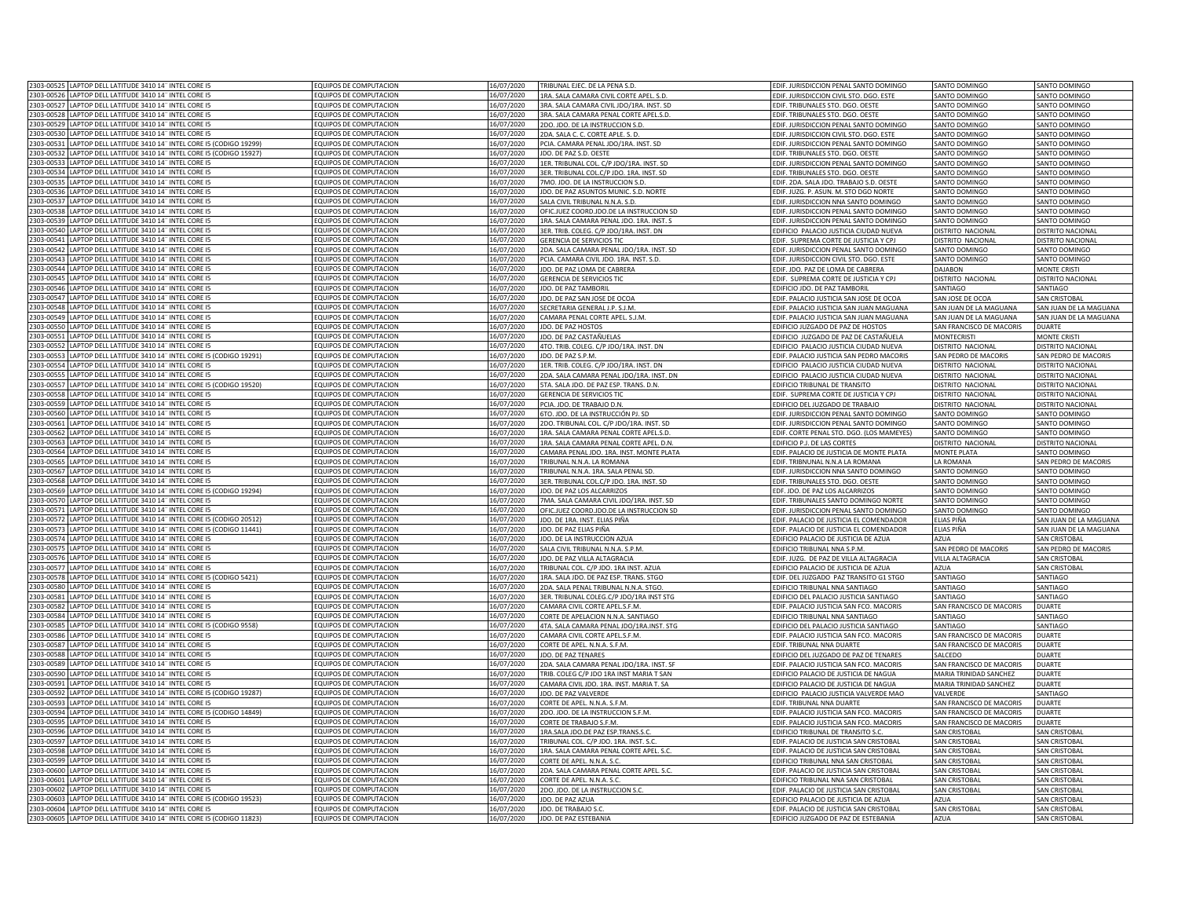| | | | | | | | |
|---|---|---|---|---|---|---|---|
| 2303-00525 | LAPTOP DELL LATITUDE 3410 14¨ INTEL CORE I5 | EQUIPOS DE COMPUTACION | 16/07/2020 | TRIBUNAL EJEC. DE LA PENA S.D. | EDIF. JURISDICCION PENAL SANTO DOMINGO | SANTO DOMINGO | SANTO DOMINGO |
| 2303-00526 | LAPTOP DELL LATITUDE 3410 14¨ INTEL CORE I5 | EQUIPOS DE COMPUTACION | 16/07/2020 | 1RA. SALA CAMARA CIVIL CORTE APEL. S.D. | EDIF. JURISDICCION CIVIL STO. DGO. ESTE | SANTO DOMINGO | SANTO DOMINGO |
| 2303-00527 | LAPTOP DELL LATITUDE 3410 14¨ INTEL CORE I5 | EQUIPOS DE COMPUTACION | 16/07/2020 | 3RA. SALA CAMARA CIVIL JDO/1RA. INST. SD | EDIF. TRIBUNALES STO. DGO. OESTE | SANTO DOMINGO | SANTO DOMINGO |
| 2303-00528 | LAPTOP DELL LATITUDE 3410 14¨ INTEL CORE I5 | EQUIPOS DE COMPUTACION | 16/07/2020 | 3RA. SALA CAMARA PENAL CORTE APEL.S.D. | EDIF. TRIBUNALES STO. DGO. OESTE | SANTO DOMINGO | SANTO DOMINGO |
| 2303-00529 | LAPTOP DELL LATITUDE 3410 14¨ INTEL CORE I5 | EQUIPOS DE COMPUTACION | 16/07/2020 | 2DO. JDO. DE LA INSTRUCCION S.D. | EDIF. JURISDICCION PENAL SANTO DOMINGO | SANTO DOMINGO | SANTO DOMINGO |
| 2303-00530 | LAPTOP DELL LATITUDE 3410 14¨ INTEL CORE I5 | EQUIPOS DE COMPUTACION | 16/07/2020 | 2DA. SALA C. C. CORTE APLE. S. D. | EDIF. JURISDICCION CIVIL STO. DGO. ESTE | SANTO DOMINGO | SANTO DOMINGO |
| 2303-00531 | LAPTOP DELL LATITUDE 3410 14¨ INTEL CORE I5 (CODIGO 19299) | EQUIPOS DE COMPUTACION | 16/07/2020 | PCIA. CAMARA PENAL JDO/1RA. INST. SD | EDIF. JURISDICCION PENAL SANTO DOMINGO | SANTO DOMINGO | SANTO DOMINGO |
| 2303-00532 | LAPTOP DELL LATITUDE 3410 14¨ INTEL CORE I5 (CODIGO 15927) | EQUIPOS DE COMPUTACION | 16/07/2020 | JDO. DE PAZ S.D. OESTE | EDIF. TRIBUNALES STO. DGO. OESTE | SANTO DOMINGO | SANTO DOMINGO |
| 2303-00533 | LAPTOP DELL LATITUDE 3410 14¨ INTEL CORE I5 | EQUIPOS DE COMPUTACION | 16/07/2020 | 1ER. TRIBUNAL COL. C/P JDO/1RA. INST. SD | EDIF. JURISDICCION PENAL SANTO DOMINGO | SANTO DOMINGO | SANTO DOMINGO |
| 2303-00534 | LAPTOP DELL LATITUDE 3410 14¨ INTEL CORE I5 | EQUIPOS DE COMPUTACION | 16/07/2020 | 3ER. TRIBUNAL COL.C/P JDO. 1RA. INST. SD | EDIF. TRIBUNALES STO. DGO. OESTE | SANTO DOMINGO | SANTO DOMINGO |
| 2303-00535 | LAPTOP DELL LATITUDE 3410 14¨ INTEL CORE I5 | EQUIPOS DE COMPUTACION | 16/07/2020 | 7MO. JDO. DE LA INSTRUCCION S.D. | EDIF. 2DA. SALA JDO. TRABAJO S.D. OESTE | SANTO DOMINGO | SANTO DOMINGO |
| 2303-00536 | LAPTOP DELL LATITUDE 3410 14¨ INTEL CORE I5 | EQUIPOS DE COMPUTACION | 16/07/2020 | JDO. DE PAZ ASUNTOS MUNIC. S.D. NORTE | EDIF. JUZG. P. ASUN. M. STO DGO NORTE | SANTO DOMINGO | SANTO DOMINGO |
| 2303-00537 | LAPTOP DELL LATITUDE 3410 14¨ INTEL CORE I5 | EQUIPOS DE COMPUTACION | 16/07/2020 | SALA CIVIL TRIBUNAL N.N.A. S.D. | EDIF. JURISDICCION NNA SANTO DOMINGO | SANTO DOMINGO | SANTO DOMINGO |
| 2303-00538 | LAPTOP DELL LATITUDE 3410 14¨ INTEL CORE I5 | EQUIPOS DE COMPUTACION | 16/07/2020 | OFIC.JUEZ COORD.JDO.DE LA INSTRUCCION SD | EDIF. JURISDICCION PENAL SANTO DOMINGO | SANTO DOMINGO | SANTO DOMINGO |
| 2303-00539 | LAPTOP DELL LATITUDE 3410 14¨ INTEL CORE I5 | EQUIPOS DE COMPUTACION | 16/07/2020 | 1RA. SALA CAMARA PENAL JDO. 1RA. INST. S | EDIF. JURISDICCION PENAL SANTO DOMINGO | SANTO DOMINGO | SANTO DOMINGO |
| 2303-00540 | LAPTOP DELL LATITUDE 3410 14¨ INTEL CORE I5 | EQUIPOS DE COMPUTACION | 16/07/2020 | 3ER. TRIB. COLEG. C/P JDO/1RA. INST. DN | EDIFICIO PALACIO JUSTICIA CIUDAD NUEVA | DISTRITO NACIONAL | DISTRITO NACIONAL |
| 2303-00541 | LAPTOP DELL LATITUDE 3410 14¨ INTEL CORE I5 | EQUIPOS DE COMPUTACION | 16/07/2020 | GERENCIA DE SERVICIOS TIC | EDIF. SUPREMA CORTE DE JUSTICIA Y CPJ | DISTRITO NACIONAL | DISTRITO NACIONAL |
| 2303-00542 | LAPTOP DELL LATITUDE 3410 14¨ INTEL CORE I5 | EQUIPOS DE COMPUTACION | 16/07/2020 | 2DA. SALA CAMARA PENAL JDO/1RA. INST. SD | EDIF. JURISDICCION PENAL SANTO DOMINGO | SANTO DOMINGO | SANTO DOMINGO |
| 2303-00543 | LAPTOP DELL LATITUDE 3410 14¨ INTEL CORE I5 | EQUIPOS DE COMPUTACION | 16/07/2020 | PCIA. CAMARA CIVIL JDO. 1RA. INST. S.D. | EDIF. JURISDICCION CIVIL STO. DGO. ESTE | SANTO DOMINGO | SANTO DOMINGO |
| 2303-00544 | LAPTOP DELL LATITUDE 3410 14¨ INTEL CORE I5 | EQUIPOS DE COMPUTACION | 16/07/2020 | JDO. DE PAZ LOMA DE CABRERA | EDIF. JDO. PAZ DE LOMA DE CABRERA | DAJABON | MONTE CRISTI |
| 2303-00545 | LAPTOP DELL LATITUDE 3410 14¨ INTEL CORE I5 | EQUIPOS DE COMPUTACION | 16/07/2020 | GERENCIA DE SERVICIOS TIC | EDIF. SUPREMA CORTE DE JUSTICIA Y CPJ | DISTRITO NACIONAL | DISTRITO NACIONAL |
| 2303-00546 | LAPTOP DELL LATITUDE 3410 14¨ INTEL CORE I5 | EQUIPOS DE COMPUTACION | 16/07/2020 | JDO. DE PAZ TAMBORIL | EDIFICIO JDO. DE PAZ TAMBORIL | SANTIAGO | SANTIAGO |
| 2303-00547 | LAPTOP DELL LATITUDE 3410 14¨ INTEL CORE I5 | EQUIPOS DE COMPUTACION | 16/07/2020 | JDO. DE PAZ SAN JOSE DE OCOA | EDIF. PALACIO JUSTICIA SAN JOSE DE OCOA | SAN JOSE DE OCOA | SAN CRISTOBAL |
| 2303-00548 | LAPTOP DELL LATITUDE 3410 14¨ INTEL CORE I5 | EQUIPOS DE COMPUTACION | 16/07/2020 | SECRETARIA GENERAL J.P. S.J.M. | EDIF. PALACIO JUSTICIA SAN JUAN MAGUANA | SAN JUAN DE LA MAGUANA | SAN JUAN DE LA MAGUANA |
| 2303-00549 | LAPTOP DELL LATITUDE 3410 14¨ INTEL CORE I5 | EQUIPOS DE COMPUTACION | 16/07/2020 | CAMARA PENAL CORTE APEL. S.J.M. | EDIF. PALACIO JUSTICIA SAN JUAN MAGUANA | SAN JUAN DE LA MAGUANA | SAN JUAN DE LA MAGUANA |
| 2303-00550 | LAPTOP DELL LATITUDE 3410 14¨ INTEL CORE I5 | EQUIPOS DE COMPUTACION | 16/07/2020 | JDO. DE PAZ HOSTOS | EDIFICIO JUZGADO DE PAZ DE HOSTOS | SAN FRANCISCO DE MACORIS | DUARTE |
| 2303-00551 | LAPTOP DELL LATITUDE 3410 14¨ INTEL CORE I5 | EQUIPOS DE COMPUTACION | 16/07/2020 | JDO. DE PAZ CASTAÑUELAS | EDIFICIO JUZGADO DE PAZ DE CASTAÑUELA | MONTECRISTI | MONTE CRISTI |
| 2303-00552 | LAPTOP DELL LATITUDE 3410 14¨ INTEL CORE I5 | EQUIPOS DE COMPUTACION | 16/07/2020 | 4TO. TRIB. COLEG. C/P JDO/1RA. INST. DN | EDIFICIO PALACIO JUSTICIA CIUDAD NUEVA | DISTRITO NACIONAL | DISTRITO NACIONAL |
| 2303-00553 | LAPTOP DELL LATITUDE 3410 14¨ INTEL CORE I5 (CODIGO 19291) | EQUIPOS DE COMPUTACION | 16/07/2020 | JDO. DE PAZ S.P.M. | EDIF. PALACIO JUSTICIA SAN PEDRO MACORIS | SAN PEDRO DE MACORIS | SAN PEDRO DE MACORIS |
| 2303-00554 | LAPTOP DELL LATITUDE 3410 14¨ INTEL CORE I5 | EQUIPOS DE COMPUTACION | 16/07/2020 | 1ER. TRIB. COLEG. C/P JDO/1RA. INST. DN | EDIFICIO PALACIO JUSTICIA CIUDAD NUEVA | DISTRITO NACIONAL | DISTRITO NACIONAL |
| 2303-00555 | LAPTOP DELL LATITUDE 3410 14¨ INTEL CORE I5 | EQUIPOS DE COMPUTACION | 16/07/2020 | 2DA. SALA CAMARA PENAL JDO/1RA. INST. DN | EDIFICIO PALACIO JUSTICIA CIUDAD NUEVA | DISTRITO NACIONAL | DISTRITO NACIONAL |
| 2303-00557 | LAPTOP DELL LATITUDE 3410 14¨ INTEL CORE I5 (CODIGO 19520) | EQUIPOS DE COMPUTACION | 16/07/2020 | 5TA. SALA JDO. DE PAZ ESP. TRANS. D.N. | EDIFICIO TRIBUNAL DE TRANSITO | DISTRITO NACIONAL | DISTRITO NACIONAL |
| 2303-00558 | LAPTOP DELL LATITUDE 3410 14¨ INTEL CORE I5 | EQUIPOS DE COMPUTACION | 16/07/2020 | GERENCIA DE SERVICIOS TIC | EDIF. SUPREMA CORTE DE JUSTICIA Y CPJ | DISTRITO NACIONAL | DISTRITO NACIONAL |
| 2303-00559 | LAPTOP DELL LATITUDE 3410 14¨ INTEL CORE I5 | EQUIPOS DE COMPUTACION | 16/07/2020 | PCIA. JDO. DE TRABAJO D.N. | EDIFICIO DEL JUZGADO DE TRABAJO | DISTRITO NACIONAL | DISTRITO NACIONAL |
| 2303-00560 | LAPTOP DELL LATITUDE 3410 14¨ INTEL CORE I5 | EQUIPOS DE COMPUTACION | 16/07/2020 | 6TO. JDO. DE LA INSTRUCCIÓN PJ. SD | EDIF. JURISDICCION PENAL SANTO DOMINGO | SANTO DOMINGO | SANTO DOMINGO |
| 2303-00561 | LAPTOP DELL LATITUDE 3410 14¨ INTEL CORE I5 | EQUIPOS DE COMPUTACION | 16/07/2020 | 2DO. TRIBUNAL COL. C/P JDO/1RA. INST. SD | EDIF. JURISDICCION PENAL SANTO DOMINGO | SANTO DOMINGO | SANTO DOMINGO |
| 2303-00562 | LAPTOP DELL LATITUDE 3410 14¨ INTEL CORE I5 | EQUIPOS DE COMPUTACION | 16/07/2020 | 1RA. SALA CAMARA PENAL CORTE APEL.S.D. | EDIF. CORTE PENAL STO. DGO. (LOS MAMEYES) | SANTO DOMINGO | SANTO DOMINGO |
| 2303-00563 | LAPTOP DELL LATITUDE 3410 14¨ INTEL CORE I5 | EQUIPOS DE COMPUTACION | 16/07/2020 | 1RA. SALA CAMARA PENAL CORTE APEL. D.N. | EDIFICIO P.J. DE LAS CORTES | DISTRITO NACIONAL | DISTRITO NACIONAL |
| 2303-00564 | LAPTOP DELL LATITUDE 3410 14¨ INTEL CORE I5 | EQUIPOS DE COMPUTACION | 16/07/2020 | CAMARA PENAL JDO. 1RA. INST. MONTE PLATA | EDIF. PALACIO DE JUSTICIA DE MONTE PLATA | MONTE PLATA | SANTO DOMINGO |
| 2303-00565 | LAPTOP DELL LATITUDE 3410 14¨ INTEL CORE I5 | EQUIPOS DE COMPUTACION | 16/07/2020 | TRIBUNAL N.N.A. LA ROMANA | EDIF. TRIBNUNAL N.N.A LA ROMANA | LA ROMANA | SAN PEDRO DE MACORIS |
| 2303-00567 | LAPTOP DELL LATITUDE 3410 14¨ INTEL CORE I5 | EQUIPOS DE COMPUTACION | 16/07/2020 | TRIBUNAL N.N.A. 1RA. SALA PENAL SD. | EDIF. JURISDICCION NNA SANTO DOMINGO | SANTO DOMINGO | SANTO DOMINGO |
| 2303-00568 | LAPTOP DELL LATITUDE 3410 14¨ INTEL CORE I5 | EQUIPOS DE COMPUTACION | 16/07/2020 | 3ER. TRIBUNAL COL.C/P JDO. 1RA. INST. SD | EDIF. TRIBUNALES STO. DGO. OESTE | SANTO DOMINGO | SANTO DOMINGO |
| 2303-00569 | LAPTOP DELL LATITUDE 3410 14¨ INTEL CORE I5 (CODIGO 19294) | EQUIPOS DE COMPUTACION | 16/07/2020 | JDO. DE PAZ LOS ALCARRIZOS | EDF. JDO. DE PAZ LOS ALCARRIZOS | SANTO DOMINGO | SANTO DOMINGO |
| 2303-00570 | LAPTOP DELL LATITUDE 3410 14¨ INTEL CORE I5 | EQUIPOS DE COMPUTACION | 16/07/2020 | 7MA. SALA CAMARA CIVIL JDO/1RA. INST. SD | EDIF. TRIBUNALES SANTO DOMINGO NORTE | SANTO DOMINGO | SANTO DOMINGO |
| 2303-00571 | LAPTOP DELL LATITUDE 3410 14¨ INTEL CORE I5 | EQUIPOS DE COMPUTACION | 16/07/2020 | OFIC.JUEZ COORD.JDO.DE LA INSTRUCCION SD | EDIF. JURISDICCION PENAL SANTO DOMINGO | SANTO DOMINGO | SANTO DOMINGO |
| 2303-00572 | LAPTOP DELL LATITUDE 3410 14¨ INTEL CORE I5 (CODIGO 20512) | EQUIPOS DE COMPUTACION | 16/07/2020 | JDO. DE 1RA. INST. ELIAS PIÑA | EDIF. PALACIO DE JUSTICIA EL COMENDADOR | ELIAS PIÑA | SAN JUAN DE LA MAGUANA |
| 2303-00573 | LAPTOP DELL LATITUDE 3410 14¨ INTEL CORE I5 (CODIGO 11441) | EQUIPOS DE COMPUTACION | 16/07/2020 | JDO. DE PAZ ELIAS PIÑA | EDIF. PALACIO DE JUSTICIA EL COMENDADOR | ELIAS PIÑA | SAN JUAN DE LA MAGUANA |
| 2303-00574 | LAPTOP DELL LATITUDE 3410 14¨ INTEL CORE I5 | EQUIPOS DE COMPUTACION | 16/07/2020 | JDO. DE LA INSTRUCCION AZUA | EDIFICIO PALACIO DE JUSTICIA DE AZUA | AZUA | SAN CRISTOBAL |
| 2303-00575 | LAPTOP DELL LATITUDE 3410 14¨ INTEL CORE I5 | EQUIPOS DE COMPUTACION | 16/07/2020 | SALA CIVIL TRIBUNAL N.N.A. S.P.M. | EDIFICIO TRIBUNAL NNA S.P.M. | SAN PEDRO DE MACORIS | SAN PEDRO DE MACORIS |
| 2303-00576 | LAPTOP DELL LATITUDE 3410 14¨ INTEL CORE I5 | EQUIPOS DE COMPUTACION | 16/07/2020 | JDO. DE PAZ VILLA ALTAGRACIA | EDIF. JUZG. DE PAZ DE VILLA ALTAGRACIA | VILLA ALTAGRACIA | SAN CRISTOBAL |
| 2303-00577 | LAPTOP DELL LATITUDE 3410 14¨ INTEL CORE I5 | EQUIPOS DE COMPUTACION | 16/07/2020 | TRIBUNAL COL. C/P JDO. 1RA INST. AZUA | EDIFICIO PALACIO DE JUSTICIA DE AZUA | AZUA | SAN CRISTOBAL |
| 2303-00578 | LAPTOP DELL LATITUDE 3410 14¨ INTEL CORE I5 (CODIGO 5421) | EQUIPOS DE COMPUTACION | 16/07/2020 | 1RA. SALA JDO. DE PAZ ESP. TRANS. STGO | EDF. DEL JUZGADO PAZ TRANSITO G1 STGO | SANTIAGO | SANTIAGO |
| 2303-00580 | LAPTOP DELL LATITUDE 3410 14¨ INTEL CORE I5 | EQUIPOS DE COMPUTACION | 16/07/2020 | 2DA. SALA PENAL TRIBUNAL N.N.A. STGO. | EDIFICIO TRIBUNAL NNA SANTIAGO | SANTIAGO | SANTIAGO |
| 2303-00581 | LAPTOP DELL LATITUDE 3410 14¨ INTEL CORE I5 | EQUIPOS DE COMPUTACION | 16/07/2020 | 3ER. TRIBUNAL COLEG.C/P JDO/1RA INST STG | EDIFICIO DEL PALACIO JUSTICIA SANTIAGO | SANTIAGO | SANTIAGO |
| 2303-00582 | LAPTOP DELL LATITUDE 3410 14¨ INTEL CORE I5 | EQUIPOS DE COMPUTACION | 16/07/2020 | CAMARA CIVIL CORTE APEL.S.F.M. | EDIF. PALACIO JUSTICIA SAN FCO. MACORIS | SAN FRANCISCO DE MACORIS | DUARTE |
| 2303-00584 | LAPTOP DELL LATITUDE 3410 14¨ INTEL CORE I5 | EQUIPOS DE COMPUTACION | 16/07/2020 | CORTE DE APELACION N.N.A. SANTIAGO | EDIFICIO TRIBUNAL NNA SANTIAGO | SANTIAGO | SANTIAGO |
| 2303-00585 | LAPTOP DELL LATITUDE 3410 14¨ INTEL CORE I5 (CODIGO 9558) | EQUIPOS DE COMPUTACION | 16/07/2020 | 4TA. SALA CAMARA PENAL JDO/1RA.INST. STG | EDIFICIO DEL PALACIO JUSTICIA SANTIAGO | SANTIAGO | SANTIAGO |
| 2303-00586 | LAPTOP DELL LATITUDE 3410 14¨ INTEL CORE I5 | EQUIPOS DE COMPUTACION | 16/07/2020 | CAMARA CIVIL CORTE APEL.S.F.M. | EDIF. PALACIO JUSTICIA SAN FCO. MACORIS | SAN FRANCISCO DE MACORIS | DUARTE |
| 2303-00587 | LAPTOP DELL LATITUDE 3410 14¨ INTEL CORE I5 | EQUIPOS DE COMPUTACION | 16/07/2020 | CORTE DE APEL. N.N.A. S.F.M. | EDIF. TRIBUNAL NNA DUARTE | SAN FRANCISCO DE MACORIS | DUARTE |
| 2303-00588 | LAPTOP DELL LATITUDE 3410 14¨ INTEL CORE I5 | EQUIPOS DE COMPUTACION | 16/07/2020 | JDO. DE PAZ TENARES | EDIFICIO DEL JUZGADO DE PAZ DE TENARES | SALCEDO | DUARTE |
| 2303-00589 | LAPTOP DELL LATITUDE 3410 14¨ INTEL CORE I5 | EQUIPOS DE COMPUTACION | 16/07/2020 | 2DA. SALA CAMARA PENAL JDO/1RA. INST. SF | EDIF. PALACIO JUSTICIA SAN FCO. MACORIS | SAN FRANCISCO DE MACORIS | DUARTE |
| 2303-00590 | LAPTOP DELL LATITUDE 3410 14¨ INTEL CORE I5 | EQUIPOS DE COMPUTACION | 16/07/2020 | TRIB. COLEG C/P JDO 1RA INST MARIA T SAN | EDIFICIO PALACIO DE JUSTICIA DE NAGUA | MARIA TRINIDAD SANCHEZ | DUARTE |
| 2303-00591 | LAPTOP DELL LATITUDE 3410 14¨ INTEL CORE I5 | EQUIPOS DE COMPUTACION | 16/07/2020 | CAMARA CIVIL JDO. 1RA. INST. MARIA T. SA | EDIFICIO PALACIO DE JUSTICIA DE NAGUA | MARIA TRINIDAD SANCHEZ | DUARTE |
| 2303-00592 | LAPTOP DELL LATITUDE 3410 14¨ INTEL CORE I5 (CODIGO 19287) | EQUIPOS DE COMPUTACION | 16/07/2020 | JDO. DE PAZ VALVERDE | EDIFICIO PALACIO JUSTICIA VALVERDE MAO | VALVERDE | SANTIAGO |
| 2303-00593 | LAPTOP DELL LATITUDE 3410 14¨ INTEL CORE I5 | EQUIPOS DE COMPUTACION | 16/07/2020 | CORTE DE APEL. N.N.A. S.F.M. | EDIF. TRIBUNAL NNA DUARTE | SAN FRANCISCO DE MACORIS | DUARTE |
| 2303-00594 | LAPTOP DELL LATITUDE 3410 14¨ INTEL CORE I5 (CODIGO 14849) | EQUIPOS DE COMPUTACION | 16/07/2020 | 2DO. JDO. DE LA INSTRUCCION S.F.M. | EDIF. PALACIO JUSTICIA SAN FCO. MACORIS | SAN FRANCISCO DE MACORIS | DUARTE |
| 2303-00595 | LAPTOP DELL LATITUDE 3410 14¨ INTEL CORE I5 | EQUIPOS DE COMPUTACION | 16/07/2020 | CORTE DE TRABAJO S.F.M. | EDIF. PALACIO JUSTICIA SAN FCO. MACORIS | SAN FRANCISCO DE MACORIS | DUARTE |
| 2303-00596 | LAPTOP DELL LATITUDE 3410 14¨ INTEL CORE I5 | EQUIPOS DE COMPUTACION | 16/07/2020 | 1RA.SALA JDO.DE PAZ ESP.TRANS.S.C. | EDIFICIO TRIBUNAL DE TRANSITO S.C. | SAN CRISTOBAL | SAN CRISTOBAL |
| 2303-00597 | LAPTOP DELL LATITUDE 3410 14¨ INTEL CORE I5 | EQUIPOS DE COMPUTACION | 16/07/2020 | TRIBUNAL COL. C/P JDO. 1RA. INST. S.C. | EDIF. PALACIO DE JUSTICIA SAN CRISTOBAL | SAN CRISTOBAL | SAN CRISTOBAL |
| 2303-00598 | LAPTOP DELL LATITUDE 3410 14¨ INTEL CORE I5 | EQUIPOS DE COMPUTACION | 16/07/2020 | 1RA. SALA CAMARA PENAL CORTE APEL. S.C. | EDIF. PALACIO DE JUSTICIA SAN CRISTOBAL | SAN CRISTOBAL | SAN CRISTOBAL |
| 2303-00599 | LAPTOP DELL LATITUDE 3410 14¨ INTEL CORE I5 | EQUIPOS DE COMPUTACION | 16/07/2020 | CORTE DE APEL. N.N.A. S.C. | EDIFICIO TRIBUNAL NNA SAN CRISTOBAL | SAN CRISTOBAL | SAN CRISTOBAL |
| 2303-00600 | LAPTOP DELL LATITUDE 3410 14¨ INTEL CORE I5 | EQUIPOS DE COMPUTACION | 16/07/2020 | 2DA. SALA CAMARA PENAL CORTE APEL. S.C. | EDIF. PALACIO DE JUSTICIA SAN CRISTOBAL | SAN CRISTOBAL | SAN CRISTOBAL |
| 2303-00601 | LAPTOP DELL LATITUDE 3410 14¨ INTEL CORE I5 | EQUIPOS DE COMPUTACION | 16/07/2020 | CORTE DE APEL. N.N.A. S.C. | EDIFICIO TRIBUNAL NNA SAN CRISTOBAL | SAN CRISTOBAL | SAN CRISTOBAL |
| 2303-00602 | LAPTOP DELL LATITUDE 3410 14¨ INTEL CORE I5 | EQUIPOS DE COMPUTACION | 16/07/2020 | 2DO. JDO. DE LA INSTRUCCION S.C. | EDIF. PALACIO DE JUSTICIA SAN CRISTOBAL | SAN CRISTOBAL | SAN CRISTOBAL |
| 2303-00603 | LAPTOP DELL LATITUDE 3410 14¨ INTEL CORE I5 (CODIGO 19523) | EQUIPOS DE COMPUTACION | 16/07/2020 | JDO. DE PAZ AZUA | EDIFICIO PALACIO DE JUSTICIA DE AZUA | AZUA | SAN CRISTOBAL |
| 2303-00604 | LAPTOP DELL LATITUDE 3410 14¨ INTEL CORE I5 | EQUIPOS DE COMPUTACION | 16/07/2020 | JDO. DE TRABAJO S.C. | EDIF. PALACIO DE JUSTICIA SAN CRISTOBAL | SAN CRISTOBAL | SAN CRISTOBAL |
| 2303-00605 | LAPTOP DELL LATITUDE 3410 14¨ INTEL CORE I5 (CODIGO 11823) | EQUIPOS DE COMPUTACION | 16/07/2020 | JDO. DE PAZ ESTEBANIA | EDIFICIO JUZGADO DE PAZ DE ESTEBANIA | AZUA | SAN CRISTOBAL |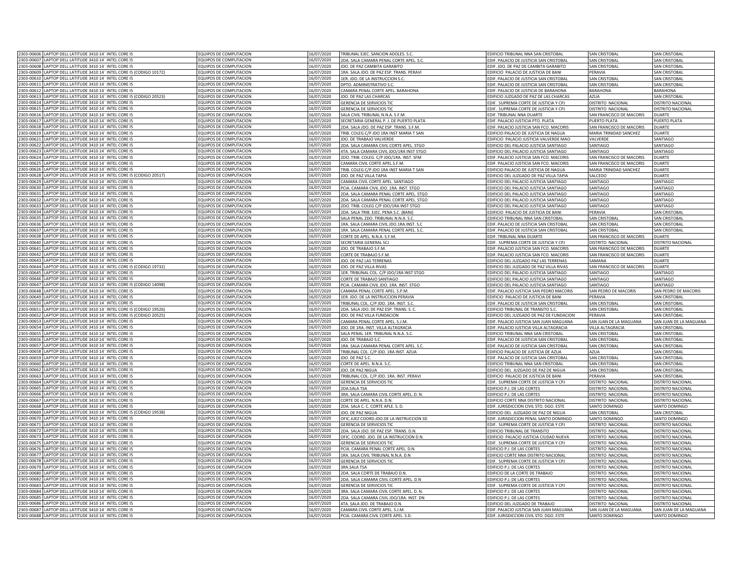| | | | | | | | |
|---|---|---|---|---|---|---|---|
| 2303-00606 | LAPTOP DELL LATITUDE 3410 14¨ INTEL CORE I5 | EQUIPOS DE COMPUTACION | 16/07/2020 | TRIBUNAL EJEC. SANCION ADOLES. S.C. | EDIFICIO TRIBUNAL NNA SAN CRISTOBAL | SAN CRISTOBAL | SAN CRISTOBAL |
| 2303-00607 | LAPTOP DELL LATITUDE 3410 14¨ INTEL CORE I5 | EQUIPOS DE COMPUTACION | 16/07/2020 | 2DA. SALA CAMARA PENAL CORTE APEL. S.C. | EDIF. PALACIO DE JUSTICIA SAN CRISTOBAL | SAN CRISTOBAL | SAN CRISTOBAL |
| 2303-00608 | LAPTOP DELL LATITUDE 3410 14¨ INTEL CORE I5 | EQUIPOS DE COMPUTACION | 16/07/2020 | JDO. DE PAZ CAMBITA GARABITO | EDIF. JDO. DE PAZ DE CAMBITA GARABITO | SAN CRISTOBAL | SAN CRISTOBAL |
| 2303-00609 | LAPTOP DELL LATITUDE 3410 14¨ INTEL CORE I5 (CODIGO 10172) | EQUIPOS DE COMPUTACION | 16/07/2020 | 1RA. SALA JDO. DE PAZ ESP. TRANS. PERAVI | EDIFICIO PALACIO DE JUSTICIA DE BANI | PERAVIA | SAN CRISTOBAL |
| 2303-00610 | LAPTOP DELL LATITUDE 3410 14¨ INTEL CORE I5 | EQUIPOS DE COMPUTACION | 16/07/2020 | 1ER. JDO. DE LA INSTRUCCION S.C. | EDIF. PALACIO DE JUSTICIA SAN CRISTOBAL | SAN CRISTOBAL | SAN CRISTOBAL |
| 2303-00611 | LAPTOP DELL LATITUDE 3410 14¨ INTEL CORE I5 | EQUIPOS DE COMPUTACION | 16/07/2020 | DPTO. ADMINISTRATIVO S.C. | EDIF. PALACIO DE JUSTICIA SAN CRISTOBAL | SAN CRISTOBAL | SAN CRISTOBAL |
| 2303-00612 | LAPTOP DELL LATITUDE 3410 14¨ INTEL CORE I5 | EQUIPOS DE COMPUTACION | 16/07/2020 | CAMARA PENAL CORTE APEL. BARAHONA | EDIF. PALACIO DE JUSTICIA DE BARAHONA | BARAHONA | BARAHONA |
| 2303-00613 | LAPTOP DELL LATITUDE 3410 14¨ INTEL CORE I5 (CODIGO 20523) | EQUIPOS DE COMPUTACION | 16/07/2020 | JDO. DE PAZ LAS CHARCAS | EDIFICIO JUZGADO DE PAZ DE LAS CHARCAS | AZUA | SAN CRISTOBAL |
| 2303-00614 | LAPTOP DELL LATITUDE 3410 14¨ INTEL CORE I5 | EQUIPOS DE COMPUTACION | 16/07/2020 | GERENCIA DE SERVICIOS TIC | EDIF. SUPREMA CORTE DE JUSTICIA Y CPJ | DISTRITO NACIONAL | DISTRITO NACIONAL |
| 2303-00615 | LAPTOP DELL LATITUDE 3410 14¨ INTEL CORE I5 | EQUIPOS DE COMPUTACION | 16/07/2020 | GERENCIA DE SERVICIOS TIC | EDIF. SUPREMA CORTE DE JUSTICIA Y CPJ | DISTRITO NACIONAL | DISTRITO NACIONAL |
| 2303-00616 | LAPTOP DELL LATITUDE 3410 14¨ INTEL CORE I5 | EQUIPOS DE COMPUTACION | 16/07/2020 | SALA CIVIL TRIBUNAL N.N.A. S.F.M. | EDIF. TRIBUNAL NNA DUARTE | SAN FRANCISCO DE MACORIS | DUARTE |
| 2303-00617 | LAPTOP DELL LATITUDE 3410 14¨ INTEL CORE I5 | EQUIPOS DE COMPUTACION | 16/07/2020 | SECRETARIA GENERAL P. J. DE PUERTO PLATA | EDIF. PALACIO JUSTICIA PTO. PLATA | PUERTO PLATA | PUERTO PLATA |
| 2303-00618 | LAPTOP DELL LATITUDE 3410 14¨ INTEL CORE I5 | EQUIPOS DE COMPUTACION | 16/07/2020 | 2DA. SALA JDO. DE PAZ ESP. TRANS. S.F.M. | EDIF. PALACIO JUSTICIA SAN FCO. MACORIS | SAN FRANCISCO DE MACORIS | DUARTE |
| 2303-00619 | LAPTOP DELL LATITUDE 3410 14¨ INTEL CORE I5 | EQUIPOS DE COMPUTACION | 16/07/2020 | TRIB. COLEG C/P JDO 1RA INST MARIA T SAN | EDIFICIO PALACIO DE JUSTICIA DE NAGUA | MARIA TRINIDAD SANCHEZ | DUARTE |
| 2303-00621 | LAPTOP DELL LATITUDE 3410 14¨ INTEL CORE I5 | EQUIPOS DE COMPUTACION | 16/07/2020 | JDO. DE TRABAJO VALVERDE | EDIFICIO PALACIO JUSTICIA VALVERDE MAO | VALVERDE | SANTIAGO |
| 2303-00622 | LAPTOP DELL LATITUDE 3410 14¨ INTEL CORE I5 | EQUIPOS DE COMPUTACION | 16/07/2020 | 2DA. SALA CAMARA CIVIL CORTE APEL. STGO | EDIFICIO DEL PALACIO JUSTICIA SANTIAGO | SANTIAGO | SANTIAGO |
| 2303-00623 | LAPTOP DELL LATITUDE 3410 14¨ INTEL CORE I5 | EQUIPOS DE COMPUTACION | 16/07/2020 | 4TA. SALA CAMARA CIVIL JDO/1RA INST STGO | EDIFICIO DEL PALACIO JUSTICIA SANTIAGO | SANTIAGO | SANTIAGO |
| 2303-00624 | LAPTOP DELL LATITUDE 3410 14¨ INTEL CORE I5 | EQUIPOS DE COMPUTACION | 16/07/2020 | 2DO. TRIB. COLEG. C/P JDO/1RA. INST. SFM | EDIF. PALACIO JUSTICIA SAN FCO. MACORIS | SAN FRANCISCO DE MACORIS | DUARTE |
| 2303-00625 | LAPTOP DELL LATITUDE 3410 14¨ INTEL CORE I5 | EQUIPOS DE COMPUTACION | 16/07/2020 | CAMARA CIVIL CORTE APEL.S.F.M. | EDIF. PALACIO JUSTICIA SAN FCO. MACORIS | SAN FRANCISCO DE MACORIS | DUARTE |
| 2303-00626 | LAPTOP DELL LATITUDE 3410 14¨ INTEL CORE I5 | EQUIPOS DE COMPUTACION | 16/07/2020 | TRIB. COLEG C/P JDO 1RA INST MARIA T SAN | EDIFICIO PALACIO DE JUSTICIA DE NAGUA | MARIA TRINIDAD SANCHEZ | DUARTE |
| 2303-00628 | LAPTOP DELL LATITUDE 3410 14¨ INTEL CORE I5 (CODIGO 20517) | EQUIPOS DE COMPUTACION | 16/07/2020 | JDO. DE PAZ VILLA TAPIA | EDIFICIO DEL JUZGADO DE PAZ VILLA TAPIA | SALCEDO | DUARTE |
| 2303-00629 | LAPTOP DELL LATITUDE 3410 14¨ INTEL CORE I5 | EQUIPOS DE COMPUTACION | 16/07/2020 | CAMARA CIVIL CORTE APEL. SANTIAGO | EDIFICIO DEL PALACIO JUSTICIA SANTIAGO | SANTIAGO | SANTIAGO |
| 2303-00630 | LAPTOP DELL LATITUDE 3410 14¨ INTEL CORE I5 | EQUIPOS DE COMPUTACION | 16/07/2020 | PCIA. CAMARA CIVIL JDO. 1RA. INST. STGO | EDIFICIO DEL PALACIO JUSTICIA SANTIAGO | SANTIAGO | SANTIAGO |
| 2303-00631 | LAPTOP DELL LATITUDE 3410 14¨ INTEL CORE I5 | EQUIPOS DE COMPUTACION | 16/07/2020 | 2DA. SALA CAMARA PENAL CORTE APEL. STGO | EDIFICIO DEL PALACIO JUSTICIA SANTIAGO | SANTIAGO | SANTIAGO |
| 2303-00632 | LAPTOP DELL LATITUDE 3410 14¨ INTEL CORE I5 | EQUIPOS DE COMPUTACION | 16/07/2020 | 2DA. SALA CAMARA PENAL CORTE APEL. STGO | EDIFICIO DEL PALACIO JUSTICIA SANTIAGO | SANTIAGO | SANTIAGO |
| 2303-00633 | LAPTOP DELL LATITUDE 3410 14¨ INTEL CORE I5 | EQUIPOS DE COMPUTACION | 16/07/2020 | 2DO. TRIB. COLEG C/P JDO/1RA INST STGO | EDIFICIO DEL PALACIO JUSTICIA SANTIAGO | SANTIAGO | SANTIAGO |
| 2303-00634 | LAPTOP DELL LATITUDE 3410 14¨ INTEL CORE I5 | EQUIPOS DE COMPUTACION | 16/07/2020 | 2DA. SALA TRIB. EJEC. PENA S.C. (BANI) | EDIFICIO PALACIO DE JUSTICIA DE BANI | PERAVIA | SAN CRISTOBAL |
| 2303-00635 | LAPTOP DELL LATITUDE 3410 14¨ INTEL CORE I5 | EQUIPOS DE COMPUTACION | 16/07/2020 | SALA PENAL 2DO. TRIBUNAL N.N.A. S.C. | EDIFICIO TRIBUNAL NNA SAN CRISTOBAL | SAN CRISTOBAL | SAN CRISTOBAL |
| 2303-00636 | LAPTOP DELL LATITUDE 3410 14¨ INTEL CORE I5 | EQUIPOS DE COMPUTACION | 16/07/2020 | 1RA. SALA CAMARA CIVIL JDO.1RA.INST. S.C | EDIF. PALACIO DE JUSTICIA SAN CRISTOBAL | SAN CRISTOBAL | SAN CRISTOBAL |
| 2303-00637 | LAPTOP DELL LATITUDE 3410 14¨ INTEL CORE I5 | EQUIPOS DE COMPUTACION | 16/07/2020 | 1RA. SALA CAMARA PENAL CORTE APEL. S.C. | EDIF. PALACIO DE JUSTICIA SAN CRISTOBAL | SAN CRISTOBAL | SAN CRISTOBAL |
| 2303-00638 | LAPTOP DELL LATITUDE 3410 14¨ INTEL CORE I5 | EQUIPOS DE COMPUTACION | 16/07/2020 | CORTE DE APEL. N.N.A. S.F.M. | EDIF. TRIBUNAL NNA DUARTE | SAN FRANCISCO DE MACORIS | DUARTE |
| 2303-00640 | LAPTOP DELL LATITUDE 3410 14¨ INTEL CORE I5 | EQUIPOS DE COMPUTACION | 16/07/2020 | SECRETARIA GENERAL SCJ | EDIF. SUPREMA CORTE DE JUSTICIA Y CPJ | DISTRITO NACIONAL | DISTRITO NACIONAL |
| 2303-00641 | LAPTOP DELL LATITUDE 3410 14¨ INTEL CORE I5 | EQUIPOS DE COMPUTACION | 16/07/2020 | JDO. DE TRABAJO S.F.M. | EDIF. PALACIO JUSTICIA SAN FCO. MACORIS | SAN FRANCISCO DE MACORIS | DUARTE |
| 2303-00642 | LAPTOP DELL LATITUDE 3410 14¨ INTEL CORE I5 | EQUIPOS DE COMPUTACION | 16/07/2020 | CORTE DE TRABAJO S.F.M. | EDIF. PALACIO JUSTICIA SAN FCO. MACORIS | SAN FRANCISCO DE MACORIS | DUARTE |
| 2303-00643 | LAPTOP DELL LATITUDE 3410 14¨ INTEL CORE I5 | EQUIPOS DE COMPUTACION | 16/07/2020 | JDO. DE PAZ LAS TERRENAS | EDIFICIO DEL JUZGADO PAZ LAS TERRENAS | SAMANA | DUARTE |
| 2303-00644 | LAPTOP DELL LATITUDE 3410 14¨ INTEL CORE I5 (CODIGO 19732) | EQUIPOS DE COMPUTACION | 16/07/2020 | JDO. DE PAZ VILLA RIVAS | EDIFICIO DEL JUZGADO DE PAZ VILLA RIVAS | SAN FRANCISCO DE MACORIS | DUARTE |
| 2303-00645 | LAPTOP DELL LATITUDE 3410 14¨ INTEL CORE I5 | EQUIPOS DE COMPUTACION | 16/07/2020 | 1ER. TRIBUNAL COL. C/P JDO/1RA INST STGO | EDIFICIO DEL PALACIO JUSTICIA SANTIAGO | SANTIAGO | SANTIAGO |
| 2303-00646 | LAPTOP DELL LATITUDE 3410 14¨ INTEL CORE I5 | EQUIPOS DE COMPUTACION | 16/07/2020 | CORTE DE TRABAJO SANTIAGO | EDIFICIO DEL PALACIO JUSTICIA SANTIAGO | SANTIAGO | SANTIAGO |
| 2303-00647 | LAPTOP DELL LATITUDE 3410 14¨ INTEL CORE I5 (CODIGO 14098) | EQUIPOS DE COMPUTACION | 16/07/2020 | PCIA. CAMARA CIVIL JDO. 1RA. INST. STGO | EDIFICIO DEL PALACIO JUSTICIA SANTIAGO | SANTIAGO | SANTIAGO |
| 2303-00648 | LAPTOP DELL LATITUDE 3410 14¨ INTEL CORE I5 | EQUIPOS DE COMPUTACION | 16/07/2020 | CAMARA PENAL CORTE APEL. S.P.M. | EDIF. PALACIO JUSTICIA SAN PEDRO MACORIS | SAN PEDRO DE MACORIS | SAN PEDRO DE MACORIS |
| 2303-00649 | LAPTOP DELL LATITUDE 3410 14¨ INTEL CORE I5 | EQUIPOS DE COMPUTACION | 16/07/2020 | 1ER. JDO. DE LA INSTRUCCION PERAVIA | EDIFICIO PALACIO DE JUSTICIA DE BANI | PERAVIA | SAN CRISTOBAL |
| 2303-00650 | LAPTOP DELL LATITUDE 3410 14¨ INTEL CORE I5 | EQUIPOS DE COMPUTACION | 16/07/2020 | TRIBUNAL COL. C/P JDO. 1RA. INST. S.C. | EDIF. PALACIO DE JUSTICIA SAN CRISTOBAL | SAN CRISTOBAL | SAN CRISTOBAL |
| 2303-00651 | LAPTOP DELL LATITUDE 3410 14¨ INTEL CORE I5 (CODIGO 19526) | EQUIPOS DE COMPUTACION | 16/07/2020 | 2DA. SALA JDO. DE PAZ ESP. TRANS. S. C. | EDIFICIO TRIBUNAL DE TRANSITO S.C. | SAN CRISTOBAL | SAN CRISTOBAL |
| 2303-00652 | LAPTOP DELL LATITUDE 3410 14¨ INTEL CORE I5 (CODIGO 20525) | EQUIPOS DE COMPUTACION | 16/07/2020 | JDO. DE PAZ VILLA FUNDACION | EDIFICIO DEL JUZGADO DE PAZ DE FUNDACION | PERAVIA | SAN CRISTOBAL |
| 2303-00653 | LAPTOP DELL LATITUDE 3410 14¨ INTEL CORE I5 | EQUIPOS DE COMPUTACION | 16/07/2020 | CAMARA PENAL CORTE APEL. S.J.M. | EDIF. PALACIO JUSTICIA SAN JUAN MAGUANA | SAN JUAN DE LA MAGUANA | SAN JUAN DE LA MAGUANA |
| 2303-00654 | LAPTOP DELL LATITUDE 3410 14¨ INTEL CORE I5 | EQUIPOS DE COMPUTACION | 16/07/2020 | JDO. DE 1RA. INST. VILLA ALTAGRACIA | EDIF. PALACIO JUSTICIA VILLA ALTAGRACIA | VILLA ALTAGRACIA | SAN CRISTOBAL |
| 2303-00655 | LAPTOP DELL LATITUDE 3410 14¨ INTEL CORE I5 | EQUIPOS DE COMPUTACION | 16/07/2020 | SALA PENAL 1ER. TRIBUNAL N.N.A. S.C. | EDIFICIO TRIBUNAL NNA SAN CRISTOBAL | SAN CRISTOBAL | SAN CRISTOBAL |
| 2303-00656 | LAPTOP DELL LATITUDE 3410 14¨ INTEL CORE I5 | EQUIPOS DE COMPUTACION | 16/07/2020 | JDO. DE TRABAJO S.C. | EDIF. PALACIO DE JUSTICIA SAN CRISTOBAL | SAN CRISTOBAL | SAN CRISTOBAL |
| 2303-00657 | LAPTOP DELL LATITUDE 3410 14¨ INTEL CORE I5 | EQUIPOS DE COMPUTACION | 16/07/2020 | 1RA. SALA CAMARA PENAL CORTE APEL. S.C. | EDIF. PALACIO DE JUSTICIA SAN CRISTOBAL | SAN CRISTOBAL | SAN CRISTOBAL |
| 2303-00658 | LAPTOP DELL LATITUDE 3410 14¨ INTEL CORE I5 | EQUIPOS DE COMPUTACION | 16/07/2020 | TRIBUNAL COL. C/P JDO. 1RA INST. AZUA | EDIFICIO PALACIO DE JUSTICIA DE AZUA | AZUA | SAN CRISTOBAL |
| 2303-00659 | LAPTOP DELL LATITUDE 3410 14¨ INTEL CORE I5 | EQUIPOS DE COMPUTACION | 16/07/2020 | JDO. DE PAZ S.C. | EDIF. PALACIO DE JUSTICIA SAN CRISTOBAL | SAN CRISTOBAL | SAN CRISTOBAL |
| 2303-00660 | LAPTOP DELL LATITUDE 3410 14¨ INTEL CORE I5 | EQUIPOS DE COMPUTACION | 16/07/2020 | CORTE DE APEL. N.N.A. S.C. | EDIFICIO TRIBUNAL NNA SAN CRISTOBAL | SAN CRISTOBAL | SAN CRISTOBAL |
| 2303-00662 | LAPTOP DELL LATITUDE 3410 14¨ INTEL CORE I5 | EQUIPOS DE COMPUTACION | 16/07/2020 | JDO. DE PAZ NIGUA | EDIFICIO DEL JUZGADO DE PAZ DE NIGUA | SAN CRISTOBAL | SAN CRISTOBAL |
| 2303-00663 | LAPTOP DELL LATITUDE 3410 14¨ INTEL CORE I5 | EQUIPOS DE COMPUTACION | 16/07/2020 | TRIBUNAL COL. C/P JDO. 1RA. INST. PERAVI | EDIFICIO PALACIO DE JUSTICIA DE BANI | PERAVIA | SAN CRISTOBAL |
| 2303-00664 | LAPTOP DELL LATITUDE 3410 14¨ INTEL CORE I5 | EQUIPOS DE COMPUTACION | 16/07/2020 | GERENCIA DE SERVICIOS TIC | EDIF. SUPREMA CORTE DE JUSTICIA Y CPJ | DISTRITO NACIONAL | DISTRITO NACIONAL |
| 2303-00665 | LAPTOP DELL LATITUDE 3410 14¨ INTEL CORE I5 | EQUIPOS DE COMPUTACION | 16/07/2020 | 2DA.SALA TSA | EDIFICIO P.J. DE LAS CORTES | DISTRITO NACIONAL | DISTRITO NACIONAL |
| 2303-00666 | LAPTOP DELL LATITUDE 3410 14¨ INTEL CORE I5 | EQUIPOS DE COMPUTACION | 16/07/2020 | 3RA. SALA CAMARA CIVIL CORTE APEL. D. N. | EDIFICIO P.J. DE LAS CORTES | DISTRITO NACIONAL | DISTRITO NACIONAL |
| 2303-00667 | LAPTOP DELL LATITUDE 3410 14¨ INTEL CORE I5 | EQUIPOS DE COMPUTACION | 16/07/2020 | CORTE DE APEL. N.N.A. D.N. | EDIFICIO CORTE NNA DISTRITO NACIONAL | DISTRITO NACIONAL | DISTRITO NACIONAL |
| 2303-00668 | LAPTOP DELL LATITUDE 3410 14¨ INTEL CORE I5 | EQUIPOS DE COMPUTACION | 16/07/2020 | 2DA. SALA C. C. CORTE APLE. S. D. | EDIF. JURISDICCION CIVIL STO. DGO. ESTE | SANTO DOMINGO | SANTO DOMINGO |
| 2303-00669 | LAPTOP DELL LATITUDE 3410 14¨ INTEL CORE I5 (CODIGO 19538) | EQUIPOS DE COMPUTACION | 16/07/2020 | JDO. DE PAZ NIGUA | EDIFICIO DEL JUZGADO DE PAZ DE NIGUA | SAN CRISTOBAL | SAN CRISTOBAL |
| 2303-00670 | LAPTOP DELL LATITUDE 3410 14¨ INTEL CORE I5 | EQUIPOS DE COMPUTACION | 16/07/2020 | OFIC.JUEZ COORD.JDO.DE LA INSTRUCCION SD | EDIF. JURISDICCION PENAL SANTO DOMINGO | SANTO DOMINGO | SANTO DOMINGO |
| 2303-00671 | LAPTOP DELL LATITUDE 3410 14¨ INTEL CORE I5 | EQUIPOS DE COMPUTACION | 16/07/2020 | GERENCIA DE SERVICIOS TIC | EDIF. SUPREMA CORTE DE JUSTICIA Y CPJ | DISTRITO NACIONAL | DISTRITO NACIONAL |
| 2303-00672 | LAPTOP DELL LATITUDE 3410 14¨ INTEL CORE I5 | EQUIPOS DE COMPUTACION | 16/07/2020 | 2DA. SALA JDO. DE PAZ ESP. TRANS. D.N. | EDIFICIO TRIBUNAL DE TRANSITO | DISTRITO NACIONAL | DISTRITO NACIONAL |
| 2303-00673 | LAPTOP DELL LATITUDE 3410 14¨ INTEL CORE I5 | EQUIPOS DE COMPUTACION | 16/07/2020 | OFIC. COORD. JDO. DE LA INSTRUCCION D.N. | EDIFICIO PALACIO JUSTICIA CIUDAD NUEVA | DISTRITO NACIONAL | DISTRITO NACIONAL |
| 2303-00675 | LAPTOP DELL LATITUDE 3410 14¨ INTEL CORE I5 | EQUIPOS DE COMPUTACION | 16/07/2020 | GERENCIA DE SERVICIOS TIC | EDIF. SUPREMA CORTE DE JUSTICIA Y CPJ | DISTRITO NACIONAL | DISTRITO NACIONAL |
| 2303-00676 | LAPTOP DELL LATITUDE 3410 14¨ INTEL CORE I5 | EQUIPOS DE COMPUTACION | 16/07/2020 | PCIA. CAMARA PENAL CORTE APEL. D.N. | EDIFICIO P.J. DE LAS CORTES | DISTRITO NACIONAL | DISTRITO NACIONAL |
| 2303-00677 | LAPTOP DELL LATITUDE 3410 14¨ INTEL CORE I5 | EQUIPOS DE COMPUTACION | 16/07/2020 | 1RA. SALA CIVIL TRIBUNAL N.N.A. D.N | EDIFICIO CORTE NNA DISTRITO NACIONAL | DISTRITO NACIONAL | DISTRITO NACIONAL |
| 2303-00678 | LAPTOP DELL LATITUDE 3410 14¨ INTEL CORE I5 | EQUIPOS DE COMPUTACION | 16/07/2020 | GERENCIA DE SERVICIOS TIC | EDIF. SUPREMA CORTE DE JUSTICIA Y CPJ | DISTRITO NACIONAL | DISTRITO NACIONAL |
| 2303-00679 | LAPTOP DELL LATITUDE 3410 14¨ INTEL CORE I5 | EQUIPOS DE COMPUTACION | 16/07/2020 | 3RA.SALA TSA | EDIFICIO P.J. DE LAS CORTES | DISTRITO NACIONAL | DISTRITO NACIONAL |
| 2303-00680 | LAPTOP DELL LATITUDE 3410 14¨ INTEL CORE I5 | EQUIPOS DE COMPUTACION | 16/07/2020 | 2DA. SALA CORTE DE TRABAJO D.N. | EDIFICIO DE LA CORTE DE TRABAJO | DISTRITO NACIONAL | DISTRITO NACIONAL |
| 2303-00682 | LAPTOP DELL LATITUDE 3410 14¨ INTEL CORE I5 | EQUIPOS DE COMPUTACION | 16/07/2020 | 2DA. SALA CAMARA CIVIL CORTE APEL. D.N | EDIFICIO P.J. DE LAS CORTES | DISTRITO NACIONAL | DISTRITO NACIONAL |
| 2303-00683 | LAPTOP DELL LATITUDE 3410 14¨ INTEL CORE I5 | EQUIPOS DE COMPUTACION | 16/07/2020 | GERENCIA DE SERVICIOS TIC | EDIF. SUPREMA CORTE DE JUSTICIA Y CPJ | DISTRITO NACIONAL | DISTRITO NACIONAL |
| 2303-00684 | LAPTOP DELL LATITUDE 3410 14¨ INTEL CORE I5 | EQUIPOS DE COMPUTACION | 16/07/2020 | 3RA. SALA CAMARA CIVIL CORTE APEL. D. N. | EDIFICIO P.J. DE LAS CORTES | DISTRITO NACIONAL | DISTRITO NACIONAL |
| 2303-00685 | LAPTOP DELL LATITUDE 3410 14¨ INTEL CORE I5 | EQUIPOS DE COMPUTACION | 16/07/2020 | 2DA. SALA CAMARA CIVIL JDO/1RA. INST. DN | EDIFICIO P.J. DE LAS CORTES | DISTRITO NACIONAL | DISTRITO NACIONAL |
| 2303-00686 | LAPTOP DELL LATITUDE 3410 14¨ INTEL CORE I5 | EQUIPOS DE COMPUTACION | 16/07/2020 | 4TA. SALA JDO. DE TRABAJO D.N. | EDIFICIO DEL JUZGADO DE TRABAJO | DISTRITO NACIONAL | DISTRITO NACIONAL |
| 2303-00687 | LAPTOP DELL LATITUDE 3410 14¨ INTEL CORE I5 | EQUIPOS DE COMPUTACION | 16/07/2020 | CAMARA CIVIL CORTE APEL. S.J.M. | EDIF. PALACIO JUSTICIA SAN JUAN MAGUANA | SAN JUAN DE LA MAGUANA | SAN JUAN DE LA MAGUANA |
| 2303-00688 | LAPTOP DELL LATITUDE 3410 14¨ INTEL CORE I5 | EQUIPOS DE COMPUTACION | 16/07/2020 | PCIA. CAMARA CIVIL CORTE APEL. S.D. | EDIF. JURISDICCION CIVIL STO. DGO. ESTE | SANTO DOMINGO | SANTO DOMINGO |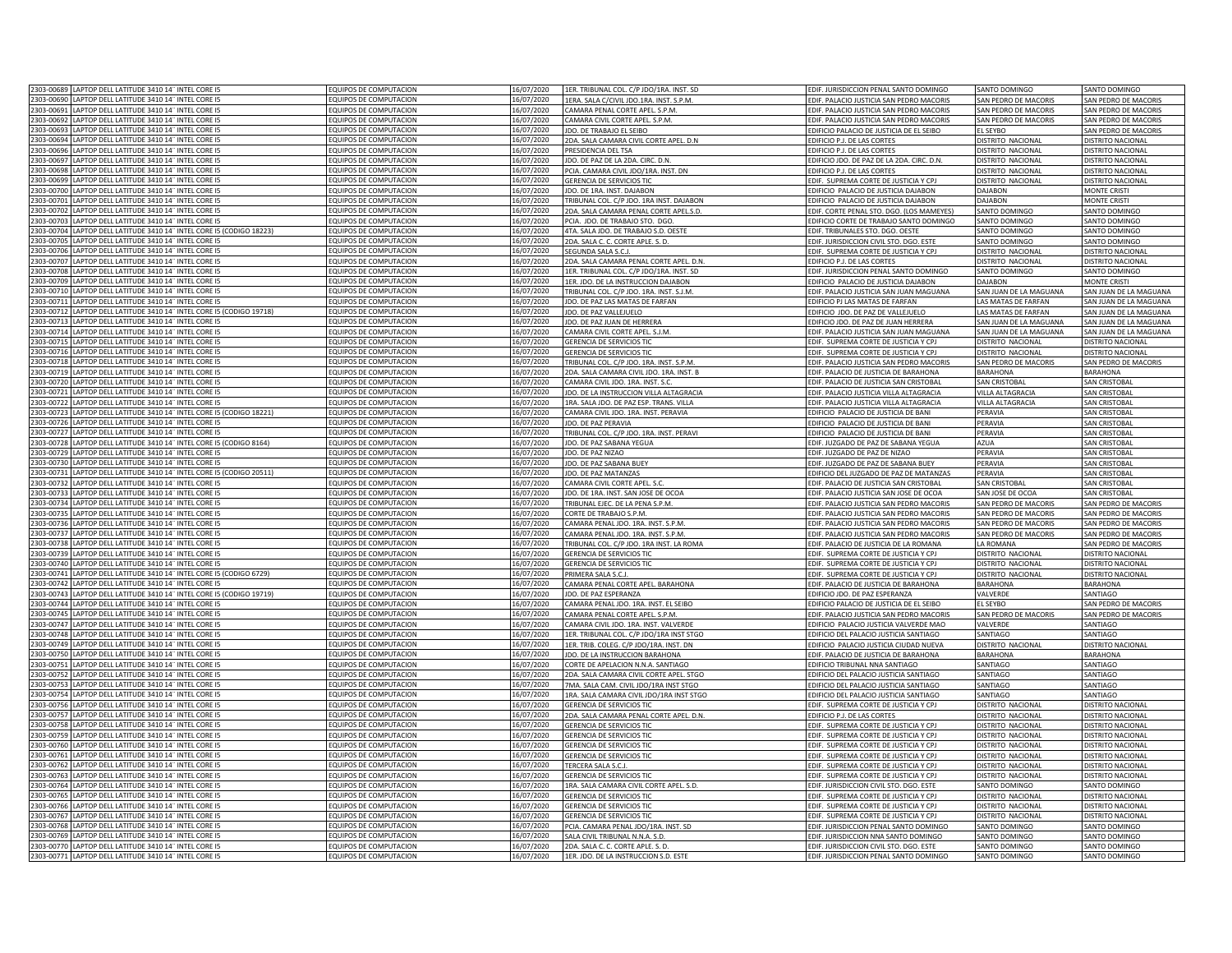| | | | | | | | |
|---|---|---|---|---|---|---|---|
| 2303-00689 | LAPTOP DELL LATITUDE 3410 14¨ INTEL CORE I5 | EQUIPOS DE COMPUTACION | 16/07/2020 | 1ER. TRIBUNAL COL. C/P JDO/1RA. INST. SD | EDIF. JURISDICCION PENAL SANTO DOMINGO | SANTO DOMINGO | SANTO DOMINGO |
| 2303-00690 | LAPTOP DELL LATITUDE 3410 14¨ INTEL CORE I5 | EQUIPOS DE COMPUTACION | 16/07/2020 | 1ERA. SALA C/CIVIL JDO.1RA. INST. S.P.M. | EDIF. PALACIO JUSTICIA SAN PEDRO MACORIS | SAN PEDRO DE MACORIS | SAN PEDRO DE MACORIS |
| 2303-00691 | LAPTOP DELL LATITUDE 3410 14¨ INTEL CORE I5 | EQUIPOS DE COMPUTACION | 16/07/2020 | CAMARA PENAL CORTE APEL. S.P.M. | EDIF. PALACIO JUSTICIA SAN PEDRO MACORIS | SAN PEDRO DE MACORIS | SAN PEDRO DE MACORIS |
| 2303-00692 | LAPTOP DELL LATITUDE 3410 14¨ INTEL CORE I5 | EQUIPOS DE COMPUTACION | 16/07/2020 | CAMARA CIVIL CORTE APEL. S.P.M. | EDIF. PALACIO JUSTICIA SAN PEDRO MACORIS | SAN PEDRO DE MACORIS | SAN PEDRO DE MACORIS |
| 2303-00693 | LAPTOP DELL LATITUDE 3410 14¨ INTEL CORE I5 | EQUIPOS DE COMPUTACION | 16/07/2020 | JDO. DE TRABAJO EL SEIBO | EDIFICIO PALACIO DE JUSTICIA DE EL SEIBO | EL SEYBO | SAN PEDRO DE MACORIS |
| 2303-00694 | LAPTOP DELL LATITUDE 3410 14¨ INTEL CORE I5 | EQUIPOS DE COMPUTACION | 16/07/2020 | 2DA. SALA CAMARA CIVIL CORTE APEL. D.N | EDIFICIO P.J. DE LAS CORTES | DISTRITO NACIONAL | DISTRITO NACIONAL |
| 2303-00696 | LAPTOP DELL LATITUDE 3410 14¨ INTEL CORE I5 | EQUIPOS DE COMPUTACION | 16/07/2020 | PRESIDENCIA DEL TSA | EDIFICIO P.J. DE LAS CORTES | DISTRITO NACIONAL | DISTRITO NACIONAL |
| 2303-00697 | LAPTOP DELL LATITUDE 3410 14¨ INTEL CORE I5 | EQUIPOS DE COMPUTACION | 16/07/2020 | JDO. DE PAZ DE LA 2DA. CIRC. D.N. | EDIFICIO JDO. DE PAZ DE LA 2DA. CIRC. D.N. | DISTRITO NACIONAL | DISTRITO NACIONAL |
| 2303-00698 | LAPTOP DELL LATITUDE 3410 14¨ INTEL CORE I5 | EQUIPOS DE COMPUTACION | 16/07/2020 | PCIA. CAMARA CIVIL JDO/1RA. INST. DN | EDIFICIO P.J. DE LAS CORTES | DISTRITO NACIONAL | DISTRITO NACIONAL |
| 2303-00699 | LAPTOP DELL LATITUDE 3410 14¨ INTEL CORE I5 | EQUIPOS DE COMPUTACION | 16/07/2020 | GERENCIA DE SERVICIOS TIC | EDIF. SUPREMA CORTE DE JUSTICIA Y CPJ | DISTRITO NACIONAL | DISTRITO NACIONAL |
| 2303-00700 | LAPTOP DELL LATITUDE 3410 14¨ INTEL CORE I5 | EQUIPOS DE COMPUTACION | 16/07/2020 | JDO. DE 1RA. INST. DAJABON | EDIFICIO PALACIO DE JUSTICIA DAJABON | DAJABON | MONTE CRISTI |
| 2303-00701 | LAPTOP DELL LATITUDE 3410 14¨ INTEL CORE I5 | EQUIPOS DE COMPUTACION | 16/07/2020 | TRIBUNAL COL. C/P JDO. 1RA INST. DAJABON | EDIFICIO PALACIO DE JUSTICIA DAJABON | DAJABON | MONTE CRISTI |
| 2303-00702 | LAPTOP DELL LATITUDE 3410 14¨ INTEL CORE I5 | EQUIPOS DE COMPUTACION | 16/07/2020 | 2DA. SALA CAMARA PENAL CORTE APEL.S.D. | EDIF. CORTE PENAL STO. DGO. (LOS MAMEYES) | SANTO DOMINGO | SANTO DOMINGO |
| 2303-00703 | LAPTOP DELL LATITUDE 3410 14¨ INTEL CORE I5 | EQUIPOS DE COMPUTACION | 16/07/2020 | PCIA. JDO. DE TRABAJO STO. DGO. | EDIFICIO CORTE DE TRABAJO SANTO DOMINGO | SANTO DOMINGO | SANTO DOMINGO |
| 2303-00704 | LAPTOP DELL LATITUDE 3410 14¨ INTEL CORE I5 (CODIGO 18223) | EQUIPOS DE COMPUTACION | 16/07/2020 | 4TA. SALA JDO. DE TRABAJO S.D. OESTE | EDIF. TRIBUNALES STO. DGO. OESTE | SANTO DOMINGO | SANTO DOMINGO |
| 2303-00705 | LAPTOP DELL LATITUDE 3410 14¨ INTEL CORE I5 | EQUIPOS DE COMPUTACION | 16/07/2020 | 2DA. SALA C. C. CORTE APLE. S. D. | EDIF. JURISDICCION CIVIL STO. DGO. ESTE | SANTO DOMINGO | SANTO DOMINGO |
| 2303-00706 | LAPTOP DELL LATITUDE 3410 14¨ INTEL CORE I5 | EQUIPOS DE COMPUTACION | 16/07/2020 | SEGUNDA SALA S.C.J. | EDIF. SUPREMA CORTE DE JUSTICIA Y CPJ | DISTRITO NACIONAL | DISTRITO NACIONAL |
| 2303-00707 | LAPTOP DELL LATITUDE 3410 14¨ INTEL CORE I5 | EQUIPOS DE COMPUTACION | 16/07/2020 | 2DA. SALA CAMARA PENAL CORTE APEL. D.N. | EDIFICIO P.J. DE LAS CORTES | DISTRITO NACIONAL | DISTRITO NACIONAL |
| 2303-00708 | LAPTOP DELL LATITUDE 3410 14¨ INTEL CORE I5 | EQUIPOS DE COMPUTACION | 16/07/2020 | 1ER. TRIBUNAL COL. C/P JDO/1RA. INST. SD | EDIF. JURISDICCION PENAL SANTO DOMINGO | SANTO DOMINGO | SANTO DOMINGO |
| 2303-00709 | LAPTOP DELL LATITUDE 3410 14¨ INTEL CORE I5 | EQUIPOS DE COMPUTACION | 16/07/2020 | 1ER. JDO. DE LA INSTRUCCION DAJABON | EDIFICIO PALACIO DE JUSTICIA DAJABON | DAJABON | MONTE CRISTI |
| 2303-00710 | LAPTOP DELL LATITUDE 3410 14¨ INTEL CORE I5 | EQUIPOS DE COMPUTACION | 16/07/2020 | TRIBUNAL COL. C/P JDO. 1RA. INST. S.J.M. | EDIF. PALACIO JUSTICIA SAN JUAN MAGUANA | SAN JUAN DE LA MAGUANA | SAN JUAN DE LA MAGUANA |
| 2303-00711 | LAPTOP DELL LATITUDE 3410 14¨ INTEL CORE I5 | EQUIPOS DE COMPUTACION | 16/07/2020 | JDO. DE PAZ LAS MATAS DE FARFAN | EDIFICIO PJ LAS MATAS DE FARFAN | LAS MATAS DE FARFAN | SAN JUAN DE LA MAGUANA |
| 2303-00712 | LAPTOP DELL LATITUDE 3410 14¨ INTEL CORE I5 (CODIGO 19718) | EQUIPOS DE COMPUTACION | 16/07/2020 | JDO. DE PAZ VALLEJUELO | EDIFICIO JDO. DE PAZ DE VALLEJUELO | LAS MATAS DE FARFAN | SAN JUAN DE LA MAGUANA |
| 2303-00713 | LAPTOP DELL LATITUDE 3410 14¨ INTEL CORE I5 | EQUIPOS DE COMPUTACION | 16/07/2020 | JDO. DE PAZ JUAN DE HERRERA | EDIFICIO JDO. DE PAZ DE JUAN HERRERA | SAN JUAN DE LA MAGUANA | SAN JUAN DE LA MAGUANA |
| 2303-00714 | LAPTOP DELL LATITUDE 3410 14¨ INTEL CORE I5 | EQUIPOS DE COMPUTACION | 16/07/2020 | CAMARA CIVIL CORTE APEL. S.J.M. | EDIF. PALACIO JUSTICIA SAN JUAN MAGUANA | SAN JUAN DE LA MAGUANA | SAN JUAN DE LA MAGUANA |
| 2303-00715 | LAPTOP DELL LATITUDE 3410 14¨ INTEL CORE I5 | EQUIPOS DE COMPUTACION | 16/07/2020 | GERENCIA DE SERVICIOS TIC | EDIF. SUPREMA CORTE DE JUSTICIA Y CPJ | DISTRITO NACIONAL | DISTRITO NACIONAL |
| 2303-00716 | LAPTOP DELL LATITUDE 3410 14¨ INTEL CORE I5 | EQUIPOS DE COMPUTACION | 16/07/2020 | GERENCIA DE SERVICIOS TIC | EDIF. SUPREMA CORTE DE JUSTICIA Y CPJ | DISTRITO NACIONAL | DISTRITO NACIONAL |
| 2303-00718 | LAPTOP DELL LATITUDE 3410 14¨ INTEL CORE I5 | EQUIPOS DE COMPUTACION | 16/07/2020 | TRIBUNAL COL. C/P JDO. 1RA. INST. S.P.M. | EDIF. PALACIO JUSTICIA SAN PEDRO MACORIS | SAN PEDRO DE MACORIS | SAN PEDRO DE MACORIS |
| 2303-00719 | LAPTOP DELL LATITUDE 3410 14¨ INTEL CORE I5 | EQUIPOS DE COMPUTACION | 16/07/2020 | 2DA. SALA CAMARA CIVIL JDO. 1RA. INST. B | EDIF. PALACIO DE JUSTICIA DE BARAHONA | BARAHONA | BARAHONA |
| 2303-00720 | LAPTOP DELL LATITUDE 3410 14¨ INTEL CORE I5 | EQUIPOS DE COMPUTACION | 16/07/2020 | CAMARA CIVIL JDO. 1RA. INST. S.C. | EDIF. PALACIO DE JUSTICIA SAN CRISTOBAL | SAN CRISTOBAL | SAN CRISTOBAL |
| 2303-00721 | LAPTOP DELL LATITUDE 3410 14¨ INTEL CORE I5 | EQUIPOS DE COMPUTACION | 16/07/2020 | JDO. DE LA INSTRUCCION VILLA ALTAGRACIA | EDIF. PALACIO JUSTICIA VILLA ALTAGRACIA | VILLA ALTAGRACIA | SAN CRISTOBAL |
| 2303-00722 | LAPTOP DELL LATITUDE 3410 14¨ INTEL CORE I5 | EQUIPOS DE COMPUTACION | 16/07/2020 | 1RA. SALA JDO. DE PAZ ESP. TRANS. VILLA | EDIF. PALACIO JUSTICIA VILLA ALTAGRACIA | VILLA ALTAGRACIA | SAN CRISTOBAL |
| 2303-00723 | LAPTOP DELL LATITUDE 3410 14¨ INTEL CORE I5 (CODIGO 18221) | EQUIPOS DE COMPUTACION | 16/07/2020 | CAMARA CIVIL JDO. 1RA. INST. PERAVIA | EDIFICIO PALACIO DE JUSTICIA DE BANI | PERAVIA | SAN CRISTOBAL |
| 2303-00726 | LAPTOP DELL LATITUDE 3410 14¨ INTEL CORE I5 | EQUIPOS DE COMPUTACION | 16/07/2020 | JDO. DE PAZ PERAVIA | EDIFICIO PALACIO DE JUSTICIA DE BANI | PERAVIA | SAN CRISTOBAL |
| 2303-00727 | LAPTOP DELL LATITUDE 3410 14¨ INTEL CORE I5 | EQUIPOS DE COMPUTACION | 16/07/2020 | TRIBUNAL COL. C/P JDO. 1RA. INST. PERAVI | EDIFICIO PALACIO DE JUSTICIA DE BANI | PERAVIA | SAN CRISTOBAL |
| 2303-00728 | LAPTOP DELL LATITUDE 3410 14¨ INTEL CORE I5 (CODIGO 8164) | EQUIPOS DE COMPUTACION | 16/07/2020 | JDO. DE PAZ SABANA YEGUA | EDIF. JUZGADO DE PAZ DE SABANA YEGUA | AZUA | SAN CRISTOBAL |
| 2303-00729 | LAPTOP DELL LATITUDE 3410 14¨ INTEL CORE I5 | EQUIPOS DE COMPUTACION | 16/07/2020 | JDO. DE PAZ NIZAO | EDIF. JUZGADO DE PAZ DE NIZAO | PERAVIA | SAN CRISTOBAL |
| 2303-00730 | LAPTOP DELL LATITUDE 3410 14¨ INTEL CORE I5 | EQUIPOS DE COMPUTACION | 16/07/2020 | JDO. DE PAZ SABANA BUEY | EDIF. JUZGADO DE PAZ DE SABANA BUEY | PERAVIA | SAN CRISTOBAL |
| 2303-00731 | LAPTOP DELL LATITUDE 3410 14¨ INTEL CORE I5 (CODIGO 20511) | EQUIPOS DE COMPUTACION | 16/07/2020 | JDO. DE PAZ MATANZAS | EDIFICIO DEL JUZGADO DE PAZ DE MATANZAS | PERAVIA | SAN CRISTOBAL |
| 2303-00732 | LAPTOP DELL LATITUDE 3410 14¨ INTEL CORE I5 | EQUIPOS DE COMPUTACION | 16/07/2020 | CAMARA CIVIL CORTE APEL. S.C. | EDIF. PALACIO DE JUSTICIA SAN CRISTOBAL | SAN CRISTOBAL | SAN CRISTOBAL |
| 2303-00733 | LAPTOP DELL LATITUDE 3410 14¨ INTEL CORE I5 | EQUIPOS DE COMPUTACION | 16/07/2020 | JDO. DE 1RA. INST. SAN JOSE DE OCOA | EDIF. PALACIO JUSTICIA SAN JOSE DE OCOA | SAN JOSE DE OCOA | SAN CRISTOBAL |
| 2303-00734 | LAPTOP DELL LATITUDE 3410 14¨ INTEL CORE I5 | EQUIPOS DE COMPUTACION | 16/07/2020 | TRIBUNAL EJEC. DE LA PENA S.P.M. | EDIF. PALACIO JUSTICIA SAN PEDRO MACORIS | SAN PEDRO DE MACORIS | SAN PEDRO DE MACORIS |
| 2303-00735 | LAPTOP DELL LATITUDE 3410 14¨ INTEL CORE I5 | EQUIPOS DE COMPUTACION | 16/07/2020 | CORTE DE TRABAJO S.P.M. | EDIF. PALACIO JUSTICIA SAN PEDRO MACORIS | SAN PEDRO DE MACORIS | SAN PEDRO DE MACORIS |
| 2303-00736 | LAPTOP DELL LATITUDE 3410 14¨ INTEL CORE I5 | EQUIPOS DE COMPUTACION | 16/07/2020 | CAMARA PENAL JDO. 1RA. INST. S.P.M. | EDIF. PALACIO JUSTICIA SAN PEDRO MACORIS | SAN PEDRO DE MACORIS | SAN PEDRO DE MACORIS |
| 2303-00737 | LAPTOP DELL LATITUDE 3410 14¨ INTEL CORE I5 | EQUIPOS DE COMPUTACION | 16/07/2020 | CAMARA PENAL JDO. 1RA. INST. S.P.M. | EDIF. PALACIO JUSTICIA SAN PEDRO MACORIS | SAN PEDRO DE MACORIS | SAN PEDRO DE MACORIS |
| 2303-00738 | LAPTOP DELL LATITUDE 3410 14¨ INTEL CORE I5 | EQUIPOS DE COMPUTACION | 16/07/2020 | TRIBUNAL COL. C/P JDO. 1RA INST. LA ROMA | EDIF. PALACIO DE JUSTICIA DE LA ROMANA | LA ROMANA | SAN PEDRO DE MACORIS |
| 2303-00739 | LAPTOP DELL LATITUDE 3410 14¨ INTEL CORE I5 | EQUIPOS DE COMPUTACION | 16/07/2020 | GERENCIA DE SERVICIOS TIC | EDIF. SUPREMA CORTE DE JUSTICIA Y CPJ | DISTRITO NACIONAL | DISTRITO NACIONAL |
| 2303-00740 | LAPTOP DELL LATITUDE 3410 14¨ INTEL CORE I5 | EQUIPOS DE COMPUTACION | 16/07/2020 | GERENCIA DE SERVICIOS TIC | EDIF. SUPREMA CORTE DE JUSTICIA Y CPJ | DISTRITO NACIONAL | DISTRITO NACIONAL |
| 2303-00741 | LAPTOP DELL LATITUDE 3410 14¨ INTEL CORE I5 (CODIGO 6729) | EQUIPOS DE COMPUTACION | 16/07/2020 | PRIMERA SALA S.C.J. | EDIF. SUPREMA CORTE DE JUSTICIA Y CPJ | DISTRITO NACIONAL | DISTRITO NACIONAL |
| 2303-00742 | LAPTOP DELL LATITUDE 3410 14¨ INTEL CORE I5 | EQUIPOS DE COMPUTACION | 16/07/2020 | CAMARA PENAL CORTE APEL. BARAHONA | EDIF. PALACIO DE JUSTICIA DE BARAHONA | BARAHONA | BARAHONA |
| 2303-00743 | LAPTOP DELL LATITUDE 3410 14¨ INTEL CORE I5 (CODIGO 19719) | EQUIPOS DE COMPUTACION | 16/07/2020 | JDO. DE PAZ ESPERANZA | EDIFICIO JDO. DE PAZ ESPERANZA | VALVERDE | SANTIAGO |
| 2303-00744 | LAPTOP DELL LATITUDE 3410 14¨ INTEL CORE I5 | EQUIPOS DE COMPUTACION | 16/07/2020 | CAMARA PENAL JDO. 1RA. INST. EL SEIBO | EDIFICIO PALACIO DE JUSTICIA DE EL SEIBO | EL SEYBO | SAN PEDRO DE MACORIS |
| 2303-00745 | LAPTOP DELL LATITUDE 3410 14¨ INTEL CORE I5 | EQUIPOS DE COMPUTACION | 16/07/2020 | CAMARA PENAL CORTE APEL. S.P.M. | EDIF. PALACIO JUSTICIA SAN PEDRO MACORIS | SAN PEDRO DE MACORIS | SAN PEDRO DE MACORIS |
| 2303-00747 | LAPTOP DELL LATITUDE 3410 14¨ INTEL CORE I5 | EQUIPOS DE COMPUTACION | 16/07/2020 | CAMARA CIVIL JDO. 1RA. INST. VALVERDE | EDIFICIO PALACIO JUSTICIA VALVERDE MAO | VALVERDE | SANTIAGO |
| 2303-00748 | LAPTOP DELL LATITUDE 3410 14¨ INTEL CORE I5 | EQUIPOS DE COMPUTACION | 16/07/2020 | 1ER. TRIBUNAL COL. C/P JDO/1RA INST STGO | EDIFICIO DEL PALACIO JUSTICIA SANTIAGO | SANTIAGO | SANTIAGO |
| 2303-00749 | LAPTOP DELL LATITUDE 3410 14¨ INTEL CORE I5 | EQUIPOS DE COMPUTACION | 16/07/2020 | 1ER. TRIB. COLEG. C/P JDO/1RA. INST. DN | EDIFICIO PALACIO JUSTICIA CIUDAD NUEVA | DISTRITO NACIONAL | DISTRITO NACIONAL |
| 2303-00750 | LAPTOP DELL LATITUDE 3410 14¨ INTEL CORE I5 | EQUIPOS DE COMPUTACION | 16/07/2020 | JDO. DE LA INSTRUCCION BARAHONA | EDIF. PALACIO DE JUSTICIA DE BARAHONA | BARAHONA | BARAHONA |
| 2303-00751 | LAPTOP DELL LATITUDE 3410 14¨ INTEL CORE I5 | EQUIPOS DE COMPUTACION | 16/07/2020 | CORTE DE APELACION N.N.A. SANTIAGO | EDIFICIO TRIBUNAL NNA SANTIAGO | SANTIAGO | SANTIAGO |
| 2303-00752 | LAPTOP DELL LATITUDE 3410 14¨ INTEL CORE I5 | EQUIPOS DE COMPUTACION | 16/07/2020 | 2DA. SALA CAMARA CIVIL CORTE APEL. STGO | EDIFICIO DEL PALACIO JUSTICIA SANTIAGO | SANTIAGO | SANTIAGO |
| 2303-00753 | LAPTOP DELL LATITUDE 3410 14¨ INTEL CORE I5 | EQUIPOS DE COMPUTACION | 16/07/2020 | 7MA. SALA CAM. CIVIL JDO/1RA INST STGO | EDIFICIO DEL PALACIO JUSTICIA SANTIAGO | SANTIAGO | SANTIAGO |
| 2303-00754 | LAPTOP DELL LATITUDE 3410 14¨ INTEL CORE I5 | EQUIPOS DE COMPUTACION | 16/07/2020 | 1RA. SALA CAMARA CIVIL JDO/1RA INST STGO | EDIFICIO DEL PALACIO JUSTICIA SANTIAGO | SANTIAGO | SANTIAGO |
| 2303-00756 | LAPTOP DELL LATITUDE 3410 14¨ INTEL CORE I5 | EQUIPOS DE COMPUTACION | 16/07/2020 | GERENCIA DE SERVICIOS TIC | EDIF. SUPREMA CORTE DE JUSTICIA Y CPJ | DISTRITO NACIONAL | DISTRITO NACIONAL |
| 2303-00757 | LAPTOP DELL LATITUDE 3410 14¨ INTEL CORE I5 | EQUIPOS DE COMPUTACION | 16/07/2020 | 2DA. SALA CAMARA PENAL CORTE APEL. D.N. | EDIFICIO P.J. DE LAS CORTES | DISTRITO NACIONAL | DISTRITO NACIONAL |
| 2303-00758 | LAPTOP DELL LATITUDE 3410 14¨ INTEL CORE I5 | EQUIPOS DE COMPUTACION | 16/07/2020 | GERENCIA DE SERVICIOS TIC | EDIF. SUPREMA CORTE DE JUSTICIA Y CPJ | DISTRITO NACIONAL | DISTRITO NACIONAL |
| 2303-00759 | LAPTOP DELL LATITUDE 3410 14¨ INTEL CORE I5 | EQUIPOS DE COMPUTACION | 16/07/2020 | GERENCIA DE SERVICIOS TIC | EDIF. SUPREMA CORTE DE JUSTICIA Y CPJ | DISTRITO NACIONAL | DISTRITO NACIONAL |
| 2303-00760 | LAPTOP DELL LATITUDE 3410 14¨ INTEL CORE I5 | EQUIPOS DE COMPUTACION | 16/07/2020 | GERENCIA DE SERVICIOS TIC | EDIF. SUPREMA CORTE DE JUSTICIA Y CPJ | DISTRITO NACIONAL | DISTRITO NACIONAL |
| 2303-00761 | LAPTOP DELL LATITUDE 3410 14¨ INTEL CORE I5 | EQUIPOS DE COMPUTACION | 16/07/2020 | GERENCIA DE SERVICIOS TIC | EDIF. SUPREMA CORTE DE JUSTICIA Y CPJ | DISTRITO NACIONAL | DISTRITO NACIONAL |
| 2303-00762 | LAPTOP DELL LATITUDE 3410 14¨ INTEL CORE I5 | EQUIPOS DE COMPUTACION | 16/07/2020 | TERCERA SALA S.C.J. | EDIF. SUPREMA CORTE DE JUSTICIA Y CPJ | DISTRITO NACIONAL | DISTRITO NACIONAL |
| 2303-00763 | LAPTOP DELL LATITUDE 3410 14¨ INTEL CORE I5 | EQUIPOS DE COMPUTACION | 16/07/2020 | GERENCIA DE SERVICIOS TIC | EDIF. SUPREMA CORTE DE JUSTICIA Y CPJ | DISTRITO NACIONAL | DISTRITO NACIONAL |
| 2303-00764 | LAPTOP DELL LATITUDE 3410 14¨ INTEL CORE I5 | EQUIPOS DE COMPUTACION | 16/07/2020 | 1RA. SALA CAMARA CIVIL CORTE APEL. S.D. | EDIF. JURISDICCION CIVIL STO. DGO. ESTE | SANTO DOMINGO | SANTO DOMINGO |
| 2303-00765 | LAPTOP DELL LATITUDE 3410 14¨ INTEL CORE I5 | EQUIPOS DE COMPUTACION | 16/07/2020 | GERENCIA DE SERVICIOS TIC | EDIF. SUPREMA CORTE DE JUSTICIA Y CPJ | DISTRITO NACIONAL | DISTRITO NACIONAL |
| 2303-00766 | LAPTOP DELL LATITUDE 3410 14¨ INTEL CORE I5 | EQUIPOS DE COMPUTACION | 16/07/2020 | GERENCIA DE SERVICIOS TIC | EDIF. SUPREMA CORTE DE JUSTICIA Y CPJ | DISTRITO NACIONAL | DISTRITO NACIONAL |
| 2303-00767 | LAPTOP DELL LATITUDE 3410 14¨ INTEL CORE I5 | EQUIPOS DE COMPUTACION | 16/07/2020 | GERENCIA DE SERVICIOS TIC | EDIF. SUPREMA CORTE DE JUSTICIA Y CPJ | DISTRITO NACIONAL | DISTRITO NACIONAL |
| 2303-00768 | LAPTOP DELL LATITUDE 3410 14¨ INTEL CORE I5 | EQUIPOS DE COMPUTACION | 16/07/2020 | PCIA. CAMARA PENAL JDO/1RA. INST. SD | EDIF. JURISDICCION PENAL SANTO DOMINGO | SANTO DOMINGO | SANTO DOMINGO |
| 2303-00769 | LAPTOP DELL LATITUDE 3410 14¨ INTEL CORE I5 | EQUIPOS DE COMPUTACION | 16/07/2020 | SALA CIVIL TRIBUNAL N.N.A. S.D. | EDIF. JURISDICCION NNA SANTO DOMINGO | SANTO DOMINGO | SANTO DOMINGO |
| 2303-00770 | LAPTOP DELL LATITUDE 3410 14¨ INTEL CORE I5 | EQUIPOS DE COMPUTACION | 16/07/2020 | 2DA. SALA C. C. CORTE APLE. S. D. | EDIF. JURISDICCION CIVIL STO. DGO. ESTE | SANTO DOMINGO | SANTO DOMINGO |
| 2303-00771 | LAPTOP DELL LATITUDE 3410 14¨ INTEL CORE I5 | EQUIPOS DE COMPUTACION | 16/07/2020 | 1ER. JDO. DE LA INSTRUCCION S.D. ESTE | EDIF. JURISDICCION PENAL SANTO DOMINGO | SANTO DOMINGO | SANTO DOMINGO |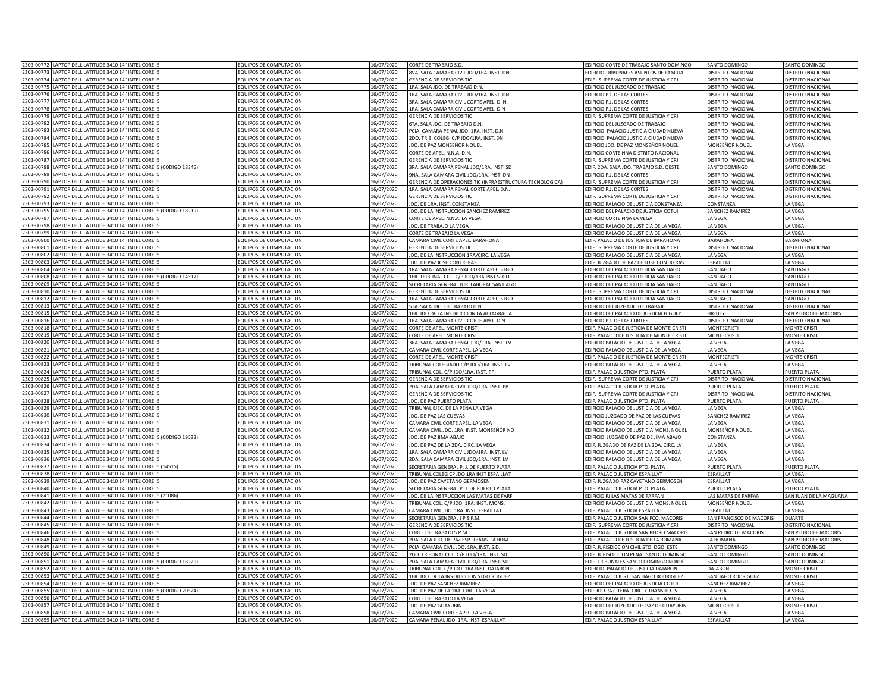| | | | | | | | |
|---|---|---|---|---|---|---|---|
| 2303-00772 | LAPTOP DELL LATITUDE 3410 14¨ INTEL CORE I5 | EQUIPOS DE COMPUTACION | 16/07/2020 | CORTE DE TRABAJO S.D. | EDIFICIO CORTE DE TRABAJO SANTO DOMINGO | SANTO DOMINGO | SANTO DOMINGO |
| 2303-00773 | LAPTOP DELL LATITUDE 3410 14¨ INTEL CORE I5 | EQUIPOS DE COMPUTACION | 16/07/2020 | 8VA. SALA CAMARA CIVIL JDO/1RA. INST. DN | EDIFICIO TRIBUNALES ASUNTOS DE FAMILIA | DISTRITO NACIONAL | DISTRITO NACIONAL |
| 2303-00774 | LAPTOP DELL LATITUDE 3410 14¨ INTEL CORE I5 | EQUIPOS DE COMPUTACION | 16/07/2020 | GERENCIA DE SERVICIOS TIC | EDIF. SUPREMA CORTE DE JUSTICIA Y CPJ | DISTRITO NACIONAL | DISTRITO NACIONAL |
| 2303-00775 | LAPTOP DELL LATITUDE 3410 14¨ INTEL CORE I5 | EQUIPOS DE COMPUTACION | 16/07/2020 | 1RA. SALA JDO. DE TRABAJO D.N. | EDIFICIO DEL JUZGADO DE TRABAJO | DISTRITO NACIONAL | DISTRITO NACIONAL |
| 2303-00776 | LAPTOP DELL LATITUDE 3410 14¨ INTEL CORE I5 | EQUIPOS DE COMPUTACION | 16/07/2020 | 1RA. SALA CAMARA CIVIL JDO/1RA. INST. DN | EDIFICIO P.J. DE LAS CORTES | DISTRITO NACIONAL | DISTRITO NACIONAL |
| 2303-00777 | LAPTOP DELL LATITUDE 3410 14¨ INTEL CORE I5 | EQUIPOS DE COMPUTACION | 16/07/2020 | 3RA. SALA CAMARA CIVIL CORTE APEL. D. N. | EDIFICIO P.J. DE LAS CORTES | DISTRITO NACIONAL | DISTRITO NACIONAL |
| 2303-00778 | LAPTOP DELL LATITUDE 3410 14¨ INTEL CORE I5 | EQUIPOS DE COMPUTACION | 16/07/2020 | 1RA. SALA CAMARA CIVIL CORTE APEL. D.N | EDIFICIO P.J. DE LAS CORTES | DISTRITO NACIONAL | DISTRITO NACIONAL |
| 2303-00779 | LAPTOP DELL LATITUDE 3410 14¨ INTEL CORE I5 | EQUIPOS DE COMPUTACION | 16/07/2020 | GERENCIA DE SERVICIOS TIC | EDIF. SUPREMA CORTE DE JUSTICIA Y CPJ | DISTRITO NACIONAL | DISTRITO NACIONAL |
| 2303-00782 | LAPTOP DELL LATITUDE 3410 14¨ INTEL CORE I5 | EQUIPOS DE COMPUTACION | 16/07/2020 | 6TA. SALA JDO. DE TRABAJO D.N. | EDIFICIO DEL JUZGADO DE TRABAJO | DISTRITO NACIONAL | DISTRITO NACIONAL |
| 2303-00783 | LAPTOP DELL LATITUDE 3410 14¨ INTEL CORE I5 | EQUIPOS DE COMPUTACION | 16/07/2020 | PCIA. CAMARA PENAL JDO. 1RA. INST. D.N. | EDIFICIO PALACIO JUSTICIA CIUDAD NUEVA | DISTRITO NACIONAL | DISTRITO NACIONAL |
| 2303-00784 | LAPTOP DELL LATITUDE 3410 14¨ INTEL CORE I5 | EQUIPOS DE COMPUTACION | 16/07/2020 | 2DO. TRIB. COLEG. C/P JDO/1RA. INST. DN | EDIFICIO PALACIO JUSTICIA CIUDAD NUEVA | DISTRITO NACIONAL | DISTRITO NACIONAL |
| 2303-00785 | LAPTOP DELL LATITUDE 3410 14¨ INTEL CORE I5 | EQUIPOS DE COMPUTACION | 16/07/2020 | JDO. DE PAZ MONSEÑOR NOUEL | EDIFICIO JDO. DE PAZ MONSEÑOR NOUEL | MONSEÑOR NOUEL | LA VEGA |
| 2303-00786 | LAPTOP DELL LATITUDE 3410 14¨ INTEL CORE I5 | EQUIPOS DE COMPUTACION | 16/07/2020 | CORTE DE APEL. N.N.A. D.N. | EDIFICIO CORTE NNA DISTRITO NACIONAL | DISTRITO NACIONAL | DISTRITO NACIONAL |
| 2303-00787 | LAPTOP DELL LATITUDE 3410 14¨ INTEL CORE I5 | EQUIPOS DE COMPUTACION | 16/07/2020 | GERENCIA DE SERVICIOS TIC | EDIF. SUPREMA CORTE DE JUSTICIA Y CPJ | DISTRITO NACIONAL | DISTRITO NACIONAL |
| 2303-00788 | LAPTOP DELL LATITUDE 3410 14¨ INTEL CORE I5 (CODIGO 18345) | EQUIPOS DE COMPUTACION | 16/07/2020 | 3RA. SALA CAMARA PENAL JDO/1RA. INST. SD | EDIF. 2DA. SALA JDO. TRABAJO S.D. OESTE | SANTO DOMINGO | SANTO DOMINGO |
| 2303-00789 | LAPTOP DELL LATITUDE 3410 14¨ INTEL CORE I5 | EQUIPOS DE COMPUTACION | 16/07/2020 | 9NA. SALA CAMARA CIVIL JDO/1RA. INST. DN | EDIFICIO P.J. DE LAS CORTES | DISTRITO NACIONAL | DISTRITO NACIONAL |
| 2303-00790 | LAPTOP DELL LATITUDE 3410 14¨ INTEL CORE I5 | EQUIPOS DE COMPUTACION | 16/07/2020 | GERENCIA DE OPERACIONES TIC (INFRAESTRUCTURA TECNOLOGICA) | EDIF. SUPREMA CORTE DE JUSTICIA Y CPJ | DISTRITO NACIONAL | DISTRITO NACIONAL |
| 2303-00791 | LAPTOP DELL LATITUDE 3410 14¨ INTEL CORE I5 | EQUIPOS DE COMPUTACION | 16/07/2020 | 1RA. SALA CAMARA PENAL CORTE APEL. D.N. | EDIFICIO P.J. DE LAS CORTES | DISTRITO NACIONAL | DISTRITO NACIONAL |
| 2303-00792 | LAPTOP DELL LATITUDE 3410 14¨ INTEL CORE I5 | EQUIPOS DE COMPUTACION | 16/07/2020 | GERENCIA DE SERVICIOS TIC | EDIF. SUPREMA CORTE DE JUSTICIA Y CPJ | DISTRITO NACIONAL | DISTRITO NACIONAL |
| 2303-00793 | LAPTOP DELL LATITUDE 3410 14¨ INTEL CORE I5 | EQUIPOS DE COMPUTACION | 16/07/2020 | JDO. DE 1RA. INST. CONSTANZA | EDIFICIO PALACIO DE JUSTICIA CONSTANZA | CONSTANZA | LA VEGA |
| 2303-00795 | LAPTOP DELL LATITUDE 3410 14¨ INTEL CORE I5 (CODIGO 18219) | EQUIPOS DE COMPUTACION | 16/07/2020 | JDO. DE LA INSTRUCCION SANCHEZ RAMIREZ | EDIFICIO DEL PALACIO DE JUSTICIA COTUI | SANCHEZ RAMIREZ | LA VEGA |
| 2303-00797 | LAPTOP DELL LATITUDE 3410 14¨ INTEL CORE I5 | EQUIPOS DE COMPUTACION | 16/07/2020 | CORTE DE APEL. N.N.A. LA VEGA | EDIFICIO CORTE NNA LA VEGA | LA VEGA | LA VEGA |
| 2303-00798 | LAPTOP DELL LATITUDE 3410 14¨ INTEL CORE I5 | EQUIPOS DE COMPUTACION | 16/07/2020 | JDO. DE TRABAJO LA VEGA | EDIFICIO PALACIO DE JUSTICIA DE LA VEGA | LA VEGA | LA VEGA |
| 2303-00799 | LAPTOP DELL LATITUDE 3410 14¨ INTEL CORE I5 | EQUIPOS DE COMPUTACION | 16/07/2020 | CORTE DE TRABAJO LA VEGA | EDIFICIO PALACIO DE JUSTICIA DE LA VEGA | LA VEGA | LA VEGA |
| 2303-00800 | LAPTOP DELL LATITUDE 3410 14¨ INTEL CORE I5 | EQUIPOS DE COMPUTACION | 16/07/2020 | CAMARA CIVIL CORTE APEL. BARAHONA | EDIF. PALACIO DE JUSTICIA DE BARAHONA | BARAHONA | BARAHONA |
| 2303-00801 | LAPTOP DELL LATITUDE 3410 14¨ INTEL CORE I5 | EQUIPOS DE COMPUTACION | 16/07/2020 | GERENCIA DE SERVICIOS TIC | EDIF. SUPREMA CORTE DE JUSTICIA Y CPJ | DISTRITO NACIONAL | DISTRITO NACIONAL |
| 2303-00802 | LAPTOP DELL LATITUDE 3410 14¨ INTEL CORE I5 | EQUIPOS DE COMPUTACION | 16/07/2020 | JDO. DE LA INSTRUCCION 1RA/CIRC. LA VEGA | EDIFICIO PALACIO DE JUSTICIA DE LA VEGA | LA VEGA | LA VEGA |
| 2303-00803 | LAPTOP DELL LATITUDE 3410 14¨ INTEL CORE I5 | EQUIPOS DE COMPUTACION | 16/07/2020 | JDO. DE PAZ JOSE CONTRERAS | EDIF. JUZGADO DE PAZ DE JOSE CONTRERAS | ESPAILLAT | LA VEGA |
| 2303-00804 | LAPTOP DELL LATITUDE 3410 14¨ INTEL CORE I5 | EQUIPOS DE COMPUTACION | 16/07/2020 | 1RA. SALA CAMARA PENAL CORTE APEL. STGO | EDIFICIO DEL PALACIO JUSTICIA SANTIAGO | SANTIAGO | SANTIAGO |
| 2303-00808 | LAPTOP DELL LATITUDE 3410 14¨ INTEL CORE I5 (CODIGO 14517) | EQUIPOS DE COMPUTACION | 16/07/2020 | 1ER. TRIBUNAL COL. C/P JDO/1RA INST STGO | EDIFICIO DEL PALACIO JUSTICIA SANTIAGO | SANTIAGO | SANTIAGO |
| 2303-00809 | LAPTOP DELL LATITUDE 3410 14¨ INTEL CORE I5 | EQUIPOS DE COMPUTACION | 16/07/2020 | SECRETARIA GENERAL JUR. LABORAL SANTIAGO | EDIFICIO DEL PALACIO JUSTICIA SANTIAGO | SANTIAGO | SANTIAGO |
| 2303-00810 | LAPTOP DELL LATITUDE 3410 14¨ INTEL CORE I5 | EQUIPOS DE COMPUTACION | 16/07/2020 | GERENCIA DE SERVICIOS TIC | EDIF. SUPREMA CORTE DE JUSTICIA Y CPJ | DISTRITO NACIONAL | DISTRITO NACIONAL |
| 2303-00812 | LAPTOP DELL LATITUDE 3410 14¨ INTEL CORE I5 | EQUIPOS DE COMPUTACION | 16/07/2020 | 1RA. SALA CAMARA PENAL CORTE APEL. STGO | EDIFICIO DEL PALACIO JUSTICIA SANTIAGO | SANTIAGO | SANTIAGO |
| 2303-00813 | LAPTOP DELL LATITUDE 3410 14¨ INTEL CORE I5 | EQUIPOS DE COMPUTACION | 16/07/2020 | 5TA. SALA JDO. DE TRABAJO D.N. | EDIFICIO DEL JUZGADO DE TRABAJO | DISTRITO NACIONAL | DISTRITO NACIONAL |
| 2303-00815 | LAPTOP DELL LATITUDE 3410 14¨ INTEL CORE I5 | EQUIPOS DE COMPUTACION | 16/07/2020 | 1ER. JDO.DE LA INSTRUCCION LA ALTAGRACIA | EDIFICIO DEL PALACIO DE JUSTICIA HIGUEY | HIGUEY | SAN PEDRO DE MACORIS |
| 2303-00816 | LAPTOP DELL LATITUDE 3410 14¨ INTEL CORE I5 | EQUIPOS DE COMPUTACION | 16/07/2020 | 1RA. SALA CAMARA CIVIL CORTE APEL. D.N | EDIFICIO P.J. DE LAS CORTES | DISTRITO NACIONAL | DISTRITO NACIONAL |
| 2303-00818 | LAPTOP DELL LATITUDE 3410 14¨ INTEL CORE I5 | EQUIPOS DE COMPUTACION | 16/07/2020 | CORTE DE APEL. MONTE CRISTI | EDIF. PALACIO DE JUSTICIA DE MONTE CRISTI | MONTECRISTI | MONTE CRISTI |
| 2303-00819 | LAPTOP DELL LATITUDE 3410 14¨ INTEL CORE I5 | EQUIPOS DE COMPUTACION | 16/07/2020 | CORTE DE APEL. MONTE CRISTI | EDIF. PALACIO DE JUSTICIA DE MONTE CRISTI | MONTECRISTI | MONTE CRISTI |
| 2303-00820 | LAPTOP DELL LATITUDE 3410 14¨ INTEL CORE I5 | EQUIPOS DE COMPUTACION | 16/07/2020 | 3RA. SALA CAMARA PENAL JDO/1RA. INST. LV | EDIFICIO PALACIO DE JUSTICIA DE LA VEGA | LA VEGA | LA VEGA |
| 2303-00821 | LAPTOP DELL LATITUDE 3410 14¨ INTEL CORE I5 | EQUIPOS DE COMPUTACION | 16/07/2020 | CAMARA CIVIL CORTE APEL. LA VEGA | EDIFICIO PALACIO DE JUSTICIA DE LA VEGA | LA VEGA | LA VEGA |
| 2303-00822 | LAPTOP DELL LATITUDE 3410 14¨ INTEL CORE I5 | EQUIPOS DE COMPUTACION | 16/07/2020 | CORTE DE APEL. MONTE CRISTI | EDIF. PALACIO DE JUSTICIA DE MONTE CRISTI | MONTECRISTI | MONTE CRISTI |
| 2303-00823 | LAPTOP DELL LATITUDE 3410 14¨ INTEL CORE I5 | EQUIPOS DE COMPUTACION | 16/07/2020 | TRIBUNAL COLEGIADO C/P JDO/1RA. INST. LV | EDIFICIO PALACIO DE JUSTICIA DE LA VEGA | LA VEGA | LA VEGA |
| 2303-00824 | LAPTOP DELL LATITUDE 3410 14¨ INTEL CORE I5 | EQUIPOS DE COMPUTACION | 16/07/2020 | TRIBUNAL COL. C/P JDO/1RA. INST. PP | EDIF. PALACIO JUSTICIA PTO. PLATA | PUERTO PLATA | PUERTO PLATA |
| 2303-00825 | LAPTOP DELL LATITUDE 3410 14¨ INTEL CORE I5 | EQUIPOS DE COMPUTACION | 16/07/2020 | GERENCIA DE SERVICIOS TIC | EDIF. SUPREMA CORTE DE JUSTICIA Y CPJ | DISTRITO NACIONAL | DISTRITO NACIONAL |
| 2303-00826 | LAPTOP DELL LATITUDE 3410 14¨ INTEL CORE I5 | EQUIPOS DE COMPUTACION | 16/07/2020 | 2DA. SALA CAMARA CIVIL JDO/1RA. INST. PP | EDIF. PALACIO JUSTICIA PTO. PLATA | PUERTO PLATA | PUERTO PLATA |
| 2303-00827 | LAPTOP DELL LATITUDE 3410 14¨ INTEL CORE I5 | EQUIPOS DE COMPUTACION | 16/07/2020 | GERENCIA DE SERVICIOS TIC | EDIF. SUPREMA CORTE DE JUSTICIA Y CPJ | DISTRITO NACIONAL | DISTRITO NACIONAL |
| 2303-00828 | LAPTOP DELL LATITUDE 3410 14¨ INTEL CORE I5 | EQUIPOS DE COMPUTACION | 16/07/2020 | JDO. DE PAZ PUERTO PLATA | EDIF. PALACIO JUSTICIA PTO. PLATA | PUERTO PLATA | PUERTO PLATA |
| 2303-00829 | LAPTOP DELL LATITUDE 3410 14¨ INTEL CORE I5 | EQUIPOS DE COMPUTACION | 16/07/2020 | TRIBUNAL EJEC. DE LA PENA LA VEGA | EDIFICIO PALACIO DE JUSTICIA DE LA VEGA | LA VEGA | LA VEGA |
| 2303-00830 | LAPTOP DELL LATITUDE 3410 14¨ INTEL CORE I5 | EQUIPOS DE COMPUTACION | 16/07/2020 | JDO. DE PAZ LAS CUEVAS | EDIFICIO JUZGADO DE PAZ DE LAS CUEVAS | SANCHEZ RAMIREZ | LA VEGA |
| 2303-00831 | LAPTOP DELL LATITUDE 3410 14¨ INTEL CORE I5 | EQUIPOS DE COMPUTACION | 16/07/2020 | CAMARA CIVIL CORTE APEL. LA VEGA | EDIFICIO PALACIO DE JUSTICIA DE LA VEGA | LA VEGA | LA VEGA |
| 2303-00832 | LAPTOP DELL LATITUDE 3410 14¨ INTEL CORE I5 | EQUIPOS DE COMPUTACION | 16/07/2020 | CAMARA CIVIL JDO. 1RA. INST. MONSEÑOR NO | EDIFICIO PALACIO DE JUSTICIA MONS. NOUEL | MONSEÑOR NOUEL | LA VEGA |
| 2303-00833 | LAPTOP DELL LATITUDE 3410 14¨ INTEL CORE I5 (CODIGO 19533) | EQUIPOS DE COMPUTACION | 16/07/2020 | JDO. DE PAZ JIMA ABAJO | EDIFICIO JUZGADO DE PAZ DE JIMA ABAJO | CONSTANZA | LA VEGA |
| 2303-00834 | LAPTOP DELL LATITUDE 3410 14¨ INTEL CORE I5 | EQUIPOS DE COMPUTACION | 16/07/2020 | JDO. DE PAZ DE LA 2DA. CIRC. LA VEGA | EDIF. JUZGADO DE PAZ DE LA 2DA. CIRC. LV | LA VEGA | LA VEGA |
| 2303-00835 | LAPTOP DELL LATITUDE 3410 14¨ INTEL CORE I5 | EQUIPOS DE COMPUTACION | 16/07/2020 | 1RA. SALA CAMARA CIVIL JDO/1RA. INST. LV | EDIFICIO PALACIO DE JUSTICIA DE LA VEGA | LA VEGA | LA VEGA |
| 2303-00836 | LAPTOP DELL LATITUDE 3410 14¨ INTEL CORE I5 | EQUIPOS DE COMPUTACION | 16/07/2020 | 2DA. SALA CAMARA CIVIL JDO/1RA. INST. LV | EDIFICIO PALACIO DE JUSTICIA DE LA VEGA | LA VEGA | LA VEGA |
| 2303-00837 | LAPTOP DELL LATITUDE 3410 14¨ INTEL CORE I5 (14515) | EQUIPOS DE COMPUTACION | 16/07/2020 | SECRETARIA GENERAL P. J. DE PUERTO PLATA | EDIF. PALACIO JUSTICIA PTO. PLATA | PUERTO PLATA | PUERTO PLATA |
| 2303-00838 | LAPTOP DELL LATITUDE 3410 14¨ INTEL CORE I5 | EQUIPOS DE COMPUTACION | 16/07/2020 | TRIBUNAL COLEG CP JDO 1RA INST ESPAILLAT | EDIF. PALACIO JUSTICIA ESPAILLAT | ESPAILLAT | LA VEGA |
| 2303-00839 | LAPTOP DELL LATITUDE 3410 14¨ INTEL CORE I5 | EQUIPOS DE COMPUTACION | 16/07/2020 | JDO. DE PAZ CAYETANO GERMOSEN | EDIF. JUZGADO PAZ CAYETANO GERMOSEN | ESPAILLAT | LA VEGA |
| 2303-00840 | LAPTOP DELL LATITUDE 3410 14¨ INTEL CORE I5 | EQUIPOS DE COMPUTACION | 16/07/2020 | SECRETARIA GENERAL P. J. DE PUERTO PLATA | EDIF. PALACIO JUSTICIA PTO. PLATA | PUERTO PLATA | PUERTO PLATA |
| 2303-00841 | LAPTOP DELL LATITUDE 3410 14¨ INTEL CORE I5 (21086) | EQUIPOS DE COMPUTACION | 16/07/2020 | JDO. DE LA INSTRUCCION LAS MATAS DE FARF | EDIFICIO PJ LAS MATAS DE FARFAN | LAS MATAS DE FARFAN | SAN JUAN DE LA MAGUANA |
| 2303-00842 | LAPTOP DELL LATITUDE 3410 14¨ INTEL CORE I5 | EQUIPOS DE COMPUTACION | 16/07/2020 | TRIBUNAL COL. C/P JDO. 1RA. INST. MONS. | EDIFICIO PALACIO DE JUSTICIA MONS. NOUEL | MONSEÑOR NOUEL | LA VEGA |
| 2303-00843 | LAPTOP DELL LATITUDE 3410 14¨ INTEL CORE I5 | EQUIPOS DE COMPUTACION | 16/07/2020 | CAMARA CIVIL JDO. 1RA. INST. ESPAILLAT | EDIF. PALACIO JUSTICIA ESPAILLAT | ESPAILLAT | LA VEGA |
| 2303-00844 | LAPTOP DELL LATITUDE 3410 14¨ INTEL CORE I5 | EQUIPOS DE COMPUTACION | 16/07/2020 | SECRETARIA GENERAL J P S.F.M. | EDIF. PALACIO JUSTICIA SAN FCO. MACORIS | SAN FRANCISCO DE MACORIS | DUARTE |
| 2303-00845 | LAPTOP DELL LATITUDE 3410 14¨ INTEL CORE I5 | EQUIPOS DE COMPUTACION | 16/07/2020 | GERENCIA DE SERVICIOS TIC | EDIF. SUPREMA CORTE DE JUSTICIA Y CPJ | DISTRITO NACIONAL | DISTRITO NACIONAL |
| 2303-00846 | LAPTOP DELL LATITUDE 3410 14¨ INTEL CORE I5 | EQUIPOS DE COMPUTACION | 16/07/2020 | CORTE DE TRABAJO S.P.M. | EDIF. PALACIO JUSTICIA SAN PEDRO MACORIS | SAN PEDRO DE MACORIS | SAN PEDRO DE MACORIS |
| 2303-00848 | LAPTOP DELL LATITUDE 3410 14¨ INTEL CORE I5 | EQUIPOS DE COMPUTACION | 16/07/2020 | 2DA. SALA JDO. DE PAZ ESP. TRANS. LA ROM | EDIF. PALACIO DE JUSTICIA DE LA ROMANA | LA ROMANA | SAN PEDRO DE MACORIS |
| 2303-00849 | LAPTOP DELL LATITUDE 3410 14¨ INTEL CORE I5 | EQUIPOS DE COMPUTACION | 16/07/2020 | PCIA. CAMARA CIVIL JDO. 1RA. INST. S.D. | EDIF. JURISDICCION CIVIL STO. DGO. ESTE | SANTO DOMINGO | SANTO DOMINGO |
| 2303-00850 | LAPTOP DELL LATITUDE 3410 14¨ INTEL CORE I5 | EQUIPOS DE COMPUTACION | 16/07/2020 | 2DO. TRIBUNAL COL. C/P JDO/1RA. INST. SD | EDIF. JURISDICCION PENAL SANTO DOMINGO | SANTO DOMINGO | SANTO DOMINGO |
| 2303-00851 | LAPTOP DELL LATITUDE 3410 14¨ INTEL CORE I5 (CODIGO 18229) | EQUIPOS DE COMPUTACION | 16/07/2020 | 2DA. SALA CAMARA CIVIL JDO/1RA. INST. SD | EDIF. TRIBUNALES SANTO DOMINGO NORTE | SANTO DOMINGO | SANTO DOMINGO |
| 2303-00852 | LAPTOP DELL LATITUDE 3410 14¨ INTEL CORE I5 | EQUIPOS DE COMPUTACION | 16/07/2020 | TRIBUNAL COL. C/P JDO. 1RA INST. DAJABON | EDIFICIO PALACIO DE JUSTICIA DAJABON | DAJABON | MONTE CRISTI |
| 2303-00853 | LAPTOP DELL LATITUDE 3410 14¨ INTEL CORE I5 | EQUIPOS DE COMPUTACION | 16/07/2020 | 1ER. JDO. DE LA INSTRUCCION STGO RDGUEZ | EDIF. PALACIO JUST. SANTIAGO RODRIGUEZ | SANTIAGO RODRIGUEZ | MONTE CRISTI |
| 2303-00854 | LAPTOP DELL LATITUDE 3410 14¨ INTEL CORE I5 | EQUIPOS DE COMPUTACION | 16/07/2020 | JDO. DE PAZ SANCHEZ RAMIREZ | EDIFICIO DEL PALACIO DE JUSTICIA COTUI | SANCHEZ RAMIREZ | LA VEGA |
| 2303-00855 | LAPTOP DELL LATITUDE 3410 14¨ INTEL CORE I5 (CODIGO 20524) | EQUIPOS DE COMPUTACION | 16/07/2020 | JDO. DE PAZ DE LA 1RA. CIRC. LA VEGA | EDIF JDO PAZ 1ERA. CIRC. Y TRANSITO LV | LA VEGA | LA VEGA |
| 2303-00856 | LAPTOP DELL LATITUDE 3410 14¨ INTEL CORE I5 | EQUIPOS DE COMPUTACION | 16/07/2020 | CORTE DE TRABAJO LA VEGA | EDIFICIO PALACIO DE JUSTICIA DE LA VEGA | LA VEGA | LA VEGA |
| 2303-00857 | LAPTOP DELL LATITUDE 3410 14¨ INTEL CORE I5 | EQUIPOS DE COMPUTACION | 16/07/2020 | JDO. DE PAZ GUAYUBIN | EDIFICIO DEL JUZGADO DE PAZ DE GUAYUBIN | MONTECRISTI | MONTE CRISTI |
| 2303-00858 | LAPTOP DELL LATITUDE 3410 14¨ INTEL CORE I5 | EQUIPOS DE COMPUTACION | 16/07/2020 | CAMARA CIVIL CORTE APEL. LA VEGA | EDIFICIO PALACIO DE JUSTICIA DE LA VEGA | LA VEGA | LA VEGA |
| 2303-00859 | LAPTOP DELL LATITUDE 3410 14¨ INTEL CORE I5 | EQUIPOS DE COMPUTACION | 16/07/2020 | CAMARA PENAL JDO. 1RA. INST. ESPAILLAT | EDIF. PALACIO JUSTICIA ESPAILLAT | ESPAILLAT | LA VEGA |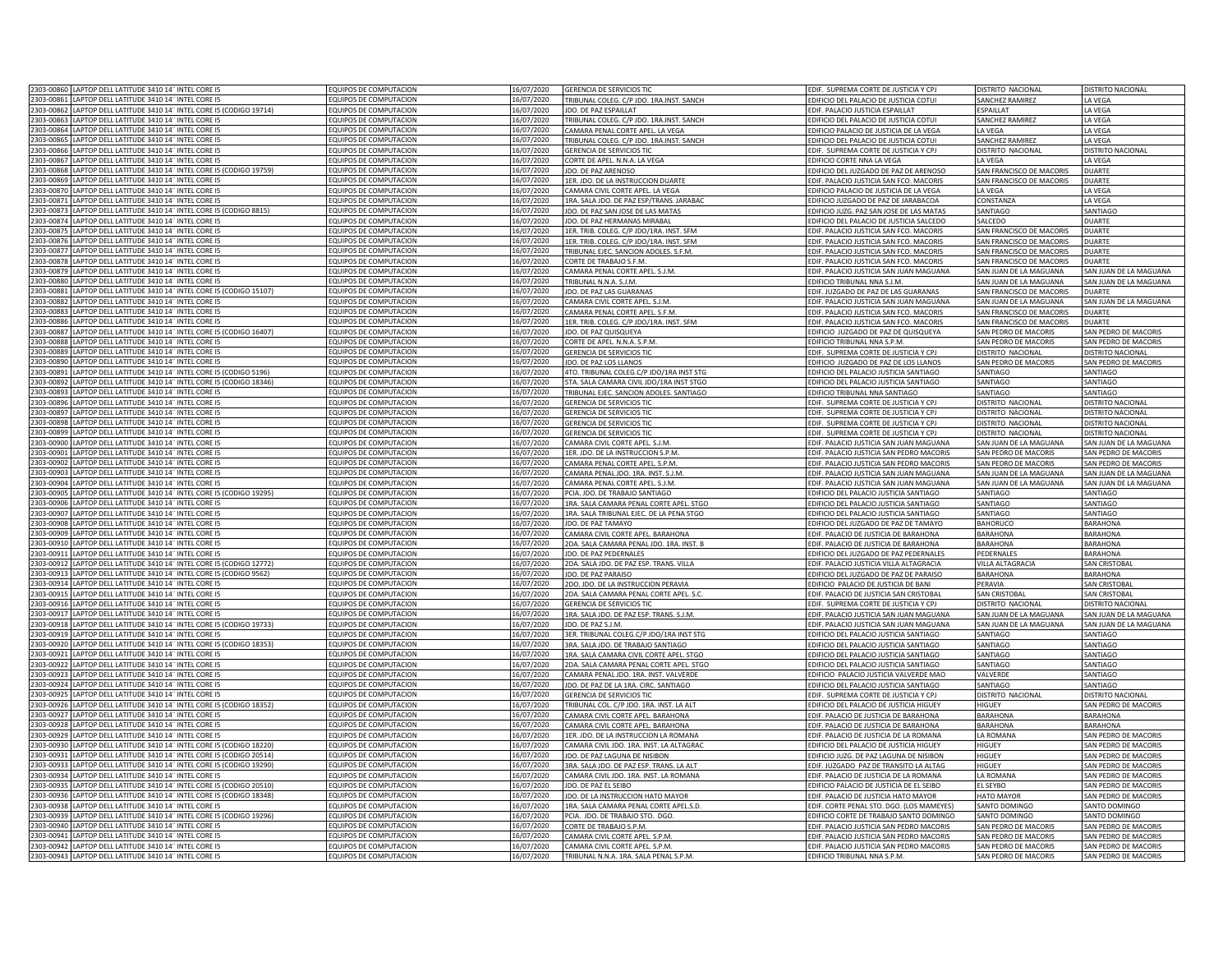| | | | | | | | |
|---|---|---|---|---|---|---|---|
| 2303-00860 | LAPTOP DELL LATITUDE 3410 14¨ INTEL CORE I5 | EQUIPOS DE COMPUTACION | 16/07/2020 | GERENCIA DE SERVICIOS TIC | EDIF. SUPREMA CORTE DE JUSTICIA Y CPJ | DISTRITO NACIONAL | DISTRITO NACIONAL |
| 2303-00861 | LAPTOP DELL LATITUDE 3410 14¨ INTEL CORE I5 | EQUIPOS DE COMPUTACION | 16/07/2020 | TRIBUNAL COLEG. C/P JDO. 1RA.INST. SANCH | EDIFICIO DEL PALACIO DE JUSTICIA COTUI | SANCHEZ RAMIREZ | LA VEGA |
| 2303-00862 | LAPTOP DELL LATITUDE 3410 14¨ INTEL CORE I5 (CODIGO 19714) | EQUIPOS DE COMPUTACION | 16/07/2020 | JDO. DE PAZ ESPAILLAT | EDIF. PALACIO JUSTICIA ESPAILLAT | ESPAILLAT | LA VEGA |
| 2303-00863 | LAPTOP DELL LATITUDE 3410 14¨ INTEL CORE I5 | EQUIPOS DE COMPUTACION | 16/07/2020 | TRIBUNAL COLEG. C/P JDO. 1RA.INST. SANCH | EDIFICIO DEL PALACIO DE JUSTICIA COTUI | SANCHEZ RAMIREZ | LA VEGA |
| 2303-00864 | LAPTOP DELL LATITUDE 3410 14¨ INTEL CORE I5 | EQUIPOS DE COMPUTACION | 16/07/2020 | CAMARA PENAL CORTE APEL. LA VEGA | EDIFICIO PALACIO DE JUSTICIA DE LA VEGA | LA VEGA | LA VEGA |
| 2303-00865 | LAPTOP DELL LATITUDE 3410 14¨ INTEL CORE I5 | EQUIPOS DE COMPUTACION | 16/07/2020 | TRIBUNAL COLEG. C/P JDO. 1RA.INST. SANCH | EDIFICIO DEL PALACIO DE JUSTICIA COTUI | SANCHEZ RAMIREZ | LA VEGA |
| 2303-00866 | LAPTOP DELL LATITUDE 3410 14¨ INTEL CORE I5 | EQUIPOS DE COMPUTACION | 16/07/2020 | GERENCIA DE SERVICIOS TIC | EDIF. SUPREMA CORTE DE JUSTICIA Y CPJ | DISTRITO NACIONAL | DISTRITO NACIONAL |
| 2303-00867 | LAPTOP DELL LATITUDE 3410 14¨ INTEL CORE I5 | EQUIPOS DE COMPUTACION | 16/07/2020 | CORTE DE APEL. N.N.A. LA VEGA | EDIFICIO CORTE NNA LA VEGA | LA VEGA | LA VEGA |
| 2303-00868 | LAPTOP DELL LATITUDE 3410 14¨ INTEL CORE I5 (CODIGO 19759) | EQUIPOS DE COMPUTACION | 16/07/2020 | JDO. DE PAZ ARENOSO | EDIFICIO DEL JUZGADO DE PAZ DE ARENOSO | SAN FRANCISCO DE MACORIS | DUARTE |
| 2303-00869 | LAPTOP DELL LATITUDE 3410 14¨ INTEL CORE I5 | EQUIPOS DE COMPUTACION | 16/07/2020 | 1ER. JDO. DE LA INSTRUCCION DUARTE | EDIF. PALACIO JUSTICIA SAN FCO. MACORIS | SAN FRANCISCO DE MACORIS | DUARTE |
| 2303-00870 | LAPTOP DELL LATITUDE 3410 14¨ INTEL CORE I5 | EQUIPOS DE COMPUTACION | 16/07/2020 | CAMARA CIVIL CORTE APEL. LA VEGA | EDIFICIO PALACIO DE JUSTICIA DE LA VEGA | LA VEGA | LA VEGA |
| 2303-00871 | LAPTOP DELL LATITUDE 3410 14¨ INTEL CORE I5 | EQUIPOS DE COMPUTACION | 16/07/2020 | 1RA. SALA JDO. DE PAZ ESP/TRANS. JARABAC | EDIFICIO JUZGADO DE PAZ DE JARABACOA | CONSTANZA | LA VEGA |
| 2303-00873 | LAPTOP DELL LATITUDE 3410 14¨ INTEL CORE I5 (CODIGO 8815) | EQUIPOS DE COMPUTACION | 16/07/2020 | JDO. DE PAZ SAN JOSE DE LAS MATAS | EDIFICIO JUZG. PAZ SAN JOSE DE LAS MATAS | SANTIAGO | SANTIAGO |
| 2303-00874 | LAPTOP DELL LATITUDE 3410 14¨ INTEL CORE I5 | EQUIPOS DE COMPUTACION | 16/07/2020 | JDO. DE PAZ HERMANAS MIRABAL | EDIFICIO DEL PALACIO DE JUSTICIA SALCEDO | SALCEDO | DUARTE |
| 2303-00875 | LAPTOP DELL LATITUDE 3410 14¨ INTEL CORE I5 | EQUIPOS DE COMPUTACION | 16/07/2020 | 1ER. TRIB. COLEG. C/P JDO/1RA. INST. SFM | EDIF. PALACIO JUSTICIA SAN FCO. MACORIS | SAN FRANCISCO DE MACORIS | DUARTE |
| 2303-00876 | LAPTOP DELL LATITUDE 3410 14¨ INTEL CORE I5 | EQUIPOS DE COMPUTACION | 16/07/2020 | 1ER. TRIB. COLEG. C/P JDO/1RA. INST. SFM | EDIF. PALACIO JUSTICIA SAN FCO. MACORIS | SAN FRANCISCO DE MACORIS | DUARTE |
| 2303-00877 | LAPTOP DELL LATITUDE 3410 14¨ INTEL CORE I5 | EQUIPOS DE COMPUTACION | 16/07/2020 | TRIBUNAL EJEC. SANCION ADOLES. S.F.M. | EDIF. PALACIO JUSTICIA SAN FCO. MACORIS | SAN FRANCISCO DE MACORIS | DUARTE |
| 2303-00878 | LAPTOP DELL LATITUDE 3410 14¨ INTEL CORE I5 | EQUIPOS DE COMPUTACION | 16/07/2020 | CORTE DE TRABAJO S.F.M. | EDIF. PALACIO JUSTICIA SAN FCO. MACORIS | SAN FRANCISCO DE MACORIS | DUARTE |
| 2303-00879 | LAPTOP DELL LATITUDE 3410 14¨ INTEL CORE I5 | EQUIPOS DE COMPUTACION | 16/07/2020 | CAMARA PENAL CORTE APEL. S.J.M. | EDIF. PALACIO JUSTICIA SAN JUAN MAGUANA | SAN JUAN DE LA MAGUANA | SAN JUAN DE LA MAGUANA |
| 2303-00880 | LAPTOP DELL LATITUDE 3410 14¨ INTEL CORE I5 | EQUIPOS DE COMPUTACION | 16/07/2020 | TRIBUNAL N.N.A. S.J.M. | EDIFICIO TRIBUNAL NNA S.J.M. | SAN JUAN DE LA MAGUANA | SAN JUAN DE LA MAGUANA |
| 2303-00881 | LAPTOP DELL LATITUDE 3410 14¨ INTEL CORE I5 (CODIGO 15107) | EQUIPOS DE COMPUTACION | 16/07/2020 | JDO. DE PAZ LAS GUARANAS | EDIF. JUZGADO DE PAZ DE LAS GUARANAS | SAN FRANCISCO DE MACORIS | DUARTE |
| 2303-00882 | LAPTOP DELL LATITUDE 3410 14¨ INTEL CORE I5 | EQUIPOS DE COMPUTACION | 16/07/2020 | CAMARA CIVIL CORTE APEL. S.J.M. | EDIF. PALACIO JUSTICIA SAN JUAN MAGUANA | SAN JUAN DE LA MAGUANA | SAN JUAN DE LA MAGUANA |
| 2303-00883 | LAPTOP DELL LATITUDE 3410 14¨ INTEL CORE I5 | EQUIPOS DE COMPUTACION | 16/07/2020 | CAMARA PENAL CORTE APEL. S.F.M. | EDIF. PALACIO JUSTICIA SAN FCO. MACORIS | SAN FRANCISCO DE MACORIS | DUARTE |
| 2303-00886 | LAPTOP DELL LATITUDE 3410 14¨ INTEL CORE I5 | EQUIPOS DE COMPUTACION | 16/07/2020 | 1ER. TRIB. COLEG. C/P JDO/1RA. INST. SFM | EDIF. PALACIO JUSTICIA SAN FCO. MACORIS | SAN FRANCISCO DE MACORIS | DUARTE |
| 2303-00887 | LAPTOP DELL LATITUDE 3410 14¨ INTEL CORE I5 (CODIGO 16407) | EQUIPOS DE COMPUTACION | 16/07/2020 | JDO. DE PAZ QUISQUEYA | EDIFICIO JUZGADO DE PAZ DE QUISQUEYA | SAN PEDRO DE MACORIS | SAN PEDRO DE MACORIS |
| 2303-00888 | LAPTOP DELL LATITUDE 3410 14¨ INTEL CORE I5 | EQUIPOS DE COMPUTACION | 16/07/2020 | CORTE DE APEL. N.N.A. S.P.M. | EDIFICIO TRIBUNAL NNA S.P.M. | SAN PEDRO DE MACORIS | SAN PEDRO DE MACORIS |
| 2303-00889 | LAPTOP DELL LATITUDE 3410 14¨ INTEL CORE I5 | EQUIPOS DE COMPUTACION | 16/07/2020 | GERENCIA DE SERVICIOS TIC | EDIF. SUPREMA CORTE DE JUSTICIA Y CPJ | DISTRITO NACIONAL | DISTRITO NACIONAL |
| 2303-00890 | LAPTOP DELL LATITUDE 3410 14¨ INTEL CORE I5 | EQUIPOS DE COMPUTACION | 16/07/2020 | JDO. DE PAZ LOS LLANOS | EDIFICIO JUZGADO DE PAZ DE LOS LLANOS | SAN PEDRO DE MACORIS | SAN PEDRO DE MACORIS |
| 2303-00891 | LAPTOP DELL LATITUDE 3410 14¨ INTEL CORE I5 (CODIGO 5196) | EQUIPOS DE COMPUTACION | 16/07/2020 | 4TO. TRIBUNAL COLEG.C/P JDO/1RA INST STG | EDIFICIO DEL PALACIO JUSTICIA SANTIAGO | SANTIAGO | SANTIAGO |
| 2303-00892 | LAPTOP DELL LATITUDE 3410 14¨ INTEL CORE I5 (CODIGO 18346) | EQUIPOS DE COMPUTACION | 16/07/2020 | 5TA. SALA CAMARA CIVIL JDO/1RA INST STGO | EDIFICIO DEL PALACIO JUSTICIA SANTIAGO | SANTIAGO | SANTIAGO |
| 2303-00893 | LAPTOP DELL LATITUDE 3410 14¨ INTEL CORE I5 | EQUIPOS DE COMPUTACION | 16/07/2020 | TRIBUNAL EJEC. SANCION ADOLES. SANTIAGO | EDIFICIO TRIBUNAL NNA SANTIAGO | SANTIAGO | SANTIAGO |
| 2303-00896 | LAPTOP DELL LATITUDE 3410 14¨ INTEL CORE I5 | EQUIPOS DE COMPUTACION | 16/07/2020 | GERENCIA DE SERVICIOS TIC | EDIF. SUPREMA CORTE DE JUSTICIA Y CPJ | DISTRITO NACIONAL | DISTRITO NACIONAL |
| 2303-00897 | LAPTOP DELL LATITUDE 3410 14¨ INTEL CORE I5 | EQUIPOS DE COMPUTACION | 16/07/2020 | GERENCIA DE SERVICIOS TIC | EDIF. SUPREMA CORTE DE JUSTICIA Y CPJ | DISTRITO NACIONAL | DISTRITO NACIONAL |
| 2303-00898 | LAPTOP DELL LATITUDE 3410 14¨ INTEL CORE I5 | EQUIPOS DE COMPUTACION | 16/07/2020 | GERENCIA DE SERVICIOS TIC | EDIF. SUPREMA CORTE DE JUSTICIA Y CPJ | DISTRITO NACIONAL | DISTRITO NACIONAL |
| 2303-00899 | LAPTOP DELL LATITUDE 3410 14¨ INTEL CORE I5 | EQUIPOS DE COMPUTACION | 16/07/2020 | GERENCIA DE SERVICIOS TIC | EDIF. SUPREMA CORTE DE JUSTICIA Y CPJ | DISTRITO NACIONAL | DISTRITO NACIONAL |
| 2303-00900 | LAPTOP DELL LATITUDE 3410 14¨ INTEL CORE I5 | EQUIPOS DE COMPUTACION | 16/07/2020 | CAMARA CIVIL CORTE APEL. S.J.M. | EDIF. PALACIO JUSTICIA SAN JUAN MAGUANA | SAN JUAN DE LA MAGUANA | SAN JUAN DE LA MAGUANA |
| 2303-00901 | LAPTOP DELL LATITUDE 3410 14¨ INTEL CORE I5 | EQUIPOS DE COMPUTACION | 16/07/2020 | 1ER. JDO. DE LA INSTRUCCION S.P.M. | EDIF. PALACIO JUSTICIA SAN PEDRO MACORIS | SAN PEDRO DE MACORIS | SAN PEDRO DE MACORIS |
| 2303-00902 | LAPTOP DELL LATITUDE 3410 14¨ INTEL CORE I5 | EQUIPOS DE COMPUTACION | 16/07/2020 | CAMARA PENAL CORTE APEL. S.P.M. | EDIF. PALACIO JUSTICIA SAN PEDRO MACORIS | SAN PEDRO DE MACORIS | SAN PEDRO DE MACORIS |
| 2303-00903 | LAPTOP DELL LATITUDE 3410 14¨ INTEL CORE I5 | EQUIPOS DE COMPUTACION | 16/07/2020 | CAMARA PENAL JDO. 1RA. INST. S.J.M. | EDIF. PALACIO JUSTICIA SAN JUAN MAGUANA | SAN JUAN DE LA MAGUANA | SAN JUAN DE LA MAGUANA |
| 2303-00904 | LAPTOP DELL LATITUDE 3410 14¨ INTEL CORE I5 | EQUIPOS DE COMPUTACION | 16/07/2020 | CAMARA PENAL CORTE APEL. S.J.M. | EDIF. PALACIO JUSTICIA SAN JUAN MAGUANA | SAN JUAN DE LA MAGUANA | SAN JUAN DE LA MAGUANA |
| 2303-00905 | LAPTOP DELL LATITUDE 3410 14¨ INTEL CORE I5 (CODIGO 19295) | EQUIPOS DE COMPUTACION | 16/07/2020 | PCIA. JDO. DE TRABAJO SANTIAGO | EDIFICIO DEL PALACIO JUSTICIA SANTIAGO | SANTIAGO | SANTIAGO |
| 2303-00906 | LAPTOP DELL LATITUDE 3410 14¨ INTEL CORE I5 | EQUIPOS DE COMPUTACION | 16/07/2020 | 1RA. SALA CAMARA PENAL CORTE APEL. STGO | EDIFICIO DEL PALACIO JUSTICIA SANTIAGO | SANTIAGO | SANTIAGO |
| 2303-00907 | LAPTOP DELL LATITUDE 3410 14¨ INTEL CORE I5 | EQUIPOS DE COMPUTACION | 16/07/2020 | 1RA. SALA TRIBUNAL EJEC. DE LA PENA STGO | EDIFICIO DEL PALACIO JUSTICIA SANTIAGO | SANTIAGO | SANTIAGO |
| 2303-00908 | LAPTOP DELL LATITUDE 3410 14¨ INTEL CORE I5 | EQUIPOS DE COMPUTACION | 16/07/2020 | JDO. DE PAZ TAMAYO | EDIFICIO DEL JUZGADO DE PAZ DE TAMAYO | BAHORUCO | BARAHONA |
| 2303-00909 | LAPTOP DELL LATITUDE 3410 14¨ INTEL CORE I5 | EQUIPOS DE COMPUTACION | 16/07/2020 | CAMARA CIVIL CORTE APEL. BARAHONA | EDIF. PALACIO DE JUSTICIA DE BARAHONA | BARAHONA | BARAHONA |
| 2303-00910 | LAPTOP DELL LATITUDE 3410 14¨ INTEL CORE I5 | EQUIPOS DE COMPUTACION | 16/07/2020 | 2DA. SALA CAMARA PENAL JDO. 1RA. INST. B | EDIF. PALACIO DE JUSTICIA DE BARAHONA | BARAHONA | BARAHONA |
| 2303-00911 | LAPTOP DELL LATITUDE 3410 14¨ INTEL CORE I5 | EQUIPOS DE COMPUTACION | 16/07/2020 | JDO. DE PAZ PEDERNALES | EDIFICIO DEL JUZGADO DE PAZ PEDERNALES | PEDERNALES | BARAHONA |
| 2303-00912 | LAPTOP DELL LATITUDE 3410 14¨ INTEL CORE I5 (CODIGO 12772) | EQUIPOS DE COMPUTACION | 16/07/2020 | 2DA. SALA JDO. DE PAZ ESP. TRANS. VILLA | EDIF. PALACIO JUSTICIA VILLA ALTAGRACIA | VILLA ALTAGRACIA | SAN CRISTOBAL |
| 2303-00913 | LAPTOP DELL LATITUDE 3410 14¨ INTEL CORE I5 (CODIGO 9562) | EQUIPOS DE COMPUTACION | 16/07/2020 | JDO. DE PAZ PARAISO | EDIFICIO DEL JUZGADO DE PAZ DE PARAISO | BARAHONA | BARAHONA |
| 2303-00914 | LAPTOP DELL LATITUDE 3410 14¨ INTEL CORE I5 | EQUIPOS DE COMPUTACION | 16/07/2020 | 2DO. JDO. DE LA INSTRUCCION PERAVIA | EDIFICIO PALACIO DE JUSTICIA DE BANI | PERAVIA | SAN CRISTOBAL |
| 2303-00915 | LAPTOP DELL LATITUDE 3410 14¨ INTEL CORE I5 | EQUIPOS DE COMPUTACION | 16/07/2020 | 2DA. SALA CAMARA PENAL CORTE APEL. S.C. | EDIF. PALACIO DE JUSTICIA SAN CRISTOBAL | SAN CRISTOBAL | SAN CRISTOBAL |
| 2303-00916 | LAPTOP DELL LATITUDE 3410 14¨ INTEL CORE I5 | EQUIPOS DE COMPUTACION | 16/07/2020 | GERENCIA DE SERVICIOS TIC | EDIF. SUPREMA CORTE DE JUSTICIA Y CPJ | DISTRITO NACIONAL | DISTRITO NACIONAL |
| 2303-00917 | LAPTOP DELL LATITUDE 3410 14¨ INTEL CORE I5 | EQUIPOS DE COMPUTACION | 16/07/2020 | 1RA. SALA JDO. DE PAZ ESP. TRANS. S.J.M. | EDIF. PALACIO JUSTICIA SAN JUAN MAGUANA | SAN JUAN DE LA MAGUANA | SAN JUAN DE LA MAGUANA |
| 2303-00918 | LAPTOP DELL LATITUDE 3410 14¨ INTEL CORE I5 (CODIGO 19733) | EQUIPOS DE COMPUTACION | 16/07/2020 | JDO. DE PAZ S.J.M. | EDIF. PALACIO JUSTICIA SAN JUAN MAGUANA | SAN JUAN DE LA MAGUANA | SAN JUAN DE LA MAGUANA |
| 2303-00919 | LAPTOP DELL LATITUDE 3410 14¨ INTEL CORE I5 | EQUIPOS DE COMPUTACION | 16/07/2020 | 3ER. TRIBUNAL COLEG.C/P JDO/1RA INST STG | EDIFICIO DEL PALACIO JUSTICIA SANTIAGO | SANTIAGO | SANTIAGO |
| 2303-00920 | LAPTOP DELL LATITUDE 3410 14¨ INTEL CORE I5 (CODIGO 18353) | EQUIPOS DE COMPUTACION | 16/07/2020 | 3RA. SALA JDO. DE TRABAJO SANTIAGO | EDIFICIO DEL PALACIO JUSTICIA SANTIAGO | SANTIAGO | SANTIAGO |
| 2303-00921 | LAPTOP DELL LATITUDE 3410 14¨ INTEL CORE I5 | EQUIPOS DE COMPUTACION | 16/07/2020 | 1RA. SALA CAMARA CIVIL CORTE APEL. STGO | EDIFICIO DEL PALACIO JUSTICIA SANTIAGO | SANTIAGO | SANTIAGO |
| 2303-00922 | LAPTOP DELL LATITUDE 3410 14¨ INTEL CORE I5 | EQUIPOS DE COMPUTACION | 16/07/2020 | 2DA. SALA CAMARA PENAL CORTE APEL. STGO | EDIFICIO DEL PALACIO JUSTICIA SANTIAGO | SANTIAGO | SANTIAGO |
| 2303-00923 | LAPTOP DELL LATITUDE 3410 14¨ INTEL CORE I5 | EQUIPOS DE COMPUTACION | 16/07/2020 | CAMARA PENAL JDO. 1RA. INST. VALVERDE | EDIFICIO PALACIO JUSTICIA VALVERDE MAO | VALVERDE | SANTIAGO |
| 2303-00924 | LAPTOP DELL LATITUDE 3410 14¨ INTEL CORE I5 | EQUIPOS DE COMPUTACION | 16/07/2020 | JDO. DE PAZ DE LA 1RA. CIRC. SANTIAGO | EDIFICIO DEL PALACIO JUSTICIA SANTIAGO | SANTIAGO | SANTIAGO |
| 2303-00925 | LAPTOP DELL LATITUDE 3410 14¨ INTEL CORE I5 | EQUIPOS DE COMPUTACION | 16/07/2020 | GERENCIA DE SERVICIOS TIC | EDIF. SUPREMA CORTE DE JUSTICIA Y CPJ | DISTRITO NACIONAL | DISTRITO NACIONAL |
| 2303-00926 | LAPTOP DELL LATITUDE 3410 14¨ INTEL CORE I5 (CODIGO 18352) | EQUIPOS DE COMPUTACION | 16/07/2020 | TRIBUNAL COL. C/P JDO. 1RA. INST. LA ALT | EDIFICIO DEL PALACIO DE JUSTICIA HIGUEY | HIGUEY | SAN PEDRO DE MACORIS |
| 2303-00927 | LAPTOP DELL LATITUDE 3410 14¨ INTEL CORE I5 | EQUIPOS DE COMPUTACION | 16/07/2020 | CAMARA CIVIL CORTE APEL. BARAHONA | EDIF. PALACIO DE JUSTICIA DE BARAHONA | BARAHONA | BARAHONA |
| 2303-00928 | LAPTOP DELL LATITUDE 3410 14¨ INTEL CORE I5 | EQUIPOS DE COMPUTACION | 16/07/2020 | CAMARA CIVIL CORTE APEL. BARAHONA | EDIF. PALACIO DE JUSTICIA DE BARAHONA | BARAHONA | BARAHONA |
| 2303-00929 | LAPTOP DELL LATITUDE 3410 14¨ INTEL CORE I5 | EQUIPOS DE COMPUTACION | 16/07/2020 | 1ER. JDO. DE LA INSTRUCCION LA ROMANA | EDIF. PALACIO DE JUSTICIA DE LA ROMANA | LA ROMANA | SAN PEDRO DE MACORIS |
| 2303-00930 | LAPTOP DELL LATITUDE 3410 14¨ INTEL CORE I5 (CODIGO 18220) | EQUIPOS DE COMPUTACION | 16/07/2020 | CAMARA CIVIL JDO. 1RA. INST. LA ALTAGRAC | EDIFICIO DEL PALACIO DE JUSTICIA HIGUEY | HIGUEY | SAN PEDRO DE MACORIS |
| 2303-00931 | LAPTOP DELL LATITUDE 3410 14¨ INTEL CORE I5 (CODIGO 20514) | EQUIPOS DE COMPUTACION | 16/07/2020 | JDO. DE PAZ LAGUNA DE NISIBON | EDIFICIO JUZG. DE PAZ LAGUNA DE NISIBON | HIGUEY | SAN PEDRO DE MACORIS |
| 2303-00933 | LAPTOP DELL LATITUDE 3410 14¨ INTEL CORE I5 (CODIGO 19290) | EQUIPOS DE COMPUTACION | 16/07/2020 | 3RA. SALA JDO. DE PAZ ESP. TRANS. LA ALT | EDIF. JUZGADO PAZ DE TRANSITO LA ALTAG | HIGUEY | SAN PEDRO DE MACORIS |
| 2303-00934 | LAPTOP DELL LATITUDE 3410 14¨ INTEL CORE I5 | EQUIPOS DE COMPUTACION | 16/07/2020 | CAMARA CIVIL JDO. 1RA. INST. LA ROMANA | EDIF. PALACIO DE JUSTICIA DE LA ROMANA | LA ROMANA | SAN PEDRO DE MACORIS |
| 2303-00935 | LAPTOP DELL LATITUDE 3410 14¨ INTEL CORE I5 (CODIGO 20510) | EQUIPOS DE COMPUTACION | 16/07/2020 | JDO. DE PAZ EL SEIBO | EDIFICIO PALACIO DE JUSTICIA DE EL SEIBO | EL SEYBO | SAN PEDRO DE MACORIS |
| 2303-00936 | LAPTOP DELL LATITUDE 3410 14¨ INTEL CORE I5 (CODIGO 18348) | EQUIPOS DE COMPUTACION | 16/07/2020 | JDO. DE LA INSTRUCCION HATO MAYOR | EDIF. PALACIO DE JUSTICIA HATO MAYOR | HATO MAYOR | SAN PEDRO DE MACORIS |
| 2303-00938 | LAPTOP DELL LATITUDE 3410 14¨ INTEL CORE I5 | EQUIPOS DE COMPUTACION | 16/07/2020 | 1RA. SALA CAMARA PENAL CORTE APEL.S.D. | EDIF. CORTE PENAL STO. DGO. (LOS MAMEYES) | SANTO DOMINGO | SANTO DOMINGO |
| 2303-00939 | LAPTOP DELL LATITUDE 3410 14¨ INTEL CORE I5 (CODIGO 19296) | EQUIPOS DE COMPUTACION | 16/07/2020 | PCIA. JDO. DE TRABAJO STO. DGO. | EDIFICIO CORTE DE TRABAJO SANTO DOMINGO | SANTO DOMINGO | SANTO DOMINGO |
| 2303-00940 | LAPTOP DELL LATITUDE 3410 14¨ INTEL CORE I5 | EQUIPOS DE COMPUTACION | 16/07/2020 | CORTE DE TRABAJO S.P.M. | EDIF. PALACIO JUSTICIA SAN PEDRO MACORIS | SAN PEDRO DE MACORIS | SAN PEDRO DE MACORIS |
| 2303-00941 | LAPTOP DELL LATITUDE 3410 14¨ INTEL CORE I5 | EQUIPOS DE COMPUTACION | 16/07/2020 | CAMARA CIVIL CORTE APEL. S.P.M. | EDIF. PALACIO JUSTICIA SAN PEDRO MACORIS | SAN PEDRO DE MACORIS | SAN PEDRO DE MACORIS |
| 2303-00942 | LAPTOP DELL LATITUDE 3410 14¨ INTEL CORE I5 | EQUIPOS DE COMPUTACION | 16/07/2020 | CAMARA CIVIL CORTE APEL. S.P.M. | EDIF. PALACIO JUSTICIA SAN PEDRO MACORIS | SAN PEDRO DE MACORIS | SAN PEDRO DE MACORIS |
| 2303-00943 | LAPTOP DELL LATITUDE 3410 14¨ INTEL CORE I5 | EQUIPOS DE COMPUTACION | 16/07/2020 | TRIBUNAL N.N.A. 1RA. SALA PENAL S.P.M. | EDIFICIO TRIBUNAL NNA S.P.M. | SAN PEDRO DE MACORIS | SAN PEDRO DE MACORIS |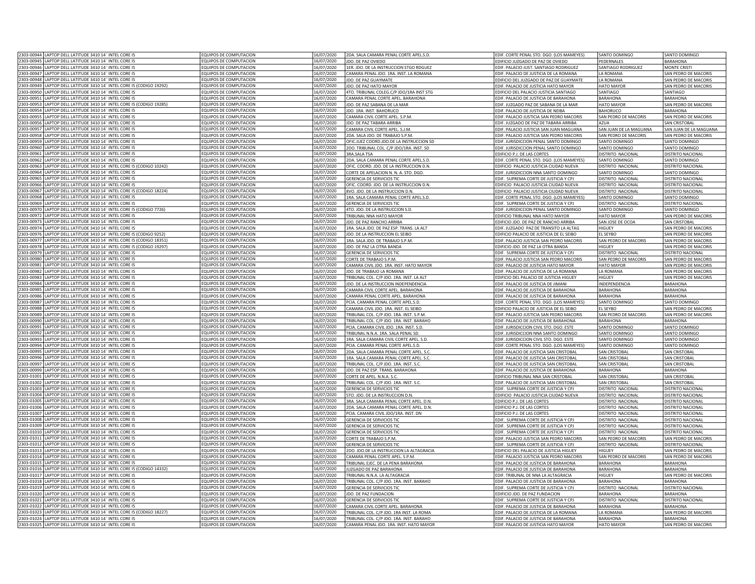| | | | | | | | |
|---|---|---|---|---|---|---|---|
| 2303-00944 | LAPTOP DELL LATITUDE 3410 14¨ INTEL CORE I5 | EQUIPOS DE COMPUTACION | 16/07/2020 | 2DA. SALA CAMARA PENAL CORTE APEL.S.D. | EDIF. CORTE PENAL STO. DGO. (LOS MAMEYES) | SANTO DOMINGO | SANTO DOMINGO |
| 2303-00945 | LAPTOP DELL LATITUDE 3410 14¨ INTEL CORE I5 | EQUIPOS DE COMPUTACION | 16/07/2020 | JDO. DE PAZ OVIEDO | EDIFICIO JUZGADO DE PAZ DE OVIEDO | PEDERNALES | BARAHONA |
| 2303-00946 | LAPTOP DELL LATITUDE 3410 14¨ INTEL CORE I5 | EQUIPOS DE COMPUTACION | 16/07/2020 | 1ER. JDO. DE LA INSTRUCCION STGO RDGUEZ | EDIF. PALACIO JUST. SANTIAGO RODRIGUEZ | SANTIAGO RODRIGUEZ | MONTE CRISTI |
| 2303-00947 | LAPTOP DELL LATITUDE 3410 14¨ INTEL CORE I5 | EQUIPOS DE COMPUTACION | 16/07/2020 | CAMARA PENAL JDO. 1RA. INST. LA ROMANA | EDIF. PALACIO DE JUSTICIA DE LA ROMANA | LA ROMANA | SAN PEDRO DE MACORIS |
| 2303-00948 | LAPTOP DELL LATITUDE 3410 14¨ INTEL CORE I5 | EQUIPOS DE COMPUTACION | 16/07/2020 | JDO. DE PAZ GUAYMATE | EDIFICIO DEL JUZGADO DE PAZ DE GUAYMATE | LA ROMANA | SAN PEDRO DE MACORIS |
| 2303-00949 | LAPTOP DELL LATITUDE 3410 14¨ INTEL CORE I5 (CODIGO 19292) | EQUIPOS DE COMPUTACION | 16/07/2020 | JDO. DE PAZ HATO MAYOR | EDIF. PALACIO DE JUSTICIA HATO MAYOR | HATO MAYOR | SAN PEDRO DE MACORIS |
| 2303-00950 | LAPTOP DELL LATITUDE 3410 14¨ INTEL CORE I5 | EQUIPOS DE COMPUTACION | 16/07/2020 | 4TO. TRIBUNAL COLEG.C/P JDO/1RA INST STG | EDIFICIO DEL PALACIO JUSTICIA SANTIAGO | SANTIAGO | SANTIAGO |
| 2303-00951 | LAPTOP DELL LATITUDE 3410 14¨ INTEL CORE I5 | EQUIPOS DE COMPUTACION | 16/07/2020 | CAMARA PENAL CORTE APEL. BARAHONA | EDIF. PALACIO DE JUSTICIA DE BARAHONA | BARAHONA | BARAHONA |
| 2303-00953 | LAPTOP DELL LATITUDE 3410 14¨ INTEL CORE I5 (CODIGO 19285) | EQUIPOS DE COMPUTACION | 16/07/2020 | JDO. DE PAZ SABANA DE LA MAR | EDIF. JUZGADO PAZ DE SABANA DE LA MAR | HATO MAYOR | SAN PEDRO DE MACORIS |
| 2303-00954 | LAPTOP DELL LATITUDE 3410 14¨ INTEL CORE I5 | EQUIPOS DE COMPUTACION | 16/07/2020 | JDO. 1RA. INST. BAHORUCO | EDIF. PALACIO DE JUSTICIA DE NEIBA | BAHORUCO | BARAHONA |
| 2303-00955 | LAPTOP DELL LATITUDE 3410 14¨ INTEL CORE I5 | EQUIPOS DE COMPUTACION | 16/07/2020 | CAMARA CIVIL CORTE APEL. S.P.M. | EDIF. PALACIO JUSTICIA SAN PEDRO MACORIS | SAN PEDRO DE MACORIS | SAN PEDRO DE MACORIS |
| 2303-00956 | LAPTOP DELL LATITUDE 3410 14¨ INTEL CORE I5 | EQUIPOS DE COMPUTACION | 16/07/2020 | JDO. DE PAZ TABARA ARRIBA | EDIF. JUZGADO DE PAZ DE TABARA ARRIBA | AZUA | SAN CRISTOBAL |
| 2303-00957 | LAPTOP DELL LATITUDE 3410 14¨ INTEL CORE I5 | EQUIPOS DE COMPUTACION | 16/07/2020 | CAMARA CIVIL CORTE APEL. S.J.M. | EDIF. PALACIO JUSTICIA SAN JUAN MAGUANA | SAN JUAN DE LA MAGUANA | SAN JUAN DE LA MAGUANA |
| 2303-00958 | LAPTOP DELL LATITUDE 3410 14¨ INTEL CORE I5 | EQUIPOS DE COMPUTACION | 16/07/2020 | 2DA. SALA JDO. DE TRABAJO S.P.M. | EDIF. PALACIO JUSTICIA SAN PEDRO MACORIS | SAN PEDRO DE MACORIS | SAN PEDRO DE MACORIS |
| 2303-00959 | LAPTOP DELL LATITUDE 3410 14¨ INTEL CORE I5 | EQUIPOS DE COMPUTACION | 16/07/2020 | OFIC.JUEZ COORD.JDO.DE LA INSTRUCCION SD | EDIF. JURISDICCION PENAL SANTO DOMINGO | SANTO DOMINGO | SANTO DOMINGO |
| 2303-00960 | LAPTOP DELL LATITUDE 3410 14¨ INTEL CORE I5 | EQUIPOS DE COMPUTACION | 16/07/2020 | 2DO. TRIBUNAL COL. C/P JDO/1RA. INST. SD | EDIF. JURISDICCION PENAL SANTO DOMINGO | SANTO DOMINGO | SANTO DOMINGO |
| 2303-00961 | LAPTOP DELL LATITUDE 3410 14¨ INTEL CORE I5 | EQUIPOS DE COMPUTACION | 16/07/2020 | 3RA.SALA TSA | EDIFICIO P.J. DE LAS CORTES | DISTRITO NACIONAL | DISTRITO NACIONAL |
| 2303-00962 | LAPTOP DELL LATITUDE 3410 14¨ INTEL CORE I5 | EQUIPOS DE COMPUTACION | 16/07/2020 | 2DA. SALA CAMARA PENAL CORTE APEL.S.D. | EDIF. CORTE PENAL STO. DGO. (LOS MAMEYES) | SANTO DOMINGO | SANTO DOMINGO |
| 2303-00963 | LAPTOP DELL LATITUDE 3410 14¨ INTEL CORE I5 (CODIGO 10242) | EQUIPOS DE COMPUTACION | 16/07/2020 | OFIC. COORD. JDO. DE LA INSTRUCCION D.N. | EDIFICIO PALACIO JUSTICIA CIUDAD NUEVA | DISTRITO NACIONAL | DISTRITO NACIONAL |
| 2303-00964 | LAPTOP DELL LATITUDE 3410 14¨ INTEL CORE I5 | EQUIPOS DE COMPUTACION | 16/07/2020 | CORTE DE APELACION N. N. A. STO. DGO. | EDIF. JURISDICCION NNA SANTO DOMINGO | SANTO DOMINGO | SANTO DOMINGO |
| 2303-00965 | LAPTOP DELL LATITUDE 3410 14¨ INTEL CORE I5 | EQUIPOS DE COMPUTACION | 16/07/2020 | GERENCIA DE SERVICIOS TIC | EDIF. SUPREMA CORTE DE JUSTICIA Y CPJ | DISTRITO NACIONAL | DISTRITO NACIONAL |
| 2303-00966 | LAPTOP DELL LATITUDE 3410 14¨ INTEL CORE I5 | EQUIPOS DE COMPUTACION | 16/07/2020 | OFIC. COORD. JDO. DE LA INSTRUCCION D.N. | EDIFICIO PALACIO JUSTICIA CIUDAD NUEVA | DISTRITO NACIONAL | DISTRITO NACIONAL |
| 2303-00967 | LAPTOP DELL LATITUDE 3410 14¨ INTEL CORE I5 (CODIGO 18224) | EQUIPOS DE COMPUTACION | 16/07/2020 | 8VO. JDO. DE LA INSTRUCCION D.N. | EDIFICIO PALACIO JUSTICIA CIUDAD NUEVA | DISTRITO NACIONAL | DISTRITO NACIONAL |
| 2303-00968 | LAPTOP DELL LATITUDE 3410 14¨ INTEL CORE I5 | EQUIPOS DE COMPUTACION | 16/07/2020 | 1RA. SALA CAMARA PENAL CORTE APEL.S.D. | EDIF. CORTE PENAL STO. DGO. (LOS MAMEYES) | SANTO DOMINGO | SANTO DOMINGO |
| 2303-00969 | LAPTOP DELL LATITUDE 3410 14¨ INTEL CORE I5 | EQUIPOS DE COMPUTACION | 16/07/2020 | GERENCIA DE SERVICIOS TIC | EDIF. SUPREMA CORTE DE JUSTICIA Y CPJ | DISTRITO NACIONAL | DISTRITO NACIONAL |
| 2303-00970 | LAPTOP DELL LATITUDE 3410 14¨ INTEL CORE I5 (CODIGO 7726) | EQUIPOS DE COMPUTACION | 16/07/2020 | 4TO. JDO. DE LA INSTRUCCION S.D. | EDIF. JURISDICCION PENAL SANTO DOMINGO | SANTO DOMINGO | SANTO DOMINGO |
| 2303-00972 | LAPTOP DELL LATITUDE 3410 14¨ INTEL CORE I5 | EQUIPOS DE COMPUTACION | 16/07/2020 | TRIBUNAL NNA HATO MAYOR | EDIFICIO TRIBUNAL NNA HATO MAYOR | HATO MAYOR | SAN PEDRO DE MACORIS |
| 2303-00973 | LAPTOP DELL LATITUDE 3410 14¨ INTEL CORE I5 | EQUIPOS DE COMPUTACION | 16/07/2020 | JDO. DE PAZ RANCHO ARRIBA | EDIFICIO JDO. DE PAZ DE RANCHO ARRIBA | SAN JOSE DE OCOA | SAN CRISTOBAL |
| 2303-00974 | LAPTOP DELL LATITUDE 3410 14¨ INTEL CORE I5 | EQUIPOS DE COMPUTACION | 16/07/2020 | 1RA. SALA JDO. DE PAZ ESP. TRANS. LA ALT | EDIF. JUZGADO PAZ DE TRANSITO LA ALTAG | HIGUEY | SAN PEDRO DE MACORIS |
| 2303-00976 | LAPTOP DELL LATITUDE 3410 14¨ INTEL CORE I5 (CODIGO 9252) | EQUIPOS DE COMPUTACION | 16/07/2020 | JDO. DE LA INSTRUCCION EL SEIBO | EDIFICIO PALACIO DE JUSTICIA DE EL SEIBO | EL SEYBO | SAN PEDRO DE MACORIS |
| 2303-00977 | LAPTOP DELL LATITUDE 3410 14¨ INTEL CORE I5 (CODIGO 18351) | EQUIPOS DE COMPUTACION | 16/07/2020 | 1RA. SALA JDO. DE TRABAJO S.P.M. | EDIF. PALACIO JUSTICIA SAN PEDRO MACORIS | SAN PEDRO DE MACORIS | SAN PEDRO DE MACORIS |
| 2303-00978 | LAPTOP DELL LATITUDE 3410 14¨ INTEL CORE I5 (CODIGO 19297) | EQUIPOS DE COMPUTACION | 16/07/2020 | JDO. DE PAZ LA OTRA BANDA | EDIFICIO JDO. DE PAZ LA OTRA BANDA | HIGUEY | SAN PEDRO DE MACORIS |
| 2303-00979 | LAPTOP DELL LATITUDE 3410 14¨ INTEL CORE I5 | EQUIPOS DE COMPUTACION | 16/07/2020 | GERENCIA DE SERVICIOS TIC | EDIF. SUPREMA CORTE DE JUSTICIA Y CPJ | DISTRITO NACIONAL | DISTRITO NACIONAL |
| 2303-00980 | LAPTOP DELL LATITUDE 3410 14¨ INTEL CORE I5 | EQUIPOS DE COMPUTACION | 16/07/2020 | CORTE DE TRABAJO S.P.M. | EDIF. PALACIO JUSTICIA SAN PEDRO MACORIS | SAN PEDRO DE MACORIS | SAN PEDRO DE MACORIS |
| 2303-00981 | LAPTOP DELL LATITUDE 3410 14¨ INTEL CORE I5 | EQUIPOS DE COMPUTACION | 16/07/2020 | CAMARA CIVIL JDO. 1RA. INST. HATO MAYOR | EDIF. PALACIO DE JUSTICIA HATO MAYOR | HATO MAYOR | SAN PEDRO DE MACORIS |
| 2303-00982 | LAPTOP DELL LATITUDE 3410 14¨ INTEL CORE I5 | EQUIPOS DE COMPUTACION | 16/07/2020 | JDO. DE TRABAJO LA ROMANA | EDIF. PALACIO DE JUSTICIA DE LA ROMANA | LA ROMANA | SAN PEDRO DE MACORIS |
| 2303-00983 | LAPTOP DELL LATITUDE 3410 14¨ INTEL CORE I5 | EQUIPOS DE COMPUTACION | 16/07/2020 | TRIBUNAL COL. C/P JDO. 1RA. INST. LA ALT | EDIFICIO DEL PALACIO DE JUSTICIA HIGUEY | HIGUEY | SAN PEDRO DE MACORIS |
| 2303-00984 | LAPTOP DELL LATITUDE 3410 14¨ INTEL CORE I5 | EQUIPOS DE COMPUTACION | 16/07/2020 | JDO. DE LA INSTRUCCION INDEPENDENCIA | EDIF. PALACIO DE JUSTICIA DE JIMANI | INDEPENDENCIA | BARAHONA |
| 2303-00985 | LAPTOP DELL LATITUDE 3410 14¨ INTEL CORE I5 | EQUIPOS DE COMPUTACION | 16/07/2020 | CAMARA CIVIL CORTE APEL. BARAHONA | EDIF. PALACIO DE JUSTICIA DE BARAHONA | BARAHONA | BARAHONA |
| 2303-00986 | LAPTOP DELL LATITUDE 3410 14¨ INTEL CORE I5 | EQUIPOS DE COMPUTACION | 16/07/2020 | CAMARA PENAL CORTE APEL. BARAHONA | EDIF. PALACIO DE JUSTICIA DE BARAHONA | BARAHONA | BARAHONA |
| 2303-00987 | LAPTOP DELL LATITUDE 3410 14¨ INTEL CORE I5 | EQUIPOS DE COMPUTACION | 16/07/2020 | PCIA. CAMARA PENAL CORTE APEL.S.D. | EDIF. CORTE PENAL STO. DGO. (LOS MAMEYES) | SANTO DOMINGO | SANTO DOMINGO |
| 2303-00988 | LAPTOP DELL LATITUDE 3410 14¨ INTEL CORE I5 | EQUIPOS DE COMPUTACION | 16/07/2020 | CAMARA CIVIL JDO. 1RA. INST. EL SEIBO | EDIFICIO PALACIO DE JUSTICIA DE EL SEIBO | EL SEYBO | SAN PEDRO DE MACORIS |
| 2303-00989 | LAPTOP DELL LATITUDE 3410 14¨ INTEL CORE I5 | EQUIPOS DE COMPUTACION | 16/07/2020 | TRIBUNAL COL. C/P JDO. 1RA. INST. S.P.M. | EDIF. PALACIO JUSTICIA SAN PEDRO MACORIS | SAN PEDRO DE MACORIS | SAN PEDRO DE MACORIS |
| 2303-00990 | LAPTOP DELL LATITUDE 3410 14¨ INTEL CORE I5 | EQUIPOS DE COMPUTACION | 16/07/2020 | TRIBUNAL COL. C/P JDO. 1RA. INST. BARAHO | EDIF. PALACIO DE JUSTICIA DE BARAHONA | BARAHONA | BARAHONA |
| 2303-00991 | LAPTOP DELL LATITUDE 3410 14¨ INTEL CORE I5 | EQUIPOS DE COMPUTACION | 16/07/2020 | PCIA. CAMARA CIVIL JDO. 1RA. INST. S.D. | EDIF. JURISDICCION CIVIL STO. DGO. ESTE | SANTO DOMINGO | SANTO DOMINGO |
| 2303-00992 | LAPTOP DELL LATITUDE 3410 14¨ INTEL CORE I5 | EQUIPOS DE COMPUTACION | 16/07/2020 | TRIBUNAL N.N.A. 1RA. SALA PENAL SD. | EDIF. JURISDICCION NNA SANTO DOMINGO | SANTO DOMINGO | SANTO DOMINGO |
| 2303-00993 | LAPTOP DELL LATITUDE 3410 14¨ INTEL CORE I5 | EQUIPOS DE COMPUTACION | 16/07/2020 | 1RA. SALA CAMARA CIVIL CORTE APEL. S.D. | EDIF. JURISDICCION CIVIL STO. DGO. ESTE | SANTO DOMINGO | SANTO DOMINGO |
| 2303-00994 | LAPTOP DELL LATITUDE 3410 14¨ INTEL CORE I5 | EQUIPOS DE COMPUTACION | 16/07/2020 | PCIA. CAMARA PENAL CORTE APEL.S.D. | EDIF. CORTE PENAL STO. DGO. (LOS MAMEYES) | SANTO DOMINGO | SANTO DOMINGO |
| 2303-00995 | LAPTOP DELL LATITUDE 3410 14¨ INTEL CORE I5 | EQUIPOS DE COMPUTACION | 16/07/2020 | 2DA. SALA CAMARA PENAL CORTE APEL. S.C. | EDIF. PALACIO DE JUSTICIA SAN CRISTOBAL | SAN CRISTOBAL | SAN CRISTOBAL |
| 2303-00996 | LAPTOP DELL LATITUDE 3410 14¨ INTEL CORE I5 | EQUIPOS DE COMPUTACION | 16/07/2020 | 1RA. SALA CAMARA PENAL CORTE APEL. S.C. | EDIF. PALACIO DE JUSTICIA SAN CRISTOBAL | SAN CRISTOBAL | SAN CRISTOBAL |
| 2303-00997 | LAPTOP DELL LATITUDE 3410 14¨ INTEL CORE I5 | EQUIPOS DE COMPUTACION | 16/07/2020 | TRIBUNAL COL. C/P JDO. 1RA. INST. S.C. | EDIF. PALACIO DE JUSTICIA SAN CRISTOBAL | SAN CRISTOBAL | SAN CRISTOBAL |
| 2303-00999 | LAPTOP DELL LATITUDE 3410 14¨ INTEL CORE I5 | EQUIPOS DE COMPUTACION | 16/07/2020 | JDO. DE PAZ ESP. TRANS. BARAHONA | EDIF. PALACIO DE JUSTICIA DE BARAHONA | BARAHONA | BARAHONA |
| 2303-01001 | LAPTOP DELL LATITUDE 3410 14¨ INTEL CORE I5 | EQUIPOS DE COMPUTACION | 16/07/2020 | CORTE DE APEL. N.N.A. S.C. | EDIFICIO TRIBUNAL NNA SAN CRISTOBAL | SAN CRISTOBAL | SAN CRISTOBAL |
| 2303-01002 | LAPTOP DELL LATITUDE 3410 14¨ INTEL CORE I5 | EQUIPOS DE COMPUTACION | 16/07/2020 | TRIBUNAL COL. C/P JDO. 1RA. INST. S.C. | EDIF. PALACIO DE JUSTICIA SAN CRISTOBAL | SAN CRISTOBAL | SAN CRISTOBAL |
| 2303-01003 | LAPTOP DELL LATITUDE 3410 14¨ INTEL CORE I5 | EQUIPOS DE COMPUTACION | 16/07/2020 | GERENCIA DE SERVICIOS TIC | EDIF. SUPREMA CORTE DE JUSTICIA Y CPJ | DISTRITO NACIONAL | DISTRITO NACIONAL |
| 2303-01004 | LAPTOP DELL LATITUDE 3410 14¨ INTEL CORE I5 | EQUIPOS DE COMPUTACION | 16/07/2020 | 5TO. JDO. DE LA INSTRUCCION D.N. | EDIFICIO PALACIO JUSTICIA CIUDAD NUEVA | DISTRITO NACIONAL | DISTRITO NACIONAL |
| 2303-01005 | LAPTOP DELL LATITUDE 3410 14¨ INTEL CORE I5 | EQUIPOS DE COMPUTACION | 16/07/2020 | 3RA. SALA CAMARA PENAL CORTE APEL. D.N. | EDIFICIO P.J. DE LAS CORTES | DISTRITO NACIONAL | DISTRITO NACIONAL |
| 2303-01006 | LAPTOP DELL LATITUDE 3410 14¨ INTEL CORE I5 | EQUIPOS DE COMPUTACION | 16/07/2020 | 2DA. SALA CAMARA PENAL CORTE APEL. D.N. | EDIFICIO P.J. DE LAS CORTES | DISTRITO NACIONAL | DISTRITO NACIONAL |
| 2303-01007 | LAPTOP DELL LATITUDE 3410 14¨ INTEL CORE I5 | EQUIPOS DE COMPUTACION | 16/07/2020 | PCIA. CAMARA CIVIL JDO/1RA. INST. DN | EDIFICIO P.J. DE LAS CORTES | DISTRITO NACIONAL | DISTRITO NACIONAL |
| 2303-01008 | LAPTOP DELL LATITUDE 3410 14¨ INTEL CORE I5 | EQUIPOS DE COMPUTACION | 16/07/2020 | GERENCIA DE SERVICIOS TIC | EDIF. SUPREMA CORTE DE JUSTICIA Y CPJ | DISTRITO NACIONAL | DISTRITO NACIONAL |
| 2303-01009 | LAPTOP DELL LATITUDE 3410 14¨ INTEL CORE I5 | EQUIPOS DE COMPUTACION | 16/07/2020 | GERENCIA DE SERVICIOS TIC | EDIF. SUPREMA CORTE DE JUSTICIA Y CPJ | DISTRITO NACIONAL | DISTRITO NACIONAL |
| 2303-01010 | LAPTOP DELL LATITUDE 3410 14¨ INTEL CORE I5 | EQUIPOS DE COMPUTACION | 16/07/2020 | GERENCIA DE SERVICIOS TIC | EDIF. SUPREMA CORTE DE JUSTICIA Y CPJ | DISTRITO NACIONAL | DISTRITO NACIONAL |
| 2303-01011 | LAPTOP DELL LATITUDE 3410 14¨ INTEL CORE I5 | EQUIPOS DE COMPUTACION | 16/07/2020 | CORTE DE TRABAJO S.P.M. | EDIF. PALACIO JUSTICIA SAN PEDRO MACORIS | SAN PEDRO DE MACORIS | SAN PEDRO DE MACORIS |
| 2303-01012 | LAPTOP DELL LATITUDE 3410 14¨ INTEL CORE I5 | EQUIPOS DE COMPUTACION | 16/07/2020 | GERENCIA DE SERVICIOS TIC | EDIF. SUPREMA CORTE DE JUSTICIA Y CPJ | DISTRITO NACIONAL | DISTRITO NACIONAL |
| 2303-01013 | LAPTOP DELL LATITUDE 3410 14¨ INTEL CORE I5 | EQUIPOS DE COMPUTACION | 16/07/2020 | 2DO. JDO.DE LA INSTRUCCION LA ALTAGRACIA | EDIFICIO DEL PALACIO DE JUSTICIA HIGUEY | HIGUEY | SAN PEDRO DE MACORIS |
| 2303-01014 | LAPTOP DELL LATITUDE 3410 14¨ INTEL CORE I5 | EQUIPOS DE COMPUTACION | 16/07/2020 | CAMARA PENAL CORTE APEL. S.P.M. | EDIF. PALACIO JUSTICIA SAN PEDRO MACORIS | SAN PEDRO DE MACORIS | SAN PEDRO DE MACORIS |
| 2303-01015 | LAPTOP DELL LATITUDE 3410 14¨ INTEL CORE I5 | EQUIPOS DE COMPUTACION | 16/07/2020 | TRIBUNAL EJEC. DE LA PENA BARAHONA | EDIF. PALACIO DE JUSTICIA DE BARAHONA | BARAHONA | BARAHONA |
| 2303-01016 | LAPTOP DELL LATITUDE 3410 14¨ INTEL CORE I5 (CODIGO 14332) | EQUIPOS DE COMPUTACION | 16/07/2020 | JUZGADO DE PAZ BARAHONA | EDIF. PALACIO DE JUSTICIA DE BARAHONA | BARAHONA | BARAHONA |
| 2303-01017 | LAPTOP DELL LATITUDE 3410 14¨ INTEL CORE I5 | EQUIPOS DE COMPUTACION | 16/07/2020 | TRIBUNAL N.N.A. LA ALTAGRACIA | EDIF. TRIBUNAL DE NNA LA ALTAGRACIA | HIGUEY | SAN PEDRO DE MACORIS |
| 2303-01018 | LAPTOP DELL LATITUDE 3410 14¨ INTEL CORE I5 | EQUIPOS DE COMPUTACION | 16/07/2020 | TRIBUNAL COL. C/P JDO. 1RA. INST. BARAHO | EDIF. PALACIO DE JUSTICIA DE BARAHONA | BARAHONA | BARAHONA |
| 2303-01019 | LAPTOP DELL LATITUDE 3410 14¨ INTEL CORE I5 | EQUIPOS DE COMPUTACION | 16/07/2020 | GERENCIA DE SERVICIOS TIC | EDIF. SUPREMA CORTE DE JUSTICIA Y CPJ | DISTRITO NACIONAL | DISTRITO NACIONAL |
| 2303-01020 | LAPTOP DELL LATITUDE 3410 14¨ INTEL CORE I5 | EQUIPOS DE COMPUTACION | 16/07/2020 | JDO. DE PAZ FUNDACION | EDIFICIO JDO. DE PAZ FUNDACION | BARAHONA | BARAHONA |
| 2303-01021 | LAPTOP DELL LATITUDE 3410 14¨ INTEL CORE I5 | EQUIPOS DE COMPUTACION | 16/07/2020 | GERENCIA DE SERVICIOS TIC | EDIF. SUPREMA CORTE DE JUSTICIA Y CPJ | DISTRITO NACIONAL | DISTRITO NACIONAL |
| 2303-01022 | LAPTOP DELL LATITUDE 3410 14¨ INTEL CORE I5 | EQUIPOS DE COMPUTACION | 16/07/2020 | CAMARA CIVIL CORTE APEL. BARAHONA | EDIF. PALACIO DE JUSTICIA DE BARAHONA | BARAHONA | BARAHONA |
| 2303-01023 | LAPTOP DELL LATITUDE 3410 14¨ INTEL CORE I5 (CODIGO 18227) | EQUIPOS DE COMPUTACION | 16/07/2020 | TRIBUNAL COL. C/P JDO. 1RA INST. LA ROMA | EDIF. PALACIO DE JUSTICIA DE LA ROMANA | LA ROMANA | SAN PEDRO DE MACORIS |
| 2303-01024 | LAPTOP DELL LATITUDE 3410 14¨ INTEL CORE I5 | EQUIPOS DE COMPUTACION | 16/07/2020 | TRIBUNAL COL. C/P JDO. 1RA. INST. BARAHO | EDIF. PALACIO DE JUSTICIA DE BARAHONA | BARAHONA | BARAHONA |
| 2303-01025 | LAPTOP DELL LATITUDE 3410 14¨ INTEL CORE I5 | EQUIPOS DE COMPUTACION | 16/07/2020 | CAMARA PENAL JDO. 1RA. INST. HATO MAYOR | EDIF. PALACIO DE JUSTICIA HATO MAYOR | HATO MAYOR | SAN PEDRO DE MACORIS |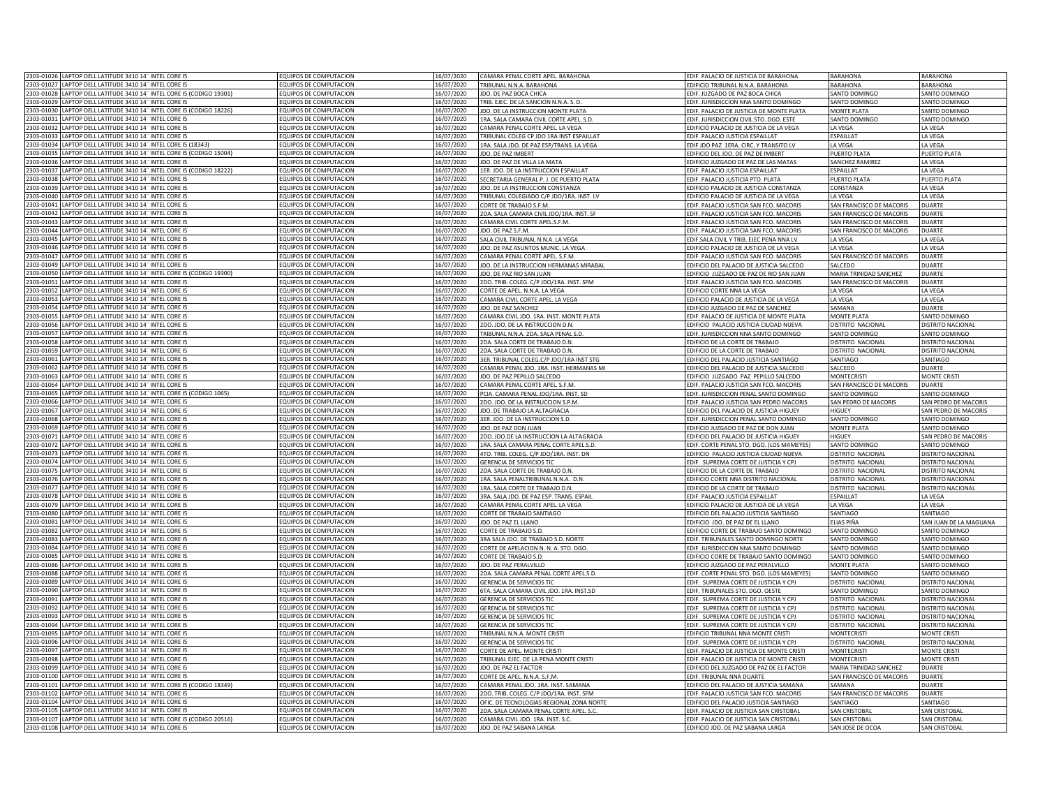| | | | | | | | |
|---|---|---|---|---|---|---|---|
| 2303-01026 | LAPTOP DELL LATITUDE 3410 14¨ INTEL CORE I5 | EQUIPOS DE COMPUTACION | 16/07/2020 | CAMARA PENAL CORTE APEL. BARAHONA | EDIF. PALACIO DE JUSTICIA DE BARAHONA | BARAHONA | BARAHONA |
| 2303-01027 | LAPTOP DELL LATITUDE 3410 14¨ INTEL CORE I5 | EQUIPOS DE COMPUTACION | 16/07/2020 | TRIBUNAL N.N.A. BARAHONA | EDIFICIO TRIBUNAL N.N.A. BARAHONA | BARAHONA | BARAHONA |
| 2303-01028 | LAPTOP DELL LATITUDE 3410 14¨ INTEL CORE I5 (CODIGO 19301) | EQUIPOS DE COMPUTACION | 16/07/2020 | JDO. DE PAZ BOCA CHICA | EDIF. JUZGADO DE PAZ BOCA CHICA | SANTO DOMINGO | SANTO DOMINGO |
| 2303-01029 | LAPTOP DELL LATITUDE 3410 14¨ INTEL CORE I5 | EQUIPOS DE COMPUTACION | 16/07/2020 | TRIB. EJEC. DE LA SANCION N.N.A. S. D. | EDIF. JURISDICCION NNA SANTO DOMINGO | SANTO DOMINGO | SANTO DOMINGO |
| 2303-01030 | LAPTOP DELL LATITUDE 3410 14¨ INTEL CORE I5 (CODIGO 18226) | EQUIPOS DE COMPUTACION | 16/07/2020 | JDO. DE LA INSTRUCCION MONTE PLATA | EDIF. PALACIO DE JUSTICIA DE MONTE PLATA | MONTE PLATA | SANTO DOMINGO |
| 2303-01031 | LAPTOP DELL LATITUDE 3410 14¨ INTEL CORE I5 | EQUIPOS DE COMPUTACION | 16/07/2020 | 1RA. SALA CAMARA CIVIL CORTE APEL. S.D. | EDIF. JURISDICCION CIVIL STO. DGO. ESTE | SANTO DOMINGO | SANTO DOMINGO |
| 2303-01032 | LAPTOP DELL LATITUDE 3410 14¨ INTEL CORE I5 | EQUIPOS DE COMPUTACION | 16/07/2020 | CAMARA PENAL CORTE APEL. LA VEGA | EDIFICIO PALACIO DE JUSTICIA DE LA VEGA | LA VEGA | LA VEGA |
| 2303-01033 | LAPTOP DELL LATITUDE 3410 14¨ INTEL CORE I5 | EQUIPOS DE COMPUTACION | 16/07/2020 | TRIBUNAL COLEG CP JDO 1RA INST ESPAILLAT | EDIF. PALACIO JUSTICIA ESPAILLAT | ESPAILLAT | LA VEGA |
| 2303-01034 | LAPTOP DELL LATITUDE 3410 14¨ INTEL CORE I5 (18343) | EQUIPOS DE COMPUTACION | 16/07/2020 | 1RA. SALA JDO. DE PAZ ESP/TRANS. LA VEGA | EDIF JDO PAZ 1ERA. CIRC. Y TRANSITO LV | LA VEGA | LA VEGA |
| 2303-01035 | LAPTOP DELL LATITUDE 3410 14¨ INTEL CORE I5 (CODIGO 15004) | EQUIPOS DE COMPUTACION | 16/07/2020 | JDO. DE PAZ IMBERT | EDIFICIO DEL JDO. DE PAZ DE IMBERT | PUERTO PLATA | PUERTO PLATA |
| 2303-01036 | LAPTOP DELL LATITUDE 3410 14¨ INTEL CORE I5 | EQUIPOS DE COMPUTACION | 16/07/2020 | JDO. DE PAZ DE VILLA LA MATA | EDIFICIO JUZGADO DE PAZ DE LAS MATAS | SANCHEZ RAMIREZ | LA VEGA |
| 2303-01037 | LAPTOP DELL LATITUDE 3410 14¨ INTEL CORE I5 (CODIGO 18222) | EQUIPOS DE COMPUTACION | 16/07/2020 | 1ER. JDO. DE LA INSTRUCCION ESPAILLAT | EDIF. PALACIO JUSTICIA ESPAILLAT | ESPAILLAT | LA VEGA |
| 2303-01038 | LAPTOP DELL LATITUDE 3410 14¨ INTEL CORE I5 | EQUIPOS DE COMPUTACION | 16/07/2020 | SECRETARIA GENERAL P. J. DE PUERTO PLATA | EDIF. PALACIO JUSTICIA PTO. PLATA | PUERTO PLATA | PUERTO PLATA |
| 2303-01039 | LAPTOP DELL LATITUDE 3410 14¨ INTEL CORE I5 | EQUIPOS DE COMPUTACION | 16/07/2020 | JDO. DE LA INSTRUCCION CONSTANZA | EDIFICIO PALACIO DE JUSTICIA CONSTANZA | CONSTANZA | LA VEGA |
| 2303-01040 | LAPTOP DELL LATITUDE 3410 14¨ INTEL CORE I5 | EQUIPOS DE COMPUTACION | 16/07/2020 | TRIBUNAL COLEGIADO C/P JDO/1RA. INST. LV | EDIFICIO PALACIO DE JUSTICIA DE LA VEGA | LA VEGA | LA VEGA |
| 2303-01041 | LAPTOP DELL LATITUDE 3410 14¨ INTEL CORE I5 | EQUIPOS DE COMPUTACION | 16/07/2020 | CORTE DE TRABAJO S.F.M. | EDIF. PALACIO JUSTICIA SAN FCO. MACORIS | SAN FRANCISCO DE MACORIS | DUARTE |
| 2303-01042 | LAPTOP DELL LATITUDE 3410 14¨ INTEL CORE I5 | EQUIPOS DE COMPUTACION | 16/07/2020 | 2DA. SALA CAMARA CIVIL JDO/1RA. INST. SF | EDIF. PALACIO JUSTICIA SAN FCO. MACORIS | SAN FRANCISCO DE MACORIS | DUARTE |
| 2303-01043 | LAPTOP DELL LATITUDE 3410 14¨ INTEL CORE I5 | EQUIPOS DE COMPUTACION | 16/07/2020 | CAMARA CIVIL CORTE APEL.S.F.M. | EDIF. PALACIO JUSTICIA SAN FCO. MACORIS | SAN FRANCISCO DE MACORIS | DUARTE |
| 2303-01044 | LAPTOP DELL LATITUDE 3410 14¨ INTEL CORE I5 | EQUIPOS DE COMPUTACION | 16/07/2020 | JDO. DE PAZ S.F.M. | EDIF. PALACIO JUSTICIA SAN FCO. MACORIS | SAN FRANCISCO DE MACORIS | DUARTE |
| 2303-01045 | LAPTOP DELL LATITUDE 3410 14¨ INTEL CORE I5 | EQUIPOS DE COMPUTACION | 16/07/2020 | SALA CIVIL TRIBUNAL N.N.A. LA VEGA | EDIF.SALA CIVIL Y TRIB. EJEC PENA NNA LV | LA VEGA | LA VEGA |
| 2303-01046 | LAPTOP DELL LATITUDE 3410 14¨ INTEL CORE I5 | EQUIPOS DE COMPUTACION | 16/07/2020 | JDO. DE PAZ ASUNTOS MUNIC. LA VEGA | EDIFICIO PALACIO DE JUSTICIA DE LA VEGA | LA VEGA | LA VEGA |
| 2303-01047 | LAPTOP DELL LATITUDE 3410 14¨ INTEL CORE I5 | EQUIPOS DE COMPUTACION | 16/07/2020 | CAMARA PENAL CORTE APEL. S.F.M. | EDIF. PALACIO JUSTICIA SAN FCO. MACORIS | SAN FRANCISCO DE MACORIS | DUARTE |
| 2303-01049 | LAPTOP DELL LATITUDE 3410 14¨ INTEL CORE I5 | EQUIPOS DE COMPUTACION | 16/07/2020 | JDO. DE LA INSTRUCCION HERMANAS MIRABAL | EDIFICIO DEL PALACIO DE JUSTICIA SALCEDO | SALCEDO | DUARTE |
| 2303-01050 | LAPTOP DELL LATITUDE 3410 14¨ INTEL CORE I5 (CODIGO 19300) | EQUIPOS DE COMPUTACION | 16/07/2020 | JDO. DE PAZ RIO SAN JUAN | EDIFICIO JUZGADO DE PAZ DE RIO SAN JUAN | MARIA TRINIDAD SANCHEZ | DUARTE |
| 2303-01051 | LAPTOP DELL LATITUDE 3410 14¨ INTEL CORE I5 | EQUIPOS DE COMPUTACION | 16/07/2020 | 2DO. TRIB. COLEG. C/P JDO/1RA. INST. SFM | EDIF. PALACIO JUSTICIA SAN FCO. MACORIS | SAN FRANCISCO DE MACORIS | DUARTE |
| 2303-01052 | LAPTOP DELL LATITUDE 3410 14¨ INTEL CORE I5 | EQUIPOS DE COMPUTACION | 16/07/2020 | CORTE DE APEL. N.N.A. LA VEGA | EDIFICIO CORTE NNA LA VEGA | LA VEGA | LA VEGA |
| 2303-01053 | LAPTOP DELL LATITUDE 3410 14¨ INTEL CORE I5 | EQUIPOS DE COMPUTACION | 16/07/2020 | CAMARA CIVIL CORTE APEL. LA VEGA | EDIFICIO PALACIO DE JUSTICIA DE LA VEGA | LA VEGA | LA VEGA |
| 2303-01054 | LAPTOP DELL LATITUDE 3410 14¨ INTEL CORE I5 | EQUIPOS DE COMPUTACION | 16/07/2020 | JDO. DE PAZ SANCHEZ | EDIFICIO JUZGADO DE PAZ DE SANCHEZ | SAMANA | DUARTE |
| 2303-01055 | LAPTOP DELL LATITUDE 3410 14¨ INTEL CORE I5 | EQUIPOS DE COMPUTACION | 16/07/2020 | CAMARA CIVIL JDO. 1RA. INST. MONTE PLATA | EDIF. PALACIO DE JUSTICIA DE MONTE PLATA | MONTE PLATA | SANTO DOMINGO |
| 2303-01056 | LAPTOP DELL LATITUDE 3410 14¨ INTEL CORE I5 | EQUIPOS DE COMPUTACION | 16/07/2020 | 2DO. JDO. DE LA INSTRUCCION D.N. | EDIFICIO PALACIO JUSTICIA CIUDAD NUEVA | DISTRITO NACIONAL | DISTRITO NACIONAL |
| 2303-01057 | LAPTOP DELL LATITUDE 3410 14¨ INTEL CORE I5 | EQUIPOS DE COMPUTACION | 16/07/2020 | TRIBUNAL N.N.A. 2DA. SALA PENAL S.D. | EDIF. JURISDICCION NNA SANTO DOMINGO | SANTO DOMINGO | SANTO DOMINGO |
| 2303-01058 | LAPTOP DELL LATITUDE 3410 14¨ INTEL CORE I5 | EQUIPOS DE COMPUTACION | 16/07/2020 | 2DA. SALA CORTE DE TRABAJO D.N. | EDIFICIO DE LA CORTE DE TRABAJO | DISTRITO NACIONAL | DISTRITO NACIONAL |
| 2303-01059 | LAPTOP DELL LATITUDE 3410 14¨ INTEL CORE I5 | EQUIPOS DE COMPUTACION | 16/07/2020 | 2DA. SALA CORTE DE TRABAJO D.N. | EDIFICIO DE LA CORTE DE TRABAJO | DISTRITO NACIONAL | DISTRITO NACIONAL |
| 2303-01061 | LAPTOP DELL LATITUDE 3410 14¨ INTEL CORE I5 | EQUIPOS DE COMPUTACION | 16/07/2020 | 3ER. TRIBUNAL COLEG.C/P JDO/1RA INST STG | EDIFICIO DEL PALACIO JUSTICIA SANTIAGO | SANTIAGO | SANTIAGO |
| 2303-01062 | LAPTOP DELL LATITUDE 3410 14¨ INTEL CORE I5 | EQUIPOS DE COMPUTACION | 16/07/2020 | CAMARA PENAL JDO. 1RA. INST. HERMANAS MI | EDIFICIO DEL PALACIO DE JUSTICIA SALCEDO | SALCEDO | DUARTE |
| 2303-01063 | LAPTOP DELL LATITUDE 3410 14¨ INTEL CORE I5 | EQUIPOS DE COMPUTACION | 16/07/2020 | JDO. DE PAZ PEPILLO SALCEDO | EDIFICIO JUZGADO PAZ PEPILLO SALCEDO | MONTECRISTI | MONTE CRISTI |
| 2303-01064 | LAPTOP DELL LATITUDE 3410 14¨ INTEL CORE I5 | EQUIPOS DE COMPUTACION | 16/07/2020 | CAMARA PENAL CORTE APEL. S.F.M. | EDIF. PALACIO JUSTICIA SAN FCO. MACORIS | SAN FRANCISCO DE MACORIS | DUARTE |
| 2303-01065 | LAPTOP DELL LATITUDE 3410 14¨ INTEL CORE I5 (CODIGO 1065) | EQUIPOS DE COMPUTACION | 16/07/2020 | PCIA. CAMARA PENAL JDO/1RA. INST. SD | EDIF. JURISDICCION PENAL SANTO DOMINGO | SANTO DOMINGO | SANTO DOMINGO |
| 2303-01066 | LAPTOP DELL LATITUDE 3410 14¨ INTEL CORE I5 | EQUIPOS DE COMPUTACION | 16/07/2020 | 2DO. JDO. DE LA INSTRUCCION S.P.M. | EDIF. PALACIO JUSTICIA SAN PEDRO MACORIS | SAN PEDRO DE MACORIS | SAN PEDRO DE MACORIS |
| 2303-01067 | LAPTOP DELL LATITUDE 3410 14¨ INTEL CORE I5 | EQUIPOS DE COMPUTACION | 16/07/2020 | JDO. DE TRABAJO LA ALTAGRACIA | EDIFICIO DEL PALACIO DE JUSTICIA HIGUEY | HIGUEY | SAN PEDRO DE MACORIS |
| 2303-01068 | LAPTOP DELL LATITUDE 3410 14¨ INTEL CORE I5 | EQUIPOS DE COMPUTACION | 16/07/2020 | 3ER. JDO. DE LA INSTRUCCION S.D. | EDIF. JURISDICCION PENAL SANTO DOMINGO | SANTO DOMINGO | SANTO DOMINGO |
| 2303-01069 | LAPTOP DELL LATITUDE 3410 14¨ INTEL CORE I5 | EQUIPOS DE COMPUTACION | 16/07/2020 | JDO. DE PAZ DON JUAN | EDIFICIO JUZGADO DE PAZ DE DON JUAN | MONTE PLATA | SANTO DOMINGO |
| 2303-01071 | LAPTOP DELL LATITUDE 3410 14¨ INTEL CORE I5 | EQUIPOS DE COMPUTACION | 16/07/2020 | 2DO. JDO.DE LA INSTRUCCION LA ALTAGRACIA | EDIFICIO DEL PALACIO DE JUSTICIA HIGUEY | HIGUEY | SAN PEDRO DE MACORIS |
| 2303-01072 | LAPTOP DELL LATITUDE 3410 14¨ INTEL CORE I5 | EQUIPOS DE COMPUTACION | 16/07/2020 | 1RA. SALA CAMARA PENAL CORTE APEL.S.D. | EDIF. CORTE PENAL STO. DGO. (LOS MAMEYES) | SANTO DOMINGO | SANTO DOMINGO |
| 2303-01073 | LAPTOP DELL LATITUDE 3410 14¨ INTEL CORE I5 | EQUIPOS DE COMPUTACION | 16/07/2020 | 4TO. TRIB. COLEG. C/P JDO/1RA. INST. DN | EDIFICIO PALACIO JUSTICIA CIUDAD NUEVA | DISTRITO NACIONAL | DISTRITO NACIONAL |
| 2303-01074 | LAPTOP DELL LATITUDE 3410 14¨ INTEL CORE I5 | EQUIPOS DE COMPUTACION | 16/07/2020 | GERENCIA DE SERVICIOS TIC | EDIF. SUPREMA CORTE DE JUSTICIA Y CPJ | DISTRITO NACIONAL | DISTRITO NACIONAL |
| 2303-01075 | LAPTOP DELL LATITUDE 3410 14¨ INTEL CORE I5 | EQUIPOS DE COMPUTACION | 16/07/2020 | 2DA. SALA CORTE DE TRABAJO D.N. | EDIFICIO DE LA CORTE DE TRABAJO | DISTRITO NACIONAL | DISTRITO NACIONAL |
| 2303-01076 | LAPTOP DELL LATITUDE 3410 14¨ INTEL CORE I5 | EQUIPOS DE COMPUTACION | 16/07/2020 | 1RA. SALA PENALTRIBUNAL N.N.A. D.N. | EDIFICIO CORTE NNA DISTRITO NACIONAL | DISTRITO NACIONAL | DISTRITO NACIONAL |
| 2303-01077 | LAPTOP DELL LATITUDE 3410 14¨ INTEL CORE I5 | EQUIPOS DE COMPUTACION | 16/07/2020 | 1RA. SALA CORTE DE TRABAJO D.N. | EDIFICIO DE LA CORTE DE TRABAJO | DISTRITO NACIONAL | DISTRITO NACIONAL |
| 2303-01078 | LAPTOP DELL LATITUDE 3410 14¨ INTEL CORE I5 | EQUIPOS DE COMPUTACION | 16/07/2020 | 3RA. SALA JDO. DE PAZ ESP. TRANS. ESPAIL | EDIF. PALACIO JUSTICIA ESPAILLAT | ESPAILLAT | LA VEGA |
| 2303-01079 | LAPTOP DELL LATITUDE 3410 14¨ INTEL CORE I5 | EQUIPOS DE COMPUTACION | 16/07/2020 | CAMARA PENAL CORTE APEL. LA VEGA | EDIFICIO PALACIO DE JUSTICIA DE LA VEGA | LA VEGA | LA VEGA |
| 2303-01080 | LAPTOP DELL LATITUDE 3410 14¨ INTEL CORE I5 | EQUIPOS DE COMPUTACION | 16/07/2020 | CORTE DE TRABAJO SANTIAGO | EDIFICIO DEL PALACIO JUSTICIA SANTIAGO | SANTIAGO | SANTIAGO |
| 2303-01081 | LAPTOP DELL LATITUDE 3410 14¨ INTEL CORE I5 | EQUIPOS DE COMPUTACION | 16/07/2020 | JDO. DE PAZ EL LLANO | EDIFICIO JDO. DE PAZ DE EL LLANO | ELIAS PIÑA | SAN JUAN DE LA MAGUANA |
| 2303-01082 | LAPTOP DELL LATITUDE 3410 14¨ INTEL CORE I5 | EQUIPOS DE COMPUTACION | 16/07/2020 | CORTE DE TRABAJO S.D. | EDIFICIO CORTE DE TRABAJO SANTO DOMINGO | SANTO DOMINGO | SANTO DOMINGO |
| 2303-01083 | LAPTOP DELL LATITUDE 3410 14¨ INTEL CORE I5 | EQUIPOS DE COMPUTACION | 16/07/2020 | 3RA SALA JDO. DE TRABAJO S.D. NORTE | EDIF. TRIBUNALES SANTO DOMINGO NORTE | SANTO DOMINGO | SANTO DOMINGO |
| 2303-01084 | LAPTOP DELL LATITUDE 3410 14¨ INTEL CORE I5 | EQUIPOS DE COMPUTACION | 16/07/2020 | CORTE DE APELACION N. N. A. STO. DGO. | EDIF. JURISDICCION NNA SANTO DOMINGO | SANTO DOMINGO | SANTO DOMINGO |
| 2303-01085 | LAPTOP DELL LATITUDE 3410 14¨ INTEL CORE I5 | EQUIPOS DE COMPUTACION | 16/07/2020 | CORTE DE TRABAJO S.D. | EDIFICIO CORTE DE TRABAJO SANTO DOMINGO | SANTO DOMINGO | SANTO DOMINGO |
| 2303-01086 | LAPTOP DELL LATITUDE 3410 14¨ INTEL CORE I5 | EQUIPOS DE COMPUTACION | 16/07/2020 | JDO. DE PAZ PERALVILLO | EDIFICIO JUZGADO DE PAZ PERALVILLO | MONTE PLATA | SANTO DOMINGO |
| 2303-01088 | LAPTOP DELL LATITUDE 3410 14¨ INTEL CORE I5 | EQUIPOS DE COMPUTACION | 16/07/2020 | 2DA. SALA CAMARA PENAL CORTE APEL.S.D. | EDIF. CORTE PENAL STO. DGO. (LOS MAMEYES) | SANTO DOMINGO | SANTO DOMINGO |
| 2303-01089 | LAPTOP DELL LATITUDE 3410 14¨ INTEL CORE I5 | EQUIPOS DE COMPUTACION | 16/07/2020 | GERENCIA DE SERVICIOS TIC | EDIF. SUPREMA CORTE DE JUSTICIA Y CPJ | DISTRITO NACIONAL | DISTRITO NACIONAL |
| 2303-01090 | LAPTOP DELL LATITUDE 3410 14¨ INTEL CORE I5 | EQUIPOS DE COMPUTACION | 16/07/2020 | 6TA. SALA CAMARA CIVIL JDO. 1RA. INST.SD | EDIF. TRIBUNALES STO. DGO. OESTE | SANTO DOMINGO | SANTO DOMINGO |
| 2303-01091 | LAPTOP DELL LATITUDE 3410 14¨ INTEL CORE I5 | EQUIPOS DE COMPUTACION | 16/07/2020 | GERENCIA DE SERVICIOS TIC | EDIF. SUPREMA CORTE DE JUSTICIA Y CPJ | DISTRITO NACIONAL | DISTRITO NACIONAL |
| 2303-01092 | LAPTOP DELL LATITUDE 3410 14¨ INTEL CORE I5 | EQUIPOS DE COMPUTACION | 16/07/2020 | GERENCIA DE SERVICIOS TIC | EDIF. SUPREMA CORTE DE JUSTICIA Y CPJ | DISTRITO NACIONAL | DISTRITO NACIONAL |
| 2303-01093 | LAPTOP DELL LATITUDE 3410 14¨ INTEL CORE I5 | EQUIPOS DE COMPUTACION | 16/07/2020 | GERENCIA DE SERVICIOS TIC | EDIF. SUPREMA CORTE DE JUSTICIA Y CPJ | DISTRITO NACIONAL | DISTRITO NACIONAL |
| 2303-01094 | LAPTOP DELL LATITUDE 3410 14¨ INTEL CORE I5 | EQUIPOS DE COMPUTACION | 16/07/2020 | GERENCIA DE SERVICIOS TIC | EDIF. SUPREMA CORTE DE JUSTICIA Y CPJ | DISTRITO NACIONAL | DISTRITO NACIONAL |
| 2303-01095 | LAPTOP DELL LATITUDE 3410 14¨ INTEL CORE I5 | EQUIPOS DE COMPUTACION | 16/07/2020 | TRIBUNAL N.N.A. MONTE CRISTI | EDIFICIO TRIBUNAL NNA MONTE CRISTI | MONTECRISTI | MONTE CRISTI |
| 2303-01096 | LAPTOP DELL LATITUDE 3410 14¨ INTEL CORE I5 | EQUIPOS DE COMPUTACION | 16/07/2020 | GERENCIA DE SERVICIOS TIC | EDIF. SUPREMA CORTE DE JUSTICIA Y CPJ | DISTRITO NACIONAL | DISTRITO NACIONAL |
| 2303-01097 | LAPTOP DELL LATITUDE 3410 14¨ INTEL CORE I5 | EQUIPOS DE COMPUTACION | 16/07/2020 | CORTE DE APEL. MONTE CRISTI | EDIF. PALACIO DE JUSTICIA DE MONTE CRISTI | MONTECRISTI | MONTE CRISTI |
| 2303-01098 | LAPTOP DELL LATITUDE 3410 14¨ INTEL CORE I5 | EQUIPOS DE COMPUTACION | 16/07/2020 | TRIBUNAL EJEC. DE LA PENA MONTE CRISTI | EDIF. PALACIO DE JUSTICIA DE MONTE CRISTI | MONTECRISTI | MONTE CRISTI |
| 2303-01099 | LAPTOP DELL LATITUDE 3410 14¨ INTEL CORE I5 | EQUIPOS DE COMPUTACION | 16/07/2020 | JDO. DE PAZ EL FACTOR | EDIFICIO DEL JUZGADO DE PAZ DE EL FACTOR | MARIA TRINIDAD SANCHEZ | DUARTE |
| 2303-01100 | LAPTOP DELL LATITUDE 3410 14¨ INTEL CORE I5 | EQUIPOS DE COMPUTACION | 16/07/2020 | CORTE DE APEL. N.N.A. S.F.M. | EDIF. TRIBUNAL NNA DUARTE | SAN FRANCISCO DE MACORIS | DUARTE |
| 2303-01101 | LAPTOP DELL LATITUDE 3410 14¨ INTEL CORE I5 (CODIGO 18349) | EQUIPOS DE COMPUTACION | 16/07/2020 | CAMARA PENAL JDO. 1RA. INST. SAMANA | EDIFICIO DEL PALACIO DE JUSTICIA SAMANA | SAMANA | DUARTE |
| 2303-01102 | LAPTOP DELL LATITUDE 3410 14¨ INTEL CORE I5 | EQUIPOS DE COMPUTACION | 16/07/2020 | 2DO. TRIB. COLEG. C/P JDO/1RA. INST. SFM | EDIF. PALACIO JUSTICIA SAN FCO. MACORIS | SAN FRANCISCO DE MACORIS | DUARTE |
| 2303-01104 | LAPTOP DELL LATITUDE 3410 14¨ INTEL CORE I5 | EQUIPOS DE COMPUTACION | 16/07/2020 | OFIC. DE TECNOLOGIAS REGIONAL ZONA NORTE | EDIFICIO DEL PALACIO JUSTICIA SANTIAGO | SANTIAGO | SANTIAGO |
| 2303-01105 | LAPTOP DELL LATITUDE 3410 14¨ INTEL CORE I5 | EQUIPOS DE COMPUTACION | 16/07/2020 | 2DA. SALA CAMARA PENAL CORTE APEL. S.C. | EDIF. PALACIO DE JUSTICIA SAN CRISTOBAL | SAN CRISTOBAL | SAN CRISTOBAL |
| 2303-01107 | LAPTOP DELL LATITUDE 3410 14¨ INTEL CORE I5 (CODIGO 20516) | EQUIPOS DE COMPUTACION | 16/07/2020 | CAMARA CIVIL JDO. 1RA. INST. S.C. | EDIF. PALACIO DE JUSTICIA SAN CRISTOBAL | SAN CRISTOBAL | SAN CRISTOBAL |
| 2303-01108 | LAPTOP DELL LATITUDE 3410 14¨ INTEL CORE I5 | EQUIPOS DE COMPUTACION | 16/07/2020 | JDO. DE PAZ SABANA LARGA | EDIFICIO JDO. DE PAZ SABANA LARGA | SAN JOSE DE OCOA | SAN CRISTOBAL |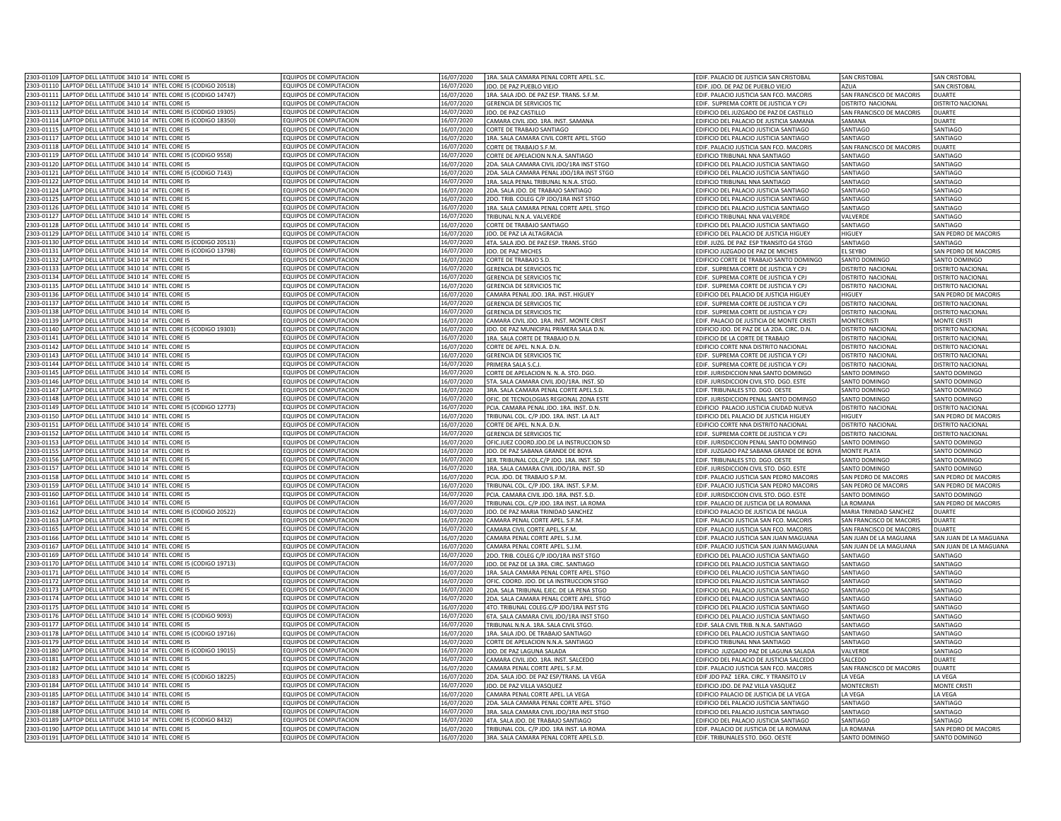| | | | | | | | |
|---|---|---|---|---|---|---|---|
| 2303-01109 | LAPTOP DELL LATITUDE 3410 14¨ INTEL CORE I5 | EQUIPOS DE COMPUTACION | 16/07/2020 | 1RA. SALA CAMARA PENAL CORTE APEL. S.C. | EDIF. PALACIO DE JUSTICIA SAN CRISTOBAL | SAN CRISTOBAL | SAN CRISTOBAL |
| 2303-01110 | LAPTOP DELL LATITUDE 3410 14¨ INTEL CORE I5 (CODIGO 20518) | EQUIPOS DE COMPUTACION | 16/07/2020 | JDO. DE PAZ PUEBLO VIEJO | EDIF. JDO. DE PAZ DE PUEBLO VIEJO | AZUA | SAN CRISTOBAL |
| 2303-01111 | LAPTOP DELL LATITUDE 3410 14¨ INTEL CORE I5 (CODIGO 14747) | EQUIPOS DE COMPUTACION | 16/07/2020 | 1RA. SALA JDO. DE PAZ ESP. TRANS. S.F.M. | EDIF. PALACIO JUSTICIA SAN FCO. MACORIS | SAN FRANCISCO DE MACORIS | DUARTE |
| 2303-01112 | LAPTOP DELL LATITUDE 3410 14¨ INTEL CORE I5 | EQUIPOS DE COMPUTACION | 16/07/2020 | GERENCIA DE SERVICIOS TIC | EDIF. SUPREMA CORTE DE JUSTICIA Y CPJ | DISTRITO NACIONAL | DISTRITO NACIONAL |
| 2303-01113 | LAPTOP DELL LATITUDE 3410 14¨ INTEL CORE I5 (CODIGO 19305) | EQUIPOS DE COMPUTACION | 16/07/2020 | JDO. DE PAZ CASTILLO | EDIFICIO DEL JUZGADO DE PAZ DE CASTILLO | SAN FRANCISCO DE MACORIS | DUARTE |
| 2303-01114 | LAPTOP DELL LATITUDE 3410 14¨ INTEL CORE I5 (CODIGO 18350) | EQUIPOS DE COMPUTACION | 16/07/2020 | CAMARA CIVIL JDO. 1RA. INST. SAMANA | EDIFICIO DEL PALACIO DE JUSTICIA SAMANA | SAMANA | DUARTE |
| 2303-01115 | LAPTOP DELL LATITUDE 3410 14¨ INTEL CORE I5 | EQUIPOS DE COMPUTACION | 16/07/2020 | CORTE DE TRABAJO SANTIAGO | EDIFICIO DEL PALACIO JUSTICIA SANTIAGO | SANTIAGO | SANTIAGO |
| 2303-01117 | LAPTOP DELL LATITUDE 3410 14¨ INTEL CORE I5 | EQUIPOS DE COMPUTACION | 16/07/2020 | 1RA. SALA CAMARA CIVIL CORTE APEL. STGO | EDIFICIO DEL PALACIO JUSTICIA SANTIAGO | SANTIAGO | SANTIAGO |
| 2303-01118 | LAPTOP DELL LATITUDE 3410 14¨ INTEL CORE I5 | EQUIPOS DE COMPUTACION | 16/07/2020 | CORTE DE TRABAJO S.F.M. | EDIF. PALACIO JUSTICIA SAN FCO. MACORIS | SAN FRANCISCO DE MACORIS | DUARTE |
| 2303-01119 | LAPTOP DELL LATITUDE 3410 14¨ INTEL CORE I5 (CODIGO 9558) | EQUIPOS DE COMPUTACION | 16/07/2020 | CORTE DE APELACION N.N.A. SANTIAGO | EDIFICIO TRIBUNAL NNA SANTIAGO | SANTIAGO | SANTIAGO |
| 2303-01120 | LAPTOP DELL LATITUDE 3410 14¨ INTEL CORE I5 | EQUIPOS DE COMPUTACION | 16/07/2020 | 2DA. SALA CAMARA CIVIL JDO/1RA INST STGO | EDIFICIO DEL PALACIO JUSTICIA SANTIAGO | SANTIAGO | SANTIAGO |
| 2303-01121 | LAPTOP DELL LATITUDE 3410 14¨ INTEL CORE I5 (CODIGO 7143) | EQUIPOS DE COMPUTACION | 16/07/2020 | 2DA. SALA CAMARA PENAL JDO/1RA INST STGO | EDIFICIO DEL PALACIO JUSTICIA SANTIAGO | SANTIAGO | SANTIAGO |
| 2303-01122 | LAPTOP DELL LATITUDE 3410 14¨ INTEL CORE I5 | EQUIPOS DE COMPUTACION | 16/07/2020 | 1RA. SALA PENAL TRIBUNAL N.N.A. STGO. | EDIFICIO TRIBUNAL NNA SANTIAGO | SANTIAGO | SANTIAGO |
| 2303-01124 | LAPTOP DELL LATITUDE 3410 14¨ INTEL CORE I5 | EQUIPOS DE COMPUTACION | 16/07/2020 | 2DA. SALA JDO. DE TRABAJO SANTIAGO | EDIFICIO DEL PALACIO JUSTICIA SANTIAGO | SANTIAGO | SANTIAGO |
| 2303-01125 | LAPTOP DELL LATITUDE 3410 14¨ INTEL CORE I5 | EQUIPOS DE COMPUTACION | 16/07/2020 | 2DO. TRIB. COLEG C/P JDO/1RA INST STGO | EDIFICIO DEL PALACIO JUSTICIA SANTIAGO | SANTIAGO | SANTIAGO |
| 2303-01126 | LAPTOP DELL LATITUDE 3410 14¨ INTEL CORE I5 | EQUIPOS DE COMPUTACION | 16/07/2020 | 1RA. SALA CAMARA PENAL CORTE APEL. STGO | EDIFICIO DEL PALACIO JUSTICIA SANTIAGO | SANTIAGO | SANTIAGO |
| 2303-01127 | LAPTOP DELL LATITUDE 3410 14¨ INTEL CORE I5 | EQUIPOS DE COMPUTACION | 16/07/2020 | TRIBUNAL N.N.A. VALVERDE | EDIFICIO TRIBUNAL NNA VALVERDE | VALVERDE | SANTIAGO |
| 2303-01128 | LAPTOP DELL LATITUDE 3410 14¨ INTEL CORE I5 | EQUIPOS DE COMPUTACION | 16/07/2020 | CORTE DE TRABAJO SANTIAGO | EDIFICIO DEL PALACIO JUSTICIA SANTIAGO | SANTIAGO | SANTIAGO |
| 2303-01129 | LAPTOP DELL LATITUDE 3410 14¨ INTEL CORE I5 | EQUIPOS DE COMPUTACION | 16/07/2020 | JDO. DE PAZ LA ALTAGRACIA | EDIFICIO DEL PALACIO DE JUSTICIA HIGUEY | HIGUEY | SAN PEDRO DE MACORIS |
| 2303-01130 | LAPTOP DELL LATITUDE 3410 14¨ INTEL CORE I5 (CODIGO 20513) | EQUIPOS DE COMPUTACION | 16/07/2020 | 4TA. SALA JDO. DE PAZ ESP. TRANS. STGO | EDIF. JUZG. DE PAZ ESP TRANSITO G4 STGO | SANTIAGO | SANTIAGO |
| 2303-01131 | LAPTOP DELL LATITUDE 3410 14¨ INTEL CORE I5 (CODIGO 13798) | EQUIPOS DE COMPUTACION | 16/07/2020 | JDO. DE PAZ MICHES | EDIFICIO JUZGADO DE PAZ DE MICHES | EL SEYBO | SAN PEDRO DE MACORIS |
| 2303-01132 | LAPTOP DELL LATITUDE 3410 14¨ INTEL CORE I5 | EQUIPOS DE COMPUTACION | 16/07/2020 | CORTE DE TRABAJO S.D. | EDIFICIO CORTE DE TRABAJO SANTO DOMINGO | SANTO DOMINGO | SANTO DOMINGO |
| 2303-01133 | LAPTOP DELL LATITUDE 3410 14¨ INTEL CORE I5 | EQUIPOS DE COMPUTACION | 16/07/2020 | GERENCIA DE SERVICIOS TIC | EDIF. SUPREMA CORTE DE JUSTICIA Y CPJ | DISTRITO NACIONAL | DISTRITO NACIONAL |
| 2303-01134 | LAPTOP DELL LATITUDE 3410 14¨ INTEL CORE I5 | EQUIPOS DE COMPUTACION | 16/07/2020 | GERENCIA DE SERVICIOS TIC | EDIF. SUPREMA CORTE DE JUSTICIA Y CPJ | DISTRITO NACIONAL | DISTRITO NACIONAL |
| 2303-01135 | LAPTOP DELL LATITUDE 3410 14¨ INTEL CORE I5 | EQUIPOS DE COMPUTACION | 16/07/2020 | GERENCIA DE SERVICIOS TIC | EDIF. SUPREMA CORTE DE JUSTICIA Y CPJ | DISTRITO NACIONAL | DISTRITO NACIONAL |
| 2303-01136 | LAPTOP DELL LATITUDE 3410 14¨ INTEL CORE I5 | EQUIPOS DE COMPUTACION | 16/07/2020 | CAMARA PENAL JDO. 1RA. INST. HIGUEY | EDIFICIO DEL PALACIO DE JUSTICIA HIGUEY | HIGUEY | SAN PEDRO DE MACORIS |
| 2303-01137 | LAPTOP DELL LATITUDE 3410 14¨ INTEL CORE I5 | EQUIPOS DE COMPUTACION | 16/07/2020 | GERENCIA DE SERVICIOS TIC | EDIF. SUPREMA CORTE DE JUSTICIA Y CPJ | DISTRITO NACIONAL | DISTRITO NACIONAL |
| 2303-01138 | LAPTOP DELL LATITUDE 3410 14¨ INTEL CORE I5 | EQUIPOS DE COMPUTACION | 16/07/2020 | GERENCIA DE SERVICIOS TIC | EDIF. SUPREMA CORTE DE JUSTICIA Y CPJ | DISTRITO NACIONAL | DISTRITO NACIONAL |
| 2303-01139 | LAPTOP DELL LATITUDE 3410 14¨ INTEL CORE I5 | EQUIPOS DE COMPUTACION | 16/07/2020 | CAMARA CIVIL JDO. 1RA. INST. MONTE CRIST | EDIF. PALACIO DE JUSTICIA DE MONTE CRISTI | MONTECRISTI | MONTE CRISTI |
| 2303-01140 | LAPTOP DELL LATITUDE 3410 14¨ INTEL CORE I5 (CODIGO 19303) | EQUIPOS DE COMPUTACION | 16/07/2020 | JDO. DE PAZ MUNICIPAL PRIMERA SALA D.N. | EDIFICIO JDO. DE PAZ DE LA 2DA. CIRC. D.N. | DISTRITO NACIONAL | DISTRITO NACIONAL |
| 2303-01141 | LAPTOP DELL LATITUDE 3410 14¨ INTEL CORE I5 | EQUIPOS DE COMPUTACION | 16/07/2020 | 1RA. SALA CORTE DE TRABAJO D.N. | EDIFICIO DE LA CORTE DE TRABAJO | DISTRITO NACIONAL | DISTRITO NACIONAL |
| 2303-01142 | LAPTOP DELL LATITUDE 3410 14¨ INTEL CORE I5 | EQUIPOS DE COMPUTACION | 16/07/2020 | CORTE DE APEL. N.N.A. D.N. | EDIFICIO CORTE NNA DISTRITO NACIONAL | DISTRITO NACIONAL | DISTRITO NACIONAL |
| 2303-01143 | LAPTOP DELL LATITUDE 3410 14¨ INTEL CORE I5 | EQUIPOS DE COMPUTACION | 16/07/2020 | GERENCIA DE SERVICIOS TIC | EDIF. SUPREMA CORTE DE JUSTICIA Y CPJ | DISTRITO NACIONAL | DISTRITO NACIONAL |
| 2303-01144 | LAPTOP DELL LATITUDE 3410 14¨ INTEL CORE I5 | EQUIPOS DE COMPUTACION | 16/07/2020 | PRIMERA SALA S.C.J. | EDIF. SUPREMA CORTE DE JUSTICIA Y CPJ | DISTRITO NACIONAL | DISTRITO NACIONAL |
| 2303-01145 | LAPTOP DELL LATITUDE 3410 14¨ INTEL CORE I5 | EQUIPOS DE COMPUTACION | 16/07/2020 | CORTE DE APELACION N. N. A. STO. DGO. | EDIF. JURISDICCION NNA SANTO DOMINGO | SANTO DOMINGO | SANTO DOMINGO |
| 2303-01146 | LAPTOP DELL LATITUDE 3410 14¨ INTEL CORE I5 | EQUIPOS DE COMPUTACION | 16/07/2020 | 5TA. SALA CAMARA CIVIL JDO/1RA. INST. SD | EDIF. JURISDICCION CIVIL STO. DGO. ESTE | SANTO DOMINGO | SANTO DOMINGO |
| 2303-01147 | LAPTOP DELL LATITUDE 3410 14¨ INTEL CORE I5 | EQUIPOS DE COMPUTACION | 16/07/2020 | 3RA. SALA CAMARA PENAL CORTE APEL.S.D. | EDIF. TRIBUNALES STO. DGO. OESTE | SANTO DOMINGO | SANTO DOMINGO |
| 2303-01148 | LAPTOP DELL LATITUDE 3410 14¨ INTEL CORE I5 | EQUIPOS DE COMPUTACION | 16/07/2020 | OFIC. DE TECNOLOGIAS REGIONAL ZONA ESTE | EDIF. JURISDICCION PENAL SANTO DOMINGO | SANTO DOMINGO | SANTO DOMINGO |
| 2303-01149 | LAPTOP DELL LATITUDE 3410 14¨ INTEL CORE I5 (CODIGO 12773) | EQUIPOS DE COMPUTACION | 16/07/2020 | PCIA. CAMARA PENAL JDO. 1RA. INST. D.N. | EDIFICIO PALACIO JUSTICIA CIUDAD NUEVA | DISTRITO NACIONAL | DISTRITO NACIONAL |
| 2303-01150 | LAPTOP DELL LATITUDE 3410 14¨ INTEL CORE I5 | EQUIPOS DE COMPUTACION | 16/07/2020 | TRIBUNAL COL. C/P JDO. 1RA. INST. LA ALT | EDIFICIO DEL PALACIO DE JUSTICIA HIGUEY | HIGUEY | SAN PEDRO DE MACORIS |
| 2303-01151 | LAPTOP DELL LATITUDE 3410 14¨ INTEL CORE I5 | EQUIPOS DE COMPUTACION | 16/07/2020 | CORTE DE APEL. N.N.A. D.N. | EDIFICIO CORTE NNA DISTRITO NACIONAL | DISTRITO NACIONAL | DISTRITO NACIONAL |
| 2303-01152 | LAPTOP DELL LATITUDE 3410 14¨ INTEL CORE I5 | EQUIPOS DE COMPUTACION | 16/07/2020 | GERENCIA DE SERVICIOS TIC | EDIF. SUPREMA CORTE DE JUSTICIA Y CPJ | DISTRITO NACIONAL | DISTRITO NACIONAL |
| 2303-01153 | LAPTOP DELL LATITUDE 3410 14¨ INTEL CORE I5 | EQUIPOS DE COMPUTACION | 16/07/2020 | OFIC.JUEZ COORD.JDO.DE LA INSTRUCCION SD | EDIF. JURISDICCION PENAL SANTO DOMINGO | SANTO DOMINGO | SANTO DOMINGO |
| 2303-01155 | LAPTOP DELL LATITUDE 3410 14¨ INTEL CORE I5 | EQUIPOS DE COMPUTACION | 16/07/2020 | JDO. DE PAZ SABANA GRANDE DE BOYA | EDIF. JUZGADO PAZ SABANA GRANDE DE BOYA | MONTE PLATA | SANTO DOMINGO |
| 2303-01156 | LAPTOP DELL LATITUDE 3410 14¨ INTEL CORE I5 | EQUIPOS DE COMPUTACION | 16/07/2020 | 3ER. TRIBUNAL COL.C/P JDO. 1RA. INST. SD | EDIF. TRIBUNALES STO. DGO. OESTE | SANTO DOMINGO | SANTO DOMINGO |
| 2303-01157 | LAPTOP DELL LATITUDE 3410 14¨ INTEL CORE I5 | EQUIPOS DE COMPUTACION | 16/07/2020 | 1RA. SALA CAMARA CIVIL JDO/1RA. INST. SD | EDIF. JURISDICCION CIVIL STO. DGO. ESTE | SANTO DOMINGO | SANTO DOMINGO |
| 2303-01158 | LAPTOP DELL LATITUDE 3410 14¨ INTEL CORE I5 | EQUIPOS DE COMPUTACION | 16/07/2020 | PCIA. JDO. DE TRABAJO S.P.M. | EDIF. PALACIO JUSTICIA SAN PEDRO MACORIS | SAN PEDRO DE MACORIS | SAN PEDRO DE MACORIS |
| 2303-01159 | LAPTOP DELL LATITUDE 3410 14¨ INTEL CORE I5 | EQUIPOS DE COMPUTACION | 16/07/2020 | TRIBUNAL COL. C/P JDO. 1RA. INST. S.P.M. | EDIF. PALACIO JUSTICIA SAN PEDRO MACORIS | SAN PEDRO DE MACORIS | SAN PEDRO DE MACORIS |
| 2303-01160 | LAPTOP DELL LATITUDE 3410 14¨ INTEL CORE I5 | EQUIPOS DE COMPUTACION | 16/07/2020 | PCIA. CAMARA CIVIL JDO. 1RA. INST. S.D. | EDIF. JURISDICCION CIVIL STO. DGO. ESTE | SANTO DOMINGO | SANTO DOMINGO |
| 2303-01161 | LAPTOP DELL LATITUDE 3410 14¨ INTEL CORE I5 | EQUIPOS DE COMPUTACION | 16/07/2020 | TRIBUNAL COL. C/P JDO. 1RA INST. LA ROMA | EDIF. PALACIO DE JUSTICIA DE LA ROMANA | LA ROMANA | SAN PEDRO DE MACORIS |
| 2303-01162 | LAPTOP DELL LATITUDE 3410 14¨ INTEL CORE I5 (CODIGO 20522) | EQUIPOS DE COMPUTACION | 16/07/2020 | JDO. DE PAZ MARIA TRINIDAD SANCHEZ | EDIFICIO PALACIO DE JUSTICIA DE NAGUA | MARIA TRINIDAD SANCHEZ | DUARTE |
| 2303-01163 | LAPTOP DELL LATITUDE 3410 14¨ INTEL CORE I5 | EQUIPOS DE COMPUTACION | 16/07/2020 | CAMARA PENAL CORTE APEL. S.F.M. | EDIF. PALACIO JUSTICIA SAN FCO. MACORIS | SAN FRANCISCO DE MACORIS | DUARTE |
| 2303-01165 | LAPTOP DELL LATITUDE 3410 14¨ INTEL CORE I5 | EQUIPOS DE COMPUTACION | 16/07/2020 | CAMARA CIVIL CORTE APEL.S.F.M. | EDIF. PALACIO JUSTICIA SAN FCO. MACORIS | SAN FRANCISCO DE MACORIS | DUARTE |
| 2303-01166 | LAPTOP DELL LATITUDE 3410 14¨ INTEL CORE I5 | EQUIPOS DE COMPUTACION | 16/07/2020 | CAMARA PENAL CORTE APEL. S.J.M. | EDIF. PALACIO JUSTICIA SAN JUAN MAGUANA | SAN JUAN DE LA MAGUANA | SAN JUAN DE LA MAGUANA |
| 2303-01167 | LAPTOP DELL LATITUDE 3410 14¨ INTEL CORE I5 | EQUIPOS DE COMPUTACION | 16/07/2020 | CAMARA PENAL CORTE APEL. S.J.M. | EDIF. PALACIO JUSTICIA SAN JUAN MAGUANA | SAN JUAN DE LA MAGUANA | SAN JUAN DE LA MAGUANA |
| 2303-01169 | LAPTOP DELL LATITUDE 3410 14¨ INTEL CORE I5 | EQUIPOS DE COMPUTACION | 16/07/2020 | 2DO. TRIB. COLEG C/P JDO/1RA INST STGO | EDIFICIO DEL PALACIO JUSTICIA SANTIAGO | SANTIAGO | SANTIAGO |
| 2303-01170 | LAPTOP DELL LATITUDE 3410 14¨ INTEL CORE I5 (CODIGO 19713) | EQUIPOS DE COMPUTACION | 16/07/2020 | JDO. DE PAZ DE LA 3RA. CIRC. SANTIAGO | EDIFICIO DEL PALACIO JUSTICIA SANTIAGO | SANTIAGO | SANTIAGO |
| 2303-01171 | LAPTOP DELL LATITUDE 3410 14¨ INTEL CORE I5 | EQUIPOS DE COMPUTACION | 16/07/2020 | 1RA. SALA CAMARA PENAL CORTE APEL. STGO | EDIFICIO DEL PALACIO JUSTICIA SANTIAGO | SANTIAGO | SANTIAGO |
| 2303-01172 | LAPTOP DELL LATITUDE 3410 14¨ INTEL CORE I5 | EQUIPOS DE COMPUTACION | 16/07/2020 | OFIC. COORD. JDO. DE LA INSTRUCCION STGO | EDIFICIO DEL PALACIO JUSTICIA SANTIAGO | SANTIAGO | SANTIAGO |
| 2303-01173 | LAPTOP DELL LATITUDE 3410 14¨ INTEL CORE I5 | EQUIPOS DE COMPUTACION | 16/07/2020 | 2DA. SALA TRIBUNAL EJEC. DE LA PENA STGO | EDIFICIO DEL PALACIO JUSTICIA SANTIAGO | SANTIAGO | SANTIAGO |
| 2303-01174 | LAPTOP DELL LATITUDE 3410 14¨ INTEL CORE I5 | EQUIPOS DE COMPUTACION | 16/07/2020 | 2DA. SALA CAMARA PENAL CORTE APEL. STGO | EDIFICIO DEL PALACIO JUSTICIA SANTIAGO | SANTIAGO | SANTIAGO |
| 2303-01175 | LAPTOP DELL LATITUDE 3410 14¨ INTEL CORE I5 | EQUIPOS DE COMPUTACION | 16/07/2020 | 4TO. TRIBUNAL COLEG.C/P JDO/1RA INST STG | EDIFICIO DEL PALACIO JUSTICIA SANTIAGO | SANTIAGO | SANTIAGO |
| 2303-01176 | LAPTOP DELL LATITUDE 3410 14¨ INTEL CORE I5 (CODIGO 9093) | EQUIPOS DE COMPUTACION | 16/07/2020 | 6TA. SALA CAMARA CIVIL JDO/1RA INST STGO | EDIFICIO DEL PALACIO JUSTICIA SANTIAGO | SANTIAGO | SANTIAGO |
| 2303-01177 | LAPTOP DELL LATITUDE 3410 14¨ INTEL CORE I5 | EQUIPOS DE COMPUTACION | 16/07/2020 | TRIBUNAL N.N.A. 1RA. SALA CIVIL STGO. | EDIF. SALA CIVIL TRIB. N.N.A. SANTIAGO | SANTIAGO | SANTIAGO |
| 2303-01178 | LAPTOP DELL LATITUDE 3410 14¨ INTEL CORE I5 (CODIGO 19716) | EQUIPOS DE COMPUTACION | 16/07/2020 | 1RA. SALA JDO. DE TRABAJO SANTIAGO | EDIFICIO DEL PALACIO JUSTICIA SANTIAGO | SANTIAGO | SANTIAGO |
| 2303-01179 | LAPTOP DELL LATITUDE 3410 14¨ INTEL CORE I5 | EQUIPOS DE COMPUTACION | 16/07/2020 | CORTE DE APELACION N.N.A. SANTIAGO | EDIFICIO TRIBUNAL NNA SANTIAGO | SANTIAGO | SANTIAGO |
| 2303-01180 | LAPTOP DELL LATITUDE 3410 14¨ INTEL CORE I5 (CODIGO 19015) | EQUIPOS DE COMPUTACION | 16/07/2020 | JDO. DE PAZ LAGUNA SALADA | EDIFICIO JUZGADO PAZ DE LAGUNA SALADA | VALVERDE | SANTIAGO |
| 2303-01181 | LAPTOP DELL LATITUDE 3410 14¨ INTEL CORE I5 | EQUIPOS DE COMPUTACION | 16/07/2020 | CAMARA CIVIL JDO. 1RA. INST. SALCEDO | EDIFICIO DEL PALACIO DE JUSTICIA SALCEDO | SALCEDO | DUARTE |
| 2303-01182 | LAPTOP DELL LATITUDE 3410 14¨ INTEL CORE I5 | EQUIPOS DE COMPUTACION | 16/07/2020 | CAMARA PENAL CORTE APEL. S.F.M. | EDIF. PALACIO JUSTICIA SAN FCO. MACORIS | SAN FRANCISCO DE MACORIS | DUARTE |
| 2303-01183 | LAPTOP DELL LATITUDE 3410 14¨ INTEL CORE I5 (CODIGO 18225) | EQUIPOS DE COMPUTACION | 16/07/2020 | 2DA. SALA JDO. DE PAZ ESP/TRANS. LA VEGA | EDIF JDO PAZ 1ERA. CIRC. Y TRANSITO LV | LA VEGA | LA VEGA |
| 2303-01184 | LAPTOP DELL LATITUDE 3410 14¨ INTEL CORE I5 | EQUIPOS DE COMPUTACION | 16/07/2020 | JDO. DE PAZ VILLA VASQUEZ | EDIFICIO JDO. DE PAZ VILLA VASQUEZ | MONTECRISTI | MONTE CRISTI |
| 2303-01185 | LAPTOP DELL LATITUDE 3410 14¨ INTEL CORE I5 | EQUIPOS DE COMPUTACION | 16/07/2020 | CAMARA PENAL CORTE APEL. LA VEGA | EDIFICIO PALACIO DE JUSTICIA DE LA VEGA | LA VEGA | LA VEGA |
| 2303-01187 | LAPTOP DELL LATITUDE 3410 14¨ INTEL CORE I5 | EQUIPOS DE COMPUTACION | 16/07/2020 | 2DA. SALA CAMARA PENAL CORTE APEL. STGO | EDIFICIO DEL PALACIO JUSTICIA SANTIAGO | SANTIAGO | SANTIAGO |
| 2303-01188 | LAPTOP DELL LATITUDE 3410 14¨ INTEL CORE I5 | EQUIPOS DE COMPUTACION | 16/07/2020 | 3RA. SALA CAMARA CIVIL JDO/1RA INST STGO | EDIFICIO DEL PALACIO JUSTICIA SANTIAGO | SANTIAGO | SANTIAGO |
| 2303-01189 | LAPTOP DELL LATITUDE 3410 14¨ INTEL CORE I5 (CODIGO 8432) | EQUIPOS DE COMPUTACION | 16/07/2020 | 4TA. SALA JDO. DE TRABAJO SANTIAGO | EDIFICIO DEL PALACIO JUSTICIA SANTIAGO | SANTIAGO | SANTIAGO |
| 2303-01190 | LAPTOP DELL LATITUDE 3410 14¨ INTEL CORE I5 | EQUIPOS DE COMPUTACION | 16/07/2020 | TRIBUNAL COL. C/P JDO. 1RA INST. LA ROMA | EDIF. PALACIO DE JUSTICIA DE LA ROMANA | LA ROMANA | SAN PEDRO DE MACORIS |
| 2303-01191 | LAPTOP DELL LATITUDE 3410 14¨ INTEL CORE I5 | EQUIPOS DE COMPUTACION | 16/07/2020 | 3RA. SALA CAMARA PENAL CORTE APEL.S.D. | EDIF. TRIBUNALES STO. DGO. OESTE | SANTO DOMINGO | SANTO DOMINGO |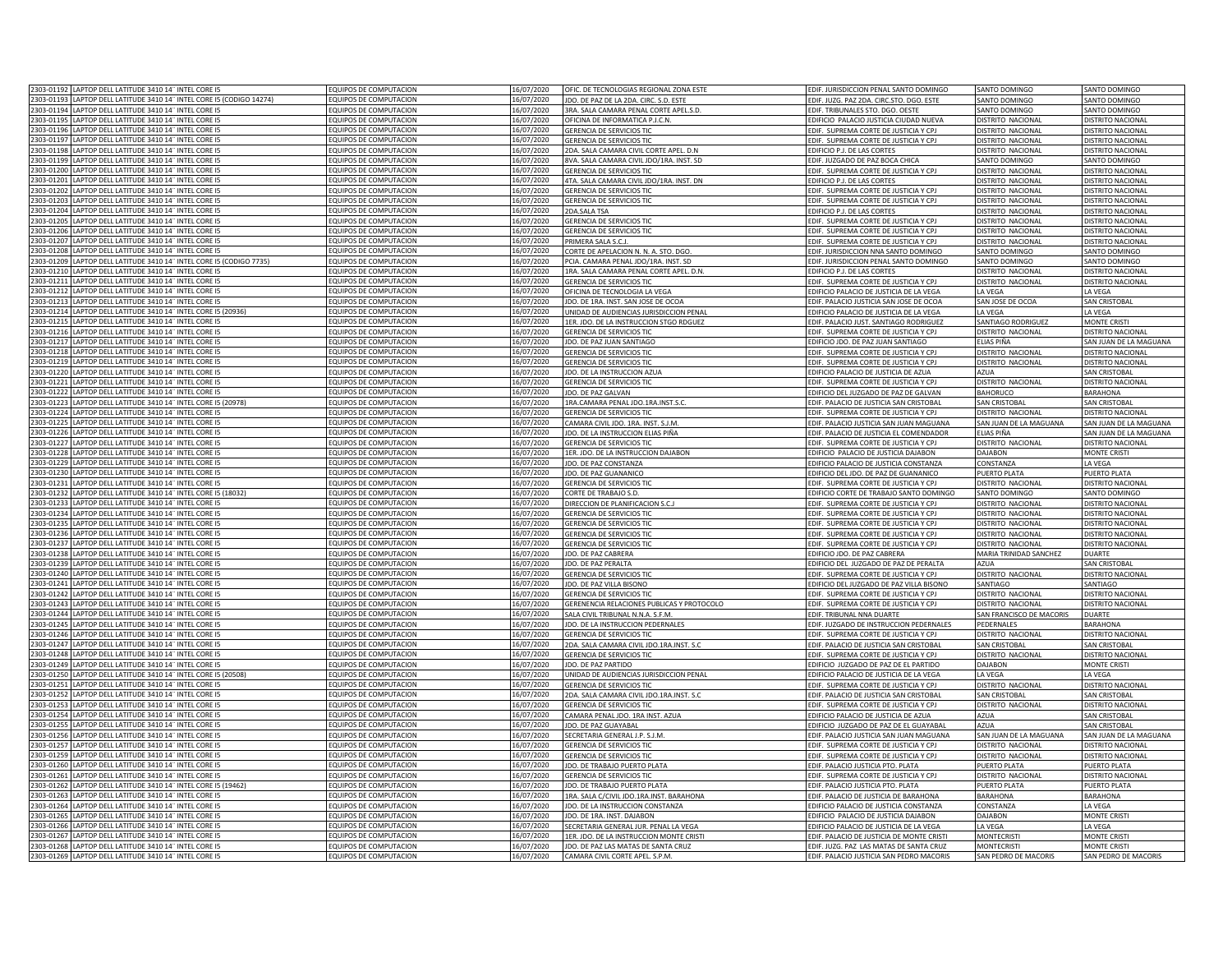| | | | | | | | |
|---|---|---|---|---|---|---|---|
| 2303-01192 | LAPTOP DELL LATITUDE 3410 14¨ INTEL CORE I5 | EQUIPOS DE COMPUTACION | 16/07/2020 | OFIC. DE TECNOLOGIAS REGIONAL ZONA ESTE | EDIF. JURISDICCION PENAL SANTO DOMINGO | SANTO DOMINGO | SANTO DOMINGO |
| 2303-01193 | LAPTOP DELL LATITUDE 3410 14¨ INTEL CORE I5 (CODIGO 14274) | EQUIPOS DE COMPUTACION | 16/07/2020 | JDO. DE PAZ DE LA 2DA. CIRC. S.D. ESTE | EDIF. JUZG. PAZ 2DA. CIRC.STO. DGO. ESTE | SANTO DOMINGO | SANTO DOMINGO |
| 2303-01194 | LAPTOP DELL LATITUDE 3410 14¨ INTEL CORE I5 | EQUIPOS DE COMPUTACION | 16/07/2020 | 3RA. SALA CAMARA PENAL CORTE APEL.S.D. | EDIF. TRIBUNALES STO. DGO. OESTE | SANTO DOMINGO | SANTO DOMINGO |
| 2303-01195 | LAPTOP DELL LATITUDE 3410 14¨ INTEL CORE I5 | EQUIPOS DE COMPUTACION | 16/07/2020 | OFICINA DE INFORMATICA P.J.C.N. | EDIFICIO PALACIO JUSTICIA CIUDAD NUEVA | DISTRITO NACIONAL | DISTRITO NACIONAL |
| 2303-01196 | LAPTOP DELL LATITUDE 3410 14¨ INTEL CORE I5 | EQUIPOS DE COMPUTACION | 16/07/2020 | GERENCIA DE SERVICIOS TIC | EDIF. SUPREMA CORTE DE JUSTICIA Y CPJ | DISTRITO NACIONAL | DISTRITO NACIONAL |
| 2303-01197 | LAPTOP DELL LATITUDE 3410 14¨ INTEL CORE I5 | EQUIPOS DE COMPUTACION | 16/07/2020 | GERENCIA DE SERVICIOS TIC | EDIF. SUPREMA CORTE DE JUSTICIA Y CPJ | DISTRITO NACIONAL | DISTRITO NACIONAL |
| 2303-01198 | LAPTOP DELL LATITUDE 3410 14¨ INTEL CORE I5 | EQUIPOS DE COMPUTACION | 16/07/2020 | 2DA. SALA CAMARA CIVIL CORTE APEL. D.N | EDIFICIO P.J. DE LAS CORTES | DISTRITO NACIONAL | DISTRITO NACIONAL |
| 2303-01199 | LAPTOP DELL LATITUDE 3410 14¨ INTEL CORE I5 | EQUIPOS DE COMPUTACION | 16/07/2020 | 8VA. SALA CAMARA CIVIL JDO/1RA. INST. SD | EDIF. JUZGADO DE PAZ BOCA CHICA | SANTO DOMINGO | SANTO DOMINGO |
| 2303-01200 | LAPTOP DELL LATITUDE 3410 14¨ INTEL CORE I5 | EQUIPOS DE COMPUTACION | 16/07/2020 | GERENCIA DE SERVICIOS TIC | EDIF. SUPREMA CORTE DE JUSTICIA Y CPJ | DISTRITO NACIONAL | DISTRITO NACIONAL |
| 2303-01201 | LAPTOP DELL LATITUDE 3410 14¨ INTEL CORE I5 | EQUIPOS DE COMPUTACION | 16/07/2020 | 4TA. SALA CAMARA CIVIL JDO/1RA. INST. DN | EDIFICIO P.J. DE LAS CORTES | DISTRITO NACIONAL | DISTRITO NACIONAL |
| 2303-01202 | LAPTOP DELL LATITUDE 3410 14¨ INTEL CORE I5 | EQUIPOS DE COMPUTACION | 16/07/2020 | GERENCIA DE SERVICIOS TIC | EDIF. SUPREMA CORTE DE JUSTICIA Y CPJ | DISTRITO NACIONAL | DISTRITO NACIONAL |
| 2303-01203 | LAPTOP DELL LATITUDE 3410 14¨ INTEL CORE I5 | EQUIPOS DE COMPUTACION | 16/07/2020 | GERENCIA DE SERVICIOS TIC | EDIF. SUPREMA CORTE DE JUSTICIA Y CPJ | DISTRITO NACIONAL | DISTRITO NACIONAL |
| 2303-01204 | LAPTOP DELL LATITUDE 3410 14¨ INTEL CORE I5 | EQUIPOS DE COMPUTACION | 16/07/2020 | 2DA.SALA TSA | EDIFICIO P.J. DE LAS CORTES | DISTRITO NACIONAL | DISTRITO NACIONAL |
| 2303-01205 | LAPTOP DELL LATITUDE 3410 14¨ INTEL CORE I5 | EQUIPOS DE COMPUTACION | 16/07/2020 | GERENCIA DE SERVICIOS TIC | EDIF. SUPREMA CORTE DE JUSTICIA Y CPJ | DISTRITO NACIONAL | DISTRITO NACIONAL |
| 2303-01206 | LAPTOP DELL LATITUDE 3410 14¨ INTEL CORE I5 | EQUIPOS DE COMPUTACION | 16/07/2020 | GERENCIA DE SERVICIOS TIC | EDIF. SUPREMA CORTE DE JUSTICIA Y CPJ | DISTRITO NACIONAL | DISTRITO NACIONAL |
| 2303-01207 | LAPTOP DELL LATITUDE 3410 14¨ INTEL CORE I5 | EQUIPOS DE COMPUTACION | 16/07/2020 | PRIMERA SALA S.C.J. | EDIF. SUPREMA CORTE DE JUSTICIA Y CPJ | DISTRITO NACIONAL | DISTRITO NACIONAL |
| 2303-01208 | LAPTOP DELL LATITUDE 3410 14¨ INTEL CORE I5 | EQUIPOS DE COMPUTACION | 16/07/2020 | CORTE DE APELACION N. N. A. STO. DGO. | EDIF. JURISDICCION NNA SANTO DOMINGO | SANTO DOMINGO | SANTO DOMINGO |
| 2303-01209 | LAPTOP DELL LATITUDE 3410 14¨ INTEL CORE I5 (CODIGO 7735) | EQUIPOS DE COMPUTACION | 16/07/2020 | PCIA. CAMARA PENAL JDO/1RA. INST. SD | EDIF. JURISDICCION PENAL SANTO DOMINGO | SANTO DOMINGO | SANTO DOMINGO |
| 2303-01210 | LAPTOP DELL LATITUDE 3410 14¨ INTEL CORE I5 | EQUIPOS DE COMPUTACION | 16/07/2020 | 1RA. SALA CAMARA PENAL CORTE APEL. D.N. | EDIFICIO P.J. DE LAS CORTES | DISTRITO NACIONAL | DISTRITO NACIONAL |
| 2303-01211 | LAPTOP DELL LATITUDE 3410 14¨ INTEL CORE I5 | EQUIPOS DE COMPUTACION | 16/07/2020 | GERENCIA DE SERVICIOS TIC | EDIF. SUPREMA CORTE DE JUSTICIA Y CPJ | DISTRITO NACIONAL | DISTRITO NACIONAL |
| 2303-01212 | LAPTOP DELL LATITUDE 3410 14¨ INTEL CORE I5 | EQUIPOS DE COMPUTACION | 16/07/2020 | OFICINA DE TECNOLOGIA LA VEGA | EDIFICIO PALACIO DE JUSTICIA DE LA VEGA | LA VEGA | LA VEGA |
| 2303-01213 | LAPTOP DELL LATITUDE 3410 14¨ INTEL CORE I5 | EQUIPOS DE COMPUTACION | 16/07/2020 | JDO. DE 1RA. INST. SAN JOSE DE OCOA | EDIF. PALACIO JUSTICIA SAN JOSE DE OCOA | SAN JOSE DE OCOA | SAN CRISTOBAL |
| 2303-01214 | LAPTOP DELL LATITUDE 3410 14¨ INTEL CORE I5 (20936) | EQUIPOS DE COMPUTACION | 16/07/2020 | UNIDAD DE AUDIENCIAS JURISDICCION PENAL | EDIFICIO PALACIO DE JUSTICIA DE LA VEGA | LA VEGA | LA VEGA |
| 2303-01215 | LAPTOP DELL LATITUDE 3410 14¨ INTEL CORE I5 | EQUIPOS DE COMPUTACION | 16/07/2020 | 1ER. JDO. DE LA INSTRUCCION STGO RDGUEZ | EDIF. PALACIO JUST. SANTIAGO RODRIGUEZ | SANTIAGO RODRIGUEZ | MONTE CRISTI |
| 2303-01216 | LAPTOP DELL LATITUDE 3410 14¨ INTEL CORE I5 | EQUIPOS DE COMPUTACION | 16/07/2020 | GERENCIA DE SERVICIOS TIC | EDIF. SUPREMA CORTE DE JUSTICIA Y CPJ | DISTRITO NACIONAL | DISTRITO NACIONAL |
| 2303-01217 | LAPTOP DELL LATITUDE 3410 14¨ INTEL CORE I5 | EQUIPOS DE COMPUTACION | 16/07/2020 | JDO. DE PAZ JUAN SANTIAGO | EDIFICIO JDO. DE PAZ JUAN SANTIAGO | ELIAS PIÑA | SAN JUAN DE LA MAGUANA |
| 2303-01218 | LAPTOP DELL LATITUDE 3410 14¨ INTEL CORE I5 | EQUIPOS DE COMPUTACION | 16/07/2020 | GERENCIA DE SERVICIOS TIC | EDIF. SUPREMA CORTE DE JUSTICIA Y CPJ | DISTRITO NACIONAL | DISTRITO NACIONAL |
| 2303-01219 | LAPTOP DELL LATITUDE 3410 14¨ INTEL CORE I5 | EQUIPOS DE COMPUTACION | 16/07/2020 | GERENCIA DE SERVICIOS TIC | EDIF. SUPREMA CORTE DE JUSTICIA Y CPJ | DISTRITO NACIONAL | DISTRITO NACIONAL |
| 2303-01220 | LAPTOP DELL LATITUDE 3410 14¨ INTEL CORE I5 | EQUIPOS DE COMPUTACION | 16/07/2020 | JDO. DE LA INSTRUCCION AZUA | EDIFICIO PALACIO DE JUSTICIA DE AZUA | AZUA | SAN CRISTOBAL |
| 2303-01221 | LAPTOP DELL LATITUDE 3410 14¨ INTEL CORE I5 | EQUIPOS DE COMPUTACION | 16/07/2020 | GERENCIA DE SERVICIOS TIC | EDIF. SUPREMA CORTE DE JUSTICIA Y CPJ | DISTRITO NACIONAL | DISTRITO NACIONAL |
| 2303-01222 | LAPTOP DELL LATITUDE 3410 14¨ INTEL CORE I5 | EQUIPOS DE COMPUTACION | 16/07/2020 | JDO. DE PAZ GALVAN | EDIFICIO DEL JUZGADO DE PAZ DE GALVAN | BAHORUCO | BARAHONA |
| 2303-01223 | LAPTOP DELL LATITUDE 3410 14¨ INTEL CORE I5 (20978) | EQUIPOS DE COMPUTACION | 16/07/2020 | 1RA.CAMARA PENAL JDO.1RA.INST.S.C. | EDIF. PALACIO DE JUSTICIA SAN CRISTOBAL | SAN CRISTOBAL | SAN CRISTOBAL |
| 2303-01224 | LAPTOP DELL LATITUDE 3410 14¨ INTEL CORE I5 | EQUIPOS DE COMPUTACION | 16/07/2020 | GERENCIA DE SERVICIOS TIC | EDIF. SUPREMA CORTE DE JUSTICIA Y CPJ | DISTRITO NACIONAL | DISTRITO NACIONAL |
| 2303-01225 | LAPTOP DELL LATITUDE 3410 14¨ INTEL CORE I5 | EQUIPOS DE COMPUTACION | 16/07/2020 | CAMARA CIVIL JDO. 1RA. INST. S.J.M. | EDIF. PALACIO JUSTICIA SAN JUAN MAGUANA | SAN JUAN DE LA MAGUANA | SAN JUAN DE LA MAGUANA |
| 2303-01226 | LAPTOP DELL LATITUDE 3410 14¨ INTEL CORE I5 | EQUIPOS DE COMPUTACION | 16/07/2020 | JDO. DE LA INSTRUCCION ELIAS PIÑA | EDIF. PALACIO DE JUSTICIA EL COMENDADOR | ELIAS PIÑA | SAN JUAN DE LA MAGUANA |
| 2303-01227 | LAPTOP DELL LATITUDE 3410 14¨ INTEL CORE I5 | EQUIPOS DE COMPUTACION | 16/07/2020 | GERENCIA DE SERVICIOS TIC | EDIF. SUPREMA CORTE DE JUSTICIA Y CPJ | DISTRITO NACIONAL | DISTRITO NACIONAL |
| 2303-01228 | LAPTOP DELL LATITUDE 3410 14¨ INTEL CORE I5 | EQUIPOS DE COMPUTACION | 16/07/2020 | 1ER. JDO. DE LA INSTRUCCION DAJABON | EDIFICIO PALACIO DE JUSTICIA DAJABON | DAJABON | MONTE CRISTI |
| 2303-01229 | LAPTOP DELL LATITUDE 3410 14¨ INTEL CORE I5 | EQUIPOS DE COMPUTACION | 16/07/2020 | JDO. DE PAZ CONSTANZA | EDIFICIO PALACIO DE JUSTICIA CONSTANZA | CONSTANZA | LA VEGA |
| 2303-01230 | LAPTOP DELL LATITUDE 3410 14¨ INTEL CORE I5 | EQUIPOS DE COMPUTACION | 16/07/2020 | JDO. DE PAZ GUANANICO | EDIFICIO DEL JDO. DE PAZ DE GUANANICO | PUERTO PLATA | PUERTO PLATA |
| 2303-01231 | LAPTOP DELL LATITUDE 3410 14¨ INTEL CORE I5 | EQUIPOS DE COMPUTACION | 16/07/2020 | GERENCIA DE SERVICIOS TIC | EDIF. SUPREMA CORTE DE JUSTICIA Y CPJ | DISTRITO NACIONAL | DISTRITO NACIONAL |
| 2303-01232 | LAPTOP DELL LATITUDE 3410 14¨ INTEL CORE I5 (18032) | EQUIPOS DE COMPUTACION | 16/07/2020 | CORTE DE TRABAJO S.D. | EDIFICIO CORTE DE TRABAJO SANTO DOMINGO | SANTO DOMINGO | SANTO DOMINGO |
| 2303-01233 | LAPTOP DELL LATITUDE 3410 14¨ INTEL CORE I5 | EQUIPOS DE COMPUTACION | 16/07/2020 | DIRECCION DE PLANIFICACION S.C.J | EDIF. SUPREMA CORTE DE JUSTICIA Y CPJ | DISTRITO NACIONAL | DISTRITO NACIONAL |
| 2303-01234 | LAPTOP DELL LATITUDE 3410 14¨ INTEL CORE I5 | EQUIPOS DE COMPUTACION | 16/07/2020 | GERENCIA DE SERVICIOS TIC | EDIF. SUPREMA CORTE DE JUSTICIA Y CPJ | DISTRITO NACIONAL | DISTRITO NACIONAL |
| 2303-01235 | LAPTOP DELL LATITUDE 3410 14¨ INTEL CORE I5 | EQUIPOS DE COMPUTACION | 16/07/2020 | GERENCIA DE SERVICIOS TIC | EDIF. SUPREMA CORTE DE JUSTICIA Y CPJ | DISTRITO NACIONAL | DISTRITO NACIONAL |
| 2303-01236 | LAPTOP DELL LATITUDE 3410 14¨ INTEL CORE I5 | EQUIPOS DE COMPUTACION | 16/07/2020 | GERENCIA DE SERVICIOS TIC | EDIF. SUPREMA CORTE DE JUSTICIA Y CPJ | DISTRITO NACIONAL | DISTRITO NACIONAL |
| 2303-01237 | LAPTOP DELL LATITUDE 3410 14¨ INTEL CORE I5 | EQUIPOS DE COMPUTACION | 16/07/2020 | GERENCIA DE SERVICIOS TIC | EDIF. SUPREMA CORTE DE JUSTICIA Y CPJ | DISTRITO NACIONAL | DISTRITO NACIONAL |
| 2303-01238 | LAPTOP DELL LATITUDE 3410 14¨ INTEL CORE I5 | EQUIPOS DE COMPUTACION | 16/07/2020 | JDO. DE PAZ CABRERA | EDIFICIO JDO. DE PAZ CABRERA | MARIA TRINIDAD SANCHEZ | DUARTE |
| 2303-01239 | LAPTOP DELL LATITUDE 3410 14¨ INTEL CORE I5 | EQUIPOS DE COMPUTACION | 16/07/2020 | JDO. DE PAZ PERALTA | EDIFICIO DEL JUZGADO DE PAZ DE PERALTA | AZUA | SAN CRISTOBAL |
| 2303-01240 | LAPTOP DELL LATITUDE 3410 14¨ INTEL CORE I5 | EQUIPOS DE COMPUTACION | 16/07/2020 | GERENCIA DE SERVICIOS TIC | EDIF. SUPREMA CORTE DE JUSTICIA Y CPJ | DISTRITO NACIONAL | DISTRITO NACIONAL |
| 2303-01241 | LAPTOP DELL LATITUDE 3410 14¨ INTEL CORE I5 | EQUIPOS DE COMPUTACION | 16/07/2020 | JDO. DE PAZ VILLA BISONO | EDIFICIO DEL JUZGADO DE PAZ VILLA BISONO | SANTIAGO | SANTIAGO |
| 2303-01242 | LAPTOP DELL LATITUDE 3410 14¨ INTEL CORE I5 | EQUIPOS DE COMPUTACION | 16/07/2020 | GERENCIA DE SERVICIOS TIC | EDIF. SUPREMA CORTE DE JUSTICIA Y CPJ | DISTRITO NACIONAL | DISTRITO NACIONAL |
| 2303-01243 | LAPTOP DELL LATITUDE 3410 14¨ INTEL CORE I5 | EQUIPOS DE COMPUTACION | 16/07/2020 | GERENENCIA RELACIONES PUBLICAS Y PROTOCOLO | EDIF. SUPREMA CORTE DE JUSTICIA Y CPJ | DISTRITO NACIONAL | DISTRITO NACIONAL |
| 2303-01244 | LAPTOP DELL LATITUDE 3410 14¨ INTEL CORE I5 | EQUIPOS DE COMPUTACION | 16/07/2020 | SALA CIVIL TRIBUNAL N.N.A. S.F.M. | EDIF. TRIBUNAL NNA DUARTE | SAN FRANCISCO DE MACORIS | DUARTE |
| 2303-01245 | LAPTOP DELL LATITUDE 3410 14¨ INTEL CORE I5 | EQUIPOS DE COMPUTACION | 16/07/2020 | JDO. DE LA INSTRUCCION PEDERNALES | EDIF. JUZGADO DE INSTRUCCION PEDERNALES | PEDERNALES | BARAHONA |
| 2303-01246 | LAPTOP DELL LATITUDE 3410 14¨ INTEL CORE I5 | EQUIPOS DE COMPUTACION | 16/07/2020 | GERENCIA DE SERVICIOS TIC | EDIF. SUPREMA CORTE DE JUSTICIA Y CPJ | DISTRITO NACIONAL | DISTRITO NACIONAL |
| 2303-01247 | LAPTOP DELL LATITUDE 3410 14¨ INTEL CORE I5 | EQUIPOS DE COMPUTACION | 16/07/2020 | 2DA. SALA CAMARA CIVIL JDO.1RA.INST. S.C | EDIF. PALACIO DE JUSTICIA SAN CRISTOBAL | SAN CRISTOBAL | SAN CRISTOBAL |
| 2303-01248 | LAPTOP DELL LATITUDE 3410 14¨ INTEL CORE I5 | EQUIPOS DE COMPUTACION | 16/07/2020 | GERENCIA DE SERVICIOS TIC | EDIF. SUPREMA CORTE DE JUSTICIA Y CPJ | DISTRITO NACIONAL | DISTRITO NACIONAL |
| 2303-01249 | LAPTOP DELL LATITUDE 3410 14¨ INTEL CORE I5 | EQUIPOS DE COMPUTACION | 16/07/2020 | JDO. DE PAZ PARTIDO | EDIFICIO JUZGADO DE PAZ DE EL PARTIDO | DAJABON | MONTE CRISTI |
| 2303-01250 | LAPTOP DELL LATITUDE 3410 14¨ INTEL CORE I5 (20508) | EQUIPOS DE COMPUTACION | 16/07/2020 | UNIDAD DE AUDIENCIAS JURISDICCION PENAL | EDIFICIO PALACIO DE JUSTICIA DE LA VEGA | LA VEGA | LA VEGA |
| 2303-01251 | LAPTOP DELL LATITUDE 3410 14¨ INTEL CORE I5 | EQUIPOS DE COMPUTACION | 16/07/2020 | GERENCIA DE SERVICIOS TIC | EDIF. SUPREMA CORTE DE JUSTICIA Y CPJ | DISTRITO NACIONAL | DISTRITO NACIONAL |
| 2303-01252 | LAPTOP DELL LATITUDE 3410 14¨ INTEL CORE I5 | EQUIPOS DE COMPUTACION | 16/07/2020 | 2DA. SALA CAMARA CIVIL JDO.1RA.INST. S.C | EDIF. PALACIO DE JUSTICIA SAN CRISTOBAL | SAN CRISTOBAL | SAN CRISTOBAL |
| 2303-01253 | LAPTOP DELL LATITUDE 3410 14¨ INTEL CORE I5 | EQUIPOS DE COMPUTACION | 16/07/2020 | GERENCIA DE SERVICIOS TIC | EDIF. SUPREMA CORTE DE JUSTICIA Y CPJ | DISTRITO NACIONAL | DISTRITO NACIONAL |
| 2303-01254 | LAPTOP DELL LATITUDE 3410 14¨ INTEL CORE I5 | EQUIPOS DE COMPUTACION | 16/07/2020 | CAMARA PENAL JDO. 1RA INST. AZUA | EDIFICIO PALACIO DE JUSTICIA DE AZUA | AZUA | SAN CRISTOBAL |
| 2303-01255 | LAPTOP DELL LATITUDE 3410 14¨ INTEL CORE I5 | EQUIPOS DE COMPUTACION | 16/07/2020 | JDO. DE PAZ GUAYABAL | EDIFICIO JUZGADO DE PAZ DE EL GUAYABAL | AZUA | SAN CRISTOBAL |
| 2303-01256 | LAPTOP DELL LATITUDE 3410 14¨ INTEL CORE I5 | EQUIPOS DE COMPUTACION | 16/07/2020 | SECRETARIA GENERAL J.P. S.J.M. | EDIF. PALACIO JUSTICIA SAN JUAN MAGUANA | SAN JUAN DE LA MAGUANA | SAN JUAN DE LA MAGUANA |
| 2303-01257 | LAPTOP DELL LATITUDE 3410 14¨ INTEL CORE I5 | EQUIPOS DE COMPUTACION | 16/07/2020 | GERENCIA DE SERVICIOS TIC | EDIF. SUPREMA CORTE DE JUSTICIA Y CPJ | DISTRITO NACIONAL | DISTRITO NACIONAL |
| 2303-01259 | LAPTOP DELL LATITUDE 3410 14¨ INTEL CORE I5 | EQUIPOS DE COMPUTACION | 16/07/2020 | GERENCIA DE SERVICIOS TIC | EDIF. SUPREMA CORTE DE JUSTICIA Y CPJ | DISTRITO NACIONAL | DISTRITO NACIONAL |
| 2303-01260 | LAPTOP DELL LATITUDE 3410 14¨ INTEL CORE I5 | EQUIPOS DE COMPUTACION | 16/07/2020 | JDO. DE TRABAJO PUERTO PLATA | EDIF. PALACIO JUSTICIA PTO. PLATA | PUERTO PLATA | PUERTO PLATA |
| 2303-01261 | LAPTOP DELL LATITUDE 3410 14¨ INTEL CORE I5 | EQUIPOS DE COMPUTACION | 16/07/2020 | GERENCIA DE SERVICIOS TIC | EDIF. SUPREMA CORTE DE JUSTICIA Y CPJ | DISTRITO NACIONAL | DISTRITO NACIONAL |
| 2303-01262 | LAPTOP DELL LATITUDE 3410 14¨ INTEL CORE I5 (19462) | EQUIPOS DE COMPUTACION | 16/07/2020 | JDO. DE TRABAJO PUERTO PLATA | EDIF. PALACIO JUSTICIA PTO. PLATA | PUERTO PLATA | PUERTO PLATA |
| 2303-01263 | LAPTOP DELL LATITUDE 3410 14¨ INTEL CORE I5 | EQUIPOS DE COMPUTACION | 16/07/2020 | 1RA. SALA C/CIVIL JDO.1RA.INST. BARAHONA | EDIF. PALACIO DE JUSTICIA DE BARAHONA | BARAHONA | BARAHONA |
| 2303-01264 | LAPTOP DELL LATITUDE 3410 14¨ INTEL CORE I5 | EQUIPOS DE COMPUTACION | 16/07/2020 | JDO. DE LA INSTRUCCION CONSTANZA | EDIFICIO PALACIO DE JUSTICIA CONSTANZA | CONSTANZA | LA VEGA |
| 2303-01265 | LAPTOP DELL LATITUDE 3410 14¨ INTEL CORE I5 | EQUIPOS DE COMPUTACION | 16/07/2020 | JDO. DE 1RA. INST. DAJABON | EDIFICIO PALACIO DE JUSTICIA DAJABON | DAJABON | MONTE CRISTI |
| 2303-01266 | LAPTOP DELL LATITUDE 3410 14¨ INTEL CORE I5 | EQUIPOS DE COMPUTACION | 16/07/2020 | SECRETARIA GENERAL JUR. PENAL LA VEGA | EDIFICIO PALACIO DE JUSTICIA DE LA VEGA | LA VEGA | LA VEGA |
| 2303-01267 | LAPTOP DELL LATITUDE 3410 14¨ INTEL CORE I5 | EQUIPOS DE COMPUTACION | 16/07/2020 | 1ER. JDO. DE LA INSTRUCCION MONTE CRISTI | EDIF. PALACIO DE JUSTICIA DE MONTE CRISTI | MONTECRISTI | MONTE CRISTI |
| 2303-01268 | LAPTOP DELL LATITUDE 3410 14¨ INTEL CORE I5 | EQUIPOS DE COMPUTACION | 16/07/2020 | JDO. DE PAZ LAS MATAS DE SANTA CRUZ | EDIF. JUZG. PAZ LAS MATAS DE SANTA CRUZ | MONTECRISTI | MONTE CRISTI |
| 2303-01269 | LAPTOP DELL LATITUDE 3410 14¨ INTEL CORE I5 | EQUIPOS DE COMPUTACION | 16/07/2020 | CAMARA CIVIL CORTE APEL. S.P.M. | EDIF. PALACIO JUSTICIA SAN PEDRO MACORIS | SAN PEDRO DE MACORIS | SAN PEDRO DE MACORIS |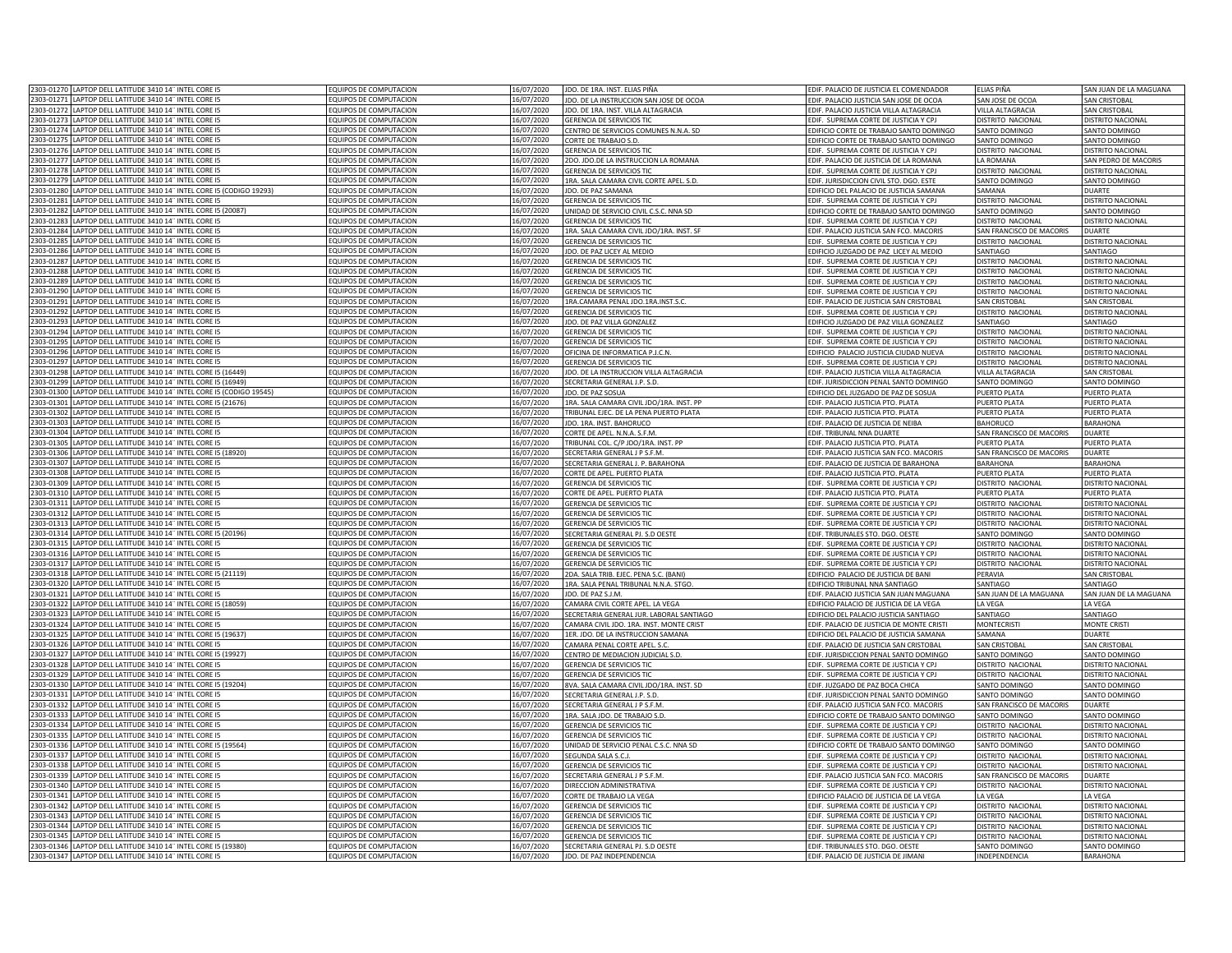| | | | | | | | |
|---|---|---|---|---|---|---|---|
| 2303-01270 | LAPTOP DELL LATITUDE 3410 14¨ INTEL CORE I5 | EQUIPOS DE COMPUTACION | 16/07/2020 | JDO. DE 1RA. INST. ELIAS PIÑA | EDIF. PALACIO DE JUSTICIA EL COMENDADOR | ELIAS PIÑA | SAN JUAN DE LA MAGUANA |
| 2303-01271 | LAPTOP DELL LATITUDE 3410 14¨ INTEL CORE I5 | EQUIPOS DE COMPUTACION | 16/07/2020 | JDO. DE LA INSTRUCCION SAN JOSE DE OCOA | EDIF. PALACIO JUSTICIA SAN JOSE DE OCOA | SAN JOSE DE OCOA | SAN CRISTOBAL |
| 2303-01272 | LAPTOP DELL LATITUDE 3410 14¨ INTEL CORE I5 | EQUIPOS DE COMPUTACION | 16/07/2020 | JDO. DE 1RA. INST. VILLA ALTAGRACIA | EDIF. PALACIO JUSTICIA VILLA ALTAGRACIA | VILLA ALTAGRACIA | SAN CRISTOBAL |
| 2303-01273 | LAPTOP DELL LATITUDE 3410 14¨ INTEL CORE I5 | EQUIPOS DE COMPUTACION | 16/07/2020 | GERENCIA DE SERVICIOS TIC | EDIF. SUPREMA CORTE DE JUSTICIA Y CPJ | DISTRITO NACIONAL | DISTRITO NACIONAL |
| 2303-01274 | LAPTOP DELL LATITUDE 3410 14¨ INTEL CORE I5 | EQUIPOS DE COMPUTACION | 16/07/2020 | CENTRO DE SERVICIOS COMUNES N.N.A. SD | EDIFICIO CORTE DE TRABAJO SANTO DOMINGO | SANTO DOMINGO | SANTO DOMINGO |
| 2303-01275 | LAPTOP DELL LATITUDE 3410 14¨ INTEL CORE I5 | EQUIPOS DE COMPUTACION | 16/07/2020 | CORTE DE TRABAJO S.D. | EDIFICIO CORTE DE TRABAJO SANTO DOMINGO | SANTO DOMINGO | SANTO DOMINGO |
| 2303-01276 | LAPTOP DELL LATITUDE 3410 14¨ INTEL CORE I5 | EQUIPOS DE COMPUTACION | 16/07/2020 | GERENCIA DE SERVICIOS TIC | EDIF. SUPREMA CORTE DE JUSTICIA Y CPJ | DISTRITO NACIONAL | DISTRITO NACIONAL |
| 2303-01277 | LAPTOP DELL LATITUDE 3410 14¨ INTEL CORE I5 | EQUIPOS DE COMPUTACION | 16/07/2020 | 2DO. JDO.DE LA INSTRUCCION LA ROMANA | EDIF. PALACIO DE JUSTICIA DE LA ROMANA | LA ROMANA | SAN PEDRO DE MACORIS |
| 2303-01278 | LAPTOP DELL LATITUDE 3410 14¨ INTEL CORE I5 | EQUIPOS DE COMPUTACION | 16/07/2020 | GERENCIA DE SERVICIOS TIC | EDIF. SUPREMA CORTE DE JUSTICIA Y CPJ | DISTRITO NACIONAL | DISTRITO NACIONAL |
| 2303-01279 | LAPTOP DELL LATITUDE 3410 14¨ INTEL CORE I5 | EQUIPOS DE COMPUTACION | 16/07/2020 | 1RA. SALA CAMARA CIVIL CORTE APEL. S.D. | EDIF. JURISDICCION CIVIL STO. DGO. ESTE | SANTO DOMINGO | SANTO DOMINGO |
| 2303-01280 | LAPTOP DELL LATITUDE 3410 14¨ INTEL CORE I5 (CODIGO 19293) | EQUIPOS DE COMPUTACION | 16/07/2020 | JDO. DE PAZ SAMANA | EDIFICIO DEL PALACIO DE JUSTICIA SAMANA | SAMANA | DUARTE |
| 2303-01281 | LAPTOP DELL LATITUDE 3410 14¨ INTEL CORE I5 | EQUIPOS DE COMPUTACION | 16/07/2020 | GERENCIA DE SERVICIOS TIC | EDIF. SUPREMA CORTE DE JUSTICIA Y CPJ | DISTRITO NACIONAL | DISTRITO NACIONAL |
| 2303-01282 | LAPTOP DELL LATITUDE 3410 14¨ INTEL CORE I5 (20087) | EQUIPOS DE COMPUTACION | 16/07/2020 | UNIDAD DE SERVICIO CIVIL C.S.C. NNA SD | EDIFICIO CORTE DE TRABAJO SANTO DOMINGO | SANTO DOMINGO | SANTO DOMINGO |
| 2303-01283 | LAPTOP DELL LATITUDE 3410 14¨ INTEL CORE I5 | EQUIPOS DE COMPUTACION | 16/07/2020 | GERENCIA DE SERVICIOS TIC | EDIF. SUPREMA CORTE DE JUSTICIA Y CPJ | DISTRITO NACIONAL | DISTRITO NACIONAL |
| 2303-01284 | LAPTOP DELL LATITUDE 3410 14¨ INTEL CORE I5 | EQUIPOS DE COMPUTACION | 16/07/2020 | 1RA. SALA CAMARA CIVIL JDO/1RA. INST. SF | EDIF. PALACIO JUSTICIA SAN FCO. MACORIS | SAN FRANCISCO DE MACORIS | DUARTE |
| 2303-01285 | LAPTOP DELL LATITUDE 3410 14¨ INTEL CORE I5 | EQUIPOS DE COMPUTACION | 16/07/2020 | GERENCIA DE SERVICIOS TIC | EDIF. SUPREMA CORTE DE JUSTICIA Y CPJ | DISTRITO NACIONAL | DISTRITO NACIONAL |
| 2303-01286 | LAPTOP DELL LATITUDE 3410 14¨ INTEL CORE I5 | EQUIPOS DE COMPUTACION | 16/07/2020 | JDO. DE PAZ LICEY AL MEDIO | EDIFICIO JUZGADO DE PAZ LICEY AL MEDIO | SANTIAGO | SANTIAGO |
| 2303-01287 | LAPTOP DELL LATITUDE 3410 14¨ INTEL CORE I5 | EQUIPOS DE COMPUTACION | 16/07/2020 | GERENCIA DE SERVICIOS TIC | EDIF. SUPREMA CORTE DE JUSTICIA Y CPJ | DISTRITO NACIONAL | DISTRITO NACIONAL |
| 2303-01288 | LAPTOP DELL LATITUDE 3410 14¨ INTEL CORE I5 | EQUIPOS DE COMPUTACION | 16/07/2020 | GERENCIA DE SERVICIOS TIC | EDIF. SUPREMA CORTE DE JUSTICIA Y CPJ | DISTRITO NACIONAL | DISTRITO NACIONAL |
| 2303-01289 | LAPTOP DELL LATITUDE 3410 14¨ INTEL CORE I5 | EQUIPOS DE COMPUTACION | 16/07/2020 | GERENCIA DE SERVICIOS TIC | EDIF. SUPREMA CORTE DE JUSTICIA Y CPJ | DISTRITO NACIONAL | DISTRITO NACIONAL |
| 2303-01290 | LAPTOP DELL LATITUDE 3410 14¨ INTEL CORE I5 | EQUIPOS DE COMPUTACION | 16/07/2020 | GERENCIA DE SERVICIOS TIC | EDIF. SUPREMA CORTE DE JUSTICIA Y CPJ | DISTRITO NACIONAL | DISTRITO NACIONAL |
| 2303-01291 | LAPTOP DELL LATITUDE 3410 14¨ INTEL CORE I5 | EQUIPOS DE COMPUTACION | 16/07/2020 | 1RA.CAMARA PENAL JDO.1RA.INST.S.C. | EDIF. PALACIO DE JUSTICIA SAN CRISTOBAL | SAN CRISTOBAL | SAN CRISTOBAL |
| 2303-01292 | LAPTOP DELL LATITUDE 3410 14¨ INTEL CORE I5 | EQUIPOS DE COMPUTACION | 16/07/2020 | GERENCIA DE SERVICIOS TIC | EDIF. SUPREMA CORTE DE JUSTICIA Y CPJ | DISTRITO NACIONAL | DISTRITO NACIONAL |
| 2303-01293 | LAPTOP DELL LATITUDE 3410 14¨ INTEL CORE I5 | EQUIPOS DE COMPUTACION | 16/07/2020 | JDO. DE PAZ VILLA GONZALEZ | EDIFICIO JUZGADO DE PAZ VILLA GONZALEZ | SANTIAGO | SANTIAGO |
| 2303-01294 | LAPTOP DELL LATITUDE 3410 14¨ INTEL CORE I5 | EQUIPOS DE COMPUTACION | 16/07/2020 | GERENCIA DE SERVICIOS TIC | EDIF. SUPREMA CORTE DE JUSTICIA Y CPJ | DISTRITO NACIONAL | DISTRITO NACIONAL |
| 2303-01295 | LAPTOP DELL LATITUDE 3410 14¨ INTEL CORE I5 | EQUIPOS DE COMPUTACION | 16/07/2020 | GERENCIA DE SERVICIOS TIC | EDIF. SUPREMA CORTE DE JUSTICIA Y CPJ | DISTRITO NACIONAL | DISTRITO NACIONAL |
| 2303-01296 | LAPTOP DELL LATITUDE 3410 14¨ INTEL CORE I5 | EQUIPOS DE COMPUTACION | 16/07/2020 | OFICINA DE INFORMATICA P.J.C.N. | EDIFICIO PALACIO JUSTICIA CIUDAD NUEVA | DISTRITO NACIONAL | DISTRITO NACIONAL |
| 2303-01297 | LAPTOP DELL LATITUDE 3410 14¨ INTEL CORE I5 | EQUIPOS DE COMPUTACION | 16/07/2020 | GERENCIA DE SERVICIOS TIC | EDIF. SUPREMA CORTE DE JUSTICIA Y CPJ | DISTRITO NACIONAL | DISTRITO NACIONAL |
| 2303-01298 | LAPTOP DELL LATITUDE 3410 14¨ INTEL CORE I5 (16449) | EQUIPOS DE COMPUTACION | 16/07/2020 | JDO. DE LA INSTRUCCION VILLA ALTAGRACIA | EDIF. PALACIO JUSTICIA VILLA ALTAGRACIA | VILLA ALTAGRACIA | SAN CRISTOBAL |
| 2303-01299 | LAPTOP DELL LATITUDE 3410 14¨ INTEL CORE I5 (16949) | EQUIPOS DE COMPUTACION | 16/07/2020 | SECRETARIA GENERAL J.P. S.D. | EDIF. JURISDICCION PENAL SANTO DOMINGO | SANTO DOMINGO | SANTO DOMINGO |
| 2303-01300 | LAPTOP DELL LATITUDE 3410 14¨ INTEL CORE I5 (CODIGO 19545) | EQUIPOS DE COMPUTACION | 16/07/2020 | JDO. DE PAZ SOSUA | EDIFICIO DEL JUZGADO DE PAZ DE SOSUA | PUERTO PLATA | PUERTO PLATA |
| 2303-01301 | LAPTOP DELL LATITUDE 3410 14¨ INTEL CORE I5 (21676) | EQUIPOS DE COMPUTACION | 16/07/2020 | 1RA. SALA CAMARA CIVIL JDO/1RA. INST. PP | EDIF. PALACIO JUSTICIA PTO. PLATA | PUERTO PLATA | PUERTO PLATA |
| 2303-01302 | LAPTOP DELL LATITUDE 3410 14¨ INTEL CORE I5 | EQUIPOS DE COMPUTACION | 16/07/2020 | TRIBUNAL EJEC. DE LA PENA PUERTO PLATA | EDIF. PALACIO JUSTICIA PTO. PLATA | PUERTO PLATA | PUERTO PLATA |
| 2303-01303 | LAPTOP DELL LATITUDE 3410 14¨ INTEL CORE I5 | EQUIPOS DE COMPUTACION | 16/07/2020 | JDO. 1RA. INST. BAHORUCO | EDIF. PALACIO DE JUSTICIA DE NEIBA | BAHORUCO | BARAHONA |
| 2303-01304 | LAPTOP DELL LATITUDE 3410 14¨ INTEL CORE I5 | EQUIPOS DE COMPUTACION | 16/07/2020 | CORTE DE APEL. N.N.A. S.F.M. | EDIF. TRIBUNAL NNA DUARTE | SAN FRANCISCO DE MACORIS | DUARTE |
| 2303-01305 | LAPTOP DELL LATITUDE 3410 14¨ INTEL CORE I5 | EQUIPOS DE COMPUTACION | 16/07/2020 | TRIBUNAL COL. C/P JDO/1RA. INST. PP | EDIF. PALACIO JUSTICIA PTO. PLATA | PUERTO PLATA | PUERTO PLATA |
| 2303-01306 | LAPTOP DELL LATITUDE 3410 14¨ INTEL CORE I5 (18920) | EQUIPOS DE COMPUTACION | 16/07/2020 | SECRETARIA GENERAL J P S.F.M. | EDIF. PALACIO JUSTICIA SAN FCO. MACORIS | SAN FRANCISCO DE MACORIS | DUARTE |
| 2303-01307 | LAPTOP DELL LATITUDE 3410 14¨ INTEL CORE I5 | EQUIPOS DE COMPUTACION | 16/07/2020 | SECRETARIA GENERAL J. P. BARAHONA | EDIF. PALACIO DE JUSTICIA DE BARAHONA | BARAHONA | BARAHONA |
| 2303-01308 | LAPTOP DELL LATITUDE 3410 14¨ INTEL CORE I5 | EQUIPOS DE COMPUTACION | 16/07/2020 | CORTE DE APEL. PUERTO PLATA | EDIF. PALACIO JUSTICIA PTO. PLATA | PUERTO PLATA | PUERTO PLATA |
| 2303-01309 | LAPTOP DELL LATITUDE 3410 14¨ INTEL CORE I5 | EQUIPOS DE COMPUTACION | 16/07/2020 | GERENCIA DE SERVICIOS TIC | EDIF. SUPREMA CORTE DE JUSTICIA Y CPJ | DISTRITO NACIONAL | DISTRITO NACIONAL |
| 2303-01310 | LAPTOP DELL LATITUDE 3410 14¨ INTEL CORE I5 | EQUIPOS DE COMPUTACION | 16/07/2020 | CORTE DE APEL. PUERTO PLATA | EDIF. PALACIO JUSTICIA PTO. PLATA | PUERTO PLATA | PUERTO PLATA |
| 2303-01311 | LAPTOP DELL LATITUDE 3410 14¨ INTEL CORE I5 | EQUIPOS DE COMPUTACION | 16/07/2020 | GERENCIA DE SERVICIOS TIC | EDIF. SUPREMA CORTE DE JUSTICIA Y CPJ | DISTRITO NACIONAL | DISTRITO NACIONAL |
| 2303-01312 | LAPTOP DELL LATITUDE 3410 14¨ INTEL CORE I5 | EQUIPOS DE COMPUTACION | 16/07/2020 | GERENCIA DE SERVICIOS TIC | EDIF. SUPREMA CORTE DE JUSTICIA Y CPJ | DISTRITO NACIONAL | DISTRITO NACIONAL |
| 2303-01313 | LAPTOP DELL LATITUDE 3410 14¨ INTEL CORE I5 | EQUIPOS DE COMPUTACION | 16/07/2020 | GERENCIA DE SERVICIOS TIC | EDIF. SUPREMA CORTE DE JUSTICIA Y CPJ | DISTRITO NACIONAL | DISTRITO NACIONAL |
| 2303-01314 | LAPTOP DELL LATITUDE 3410 14¨ INTEL CORE I5 (20196) | EQUIPOS DE COMPUTACION | 16/07/2020 | SECRETARIA GENERAL PJ. S.D OESTE | EDIF. TRIBUNALES STO. DGO. OESTE | SANTO DOMINGO | SANTO DOMINGO |
| 2303-01315 | LAPTOP DELL LATITUDE 3410 14¨ INTEL CORE I5 | EQUIPOS DE COMPUTACION | 16/07/2020 | GERENCIA DE SERVICIOS TIC | EDIF. SUPREMA CORTE DE JUSTICIA Y CPJ | DISTRITO NACIONAL | DISTRITO NACIONAL |
| 2303-01316 | LAPTOP DELL LATITUDE 3410 14¨ INTEL CORE I5 | EQUIPOS DE COMPUTACION | 16/07/2020 | GERENCIA DE SERVICIOS TIC | EDIF. SUPREMA CORTE DE JUSTICIA Y CPJ | DISTRITO NACIONAL | DISTRITO NACIONAL |
| 2303-01317 | LAPTOP DELL LATITUDE 3410 14¨ INTEL CORE I5 | EQUIPOS DE COMPUTACION | 16/07/2020 | GERENCIA DE SERVICIOS TIC | EDIF. SUPREMA CORTE DE JUSTICIA Y CPJ | DISTRITO NACIONAL | DISTRITO NACIONAL |
| 2303-01318 | LAPTOP DELL LATITUDE 3410 14¨ INTEL CORE I5 (21119) | EQUIPOS DE COMPUTACION | 16/07/2020 | 2DA. SALA TRIB. EJEC. PENA S.C. (BANI) | EDIFICIO PALACIO DE JUSTICIA DE BANI | PERAVIA | SAN CRISTOBAL |
| 2303-01320 | LAPTOP DELL LATITUDE 3410 14¨ INTEL CORE I5 | EQUIPOS DE COMPUTACION | 16/07/2020 | 1RA. SALA PENAL TRIBUNAL N.N.A. STGO. | EDIFICIO TRIBUNAL NNA SANTIAGO | SANTIAGO | SANTIAGO |
| 2303-01321 | LAPTOP DELL LATITUDE 3410 14¨ INTEL CORE I5 | EQUIPOS DE COMPUTACION | 16/07/2020 | JDO. DE PAZ S.J.M. | EDIF. PALACIO JUSTICIA SAN JUAN MAGUANA | SAN JUAN DE LA MAGUANA | SAN JUAN DE LA MAGUANA |
| 2303-01322 | LAPTOP DELL LATITUDE 3410 14¨ INTEL CORE I5 (18059) | EQUIPOS DE COMPUTACION | 16/07/2020 | CAMARA CIVIL CORTE APEL. LA VEGA | EDIFICIO PALACIO DE JUSTICIA DE LA VEGA | LA VEGA | LA VEGA |
| 2303-01323 | LAPTOP DELL LATITUDE 3410 14¨ INTEL CORE I5 | EQUIPOS DE COMPUTACION | 16/07/2020 | SECRETARIA GENERAL JUR. LABORAL SANTIAGO | EDIFICIO DEL PALACIO JUSTICIA SANTIAGO | SANTIAGO | SANTIAGO |
| 2303-01324 | LAPTOP DELL LATITUDE 3410 14¨ INTEL CORE I5 | EQUIPOS DE COMPUTACION | 16/07/2020 | CAMARA CIVIL JDO. 1RA. INST. MONTE CRIST | EDIF. PALACIO DE JUSTICIA DE MONTE CRISTI | MONTECRISTI | MONTE CRISTI |
| 2303-01325 | LAPTOP DELL LATITUDE 3410 14¨ INTEL CORE I5 (19637) | EQUIPOS DE COMPUTACION | 16/07/2020 | 1ER. JDO. DE LA INSTRUCCION SAMANA | EDIFICIO DEL PALACIO DE JUSTICIA SAMANA | SAMANA | DUARTE |
| 2303-01326 | LAPTOP DELL LATITUDE 3410 14¨ INTEL CORE I5 | EQUIPOS DE COMPUTACION | 16/07/2020 | CAMARA PENAL CORTE APEL. S.C. | EDIF. PALACIO DE JUSTICIA SAN CRISTOBAL | SAN CRISTOBAL | SAN CRISTOBAL |
| 2303-01327 | LAPTOP DELL LATITUDE 3410 14¨ INTEL CORE I5 (19927) | EQUIPOS DE COMPUTACION | 16/07/2020 | CENTRO DE MEDIACION JUDICIAL S.D. | EDIF. JURISDICCION PENAL SANTO DOMINGO | SANTO DOMINGO | SANTO DOMINGO |
| 2303-01328 | LAPTOP DELL LATITUDE 3410 14¨ INTEL CORE I5 | EQUIPOS DE COMPUTACION | 16/07/2020 | GERENCIA DE SERVICIOS TIC | EDIF. SUPREMA CORTE DE JUSTICIA Y CPJ | DISTRITO NACIONAL | DISTRITO NACIONAL |
| 2303-01329 | LAPTOP DELL LATITUDE 3410 14¨ INTEL CORE I5 | EQUIPOS DE COMPUTACION | 16/07/2020 | GERENCIA DE SERVICIOS TIC | EDIF. SUPREMA CORTE DE JUSTICIA Y CPJ | DISTRITO NACIONAL | DISTRITO NACIONAL |
| 2303-01330 | LAPTOP DELL LATITUDE 3410 14¨ INTEL CORE I5 (19204) | EQUIPOS DE COMPUTACION | 16/07/2020 | 8VA. SALA CAMARA CIVIL JDO/1RA. INST. SD | EDIF. JUZGADO DE PAZ BOCA CHICA | SANTO DOMINGO | SANTO DOMINGO |
| 2303-01331 | LAPTOP DELL LATITUDE 3410 14¨ INTEL CORE I5 | EQUIPOS DE COMPUTACION | 16/07/2020 | SECRETARIA GENERAL J.P. S.D. | EDIF. JURISDICCION PENAL SANTO DOMINGO | SANTO DOMINGO | SANTO DOMINGO |
| 2303-01332 | LAPTOP DELL LATITUDE 3410 14¨ INTEL CORE I5 | EQUIPOS DE COMPUTACION | 16/07/2020 | SECRETARIA GENERAL J P S.F.M. | EDIF. PALACIO JUSTICIA SAN FCO. MACORIS | SAN FRANCISCO DE MACORIS | DUARTE |
| 2303-01333 | LAPTOP DELL LATITUDE 3410 14¨ INTEL CORE I5 | EQUIPOS DE COMPUTACION | 16/07/2020 | 1RA. SALA JDO. DE TRABAJO S.D. | EDIFICIO CORTE DE TRABAJO SANTO DOMINGO | SANTO DOMINGO | SANTO DOMINGO |
| 2303-01334 | LAPTOP DELL LATITUDE 3410 14¨ INTEL CORE I5 | EQUIPOS DE COMPUTACION | 16/07/2020 | GERENCIA DE SERVICIOS TIC | EDIF. SUPREMA CORTE DE JUSTICIA Y CPJ | DISTRITO NACIONAL | DISTRITO NACIONAL |
| 2303-01335 | LAPTOP DELL LATITUDE 3410 14¨ INTEL CORE I5 | EQUIPOS DE COMPUTACION | 16/07/2020 | GERENCIA DE SERVICIOS TIC | EDIF. SUPREMA CORTE DE JUSTICIA Y CPJ | DISTRITO NACIONAL | DISTRITO NACIONAL |
| 2303-01336 | LAPTOP DELL LATITUDE 3410 14¨ INTEL CORE I5 (19564) | EQUIPOS DE COMPUTACION | 16/07/2020 | UNIDAD DE SERVICIO PENAL C.S.C. NNA SD | EDIFICIO CORTE DE TRABAJO SANTO DOMINGO | SANTO DOMINGO | SANTO DOMINGO |
| 2303-01337 | LAPTOP DELL LATITUDE 3410 14¨ INTEL CORE I5 | EQUIPOS DE COMPUTACION | 16/07/2020 | SEGUNDA SALA S.C.J. | EDIF. SUPREMA CORTE DE JUSTICIA Y CPJ | DISTRITO NACIONAL | DISTRITO NACIONAL |
| 2303-01338 | LAPTOP DELL LATITUDE 3410 14¨ INTEL CORE I5 | EQUIPOS DE COMPUTACION | 16/07/2020 | GERENCIA DE SERVICIOS TIC | EDIF. SUPREMA CORTE DE JUSTICIA Y CPJ | DISTRITO NACIONAL | DISTRITO NACIONAL |
| 2303-01339 | LAPTOP DELL LATITUDE 3410 14¨ INTEL CORE I5 | EQUIPOS DE COMPUTACION | 16/07/2020 | SECRETARIA GENERAL J P S.F.M. | EDIF. PALACIO JUSTICIA SAN FCO. MACORIS | SAN FRANCISCO DE MACORIS | DUARTE |
| 2303-01340 | LAPTOP DELL LATITUDE 3410 14¨ INTEL CORE I5 | EQUIPOS DE COMPUTACION | 16/07/2020 | DIRECCION ADMINISTRATIVA | EDIF. SUPREMA CORTE DE JUSTICIA Y CPJ | DISTRITO NACIONAL | DISTRITO NACIONAL |
| 2303-01341 | LAPTOP DELL LATITUDE 3410 14¨ INTEL CORE I5 | EQUIPOS DE COMPUTACION | 16/07/2020 | CORTE DE TRABAJO LA VEGA | EDIFICIO PALACIO DE JUSTICIA DE LA VEGA | LA VEGA | LA VEGA |
| 2303-01342 | LAPTOP DELL LATITUDE 3410 14¨ INTEL CORE I5 | EQUIPOS DE COMPUTACION | 16/07/2020 | GERENCIA DE SERVICIOS TIC | EDIF. SUPREMA CORTE DE JUSTICIA Y CPJ | DISTRITO NACIONAL | DISTRITO NACIONAL |
| 2303-01343 | LAPTOP DELL LATITUDE 3410 14¨ INTEL CORE I5 | EQUIPOS DE COMPUTACION | 16/07/2020 | GERENCIA DE SERVICIOS TIC | EDIF. SUPREMA CORTE DE JUSTICIA Y CPJ | DISTRITO NACIONAL | DISTRITO NACIONAL |
| 2303-01344 | LAPTOP DELL LATITUDE 3410 14¨ INTEL CORE I5 | EQUIPOS DE COMPUTACION | 16/07/2020 | GERENCIA DE SERVICIOS TIC | EDIF. SUPREMA CORTE DE JUSTICIA Y CPJ | DISTRITO NACIONAL | DISTRITO NACIONAL |
| 2303-01345 | LAPTOP DELL LATITUDE 3410 14¨ INTEL CORE I5 | EQUIPOS DE COMPUTACION | 16/07/2020 | GERENCIA DE SERVICIOS TIC | EDIF. SUPREMA CORTE DE JUSTICIA Y CPJ | DISTRITO NACIONAL | DISTRITO NACIONAL |
| 2303-01346 | LAPTOP DELL LATITUDE 3410 14¨ INTEL CORE I5 (19380) | EQUIPOS DE COMPUTACION | 16/07/2020 | SECRETARIA GENERAL PJ. S.D OESTE | EDIF. TRIBUNALES STO. DGO. OESTE | SANTO DOMINGO | SANTO DOMINGO |
| 2303-01347 | LAPTOP DELL LATITUDE 3410 14¨ INTEL CORE I5 | EQUIPOS DE COMPUTACION | 16/07/2020 | JDO. DE PAZ INDEPENDENCIA | EDIF. PALACIO DE JUSTICIA DE JIMANI | INDEPENDENCIA | BARAHONA |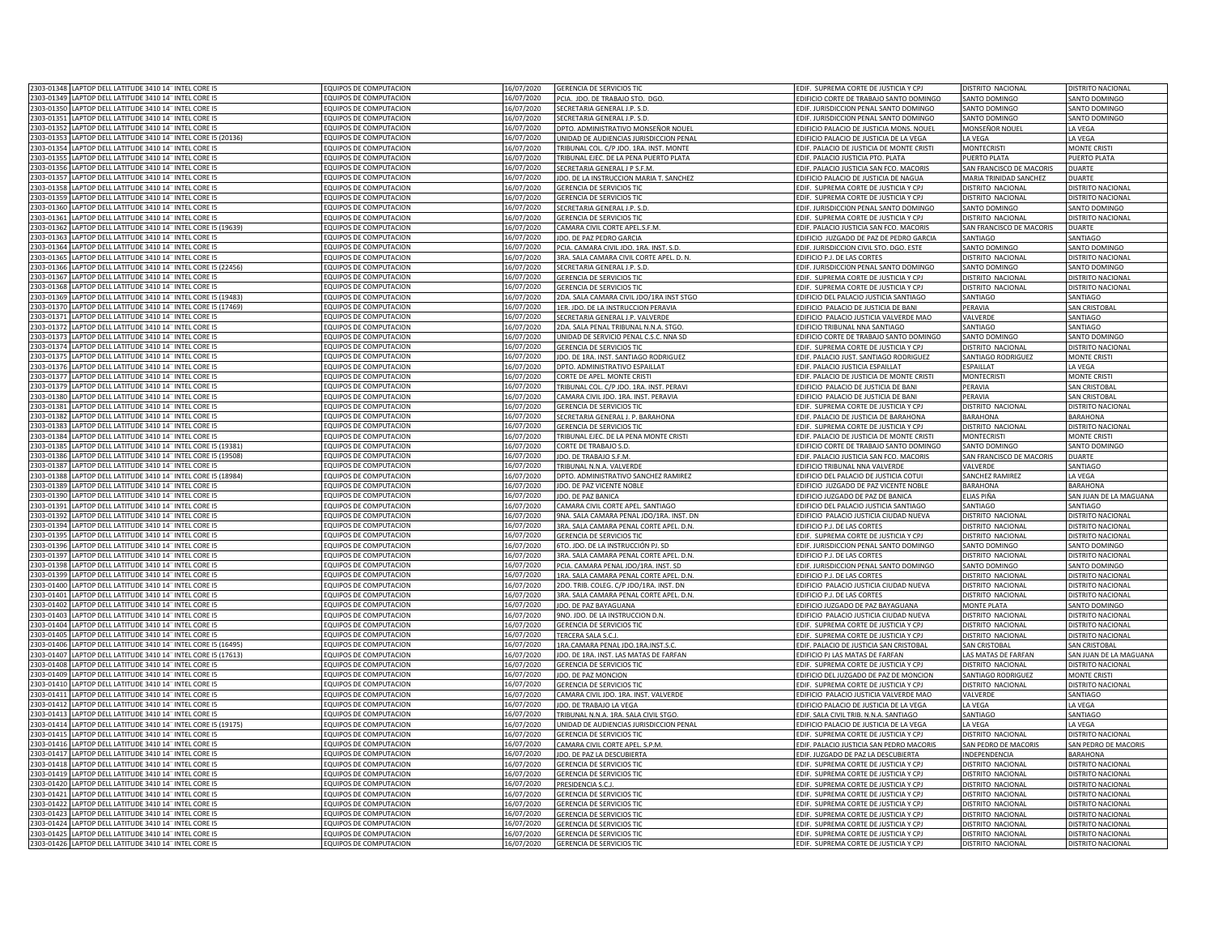| | | | | | | | |
|---|---|---|---|---|---|---|---|
| 2303-01348 | LAPTOP DELL LATITUDE 3410 14¨ INTEL CORE I5 | EQUIPOS DE COMPUTACION | 16/07/2020 | GERENCIA DE SERVICIOS TIC | EDIF. SUPREMA CORTE DE JUSTICIA Y CPJ | DISTRITO NACIONAL | DISTRITO NACIONAL |
| 2303-01349 | LAPTOP DELL LATITUDE 3410 14¨ INTEL CORE I5 | EQUIPOS DE COMPUTACION | 16/07/2020 | PCIA. JDO. DE TRABAJO STO. DGO. | EDIFICIO CORTE DE TRABAJO SANTO DOMINGO | SANTO DOMINGO | SANTO DOMINGO |
| 2303-01350 | LAPTOP DELL LATITUDE 3410 14¨ INTEL CORE I5 | EQUIPOS DE COMPUTACION | 16/07/2020 | SECRETARIA GENERAL J.P. S.D. | EDIF. JURISDICCION PENAL SANTO DOMINGO | SANTO DOMINGO | SANTO DOMINGO |
| 2303-01351 | LAPTOP DELL LATITUDE 3410 14¨ INTEL CORE I5 | EQUIPOS DE COMPUTACION | 16/07/2020 | SECRETARIA GENERAL J.P. S.D. | EDIF. JURISDICCION PENAL SANTO DOMINGO | SANTO DOMINGO | SANTO DOMINGO |
| 2303-01352 | LAPTOP DELL LATITUDE 3410 14¨ INTEL CORE I5 | EQUIPOS DE COMPUTACION | 16/07/2020 | DPTO. ADMINISTRATIVO MONSEÑOR NOUEL | EDIFICIO PALACIO DE JUSTICIA MONS. NOUEL | MONSEÑOR NOUEL | LA VEGA |
| 2303-01353 | LAPTOP DELL LATITUDE 3410 14¨ INTEL CORE I5 (20136) | EQUIPOS DE COMPUTACION | 16/07/2020 | UNIDAD DE AUDIENCIAS JURISDICCION PENAL | EDIFICIO PALACIO DE JUSTICIA DE LA VEGA | LA VEGA | LA VEGA |
| 2303-01354 | LAPTOP DELL LATITUDE 3410 14¨ INTEL CORE I5 | EQUIPOS DE COMPUTACION | 16/07/2020 | TRIBUNAL COL. C/P JDO. 1RA. INST. MONTE | EDIF. PALACIO DE JUSTICIA DE MONTE CRISTI | MONTECRISTI | MONTE CRISTI |
| 2303-01355 | LAPTOP DELL LATITUDE 3410 14¨ INTEL CORE I5 | EQUIPOS DE COMPUTACION | 16/07/2020 | TRIBUNAL EJEC. DE LA PENA PUERTO PLATA | EDIF. PALACIO JUSTICIA PTO. PLATA | PUERTO PLATA | PUERTO PLATA |
| 2303-01356 | LAPTOP DELL LATITUDE 3410 14¨ INTEL CORE I5 | EQUIPOS DE COMPUTACION | 16/07/2020 | SECRETARIA GENERAL J P S.F.M. | EDIF. PALACIO JUSTICIA SAN FCO. MACORIS | SAN FRANCISCO DE MACORIS | DUARTE |
| 2303-01357 | LAPTOP DELL LATITUDE 3410 14¨ INTEL CORE I5 | EQUIPOS DE COMPUTACION | 16/07/2020 | JDO. DE LA INSTRUCCION MARIA T. SANCHEZ | EDIFICIO PALACIO DE JUSTICIA DE NAGUA | MARIA TRINIDAD SANCHEZ | DUARTE |
| 2303-01358 | LAPTOP DELL LATITUDE 3410 14¨ INTEL CORE I5 | EQUIPOS DE COMPUTACION | 16/07/2020 | GERENCIA DE SERVICIOS TIC | EDIF. SUPREMA CORTE DE JUSTICIA Y CPJ | DISTRITO NACIONAL | DISTRITO NACIONAL |
| 2303-01359 | LAPTOP DELL LATITUDE 3410 14¨ INTEL CORE I5 | EQUIPOS DE COMPUTACION | 16/07/2020 | GERENCIA DE SERVICIOS TIC | EDIF. SUPREMA CORTE DE JUSTICIA Y CPJ | DISTRITO NACIONAL | DISTRITO NACIONAL |
| 2303-01360 | LAPTOP DELL LATITUDE 3410 14¨ INTEL CORE I5 | EQUIPOS DE COMPUTACION | 16/07/2020 | SECRETARIA GENERAL J.P. S.D. | EDIF. JURISDICCION PENAL SANTO DOMINGO | SANTO DOMINGO | SANTO DOMINGO |
| 2303-01361 | LAPTOP DELL LATITUDE 3410 14¨ INTEL CORE I5 | EQUIPOS DE COMPUTACION | 16/07/2020 | GERENCIA DE SERVICIOS TIC | EDIF. SUPREMA CORTE DE JUSTICIA Y CPJ | DISTRITO NACIONAL | DISTRITO NACIONAL |
| 2303-01362 | LAPTOP DELL LATITUDE 3410 14¨ INTEL CORE I5 (19639) | EQUIPOS DE COMPUTACION | 16/07/2020 | CAMARA CIVIL CORTE APEL.S.F.M. | EDIF. PALACIO JUSTICIA SAN FCO. MACORIS | SAN FRANCISCO DE MACORIS | DUARTE |
| 2303-01363 | LAPTOP DELL LATITUDE 3410 14¨ INTEL CORE I5 | EQUIPOS DE COMPUTACION | 16/07/2020 | JDO. DE PAZ PEDRO GARCIA | EDIFICIO JUZGADO DE PAZ DE PEDRO GARCIA | SANTIAGO | SANTIAGO |
| 2303-01364 | LAPTOP DELL LATITUDE 3410 14¨ INTEL CORE I5 | EQUIPOS DE COMPUTACION | 16/07/2020 | PCIA. CAMARA CIVIL JDO. 1RA. INST. S.D. | EDIF. JURISDICCION CIVIL STO. DGO. ESTE | SANTO DOMINGO | SANTO DOMINGO |
| 2303-01365 | LAPTOP DELL LATITUDE 3410 14¨ INTEL CORE I5 | EQUIPOS DE COMPUTACION | 16/07/2020 | 3RA. SALA CAMARA CIVIL CORTE APEL. D. N. | EDIFICIO P.J. DE LAS CORTES | DISTRITO NACIONAL | DISTRITO NACIONAL |
| 2303-01366 | LAPTOP DELL LATITUDE 3410 14¨ INTEL CORE I5 (22456) | EQUIPOS DE COMPUTACION | 16/07/2020 | SECRETARIA GENERAL J.P. S.D. | EDIF. JURISDICCION PENAL SANTO DOMINGO | SANTO DOMINGO | SANTO DOMINGO |
| 2303-01367 | LAPTOP DELL LATITUDE 3410 14¨ INTEL CORE I5 | EQUIPOS DE COMPUTACION | 16/07/2020 | GERENCIA DE SERVICIOS TIC | EDIF. SUPREMA CORTE DE JUSTICIA Y CPJ | DISTRITO NACIONAL | DISTRITO NACIONAL |
| 2303-01368 | LAPTOP DELL LATITUDE 3410 14¨ INTEL CORE I5 | EQUIPOS DE COMPUTACION | 16/07/2020 | GERENCIA DE SERVICIOS TIC | EDIF. SUPREMA CORTE DE JUSTICIA Y CPJ | DISTRITO NACIONAL | DISTRITO NACIONAL |
| 2303-01369 | LAPTOP DELL LATITUDE 3410 14¨ INTEL CORE I5 (19483) | EQUIPOS DE COMPUTACION | 16/07/2020 | 2DA. SALA CAMARA CIVIL JDO/1RA INST STGO | EDIFICIO DEL PALACIO JUSTICIA SANTIAGO | SANTIAGO | SANTIAGO |
| 2303-01370 | LAPTOP DELL LATITUDE 3410 14¨ INTEL CORE I5 (17469) | EQUIPOS DE COMPUTACION | 16/07/2020 | 1ER. JDO. DE LA INSTRUCCION PERAVIA | EDIFICIO PALACIO DE JUSTICIA DE BANI | PERAVIA | SAN CRISTOBAL |
| 2303-01371 | LAPTOP DELL LATITUDE 3410 14¨ INTEL CORE I5 | EQUIPOS DE COMPUTACION | 16/07/2020 | SECRETARIA GENERAL J.P. VALVERDE | EDIFICIO PALACIO JUSTICIA VALVERDE MAO | VALVERDE | SANTIAGO |
| 2303-01372 | LAPTOP DELL LATITUDE 3410 14¨ INTEL CORE I5 | EQUIPOS DE COMPUTACION | 16/07/2020 | 2DA. SALA PENAL TRIBUNAL N.N.A. STGO. | EDIFICIO TRIBUNAL NNA SANTIAGO | SANTIAGO | SANTIAGO |
| 2303-01373 | LAPTOP DELL LATITUDE 3410 14¨ INTEL CORE I5 | EQUIPOS DE COMPUTACION | 16/07/2020 | UNIDAD DE SERVICIO PENAL C.S.C. NNA SD | EDIFICIO CORTE DE TRABAJO SANTO DOMINGO | SANTO DOMINGO | SANTO DOMINGO |
| 2303-01374 | LAPTOP DELL LATITUDE 3410 14¨ INTEL CORE I5 | EQUIPOS DE COMPUTACION | 16/07/2020 | GERENCIA DE SERVICIOS TIC | EDIF. SUPREMA CORTE DE JUSTICIA Y CPJ | DISTRITO NACIONAL | DISTRITO NACIONAL |
| 2303-01375 | LAPTOP DELL LATITUDE 3410 14¨ INTEL CORE I5 | EQUIPOS DE COMPUTACION | 16/07/2020 | JDO. DE 1RA. INST. SANTIAGO RODRIGUEZ | EDIF. PALACIO JUST. SANTIAGO RODRIGUEZ | SANTIAGO RODRIGUEZ | MONTE CRISTI |
| 2303-01376 | LAPTOP DELL LATITUDE 3410 14¨ INTEL CORE I5 | EQUIPOS DE COMPUTACION | 16/07/2020 | DPTO. ADMINISTRATIVO ESPAILLAT | EDIF. PALACIO JUSTICIA ESPAILLAT | ESPAILLAT | LA VEGA |
| 2303-01377 | LAPTOP DELL LATITUDE 3410 14¨ INTEL CORE I5 | EQUIPOS DE COMPUTACION | 16/07/2020 | CORTE DE APEL. MONTE CRISTI | EDIF. PALACIO DE JUSTICIA DE MONTE CRISTI | MONTECRISTI | MONTE CRISTI |
| 2303-01379 | LAPTOP DELL LATITUDE 3410 14¨ INTEL CORE I5 | EQUIPOS DE COMPUTACION | 16/07/2020 | TRIBUNAL COL. C/P JDO. 1RA. INST. PERAVI | EDIFICIO PALACIO DE JUSTICIA DE BANI | PERAVIA | SAN CRISTOBAL |
| 2303-01380 | LAPTOP DELL LATITUDE 3410 14¨ INTEL CORE I5 | EQUIPOS DE COMPUTACION | 16/07/2020 | CAMARA CIVIL JDO. 1RA. INST. PERAVIA | EDIFICIO PALACIO DE JUSTICIA DE BANI | PERAVIA | SAN CRISTOBAL |
| 2303-01381 | LAPTOP DELL LATITUDE 3410 14¨ INTEL CORE I5 | EQUIPOS DE COMPUTACION | 16/07/2020 | GERENCIA DE SERVICIOS TIC | EDIF. SUPREMA CORTE DE JUSTICIA Y CPJ | DISTRITO NACIONAL | DISTRITO NACIONAL |
| 2303-01382 | LAPTOP DELL LATITUDE 3410 14¨ INTEL CORE I5 | EQUIPOS DE COMPUTACION | 16/07/2020 | SECRETARIA GENERAL J. P. BARAHONA | EDIF. PALACIO DE JUSTICIA DE BARAHONA | BARAHONA | BARAHONA |
| 2303-01383 | LAPTOP DELL LATITUDE 3410 14¨ INTEL CORE I5 | EQUIPOS DE COMPUTACION | 16/07/2020 | GERENCIA DE SERVICIOS TIC | EDIF. SUPREMA CORTE DE JUSTICIA Y CPJ | DISTRITO NACIONAL | DISTRITO NACIONAL |
| 2303-01384 | LAPTOP DELL LATITUDE 3410 14¨ INTEL CORE I5 | EQUIPOS DE COMPUTACION | 16/07/2020 | TRIBUNAL EJEC. DE LA PENA MONTE CRISTI | EDIF. PALACIO DE JUSTICIA DE MONTE CRISTI | MONTECRISTI | MONTE CRISTI |
| 2303-01385 | LAPTOP DELL LATITUDE 3410 14¨ INTEL CORE I5 (19381) | EQUIPOS DE COMPUTACION | 16/07/2020 | CORTE DE TRABAJO S.D. | EDIFICIO CORTE DE TRABAJO SANTO DOMINGO | SANTO DOMINGO | SANTO DOMINGO |
| 2303-01386 | LAPTOP DELL LATITUDE 3410 14¨ INTEL CORE I5 (19508) | EQUIPOS DE COMPUTACION | 16/07/2020 | JDO. DE TRABAJO S.F.M. | EDIF. PALACIO JUSTICIA SAN FCO. MACORIS | SAN FRANCISCO DE MACORIS | DUARTE |
| 2303-01387 | LAPTOP DELL LATITUDE 3410 14¨ INTEL CORE I5 | EQUIPOS DE COMPUTACION | 16/07/2020 | TRIBUNAL N.N.A. VALVERDE | EDIFICIO TRIBUNAL NNA VALVERDE | VALVERDE | SANTIAGO |
| 2303-01388 | LAPTOP DELL LATITUDE 3410 14¨ INTEL CORE I5 (18984) | EQUIPOS DE COMPUTACION | 16/07/2020 | DPTO. ADMINISTRATIVO SANCHEZ RAMIREZ | EDIFICIO DEL PALACIO DE JUSTICIA COTUI | SANCHEZ RAMIREZ | LA VEGA |
| 2303-01389 | LAPTOP DELL LATITUDE 3410 14¨ INTEL CORE I5 | EQUIPOS DE COMPUTACION | 16/07/2020 | JDO. DE PAZ VICENTE NOBLE | EDIFICIO JUZGADO DE PAZ VICENTE NOBLE | BARAHONA | BARAHONA |
| 2303-01390 | LAPTOP DELL LATITUDE 3410 14¨ INTEL CORE I5 | EQUIPOS DE COMPUTACION | 16/07/2020 | JDO. DE PAZ BANICA | EDIFICIO JUZGADO DE PAZ DE BANICA | ELIAS PIÑA | SAN JUAN DE LA MAGUANA |
| 2303-01391 | LAPTOP DELL LATITUDE 3410 14¨ INTEL CORE I5 | EQUIPOS DE COMPUTACION | 16/07/2020 | CAMARA CIVIL CORTE APEL. SANTIAGO | EDIFICIO DEL PALACIO JUSTICIA SANTIAGO | SANTIAGO | SANTIAGO |
| 2303-01392 | LAPTOP DELL LATITUDE 3410 14¨ INTEL CORE I5 | EQUIPOS DE COMPUTACION | 16/07/2020 | 9NA. SALA CAMARA PENAL JDO/1RA. INST. DN | EDIFICIO PALACIO JUSTICIA CIUDAD NUEVA | DISTRITO NACIONAL | DISTRITO NACIONAL |
| 2303-01394 | LAPTOP DELL LATITUDE 3410 14¨ INTEL CORE I5 | EQUIPOS DE COMPUTACION | 16/07/2020 | 3RA. SALA CAMARA PENAL CORTE APEL. D.N. | EDIFICIO P.J. DE LAS CORTES | DISTRITO NACIONAL | DISTRITO NACIONAL |
| 2303-01395 | LAPTOP DELL LATITUDE 3410 14¨ INTEL CORE I5 | EQUIPOS DE COMPUTACION | 16/07/2020 | GERENCIA DE SERVICIOS TIC | EDIF. SUPREMA CORTE DE JUSTICIA Y CPJ | DISTRITO NACIONAL | DISTRITO NACIONAL |
| 2303-01396 | LAPTOP DELL LATITUDE 3410 14¨ INTEL CORE I5 | EQUIPOS DE COMPUTACION | 16/07/2020 | 6TO. JDO. DE LA INSTRUCCIÓN PJ. SD | EDIF. JURISDICCION PENAL SANTO DOMINGO | SANTO DOMINGO | SANTO DOMINGO |
| 2303-01397 | LAPTOP DELL LATITUDE 3410 14¨ INTEL CORE I5 | EQUIPOS DE COMPUTACION | 16/07/2020 | 3RA. SALA CAMARA PENAL CORTE APEL. D.N. | EDIFICIO P.J. DE LAS CORTES | DISTRITO NACIONAL | DISTRITO NACIONAL |
| 2303-01398 | LAPTOP DELL LATITUDE 3410 14¨ INTEL CORE I5 | EQUIPOS DE COMPUTACION | 16/07/2020 | PCIA. CAMARA PENAL JDO/1RA. INST. SD | EDIF. JURISDICCION PENAL SANTO DOMINGO | SANTO DOMINGO | SANTO DOMINGO |
| 2303-01399 | LAPTOP DELL LATITUDE 3410 14¨ INTEL CORE I5 | EQUIPOS DE COMPUTACION | 16/07/2020 | 1RA. SALA CAMARA PENAL CORTE APEL. D.N. | EDIFICIO P.J. DE LAS CORTES | DISTRITO NACIONAL | DISTRITO NACIONAL |
| 2303-01400 | LAPTOP DELL LATITUDE 3410 14¨ INTEL CORE I5 | EQUIPOS DE COMPUTACION | 16/07/2020 | 2DO. TRIB. COLEG. C/P JDO/1RA. INST. DN | EDIFICIO PALACIO JUSTICIA CIUDAD NUEVA | DISTRITO NACIONAL | DISTRITO NACIONAL |
| 2303-01401 | LAPTOP DELL LATITUDE 3410 14¨ INTEL CORE I5 | EQUIPOS DE COMPUTACION | 16/07/2020 | 3RA. SALA CAMARA PENAL CORTE APEL. D.N. | EDIFICIO P.J. DE LAS CORTES | DISTRITO NACIONAL | DISTRITO NACIONAL |
| 2303-01402 | LAPTOP DELL LATITUDE 3410 14¨ INTEL CORE I5 | EQUIPOS DE COMPUTACION | 16/07/2020 | JDO. DE PAZ BAYAGUANA | EDIFICIO JUZGADO DE PAZ BAYAGUANA | MONTE PLATA | SANTO DOMINGO |
| 2303-01403 | LAPTOP DELL LATITUDE 3410 14¨ INTEL CORE I5 | EQUIPOS DE COMPUTACION | 16/07/2020 | 9NO. JDO. DE LA INSTRUCCION D.N. | EDIFICIO PALACIO JUSTICIA CIUDAD NUEVA | DISTRITO NACIONAL | DISTRITO NACIONAL |
| 2303-01404 | LAPTOP DELL LATITUDE 3410 14¨ INTEL CORE I5 | EQUIPOS DE COMPUTACION | 16/07/2020 | GERENCIA DE SERVICIOS TIC | EDIF. SUPREMA CORTE DE JUSTICIA Y CPJ | DISTRITO NACIONAL | DISTRITO NACIONAL |
| 2303-01405 | LAPTOP DELL LATITUDE 3410 14¨ INTEL CORE I5 | EQUIPOS DE COMPUTACION | 16/07/2020 | TERCERA SALA S.C.J. | EDIF. SUPREMA CORTE DE JUSTICIA Y CPJ | DISTRITO NACIONAL | DISTRITO NACIONAL |
| 2303-01406 | LAPTOP DELL LATITUDE 3410 14¨ INTEL CORE I5 (16495) | EQUIPOS DE COMPUTACION | 16/07/2020 | 1RA.CAMARA PENAL JDO.1RA.INST.S.C. | EDIF. PALACIO DE JUSTICIA SAN CRISTOBAL | SAN CRISTOBAL | SAN CRISTOBAL |
| 2303-01407 | LAPTOP DELL LATITUDE 3410 14¨ INTEL CORE I5 (17613) | EQUIPOS DE COMPUTACION | 16/07/2020 | JDO. DE 1RA. INST. LAS MATAS DE FARFAN | EDIFICIO PJ LAS MATAS DE FARFAN | LAS MATAS DE FARFAN | SAN JUAN DE LA MAGUANA |
| 2303-01408 | LAPTOP DELL LATITUDE 3410 14¨ INTEL CORE I5 | EQUIPOS DE COMPUTACION | 16/07/2020 | GERENCIA DE SERVICIOS TIC | EDIF. SUPREMA CORTE DE JUSTICIA Y CPJ | DISTRITO NACIONAL | DISTRITO NACIONAL |
| 2303-01409 | LAPTOP DELL LATITUDE 3410 14¨ INTEL CORE I5 | EQUIPOS DE COMPUTACION | 16/07/2020 | JDO. DE PAZ MONCION | EDIFICIO DEL JUZGADO DE PAZ DE MONCION | SANTIAGO RODRIGUEZ | MONTE CRISTI |
| 2303-01410 | LAPTOP DELL LATITUDE 3410 14¨ INTEL CORE I5 | EQUIPOS DE COMPUTACION | 16/07/2020 | GERENCIA DE SERVICIOS TIC | EDIF. SUPREMA CORTE DE JUSTICIA Y CPJ | DISTRITO NACIONAL | DISTRITO NACIONAL |
| 2303-01411 | LAPTOP DELL LATITUDE 3410 14¨ INTEL CORE I5 | EQUIPOS DE COMPUTACION | 16/07/2020 | CAMARA CIVIL JDO. 1RA. INST. VALVERDE | EDIFICIO PALACIO JUSTICIA VALVERDE MAO | VALVERDE | SANTIAGO |
| 2303-01412 | LAPTOP DELL LATITUDE 3410 14¨ INTEL CORE I5 | EQUIPOS DE COMPUTACION | 16/07/2020 | JDO. DE TRABAJO LA VEGA | EDIFICIO PALACIO DE JUSTICIA DE LA VEGA | LA VEGA | LA VEGA |
| 2303-01413 | LAPTOP DELL LATITUDE 3410 14¨ INTEL CORE I5 | EQUIPOS DE COMPUTACION | 16/07/2020 | TRIBUNAL N.N.A. 1RA. SALA CIVIL STGO. | EDIF. SALA CIVIL TRIB. N.N.A. SANTIAGO | SANTIAGO | SANTIAGO |
| 2303-01414 | LAPTOP DELL LATITUDE 3410 14¨ INTEL CORE I5 (19175) | EQUIPOS DE COMPUTACION | 16/07/2020 | UNIDAD DE AUDIENCIAS JURISDICCION PENAL | EDIFICIO PALACIO DE JUSTICIA DE LA VEGA | LA VEGA | LA VEGA |
| 2303-01415 | LAPTOP DELL LATITUDE 3410 14¨ INTEL CORE I5 | EQUIPOS DE COMPUTACION | 16/07/2020 | GERENCIA DE SERVICIOS TIC | EDIF. SUPREMA CORTE DE JUSTICIA Y CPJ | DISTRITO NACIONAL | DISTRITO NACIONAL |
| 2303-01416 | LAPTOP DELL LATITUDE 3410 14¨ INTEL CORE I5 | EQUIPOS DE COMPUTACION | 16/07/2020 | CAMARA CIVIL CORTE APEL. S.P.M. | EDIF. PALACIO JUSTICIA SAN PEDRO MACORIS | SAN PEDRO DE MACORIS | SAN PEDRO DE MACORIS |
| 2303-01417 | LAPTOP DELL LATITUDE 3410 14¨ INTEL CORE I5 | EQUIPOS DE COMPUTACION | 16/07/2020 | JDO. DE PAZ LA DESCUBIERTA | EDIF. JUZGADO DE PAZ LA DESCUBIERTA | INDEPENDENCIA | BARAHONA |
| 2303-01418 | LAPTOP DELL LATITUDE 3410 14¨ INTEL CORE I5 | EQUIPOS DE COMPUTACION | 16/07/2020 | GERENCIA DE SERVICIOS TIC | EDIF. SUPREMA CORTE DE JUSTICIA Y CPJ | DISTRITO NACIONAL | DISTRITO NACIONAL |
| 2303-01419 | LAPTOP DELL LATITUDE 3410 14¨ INTEL CORE I5 | EQUIPOS DE COMPUTACION | 16/07/2020 | GERENCIA DE SERVICIOS TIC | EDIF. SUPREMA CORTE DE JUSTICIA Y CPJ | DISTRITO NACIONAL | DISTRITO NACIONAL |
| 2303-01420 | LAPTOP DELL LATITUDE 3410 14¨ INTEL CORE I5 | EQUIPOS DE COMPUTACION | 16/07/2020 | PRESIDENCIA S.C.J. | EDIF. SUPREMA CORTE DE JUSTICIA Y CPJ | DISTRITO NACIONAL | DISTRITO NACIONAL |
| 2303-01421 | LAPTOP DELL LATITUDE 3410 14¨ INTEL CORE I5 | EQUIPOS DE COMPUTACION | 16/07/2020 | GERENCIA DE SERVICIOS TIC | EDIF. SUPREMA CORTE DE JUSTICIA Y CPJ | DISTRITO NACIONAL | DISTRITO NACIONAL |
| 2303-01422 | LAPTOP DELL LATITUDE 3410 14¨ INTEL CORE I5 | EQUIPOS DE COMPUTACION | 16/07/2020 | GERENCIA DE SERVICIOS TIC | EDIF. SUPREMA CORTE DE JUSTICIA Y CPJ | DISTRITO NACIONAL | DISTRITO NACIONAL |
| 2303-01423 | LAPTOP DELL LATITUDE 3410 14¨ INTEL CORE I5 | EQUIPOS DE COMPUTACION | 16/07/2020 | GERENCIA DE SERVICIOS TIC | EDIF. SUPREMA CORTE DE JUSTICIA Y CPJ | DISTRITO NACIONAL | DISTRITO NACIONAL |
| 2303-01424 | LAPTOP DELL LATITUDE 3410 14¨ INTEL CORE I5 | EQUIPOS DE COMPUTACION | 16/07/2020 | GERENCIA DE SERVICIOS TIC | EDIF. SUPREMA CORTE DE JUSTICIA Y CPJ | DISTRITO NACIONAL | DISTRITO NACIONAL |
| 2303-01425 | LAPTOP DELL LATITUDE 3410 14¨ INTEL CORE I5 | EQUIPOS DE COMPUTACION | 16/07/2020 | GERENCIA DE SERVICIOS TIC | EDIF. SUPREMA CORTE DE JUSTICIA Y CPJ | DISTRITO NACIONAL | DISTRITO NACIONAL |
| 2303-01426 | LAPTOP DELL LATITUDE 3410 14¨ INTEL CORE I5 | EQUIPOS DE COMPUTACION | 16/07/2020 | GERENCIA DE SERVICIOS TIC | EDIF. SUPREMA CORTE DE JUSTICIA Y CPJ | DISTRITO NACIONAL | DISTRITO NACIONAL |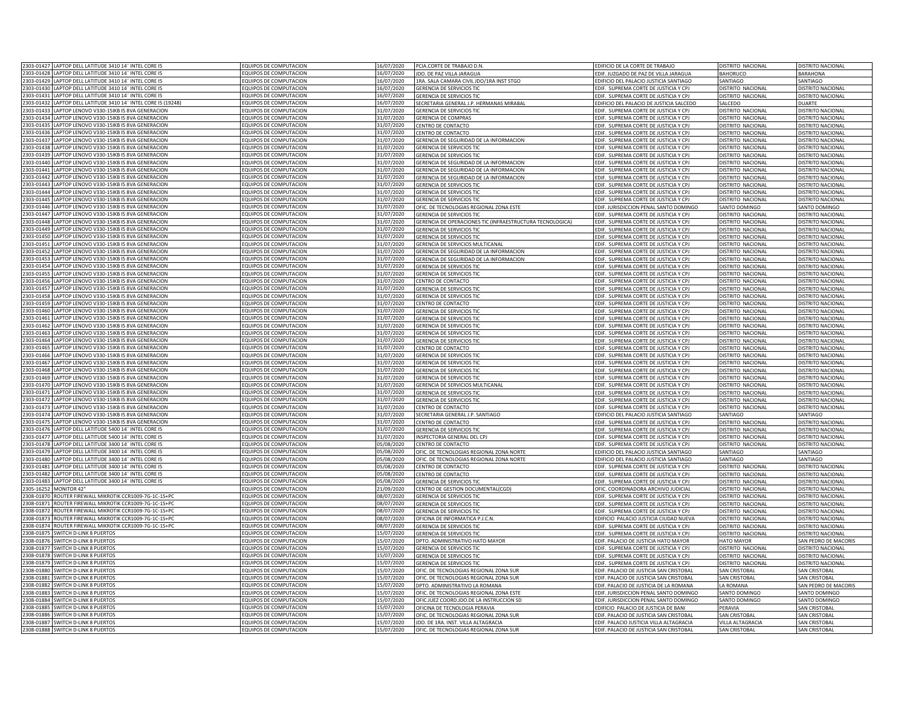| | | | | | | | |
|---|---|---|---|---|---|---|---|
| 2303-01427 | LAPTOP DELL LATITUDE 3410 14¨ INTEL CORE I5 | EQUIPOS DE COMPUTACION | 16/07/2020 | PCIA.CORTE DE TRABAJO D.N. | EDIFICIO DE LA CORTE DE TRABAJO | DISTRITO NACIONAL | DISTRITO NACIONAL |
| 2303-01428 | LAPTOP DELL LATITUDE 3410 14¨ INTEL CORE I5 | EQUIPOS DE COMPUTACION | 16/07/2020 | JDO. DE PAZ VILLA JARAGUA | EDIF. JUZGADO DE PAZ DE VILLA JARAGUA | BAHORUCO | BARAHONA |
| 2303-01429 | LAPTOP DELL LATITUDE 3410 14¨ INTEL CORE I5 | EQUIPOS DE COMPUTACION | 16/07/2020 | 1RA. SALA CAMARA CIVIL JDO/1RA INST STGO | EDIFICIO DEL PALACIO JUSTICIA SANTIAGO | SANTIAGO | SANTIAGO |
| 2303-01430 | LAPTOP DELL LATITUDE 3410 14¨ INTEL CORE I5 | EQUIPOS DE COMPUTACION | 16/07/2020 | GERENCIA DE SERVICIOS TIC | EDIF. SUPREMA CORTE DE JUSTICIA Y CPJ | DISTRITO NACIONAL | DISTRITO NACIONAL |
| 2303-01431 | LAPTOP DELL LATITUDE 3410 14¨ INTEL CORE I5 | EQUIPOS DE COMPUTACION | 16/07/2020 | GERENCIA DE SERVICIOS TIC | EDIF. SUPREMA CORTE DE JUSTICIA Y CPJ | DISTRITO NACIONAL | DISTRITO NACIONAL |
| 2303-01432 | LAPTOP DELL LATITUDE 3410 14¨ INTEL CORE I5 (19248) | EQUIPOS DE COMPUTACION | 16/07/2020 | SECRETARIA GENERAL J.P. HERMANAS MIRABAL | EDIFICIO DEL PALACIO DE JUSTICIA SALCEDO | SALCEDO | DUARTE |
| 2303-01433 | LAPTOP LENOVO V330-15IKB I5 8VA GENERACION | EQUIPOS DE COMPUTACION | 31/07/2020 | GERENCIA DE SERVICIOS TIC | EDIF. SUPREMA CORTE DE JUSTICIA Y CPJ | DISTRITO NACIONAL | DISTRITO NACIONAL |
| 2303-01434 | LAPTOP LENOVO V330-15IKB I5 8VA GENERACION | EQUIPOS DE COMPUTACION | 31/07/2020 | GERENCIA DE COMPRAS | EDIF. SUPREMA CORTE DE JUSTICIA Y CPJ | DISTRITO NACIONAL | DISTRITO NACIONAL |
| 2303-01435 | LAPTOP LENOVO V330-15IKB I5 8VA GENERACION | EQUIPOS DE COMPUTACION | 31/07/2020 | CENTRO DE CONTACTO | EDIF. SUPREMA CORTE DE JUSTICIA Y CPJ | DISTRITO NACIONAL | DISTRITO NACIONAL |
| 2303-01436 | LAPTOP LENOVO V330-15IKB I5 8VA GENERACION | EQUIPOS DE COMPUTACION | 31/07/2020 | CENTRO DE CONTACTO | EDIF. SUPREMA CORTE DE JUSTICIA Y CPJ | DISTRITO NACIONAL | DISTRITO NACIONAL |
| 2303-01437 | LAPTOP LENOVO V330-15IKB I5 8VA GENERACION | EQUIPOS DE COMPUTACION | 31/07/2020 | GERENCIA DE SEGURIDAD DE LA INFORMACION | EDIF. SUPREMA CORTE DE JUSTICIA Y CPJ | DISTRITO NACIONAL | DISTRITO NACIONAL |
| 2303-01438 | LAPTOP LENOVO V330-15IKB I5 8VA GENERACION | EQUIPOS DE COMPUTACION | 31/07/2020 | GERENCIA DE SERVICIOS TIC | EDIF. SUPREMA CORTE DE JUSTICIA Y CPJ | DISTRITO NACIONAL | DISTRITO NACIONAL |
| 2303-01439 | LAPTOP LENOVO V330-15IKB I5 8VA GENERACION | EQUIPOS DE COMPUTACION | 31/07/2020 | GERENCIA DE SERVICIOS TIC | EDIF. SUPREMA CORTE DE JUSTICIA Y CPJ | DISTRITO NACIONAL | DISTRITO NACIONAL |
| 2303-01440 | LAPTOP LENOVO V330-15IKB I5 8VA GENERACION | EQUIPOS DE COMPUTACION | 31/07/2020 | GERENCIA DE SEGURIDAD DE LA INFORMACION | EDIF. SUPREMA CORTE DE JUSTICIA Y CPJ | DISTRITO NACIONAL | DISTRITO NACIONAL |
| 2303-01441 | LAPTOP LENOVO V330-15IKB I5 8VA GENERACION | EQUIPOS DE COMPUTACION | 31/07/2020 | GERENCIA DE SEGURIDAD DE LA INFORMACION | EDIF. SUPREMA CORTE DE JUSTICIA Y CPJ | DISTRITO NACIONAL | DISTRITO NACIONAL |
| 2303-01442 | LAPTOP LENOVO V330-15IKB I5 8VA GENERACION | EQUIPOS DE COMPUTACION | 31/07/2020 | GERENCIA DE SEGURIDAD DE LA INFORMACION | EDIF. SUPREMA CORTE DE JUSTICIA Y CPJ | DISTRITO NACIONAL | DISTRITO NACIONAL |
| 2303-01443 | LAPTOP LENOVO V330-15IKB I5 8VA GENERACION | EQUIPOS DE COMPUTACION | 31/07/2020 | GERENCIA DE SERVICIOS TIC | EDIF. SUPREMA CORTE DE JUSTICIA Y CPJ | DISTRITO NACIONAL | DISTRITO NACIONAL |
| 2303-01444 | LAPTOP LENOVO V330-15IKB I5 8VA GENERACION | EQUIPOS DE COMPUTACION | 31/07/2020 | GERENCIA DE SERVICIOS TIC | EDIF. SUPREMA CORTE DE JUSTICIA Y CPJ | DISTRITO NACIONAL | DISTRITO NACIONAL |
| 2303-01445 | LAPTOP LENOVO V330-15IKB I5 8VA GENERACION | EQUIPOS DE COMPUTACION | 31/07/2020 | GERENCIA DE SERVICIOS TIC | EDIF. SUPREMA CORTE DE JUSTICIA Y CPJ | DISTRITO NACIONAL | DISTRITO NACIONAL |
| 2303-01446 | LAPTOP LENOVO V330-15IKB I5 8VA GENERACION | EQUIPOS DE COMPUTACION | 31/07/2020 | OFIC. DE TECNOLOGIAS REGIONAL ZONA ESTE | EDIF. JURISDICCION PENAL SANTO DOMINGO | SANTO DOMINGO | SANTO DOMINGO |
| 2303-01447 | LAPTOP LENOVO V330-15IKB I5 8VA GENERACION | EQUIPOS DE COMPUTACION | 31/07/2020 | GERENCIA DE SERVICIOS TIC | EDIF. SUPREMA CORTE DE JUSTICIA Y CPJ | DISTRITO NACIONAL | DISTRITO NACIONAL |
| 2303-01448 | LAPTOP LENOVO V330-15IKB I5 8VA GENERACION | EQUIPOS DE COMPUTACION | 31/07/2020 | GERENCIA DE OPERACIONES TIC (INFRAESTRUCTURA TECNOLOGICA) | EDIF. SUPREMA CORTE DE JUSTICIA Y CPJ | DISTRITO NACIONAL | DISTRITO NACIONAL |
| 2303-01449 | LAPTOP LENOVO V330-15IKB I5 8VA GENERACION | EQUIPOS DE COMPUTACION | 31/07/2020 | GERENCIA DE SERVICIOS TIC | EDIF. SUPREMA CORTE DE JUSTICIA Y CPJ | DISTRITO NACIONAL | DISTRITO NACIONAL |
| 2303-01450 | LAPTOP LENOVO V330-15IKB I5 8VA GENERACION | EQUIPOS DE COMPUTACION | 31/07/2020 | GERENCIA DE SERVICIOS TIC | EDIF. SUPREMA CORTE DE JUSTICIA Y CPJ | DISTRITO NACIONAL | DISTRITO NACIONAL |
| 2303-01451 | LAPTOP LENOVO V330-15IKB I5 8VA GENERACION | EQUIPOS DE COMPUTACION | 31/07/2020 | GERENCIA DE SERVICIOS MULTICANAL | EDIF. SUPREMA CORTE DE JUSTICIA Y CPJ | DISTRITO NACIONAL | DISTRITO NACIONAL |
| 2303-01452 | LAPTOP LENOVO V330-15IKB I5 8VA GENERACION | EQUIPOS DE COMPUTACION | 31/07/2020 | GERENCIA DE SEGURIDAD DE LA INFORMACION | EDIF. SUPREMA CORTE DE JUSTICIA Y CPJ | DISTRITO NACIONAL | DISTRITO NACIONAL |
| 2303-01453 | LAPTOP LENOVO V330-15IKB I5 8VA GENERACION | EQUIPOS DE COMPUTACION | 31/07/2020 | GERENCIA DE SEGURIDAD DE LA INFORMACION | EDIF. SUPREMA CORTE DE JUSTICIA Y CPJ | DISTRITO NACIONAL | DISTRITO NACIONAL |
| 2303-01454 | LAPTOP LENOVO V330-15IKB I5 8VA GENERACION | EQUIPOS DE COMPUTACION | 31/07/2020 | GERENCIA DE SERVICIOS TIC | EDIF. SUPREMA CORTE DE JUSTICIA Y CPJ | DISTRITO NACIONAL | DISTRITO NACIONAL |
| 2303-01455 | LAPTOP LENOVO V330-15IKB I5 8VA GENERACION | EQUIPOS DE COMPUTACION | 31/07/2020 | GERENCIA DE SERVICIOS TIC | EDIF. SUPREMA CORTE DE JUSTICIA Y CPJ | DISTRITO NACIONAL | DISTRITO NACIONAL |
| 2303-01456 | LAPTOP LENOVO V330-15IKB I5 8VA GENERACION | EQUIPOS DE COMPUTACION | 31/07/2020 | CENTRO DE CONTACTO | EDIF. SUPREMA CORTE DE JUSTICIA Y CPJ | DISTRITO NACIONAL | DISTRITO NACIONAL |
| 2303-01457 | LAPTOP LENOVO V330-15IKB I5 8VA GENERACION | EQUIPOS DE COMPUTACION | 31/07/2020 | GERENCIA DE SERVICIOS TIC | EDIF. SUPREMA CORTE DE JUSTICIA Y CPJ | DISTRITO NACIONAL | DISTRITO NACIONAL |
| 2303-01458 | LAPTOP LENOVO V330-15IKB I5 8VA GENERACION | EQUIPOS DE COMPUTACION | 31/07/2020 | GERENCIA DE SERVICIOS TIC | EDIF. SUPREMA CORTE DE JUSTICIA Y CPJ | DISTRITO NACIONAL | DISTRITO NACIONAL |
| 2303-01459 | LAPTOP LENOVO V330-15IKB I5 8VA GENERACION | EQUIPOS DE COMPUTACION | 31/07/2020 | CENTRO DE CONTACTO | EDIF. SUPREMA CORTE DE JUSTICIA Y CPJ | DISTRITO NACIONAL | DISTRITO NACIONAL |
| 2303-01460 | LAPTOP LENOVO V330-15IKB I5 8VA GENERACION | EQUIPOS DE COMPUTACION | 31/07/2020 | GERENCIA DE SERVICIOS TIC | EDIF. SUPREMA CORTE DE JUSTICIA Y CPJ | DISTRITO NACIONAL | DISTRITO NACIONAL |
| 2303-01461 | LAPTOP LENOVO V330-15IKB I5 8VA GENERACION | EQUIPOS DE COMPUTACION | 31/07/2020 | GERENCIA DE SERVICIOS TIC | EDIF. SUPREMA CORTE DE JUSTICIA Y CPJ | DISTRITO NACIONAL | DISTRITO NACIONAL |
| 2303-01462 | LAPTOP LENOVO V330-15IKB I5 8VA GENERACION | EQUIPOS DE COMPUTACION | 31/07/2020 | GERENCIA DE SERVICIOS TIC | EDIF. SUPREMA CORTE DE JUSTICIA Y CPJ | DISTRITO NACIONAL | DISTRITO NACIONAL |
| 2303-01463 | LAPTOP LENOVO V330-15IKB I5 8VA GENERACION | EQUIPOS DE COMPUTACION | 31/07/2020 | GERENCIA DE SERVICIOS TIC | EDIF. SUPREMA CORTE DE JUSTICIA Y CPJ | DISTRITO NACIONAL | DISTRITO NACIONAL |
| 2303-01464 | LAPTOP LENOVO V330-15IKB I5 8VA GENERACION | EQUIPOS DE COMPUTACION | 31/07/2020 | GERENCIA DE SERVICIOS TIC | EDIF. SUPREMA CORTE DE JUSTICIA Y CPJ | DISTRITO NACIONAL | DISTRITO NACIONAL |
| 2303-01465 | LAPTOP LENOVO V330-15IKB I5 8VA GENERACION | EQUIPOS DE COMPUTACION | 31/07/2020 | CENTRO DE CONTACTO | EDIF. SUPREMA CORTE DE JUSTICIA Y CPJ | DISTRITO NACIONAL | DISTRITO NACIONAL |
| 2303-01466 | LAPTOP LENOVO V330-15IKB I5 8VA GENERACION | EQUIPOS DE COMPUTACION | 31/07/2020 | GERENCIA DE SERVICIOS TIC | EDIF. SUPREMA CORTE DE JUSTICIA Y CPJ | DISTRITO NACIONAL | DISTRITO NACIONAL |
| 2303-01467 | LAPTOP LENOVO V330-15IKB I5 8VA GENERACION | EQUIPOS DE COMPUTACION | 31/07/2020 | GERENCIA DE SERVICIOS TIC | EDIF. SUPREMA CORTE DE JUSTICIA Y CPJ | DISTRITO NACIONAL | DISTRITO NACIONAL |
| 2303-01468 | LAPTOP LENOVO V330-15IKB I5 8VA GENERACION | EQUIPOS DE COMPUTACION | 31/07/2020 | GERENCIA DE SERVICIOS TIC | EDIF. SUPREMA CORTE DE JUSTICIA Y CPJ | DISTRITO NACIONAL | DISTRITO NACIONAL |
| 2303-01469 | LAPTOP LENOVO V330-15IKB I5 8VA GENERACION | EQUIPOS DE COMPUTACION | 31/07/2020 | GERENCIA DE SERVICIOS TIC | EDIF. SUPREMA CORTE DE JUSTICIA Y CPJ | DISTRITO NACIONAL | DISTRITO NACIONAL |
| 2303-01470 | LAPTOP LENOVO V330-15IKB I5 8VA GENERACION | EQUIPOS DE COMPUTACION | 31/07/2020 | GERENCIA DE SERVICIOS MULTICANAL | EDIF. SUPREMA CORTE DE JUSTICIA Y CPJ | DISTRITO NACIONAL | DISTRITO NACIONAL |
| 2303-01471 | LAPTOP LENOVO V330-15IKB I5 8VA GENERACION | EQUIPOS DE COMPUTACION | 31/07/2020 | GERENCIA DE SERVICIOS TIC | EDIF. SUPREMA CORTE DE JUSTICIA Y CPJ | DISTRITO NACIONAL | DISTRITO NACIONAL |
| 2303-01472 | LAPTOP LENOVO V330-15IKB I5 8VA GENERACION | EQUIPOS DE COMPUTACION | 31/07/2020 | GERENCIA DE SERVICIOS TIC | EDIF. SUPREMA CORTE DE JUSTICIA Y CPJ | DISTRITO NACIONAL | DISTRITO NACIONAL |
| 2303-01473 | LAPTOP LENOVO V330-15IKB I5 8VA GENERACION | EQUIPOS DE COMPUTACION | 31/07/2020 | CENTRO DE CONTACTO | EDIF. SUPREMA CORTE DE JUSTICIA Y CPJ | DISTRITO NACIONAL | DISTRITO NACIONAL |
| 2303-01474 | LAPTOP LENOVO V330-15IKB I5 8VA GENERACION | EQUIPOS DE COMPUTACION | 31/07/2020 | SECRETARIA GENERAL J.P. SANTIAGO | EDIFICIO DEL PALACIO JUSTICIA SANTIAGO | SANTIAGO | SANTIAGO |
| 2303-01475 | LAPTOP LENOVO V330-15IKB I5 8VA GENERACION | EQUIPOS DE COMPUTACION | 31/07/2020 | CENTRO DE CONTACTO | EDIF. SUPREMA CORTE DE JUSTICIA Y CPJ | DISTRITO NACIONAL | DISTRITO NACIONAL |
| 2303-01476 | LAPTOP DELL LATITUDE 5400 14¨ INTEL CORE I5 | EQUIPOS DE COMPUTACION | 31/07/2020 | GERENCIA DE SERVICIOS TIC | EDIF. SUPREMA CORTE DE JUSTICIA Y CPJ | DISTRITO NACIONAL | DISTRITO NACIONAL |
| 2303-01477 | LAPTOP DELL LATITUDE 5400 14¨ INTEL CORE I5 | EQUIPOS DE COMPUTACION | 31/07/2020 | INSPECTORIA GENERAL DEL CPJ | EDIF. SUPREMA CORTE DE JUSTICIA Y CPJ | DISTRITO NACIONAL | DISTRITO NACIONAL |
| 2303-01478 | LAPTOP DELL LATITUDE 3400 14¨ INTEL CORE I5 | EQUIPOS DE COMPUTACION | 05/08/2020 | CENTRO DE CONTACTO | EDIF. SUPREMA CORTE DE JUSTICIA Y CPJ | DISTRITO NACIONAL | DISTRITO NACIONAL |
| 2303-01479 | LAPTOP DELL LATITUDE 3400 14¨ INTEL CORE I5 | EQUIPOS DE COMPUTACION | 05/08/2020 | OFIC. DE TECNOLOGIAS REGIONAL ZONA NORTE | EDIFICIO DEL PALACIO JUSTICIA SANTIAGO | SANTIAGO | SANTIAGO |
| 2303-01480 | LAPTOP DELL LATITUDE 3400 14¨ INTEL CORE I5 | EQUIPOS DE COMPUTACION | 05/08/2020 | OFIC. DE TECNOLOGIAS REGIONAL ZONA NORTE | EDIFICIO DEL PALACIO JUSTICIA SANTIAGO | SANTIAGO | SANTIAGO |
| 2303-01481 | LAPTOP DELL LATITUDE 3400 14¨ INTEL CORE I5 | EQUIPOS DE COMPUTACION | 05/08/2020 | CENTRO DE CONTACTO | EDIF. SUPREMA CORTE DE JUSTICIA Y CPJ | DISTRITO NACIONAL | DISTRITO NACIONAL |
| 2303-01482 | LAPTOP DELL LATITUDE 3400 14¨ INTEL CORE I5 | EQUIPOS DE COMPUTACION | 05/08/2020 | CENTRO DE CONTACTO | EDIF. SUPREMA CORTE DE JUSTICIA Y CPJ | DISTRITO NACIONAL | DISTRITO NACIONAL |
| 2303-01483 | LAPTOP DELL LATITUDE 3400 14¨ INTEL CORE I5 | EQUIPOS DE COMPUTACION | 05/08/2020 | GERENCIA DE SERVICIOS TIC | EDIF. SUPREMA CORTE DE JUSTICIA Y CPJ | DISTRITO NACIONAL | DISTRITO NACIONAL |
| 2305-16252 | MONITOR 42" | EQUIPOS DE COMPUTACION | 21/09/2020 | CENTRO DE GESTION DOCUMENTAL(CGD) | OFIC. COORDINADORA ARCHIVO JUDICIAL | DISTRITO NACIONAL | DISTRITO NACIONAL |
| 2308-01870 | ROUTER FIREWALL MIKROTIK CCR1009-7G-1C-1S+PC | EQUIPOS DE COMPUTACION | 08/07/2020 | GERENCIA DE SERVICIOS TIC | EDIF. SUPREMA CORTE DE JUSTICIA Y CPJ | DISTRITO NACIONAL | DISTRITO NACIONAL |
| 2308-01871 | ROUTER FIREWALL MIKROTIK CCR1009-7G-1C-1S+PC | EQUIPOS DE COMPUTACION | 08/07/2020 | GERENCIA DE SERVICIOS TIC | EDIF. SUPREMA CORTE DE JUSTICIA Y CPJ | DISTRITO NACIONAL | DISTRITO NACIONAL |
| 2308-01872 | ROUTER FIREWALL MIKROTIK CCR1009-7G-1C-1S+PC | EQUIPOS DE COMPUTACION | 08/07/2020 | GERENCIA DE SERVICIOS TIC | EDIF. SUPREMA CORTE DE JUSTICIA Y CPJ | DISTRITO NACIONAL | DISTRITO NACIONAL |
| 2308-01873 | ROUTER FIREWALL MIKROTIK CCR1009-7G-1C-1S+PC | EQUIPOS DE COMPUTACION | 08/07/2020 | OFICINA DE INFORMATICA P.J.C.N. | EDIFICIO PALACIO JUSTICIA CIUDAD NUEVA | DISTRITO NACIONAL | DISTRITO NACIONAL |
| 2308-01874 | ROUTER FIREWALL MIKROTIK CCR1009-7G-1C-1S+PC | EQUIPOS DE COMPUTACION | 08/07/2020 | GERENCIA DE SERVICIOS TIC | EDIF. SUPREMA CORTE DE JUSTICIA Y CPJ | DISTRITO NACIONAL | DISTRITO NACIONAL |
| 2308-01875 | SWITCH D-LINK 8 PUERTOS | EQUIPOS DE COMPUTACION | 15/07/2020 | GERENCIA DE SERVICIOS TIC | EDIF. SUPREMA CORTE DE JUSTICIA Y CPJ | DISTRITO NACIONAL | DISTRITO NACIONAL |
| 2308-01876 | SWITCH D-LINK 8 PUERTOS | EQUIPOS DE COMPUTACION | 15/07/2020 | DPTO. ADMINISTRATIVO HATO MAYOR | EDIF. PALACIO DE JUSTICIA HATO MAYOR | HATO MAYOR | SAN PEDRO DE MACORIS |
| 2308-01877 | SWITCH D-LINK 8 PUERTOS | EQUIPOS DE COMPUTACION | 15/07/2020 | GERENCIA DE SERVICIOS TIC | EDIF. SUPREMA CORTE DE JUSTICIA Y CPJ | DISTRITO NACIONAL | DISTRITO NACIONAL |
| 2308-01878 | SWITCH D-LINK 8 PUERTOS | EQUIPOS DE COMPUTACION | 15/07/2020 | GERENCIA DE SERVICIOS TIC | EDIF. SUPREMA CORTE DE JUSTICIA Y CPJ | DISTRITO NACIONAL | DISTRITO NACIONAL |
| 2308-01879 | SWITCH D-LINK 8 PUERTOS | EQUIPOS DE COMPUTACION | 15/07/2020 | GERENCIA DE SERVICIOS TIC | EDIF. SUPREMA CORTE DE JUSTICIA Y CPJ | DISTRITO NACIONAL | DISTRITO NACIONAL |
| 2308-01880 | SWITCH D-LINK 8 PUERTOS | EQUIPOS DE COMPUTACION | 15/07/2020 | OFIC. DE TECNOLOGIAS REGIONAL ZONA SUR | EDIF. PALACIO DE JUSTICIA SAN CRISTOBAL | SAN CRISTOBAL | SAN CRISTOBAL |
| 2308-01881 | SWITCH D-LINK 8 PUERTOS | EQUIPOS DE COMPUTACION | 15/07/2020 | OFIC. DE TECNOLOGIAS REGIONAL ZONA SUR | EDIF. PALACIO DE JUSTICIA SAN CRISTOBAL | SAN CRISTOBAL | SAN CRISTOBAL |
| 2308-01882 | SWITCH D-LINK 8 PUERTOS | EQUIPOS DE COMPUTACION | 15/07/2020 | DPTO. ADMINISTRATIVO LA ROMANA | EDIF. PALACIO DE JUSTICIA DE LA ROMANA | LA ROMANA | SAN PEDRO DE MACORIS |
| 2308-01883 | SWITCH D-LINK 8 PUERTOS | EQUIPOS DE COMPUTACION | 15/07/2020 | OFIC. DE TECNOLOGIAS REGIONAL ZONA ESTE | EDIF. JURISDICCION PENAL SANTO DOMINGO | SANTO DOMINGO | SANTO DOMINGO |
| 2308-01884 | SWITCH D-LINK 8 PUERTOS | EQUIPOS DE COMPUTACION | 15/07/2020 | OFIC.JUEZ COORD.JDO.DE LA INSTRUCCION SD | EDIF. JURISDICCION PENAL SANTO DOMINGO | SANTO DOMINGO | SANTO DOMINGO |
| 2308-01885 | SWITCH D-LINK 8 PUERTOS | EQUIPOS DE COMPUTACION | 15/07/2020 | OFICINA DE TECNOLOGIA PERAVIA | EDIFICIO PALACIO DE JUSTICIA DE BANI | PERAVIA | SAN CRISTOBAL |
| 2308-01886 | SWITCH D-LINK 8 PUERTOS | EQUIPOS DE COMPUTACION | 15/07/2020 | OFIC. DE TECNOLOGIAS REGIONAL ZONA SUR | EDIF. PALACIO DE JUSTICIA SAN CRISTOBAL | SAN CRISTOBAL | SAN CRISTOBAL |
| 2308-01887 | SWITCH D-LINK 8 PUERTOS | EQUIPOS DE COMPUTACION | 15/07/2020 | JDO. DE 1RA. INST. VILLA ALTAGRACIA | EDIF. PALACIO JUSTICIA VILLA ALTAGRACIA | VILLA ALTAGRACIA | SAN CRISTOBAL |
| 2308-01888 | SWITCH D-LINK 8 PUERTOS | EQUIPOS DE COMPUTACION | 15/07/2020 | OFIC. DE TECNOLOGIAS REGIONAL ZONA SUR | EDIF. PALACIO DE JUSTICIA SAN CRISTOBAL | SAN CRISTOBAL | SAN CRISTOBAL |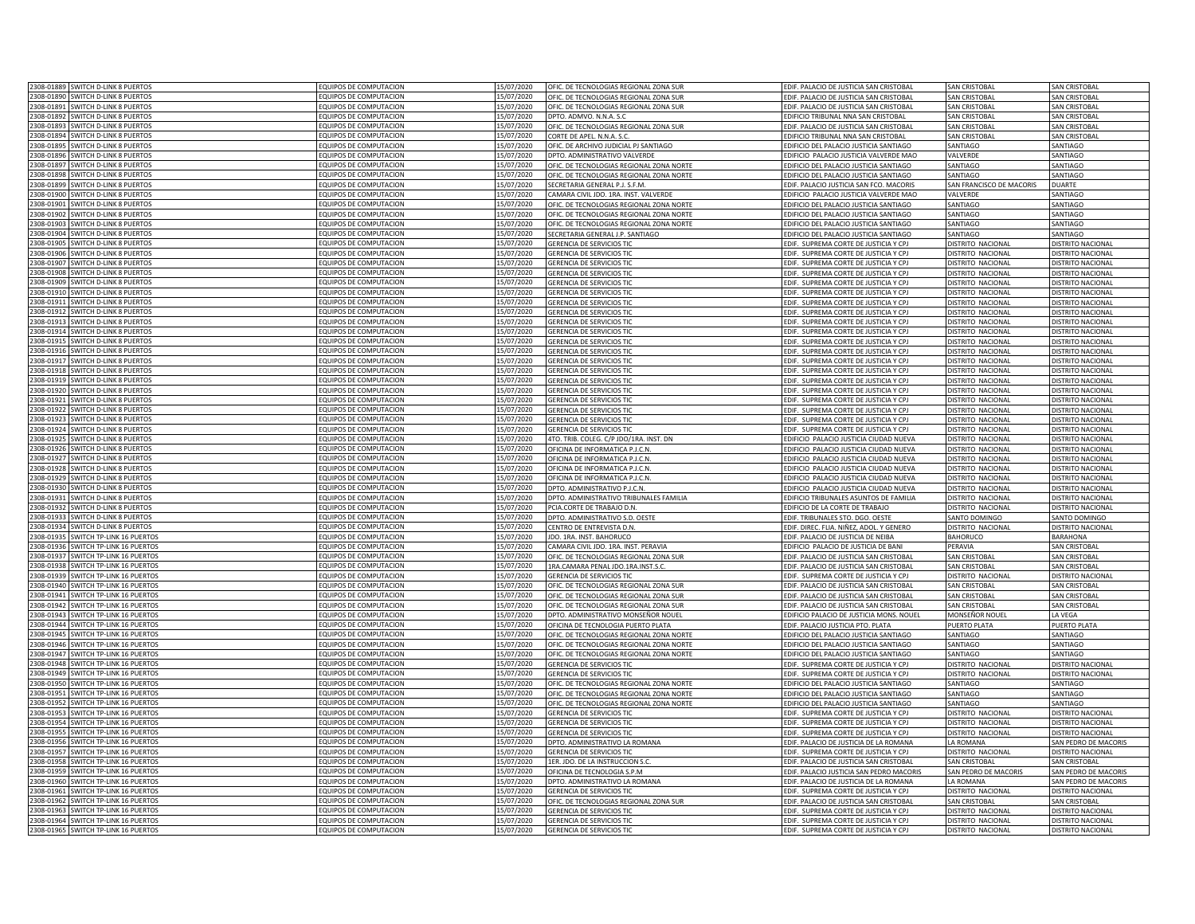| | | | | | | | |
|---|---|---|---|---|---|---|---|
| 2308-01889 | SWITCH D-LINK 8 PUERTOS | EQUIPOS DE COMPUTACION | 15/07/2020 | OFIC. DE TECNOLOGIAS REGIONAL ZONA SUR | EDIF. PALACIO DE JUSTICIA SAN CRISTOBAL | SAN CRISTOBAL | SAN CRISTOBAL |
| 2308-01890 | SWITCH D-LINK 8 PUERTOS | EQUIPOS DE COMPUTACION | 15/07/2020 | OFIC. DE TECNOLOGIAS REGIONAL ZONA SUR | EDIF. PALACIO DE JUSTICIA SAN CRISTOBAL | SAN CRISTOBAL | SAN CRISTOBAL |
| 2308-01891 | SWITCH D-LINK 8 PUERTOS | EQUIPOS DE COMPUTACION | 15/07/2020 | OFIC. DE TECNOLOGIAS REGIONAL ZONA SUR | EDIF. PALACIO DE JUSTICIA SAN CRISTOBAL | SAN CRISTOBAL | SAN CRISTOBAL |
| 2308-01892 | SWITCH D-LINK 8 PUERTOS | EQUIPOS DE COMPUTACION | 15/07/2020 | DPTO. ADMVO. N.N.A. S.C | EDIFICIO TRIBUNAL NNA SAN CRISTOBAL | SAN CRISTOBAL | SAN CRISTOBAL |
| 2308-01893 | SWITCH D-LINK 8 PUERTOS | EQUIPOS DE COMPUTACION | 15/07/2020 | OFIC. DE TECNOLOGIAS REGIONAL ZONA SUR | EDIF. PALACIO DE JUSTICIA SAN CRISTOBAL | SAN CRISTOBAL | SAN CRISTOBAL |
| 2308-01894 | SWITCH D-LINK 8 PUERTOS | EQUIPOS DE COMPUTACION | 15/07/2020 | CORTE DE APEL. N.N.A. S.C. | EDIFICIO TRIBUNAL NNA SAN CRISTOBAL | SAN CRISTOBAL | SAN CRISTOBAL |
| 2308-01895 | SWITCH D-LINK 8 PUERTOS | EQUIPOS DE COMPUTACION | 15/07/2020 | OFIC. DE ARCHIVO JUDICIAL PJ SANTIAGO | EDIFICIO DEL PALACIO JUSTICIA SANTIAGO | SANTIAGO | SANTIAGO |
| 2308-01896 | SWITCH D-LINK 8 PUERTOS | EQUIPOS DE COMPUTACION | 15/07/2020 | DPTO. ADMINISTRATIVO VALVERDE | EDIFICIO PALACIO JUSTICIA VALVERDE MAO | VALVERDE | SANTIAGO |
| 2308-01897 | SWITCH D-LINK 8 PUERTOS | EQUIPOS DE COMPUTACION | 15/07/2020 | OFIC. DE TECNOLOGIAS REGIONAL ZONA NORTE | EDIFICIO DEL PALACIO JUSTICIA SANTIAGO | SANTIAGO | SANTIAGO |
| 2308-01898 | SWITCH D-LINK 8 PUERTOS | EQUIPOS DE COMPUTACION | 15/07/2020 | OFIC. DE TECNOLOGIAS REGIONAL ZONA NORTE | EDIFICIO DEL PALACIO JUSTICIA SANTIAGO | SANTIAGO | SANTIAGO |
| 2308-01899 | SWITCH D-LINK 8 PUERTOS | EQUIPOS DE COMPUTACION | 15/07/2020 | SECRETARIA GENERAL P.J. S.F.M. | EDIF. PALACIO JUSTICIA SAN FCO. MACORIS | SAN FRANCISCO DE MACORIS | DUARTE |
| 2308-01900 | SWITCH D-LINK 8 PUERTOS | EQUIPOS DE COMPUTACION | 15/07/2020 | CAMARA CIVIL JDO. 1RA. INST. VALVERDE | EDIFICIO PALACIO JUSTICIA VALVERDE MAO | VALVERDE | SANTIAGO |
| 2308-01901 | SWITCH D-LINK 8 PUERTOS | EQUIPOS DE COMPUTACION | 15/07/2020 | OFIC. DE TECNOLOGIAS REGIONAL ZONA NORTE | EDIFICIO DEL PALACIO JUSTICIA SANTIAGO | SANTIAGO | SANTIAGO |
| 2308-01902 | SWITCH D-LINK 8 PUERTOS | EQUIPOS DE COMPUTACION | 15/07/2020 | OFIC. DE TECNOLOGIAS REGIONAL ZONA NORTE | EDIFICIO DEL PALACIO JUSTICIA SANTIAGO | SANTIAGO | SANTIAGO |
| 2308-01903 | SWITCH D-LINK 8 PUERTOS | EQUIPOS DE COMPUTACION | 15/07/2020 | OFIC. DE TECNOLOGIAS REGIONAL ZONA NORTE | EDIFICIO DEL PALACIO JUSTICIA SANTIAGO | SANTIAGO | SANTIAGO |
| 2308-01904 | SWITCH D-LINK 8 PUERTOS | EQUIPOS DE COMPUTACION | 15/07/2020 | SECRETARIA GENERAL J.P. SANTIAGO | EDIFICIO DEL PALACIO JUSTICIA SANTIAGO | SANTIAGO | SANTIAGO |
| 2308-01905 | SWITCH D-LINK 8 PUERTOS | EQUIPOS DE COMPUTACION | 15/07/2020 | GERENCIA DE SERVICIOS TIC | EDIF. SUPREMA CORTE DE JUSTICIA Y CPJ | DISTRITO NACIONAL | DISTRITO NACIONAL |
| 2308-01906 | SWITCH D-LINK 8 PUERTOS | EQUIPOS DE COMPUTACION | 15/07/2020 | GERENCIA DE SERVICIOS TIC | EDIF. SUPREMA CORTE DE JUSTICIA Y CPJ | DISTRITO NACIONAL | DISTRITO NACIONAL |
| 2308-01907 | SWITCH D-LINK 8 PUERTOS | EQUIPOS DE COMPUTACION | 15/07/2020 | GERENCIA DE SERVICIOS TIC | EDIF. SUPREMA CORTE DE JUSTICIA Y CPJ | DISTRITO NACIONAL | DISTRITO NACIONAL |
| 2308-01908 | SWITCH D-LINK 8 PUERTOS | EQUIPOS DE COMPUTACION | 15/07/2020 | GERENCIA DE SERVICIOS TIC | EDIF. SUPREMA CORTE DE JUSTICIA Y CPJ | DISTRITO NACIONAL | DISTRITO NACIONAL |
| 2308-01909 | SWITCH D-LINK 8 PUERTOS | EQUIPOS DE COMPUTACION | 15/07/2020 | GERENCIA DE SERVICIOS TIC | EDIF. SUPREMA CORTE DE JUSTICIA Y CPJ | DISTRITO NACIONAL | DISTRITO NACIONAL |
| 2308-01910 | SWITCH D-LINK 8 PUERTOS | EQUIPOS DE COMPUTACION | 15/07/2020 | GERENCIA DE SERVICIOS TIC | EDIF. SUPREMA CORTE DE JUSTICIA Y CPJ | DISTRITO NACIONAL | DISTRITO NACIONAL |
| 2308-01911 | SWITCH D-LINK 8 PUERTOS | EQUIPOS DE COMPUTACION | 15/07/2020 | GERENCIA DE SERVICIOS TIC | EDIF. SUPREMA CORTE DE JUSTICIA Y CPJ | DISTRITO NACIONAL | DISTRITO NACIONAL |
| 2308-01912 | SWITCH D-LINK 8 PUERTOS | EQUIPOS DE COMPUTACION | 15/07/2020 | GERENCIA DE SERVICIOS TIC | EDIF. SUPREMA CORTE DE JUSTICIA Y CPJ | DISTRITO NACIONAL | DISTRITO NACIONAL |
| 2308-01913 | SWITCH D-LINK 8 PUERTOS | EQUIPOS DE COMPUTACION | 15/07/2020 | GERENCIA DE SERVICIOS TIC | EDIF. SUPREMA CORTE DE JUSTICIA Y CPJ | DISTRITO NACIONAL | DISTRITO NACIONAL |
| 2308-01914 | SWITCH D-LINK 8 PUERTOS | EQUIPOS DE COMPUTACION | 15/07/2020 | GERENCIA DE SERVICIOS TIC | EDIF. SUPREMA CORTE DE JUSTICIA Y CPJ | DISTRITO NACIONAL | DISTRITO NACIONAL |
| 2308-01915 | SWITCH D-LINK 8 PUERTOS | EQUIPOS DE COMPUTACION | 15/07/2020 | GERENCIA DE SERVICIOS TIC | EDIF. SUPREMA CORTE DE JUSTICIA Y CPJ | DISTRITO NACIONAL | DISTRITO NACIONAL |
| 2308-01916 | SWITCH D-LINK 8 PUERTOS | EQUIPOS DE COMPUTACION | 15/07/2020 | GERENCIA DE SERVICIOS TIC | EDIF. SUPREMA CORTE DE JUSTICIA Y CPJ | DISTRITO NACIONAL | DISTRITO NACIONAL |
| 2308-01917 | SWITCH D-LINK 8 PUERTOS | EQUIPOS DE COMPUTACION | 15/07/2020 | GERENCIA DE SERVICIOS TIC | EDIF. SUPREMA CORTE DE JUSTICIA Y CPJ | DISTRITO NACIONAL | DISTRITO NACIONAL |
| 2308-01918 | SWITCH D-LINK 8 PUERTOS | EQUIPOS DE COMPUTACION | 15/07/2020 | GERENCIA DE SERVICIOS TIC | EDIF. SUPREMA CORTE DE JUSTICIA Y CPJ | DISTRITO NACIONAL | DISTRITO NACIONAL |
| 2308-01919 | SWITCH D-LINK 8 PUERTOS | EQUIPOS DE COMPUTACION | 15/07/2020 | GERENCIA DE SERVICIOS TIC | EDIF. SUPREMA CORTE DE JUSTICIA Y CPJ | DISTRITO NACIONAL | DISTRITO NACIONAL |
| 2308-01920 | SWITCH D-LINK 8 PUERTOS | EQUIPOS DE COMPUTACION | 15/07/2020 | GERENCIA DE SERVICIOS TIC | EDIF. SUPREMA CORTE DE JUSTICIA Y CPJ | DISTRITO NACIONAL | DISTRITO NACIONAL |
| 2308-01921 | SWITCH D-LINK 8 PUERTOS | EQUIPOS DE COMPUTACION | 15/07/2020 | GERENCIA DE SERVICIOS TIC | EDIF. SUPREMA CORTE DE JUSTICIA Y CPJ | DISTRITO NACIONAL | DISTRITO NACIONAL |
| 2308-01922 | SWITCH D-LINK 8 PUERTOS | EQUIPOS DE COMPUTACION | 15/07/2020 | GERENCIA DE SERVICIOS TIC | EDIF. SUPREMA CORTE DE JUSTICIA Y CPJ | DISTRITO NACIONAL | DISTRITO NACIONAL |
| 2308-01923 | SWITCH D-LINK 8 PUERTOS | EQUIPOS DE COMPUTACION | 15/07/2020 | GERENCIA DE SERVICIOS TIC | EDIF. SUPREMA CORTE DE JUSTICIA Y CPJ | DISTRITO NACIONAL | DISTRITO NACIONAL |
| 2308-01924 | SWITCH D-LINK 8 PUERTOS | EQUIPOS DE COMPUTACION | 15/07/2020 | GERENCIA DE SERVICIOS TIC | EDIF. SUPREMA CORTE DE JUSTICIA Y CPJ | DISTRITO NACIONAL | DISTRITO NACIONAL |
| 2308-01925 | SWITCH D-LINK 8 PUERTOS | EQUIPOS DE COMPUTACION | 15/07/2020 | 4TO. TRIB. COLEG. C/P JDO/1RA. INST. DN | EDIFICIO PALACIO JUSTICIA CIUDAD NUEVA | DISTRITO NACIONAL | DISTRITO NACIONAL |
| 2308-01926 | SWITCH D-LINK 8 PUERTOS | EQUIPOS DE COMPUTACION | 15/07/2020 | OFICINA DE INFORMATICA P.J.C.N. | EDIFICIO PALACIO JUSTICIA CIUDAD NUEVA | DISTRITO NACIONAL | DISTRITO NACIONAL |
| 2308-01927 | SWITCH D-LINK 8 PUERTOS | EQUIPOS DE COMPUTACION | 15/07/2020 | OFICINA DE INFORMATICA P.J.C.N. | EDIFICIO PALACIO JUSTICIA CIUDAD NUEVA | DISTRITO NACIONAL | DISTRITO NACIONAL |
| 2308-01928 | SWITCH D-LINK 8 PUERTOS | EQUIPOS DE COMPUTACION | 15/07/2020 | OFICINA DE INFORMATICA P.J.C.N. | EDIFICIO PALACIO JUSTICIA CIUDAD NUEVA | DISTRITO NACIONAL | DISTRITO NACIONAL |
| 2308-01929 | SWITCH D-LINK 8 PUERTOS | EQUIPOS DE COMPUTACION | 15/07/2020 | OFICINA DE INFORMATICA P.J.C.N. | EDIFICIO PALACIO JUSTICIA CIUDAD NUEVA | DISTRITO NACIONAL | DISTRITO NACIONAL |
| 2308-01930 | SWITCH D-LINK 8 PUERTOS | EQUIPOS DE COMPUTACION | 15/07/2020 | DPTO. ADMINISTRATIVO P.J.C.N. | EDIFICIO PALACIO JUSTICIA CIUDAD NUEVA | DISTRITO NACIONAL | DISTRITO NACIONAL |
| 2308-01931 | SWITCH D-LINK 8 PUERTOS | EQUIPOS DE COMPUTACION | 15/07/2020 | DPTO. ADMINISTRATIVO TRIBUNALES FAMILIA | EDIFICIO TRIBUNALES ASUNTOS DE FAMILIA | DISTRITO NACIONAL | DISTRITO NACIONAL |
| 2308-01932 | SWITCH D-LINK 8 PUERTOS | EQUIPOS DE COMPUTACION | 15/07/2020 | PCIA.CORTE DE TRABAJO D.N. | EDIFICIO DE LA CORTE DE TRABAJO | DISTRITO NACIONAL | DISTRITO NACIONAL |
| 2308-01933 | SWITCH D-LINK 8 PUERTOS | EQUIPOS DE COMPUTACION | 15/07/2020 | DPTO. ADMINISTRATIVO S.D. OESTE | EDIF. TRIBUNALES STO. DGO. OESTE | SANTO DOMINGO | SANTO DOMINGO |
| 2308-01934 | SWITCH D-LINK 8 PUERTOS | EQUIPOS DE COMPUTACION | 15/07/2020 | CENTRO DE ENTREVISTA D.N. | EDIF. DIREC. FLIA. NIÑEZ, ADOL. Y GENERO | DISTRITO NACIONAL | DISTRITO NACIONAL |
| 2308-01935 | SWITCH TP-LINK 16 PUERTOS | EQUIPOS DE COMPUTACION | 15/07/2020 | JDO. 1RA. INST. BAHORUCO | EDIF. PALACIO DE JUSTICIA DE NEIBA | BAHORUCO | BARAHONA |
| 2308-01936 | SWITCH TP-LINK 16 PUERTOS | EQUIPOS DE COMPUTACION | 15/07/2020 | CAMARA CIVIL JDO. 1RA. INST. PERAVIA | EDIFICIO PALACIO DE JUSTICIA DE BANI | PERAVIA | SAN CRISTOBAL |
| 2308-01937 | SWITCH TP-LINK 16 PUERTOS | EQUIPOS DE COMPUTACION | 15/07/2020 | OFIC. DE TECNOLOGIAS REGIONAL ZONA SUR | EDIF. PALACIO DE JUSTICIA SAN CRISTOBAL | SAN CRISTOBAL | SAN CRISTOBAL |
| 2308-01938 | SWITCH TP-LINK 16 PUERTOS | EQUIPOS DE COMPUTACION | 15/07/2020 | 1RA.CAMARA PENAL JDO.1RA.INST.S.C. | EDIF. PALACIO DE JUSTICIA SAN CRISTOBAL | SAN CRISTOBAL | SAN CRISTOBAL |
| 2308-01939 | SWITCH TP-LINK 16 PUERTOS | EQUIPOS DE COMPUTACION | 15/07/2020 | GERENCIA DE SERVICIOS TIC | EDIF. SUPREMA CORTE DE JUSTICIA Y CPJ | DISTRITO NACIONAL | DISTRITO NACIONAL |
| 2308-01940 | SWITCH TP-LINK 16 PUERTOS | EQUIPOS DE COMPUTACION | 15/07/2020 | OFIC. DE TECNOLOGIAS REGIONAL ZONA SUR | EDIF. PALACIO DE JUSTICIA SAN CRISTOBAL | SAN CRISTOBAL | SAN CRISTOBAL |
| 2308-01941 | SWITCH TP-LINK 16 PUERTOS | EQUIPOS DE COMPUTACION | 15/07/2020 | OFIC. DE TECNOLOGIAS REGIONAL ZONA SUR | EDIF. PALACIO DE JUSTICIA SAN CRISTOBAL | SAN CRISTOBAL | SAN CRISTOBAL |
| 2308-01942 | SWITCH TP-LINK 16 PUERTOS | EQUIPOS DE COMPUTACION | 15/07/2020 | OFIC. DE TECNOLOGIAS REGIONAL ZONA SUR | EDIF. PALACIO DE JUSTICIA SAN CRISTOBAL | SAN CRISTOBAL | SAN CRISTOBAL |
| 2308-01943 | SWITCH TP-LINK 16 PUERTOS | EQUIPOS DE COMPUTACION | 15/07/2020 | DPTO. ADMINISTRATIVO MONSEÑOR NOUEL | EDIFICIO PALACIO DE JUSTICIA MONS. NOUEL | MONSEÑOR NOUEL | LA VEGA |
| 2308-01944 | SWITCH TP-LINK 16 PUERTOS | EQUIPOS DE COMPUTACION | 15/07/2020 | OFICINA DE TECNOLOGIA PUERTO PLATA | EDIF. PALACIO JUSTICIA PTO. PLATA | PUERTO PLATA | PUERTO PLATA |
| 2308-01945 | SWITCH TP-LINK 16 PUERTOS | EQUIPOS DE COMPUTACION | 15/07/2020 | OFIC. DE TECNOLOGIAS REGIONAL ZONA NORTE | EDIFICIO DEL PALACIO JUSTICIA SANTIAGO | SANTIAGO | SANTIAGO |
| 2308-01946 | SWITCH TP-LINK 16 PUERTOS | EQUIPOS DE COMPUTACION | 15/07/2020 | OFIC. DE TECNOLOGIAS REGIONAL ZONA NORTE | EDIFICIO DEL PALACIO JUSTICIA SANTIAGO | SANTIAGO | SANTIAGO |
| 2308-01947 | SWITCH TP-LINK 16 PUERTOS | EQUIPOS DE COMPUTACION | 15/07/2020 | OFIC. DE TECNOLOGIAS REGIONAL ZONA NORTE | EDIFICIO DEL PALACIO JUSTICIA SANTIAGO | SANTIAGO | SANTIAGO |
| 2308-01948 | SWITCH TP-LINK 16 PUERTOS | EQUIPOS DE COMPUTACION | 15/07/2020 | GERENCIA DE SERVICIOS TIC | EDIF. SUPREMA CORTE DE JUSTICIA Y CPJ | DISTRITO NACIONAL | DISTRITO NACIONAL |
| 2308-01949 | SWITCH TP-LINK 16 PUERTOS | EQUIPOS DE COMPUTACION | 15/07/2020 | GERENCIA DE SERVICIOS TIC | EDIF. SUPREMA CORTE DE JUSTICIA Y CPJ | DISTRITO NACIONAL | DISTRITO NACIONAL |
| 2308-01950 | SWITCH TP-LINK 16 PUERTOS | EQUIPOS DE COMPUTACION | 15/07/2020 | OFIC. DE TECNOLOGIAS REGIONAL ZONA NORTE | EDIFICIO DEL PALACIO JUSTICIA SANTIAGO | SANTIAGO | SANTIAGO |
| 2308-01951 | SWITCH TP-LINK 16 PUERTOS | EQUIPOS DE COMPUTACION | 15/07/2020 | OFIC. DE TECNOLOGIAS REGIONAL ZONA NORTE | EDIFICIO DEL PALACIO JUSTICIA SANTIAGO | SANTIAGO | SANTIAGO |
| 2308-01952 | SWITCH TP-LINK 16 PUERTOS | EQUIPOS DE COMPUTACION | 15/07/2020 | OFIC. DE TECNOLOGIAS REGIONAL ZONA NORTE | EDIFICIO DEL PALACIO JUSTICIA SANTIAGO | SANTIAGO | SANTIAGO |
| 2308-01953 | SWITCH TP-LINK 16 PUERTOS | EQUIPOS DE COMPUTACION | 15/07/2020 | GERENCIA DE SERVICIOS TIC | EDIF. SUPREMA CORTE DE JUSTICIA Y CPJ | DISTRITO NACIONAL | DISTRITO NACIONAL |
| 2308-01954 | SWITCH TP-LINK 16 PUERTOS | EQUIPOS DE COMPUTACION | 15/07/2020 | GERENCIA DE SERVICIOS TIC | EDIF. SUPREMA CORTE DE JUSTICIA Y CPJ | DISTRITO NACIONAL | DISTRITO NACIONAL |
| 2308-01955 | SWITCH TP-LINK 16 PUERTOS | EQUIPOS DE COMPUTACION | 15/07/2020 | GERENCIA DE SERVICIOS TIC | EDIF. SUPREMA CORTE DE JUSTICIA Y CPJ | DISTRITO NACIONAL | DISTRITO NACIONAL |
| 2308-01956 | SWITCH TP-LINK 16 PUERTOS | EQUIPOS DE COMPUTACION | 15/07/2020 | DPTO. ADMINISTRATIVO LA ROMANA | EDIF. PALACIO DE JUSTICIA DE LA ROMANA | LA ROMANA | SAN PEDRO DE MACORIS |
| 2308-01957 | SWITCH TP-LINK 16 PUERTOS | EQUIPOS DE COMPUTACION | 15/07/2020 | GERENCIA DE SERVICIOS TIC | EDIF. SUPREMA CORTE DE JUSTICIA Y CPJ | DISTRITO NACIONAL | DISTRITO NACIONAL |
| 2308-01958 | SWITCH TP-LINK 16 PUERTOS | EQUIPOS DE COMPUTACION | 15/07/2020 | 1ER. JDO. DE LA INSTRUCCION S.C. | EDIF. PALACIO DE JUSTICIA SAN CRISTOBAL | SAN CRISTOBAL | SAN CRISTOBAL |
| 2308-01959 | SWITCH TP-LINK 16 PUERTOS | EQUIPOS DE COMPUTACION | 15/07/2020 | OFICINA DE TECNOLOGIA S.P.M | EDIF. PALACIO JUSTICIA SAN PEDRO MACORIS | SAN PEDRO DE MACORIS | SAN PEDRO DE MACORIS |
| 2308-01960 | SWITCH TP-LINK 16 PUERTOS | EQUIPOS DE COMPUTACION | 15/07/2020 | DPTO. ADMINISTRATIVO LA ROMANA | EDIF. PALACIO DE JUSTICIA DE LA ROMANA | LA ROMANA | SAN PEDRO DE MACORIS |
| 2308-01961 | SWITCH TP-LINK 16 PUERTOS | EQUIPOS DE COMPUTACION | 15/07/2020 | GERENCIA DE SERVICIOS TIC | EDIF. SUPREMA CORTE DE JUSTICIA Y CPJ | DISTRITO NACIONAL | DISTRITO NACIONAL |
| 2308-01962 | SWITCH TP-LINK 16 PUERTOS | EQUIPOS DE COMPUTACION | 15/07/2020 | OFIC. DE TECNOLOGIAS REGIONAL ZONA SUR | EDIF. PALACIO DE JUSTICIA SAN CRISTOBAL | SAN CRISTOBAL | SAN CRISTOBAL |
| 2308-01963 | SWITCH TP-LINK 16 PUERTOS | EQUIPOS DE COMPUTACION | 15/07/2020 | GERENCIA DE SERVICIOS TIC | EDIF. SUPREMA CORTE DE JUSTICIA Y CPJ | DISTRITO NACIONAL | DISTRITO NACIONAL |
| 2308-01964 | SWITCH TP-LINK 16 PUERTOS | EQUIPOS DE COMPUTACION | 15/07/2020 | GERENCIA DE SERVICIOS TIC | EDIF. SUPREMA CORTE DE JUSTICIA Y CPJ | DISTRITO NACIONAL | DISTRITO NACIONAL |
| 2308-01965 | SWITCH TP-LINK 16 PUERTOS | EQUIPOS DE COMPUTACION | 15/07/2020 | GERENCIA DE SERVICIOS TIC | EDIF. SUPREMA CORTE DE JUSTICIA Y CPJ | DISTRITO NACIONAL | DISTRITO NACIONAL |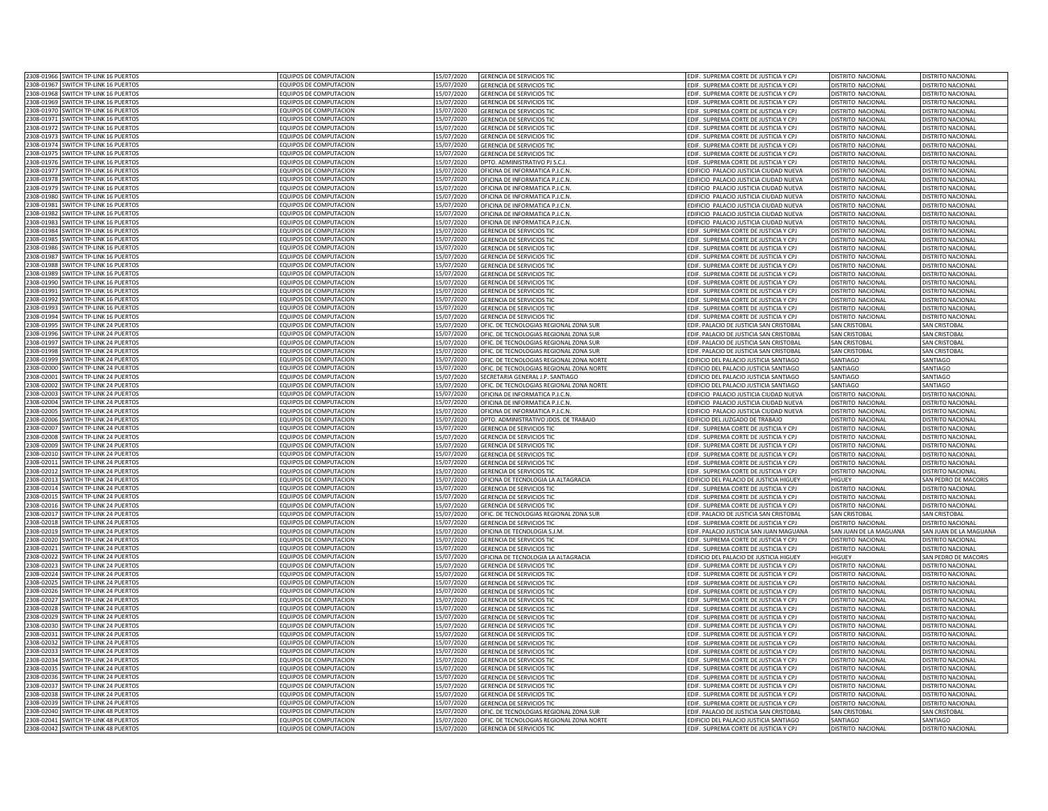| | | | | | | | |
|---|---|---|---|---|---|---|---|
| 2308-01966 | SWITCH TP-LINK 16 PUERTOS | EQUIPOS DE COMPUTACION | 15/07/2020 | GERENCIA DE SERVICIOS TIC | EDIF. SUPREMA CORTE DE JUSTICIA Y CPJ | DISTRITO NACIONAL | DISTRITO NACIONAL |
| 2308-01967 | SWITCH TP-LINK 16 PUERTOS | EQUIPOS DE COMPUTACION | 15/07/2020 | GERENCIA DE SERVICIOS TIC | EDIF. SUPREMA CORTE DE JUSTICIA Y CPJ | DISTRITO NACIONAL | DISTRITO NACIONAL |
| 2308-01968 | SWITCH TP-LINK 16 PUERTOS | EQUIPOS DE COMPUTACION | 15/07/2020 | GERENCIA DE SERVICIOS TIC | EDIF. SUPREMA CORTE DE JUSTICIA Y CPJ | DISTRITO NACIONAL | DISTRITO NACIONAL |
| 2308-01969 | SWITCH TP-LINK 16 PUERTOS | EQUIPOS DE COMPUTACION | 15/07/2020 | GERENCIA DE SERVICIOS TIC | EDIF. SUPREMA CORTE DE JUSTICIA Y CPJ | DISTRITO NACIONAL | DISTRITO NACIONAL |
| 2308-01970 | SWITCH TP-LINK 16 PUERTOS | EQUIPOS DE COMPUTACION | 15/07/2020 | GERENCIA DE SERVICIOS TIC | EDIF. SUPREMA CORTE DE JUSTICIA Y CPJ | DISTRITO NACIONAL | DISTRITO NACIONAL |
| 2308-01971 | SWITCH TP-LINK 16 PUERTOS | EQUIPOS DE COMPUTACION | 15/07/2020 | GERENCIA DE SERVICIOS TIC | EDIF. SUPREMA CORTE DE JUSTICIA Y CPJ | DISTRITO NACIONAL | DISTRITO NACIONAL |
| 2308-01972 | SWITCH TP-LINK 16 PUERTOS | EQUIPOS DE COMPUTACION | 15/07/2020 | GERENCIA DE SERVICIOS TIC | EDIF. SUPREMA CORTE DE JUSTICIA Y CPJ | DISTRITO NACIONAL | DISTRITO NACIONAL |
| 2308-01973 | SWITCH TP-LINK 16 PUERTOS | EQUIPOS DE COMPUTACION | 15/07/2020 | GERENCIA DE SERVICIOS TIC | EDIF. SUPREMA CORTE DE JUSTICIA Y CPJ | DISTRITO NACIONAL | DISTRITO NACIONAL |
| 2308-01974 | SWITCH TP-LINK 16 PUERTOS | EQUIPOS DE COMPUTACION | 15/07/2020 | GERENCIA DE SERVICIOS TIC | EDIF. SUPREMA CORTE DE JUSTICIA Y CPJ | DISTRITO NACIONAL | DISTRITO NACIONAL |
| 2308-01975 | SWITCH TP-LINK 16 PUERTOS | EQUIPOS DE COMPUTACION | 15/07/2020 | GERENCIA DE SERVICIOS TIC | EDIF. SUPREMA CORTE DE JUSTICIA Y CPJ | DISTRITO NACIONAL | DISTRITO NACIONAL |
| 2308-01976 | SWITCH TP-LINK 16 PUERTOS | EQUIPOS DE COMPUTACION | 15/07/2020 | DPTO. ADMINISTRATIVO PJ S.C.J. | EDIF. SUPREMA CORTE DE JUSTICIA Y CPJ | DISTRITO NACIONAL | DISTRITO NACIONAL |
| 2308-01977 | SWITCH TP-LINK 16 PUERTOS | EQUIPOS DE COMPUTACION | 15/07/2020 | OFICINA DE INFORMATICA P.J.C.N. | EDIFICIO PALACIO JUSTICIA CIUDAD NUEVA | DISTRITO NACIONAL | DISTRITO NACIONAL |
| 2308-01978 | SWITCH TP-LINK 16 PUERTOS | EQUIPOS DE COMPUTACION | 15/07/2020 | OFICINA DE INFORMATICA P.J.C.N. | EDIFICIO PALACIO JUSTICIA CIUDAD NUEVA | DISTRITO NACIONAL | DISTRITO NACIONAL |
| 2308-01979 | SWITCH TP-LINK 16 PUERTOS | EQUIPOS DE COMPUTACION | 15/07/2020 | OFICINA DE INFORMATICA P.J.C.N. | EDIFICIO PALACIO JUSTICIA CIUDAD NUEVA | DISTRITO NACIONAL | DISTRITO NACIONAL |
| 2308-01980 | SWITCH TP-LINK 16 PUERTOS | EQUIPOS DE COMPUTACION | 15/07/2020 | OFICINA DE INFORMATICA P.J.C.N. | EDIFICIO PALACIO JUSTICIA CIUDAD NUEVA | DISTRITO NACIONAL | DISTRITO NACIONAL |
| 2308-01981 | SWITCH TP-LINK 16 PUERTOS | EQUIPOS DE COMPUTACION | 15/07/2020 | OFICINA DE INFORMATICA P.J.C.N. | EDIFICIO PALACIO JUSTICIA CIUDAD NUEVA | DISTRITO NACIONAL | DISTRITO NACIONAL |
| 2308-01982 | SWITCH TP-LINK 16 PUERTOS | EQUIPOS DE COMPUTACION | 15/07/2020 | OFICINA DE INFORMATICA P.J.C.N. | EDIFICIO PALACIO JUSTICIA CIUDAD NUEVA | DISTRITO NACIONAL | DISTRITO NACIONAL |
| 2308-01983 | SWITCH TP-LINK 16 PUERTOS | EQUIPOS DE COMPUTACION | 15/07/2020 | OFICINA DE INFORMATICA P.J.C.N. | EDIFICIO PALACIO JUSTICIA CIUDAD NUEVA | DISTRITO NACIONAL | DISTRITO NACIONAL |
| 2308-01984 | SWITCH TP-LINK 16 PUERTOS | EQUIPOS DE COMPUTACION | 15/07/2020 | GERENCIA DE SERVICIOS TIC | EDIF. SUPREMA CORTE DE JUSTICIA Y CPJ | DISTRITO NACIONAL | DISTRITO NACIONAL |
| 2308-01985 | SWITCH TP-LINK 16 PUERTOS | EQUIPOS DE COMPUTACION | 15/07/2020 | GERENCIA DE SERVICIOS TIC | EDIF. SUPREMA CORTE DE JUSTICIA Y CPJ | DISTRITO NACIONAL | DISTRITO NACIONAL |
| 2308-01986 | SWITCH TP-LINK 16 PUERTOS | EQUIPOS DE COMPUTACION | 15/07/2020 | GERENCIA DE SERVICIOS TIC | EDIF. SUPREMA CORTE DE JUSTICIA Y CPJ | DISTRITO NACIONAL | DISTRITO NACIONAL |
| 2308-01987 | SWITCH TP-LINK 16 PUERTOS | EQUIPOS DE COMPUTACION | 15/07/2020 | GERENCIA DE SERVICIOS TIC | EDIF. SUPREMA CORTE DE JUSTICIA Y CPJ | DISTRITO NACIONAL | DISTRITO NACIONAL |
| 2308-01988 | SWITCH TP-LINK 16 PUERTOS | EQUIPOS DE COMPUTACION | 15/07/2020 | GERENCIA DE SERVICIOS TIC | EDIF. SUPREMA CORTE DE JUSTICIA Y CPJ | DISTRITO NACIONAL | DISTRITO NACIONAL |
| 2308-01989 | SWITCH TP-LINK 16 PUERTOS | EQUIPOS DE COMPUTACION | 15/07/2020 | GERENCIA DE SERVICIOS TIC | EDIF. SUPREMA CORTE DE JUSTICIA Y CPJ | DISTRITO NACIONAL | DISTRITO NACIONAL |
| 2308-01990 | SWITCH TP-LINK 16 PUERTOS | EQUIPOS DE COMPUTACION | 15/07/2020 | GERENCIA DE SERVICIOS TIC | EDIF. SUPREMA CORTE DE JUSTICIA Y CPJ | DISTRITO NACIONAL | DISTRITO NACIONAL |
| 2308-01991 | SWITCH TP-LINK 16 PUERTOS | EQUIPOS DE COMPUTACION | 15/07/2020 | GERENCIA DE SERVICIOS TIC | EDIF. SUPREMA CORTE DE JUSTICIA Y CPJ | DISTRITO NACIONAL | DISTRITO NACIONAL |
| 2308-01992 | SWITCH TP-LINK 16 PUERTOS | EQUIPOS DE COMPUTACION | 15/07/2020 | GERENCIA DE SERVICIOS TIC | EDIF. SUPREMA CORTE DE JUSTICIA Y CPJ | DISTRITO NACIONAL | DISTRITO NACIONAL |
| 2308-01993 | SWITCH TP-LINK 16 PUERTOS | EQUIPOS DE COMPUTACION | 15/07/2020 | GERENCIA DE SERVICIOS TIC | EDIF. SUPREMA CORTE DE JUSTICIA Y CPJ | DISTRITO NACIONAL | DISTRITO NACIONAL |
| 2308-01994 | SWITCH TP-LINK 16 PUERTOS | EQUIPOS DE COMPUTACION | 15/07/2020 | GERENCIA DE SERVICIOS TIC | EDIF. SUPREMA CORTE DE JUSTICIA Y CPJ | DISTRITO NACIONAL | DISTRITO NACIONAL |
| 2308-01995 | SWITCH TP-LINK 24 PUERTOS | EQUIPOS DE COMPUTACION | 15/07/2020 | OFIC. DE TECNOLOGIAS REGIONAL ZONA SUR | EDIF. PALACIO DE JUSTICIA SAN CRISTOBAL | SAN CRISTOBAL | SAN CRISTOBAL |
| 2308-01996 | SWITCH TP-LINK 24 PUERTOS | EQUIPOS DE COMPUTACION | 15/07/2020 | OFIC. DE TECNOLOGIAS REGIONAL ZONA SUR | EDIF. PALACIO DE JUSTICIA SAN CRISTOBAL | SAN CRISTOBAL | SAN CRISTOBAL |
| 2308-01997 | SWITCH TP-LINK 24 PUERTOS | EQUIPOS DE COMPUTACION | 15/07/2020 | OFIC. DE TECNOLOGIAS REGIONAL ZONA SUR | EDIF. PALACIO DE JUSTICIA SAN CRISTOBAL | SAN CRISTOBAL | SAN CRISTOBAL |
| 2308-01998 | SWITCH TP-LINK 24 PUERTOS | EQUIPOS DE COMPUTACION | 15/07/2020 | OFIC. DE TECNOLOGIAS REGIONAL ZONA SUR | EDIF. PALACIO DE JUSTICIA SAN CRISTOBAL | SAN CRISTOBAL | SAN CRISTOBAL |
| 2308-01999 | SWITCH TP-LINK 24 PUERTOS | EQUIPOS DE COMPUTACION | 15/07/2020 | OFIC. DE TECNOLOGIAS REGIONAL ZONA NORTE | EDIFICIO DEL PALACIO JUSTICIA SANTIAGO | SANTIAGO | SANTIAGO |
| 2308-02000 | SWITCH TP-LINK 24 PUERTOS | EQUIPOS DE COMPUTACION | 15/07/2020 | OFIC. DE TECNOLOGIAS REGIONAL ZONA NORTE | EDIFICIO DEL PALACIO JUSTICIA SANTIAGO | SANTIAGO | SANTIAGO |
| 2308-02001 | SWITCH TP-LINK 24 PUERTOS | EQUIPOS DE COMPUTACION | 15/07/2020 | SECRETARIA GENERAL J.P. SANTIAGO | EDIFICIO DEL PALACIO JUSTICIA SANTIAGO | SANTIAGO | SANTIAGO |
| 2308-02002 | SWITCH TP-LINK 24 PUERTOS | EQUIPOS DE COMPUTACION | 15/07/2020 | OFIC. DE TECNOLOGIAS REGIONAL ZONA NORTE | EDIFICIO DEL PALACIO JUSTICIA SANTIAGO | SANTIAGO | SANTIAGO |
| 2308-02003 | SWITCH TP-LINK 24 PUERTOS | EQUIPOS DE COMPUTACION | 15/07/2020 | OFICINA DE INFORMATICA P.J.C.N. | EDIFICIO PALACIO JUSTICIA CIUDAD NUEVA | DISTRITO NACIONAL | DISTRITO NACIONAL |
| 2308-02004 | SWITCH TP-LINK 24 PUERTOS | EQUIPOS DE COMPUTACION | 15/07/2020 | OFICINA DE INFORMATICA P.J.C.N. | EDIFICIO PALACIO JUSTICIA CIUDAD NUEVA | DISTRITO NACIONAL | DISTRITO NACIONAL |
| 2308-02005 | SWITCH TP-LINK 24 PUERTOS | EQUIPOS DE COMPUTACION | 15/07/2020 | OFICINA DE INFORMATICA P.J.C.N. | EDIFICIO PALACIO JUSTICIA CIUDAD NUEVA | DISTRITO NACIONAL | DISTRITO NACIONAL |
| 2308-02006 | SWITCH TP-LINK 24 PUERTOS | EQUIPOS DE COMPUTACION | 15/07/2020 | DPTO. ADMINISTRATIVO JDOS. DE TRABAJO | EDIFICIO DEL JUZGADO DE TRABAJO | DISTRITO NACIONAL | DISTRITO NACIONAL |
| 2308-02007 | SWITCH TP-LINK 24 PUERTOS | EQUIPOS DE COMPUTACION | 15/07/2020 | GERENCIA DE SERVICIOS TIC | EDIF. SUPREMA CORTE DE JUSTICIA Y CPJ | DISTRITO NACIONAL | DISTRITO NACIONAL |
| 2308-02008 | SWITCH TP-LINK 24 PUERTOS | EQUIPOS DE COMPUTACION | 15/07/2020 | GERENCIA DE SERVICIOS TIC | EDIF. SUPREMA CORTE DE JUSTICIA Y CPJ | DISTRITO NACIONAL | DISTRITO NACIONAL |
| 2308-02009 | SWITCH TP-LINK 24 PUERTOS | EQUIPOS DE COMPUTACION | 15/07/2020 | GERENCIA DE SERVICIOS TIC | EDIF. SUPREMA CORTE DE JUSTICIA Y CPJ | DISTRITO NACIONAL | DISTRITO NACIONAL |
| 2308-02010 | SWITCH TP-LINK 24 PUERTOS | EQUIPOS DE COMPUTACION | 15/07/2020 | GERENCIA DE SERVICIOS TIC | EDIF. SUPREMA CORTE DE JUSTICIA Y CPJ | DISTRITO NACIONAL | DISTRITO NACIONAL |
| 2308-02011 | SWITCH TP-LINK 24 PUERTOS | EQUIPOS DE COMPUTACION | 15/07/2020 | GERENCIA DE SERVICIOS TIC | EDIF. SUPREMA CORTE DE JUSTICIA Y CPJ | DISTRITO NACIONAL | DISTRITO NACIONAL |
| 2308-02012 | SWITCH TP-LINK 24 PUERTOS | EQUIPOS DE COMPUTACION | 15/07/2020 | GERENCIA DE SERVICIOS TIC | EDIF. SUPREMA CORTE DE JUSTICIA Y CPJ | DISTRITO NACIONAL | DISTRITO NACIONAL |
| 2308-02013 | SWITCH TP-LINK 24 PUERTOS | EQUIPOS DE COMPUTACION | 15/07/2020 | OFICINA DE TECNOLOGIA LA ALTAGRACIA | EDIFICIO DEL PALACIO DE JUSTICIA HIGUEY | HIGUEY | SAN PEDRO DE MACORIS |
| 2308-02014 | SWITCH TP-LINK 24 PUERTOS | EQUIPOS DE COMPUTACION | 15/07/2020 | GERENCIA DE SERVICIOS TIC | EDIF. SUPREMA CORTE DE JUSTICIA Y CPJ | DISTRITO NACIONAL | DISTRITO NACIONAL |
| 2308-02015 | SWITCH TP-LINK 24 PUERTOS | EQUIPOS DE COMPUTACION | 15/07/2020 | GERENCIA DE SERVICIOS TIC | EDIF. SUPREMA CORTE DE JUSTICIA Y CPJ | DISTRITO NACIONAL | DISTRITO NACIONAL |
| 2308-02016 | SWITCH TP-LINK 24 PUERTOS | EQUIPOS DE COMPUTACION | 15/07/2020 | GERENCIA DE SERVICIOS TIC | EDIF. SUPREMA CORTE DE JUSTICIA Y CPJ | DISTRITO NACIONAL | DISTRITO NACIONAL |
| 2308-02017 | SWITCH TP-LINK 24 PUERTOS | EQUIPOS DE COMPUTACION | 15/07/2020 | OFIC. DE TECNOLOGIAS REGIONAL ZONA SUR | EDIF. PALACIO DE JUSTICIA SAN CRISTOBAL | SAN CRISTOBAL | SAN CRISTOBAL |
| 2308-02018 | SWITCH TP-LINK 24 PUERTOS | EQUIPOS DE COMPUTACION | 15/07/2020 | GERENCIA DE SERVICIOS TIC | EDIF. SUPREMA CORTE DE JUSTICIA Y CPJ | DISTRITO NACIONAL | DISTRITO NACIONAL |
| 2308-02019 | SWITCH TP-LINK 24 PUERTOS | EQUIPOS DE COMPUTACION | 15/07/2020 | OFICINA DE TECNOLOGIA S.J.M. | EDIF. PALACIO JUSTICIA SAN JUAN MAGUANA | SAN JUAN DE LA MAGUANA | SAN JUAN DE LA MAGUANA |
| 2308-02020 | SWITCH TP-LINK 24 PUERTOS | EQUIPOS DE COMPUTACION | 15/07/2020 | GERENCIA DE SERVICIOS TIC | EDIF. SUPREMA CORTE DE JUSTICIA Y CPJ | DISTRITO NACIONAL | DISTRITO NACIONAL |
| 2308-02021 | SWITCH TP-LINK 24 PUERTOS | EQUIPOS DE COMPUTACION | 15/07/2020 | GERENCIA DE SERVICIOS TIC | EDIF. SUPREMA CORTE DE JUSTICIA Y CPJ | DISTRITO NACIONAL | DISTRITO NACIONAL |
| 2308-02022 | SWITCH TP-LINK 24 PUERTOS | EQUIPOS DE COMPUTACION | 15/07/2020 | OFICINA DE TECNOLOGIA LA ALTAGRACIA | EDIFICIO DEL PALACIO DE JUSTICIA HIGUEY | HIGUEY | SAN PEDRO DE MACORIS |
| 2308-02023 | SWITCH TP-LINK 24 PUERTOS | EQUIPOS DE COMPUTACION | 15/07/2020 | GERENCIA DE SERVICIOS TIC | EDIF. SUPREMA CORTE DE JUSTICIA Y CPJ | DISTRITO NACIONAL | DISTRITO NACIONAL |
| 2308-02024 | SWITCH TP-LINK 24 PUERTOS | EQUIPOS DE COMPUTACION | 15/07/2020 | GERENCIA DE SERVICIOS TIC | EDIF. SUPREMA CORTE DE JUSTICIA Y CPJ | DISTRITO NACIONAL | DISTRITO NACIONAL |
| 2308-02025 | SWITCH TP-LINK 24 PUERTOS | EQUIPOS DE COMPUTACION | 15/07/2020 | GERENCIA DE SERVICIOS TIC | EDIF. SUPREMA CORTE DE JUSTICIA Y CPJ | DISTRITO NACIONAL | DISTRITO NACIONAL |
| 2308-02026 | SWITCH TP-LINK 24 PUERTOS | EQUIPOS DE COMPUTACION | 15/07/2020 | GERENCIA DE SERVICIOS TIC | EDIF. SUPREMA CORTE DE JUSTICIA Y CPJ | DISTRITO NACIONAL | DISTRITO NACIONAL |
| 2308-02027 | SWITCH TP-LINK 24 PUERTOS | EQUIPOS DE COMPUTACION | 15/07/2020 | GERENCIA DE SERVICIOS TIC | EDIF. SUPREMA CORTE DE JUSTICIA Y CPJ | DISTRITO NACIONAL | DISTRITO NACIONAL |
| 2308-02028 | SWITCH TP-LINK 24 PUERTOS | EQUIPOS DE COMPUTACION | 15/07/2020 | GERENCIA DE SERVICIOS TIC | EDIF. SUPREMA CORTE DE JUSTICIA Y CPJ | DISTRITO NACIONAL | DISTRITO NACIONAL |
| 2308-02029 | SWITCH TP-LINK 24 PUERTOS | EQUIPOS DE COMPUTACION | 15/07/2020 | GERENCIA DE SERVICIOS TIC | EDIF. SUPREMA CORTE DE JUSTICIA Y CPJ | DISTRITO NACIONAL | DISTRITO NACIONAL |
| 2308-02030 | SWITCH TP-LINK 24 PUERTOS | EQUIPOS DE COMPUTACION | 15/07/2020 | GERENCIA DE SERVICIOS TIC | EDIF. SUPREMA CORTE DE JUSTICIA Y CPJ | DISTRITO NACIONAL | DISTRITO NACIONAL |
| 2308-02031 | SWITCH TP-LINK 24 PUERTOS | EQUIPOS DE COMPUTACION | 15/07/2020 | GERENCIA DE SERVICIOS TIC | EDIF. SUPREMA CORTE DE JUSTICIA Y CPJ | DISTRITO NACIONAL | DISTRITO NACIONAL |
| 2308-02032 | SWITCH TP-LINK 24 PUERTOS | EQUIPOS DE COMPUTACION | 15/07/2020 | GERENCIA DE SERVICIOS TIC | EDIF. SUPREMA CORTE DE JUSTICIA Y CPJ | DISTRITO NACIONAL | DISTRITO NACIONAL |
| 2308-02033 | SWITCH TP-LINK 24 PUERTOS | EQUIPOS DE COMPUTACION | 15/07/2020 | GERENCIA DE SERVICIOS TIC | EDIF. SUPREMA CORTE DE JUSTICIA Y CPJ | DISTRITO NACIONAL | DISTRITO NACIONAL |
| 2308-02034 | SWITCH TP-LINK 24 PUERTOS | EQUIPOS DE COMPUTACION | 15/07/2020 | GERENCIA DE SERVICIOS TIC | EDIF. SUPREMA CORTE DE JUSTICIA Y CPJ | DISTRITO NACIONAL | DISTRITO NACIONAL |
| 2308-02035 | SWITCH TP-LINK 24 PUERTOS | EQUIPOS DE COMPUTACION | 15/07/2020 | GERENCIA DE SERVICIOS TIC | EDIF. SUPREMA CORTE DE JUSTICIA Y CPJ | DISTRITO NACIONAL | DISTRITO NACIONAL |
| 2308-02036 | SWITCH TP-LINK 24 PUERTOS | EQUIPOS DE COMPUTACION | 15/07/2020 | GERENCIA DE SERVICIOS TIC | EDIF. SUPREMA CORTE DE JUSTICIA Y CPJ | DISTRITO NACIONAL | DISTRITO NACIONAL |
| 2308-02037 | SWITCH TP-LINK 24 PUERTOS | EQUIPOS DE COMPUTACION | 15/07/2020 | GERENCIA DE SERVICIOS TIC | EDIF. SUPREMA CORTE DE JUSTICIA Y CPJ | DISTRITO NACIONAL | DISTRITO NACIONAL |
| 2308-02038 | SWITCH TP-LINK 24 PUERTOS | EQUIPOS DE COMPUTACION | 15/07/2020 | GERENCIA DE SERVICIOS TIC | EDIF. SUPREMA CORTE DE JUSTICIA Y CPJ | DISTRITO NACIONAL | DISTRITO NACIONAL |
| 2308-02039 | SWITCH TP-LINK 24 PUERTOS | EQUIPOS DE COMPUTACION | 15/07/2020 | GERENCIA DE SERVICIOS TIC | EDIF. SUPREMA CORTE DE JUSTICIA Y CPJ | DISTRITO NACIONAL | DISTRITO NACIONAL |
| 2308-02040 | SWITCH TP-LINK 48 PUERTOS | EQUIPOS DE COMPUTACION | 15/07/2020 | OFIC. DE TECNOLOGIAS REGIONAL ZONA SUR | EDIF. PALACIO DE JUSTICIA SAN CRISTOBAL | SAN CRISTOBAL | SAN CRISTOBAL |
| 2308-02041 | SWITCH TP-LINK 48 PUERTOS | EQUIPOS DE COMPUTACION | 15/07/2020 | OFIC. DE TECNOLOGIAS REGIONAL ZONA NORTE | EDIFICIO DEL PALACIO JUSTICIA SANTIAGO | SANTIAGO | SANTIAGO |
| 2308-02042 | SWITCH TP-LINK 48 PUERTOS | EQUIPOS DE COMPUTACION | 15/07/2020 | GERENCIA DE SERVICIOS TIC | EDIF. SUPREMA CORTE DE JUSTICIA Y CPJ | DISTRITO NACIONAL | DISTRITO NACIONAL |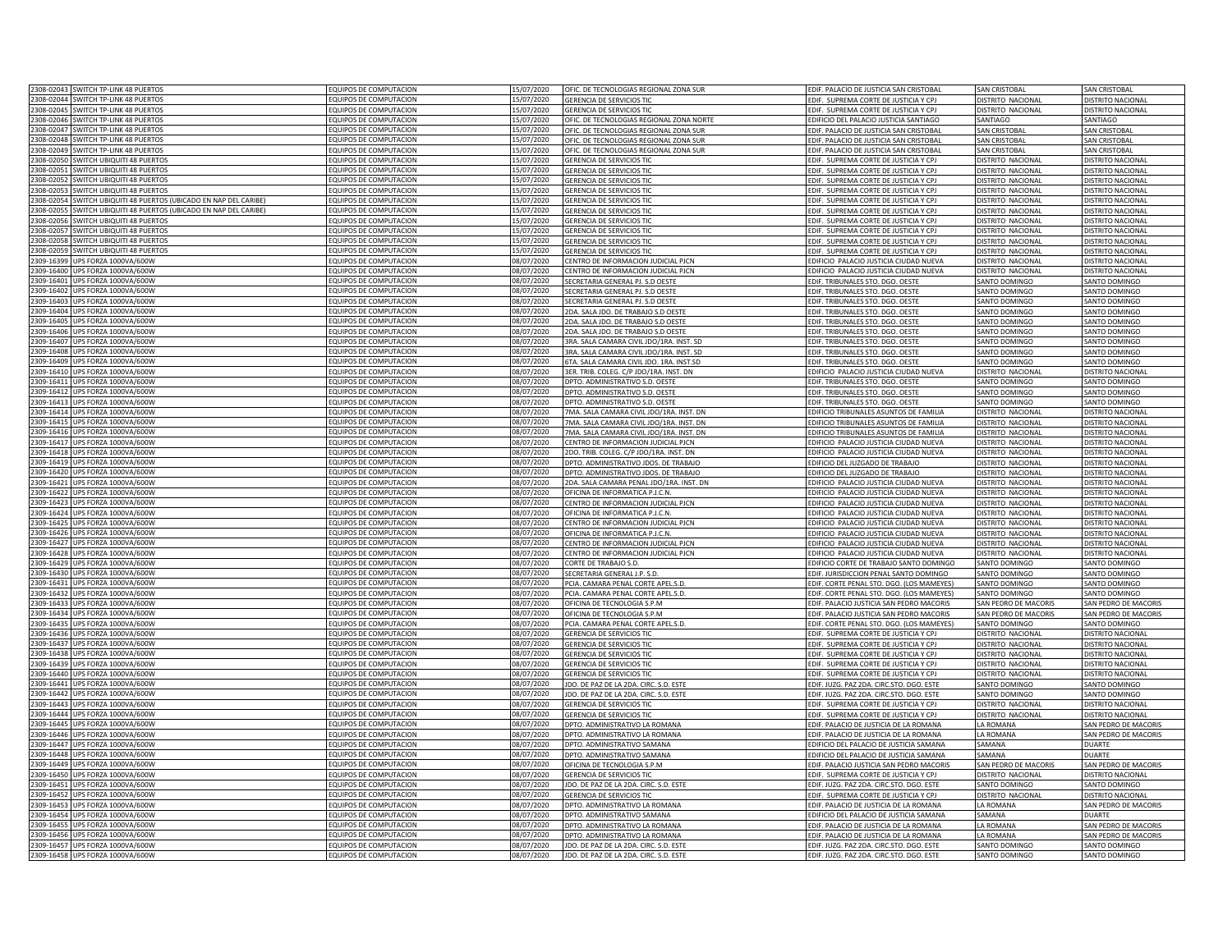| | | | | | | | |
|---|---|---|---|---|---|---|---|
| 2308-02043 | SWITCH TP-LINK 48 PUERTOS | EQUIPOS DE COMPUTACION | 15/07/2020 | OFIC. DE TECNOLOGIAS REGIONAL ZONA SUR | EDIF. PALACIO DE JUSTICIA SAN CRISTOBAL | SAN CRISTOBAL | SAN CRISTOBAL |
| 2308-02044 | SWITCH TP-LINK 48 PUERTOS | EQUIPOS DE COMPUTACION | 15/07/2020 | GERENCIA DE SERVICIOS TIC | EDIF. SUPREMA CORTE DE JUSTICIA Y CPJ | DISTRITO NACIONAL | DISTRITO NACIONAL |
| 2308-02045 | SWITCH TP-LINK 48 PUERTOS | EQUIPOS DE COMPUTACION | 15/07/2020 | GERENCIA DE SERVICIOS TIC | EDIF. SUPREMA CORTE DE JUSTICIA Y CPJ | DISTRITO NACIONAL | DISTRITO NACIONAL |
| 2308-02046 | SWITCH TP-LINK 48 PUERTOS | EQUIPOS DE COMPUTACION | 15/07/2020 | OFIC. DE TECNOLOGIAS REGIONAL ZONA NORTE | EDIFICIO DEL PALACIO JUSTICIA SANTIAGO | SANTIAGO | SANTIAGO |
| 2308-02047 | SWITCH TP-LINK 48 PUERTOS | EQUIPOS DE COMPUTACION | 15/07/2020 | OFIC. DE TECNOLOGIAS REGIONAL ZONA SUR | EDIF. PALACIO DE JUSTICIA SAN CRISTOBAL | SAN CRISTOBAL | SAN CRISTOBAL |
| 2308-02048 | SWITCH TP-LINK 48 PUERTOS | EQUIPOS DE COMPUTACION | 15/07/2020 | OFIC. DE TECNOLOGIAS REGIONAL ZONA SUR | EDIF. PALACIO DE JUSTICIA SAN CRISTOBAL | SAN CRISTOBAL | SAN CRISTOBAL |
| 2308-02049 | SWITCH TP-LINK 48 PUERTOS | EQUIPOS DE COMPUTACION | 15/07/2020 | OFIC. DE TECNOLOGIAS REGIONAL ZONA SUR | EDIF. PALACIO DE JUSTICIA SAN CRISTOBAL | SAN CRISTOBAL | SAN CRISTOBAL |
| 2308-02050 | SWITCH UBIQUITI 48 PUERTOS | EQUIPOS DE COMPUTACION | 15/07/2020 | GERENCIA DE SERVICIOS TIC | EDIF. SUPREMA CORTE DE JUSTICIA Y CPJ | DISTRITO NACIONAL | DISTRITO NACIONAL |
| 2308-02051 | SWITCH UBIQUITI 48 PUERTOS | EQUIPOS DE COMPUTACION | 15/07/2020 | GERENCIA DE SERVICIOS TIC | EDIF. SUPREMA CORTE DE JUSTICIA Y CPJ | DISTRITO NACIONAL | DISTRITO NACIONAL |
| 2308-02052 | SWITCH UBIQUITI 48 PUERTOS | EQUIPOS DE COMPUTACION | 15/07/2020 | GERENCIA DE SERVICIOS TIC | EDIF. SUPREMA CORTE DE JUSTICIA Y CPJ | DISTRITO NACIONAL | DISTRITO NACIONAL |
| 2308-02053 | SWITCH UBIQUITI 48 PUERTOS | EQUIPOS DE COMPUTACION | 15/07/2020 | GERENCIA DE SERVICIOS TIC | EDIF. SUPREMA CORTE DE JUSTICIA Y CPJ | DISTRITO NACIONAL | DISTRITO NACIONAL |
| 2308-02054 | SWITCH UBIQUITI 48 PUERTOS (UBICADO EN NAP DEL CARIBE) | EQUIPOS DE COMPUTACION | 15/07/2020 | GERENCIA DE SERVICIOS TIC | EDIF. SUPREMA CORTE DE JUSTICIA Y CPJ | DISTRITO NACIONAL | DISTRITO NACIONAL |
| 2308-02055 | SWITCH UBIQUITI 48 PUERTOS (UBICADO EN NAP DEL CARIBE) | EQUIPOS DE COMPUTACION | 15/07/2020 | GERENCIA DE SERVICIOS TIC | EDIF. SUPREMA CORTE DE JUSTICIA Y CPJ | DISTRITO NACIONAL | DISTRITO NACIONAL |
| 2308-02056 | SWITCH UBIQUITI 48 PUERTOS | EQUIPOS DE COMPUTACION | 15/07/2020 | GERENCIA DE SERVICIOS TIC | EDIF. SUPREMA CORTE DE JUSTICIA Y CPJ | DISTRITO NACIONAL | DISTRITO NACIONAL |
| 2308-02057 | SWITCH UBIQUITI 48 PUERTOS | EQUIPOS DE COMPUTACION | 15/07/2020 | GERENCIA DE SERVICIOS TIC | EDIF. SUPREMA CORTE DE JUSTICIA Y CPJ | DISTRITO NACIONAL | DISTRITO NACIONAL |
| 2308-02058 | SWITCH UBIQUITI 48 PUERTOS | EQUIPOS DE COMPUTACION | 15/07/2020 | GERENCIA DE SERVICIOS TIC | EDIF. SUPREMA CORTE DE JUSTICIA Y CPJ | DISTRITO NACIONAL | DISTRITO NACIONAL |
| 2308-02059 | SWITCH UBIQUITI 48 PUERTOS | EQUIPOS DE COMPUTACION | 15/07/2020 | GERENCIA DE SERVICIOS TIC | EDIF. SUPREMA CORTE DE JUSTICIA Y CPJ | DISTRITO NACIONAL | DISTRITO NACIONAL |
| 2309-16399 | UPS FORZA 1000VA/600W | EQUIPOS DE COMPUTACION | 08/07/2020 | CENTRO DE INFORMACION JUDICIAL PJCN | EDIFICIO PALACIO JUSTICIA CIUDAD NUEVA | DISTRITO NACIONAL | DISTRITO NACIONAL |
| 2309-16400 | UPS FORZA 1000VA/600W | EQUIPOS DE COMPUTACION | 08/07/2020 | CENTRO DE INFORMACION JUDICIAL PJCN | EDIFICIO PALACIO JUSTICIA CIUDAD NUEVA | DISTRITO NACIONAL | DISTRITO NACIONAL |
| 2309-16401 | UPS FORZA 1000VA/600W | EQUIPOS DE COMPUTACION | 08/07/2020 | SECRETARIA GENERAL PJ. S.D OESTE | EDIF. TRIBUNALES STO. DGO. OESTE | SANTO DOMINGO | SANTO DOMINGO |
| 2309-16402 | UPS FORZA 1000VA/600W | EQUIPOS DE COMPUTACION | 08/07/2020 | SECRETARIA GENERAL PJ. S.D OESTE | EDIF. TRIBUNALES STO. DGO. OESTE | SANTO DOMINGO | SANTO DOMINGO |
| 2309-16403 | UPS FORZA 1000VA/600W | EQUIPOS DE COMPUTACION | 08/07/2020 | SECRETARIA GENERAL PJ. S.D OESTE | EDIF. TRIBUNALES STO. DGO. OESTE | SANTO DOMINGO | SANTO DOMINGO |
| 2309-16404 | UPS FORZA 1000VA/600W | EQUIPOS DE COMPUTACION | 08/07/2020 | 2DA. SALA JDO. DE TRABAJO S.D OESTE | EDIF. TRIBUNALES STO. DGO. OESTE | SANTO DOMINGO | SANTO DOMINGO |
| 2309-16405 | UPS FORZA 1000VA/600W | EQUIPOS DE COMPUTACION | 08/07/2020 | 2DA. SALA JDO. DE TRABAJO S.D OESTE | EDIF. TRIBUNALES STO. DGO. OESTE | SANTO DOMINGO | SANTO DOMINGO |
| 2309-16406 | UPS FORZA 1000VA/600W | EQUIPOS DE COMPUTACION | 08/07/2020 | 2DA. SALA JDO. DE TRABAJO S.D OESTE | EDIF. TRIBUNALES STO. DGO. OESTE | SANTO DOMINGO | SANTO DOMINGO |
| 2309-16407 | UPS FORZA 1000VA/600W | EQUIPOS DE COMPUTACION | 08/07/2020 | 3RA. SALA CAMARA CIVIL JDO/1RA. INST. SD | EDIF. TRIBUNALES STO. DGO. OESTE | SANTO DOMINGO | SANTO DOMINGO |
| 2309-16408 | UPS FORZA 1000VA/600W | EQUIPOS DE COMPUTACION | 08/07/2020 | 3RA. SALA CAMARA CIVIL JDO/1RA. INST. SD | EDIF. TRIBUNALES STO. DGO. OESTE | SANTO DOMINGO | SANTO DOMINGO |
| 2309-16409 | UPS FORZA 1000VA/600W | EQUIPOS DE COMPUTACION | 08/07/2020 | 6TA. SALA CAMARA CIVIL JDO. 1RA. INST.SD | EDIF. TRIBUNALES STO. DGO. OESTE | SANTO DOMINGO | SANTO DOMINGO |
| 2309-16410 | UPS FORZA 1000VA/600W | EQUIPOS DE COMPUTACION | 08/07/2020 | 3ER. TRIB. COLEG. C/P JDO/1RA. INST. DN | EDIFICIO PALACIO JUSTICIA CIUDAD NUEVA | DISTRITO NACIONAL | DISTRITO NACIONAL |
| 2309-16411 | UPS FORZA 1000VA/600W | EQUIPOS DE COMPUTACION | 08/07/2020 | DPTO. ADMINISTRATIVO S.D. OESTE | EDIF. TRIBUNALES STO. DGO. OESTE | SANTO DOMINGO | SANTO DOMINGO |
| 2309-16412 | UPS FORZA 1000VA/600W | EQUIPOS DE COMPUTACION | 08/07/2020 | DPTO. ADMINISTRATIVO S.D. OESTE | EDIF. TRIBUNALES STO. DGO. OESTE | SANTO DOMINGO | SANTO DOMINGO |
| 2309-16413 | UPS FORZA 1000VA/600W | EQUIPOS DE COMPUTACION | 08/07/2020 | DPTO. ADMINISTRATIVO S.D. OESTE | EDIF. TRIBUNALES STO. DGO. OESTE | SANTO DOMINGO | SANTO DOMINGO |
| 2309-16414 | UPS FORZA 1000VA/600W | EQUIPOS DE COMPUTACION | 08/07/2020 | 7MA. SALA CAMARA CIVIL JDO/1RA. INST. DN | EDIFICIO TRIBUNALES ASUNTOS DE FAMILIA | DISTRITO NACIONAL | DISTRITO NACIONAL |
| 2309-16415 | UPS FORZA 1000VA/600W | EQUIPOS DE COMPUTACION | 08/07/2020 | 7MA. SALA CAMARA CIVIL JDO/1RA. INST. DN | EDIFICIO TRIBUNALES ASUNTOS DE FAMILIA | DISTRITO NACIONAL | DISTRITO NACIONAL |
| 2309-16416 | UPS FORZA 1000VA/600W | EQUIPOS DE COMPUTACION | 08/07/2020 | 7MA. SALA CAMARA CIVIL JDO/1RA. INST. DN | EDIFICIO TRIBUNALES ASUNTOS DE FAMILIA | DISTRITO NACIONAL | DISTRITO NACIONAL |
| 2309-16417 | UPS FORZA 1000VA/600W | EQUIPOS DE COMPUTACION | 08/07/2020 | CENTRO DE INFORMACION JUDICIAL PJCN | EDIFICIO PALACIO JUSTICIA CIUDAD NUEVA | DISTRITO NACIONAL | DISTRITO NACIONAL |
| 2309-16418 | UPS FORZA 1000VA/600W | EQUIPOS DE COMPUTACION | 08/07/2020 | 2DO. TRIB. COLEG. C/P JDO/1RA. INST. DN | EDIFICIO PALACIO JUSTICIA CIUDAD NUEVA | DISTRITO NACIONAL | DISTRITO NACIONAL |
| 2309-16419 | UPS FORZA 1000VA/600W | EQUIPOS DE COMPUTACION | 08/07/2020 | DPTO. ADMINISTRATIVO JDOS. DE TRABAJO | EDIFICIO DEL JUZGADO DE TRABAJO | DISTRITO NACIONAL | DISTRITO NACIONAL |
| 2309-16420 | UPS FORZA 1000VA/600W | EQUIPOS DE COMPUTACION | 08/07/2020 | DPTO. ADMINISTRATIVO JDOS. DE TRABAJO | EDIFICIO DEL JUZGADO DE TRABAJO | DISTRITO NACIONAL | DISTRITO NACIONAL |
| 2309-16421 | UPS FORZA 1000VA/600W | EQUIPOS DE COMPUTACION | 08/07/2020 | 2DA. SALA CAMARA PENAL JDO/1RA. INST. DN | EDIFICIO PALACIO JUSTICIA CIUDAD NUEVA | DISTRITO NACIONAL | DISTRITO NACIONAL |
| 2309-16422 | UPS FORZA 1000VA/600W | EQUIPOS DE COMPUTACION | 08/07/2020 | OFICINA DE INFORMATICA P.J.C.N. | EDIFICIO PALACIO JUSTICIA CIUDAD NUEVA | DISTRITO NACIONAL | DISTRITO NACIONAL |
| 2309-16423 | UPS FORZA 1000VA/600W | EQUIPOS DE COMPUTACION | 08/07/2020 | CENTRO DE INFORMACION JUDICIAL PJCN | EDIFICIO PALACIO JUSTICIA CIUDAD NUEVA | DISTRITO NACIONAL | DISTRITO NACIONAL |
| 2309-16424 | UPS FORZA 1000VA/600W | EQUIPOS DE COMPUTACION | 08/07/2020 | OFICINA DE INFORMATICA P.J.C.N. | EDIFICIO PALACIO JUSTICIA CIUDAD NUEVA | DISTRITO NACIONAL | DISTRITO NACIONAL |
| 2309-16425 | UPS FORZA 1000VA/600W | EQUIPOS DE COMPUTACION | 08/07/2020 | CENTRO DE INFORMACION JUDICIAL PJCN | EDIFICIO PALACIO JUSTICIA CIUDAD NUEVA | DISTRITO NACIONAL | DISTRITO NACIONAL |
| 2309-16426 | UPS FORZA 1000VA/600W | EQUIPOS DE COMPUTACION | 08/07/2020 | OFICINA DE INFORMATICA P.J.C.N. | EDIFICIO PALACIO JUSTICIA CIUDAD NUEVA | DISTRITO NACIONAL | DISTRITO NACIONAL |
| 2309-16427 | UPS FORZA 1000VA/600W | EQUIPOS DE COMPUTACION | 08/07/2020 | CENTRO DE INFORMACION JUDICIAL PJCN | EDIFICIO PALACIO JUSTICIA CIUDAD NUEVA | DISTRITO NACIONAL | DISTRITO NACIONAL |
| 2309-16428 | UPS FORZA 1000VA/600W | EQUIPOS DE COMPUTACION | 08/07/2020 | CENTRO DE INFORMACION JUDICIAL PJCN | EDIFICIO PALACIO JUSTICIA CIUDAD NUEVA | DISTRITO NACIONAL | DISTRITO NACIONAL |
| 2309-16429 | UPS FORZA 1000VA/600W | EQUIPOS DE COMPUTACION | 08/07/2020 | CORTE DE TRABAJO S.D. | EDIFICIO CORTE DE TRABAJO SANTO DOMINGO | SANTO DOMINGO | SANTO DOMINGO |
| 2309-16430 | UPS FORZA 1000VA/600W | EQUIPOS DE COMPUTACION | 08/07/2020 | SECRETARIA GENERAL J.P. S.D. | EDIF. JURISDICCION PENAL SANTO DOMINGO | SANTO DOMINGO | SANTO DOMINGO |
| 2309-16431 | UPS FORZA 1000VA/600W | EQUIPOS DE COMPUTACION | 08/07/2020 | PCIA. CAMARA PENAL CORTE APEL.S.D. | EDIF. CORTE PENAL STO. DGO. (LOS MAMEYES) | SANTO DOMINGO | SANTO DOMINGO |
| 2309-16432 | UPS FORZA 1000VA/600W | EQUIPOS DE COMPUTACION | 08/07/2020 | PCIA. CAMARA PENAL CORTE APEL.S.D. | EDIF. CORTE PENAL STO. DGO. (LOS MAMEYES) | SANTO DOMINGO | SANTO DOMINGO |
| 2309-16433 | UPS FORZA 1000VA/600W | EQUIPOS DE COMPUTACION | 08/07/2020 | OFICINA DE TECNOLOGIA S.P.M | EDIF. PALACIO JUSTICIA SAN PEDRO MACORIS | SAN PEDRO DE MACORIS | SAN PEDRO DE MACORIS |
| 2309-16434 | UPS FORZA 1000VA/600W | EQUIPOS DE COMPUTACION | 08/07/2020 | OFICINA DE TECNOLOGIA S.P.M | EDIF. PALACIO JUSTICIA SAN PEDRO MACORIS | SAN PEDRO DE MACORIS | SAN PEDRO DE MACORIS |
| 2309-16435 | UPS FORZA 1000VA/600W | EQUIPOS DE COMPUTACION | 08/07/2020 | PCIA. CAMARA PENAL CORTE APEL.S.D. | EDIF. CORTE PENAL STO. DGO. (LOS MAMEYES) | SANTO DOMINGO | SANTO DOMINGO |
| 2309-16436 | UPS FORZA 1000VA/600W | EQUIPOS DE COMPUTACION | 08/07/2020 | GERENCIA DE SERVICIOS TIC | EDIF. SUPREMA CORTE DE JUSTICIA Y CPJ | DISTRITO NACIONAL | DISTRITO NACIONAL |
| 2309-16437 | UPS FORZA 1000VA/600W | EQUIPOS DE COMPUTACION | 08/07/2020 | GERENCIA DE SERVICIOS TIC | EDIF. SUPREMA CORTE DE JUSTICIA Y CPJ | DISTRITO NACIONAL | DISTRITO NACIONAL |
| 2309-16438 | UPS FORZA 1000VA/600W | EQUIPOS DE COMPUTACION | 08/07/2020 | GERENCIA DE SERVICIOS TIC | EDIF. SUPREMA CORTE DE JUSTICIA Y CPJ | DISTRITO NACIONAL | DISTRITO NACIONAL |
| 2309-16439 | UPS FORZA 1000VA/600W | EQUIPOS DE COMPUTACION | 08/07/2020 | GERENCIA DE SERVICIOS TIC | EDIF. SUPREMA CORTE DE JUSTICIA Y CPJ | DISTRITO NACIONAL | DISTRITO NACIONAL |
| 2309-16440 | UPS FORZA 1000VA/600W | EQUIPOS DE COMPUTACION | 08/07/2020 | GERENCIA DE SERVICIOS TIC | EDIF. SUPREMA CORTE DE JUSTICIA Y CPJ | DISTRITO NACIONAL | DISTRITO NACIONAL |
| 2309-16441 | UPS FORZA 1000VA/600W | EQUIPOS DE COMPUTACION | 08/07/2020 | JDO. DE PAZ DE LA 2DA. CIRC. S.D. ESTE | EDIF. JUZG. PAZ 2DA. CIRC.STO. DGO. ESTE | SANTO DOMINGO | SANTO DOMINGO |
| 2309-16442 | UPS FORZA 1000VA/600W | EQUIPOS DE COMPUTACION | 08/07/2020 | JDO. DE PAZ DE LA 2DA. CIRC. S.D. ESTE | EDIF. JUZG. PAZ 2DA. CIRC.STO. DGO. ESTE | SANTO DOMINGO | SANTO DOMINGO |
| 2309-16443 | UPS FORZA 1000VA/600W | EQUIPOS DE COMPUTACION | 08/07/2020 | GERENCIA DE SERVICIOS TIC | EDIF. SUPREMA CORTE DE JUSTICIA Y CPJ | DISTRITO NACIONAL | DISTRITO NACIONAL |
| 2309-16444 | UPS FORZA 1000VA/600W | EQUIPOS DE COMPUTACION | 08/07/2020 | GERENCIA DE SERVICIOS TIC | EDIF. SUPREMA CORTE DE JUSTICIA Y CPJ | DISTRITO NACIONAL | DISTRITO NACIONAL |
| 2309-16445 | UPS FORZA 1000VA/600W | EQUIPOS DE COMPUTACION | 08/07/2020 | DPTO. ADMINISTRATIVO LA ROMANA | EDIF. PALACIO DE JUSTICIA DE LA ROMANA | LA ROMANA | SAN PEDRO DE MACORIS |
| 2309-16446 | UPS FORZA 1000VA/600W | EQUIPOS DE COMPUTACION | 08/07/2020 | DPTO. ADMINISTRATIVO LA ROMANA | EDIF. PALACIO DE JUSTICIA DE LA ROMANA | LA ROMANA | SAN PEDRO DE MACORIS |
| 2309-16447 | UPS FORZA 1000VA/600W | EQUIPOS DE COMPUTACION | 08/07/2020 | DPTO. ADMINISTRATIVO SAMANA | EDIFICIO DEL PALACIO DE JUSTICIA SAMANA | SAMANA | DUARTE |
| 2309-16448 | UPS FORZA 1000VA/600W | EQUIPOS DE COMPUTACION | 08/07/2020 | DPTO. ADMINISTRATIVO SAMANA | EDIFICIO DEL PALACIO DE JUSTICIA SAMANA | SAMANA | DUARTE |
| 2309-16449 | UPS FORZA 1000VA/600W | EQUIPOS DE COMPUTACION | 08/07/2020 | OFICINA DE TECNOLOGIA S.P.M | EDIF. PALACIO JUSTICIA SAN PEDRO MACORIS | SAN PEDRO DE MACORIS | SAN PEDRO DE MACORIS |
| 2309-16450 | UPS FORZA 1000VA/600W | EQUIPOS DE COMPUTACION | 08/07/2020 | GERENCIA DE SERVICIOS TIC | EDIF. SUPREMA CORTE DE JUSTICIA Y CPJ | DISTRITO NACIONAL | DISTRITO NACIONAL |
| 2309-16451 | UPS FORZA 1000VA/600W | EQUIPOS DE COMPUTACION | 08/07/2020 | JDO. DE PAZ DE LA 2DA. CIRC. S.D. ESTE | EDIF. JUZG. PAZ 2DA. CIRC.STO. DGO. ESTE | SANTO DOMINGO | SANTO DOMINGO |
| 2309-16452 | UPS FORZA 1000VA/600W | EQUIPOS DE COMPUTACION | 08/07/2020 | GERENCIA DE SERVICIOS TIC | EDIF. SUPREMA CORTE DE JUSTICIA Y CPJ | DISTRITO NACIONAL | DISTRITO NACIONAL |
| 2309-16453 | UPS FORZA 1000VA/600W | EQUIPOS DE COMPUTACION | 08/07/2020 | DPTO. ADMINISTRATIVO LA ROMANA | EDIF. PALACIO DE JUSTICIA DE LA ROMANA | LA ROMANA | SAN PEDRO DE MACORIS |
| 2309-16454 | UPS FORZA 1000VA/600W | EQUIPOS DE COMPUTACION | 08/07/2020 | DPTO. ADMINISTRATIVO SAMANA | EDIFICIO DEL PALACIO DE JUSTICIA SAMANA | SAMANA | DUARTE |
| 2309-16455 | UPS FORZA 1000VA/600W | EQUIPOS DE COMPUTACION | 08/07/2020 | DPTO. ADMINISTRATIVO LA ROMANA | EDIF. PALACIO DE JUSTICIA DE LA ROMANA | LA ROMANA | SAN PEDRO DE MACORIS |
| 2309-16456 | UPS FORZA 1000VA/600W | EQUIPOS DE COMPUTACION | 08/07/2020 | DPTO. ADMINISTRATIVO LA ROMANA | EDIF. PALACIO DE JUSTICIA DE LA ROMANA | LA ROMANA | SAN PEDRO DE MACORIS |
| 2309-16457 | UPS FORZA 1000VA/600W | EQUIPOS DE COMPUTACION | 08/07/2020 | JDO. DE PAZ DE LA 2DA. CIRC. S.D. ESTE | EDIF. JUZG. PAZ 2DA. CIRC.STO. DGO. ESTE | SANTO DOMINGO | SANTO DOMINGO |
| 2309-16458 | UPS FORZA 1000VA/600W | EQUIPOS DE COMPUTACION | 08/07/2020 | JDO. DE PAZ DE LA 2DA. CIRC. S.D. ESTE | EDIF. JUZG. PAZ 2DA. CIRC.STO. DGO. ESTE | SANTO DOMINGO | SANTO DOMINGO |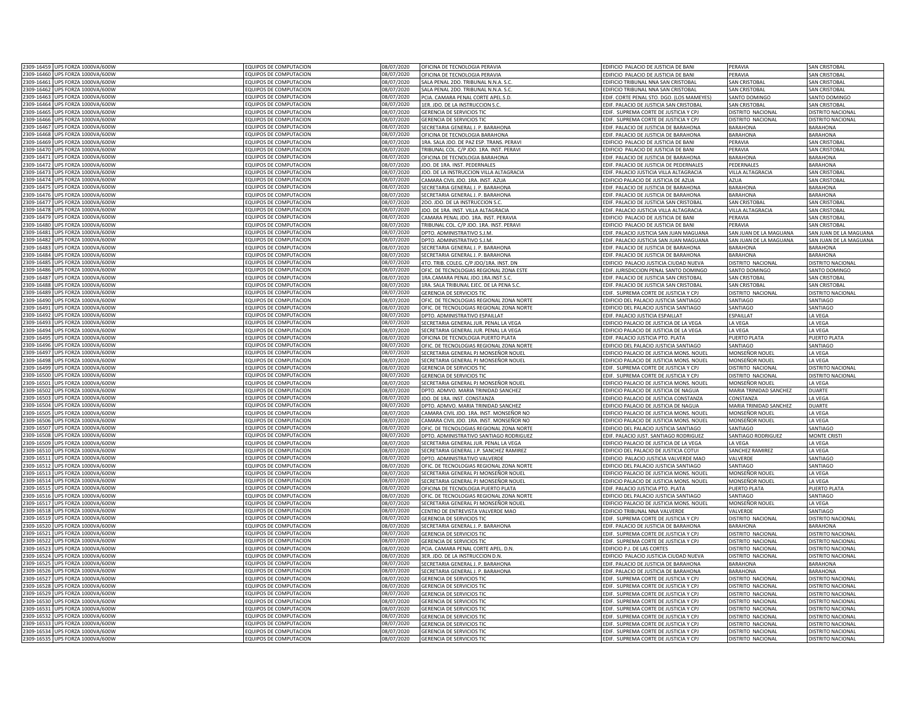| | | | | | | | |
|---|---|---|---|---|---|---|---|
| 2309-16459 | UPS FORZA 1000VA/600W | EQUIPOS DE COMPUTACION | 08/07/2020 | OFICINA DE TECNOLOGIA PERAVIA | EDIFICIO PALACIO DE JUSTICIA DE BANI | PERAVIA | SAN CRISTOBAL |
| 2309-16460 | UPS FORZA 1000VA/600W | EQUIPOS DE COMPUTACION | 08/07/2020 | OFICINA DE TECNOLOGIA PERAVIA | EDIFICIO PALACIO DE JUSTICIA DE BANI | PERAVIA | SAN CRISTOBAL |
| 2309-16461 | UPS FORZA 1000VA/600W | EQUIPOS DE COMPUTACION | 08/07/2020 | SALA PENAL 2DO. TRIBUNAL N.N.A. S.C. | EDIFICIO TRIBUNAL NNA SAN CRISTOBAL | SAN CRISTOBAL | SAN CRISTOBAL |
| 2309-16462 | UPS FORZA 1000VA/600W | EQUIPOS DE COMPUTACION | 08/07/2020 | SALA PENAL 2DO. TRIBUNAL N.N.A. S.C. | EDIFICIO TRIBUNAL NNA SAN CRISTOBAL | SAN CRISTOBAL | SAN CRISTOBAL |
| 2309-16463 | UPS FORZA 1000VA/600W | EQUIPOS DE COMPUTACION | 08/07/2020 | PCIA. CAMARA PENAL CORTE APEL.S.D. | EDIF. CORTE PENAL STO. DGO. (LOS MAMEYES) | SANTO DOMINGO | SANTO DOMINGO |
| 2309-16464 | UPS FORZA 1000VA/600W | EQUIPOS DE COMPUTACION | 08/07/2020 | 1ER. JDO. DE LA INSTRUCCION S.C. | EDIF. PALACIO DE JUSTICIA SAN CRISTOBAL | SAN CRISTOBAL | SAN CRISTOBAL |
| 2309-16465 | UPS FORZA 1000VA/600W | EQUIPOS DE COMPUTACION | 08/07/2020 | GERENCIA DE SERVICIOS TIC | EDIF. SUPREMA CORTE DE JUSTICIA Y CPJ | DISTRITO NACIONAL | DISTRITO NACIONAL |
| 2309-16466 | UPS FORZA 1000VA/600W | EQUIPOS DE COMPUTACION | 08/07/2020 | GERENCIA DE SERVICIOS TIC | EDIF. SUPREMA CORTE DE JUSTICIA Y CPJ | DISTRITO NACIONAL | DISTRITO NACIONAL |
| 2309-16467 | UPS FORZA 1000VA/600W | EQUIPOS DE COMPUTACION | 08/07/2020 | SECRETARIA GENERAL J. P. BARAHONA | EDIF. PALACIO DE JUSTICIA DE BARAHONA | BARAHONA | BARAHONA |
| 2309-16468 | UPS FORZA 1000VA/600W | EQUIPOS DE COMPUTACION | 08/07/2020 | OFICINA DE TECNOLOGIA BARAHONA | EDIF. PALACIO DE JUSTICIA DE BARAHONA | BARAHONA | BARAHONA |
| 2309-16469 | UPS FORZA 1000VA/600W | EQUIPOS DE COMPUTACION | 08/07/2020 | 1RA. SALA JDO. DE PAZ ESP. TRANS. PERAVI | EDIFICIO PALACIO DE JUSTICIA DE BANI | PERAVIA | SAN CRISTOBAL |
| 2309-16470 | UPS FORZA 1000VA/600W | EQUIPOS DE COMPUTACION | 08/07/2020 | TRIBUNAL COL. C/P JDO. 1RA. INST. PERAVI | EDIFICIO PALACIO DE JUSTICIA DE BANI | PERAVIA | SAN CRISTOBAL |
| 2309-16471 | UPS FORZA 1000VA/600W | EQUIPOS DE COMPUTACION | 08/07/2020 | OFICINA DE TECNOLOGIA BARAHONA | EDIF. PALACIO DE JUSTICIA DE BARAHONA | BARAHONA | BARAHONA |
| 2309-16472 | UPS FORZA 1000VA/600W | EQUIPOS DE COMPUTACION | 08/07/2020 | JDO. DE 1RA. INST. PEDERNALES | EDIF. PALACIO DE JUSTICIA DE PEDERNALES | PEDERNALES | BARAHONA |
| 2309-16473 | UPS FORZA 1000VA/600W | EQUIPOS DE COMPUTACION | 08/07/2020 | JDO. DE LA INSTRUCCION VILLA ALTAGRACIA | EDIF. PALACIO JUSTICIA VILLA ALTAGRACIA | VILLA ALTAGRACIA | SAN CRISTOBAL |
| 2309-16474 | UPS FORZA 1000VA/600W | EQUIPOS DE COMPUTACION | 08/07/2020 | CAMARA CIVIL JDO. 1RA. INST. AZUA | EDIFICIO PALACIO DE JUSTICIA DE AZUA | AZUA | SAN CRISTOBAL |
| 2309-16475 | UPS FORZA 1000VA/600W | EQUIPOS DE COMPUTACION | 08/07/2020 | SECRETARIA GENERAL J. P. BARAHONA | EDIF. PALACIO DE JUSTICIA DE BARAHONA | BARAHONA | BARAHONA |
| 2309-16476 | UPS FORZA 1000VA/600W | EQUIPOS DE COMPUTACION | 08/07/2020 | SECRETARIA GENERAL J. P. BARAHONA | EDIF. PALACIO DE JUSTICIA DE BARAHONA | BARAHONA | BARAHONA |
| 2309-16477 | UPS FORZA 1000VA/600W | EQUIPOS DE COMPUTACION | 08/07/2020 | 2DO. JDO. DE LA INSTRUCCION S.C. | EDIF. PALACIO DE JUSTICIA SAN CRISTOBAL | SAN CRISTOBAL | SAN CRISTOBAL |
| 2309-16478 | UPS FORZA 1000VA/600W | EQUIPOS DE COMPUTACION | 08/07/2020 | JDO. DE 1RA. INST. VILLA ALTAGRACIA | EDIF. PALACIO JUSTICIA VILLA ALTAGRACIA | VILLA ALTAGRACIA | SAN CRISTOBAL |
| 2309-16479 | UPS FORZA 1000VA/600W | EQUIPOS DE COMPUTACION | 08/07/2020 | CAMARA PENAL JDO. 1RA. INST. PERAVIA | EDIFICIO PALACIO DE JUSTICIA DE BANI | PERAVIA | SAN CRISTOBAL |
| 2309-16480 | UPS FORZA 1000VA/600W | EQUIPOS DE COMPUTACION | 08/07/2020 | TRIBUNAL COL. C/P JDO. 1RA. INST. PERAVI | EDIFICIO PALACIO DE JUSTICIA DE BANI | PERAVIA | SAN CRISTOBAL |
| 2309-16481 | UPS FORZA 1000VA/600W | EQUIPOS DE COMPUTACION | 08/07/2020 | DPTO. ADMINISTRATIVO S.J.M. | EDIF. PALACIO JUSTICIA SAN JUAN MAGUANA | SAN JUAN DE LA MAGUANA | SAN JUAN DE LA MAGUANA |
| 2309-16482 | UPS FORZA 1000VA/600W | EQUIPOS DE COMPUTACION | 08/07/2020 | DPTO. ADMINISTRATIVO S.J.M. | EDIF. PALACIO JUSTICIA SAN JUAN MAGUANA | SAN JUAN DE LA MAGUANA | SAN JUAN DE LA MAGUANA |
| 2309-16483 | UPS FORZA 1000VA/600W | EQUIPOS DE COMPUTACION | 08/07/2020 | SECRETARIA GENERAL J. P. BARAHONA | EDIF. PALACIO DE JUSTICIA DE BARAHONA | BARAHONA | BARAHONA |
| 2309-16484 | UPS FORZA 1000VA/600W | EQUIPOS DE COMPUTACION | 08/07/2020 | SECRETARIA GENERAL J. P. BARAHONA | EDIF. PALACIO DE JUSTICIA DE BARAHONA | BARAHONA | BARAHONA |
| 2309-16485 | UPS FORZA 1000VA/600W | EQUIPOS DE COMPUTACION | 08/07/2020 | 4TO. TRIB. COLEG. C/P JDO/1RA. INST. DN | EDIFICIO PALACIO JUSTICIA CIUDAD NUEVA | DISTRITO NACIONAL | DISTRITO NACIONAL |
| 2309-16486 | UPS FORZA 1000VA/600W | EQUIPOS DE COMPUTACION | 08/07/2020 | OFIC. DE TECNOLOGIAS REGIONAL ZONA ESTE | EDIF. JURISDICCION PENAL SANTO DOMINGO | SANTO DOMINGO | SANTO DOMINGO |
| 2309-16487 | UPS FORZA 1000VA/600W | EQUIPOS DE COMPUTACION | 08/07/2020 | 1RA.CAMARA PENAL JDO.1RA.INST.S.C. | EDIF. PALACIO DE JUSTICIA SAN CRISTOBAL | SAN CRISTOBAL | SAN CRISTOBAL |
| 2309-16488 | UPS FORZA 1000VA/600W | EQUIPOS DE COMPUTACION | 08/07/2020 | 1RA. SALA TRIBUNAL EJEC. DE LA PENA S.C. | EDIF. PALACIO DE JUSTICIA SAN CRISTOBAL | SAN CRISTOBAL | SAN CRISTOBAL |
| 2309-16489 | UPS FORZA 1000VA/600W | EQUIPOS DE COMPUTACION | 08/07/2020 | GERENCIA DE SERVICIOS TIC | EDIF. SUPREMA CORTE DE JUSTICIA Y CPJ | DISTRITO NACIONAL | DISTRITO NACIONAL |
| 2309-16490 | UPS FORZA 1000VA/600W | EQUIPOS DE COMPUTACION | 08/07/2020 | OFIC. DE TECNOLOGIAS REGIONAL ZONA NORTE | EDIFICIO DEL PALACIO JUSTICIA SANTIAGO | SANTIAGO | SANTIAGO |
| 2309-16491 | UPS FORZA 1000VA/600W | EQUIPOS DE COMPUTACION | 08/07/2020 | OFIC. DE TECNOLOGIAS REGIONAL ZONA NORTE | EDIFICIO DEL PALACIO JUSTICIA SANTIAGO | SANTIAGO | SANTIAGO |
| 2309-16492 | UPS FORZA 1000VA/600W | EQUIPOS DE COMPUTACION | 08/07/2020 | DPTO. ADMINISTRATIVO ESPAILLAT | EDIF. PALACIO JUSTICIA ESPAILLAT | ESPAILLAT | LA VEGA |
| 2309-16493 | UPS FORZA 1000VA/600W | EQUIPOS DE COMPUTACION | 08/07/2020 | SECRETARIA GENERAL JUR. PENAL LA VEGA | EDIFICIO PALACIO DE JUSTICIA DE LA VEGA | LA VEGA | LA VEGA |
| 2309-16494 | UPS FORZA 1000VA/600W | EQUIPOS DE COMPUTACION | 08/07/2020 | SECRETARIA GENERAL JUR. PENAL LA VEGA | EDIFICIO PALACIO DE JUSTICIA DE LA VEGA | LA VEGA | LA VEGA |
| 2309-16495 | UPS FORZA 1000VA/600W | EQUIPOS DE COMPUTACION | 08/07/2020 | OFICINA DE TECNOLOGIA PUERTO PLATA | EDIF. PALACIO JUSTICIA PTO. PLATA | PUERTO PLATA | PUERTO PLATA |
| 2309-16496 | UPS FORZA 1000VA/600W | EQUIPOS DE COMPUTACION | 08/07/2020 | OFIC. DE TECNOLOGIAS REGIONAL ZONA NORTE | EDIFICIO DEL PALACIO JUSTICIA SANTIAGO | SANTIAGO | SANTIAGO |
| 2309-16497 | UPS FORZA 1000VA/600W | EQUIPOS DE COMPUTACION | 08/07/2020 | SECRETARIA GENERAL PJ MONSEÑOR NOUEL | EDIFICIO PALACIO DE JUSTICIA MONS. NOUEL | MONSEÑOR NOUEL | LA VEGA |
| 2309-16498 | UPS FORZA 1000VA/600W | EQUIPOS DE COMPUTACION | 08/07/2020 | SECRETARIA GENERAL PJ MONSEÑOR NOUEL | EDIFICIO PALACIO DE JUSTICIA MONS. NOUEL | MONSEÑOR NOUEL | LA VEGA |
| 2309-16499 | UPS FORZA 1000VA/600W | EQUIPOS DE COMPUTACION | 08/07/2020 | GERENCIA DE SERVICIOS TIC | EDIF. SUPREMA CORTE DE JUSTICIA Y CPJ | DISTRITO NACIONAL | DISTRITO NACIONAL |
| 2309-16500 | UPS FORZA 1000VA/600W | EQUIPOS DE COMPUTACION | 08/07/2020 | GERENCIA DE SERVICIOS TIC | EDIF. SUPREMA CORTE DE JUSTICIA Y CPJ | DISTRITO NACIONAL | DISTRITO NACIONAL |
| 2309-16501 | UPS FORZA 1000VA/600W | EQUIPOS DE COMPUTACION | 08/07/2020 | SECRETARIA GENERAL PJ MONSEÑOR NOUEL | EDIFICIO PALACIO DE JUSTICIA MONS. NOUEL | MONSEÑOR NOUEL | LA VEGA |
| 2309-16502 | UPS FORZA 1000VA/600W | EQUIPOS DE COMPUTACION | 08/07/2020 | DPTO. ADMVO. MARIA TRINIDAD SANCHEZ | EDIFICIO PALACIO DE JUSTICIA DE NAGUA | MARIA TRINIDAD SANCHEZ | DUARTE |
| 2309-16503 | UPS FORZA 1000VA/600W | EQUIPOS DE COMPUTACION | 08/07/2020 | JDO. DE 1RA. INST. CONSTANZA | EDIFICIO PALACIO DE JUSTICIA CONSTANZA | CONSTANZA | LA VEGA |
| 2309-16504 | UPS FORZA 1000VA/600W | EQUIPOS DE COMPUTACION | 08/07/2020 | DPTO. ADMVO. MARIA TRINIDAD SANCHEZ | EDIFICIO PALACIO DE JUSTICIA DE NAGUA | MARIA TRINIDAD SANCHEZ | DUARTE |
| 2309-16505 | UPS FORZA 1000VA/600W | EQUIPOS DE COMPUTACION | 08/07/2020 | CAMARA CIVIL JDO. 1RA. INST. MONSEÑOR NO | EDIFICIO PALACIO DE JUSTICIA MONS. NOUEL | MONSEÑOR NOUEL | LA VEGA |
| 2309-16506 | UPS FORZA 1000VA/600W | EQUIPOS DE COMPUTACION | 08/07/2020 | CAMARA CIVIL JDO. 1RA. INST. MONSEÑOR NO | EDIFICIO PALACIO DE JUSTICIA MONS. NOUEL | MONSEÑOR NOUEL | LA VEGA |
| 2309-16507 | UPS FORZA 1000VA/600W | EQUIPOS DE COMPUTACION | 08/07/2020 | OFIC. DE TECNOLOGIAS REGIONAL ZONA NORTE | EDIFICIO DEL PALACIO JUSTICIA SANTIAGO | SANTIAGO | SANTIAGO |
| 2309-16508 | UPS FORZA 1000VA/600W | EQUIPOS DE COMPUTACION | 08/07/2020 | DPTO. ADMINISTRATIVO SANTIAGO RODRIGUEZ | EDIF. PALACIO JUST. SANTIAGO RODRIGUEZ | SANTIAGO RODRIGUEZ | MONTE CRISTI |
| 2309-16509 | UPS FORZA 1000VA/600W | EQUIPOS DE COMPUTACION | 08/07/2020 | SECRETARIA GENERAL JUR. PENAL LA VEGA | EDIFICIO PALACIO DE JUSTICIA DE LA VEGA | LA VEGA | LA VEGA |
| 2309-16510 | UPS FORZA 1000VA/600W | EQUIPOS DE COMPUTACION | 08/07/2020 | SECRETARIA GENERAL J.P. SANCHEZ RAMIREZ | EDIFICIO DEL PALACIO DE JUSTICIA COTUI | SANCHEZ RAMIREZ | LA VEGA |
| 2309-16511 | UPS FORZA 1000VA/600W | EQUIPOS DE COMPUTACION | 08/07/2020 | DPTO. ADMINISTRATIVO VALVERDE | EDIFICIO PALACIO JUSTICIA VALVERDE MAO | VALVERDE | SANTIAGO |
| 2309-16512 | UPS FORZA 1000VA/600W | EQUIPOS DE COMPUTACION | 08/07/2020 | OFIC. DE TECNOLOGIAS REGIONAL ZONA NORTE | EDIFICIO DEL PALACIO JUSTICIA SANTIAGO | SANTIAGO | SANTIAGO |
| 2309-16513 | UPS FORZA 1000VA/600W | EQUIPOS DE COMPUTACION | 08/07/2020 | SECRETARIA GENERAL PJ MONSEÑOR NOUEL | EDIFICIO PALACIO DE JUSTICIA MONS. NOUEL | MONSEÑOR NOUEL | LA VEGA |
| 2309-16514 | UPS FORZA 1000VA/600W | EQUIPOS DE COMPUTACION | 08/07/2020 | SECRETARIA GENERAL PJ MONSEÑOR NOUEL | EDIFICIO PALACIO DE JUSTICIA MONS. NOUEL | MONSEÑOR NOUEL | LA VEGA |
| 2309-16515 | UPS FORZA 1000VA/600W | EQUIPOS DE COMPUTACION | 08/07/2020 | OFICINA DE TECNOLOGIA PUERTO PLATA | EDIF. PALACIO JUSTICIA PTO. PLATA | PUERTO PLATA | PUERTO PLATA |
| 2309-16516 | UPS FORZA 1000VA/600W | EQUIPOS DE COMPUTACION | 08/07/2020 | OFIC. DE TECNOLOGIAS REGIONAL ZONA NORTE | EDIFICIO DEL PALACIO JUSTICIA SANTIAGO | SANTIAGO | SANTIAGO |
| 2309-16517 | UPS FORZA 1000VA/600W | EQUIPOS DE COMPUTACION | 08/07/2020 | SECRETARIA GENERAL PJ MONSEÑOR NOUEL | EDIFICIO PALACIO DE JUSTICIA MONS. NOUEL | MONSEÑOR NOUEL | LA VEGA |
| 2309-16518 | UPS FORZA 1000VA/600W | EQUIPOS DE COMPUTACION | 08/07/2020 | CENTRO DE ENTREVISTA VALVERDE MAO | EDIFICIO TRIBUNAL NNA VALVERDE | VALVERDE | SANTIAGO |
| 2309-16519 | UPS FORZA 1000VA/600W | EQUIPOS DE COMPUTACION | 08/07/2020 | GERENCIA DE SERVICIOS TIC | EDIF. SUPREMA CORTE DE JUSTICIA Y CPJ | DISTRITO NACIONAL | DISTRITO NACIONAL |
| 2309-16520 | UPS FORZA 1000VA/600W | EQUIPOS DE COMPUTACION | 08/07/2020 | SECRETARIA GENERAL J. P. BARAHONA | EDIF. PALACIO DE JUSTICIA DE BARAHONA | BARAHONA | BARAHONA |
| 2309-16521 | UPS FORZA 1000VA/600W | EQUIPOS DE COMPUTACION | 08/07/2020 | GERENCIA DE SERVICIOS TIC | EDIF. SUPREMA CORTE DE JUSTICIA Y CPJ | DISTRITO NACIONAL | DISTRITO NACIONAL |
| 2309-16522 | UPS FORZA 1000VA/600W | EQUIPOS DE COMPUTACION | 08/07/2020 | GERENCIA DE SERVICIOS TIC | EDIF. SUPREMA CORTE DE JUSTICIA Y CPJ | DISTRITO NACIONAL | DISTRITO NACIONAL |
| 2309-16523 | UPS FORZA 1000VA/600W | EQUIPOS DE COMPUTACION | 08/07/2020 | PCIA. CAMARA PENAL CORTE APEL. D.N. | EDIFICIO P.J. DE LAS CORTES | DISTRITO NACIONAL | DISTRITO NACIONAL |
| 2309-16524 | UPS FORZA 1000VA/600W | EQUIPOS DE COMPUTACION | 08/07/2020 | 3ER. JDO. DE LA INSTRUCCION D.N. | EDIFICIO PALACIO JUSTICIA CIUDAD NUEVA | DISTRITO NACIONAL | DISTRITO NACIONAL |
| 2309-16525 | UPS FORZA 1000VA/600W | EQUIPOS DE COMPUTACION | 08/07/2020 | SECRETARIA GENERAL J. P. BARAHONA | EDIF. PALACIO DE JUSTICIA DE BARAHONA | BARAHONA | BARAHONA |
| 2309-16526 | UPS FORZA 1000VA/600W | EQUIPOS DE COMPUTACION | 08/07/2020 | SECRETARIA GENERAL J. P. BARAHONA | EDIF. PALACIO DE JUSTICIA DE BARAHONA | BARAHONA | BARAHONA |
| 2309-16527 | UPS FORZA 1000VA/600W | EQUIPOS DE COMPUTACION | 08/07/2020 | GERENCIA DE SERVICIOS TIC | EDIF. SUPREMA CORTE DE JUSTICIA Y CPJ | DISTRITO NACIONAL | DISTRITO NACIONAL |
| 2309-16528 | UPS FORZA 1000VA/600W | EQUIPOS DE COMPUTACION | 08/07/2020 | GERENCIA DE SERVICIOS TIC | EDIF. SUPREMA CORTE DE JUSTICIA Y CPJ | DISTRITO NACIONAL | DISTRITO NACIONAL |
| 2309-16529 | UPS FORZA 1000VA/600W | EQUIPOS DE COMPUTACION | 08/07/2020 | GERENCIA DE SERVICIOS TIC | EDIF. SUPREMA CORTE DE JUSTICIA Y CPJ | DISTRITO NACIONAL | DISTRITO NACIONAL |
| 2309-16530 | UPS FORZA 1000VA/600W | EQUIPOS DE COMPUTACION | 08/07/2020 | GERENCIA DE SERVICIOS TIC | EDIF. SUPREMA CORTE DE JUSTICIA Y CPJ | DISTRITO NACIONAL | DISTRITO NACIONAL |
| 2309-16531 | UPS FORZA 1000VA/600W | EQUIPOS DE COMPUTACION | 08/07/2020 | GERENCIA DE SERVICIOS TIC | EDIF. SUPREMA CORTE DE JUSTICIA Y CPJ | DISTRITO NACIONAL | DISTRITO NACIONAL |
| 2309-16532 | UPS FORZA 1000VA/600W | EQUIPOS DE COMPUTACION | 08/07/2020 | GERENCIA DE SERVICIOS TIC | EDIF. SUPREMA CORTE DE JUSTICIA Y CPJ | DISTRITO NACIONAL | DISTRITO NACIONAL |
| 2309-16533 | UPS FORZA 1000VA/600W | EQUIPOS DE COMPUTACION | 08/07/2020 | GERENCIA DE SERVICIOS TIC | EDIF. SUPREMA CORTE DE JUSTICIA Y CPJ | DISTRITO NACIONAL | DISTRITO NACIONAL |
| 2309-16534 | UPS FORZA 1000VA/600W | EQUIPOS DE COMPUTACION | 08/07/2020 | GERENCIA DE SERVICIOS TIC | EDIF. SUPREMA CORTE DE JUSTICIA Y CPJ | DISTRITO NACIONAL | DISTRITO NACIONAL |
| 2309-16535 | UPS FORZA 1000VA/600W | EQUIPOS DE COMPUTACION | 08/07/2020 | GERENCIA DE SERVICIOS TIC | EDIF. SUPREMA CORTE DE JUSTICIA Y CPJ | DISTRITO NACIONAL | DISTRITO NACIONAL |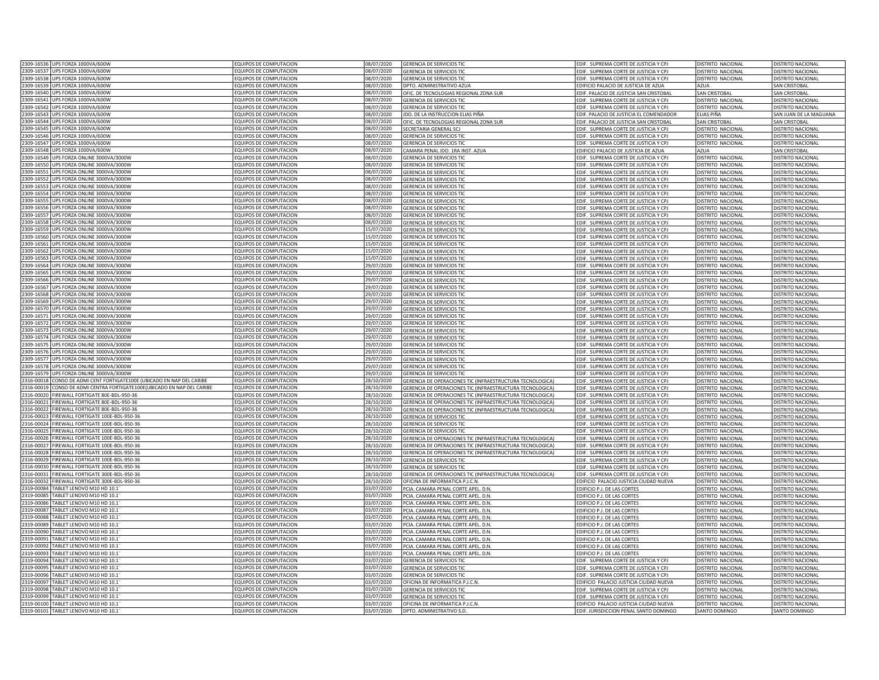| | | | | | | | |
|---|---|---|---|---|---|---|---|
| 2309-16536 | UPS FORZA 1000VA/600W | EQUIPOS DE COMPUTACION | 08/07/2020 | GERENCIA DE SERVICIOS TIC | EDIF. SUPREMA CORTE DE JUSTICIA Y CPJ | DISTRITO NACIONAL | DISTRITO NACIONAL |
| 2309-16537 | UPS FORZA 1000VA/600W | EQUIPOS DE COMPUTACION | 08/07/2020 | GERENCIA DE SERVICIOS TIC | EDIF. SUPREMA CORTE DE JUSTICIA Y CPJ | DISTRITO NACIONAL | DISTRITO NACIONAL |
| 2309-16538 | UPS FORZA 1000VA/600W | EQUIPOS DE COMPUTACION | 08/07/2020 | GERENCIA DE SERVICIOS TIC | EDIF. SUPREMA CORTE DE JUSTICIA Y CPJ | DISTRITO NACIONAL | DISTRITO NACIONAL |
| 2309-16539 | UPS FORZA 1000VA/600W | EQUIPOS DE COMPUTACION | 08/07/2020 | DPTO. ADMINISTRATIVO AZUA | EDIFICIO PALACIO DE JUSTICIA DE AZUA | AZUA | SAN CRISTOBAL |
| 2309-16540 | UPS FORZA 1000VA/600W | EQUIPOS DE COMPUTACION | 08/07/2020 | OFIC. DE TECNOLOGIAS REGIONAL ZONA SUR | EDIF. PALACIO DE JUSTICIA SAN CRISTOBAL | SAN CRISTOBAL | SAN CRISTOBAL |
| 2309-16541 | UPS FORZA 1000VA/600W | EQUIPOS DE COMPUTACION | 08/07/2020 | GERENCIA DE SERVICIOS TIC | EDIF. SUPREMA CORTE DE JUSTICIA Y CPJ | DISTRITO NACIONAL | DISTRITO NACIONAL |
| 2309-16542 | UPS FORZA 1000VA/600W | EQUIPOS DE COMPUTACION | 08/07/2020 | GERENCIA DE SERVICIOS TIC | EDIF. SUPREMA CORTE DE JUSTICIA Y CPJ | DISTRITO NACIONAL | DISTRITO NACIONAL |
| 2309-16543 | UPS FORZA 1000VA/600W | EQUIPOS DE COMPUTACION | 08/07/2020 | JDO. DE LA INSTRUCCION ELIAS PIÑA | EDIF. PALACIO DE JUSTICIA EL COMENDADOR | ELIAS PIÑA | SAN JUAN DE LA MAGUANA |
| 2309-16544 | UPS FORZA 1000VA/600W | EQUIPOS DE COMPUTACION | 08/07/2020 | OFIC. DE TECNOLOGIAS REGIONAL ZONA SUR | EDIF. PALACIO DE JUSTICIA SAN CRISTOBAL | SAN CRISTOBAL | SAN CRISTOBAL |
| 2309-16545 | UPS FORZA 1000VA/600W | EQUIPOS DE COMPUTACION | 08/07/2020 | SECRETARIA GENERAL SCJ | EDIF. SUPREMA CORTE DE JUSTICIA Y CPJ | DISTRITO NACIONAL | DISTRITO NACIONAL |
| 2309-16546 | UPS FORZA 1000VA/600W | EQUIPOS DE COMPUTACION | 08/07/2020 | GERENCIA DE SERVICIOS TIC | EDIF. SUPREMA CORTE DE JUSTICIA Y CPJ | DISTRITO NACIONAL | DISTRITO NACIONAL |
| 2309-16547 | UPS FORZA 1000VA/600W | EQUIPOS DE COMPUTACION | 08/07/2020 | GERENCIA DE SERVICIOS TIC | EDIF. SUPREMA CORTE DE JUSTICIA Y CPJ | DISTRITO NACIONAL | DISTRITO NACIONAL |
| 2309-16548 | UPS FORZA 1000VA/600W | EQUIPOS DE COMPUTACION | 08/07/2020 | CAMARA PENAL JDO. 1RA INST. AZUA | EDIFICIO PALACIO DE JUSTICIA DE AZUA | AZUA | SAN CRISTOBAL |
| 2309-16549 | UPS FORZA ONLINE 3000VA/3000W | EQUIPOS DE COMPUTACION | 08/07/2020 | GERENCIA DE SERVICIOS TIC | EDIF. SUPREMA CORTE DE JUSTICIA Y CPJ | DISTRITO NACIONAL | DISTRITO NACIONAL |
| 2309-16550 | UPS FORZA ONLINE 3000VA/3000W | EQUIPOS DE COMPUTACION | 08/07/2020 | GERENCIA DE SERVICIOS TIC | EDIF. SUPREMA CORTE DE JUSTICIA Y CPJ | DISTRITO NACIONAL | DISTRITO NACIONAL |
| 2309-16551 | UPS FORZA ONLINE 3000VA/3000W | EQUIPOS DE COMPUTACION | 08/07/2020 | GERENCIA DE SERVICIOS TIC | EDIF. SUPREMA CORTE DE JUSTICIA Y CPJ | DISTRITO NACIONAL | DISTRITO NACIONAL |
| 2309-16552 | UPS FORZA ONLINE 3000VA/3000W | EQUIPOS DE COMPUTACION | 08/07/2020 | GERENCIA DE SERVICIOS TIC | EDIF. SUPREMA CORTE DE JUSTICIA Y CPJ | DISTRITO NACIONAL | DISTRITO NACIONAL |
| 2309-16553 | UPS FORZA ONLINE 3000VA/3000W | EQUIPOS DE COMPUTACION | 08/07/2020 | GERENCIA DE SERVICIOS TIC | EDIF. SUPREMA CORTE DE JUSTICIA Y CPJ | DISTRITO NACIONAL | DISTRITO NACIONAL |
| 2309-16554 | UPS FORZA ONLINE 3000VA/3000W | EQUIPOS DE COMPUTACION | 08/07/2020 | GERENCIA DE SERVICIOS TIC | EDIF. SUPREMA CORTE DE JUSTICIA Y CPJ | DISTRITO NACIONAL | DISTRITO NACIONAL |
| 2309-16555 | UPS FORZA ONLINE 3000VA/3000W | EQUIPOS DE COMPUTACION | 08/07/2020 | GERENCIA DE SERVICIOS TIC | EDIF. SUPREMA CORTE DE JUSTICIA Y CPJ | DISTRITO NACIONAL | DISTRITO NACIONAL |
| 2309-16556 | UPS FORZA ONLINE 3000VA/3000W | EQUIPOS DE COMPUTACION | 08/07/2020 | GERENCIA DE SERVICIOS TIC | EDIF. SUPREMA CORTE DE JUSTICIA Y CPJ | DISTRITO NACIONAL | DISTRITO NACIONAL |
| 2309-16557 | UPS FORZA ONLINE 3000VA/3000W | EQUIPOS DE COMPUTACION | 08/07/2020 | GERENCIA DE SERVICIOS TIC | EDIF. SUPREMA CORTE DE JUSTICIA Y CPJ | DISTRITO NACIONAL | DISTRITO NACIONAL |
| 2309-16558 | UPS FORZA ONLINE 3000VA/3000W | EQUIPOS DE COMPUTACION | 08/07/2020 | GERENCIA DE SERVICIOS TIC | EDIF. SUPREMA CORTE DE JUSTICIA Y CPJ | DISTRITO NACIONAL | DISTRITO NACIONAL |
| 2309-16559 | UPS FORZA ONLINE 3000VA/3000W | EQUIPOS DE COMPUTACION | 15/07/2020 | GERENCIA DE SERVICIOS TIC | EDIF. SUPREMA CORTE DE JUSTICIA Y CPJ | DISTRITO NACIONAL | DISTRITO NACIONAL |
| 2309-16560 | UPS FORZA ONLINE 3000VA/3000W | EQUIPOS DE COMPUTACION | 15/07/2020 | GERENCIA DE SERVICIOS TIC | EDIF. SUPREMA CORTE DE JUSTICIA Y CPJ | DISTRITO NACIONAL | DISTRITO NACIONAL |
| 2309-16561 | UPS FORZA ONLINE 3000VA/3000W | EQUIPOS DE COMPUTACION | 15/07/2020 | GERENCIA DE SERVICIOS TIC | EDIF. SUPREMA CORTE DE JUSTICIA Y CPJ | DISTRITO NACIONAL | DISTRITO NACIONAL |
| 2309-16562 | UPS FORZA ONLINE 3000VA/3000W | EQUIPOS DE COMPUTACION | 15/07/2020 | GERENCIA DE SERVICIOS TIC | EDIF. SUPREMA CORTE DE JUSTICIA Y CPJ | DISTRITO NACIONAL | DISTRITO NACIONAL |
| 2309-16563 | UPS FORZA ONLINE 3000VA/3000W | EQUIPOS DE COMPUTACION | 15/07/2020 | GERENCIA DE SERVICIOS TIC | EDIF. SUPREMA CORTE DE JUSTICIA Y CPJ | DISTRITO NACIONAL | DISTRITO NACIONAL |
| 2309-16564 | UPS FORZA ONLINE 3000VA/3000W | EQUIPOS DE COMPUTACION | 29/07/2020 | GERENCIA DE SERVICIOS TIC | EDIF. SUPREMA CORTE DE JUSTICIA Y CPJ | DISTRITO NACIONAL | DISTRITO NACIONAL |
| 2309-16565 | UPS FORZA ONLINE 3000VA/3000W | EQUIPOS DE COMPUTACION | 29/07/2020 | GERENCIA DE SERVICIOS TIC | EDIF. SUPREMA CORTE DE JUSTICIA Y CPJ | DISTRITO NACIONAL | DISTRITO NACIONAL |
| 2309-16566 | UPS FORZA ONLINE 3000VA/3000W | EQUIPOS DE COMPUTACION | 29/07/2020 | GERENCIA DE SERVICIOS TIC | EDIF. SUPREMA CORTE DE JUSTICIA Y CPJ | DISTRITO NACIONAL | DISTRITO NACIONAL |
| 2309-16567 | UPS FORZA ONLINE 3000VA/3000W | EQUIPOS DE COMPUTACION | 29/07/2020 | GERENCIA DE SERVICIOS TIC | EDIF. SUPREMA CORTE DE JUSTICIA Y CPJ | DISTRITO NACIONAL | DISTRITO NACIONAL |
| 2309-16568 | UPS FORZA ONLINE 3000VA/3000W | EQUIPOS DE COMPUTACION | 29/07/2020 | GERENCIA DE SERVICIOS TIC | EDIF. SUPREMA CORTE DE JUSTICIA Y CPJ | DISTRITO NACIONAL | DISTRITO NACIONAL |
| 2309-16569 | UPS FORZA ONLINE 3000VA/3000W | EQUIPOS DE COMPUTACION | 29/07/2020 | GERENCIA DE SERVICIOS TIC | EDIF. SUPREMA CORTE DE JUSTICIA Y CPJ | DISTRITO NACIONAL | DISTRITO NACIONAL |
| 2309-16570 | UPS FORZA ONLINE 3000VA/3000W | EQUIPOS DE COMPUTACION | 29/07/2020 | GERENCIA DE SERVICIOS TIC | EDIF. SUPREMA CORTE DE JUSTICIA Y CPJ | DISTRITO NACIONAL | DISTRITO NACIONAL |
| 2309-16571 | UPS FORZA ONLINE 3000VA/3000W | EQUIPOS DE COMPUTACION | 29/07/2020 | GERENCIA DE SERVICIOS TIC | EDIF. SUPREMA CORTE DE JUSTICIA Y CPJ | DISTRITO NACIONAL | DISTRITO NACIONAL |
| 2309-16572 | UPS FORZA ONLINE 3000VA/3000W | EQUIPOS DE COMPUTACION | 29/07/2020 | GERENCIA DE SERVICIOS TIC | EDIF. SUPREMA CORTE DE JUSTICIA Y CPJ | DISTRITO NACIONAL | DISTRITO NACIONAL |
| 2309-16573 | UPS FORZA ONLINE 3000VA/3000W | EQUIPOS DE COMPUTACION | 29/07/2020 | GERENCIA DE SERVICIOS TIC | EDIF. SUPREMA CORTE DE JUSTICIA Y CPJ | DISTRITO NACIONAL | DISTRITO NACIONAL |
| 2309-16574 | UPS FORZA ONLINE 3000VA/3000W | EQUIPOS DE COMPUTACION | 29/07/2020 | GERENCIA DE SERVICIOS TIC | EDIF. SUPREMA CORTE DE JUSTICIA Y CPJ | DISTRITO NACIONAL | DISTRITO NACIONAL |
| 2309-16575 | UPS FORZA ONLINE 3000VA/3000W | EQUIPOS DE COMPUTACION | 29/07/2020 | GERENCIA DE SERVICIOS TIC | EDIF. SUPREMA CORTE DE JUSTICIA Y CPJ | DISTRITO NACIONAL | DISTRITO NACIONAL |
| 2309-16576 | UPS FORZA ONLINE 3000VA/3000W | EQUIPOS DE COMPUTACION | 29/07/2020 | GERENCIA DE SERVICIOS TIC | EDIF. SUPREMA CORTE DE JUSTICIA Y CPJ | DISTRITO NACIONAL | DISTRITO NACIONAL |
| 2309-16577 | UPS FORZA ONLINE 3000VA/3000W | EQUIPOS DE COMPUTACION | 29/07/2020 | GERENCIA DE SERVICIOS TIC | EDIF. SUPREMA CORTE DE JUSTICIA Y CPJ | DISTRITO NACIONAL | DISTRITO NACIONAL |
| 2309-16578 | UPS FORZA ONLINE 3000VA/3000W | EQUIPOS DE COMPUTACION | 29/07/2020 | GERENCIA DE SERVICIOS TIC | EDIF. SUPREMA CORTE DE JUSTICIA Y CPJ | DISTRITO NACIONAL | DISTRITO NACIONAL |
| 2309-16579 | UPS FORZA ONLINE 3000VA/3000W | EQUIPOS DE COMPUTACION | 29/07/2020 | GERENCIA DE SERVICIOS TIC | EDIF. SUPREMA CORTE DE JUSTICIA Y CPJ | DISTRITO NACIONAL | DISTRITO NACIONAL |
| 2316-00018 | CONSO DE ADMI CENT FORTIGATE100E (UBICADO EN NAP DEL CARIBE | EQUIPOS DE COMPUTACION | 28/10/2020 | GERENCIA DE OPERACIONES TIC (INFRAESTRUCTURA TECNOLOGICA) | EDIF. SUPREMA CORTE DE JUSTICIA Y CPJ | DISTRITO NACIONAL | DISTRITO NACIONAL |
| 2316-00019 | CONSO DE ADMI CENTRA FORTIGATE100E(UBICADO EN NAP DEL CARIBE | EQUIPOS DE COMPUTACION | 28/10/2020 | GERENCIA DE OPERACIONES TIC (INFRAESTRUCTURA TECNOLOGICA) | EDIF. SUPREMA CORTE DE JUSTICIA Y CPJ | DISTRITO NACIONAL | DISTRITO NACIONAL |
| 2316-00020 | FIREWALL FORTIGATE 80E-BDL-950-36 | EQUIPOS DE COMPUTACION | 28/10/2020 | GERENCIA DE OPERACIONES TIC (INFRAESTRUCTURA TECNOLOGICA) | EDIF. SUPREMA CORTE DE JUSTICIA Y CPJ | DISTRITO NACIONAL | DISTRITO NACIONAL |
| 2316-00021 | FIREWALL FORTIGATE 80E-BDL-950-36 | EQUIPOS DE COMPUTACION | 28/10/2020 | GERENCIA DE OPERACIONES TIC (INFRAESTRUCTURA TECNOLOGICA) | EDIF. SUPREMA CORTE DE JUSTICIA Y CPJ | DISTRITO NACIONAL | DISTRITO NACIONAL |
| 2316-00022 | FIREWALL FORTIGATE 80E-BDL-950-36 | EQUIPOS DE COMPUTACION | 28/10/2020 | GERENCIA DE OPERACIONES TIC (INFRAESTRUCTURA TECNOLOGICA) | EDIF. SUPREMA CORTE DE JUSTICIA Y CPJ | DISTRITO NACIONAL | DISTRITO NACIONAL |
| 2316-00023 | FIREWALL FORTIGATE 100E-BDL-950-36 | EQUIPOS DE COMPUTACION | 28/10/2020 | GERENCIA DE SERVICIOS TIC | EDIF. SUPREMA CORTE DE JUSTICIA Y CPJ | DISTRITO NACIONAL | DISTRITO NACIONAL |
| 2316-00024 | FIREWALL FORTIGATE 100E-BDL-950-36 | EQUIPOS DE COMPUTACION | 28/10/2020 | GERENCIA DE SERVICIOS TIC | EDIF. SUPREMA CORTE DE JUSTICIA Y CPJ | DISTRITO NACIONAL | DISTRITO NACIONAL |
| 2316-00025 | FIREWALL FORTIGATE 100E-BDL-950-36 | EQUIPOS DE COMPUTACION | 28/10/2020 | GERENCIA DE SERVICIOS TIC | EDIF. SUPREMA CORTE DE JUSTICIA Y CPJ | DISTRITO NACIONAL | DISTRITO NACIONAL |
| 2316-00026 | FIREWALL FORTIGATE 100E-BDL-950-36 | EQUIPOS DE COMPUTACION | 28/10/2020 | GERENCIA DE OPERACIONES TIC (INFRAESTRUCTURA TECNOLOGICA) | EDIF. SUPREMA CORTE DE JUSTICIA Y CPJ | DISTRITO NACIONAL | DISTRITO NACIONAL |
| 2316-00027 | FIREWALL FORTIGATE 100E-BDL-950-36 | EQUIPOS DE COMPUTACION | 28/10/2020 | GERENCIA DE OPERACIONES TIC (INFRAESTRUCTURA TECNOLOGICA) | EDIF. SUPREMA CORTE DE JUSTICIA Y CPJ | DISTRITO NACIONAL | DISTRITO NACIONAL |
| 2316-00028 | FIREWALL FORTIGATE 100E-BDL-950-36 | EQUIPOS DE COMPUTACION | 28/10/2020 | GERENCIA DE OPERACIONES TIC (INFRAESTRUCTURA TECNOLOGICA) | EDIF. SUPREMA CORTE DE JUSTICIA Y CPJ | DISTRITO NACIONAL | DISTRITO NACIONAL |
| 2316-00029 | FIREWALL FORTIGATE 100E-BDL-950-36 | EQUIPOS DE COMPUTACION | 28/10/2020 | GERENCIA DE SERVICIOS TIC | EDIF. SUPREMA CORTE DE JUSTICIA Y CPJ | DISTRITO NACIONAL | DISTRITO NACIONAL |
| 2316-00030 | FIREWALL FORTIGATE 200E-BDL-950-36 | EQUIPOS DE COMPUTACION | 28/10/2020 | GERENCIA DE SERVICIOS TIC | EDIF. SUPREMA CORTE DE JUSTICIA Y CPJ | DISTRITO NACIONAL | DISTRITO NACIONAL |
| 2316-00031 | FIREWALL FORTIGATE 300E-BDL-950-36 | EQUIPOS DE COMPUTACION | 28/10/2020 | GERENCIA DE OPERACIONES TIC (INFRAESTRUCTURA TECNOLOGICA) | EDIF. SUPREMA CORTE DE JUSTICIA Y CPJ | DISTRITO NACIONAL | DISTRITO NACIONAL |
| 2316-00032 | FIREWALL FORTIGATE 300E-BDL-950-36 | EQUIPOS DE COMPUTACION | 28/10/2020 | OFICINA DE INFORMATICA P.J.C.N. | EDIFICIO PALACIO JUSTICIA CIUDAD NUEVA | DISTRITO NACIONAL | DISTRITO NACIONAL |
| 2319-00084 | TABLET LENOVO M10 HD 10.1¨ | EQUIPOS DE COMPUTACION | 03/07/2020 | PCIA. CAMARA PENAL CORTE APEL. D.N. | EDIFICIO P.J. DE LAS CORTES | DISTRITO NACIONAL | DISTRITO NACIONAL |
| 2319-00085 | TABLET LENOVO M10 HD 10.1¨ | EQUIPOS DE COMPUTACION | 03/07/2020 | PCIA. CAMARA PENAL CORTE APEL. D.N. | EDIFICIO P.J. DE LAS CORTES | DISTRITO NACIONAL | DISTRITO NACIONAL |
| 2319-00086 | TABLET LENOVO M10 HD 10.1¨ | EQUIPOS DE COMPUTACION | 03/07/2020 | PCIA. CAMARA PENAL CORTE APEL. D.N. | EDIFICIO P.J. DE LAS CORTES | DISTRITO NACIONAL | DISTRITO NACIONAL |
| 2319-00087 | TABLET LENOVO M10 HD 10.1¨ | EQUIPOS DE COMPUTACION | 03/07/2020 | PCIA. CAMARA PENAL CORTE APEL. D.N. | EDIFICIO P.J. DE LAS CORTES | DISTRITO NACIONAL | DISTRITO NACIONAL |
| 2319-00088 | TABLET LENOVO M10 HD 10.1¨ | EQUIPOS DE COMPUTACION | 03/07/2020 | PCIA. CAMARA PENAL CORTE APEL. D.N. | EDIFICIO P.J. DE LAS CORTES | DISTRITO NACIONAL | DISTRITO NACIONAL |
| 2319-00089 | TABLET LENOVO M10 HD 10.1¨ | EQUIPOS DE COMPUTACION | 03/07/2020 | PCIA. CAMARA PENAL CORTE APEL. D.N. | EDIFICIO P.J. DE LAS CORTES | DISTRITO NACIONAL | DISTRITO NACIONAL |
| 2319-00090 | TABLET LENOVO M10 HD 10.1¨ | EQUIPOS DE COMPUTACION | 03/07/2020 | PCIA. CAMARA PENAL CORTE APEL. D.N. | EDIFICIO P.J. DE LAS CORTES | DISTRITO NACIONAL | DISTRITO NACIONAL |
| 2319-00091 | TABLET LENOVO M10 HD 10.1¨ | EQUIPOS DE COMPUTACION | 03/07/2020 | PCIA. CAMARA PENAL CORTE APEL. D.N. | EDIFICIO P.J. DE LAS CORTES | DISTRITO NACIONAL | DISTRITO NACIONAL |
| 2319-00092 | TABLET LENOVO M10 HD 10.1¨ | EQUIPOS DE COMPUTACION | 03/07/2020 | PCIA. CAMARA PENAL CORTE APEL. D.N. | EDIFICIO P.J. DE LAS CORTES | DISTRITO NACIONAL | DISTRITO NACIONAL |
| 2319-00093 | TABLET LENOVO M10 HD 10.1¨ | EQUIPOS DE COMPUTACION | 03/07/2020 | PCIA. CAMARA PENAL CORTE APEL. D.N. | EDIFICIO P.J. DE LAS CORTES | DISTRITO NACIONAL | DISTRITO NACIONAL |
| 2319-00094 | TABLET LENOVO M10 HD 10.1¨ | EQUIPOS DE COMPUTACION | 03/07/2020 | GERENCIA DE SERVICIOS TIC | EDIF. SUPREMA CORTE DE JUSTICIA Y CPJ | DISTRITO NACIONAL | DISTRITO NACIONAL |
| 2319-00095 | TABLET LENOVO M10 HD 10.1¨ | EQUIPOS DE COMPUTACION | 03/07/2020 | GERENCIA DE SERVICIOS TIC | EDIF. SUPREMA CORTE DE JUSTICIA Y CPJ | DISTRITO NACIONAL | DISTRITO NACIONAL |
| 2319-00096 | TABLET LENOVO M10 HD 10.1¨ | EQUIPOS DE COMPUTACION | 03/07/2020 | GERENCIA DE SERVICIOS TIC | EDIF. SUPREMA CORTE DE JUSTICIA Y CPJ | DISTRITO NACIONAL | DISTRITO NACIONAL |
| 2319-00097 | TABLET LENOVO M10 HD 10.1¨ | EQUIPOS DE COMPUTACION | 03/07/2020 | OFICINA DE INFORMATICA P.J.C.N. | EDIFICIO PALACIO JUSTICIA CIUDAD NUEVA | DISTRITO NACIONAL | DISTRITO NACIONAL |
| 2319-00098 | TABLET LENOVO M10 HD 10.1¨ | EQUIPOS DE COMPUTACION | 03/07/2020 | GERENCIA DE SERVICIOS TIC | EDIF. SUPREMA CORTE DE JUSTICIA Y CPJ | DISTRITO NACIONAL | DISTRITO NACIONAL |
| 2319-00099 | TABLET LENOVO M10 HD 10.1¨ | EQUIPOS DE COMPUTACION | 03/07/2020 | GERENCIA DE SERVICIOS TIC | EDIF. SUPREMA CORTE DE JUSTICIA Y CPJ | DISTRITO NACIONAL | DISTRITO NACIONAL |
| 2319-00100 | TABLET LENOVO M10 HD 10.1¨ | EQUIPOS DE COMPUTACION | 03/07/2020 | OFICINA DE INFORMATICA P.J.C.N. | EDIFICIO PALACIO JUSTICIA CIUDAD NUEVA | DISTRITO NACIONAL | DISTRITO NACIONAL |
| 2319-00101 | TABLET LENOVO M10 HD 10.1¨ | EQUIPOS DE COMPUTACION | 03/07/2020 | DPTO. ADMINISTRATIVO S.D. | EDIF. JURISDICCION PENAL SANTO DOMINGO | SANTO DOMINGO | SANTO DOMINGO |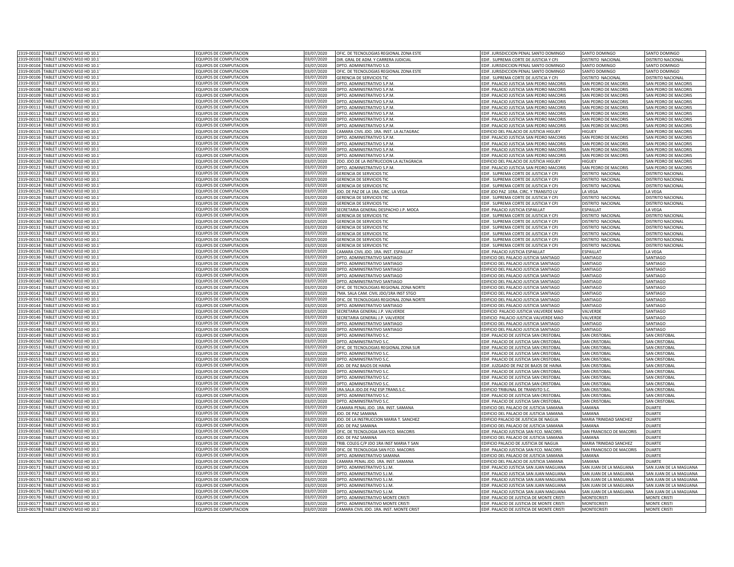| | | | | | | | |
|---|---|---|---|---|---|---|---|
| 2319-00102 | TABLET LENOVO M10 HD 10.1¨ | EQUIPOS DE COMPUTACION | 03/07/2020 | OFIC. DE TECNOLOGIAS REGIONAL ZONA ESTE | EDIF. JURISDICCION PENAL SANTO DOMINGO | SANTO DOMINGO | SANTO DOMINGO |
| 2319-00103 | TABLET LENOVO M10 HD 10.1¨ | EQUIPOS DE COMPUTACION | 03/07/2020 | DIR. GRAL DE ADM. Y CARRERA JUDICIAL | EDIF. SUPREMA CORTE DE JUSTICIA Y CPJ | DISTRITO NACIONAL | DISTRITO NACIONAL |
| 2319-00104 | TABLET LENOVO M10 HD 10.1¨ | EQUIPOS DE COMPUTACION | 03/07/2020 | DPTO. ADMINISTRATIVO S.D. | EDIF. JURISDICCION PENAL SANTO DOMINGO | SANTO DOMINGO | SANTO DOMINGO |
| 2319-00105 | TABLET LENOVO M10 HD 10.1¨ | EQUIPOS DE COMPUTACION | 03/07/2020 | OFIC. DE TECNOLOGIAS REGIONAL ZONA ESTE | EDIF. JURISDICCION PENAL SANTO DOMINGO | SANTO DOMINGO | SANTO DOMINGO |
| 2319-00106 | TABLET LENOVO M10 HD 10.1¨ | EQUIPOS DE COMPUTACION | 03/07/2020 | GERENCIA DE SERVICIOS TIC | EDIF. SUPREMA CORTE DE JUSTICIA Y CPJ | DISTRITO NACIONAL | DISTRITO NACIONAL |
| 2319-00107 | TABLET LENOVO M10 HD 10.1¨ | EQUIPOS DE COMPUTACION | 03/07/2020 | DPTO. ADMINISTRATIVO S.P.M. | EDIF. PALACIO JUSTICIA SAN PEDRO MACORIS | SAN PEDRO DE MACORIS | SAN PEDRO DE MACORIS |
| 2319-00108 | TABLET LENOVO M10 HD 10.1¨ | EQUIPOS DE COMPUTACION | 03/07/2020 | DPTO. ADMINISTRATIVO S.P.M. | EDIF. PALACIO JUSTICIA SAN PEDRO MACORIS | SAN PEDRO DE MACORIS | SAN PEDRO DE MACORIS |
| 2319-00109 | TABLET LENOVO M10 HD 10.1¨ | EQUIPOS DE COMPUTACION | 03/07/2020 | DPTO. ADMINISTRATIVO S.P.M. | EDIF. PALACIO JUSTICIA SAN PEDRO MACORIS | SAN PEDRO DE MACORIS | SAN PEDRO DE MACORIS |
| 2319-00110 | TABLET LENOVO M10 HD 10.1¨ | EQUIPOS DE COMPUTACION | 03/07/2020 | DPTO. ADMINISTRATIVO S.P.M. | EDIF. PALACIO JUSTICIA SAN PEDRO MACORIS | SAN PEDRO DE MACORIS | SAN PEDRO DE MACORIS |
| 2319-00111 | TABLET LENOVO M10 HD 10.1¨ | EQUIPOS DE COMPUTACION | 03/07/2020 | DPTO. ADMINISTRATIVO S.P.M. | EDIF. PALACIO JUSTICIA SAN PEDRO MACORIS | SAN PEDRO DE MACORIS | SAN PEDRO DE MACORIS |
| 2319-00112 | TABLET LENOVO M10 HD 10.1¨ | EQUIPOS DE COMPUTACION | 03/07/2020 | DPTO. ADMINISTRATIVO S.P.M. | EDIF. PALACIO JUSTICIA SAN PEDRO MACORIS | SAN PEDRO DE MACORIS | SAN PEDRO DE MACORIS |
| 2319-00113 | TABLET LENOVO M10 HD 10.1¨ | EQUIPOS DE COMPUTACION | 03/07/2020 | DPTO. ADMINISTRATIVO S.P.M. | EDIF. PALACIO JUSTICIA SAN PEDRO MACORIS | SAN PEDRO DE MACORIS | SAN PEDRO DE MACORIS |
| 2319-00114 | TABLET LENOVO M10 HD 10.1¨ | EQUIPOS DE COMPUTACION | 03/07/2020 | DPTO. ADMINISTRATIVO S.P.M. | EDIF. PALACIO JUSTICIA SAN PEDRO MACORIS | SAN PEDRO DE MACORIS | SAN PEDRO DE MACORIS |
| 2319-00115 | TABLET LENOVO M10 HD 10.1¨ | EQUIPOS DE COMPUTACION | 03/07/2020 | CAMARA CIVIL JDO. 1RA. INST. LA ALTAGRAC | EDIFICIO DEL PALACIO DE JUSTICIA HIGUEY | HIGUEY | SAN PEDRO DE MACORIS |
| 2319-00116 | TABLET LENOVO M10 HD 10.1¨ | EQUIPOS DE COMPUTACION | 03/07/2020 | DPTO. ADMINISTRATIVO S.P.M. | EDIF. PALACIO JUSTICIA SAN PEDRO MACORIS | SAN PEDRO DE MACORIS | SAN PEDRO DE MACORIS |
| 2319-00117 | TABLET LENOVO M10 HD 10.1¨ | EQUIPOS DE COMPUTACION | 03/07/2020 | DPTO. ADMINISTRATIVO S.P.M. | EDIF. PALACIO JUSTICIA SAN PEDRO MACORIS | SAN PEDRO DE MACORIS | SAN PEDRO DE MACORIS |
| 2319-00118 | TABLET LENOVO M10 HD 10.1¨ | EQUIPOS DE COMPUTACION | 03/07/2020 | DPTO. ADMINISTRATIVO S.P.M. | EDIF. PALACIO JUSTICIA SAN PEDRO MACORIS | SAN PEDRO DE MACORIS | SAN PEDRO DE MACORIS |
| 2319-00119 | TABLET LENOVO M10 HD 10.1¨ | EQUIPOS DE COMPUTACION | 03/07/2020 | DPTO. ADMINISTRATIVO S.P.M. | EDIF. PALACIO JUSTICIA SAN PEDRO MACORIS | SAN PEDRO DE MACORIS | SAN PEDRO DE MACORIS |
| 2319-00120 | TABLET LENOVO M10 HD 10.1¨ | EQUIPOS DE COMPUTACION | 03/07/2020 | 2DO. JDO.DE LA INSTRUCCION LA ALTAGRACIA | EDIFICIO DEL PALACIO DE JUSTICIA HIGUEY | HIGUEY | SAN PEDRO DE MACORIS |
| 2319-00121 | TABLET LENOVO M10 HD 10.1¨ | EQUIPOS DE COMPUTACION | 03/07/2020 | DPTO. ADMINISTRATIVO S.P.M. | EDIF. PALACIO JUSTICIA SAN PEDRO MACORIS | SAN PEDRO DE MACORIS | SAN PEDRO DE MACORIS |
| 2319-00122 | TABLET LENOVO M10 HD 10.1¨ | EQUIPOS DE COMPUTACION | 03/07/2020 | GERENCIA DE SERVICIOS TIC | EDIF. SUPREMA CORTE DE JUSTICIA Y CPJ | DISTRITO NACIONAL | DISTRITO NACIONAL |
| 2319-00123 | TABLET LENOVO M10 HD 10.1¨ | EQUIPOS DE COMPUTACION | 03/07/2020 | GERENCIA DE SERVICIOS TIC | EDIF. SUPREMA CORTE DE JUSTICIA Y CPJ | DISTRITO NACIONAL | DISTRITO NACIONAL |
| 2319-00124 | TABLET LENOVO M10 HD 10.1¨ | EQUIPOS DE COMPUTACION | 03/07/2020 | GERENCIA DE SERVICIOS TIC | EDIF. SUPREMA CORTE DE JUSTICIA Y CPJ | DISTRITO NACIONAL | DISTRITO NACIONAL |
| 2319-00125 | TABLET LENOVO M10 HD 10.1¨ | EQUIPOS DE COMPUTACION | 03/07/2020 | JDO. DE PAZ DE LA 1RA. CIRC. LA VEGA | EDIF JDO PAZ 1ERA. CIRC. Y TRANSITO LV | LA VEGA | LA VEGA |
| 2319-00126 | TABLET LENOVO M10 HD 10.1¨ | EQUIPOS DE COMPUTACION | 03/07/2020 | GERENCIA DE SERVICIOS TIC | EDIF. SUPREMA CORTE DE JUSTICIA Y CPJ | DISTRITO NACIONAL | DISTRITO NACIONAL |
| 2319-00127 | TABLET LENOVO M10 HD 10.1¨ | EQUIPOS DE COMPUTACION | 03/07/2020 | GERENCIA DE SERVICIOS TIC | EDIF. SUPREMA CORTE DE JUSTICIA Y CPJ | DISTRITO NACIONAL | DISTRITO NACIONAL |
| 2319-00128 | TABLET LENOVO M10 HD 10.1¨ | EQUIPOS DE COMPUTACION | 03/07/2020 | SECRETARIA GENERAL DESPACHO J.P. MOCA | EDIF. PALACIO JUSTICIA ESPAILLAT | ESPAILLAT | LA VEGA |
| 2319-00129 | TABLET LENOVO M10 HD 10.1¨ | EQUIPOS DE COMPUTACION | 03/07/2020 | GERENCIA DE SERVICIOS TIC | EDIF. SUPREMA CORTE DE JUSTICIA Y CPJ | DISTRITO NACIONAL | DISTRITO NACIONAL |
| 2319-00130 | TABLET LENOVO M10 HD 10.1¨ | EQUIPOS DE COMPUTACION | 03/07/2020 | GERENCIA DE SERVICIOS TIC | EDIF. SUPREMA CORTE DE JUSTICIA Y CPJ | DISTRITO NACIONAL | DISTRITO NACIONAL |
| 2319-00131 | TABLET LENOVO M10 HD 10.1¨ | EQUIPOS DE COMPUTACION | 03/07/2020 | GERENCIA DE SERVICIOS TIC | EDIF. SUPREMA CORTE DE JUSTICIA Y CPJ | DISTRITO NACIONAL | DISTRITO NACIONAL |
| 2319-00132 | TABLET LENOVO M10 HD 10.1¨ | EQUIPOS DE COMPUTACION | 03/07/2020 | GERENCIA DE SERVICIOS TIC | EDIF. SUPREMA CORTE DE JUSTICIA Y CPJ | DISTRITO NACIONAL | DISTRITO NACIONAL |
| 2319-00133 | TABLET LENOVO M10 HD 10.1¨ | EQUIPOS DE COMPUTACION | 03/07/2020 | GERENCIA DE SERVICIOS TIC | EDIF. SUPREMA CORTE DE JUSTICIA Y CPJ | DISTRITO NACIONAL | DISTRITO NACIONAL |
| 2319-00134 | TABLET LENOVO M10 HD 10.1¨ | EQUIPOS DE COMPUTACION | 03/07/2020 | GERENCIA DE SERVICIOS TIC | EDIF. SUPREMA CORTE DE JUSTICIA Y CPJ | DISTRITO NACIONAL | DISTRITO NACIONAL |
| 2319-00135 | TABLET LENOVO M10 HD 10.1¨ | EQUIPOS DE COMPUTACION | 03/07/2020 | CAMARA CIVIL JDO. 1RA. INST. ESPAILLAT | EDIF. PALACIO JUSTICIA ESPAILLAT | ESPAILLAT | LA VEGA |
| 2319-00136 | TABLET LENOVO M10 HD 10.1¨ | EQUIPOS DE COMPUTACION | 03/07/2020 | DPTO. ADMINISTRATIVO SANTIAGO | EDIFICIO DEL PALACIO JUSTICIA SANTIAGO | SANTIAGO | SANTIAGO |
| 2319-00137 | TABLET LENOVO M10 HD 10.1¨ | EQUIPOS DE COMPUTACION | 03/07/2020 | DPTO. ADMINISTRATIVO SANTIAGO | EDIFICIO DEL PALACIO JUSTICIA SANTIAGO | SANTIAGO | SANTIAGO |
| 2319-00138 | TABLET LENOVO M10 HD 10.1¨ | EQUIPOS DE COMPUTACION | 03/07/2020 | DPTO. ADMINISTRATIVO SANTIAGO | EDIFICIO DEL PALACIO JUSTICIA SANTIAGO | SANTIAGO | SANTIAGO |
| 2319-00139 | TABLET LENOVO M10 HD 10.1¨ | EQUIPOS DE COMPUTACION | 03/07/2020 | DPTO. ADMINISTRATIVO SANTIAGO | EDIFICIO DEL PALACIO JUSTICIA SANTIAGO | SANTIAGO | SANTIAGO |
| 2319-00140 | TABLET LENOVO M10 HD 10.1¨ | EQUIPOS DE COMPUTACION | 03/07/2020 | DPTO. ADMINISTRATIVO SANTIAGO | EDIFICIO DEL PALACIO JUSTICIA SANTIAGO | SANTIAGO | SANTIAGO |
| 2319-00141 | TABLET LENOVO M10 HD 10.1¨ | EQUIPOS DE COMPUTACION | 03/07/2020 | OFIC. DE TECNOLOGIAS REGIONAL ZONA NORTE | EDIFICIO DEL PALACIO JUSTICIA SANTIAGO | SANTIAGO | SANTIAGO |
| 2319-00142 | TABLET LENOVO M10 HD 10.1¨ | EQUIPOS DE COMPUTACION | 03/07/2020 | 7MA. SALA CAM. CIVIL JDO/1RA INST STGO | EDIFICIO DEL PALACIO JUSTICIA SANTIAGO | SANTIAGO | SANTIAGO |
| 2319-00143 | TABLET LENOVO M10 HD 10.1¨ | EQUIPOS DE COMPUTACION | 03/07/2020 | OFIC. DE TECNOLOGIAS REGIONAL ZONA NORTE | EDIFICIO DEL PALACIO JUSTICIA SANTIAGO | SANTIAGO | SANTIAGO |
| 2319-00144 | TABLET LENOVO M10 HD 10.1¨ | EQUIPOS DE COMPUTACION | 03/07/2020 | DPTO. ADMINISTRATIVO SANTIAGO | EDIFICIO DEL PALACIO JUSTICIA SANTIAGO | SANTIAGO | SANTIAGO |
| 2319-00145 | TABLET LENOVO M10 HD 10.1¨ | EQUIPOS DE COMPUTACION | 03/07/2020 | SECRETARIA GENERAL J.P. VALVERDE | EDIFICIO PALACIO JUSTICIA VALVERDE MAO | VALVERDE | SANTIAGO |
| 2319-00146 | TABLET LENOVO M10 HD 10.1¨ | EQUIPOS DE COMPUTACION | 03/07/2020 | SECRETARIA GENERAL J.P. VALVERDE | EDIFICIO PALACIO JUSTICIA VALVERDE MAO | VALVERDE | SANTIAGO |
| 2319-00147 | TABLET LENOVO M10 HD 10.1¨ | EQUIPOS DE COMPUTACION | 03/07/2020 | DPTO. ADMINISTRATIVO SANTIAGO | EDIFICIO DEL PALACIO JUSTICIA SANTIAGO | SANTIAGO | SANTIAGO |
| 2319-00148 | TABLET LENOVO M10 HD 10.1¨ | EQUIPOS DE COMPUTACION | 03/07/2020 | DPTO. ADMINISTRATIVO SANTIAGO | EDIFICIO DEL PALACIO JUSTICIA SANTIAGO | SANTIAGO | SANTIAGO |
| 2319-00149 | TABLET LENOVO M10 HD 10.1¨ | EQUIPOS DE COMPUTACION | 03/07/2020 | DPTO. ADMINISTRATIVO S.C. | EDIF. PALACIO DE JUSTICIA SAN CRISTOBAL | SAN CRISTOBAL | SAN CRISTOBAL |
| 2319-00150 | TABLET LENOVO M10 HD 10.1¨ | EQUIPOS DE COMPUTACION | 03/07/2020 | DPTO. ADMINISTRATIVO S.C. | EDIF. PALACIO DE JUSTICIA SAN CRISTOBAL | SAN CRISTOBAL | SAN CRISTOBAL |
| 2319-00151 | TABLET LENOVO M10 HD 10.1¨ | EQUIPOS DE COMPUTACION | 03/07/2020 | OFIC. DE TECNOLOGIAS REGIONAL ZONA SUR | EDIF. PALACIO DE JUSTICIA SAN CRISTOBAL | SAN CRISTOBAL | SAN CRISTOBAL |
| 2319-00152 | TABLET LENOVO M10 HD 10.1¨ | EQUIPOS DE COMPUTACION | 03/07/2020 | DPTO. ADMINISTRATIVO S.C. | EDIF. PALACIO DE JUSTICIA SAN CRISTOBAL | SAN CRISTOBAL | SAN CRISTOBAL |
| 2319-00153 | TABLET LENOVO M10 HD 10.1¨ | EQUIPOS DE COMPUTACION | 03/07/2020 | DPTO. ADMINISTRATIVO S.C. | EDIF. PALACIO DE JUSTICIA SAN CRISTOBAL | SAN CRISTOBAL | SAN CRISTOBAL |
| 2319-00154 | TABLET LENOVO M10 HD 10.1¨ | EQUIPOS DE COMPUTACION | 03/07/2020 | JDO. DE PAZ BAJOS DE HAINA | EDIF. JUZGADO DE PAZ DE BAJOS DE HAINA | SAN CRISTOBAL | SAN CRISTOBAL |
| 2319-00155 | TABLET LENOVO M10 HD 10.1¨ | EQUIPOS DE COMPUTACION | 03/07/2020 | DPTO. ADMINISTRATIVO S.C. | EDIF. PALACIO DE JUSTICIA SAN CRISTOBAL | SAN CRISTOBAL | SAN CRISTOBAL |
| 2319-00156 | TABLET LENOVO M10 HD 10.1¨ | EQUIPOS DE COMPUTACION | 03/07/2020 | DPTO. ADMINISTRATIVO S.C. | EDIF. PALACIO DE JUSTICIA SAN CRISTOBAL | SAN CRISTOBAL | SAN CRISTOBAL |
| 2319-00157 | TABLET LENOVO M10 HD 10.1¨ | EQUIPOS DE COMPUTACION | 03/07/2020 | DPTO. ADMINISTRATIVO S.C. | EDIF. PALACIO DE JUSTICIA SAN CRISTOBAL | SAN CRISTOBAL | SAN CRISTOBAL |
| 2319-00158 | TABLET LENOVO M10 HD 10.1¨ | EQUIPOS DE COMPUTACION | 03/07/2020 | 1RA.SALA JDO.DE PAZ ESP.TRANS.S.C. | EDIFICIO TRIBUNAL DE TRANSITO S.C. | SAN CRISTOBAL | SAN CRISTOBAL |
| 2319-00159 | TABLET LENOVO M10 HD 10.1¨ | EQUIPOS DE COMPUTACION | 03/07/2020 | DPTO. ADMINISTRATIVO S.C. | EDIF. PALACIO DE JUSTICIA SAN CRISTOBAL | SAN CRISTOBAL | SAN CRISTOBAL |
| 2319-00160 | TABLET LENOVO M10 HD 10.1¨ | EQUIPOS DE COMPUTACION | 03/07/2020 | DPTO. ADMINISTRATIVO S.C. | EDIF. PALACIO DE JUSTICIA SAN CRISTOBAL | SAN CRISTOBAL | SAN CRISTOBAL |
| 2319-00161 | TABLET LENOVO M10 HD 10.1¨ | EQUIPOS DE COMPUTACION | 03/07/2020 | CAMARA PENAL JDO. 1RA. INST. SAMANA | EDIFICIO DEL PALACIO DE JUSTICIA SAMANA | SAMANA | DUARTE |
| 2319-00162 | TABLET LENOVO M10 HD 10.1¨ | EQUIPOS DE COMPUTACION | 03/07/2020 | JDO. DE PAZ SAMANA | EDIFICIO DEL PALACIO DE JUSTICIA SAMANA | SAMANA | DUARTE |
| 2319-00163 | TABLET LENOVO M10 HD 10.1¨ | EQUIPOS DE COMPUTACION | 03/07/2020 | JDO. DE LA INSTRUCCION MARIA T. SANCHEZ | EDIFICIO PALACIO DE JUSTICIA DE NAGUA | MARIA TRINIDAD SANCHEZ | DUARTE |
| 2319-00164 | TABLET LENOVO M10 HD 10.1¨ | EQUIPOS DE COMPUTACION | 03/07/2020 | JDO. DE PAZ SAMANA | EDIFICIO DEL PALACIO DE JUSTICIA SAMANA | SAMANA | DUARTE |
| 2319-00165 | TABLET LENOVO M10 HD 10.1¨ | EQUIPOS DE COMPUTACION | 03/07/2020 | OFIC. DE TECNOLOGIA SAN FCO. MACORIS | EDIF. PALACIO JUSTICIA SAN FCO. MACORIS | SAN FRANCISCO DE MACORIS | DUARTE |
| 2319-00166 | TABLET LENOVO M10 HD 10.1¨ | EQUIPOS DE COMPUTACION | 03/07/2020 | JDO. DE PAZ SAMANA | EDIFICIO DEL PALACIO DE JUSTICIA SAMANA | SAMANA | DUARTE |
| 2319-00167 | TABLET LENOVO M10 HD 10.1¨ | EQUIPOS DE COMPUTACION | 03/07/2020 | TRIB. COLEG C/P JDO 1RA INST MARIA T SAN | EDIFICIO PALACIO DE JUSTICIA DE NAGUA | MARIA TRINIDAD SANCHEZ | DUARTE |
| 2319-00168 | TABLET LENOVO M10 HD 10.1¨ | EQUIPOS DE COMPUTACION | 03/07/2020 | OFIC. DE TECNOLOGIA SAN FCO. MACORIS | EDIF. PALACIO JUSTICIA SAN FCO. MACORIS | SAN FRANCISCO DE MACORIS | DUARTE |
| 2319-00169 | TABLET LENOVO M10 HD 10.1¨ | EQUIPOS DE COMPUTACION | 03/07/2020 | DPTO. ADMINISTRATIVO SAMANA | EDIFICIO DEL PALACIO DE JUSTICIA SAMANA | SAMANA | DUARTE |
| 2319-00170 | TABLET LENOVO M10 HD 10.1¨ | EQUIPOS DE COMPUTACION | 03/07/2020 | CAMARA PENAL JDO. 1RA. INST. SAMANA | EDIFICIO DEL PALACIO DE JUSTICIA SAMANA | SAMANA | DUARTE |
| 2319-00171 | TABLET LENOVO M10 HD 10.1¨ | EQUIPOS DE COMPUTACION | 03/07/2020 | DPTO. ADMINISTRATIVO S.J.M. | EDIF. PALACIO JUSTICIA SAN JUAN MAGUANA | SAN JUAN DE LA MAGUANA | SAN JUAN DE LA MAGUANA |
| 2319-00172 | TABLET LENOVO M10 HD 10.1¨ | EQUIPOS DE COMPUTACION | 03/07/2020 | DPTO. ADMINISTRATIVO S.J.M. | EDIF. PALACIO JUSTICIA SAN JUAN MAGUANA | SAN JUAN DE LA MAGUANA | SAN JUAN DE LA MAGUANA |
| 2319-00173 | TABLET LENOVO M10 HD 10.1¨ | EQUIPOS DE COMPUTACION | 03/07/2020 | DPTO. ADMINISTRATIVO S.J.M. | EDIF. PALACIO JUSTICIA SAN JUAN MAGUANA | SAN JUAN DE LA MAGUANA | SAN JUAN DE LA MAGUANA |
| 2319-00174 | TABLET LENOVO M10 HD 10.1¨ | EQUIPOS DE COMPUTACION | 03/07/2020 | DPTO. ADMINISTRATIVO S.J.M. | EDIF. PALACIO JUSTICIA SAN JUAN MAGUANA | SAN JUAN DE LA MAGUANA | SAN JUAN DE LA MAGUANA |
| 2319-00175 | TABLET LENOVO M10 HD 10.1¨ | EQUIPOS DE COMPUTACION | 03/07/2020 | DPTO. ADMINISTRATIVO S.J.M. | EDIF. PALACIO JUSTICIA SAN JUAN MAGUANA | SAN JUAN DE LA MAGUANA | SAN JUAN DE LA MAGUANA |
| 2319-00176 | TABLET LENOVO M10 HD 10.1¨ | EQUIPOS DE COMPUTACION | 03/07/2020 | DPTO. ADMINISTRATIVO MONTE CRISTI | EDIF. PALACIO DE JUSTICIA DE MONTE CRISTI | MONTECRISTI | MONTE CRISTI |
| 2319-00177 | TABLET LENOVO M10 HD 10.1¨ | EQUIPOS DE COMPUTACION | 03/07/2020 | DPTO. ADMINISTRATIVO MONTE CRISTI | EDIF. PALACIO DE JUSTICIA DE MONTE CRISTI | MONTECRISTI | MONTE CRISTI |
| 2319-00178 | TABLET LENOVO M10 HD 10.1¨ | EQUIPOS DE COMPUTACION | 03/07/2020 | CAMARA CIVIL JDO. 1RA. INST. MONTE CRIST | EDIF. PALACIO DE JUSTICIA DE MONTE CRISTI | MONTECRISTI | MONTE CRISTI |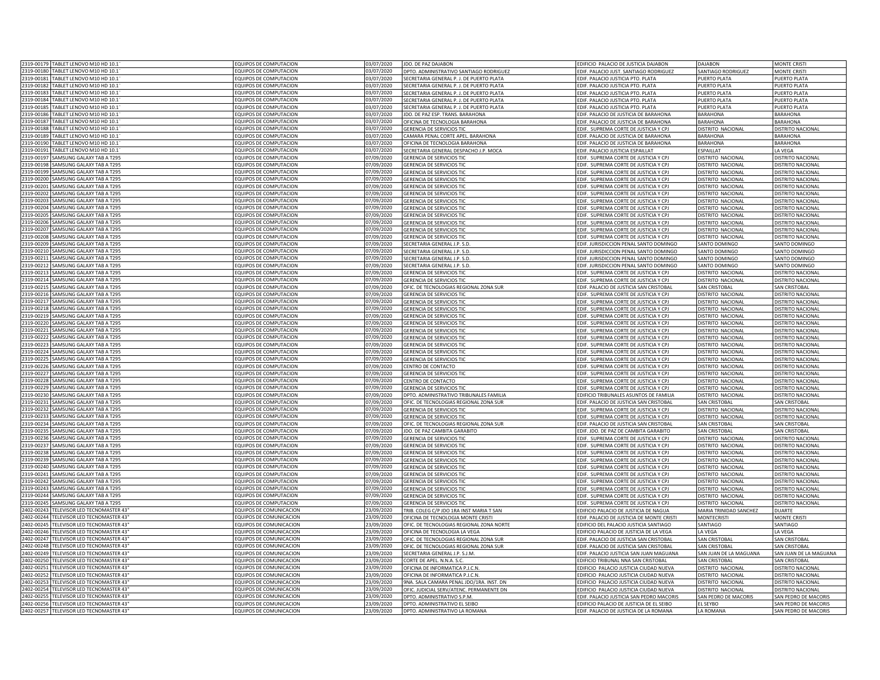| | | | | | | | |
|---|---|---|---|---|---|---|---|
| 2319-00179 | TABLET LENOVO M10 HD 10.1¨ | EQUIPOS DE COMPUTACION | 03/07/2020 | JDO. DE PAZ DAJABON | EDIFICIO PALACIO DE JUSTICIA DAJABON | DAJABON | MONTE CRISTI |
| 2319-00180 | TABLET LENOVO M10 HD 10.1¨ | EQUIPOS DE COMPUTACION | 03/07/2020 | DPTO. ADMINISTRATIVO SANTIAGO RODRIGUEZ | EDIF. PALACIO JUST. SANTIAGO RODRIGUEZ | SANTIAGO RODRIGUEZ | MONTE CRISTI |
| 2319-00181 | TABLET LENOVO M10 HD 10.1¨ | EQUIPOS DE COMPUTACION | 03/07/2020 | SECRETARIA GENERAL P. J. DE PUERTO PLATA | EDIF. PALACIO JUSTICIA PTO. PLATA | PUERTO PLATA | PUERTO PLATA |
| 2319-00182 | TABLET LENOVO M10 HD 10.1¨ | EQUIPOS DE COMPUTACION | 03/07/2020 | SECRETARIA GENERAL P. J. DE PUERTO PLATA | EDIF. PALACIO JUSTICIA PTO. PLATA | PUERTO PLATA | PUERTO PLATA |
| 2319-00183 | TABLET LENOVO M10 HD 10.1¨ | EQUIPOS DE COMPUTACION | 03/07/2020 | SECRETARIA GENERAL P. J. DE PUERTO PLATA | EDIF. PALACIO JUSTICIA PTO. PLATA | PUERTO PLATA | PUERTO PLATA |
| 2319-00184 | TABLET LENOVO M10 HD 10.1¨ | EQUIPOS DE COMPUTACION | 03/07/2020 | SECRETARIA GENERAL P. J. DE PUERTO PLATA | EDIF. PALACIO JUSTICIA PTO. PLATA | PUERTO PLATA | PUERTO PLATA |
| 2319-00185 | TABLET LENOVO M10 HD 10.1¨ | EQUIPOS DE COMPUTACION | 03/07/2020 | SECRETARIA GENERAL P. J. DE PUERTO PLATA | EDIF. PALACIO JUSTICIA PTO. PLATA | PUERTO PLATA | PUERTO PLATA |
| 2319-00186 | TABLET LENOVO M10 HD 10.1¨ | EQUIPOS DE COMPUTACION | 03/07/2020 | JDO. DE PAZ ESP. TRANS. BARAHONA | EDIF. PALACIO DE JUSTICIA DE BARAHONA | BARAHONA | BARAHONA |
| 2319-00187 | TABLET LENOVO M10 HD 10.1¨ | EQUIPOS DE COMPUTACION | 03/07/2020 | OFICINA DE TECNOLOGIA BARAHONA | EDIF. PALACIO DE JUSTICIA DE BARAHONA | BARAHONA | BARAHONA |
| 2319-00188 | TABLET LENOVO M10 HD 10.1¨ | EQUIPOS DE COMPUTACION | 03/07/2020 | GERENCIA DE SERVICIOS TIC | EDIF. SUPREMA CORTE DE JUSTICIA Y CPJ | DISTRITO NACIONAL | DISTRITO NACIONAL |
| 2319-00189 | TABLET LENOVO M10 HD 10.1¨ | EQUIPOS DE COMPUTACION | 03/07/2020 | CAMARA PENAL CORTE APEL. BARAHONA | EDIF. PALACIO DE JUSTICIA DE BARAHONA | BARAHONA | BARAHONA |
| 2319-00190 | TABLET LENOVO M10 HD 10.1¨ | EQUIPOS DE COMPUTACION | 03/07/2020 | OFICINA DE TECNOLOGIA BARAHONA | EDIF. PALACIO DE JUSTICIA DE BARAHONA | BARAHONA | BARAHONA |
| 2319-00191 | TABLET LENOVO M10 HD 10.1¨ | EQUIPOS DE COMPUTACION | 03/07/2020 | SECRETARIA GENERAL DESPACHO J.P. MOCA | EDIF. PALACIO JUSTICIA ESPAILLAT | ESPAILLAT | LA VEGA |
| 2319-00197 | SAMSUNG GALAXY TAB A T295 | EQUIPOS DE COMPUTACION | 07/09/2020 | GERENCIA DE SERVICIOS TIC | EDIF. SUPREMA CORTE DE JUSTICIA Y CPJ | DISTRITO NACIONAL | DISTRITO NACIONAL |
| 2319-00198 | SAMSUNG GALAXY TAB A T295 | EQUIPOS DE COMPUTACION | 07/09/2020 | GERENCIA DE SERVICIOS TIC | EDIF. SUPREMA CORTE DE JUSTICIA Y CPJ | DISTRITO NACIONAL | DISTRITO NACIONAL |
| 2319-00199 | SAMSUNG GALAXY TAB A T295 | EQUIPOS DE COMPUTACION | 07/09/2020 | GERENCIA DE SERVICIOS TIC | EDIF. SUPREMA CORTE DE JUSTICIA Y CPJ | DISTRITO NACIONAL | DISTRITO NACIONAL |
| 2319-00200 | SAMSUNG GALAXY TAB A T295 | EQUIPOS DE COMPUTACION | 07/09/2020 | GERENCIA DE SERVICIOS TIC | EDIF. SUPREMA CORTE DE JUSTICIA Y CPJ | DISTRITO NACIONAL | DISTRITO NACIONAL |
| 2319-00201 | SAMSUNG GALAXY TAB A T295 | EQUIPOS DE COMPUTACION | 07/09/2020 | GERENCIA DE SERVICIOS TIC | EDIF. SUPREMA CORTE DE JUSTICIA Y CPJ | DISTRITO NACIONAL | DISTRITO NACIONAL |
| 2319-00202 | SAMSUNG GALAXY TAB A T295 | EQUIPOS DE COMPUTACION | 07/09/2020 | GERENCIA DE SERVICIOS TIC | EDIF. SUPREMA CORTE DE JUSTICIA Y CPJ | DISTRITO NACIONAL | DISTRITO NACIONAL |
| 2319-00203 | SAMSUNG GALAXY TAB A T295 | EQUIPOS DE COMPUTACION | 07/09/2020 | GERENCIA DE SERVICIOS TIC | EDIF. SUPREMA CORTE DE JUSTICIA Y CPJ | DISTRITO NACIONAL | DISTRITO NACIONAL |
| 2319-00204 | SAMSUNG GALAXY TAB A T295 | EQUIPOS DE COMPUTACION | 07/09/2020 | GERENCIA DE SERVICIOS TIC | EDIF. SUPREMA CORTE DE JUSTICIA Y CPJ | DISTRITO NACIONAL | DISTRITO NACIONAL |
| 2319-00205 | SAMSUNG GALAXY TAB A T295 | EQUIPOS DE COMPUTACION | 07/09/2020 | GERENCIA DE SERVICIOS TIC | EDIF. SUPREMA CORTE DE JUSTICIA Y CPJ | DISTRITO NACIONAL | DISTRITO NACIONAL |
| 2319-00206 | SAMSUNG GALAXY TAB A T295 | EQUIPOS DE COMPUTACION | 07/09/2020 | GERENCIA DE SERVICIOS TIC | EDIF. SUPREMA CORTE DE JUSTICIA Y CPJ | DISTRITO NACIONAL | DISTRITO NACIONAL |
| 2319-00207 | SAMSUNG GALAXY TAB A T295 | EQUIPOS DE COMPUTACION | 07/09/2020 | GERENCIA DE SERVICIOS TIC | EDIF. SUPREMA CORTE DE JUSTICIA Y CPJ | DISTRITO NACIONAL | DISTRITO NACIONAL |
| 2319-00208 | SAMSUNG GALAXY TAB A T295 | EQUIPOS DE COMPUTACION | 07/09/2020 | GERENCIA DE SERVICIOS TIC | EDIF. SUPREMA CORTE DE JUSTICIA Y CPJ | DISTRITO NACIONAL | DISTRITO NACIONAL |
| 2319-00209 | SAMSUNG GALAXY TAB A T295 | EQUIPOS DE COMPUTACION | 07/09/2020 | SECRETARIA GENERAL J.P. S.D. | EDIF. JURISDICCION PENAL SANTO DOMINGO | SANTO DOMINGO | SANTO DOMINGO |
| 2319-00210 | SAMSUNG GALAXY TAB A T295 | EQUIPOS DE COMPUTACION | 07/09/2020 | SECRETARIA GENERAL J.P. S.D. | EDIF. JURISDICCION PENAL SANTO DOMINGO | SANTO DOMINGO | SANTO DOMINGO |
| 2319-00211 | SAMSUNG GALAXY TAB A T295 | EQUIPOS DE COMPUTACION | 07/09/2020 | SECRETARIA GENERAL J.P. S.D. | EDIF. JURISDICCION PENAL SANTO DOMINGO | SANTO DOMINGO | SANTO DOMINGO |
| 2319-00212 | SAMSUNG GALAXY TAB A T295 | EQUIPOS DE COMPUTACION | 07/09/2020 | SECRETARIA GENERAL J.P. S.D. | EDIF. JURISDICCION PENAL SANTO DOMINGO | SANTO DOMINGO | SANTO DOMINGO |
| 2319-00213 | SAMSUNG GALAXY TAB A T295 | EQUIPOS DE COMPUTACION | 07/09/2020 | GERENCIA DE SERVICIOS TIC | EDIF. SUPREMA CORTE DE JUSTICIA Y CPJ | DISTRITO NACIONAL | DISTRITO NACIONAL |
| 2319-00214 | SAMSUNG GALAXY TAB A T295 | EQUIPOS DE COMPUTACION | 07/09/2020 | GERENCIA DE SERVICIOS TIC | EDIF. SUPREMA CORTE DE JUSTICIA Y CPJ | DISTRITO NACIONAL | DISTRITO NACIONAL |
| 2319-00215 | SAMSUNG GALAXY TAB A T295 | EQUIPOS DE COMPUTACION | 07/09/2020 | OFIC. DE TECNOLOGIAS REGIONAL ZONA SUR | EDIF. PALACIO DE JUSTICIA SAN CRISTOBAL | SAN CRISTOBAL | SAN CRISTOBAL |
| 2319-00216 | SAMSUNG GALAXY TAB A T295 | EQUIPOS DE COMPUTACION | 07/09/2020 | GERENCIA DE SERVICIOS TIC | EDIF. SUPREMA CORTE DE JUSTICIA Y CPJ | DISTRITO NACIONAL | DISTRITO NACIONAL |
| 2319-00217 | SAMSUNG GALAXY TAB A T295 | EQUIPOS DE COMPUTACION | 07/09/2020 | GERENCIA DE SERVICIOS TIC | EDIF. SUPREMA CORTE DE JUSTICIA Y CPJ | DISTRITO NACIONAL | DISTRITO NACIONAL |
| 2319-00218 | SAMSUNG GALAXY TAB A T295 | EQUIPOS DE COMPUTACION | 07/09/2020 | GERENCIA DE SERVICIOS TIC | EDIF. SUPREMA CORTE DE JUSTICIA Y CPJ | DISTRITO NACIONAL | DISTRITO NACIONAL |
| 2319-00219 | SAMSUNG GALAXY TAB A T295 | EQUIPOS DE COMPUTACION | 07/09/2020 | GERENCIA DE SERVICIOS TIC | EDIF. SUPREMA CORTE DE JUSTICIA Y CPJ | DISTRITO NACIONAL | DISTRITO NACIONAL |
| 2319-00220 | SAMSUNG GALAXY TAB A T295 | EQUIPOS DE COMPUTACION | 07/09/2020 | GERENCIA DE SERVICIOS TIC | EDIF. SUPREMA CORTE DE JUSTICIA Y CPJ | DISTRITO NACIONAL | DISTRITO NACIONAL |
| 2319-00221 | SAMSUNG GALAXY TAB A T295 | EQUIPOS DE COMPUTACION | 07/09/2020 | GERENCIA DE SERVICIOS TIC | EDIF. SUPREMA CORTE DE JUSTICIA Y CPJ | DISTRITO NACIONAL | DISTRITO NACIONAL |
| 2319-00222 | SAMSUNG GALAXY TAB A T295 | EQUIPOS DE COMPUTACION | 07/09/2020 | GERENCIA DE SERVICIOS TIC | EDIF. SUPREMA CORTE DE JUSTICIA Y CPJ | DISTRITO NACIONAL | DISTRITO NACIONAL |
| 2319-00223 | SAMSUNG GALAXY TAB A T295 | EQUIPOS DE COMPUTACION | 07/09/2020 | GERENCIA DE SERVICIOS TIC | EDIF. SUPREMA CORTE DE JUSTICIA Y CPJ | DISTRITO NACIONAL | DISTRITO NACIONAL |
| 2319-00224 | SAMSUNG GALAXY TAB A T295 | EQUIPOS DE COMPUTACION | 07/09/2020 | GERENCIA DE SERVICIOS TIC | EDIF. SUPREMA CORTE DE JUSTICIA Y CPJ | DISTRITO NACIONAL | DISTRITO NACIONAL |
| 2319-00225 | SAMSUNG GALAXY TAB A T295 | EQUIPOS DE COMPUTACION | 07/09/2020 | GERENCIA DE SERVICIOS TIC | EDIF. SUPREMA CORTE DE JUSTICIA Y CPJ | DISTRITO NACIONAL | DISTRITO NACIONAL |
| 2319-00226 | SAMSUNG GALAXY TAB A T295 | EQUIPOS DE COMPUTACION | 07/09/2020 | CENTRO DE CONTACTO | EDIF. SUPREMA CORTE DE JUSTICIA Y CPJ | DISTRITO NACIONAL | DISTRITO NACIONAL |
| 2319-00227 | SAMSUNG GALAXY TAB A T295 | EQUIPOS DE COMPUTACION | 07/09/2020 | GERENCIA DE SERVICIOS TIC | EDIF. SUPREMA CORTE DE JUSTICIA Y CPJ | DISTRITO NACIONAL | DISTRITO NACIONAL |
| 2319-00228 | SAMSUNG GALAXY TAB A T295 | EQUIPOS DE COMPUTACION | 07/09/2020 | CENTRO DE CONTACTO | EDIF. SUPREMA CORTE DE JUSTICIA Y CPJ | DISTRITO NACIONAL | DISTRITO NACIONAL |
| 2319-00229 | SAMSUNG GALAXY TAB A T295 | EQUIPOS DE COMPUTACION | 07/09/2020 | GERENCIA DE SERVICIOS TIC | EDIF. SUPREMA CORTE DE JUSTICIA Y CPJ | DISTRITO NACIONAL | DISTRITO NACIONAL |
| 2319-00230 | SAMSUNG GALAXY TAB A T295 | EQUIPOS DE COMPUTACION | 07/09/2020 | DPTO. ADMINISTRATIVO TRIBUNALES FAMILIA | EDIFICIO TRIBUNALES ASUNTOS DE FAMILIA | DISTRITO NACIONAL | DISTRITO NACIONAL |
| 2319-00231 | SAMSUNG GALAXY TAB A T295 | EQUIPOS DE COMPUTACION | 07/09/2020 | OFIC. DE TECNOLOGIAS REGIONAL ZONA SUR | EDIF. PALACIO DE JUSTICIA SAN CRISTOBAL | SAN CRISTOBAL | SAN CRISTOBAL |
| 2319-00232 | SAMSUNG GALAXY TAB A T295 | EQUIPOS DE COMPUTACION | 07/09/2020 | GERENCIA DE SERVICIOS TIC | EDIF. SUPREMA CORTE DE JUSTICIA Y CPJ | DISTRITO NACIONAL | DISTRITO NACIONAL |
| 2319-00233 | SAMSUNG GALAXY TAB A T295 | EQUIPOS DE COMPUTACION | 07/09/2020 | GERENCIA DE SERVICIOS TIC | EDIF. SUPREMA CORTE DE JUSTICIA Y CPJ | DISTRITO NACIONAL | DISTRITO NACIONAL |
| 2319-00234 | SAMSUNG GALAXY TAB A T295 | EQUIPOS DE COMPUTACION | 07/09/2020 | OFIC. DE TECNOLOGIAS REGIONAL ZONA SUR | EDIF. PALACIO DE JUSTICIA SAN CRISTOBAL | SAN CRISTOBAL | SAN CRISTOBAL |
| 2319-00235 | SAMSUNG GALAXY TAB A T295 | EQUIPOS DE COMPUTACION | 07/09/2020 | JDO. DE PAZ CAMBITA GARABITO | EDIF. JDO. DE PAZ DE CAMBITA GARABITO | SAN CRISTOBAL | SAN CRISTOBAL |
| 2319-00236 | SAMSUNG GALAXY TAB A T295 | EQUIPOS DE COMPUTACION | 07/09/2020 | GERENCIA DE SERVICIOS TIC | EDIF. SUPREMA CORTE DE JUSTICIA Y CPJ | DISTRITO NACIONAL | DISTRITO NACIONAL |
| 2319-00237 | SAMSUNG GALAXY TAB A T295 | EQUIPOS DE COMPUTACION | 07/09/2020 | GERENCIA DE SERVICIOS TIC | EDIF. SUPREMA CORTE DE JUSTICIA Y CPJ | DISTRITO NACIONAL | DISTRITO NACIONAL |
| 2319-00238 | SAMSUNG GALAXY TAB A T295 | EQUIPOS DE COMPUTACION | 07/09/2020 | GERENCIA DE SERVICIOS TIC | EDIF. SUPREMA CORTE DE JUSTICIA Y CPJ | DISTRITO NACIONAL | DISTRITO NACIONAL |
| 2319-00239 | SAMSUNG GALAXY TAB A T295 | EQUIPOS DE COMPUTACION | 07/09/2020 | GERENCIA DE SERVICIOS TIC | EDIF. SUPREMA CORTE DE JUSTICIA Y CPJ | DISTRITO NACIONAL | DISTRITO NACIONAL |
| 2319-00240 | SAMSUNG GALAXY TAB A T295 | EQUIPOS DE COMPUTACION | 07/09/2020 | GERENCIA DE SERVICIOS TIC | EDIF. SUPREMA CORTE DE JUSTICIA Y CPJ | DISTRITO NACIONAL | DISTRITO NACIONAL |
| 2319-00241 | SAMSUNG GALAXY TAB A T295 | EQUIPOS DE COMPUTACION | 07/09/2020 | GERENCIA DE SERVICIOS TIC | EDIF. SUPREMA CORTE DE JUSTICIA Y CPJ | DISTRITO NACIONAL | DISTRITO NACIONAL |
| 2319-00242 | SAMSUNG GALAXY TAB A T295 | EQUIPOS DE COMPUTACION | 07/09/2020 | GERENCIA DE SERVICIOS TIC | EDIF. SUPREMA CORTE DE JUSTICIA Y CPJ | DISTRITO NACIONAL | DISTRITO NACIONAL |
| 2319-00243 | SAMSUNG GALAXY TAB A T295 | EQUIPOS DE COMPUTACION | 07/09/2020 | GERENCIA DE SERVICIOS TIC | EDIF. SUPREMA CORTE DE JUSTICIA Y CPJ | DISTRITO NACIONAL | DISTRITO NACIONAL |
| 2319-00244 | SAMSUNG GALAXY TAB A T295 | EQUIPOS DE COMPUTACION | 07/09/2020 | GERENCIA DE SERVICIOS TIC | EDIF. SUPREMA CORTE DE JUSTICIA Y CPJ | DISTRITO NACIONAL | DISTRITO NACIONAL |
| 2319-00245 | SAMSUNG GALAXY TAB A T295 | EQUIPOS DE COMPUTACION | 07/09/2020 | GERENCIA DE SERVICIOS TIC | EDIF. SUPREMA CORTE DE JUSTICIA Y CPJ | DISTRITO NACIONAL | DISTRITO NACIONAL |
| 2402-00243 | TELEVISOR LED TECNOMASTER 43" | EQUIPOS DE COMUNICACION | 23/09/2020 | TRIB. COLEG C/P JDO 1RA INST MARIA T SAN | EDIFICIO PALACIO DE JUSTICIA DE NAGUA | MARIA TRINIDAD SANCHEZ | DUARTE |
| 2402-00244 | TELEVISOR LED TECNOMASTER 43" | EQUIPOS DE COMUNICACION | 23/09/2020 | OFICINA DE TECNOLOGIA MONTE CRISTI | EDIF. PALACIO DE JUSTICIA DE MONTE CRISTI | MONTECRISTI | MONTE CRISTI |
| 2402-00245 | TELEVISOR LED TECNOMASTER 43" | EQUIPOS DE COMUNICACION | 23/09/2020 | OFIC. DE TECNOLOGIAS REGIONAL ZONA NORTE | EDIFICIO DEL PALACIO JUSTICIA SANTIAGO | SANTIAGO | SANTIAGO |
| 2402-00246 | TELEVISOR LED TECNOMASTER 43" | EQUIPOS DE COMUNICACION | 23/09/2020 | OFICINA DE TECNOLOGIA LA VEGA | EDIFICIO PALACIO DE JUSTICIA DE LA VEGA | LA VEGA | LA VEGA |
| 2402-00247 | TELEVISOR LED TECNOMASTER 43" | EQUIPOS DE COMUNICACION | 23/09/2020 | OFIC. DE TECNOLOGIAS REGIONAL ZONA SUR | EDIF. PALACIO DE JUSTICIA SAN CRISTOBAL | SAN CRISTOBAL | SAN CRISTOBAL |
| 2402-00248 | TELEVISOR LED TECNOMASTER 43" | EQUIPOS DE COMUNICACION | 23/09/2020 | OFIC. DE TECNOLOGIAS REGIONAL ZONA SUR | EDIF. PALACIO DE JUSTICIA SAN CRISTOBAL | SAN CRISTOBAL | SAN CRISTOBAL |
| 2402-00249 | TELEVISOR LED TECNOMASTER 43" | EQUIPOS DE COMUNICACION | 23/09/2020 | SECRETARIA GENERAL J.P. S.J.M. | EDIF. PALACIO JUSTICIA SAN JUAN MAGUANA | SAN JUAN DE LA MAGUANA | SAN JUAN DE LA MAGUANA |
| 2402-00250 | TELEVISOR LED TECNOMASTER 43" | EQUIPOS DE COMUNICACION | 23/09/2020 | CORTE DE APEL. N.N.A. S.C. | EDIFICIO TRIBUNAL NNA SAN CRISTOBAL | SAN CRISTOBAL | SAN CRISTOBAL |
| 2402-00251 | TELEVISOR LED TECNOMASTER 43" | EQUIPOS DE COMUNICACION | 23/09/2020 | OFICINA DE INFORMATICA P.J.C.N. | EDIFICIO PALACIO JUSTICIA CIUDAD NUEVA | DISTRITO NACIONAL | DISTRITO NACIONAL |
| 2402-00252 | TELEVISOR LED TECNOMASTER 43" | EQUIPOS DE COMUNICACION | 23/09/2020 | OFICINA DE INFORMATICA P.J.C.N. | EDIFICIO PALACIO JUSTICIA CIUDAD NUEVA | DISTRITO NACIONAL | DISTRITO NACIONAL |
| 2402-00253 | TELEVISOR LED TECNOMASTER 43" | EQUIPOS DE COMUNICACION | 23/09/2020 | 9NA. SALA CAMARA PENAL JDO/1RA. INST. DN | EDIFICIO PALACIO JUSTICIA CIUDAD NUEVA | DISTRITO NACIONAL | DISTRITO NACIONAL |
| 2402-00254 | TELEVISOR LED TECNOMASTER 43" | EQUIPOS DE COMUNICACION | 23/09/2020 | OFIC. JUDICIAL SERV/ATENC. PERMANENTE DN | EDIFICIO PALACIO JUSTICIA CIUDAD NUEVA | DISTRITO NACIONAL | DISTRITO NACIONAL |
| 2402-00255 | TELEVISOR LED TECNOMASTER 43" | EQUIPOS DE COMUNICACION | 23/09/2020 | DPTO. ADMINISTRATIVO S.P.M. | EDIF. PALACIO JUSTICIA SAN PEDRO MACORIS | SAN PEDRO DE MACORIS | SAN PEDRO DE MACORIS |
| 2402-00256 | TELEVISOR LED TECNOMASTER 43" | EQUIPOS DE COMUNICACION | 23/09/2020 | DPTO. ADMINISTRATIVO EL SEIBO | EDIFICIO PALACIO DE JUSTICIA DE EL SEIBO | EL SEYBO | SAN PEDRO DE MACORIS |
| 2402-00257 | TELEVISOR LED TECNOMASTER 43" | EQUIPOS DE COMUNICACION | 23/09/2020 | DPTO. ADMINISTRATIVO LA ROMANA | EDIF. PALACIO DE JUSTICIA DE LA ROMANA | LA ROMANA | SAN PEDRO DE MACORIS |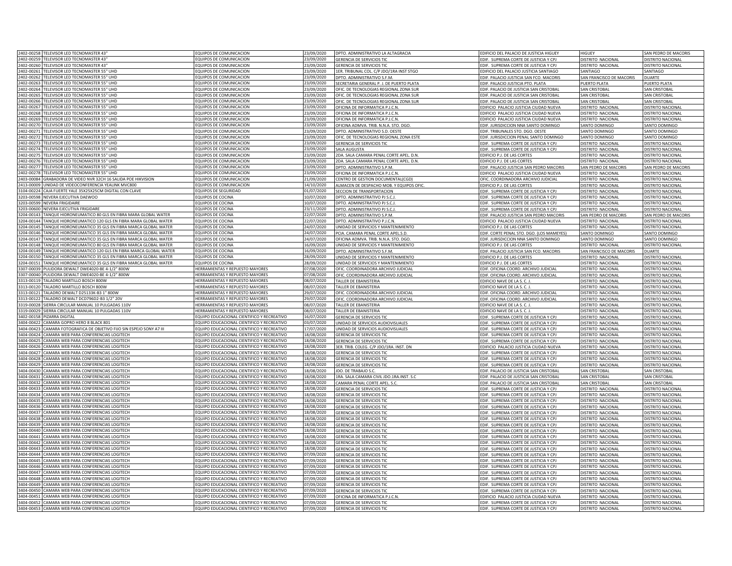| | | | | | | | |
|---|---|---|---|---|---|---|---|
| 2402-00258 | TELEVISOR LED TECNOMASTER 43" | EQUIPOS DE COMUNICACION | 23/09/2020 | DPTO. ADMINISTRATIVO LA ALTAGRACIA | EDIFICIO DEL PALACIO DE JUSTICIA HIGUEY | HIGUEY | SAN PEDRO DE MACORIS |
| 2402-00259 | TELEVISOR LED TECNOMASTER 43" | EQUIPOS DE COMUNICACION | 23/09/2020 | GERENCIA DE SERVICIOS TIC | EDIF. SUPREMA CORTE DE JUSTICIA Y CPJ | DISTRITO NACIONAL | DISTRITO NACIONAL |
| 2402-00260 | TELEVISOR LED TECNOMASTER 43" | EQUIPOS DE COMUNICACION | 23/09/2020 | GERENCIA DE SERVICIOS TIC | EDIF. SUPREMA CORTE DE JUSTICIA Y CPJ | DISTRITO NACIONAL | DISTRITO NACIONAL |
| 2402-00261 | TELEVISOR LED TECNOMASTER 55" UHD | EQUIPOS DE COMUNICACION | 23/09/2020 | 1ER. TRIBUNAL COL. C/P JDO/1RA INST STGO | EDIFICIO DEL PALACIO JUSTICIA SANTIAGO | SANTIAGO | SANTIAGO |
| 2402-00262 | TELEVISOR LED TECNOMASTER 55" UHD | EQUIPOS DE COMUNICACION | 23/09/2020 | DPTO. ADMINISTRATIVO S.F.M. | EDIF. PALACIO JUSTICIA SAN FCO. MACORIS | SAN FRANCISCO DE MACORIS | DUARTE |
| 2402-00263 | TELEVISOR LED TECNOMASTER 55" UHD | EQUIPOS DE COMUNICACION | 23/09/2020 | SECRETARIA GENERAL P. J. DE PUERTO PLATA | EDIF. PALACIO JUSTICIA PTO. PLATA | PUERTO PLATA | PUERTO PLATA |
| 2402-00264 | TELEVISOR LED TECNOMASTER 55" UHD | EQUIPOS DE COMUNICACION | 23/09/2020 | OFIC. DE TECNOLOGIAS REGIONAL ZONA SUR | EDIF. PALACIO DE JUSTICIA SAN CRISTOBAL | SAN CRISTOBAL | SAN CRISTOBAL |
| 2402-00265 | TELEVISOR LED TECNOMASTER 55" UHD | EQUIPOS DE COMUNICACION | 23/09/2020 | OFIC. DE TECNOLOGIAS REGIONAL ZONA SUR | EDIF. PALACIO DE JUSTICIA SAN CRISTOBAL | SAN CRISTOBAL | SAN CRISTOBAL |
| 2402-00266 | TELEVISOR LED TECNOMASTER 55" UHD | EQUIPOS DE COMUNICACION | 23/09/2020 | OFIC. DE TECNOLOGIAS REGIONAL ZONA SUR | EDIF. PALACIO DE JUSTICIA SAN CRISTOBAL | SAN CRISTOBAL | SAN CRISTOBAL |
| 2402-00267 | TELEVISOR LED TECNOMASTER 55" UHD | EQUIPOS DE COMUNICACION | 23/09/2020 | OFICINA DE INFORMATICA P.J.C.N. | EDIFICIO PALACIO JUSTICIA CIUDAD NUEVA | DISTRITO NACIONAL | DISTRITO NACIONAL |
| 2402-00268 | TELEVISOR LED TECNOMASTER 55" UHD | EQUIPOS DE COMUNICACION | 23/09/2020 | OFICINA DE INFORMATICA P.J.C.N. | EDIFICIO PALACIO JUSTICIA CIUDAD NUEVA | DISTRITO NACIONAL | DISTRITO NACIONAL |
| 2402-00269 | TELEVISOR LED TECNOMASTER 55" UHD | EQUIPOS DE COMUNICACION | 23/09/2020 | OFICINA DE INFORMATICA P.J.C.N. | EDIFICIO PALACIO JUSTICIA CIUDAD NUEVA | DISTRITO NACIONAL | DISTRITO NACIONAL |
| 2402-00270 | TELEVISOR LED TECNOMASTER 55" UHD | EQUIPOS DE COMUNICACION | 23/09/2020 | OFICINA ADMVA. TRIB. N.N.A. STO. DGO. | EDIF. JURISDICCION NNA SANTO DOMINGO | SANTO DOMINGO | SANTO DOMINGO |
| 2402-00271 | TELEVISOR LED TECNOMASTER 55" UHD | EQUIPOS DE COMUNICACION | 23/09/2020 | DPTO. ADMINISTRATIVO S.D. OESTE | EDIF. TRIBUNALES STO. DGO. OESTE | SANTO DOMINGO | SANTO DOMINGO |
| 2402-00272 | TELEVISOR LED TECNOMASTER 55" UHD | EQUIPOS DE COMUNICACION | 23/09/2020 | OFIC. DE TECNOLOGIAS REGIONAL ZONA ESTE | EDIF. JURISDICCION PENAL SANTO DOMINGO | SANTO DOMINGO | SANTO DOMINGO |
| 2402-00273 | TELEVISOR LED TECNOMASTER 55" UHD | EQUIPOS DE COMUNICACION | 23/09/2020 | GERENCIA DE SERVICIOS TIC | EDIF. SUPREMA CORTE DE JUSTICIA Y CPJ | DISTRITO NACIONAL | DISTRITO NACIONAL |
| 2402-00274 | TELEVISOR LED TECNOMASTER 55" UHD | EQUIPOS DE COMUNICACION | 23/09/2020 | SALA AUGUSTA | EDIF. SUPREMA CORTE DE JUSTICIA Y CPJ | DISTRITO NACIONAL | DISTRITO NACIONAL |
| 2402-00275 | TELEVISOR LED TECNOMASTER 55" UHD | EQUIPOS DE COMUNICACION | 23/09/2020 | 2DA. SALA CAMARA PENAL CORTE APEL. D.N. | EDIFICIO P.J. DE LAS CORTES | DISTRITO NACIONAL | DISTRITO NACIONAL |
| 2402-00276 | TELEVISOR LED TECNOMASTER 55" UHD | EQUIPOS DE COMUNICACION | 23/09/2020 | 2DA. SALA CAMARA PENAL CORTE APEL. D.N. | EDIFICIO P.J. DE LAS CORTES | DISTRITO NACIONAL | DISTRITO NACIONAL |
| 2402-00277 | TELEVISOR LED TECNOMASTER 55" UHD | EQUIPOS DE COMUNICACION | 23/09/2020 | DPTO. ADMINISTRATIVO S.P.M. | EDIF. PALACIO JUSTICIA SAN PEDRO MACORIS | SAN PEDRO DE MACORIS | SAN PEDRO DE MACORIS |
| 2402-00278 | TELEVISOR LED TECNOMASTER 55" UHD | EQUIPOS DE COMUNICACION | 23/09/2020 | OFICINA DE INFORMATICA P.J.C.N. | EDIFICIO PALACIO JUSTICIA CIUDAD NUEVA | DISTRITO NACIONAL | DISTRITO NACIONAL |
| 2403-00084 | GRABADORA DE VIDEO NVR 32CH 16 SALIDA POE HIKVISION | EQUIPOS DE COMUNICACION | 21/09/2020 | CENTRO DE GESTION DOCUMENTAL(CGD) | OFIC. COORDINADORA ARCHIVO JUDICIAL | DISTRITO NACIONAL | DISTRITO NACIONAL |
| 2413-00009 | UNIDAD DE VIDEOCONFERENCIA YEALINK MVC800 | EQUIPOS DE COMUNICACION | 14/10/2020 | ALMACEN DE DESPACHO MOB. Y EQUIPOS OFIC. | EDIFICIO P.J. DE LAS CORTES | DISTRITO NACIONAL | DISTRITO NACIONAL |
| 3104-00224 | CAJA FUERTE YALE 35X25X25CM DIGITAL CON CLAVE | EQUIPOS DE SEGURIDAD | 01/07/2020 | SECCION DE TRANSPORTACION | EDIF. SUPREMA CORTE DE JUSTICIA Y CPJ | DISTRITO NACIONAL | DISTRITO NACIONAL |
| 3203-00598 | NEVERA EJECUTIVA DAEWOO | EQUIPOS DE COCINA | 10/07/2020 | DPTO. ADMINISTRATIVO PJ S.C.J. | EDIF. SUPREMA CORTE DE JUSTICIA Y CPJ | DISTRITO NACIONAL | DISTRITO NACIONAL |
| 3203-00599 | NEVERA FRIGIDAIRE | EQUIPOS DE COCINA | 10/07/2020 | DPTO. ADMINISTRATIVO PJ S.C.J. | EDIF. SUPREMA CORTE DE JUSTICIA Y CPJ | DISTRITO NACIONAL | DISTRITO NACIONAL |
| 3203-00600 | NEVERA EJECUTIVA FRIGIDARE | EQUIPOS DE COCINA | 23/11/2020 | DPTO. ADMINISTRATIVO PJ S.C.J. | EDIF. SUPREMA CORTE DE JUSTICIA Y CPJ | DISTRITO NACIONAL | DISTRITO NACIONAL |
| 3204-00143 | TANQUE HIDRONEUMATICO 80 GLS EN FIBRA MARA GLOBAL WATER | EQUIPOS DE COCINA | 22/07/2020 | DPTO. ADMINISTRATIVO S.P.M. | EDIF. PALACIO JUSTICIA SAN PEDRO MACORIS | SAN PEDRO DE MACORIS | SAN PEDRO DE MACORIS |
| 3204-00144 | TANQUE HIDRONEUMATICO 120 GLS EN FIBRA MARA GLOBAL WATER | EQUIPOS DE COCINA | 22/07/2020 | DPTO. ADMINISTRATIVO P.J.C.N. | EDIFICIO PALACIO JUSTICIA CIUDAD NUEVA | DISTRITO NACIONAL | DISTRITO NACIONAL |
| 3204-00145 | TANQUE HIDRONEUMATICO 35 GLS EN FIBRA MARCA GLOBAL WATER | EQUIPOS DE COCINA | 24/07/2020 | UNIDAD DE SERVICIOS Y MANTENIMIENTO | EDIFICIO P.J. DE LAS CORTES | DISTRITO NACIONAL | DISTRITO NACIONAL |
| 3204-00146 | TANQUE HIDRONEUMATICO 35 GLS EN FIBRA MARCA GLOBAL WATER | EQUIPOS DE COCINA | 24/07/2020 | PCIA. CAMARA PENAL CORTE APEL.S.D. | EDIF. CORTE PENAL STO. DGO. (LOS MAMEYES) | SANTO DOMINGO | SANTO DOMINGO |
| 3204-00147 | TANQUE HIDRONEUMATICO 35 GLS EN FIBRA MARCA GLOBAL WATER | EQUIPOS DE COCINA | 24/07/2020 | OFICINA ADMVA. TRIB. N.N.A. STO. DGO. | EDIF. JURISDICCION NNA SANTO DOMINGO | SANTO DOMINGO | SANTO DOMINGO |
| 3204-00148 | TANQUE HIDRONEUMATICO 80 GLS EN FIBRA MARCA GLOBAL WATER | EQUIPOS DE COCINA | 16/09/2020 | UNIDAD DE SERVICIOS Y MANTENIMIENTO | EDIFICIO P.J. DE LAS CORTES | DISTRITO NACIONAL | DISTRITO NACIONAL |
| 3204-00149 | TANQUE HIDRONEUMATICO 120 GLS EN FIBRA MARCA GLOBAL WATER | EQUIPOS DE COCINA | 16/09/2020 | DPTO. ADMINISTRATIVO S.F.M. | EDIF. PALACIO JUSTICIA SAN FCO. MACORIS | SAN FRANCISCO DE MACORIS | DUARTE |
| 3204-00150 | TANQUE HIDRONEUMATICO 35 GLS EN FIBRA MARCA GLOBAL WATER | EQUIPOS DE COCINA | 28/09/2020 | UNIDAD DE SERVICIOS Y MANTENIMIENTO | EDIFICIO P.J. DE LAS CORTES | DISTRITO NACIONAL | DISTRITO NACIONAL |
| 3204-00151 | TANQUE HIDRONEUMATICO 35 GLS EN FIBRA MARCA GLOBAL WATER | EQUIPOS DE COCINA | 28/09/2020 | UNIDAD DE SERVICIOS Y MANTENIMIENTO | EDIFICIO P.J. DE LAS CORTES | DISTRITO NACIONAL | DISTRITO NACIONAL |
| 3307-00039 | PULIDORA DEWALT DWE4020-BE 4-1/2" 800W | HERRAMIENTAS Y REPUESTO MAYORES | 07/08/2020 | OFIC. COORDINADORA ARCHIVO JUDICIAL | EDIF. OFICINA COORD. ARCHIVO JUDICIAL | DISTRITO NACIONAL | DISTRITO NACIONAL |
| 3307-00040 | PULIDORA DEWALT DWE4020-BE 4-1/2" 800W | HERRAMIENTAS Y REPUESTO MAYORES | 07/08/2020 | OFIC. COORDINADORA ARCHIVO JUDICIAL | EDIF. OFICINA COORD. ARCHIVO JUDICIAL | DISTRITO NACIONAL | DISTRITO NACIONAL |
| 3313-00119 | TALADRO MARTILLO BOSCH 800W | HERRAMIENTAS Y REPUESTO MAYORES | 08/07/2020 | TALLER DE EBANISTERIA | EDIFICIO NAVE DE LA S. C. J. | DISTRITO NACIONAL | DISTRITO NACIONAL |
| 3313-00120 | TALADRO MARTILLO BOSCH 800W | HERRAMIENTAS Y REPUESTO MAYORES | 08/07/2020 | TALLER DE EBANISTERIA | EDIFICIO NAVE DE LA S. C. J. | DISTRITO NACIONAL | DISTRITO NACIONAL |
| 3313-00121 | TALADRO DEWALT D25133K-B3 1" 800W | HERRAMIENTAS Y REPUESTO MAYORES | 29/07/2020 | OFIC. COORDINADORA ARCHIVO JUDICIAL | EDIF. OFICINA COORD. ARCHIVO JUDICIAL | DISTRITO NACIONAL | DISTRITO NACIONAL |
| 3313-00122 | TALADRO DEWALT DCD796D2-B3 1/2" 20V | HERRAMIENTAS Y REPUESTO MAYORES | 29/07/2020 | OFIC. COORDINADORA ARCHIVO JUDICIAL | EDIF. OFICINA COORD. ARCHIVO JUDICIAL | DISTRITO NACIONAL | DISTRITO NACIONAL |
| 3319-00028 | SIERRA CIRCULAR MANUAL 10 PULGADAS 110V | HERRAMIENTAS Y REPUESTO MAYORES | 08/07/2020 | TALLER DE EBANISTERIA | EDIFICIO NAVE DE LA S. C. J. | DISTRITO NACIONAL | DISTRITO NACIONAL |
| 3319-00029 | SIERRA CIRCULAR MANUAL 10 PULGADAS 110V | HERRAMIENTAS Y REPUESTO MAYORES | 08/07/2020 | TALLER DE EBANISTERIA | EDIFICIO NAVE DE LA S. C. J. | DISTRITO NACIONAL | DISTRITO NACIONAL |
| 3402-00158 | PIZARRA DIGITAL | EQUIPO EDUCACIONAL CIENTIFICO Y RECREATIVO | 16/07/2020 | GERENCIA DE SERVICIOS TIC | EDIF. SUPREMA CORTE DE JUSTICIA Y CPJ | DISTRITO NACIONAL | DISTRITO NACIONAL |
| 3404-00422 | CAMARA GOPRO HERO 8 BLACK 801 | EQUIPO EDUCACIONAL CIENTIFICO Y RECREATIVO | 03/07/2020 | UNIDAD DE SERVICIOS AUDIOVISUALES | EDIF. SUPREMA CORTE DE JUSTICIA Y CPJ | DISTRITO NACIONAL | DISTRITO NACIONAL |
| 3404-00423 | CAMARA FOTOGRAFICA DE OBJETIVO FIJO SIN ESPEJO SONY A7 III | EQUIPO EDUCACIONAL CIENTIFICO Y RECREATIVO | 17/07/2020 | UNIDAD DE SERVICIOS AUDIOVISUALES | EDIF. SUPREMA CORTE DE JUSTICIA Y CPJ | DISTRITO NACIONAL | DISTRITO NACIONAL |
| 3404-00424 | CAMARA WEB PARA CONFERENCIAS LOGITECH | EQUIPO EDUCACIONAL CIENTIFICO Y RECREATIVO | 18/08/2020 | GERENCIA DE SERVICIOS TIC | EDIF. SUPREMA CORTE DE JUSTICIA Y CPJ | DISTRITO NACIONAL | DISTRITO NACIONAL |
| 3404-00425 | CAMARA WEB PARA CONFERENCIAS LOGITECH | EQUIPO EDUCACIONAL CIENTIFICO Y RECREATIVO | 18/08/2020 | GERENCIA DE SERVICIOS TIC | EDIF. SUPREMA CORTE DE JUSTICIA Y CPJ | DISTRITO NACIONAL | DISTRITO NACIONAL |
| 3404-00426 | CAMARA WEB PARA CONFERENCIAS LOGITECH | EQUIPO EDUCACIONAL CIENTIFICO Y RECREATIVO | 18/08/2020 | 3ER. TRIB. COLEG. C/P JDO/1RA. INST. DN | EDIFICIO PALACIO JUSTICIA CIUDAD NUEVA | DISTRITO NACIONAL | DISTRITO NACIONAL |
| 3404-00427 | CAMARA WEB PARA CONFERENCIAS LOGITECH | EQUIPO EDUCACIONAL CIENTIFICO Y RECREATIVO | 18/08/2020 | GERENCIA DE SERVICIOS TIC | EDIF. SUPREMA CORTE DE JUSTICIA Y CPJ | DISTRITO NACIONAL | DISTRITO NACIONAL |
| 3404-00428 | CAMARA WEB PARA CONFERENCIAS LOGITECH | EQUIPO EDUCACIONAL CIENTIFICO Y RECREATIVO | 18/08/2020 | GERENCIA DE SERVICIOS TIC | EDIF. SUPREMA CORTE DE JUSTICIA Y CPJ | DISTRITO NACIONAL | DISTRITO NACIONAL |
| 3404-00429 | CAMARA WEB PARA CONFERENCIAS LOGITECH | EQUIPO EDUCACIONAL CIENTIFICO Y RECREATIVO | 18/08/2020 | GERENCIA DE SERVICIOS TIC | EDIF. SUPREMA CORTE DE JUSTICIA Y CPJ | DISTRITO NACIONAL | DISTRITO NACIONAL |
| 3404-00430 | CAMARA WEB PARA CONFERENCIAS LOGITECH | EQUIPO EDUCACIONAL CIENTIFICO Y RECREATIVO | 18/08/2020 | JDO. DE TRABAJO S.C. | EDIF. PALACIO DE JUSTICIA SAN CRISTOBAL | SAN CRISTOBAL | SAN CRISTOBAL |
| 3404-00431 | CAMARA WEB PARA CONFERENCIAS LOGITECH | EQUIPO EDUCACIONAL CIENTIFICO Y RECREATIVO | 18/08/2020 | 1RA. SALA CAMARA CIVIL JDO.1RA.INST. S.C | EDIF. PALACIO DE JUSTICIA SAN CRISTOBAL | SAN CRISTOBAL | SAN CRISTOBAL |
| 3404-00432 | CAMARA WEB PARA CONFERENCIAS LOGITECH | EQUIPO EDUCACIONAL CIENTIFICO Y RECREATIVO | 18/08/2020 | CAMARA PENAL CORTE APEL. S.C. | EDIF. PALACIO DE JUSTICIA SAN CRISTOBAL | SAN CRISTOBAL | SAN CRISTOBAL |
| 3404-00433 | CAMARA WEB PARA CONFERENCIAS LOGITECH | EQUIPO EDUCACIONAL CIENTIFICO Y RECREATIVO | 18/08/2020 | GERENCIA DE SERVICIOS TIC | EDIF. SUPREMA CORTE DE JUSTICIA Y CPJ | DISTRITO NACIONAL | DISTRITO NACIONAL |
| 3404-00434 | CAMARA WEB PARA CONFERENCIAS LOGITECH | EQUIPO EDUCACIONAL CIENTIFICO Y RECREATIVO | 18/08/2020 | GERENCIA DE SERVICIOS TIC | EDIF. SUPREMA CORTE DE JUSTICIA Y CPJ | DISTRITO NACIONAL | DISTRITO NACIONAL |
| 3404-00435 | CAMARA WEB PARA CONFERENCIAS LOGITECH | EQUIPO EDUCACIONAL CIENTIFICO Y RECREATIVO | 18/08/2020 | GERENCIA DE SERVICIOS TIC | EDIF. SUPREMA CORTE DE JUSTICIA Y CPJ | DISTRITO NACIONAL | DISTRITO NACIONAL |
| 3404-00436 | CAMARA WEB PARA CONFERENCIAS LOGITECH | EQUIPO EDUCACIONAL CIENTIFICO Y RECREATIVO | 18/08/2020 | GERENCIA DE SERVICIOS TIC | EDIF. SUPREMA CORTE DE JUSTICIA Y CPJ | DISTRITO NACIONAL | DISTRITO NACIONAL |
| 3404-00437 | CAMARA WEB PARA CONFERENCIAS LOGITECH | EQUIPO EDUCACIONAL CIENTIFICO Y RECREATIVO | 18/08/2020 | GERENCIA DE SERVICIOS TIC | EDIF. SUPREMA CORTE DE JUSTICIA Y CPJ | DISTRITO NACIONAL | DISTRITO NACIONAL |
| 3404-00438 | CAMARA WEB PARA CONFERENCIAS LOGITECH | EQUIPO EDUCACIONAL CIENTIFICO Y RECREATIVO | 18/08/2020 | GERENCIA DE SERVICIOS TIC | EDIF. SUPREMA CORTE DE JUSTICIA Y CPJ | DISTRITO NACIONAL | DISTRITO NACIONAL |
| 3404-00439 | CAMARA WEB PARA CONFERENCIAS LOGITECH | EQUIPO EDUCACIONAL CIENTIFICO Y RECREATIVO | 18/08/2020 | GERENCIA DE SERVICIOS TIC | EDIF. SUPREMA CORTE DE JUSTICIA Y CPJ | DISTRITO NACIONAL | DISTRITO NACIONAL |
| 3404-00440 | CAMARA WEB PARA CONFERENCIAS LOGITECH | EQUIPO EDUCACIONAL CIENTIFICO Y RECREATIVO | 18/08/2020 | GERENCIA DE SERVICIOS TIC | EDIF. SUPREMA CORTE DE JUSTICIA Y CPJ | DISTRITO NACIONAL | DISTRITO NACIONAL |
| 3404-00441 | CAMARA WEB PARA CONFERENCIAS LOGITECH | EQUIPO EDUCACIONAL CIENTIFICO Y RECREATIVO | 18/08/2020 | GERENCIA DE SERVICIOS TIC | EDIF. SUPREMA CORTE DE JUSTICIA Y CPJ | DISTRITO NACIONAL | DISTRITO NACIONAL |
| 3404-00442 | CAMARA WEB PARA CONFERENCIAS LOGITECH | EQUIPO EDUCACIONAL CIENTIFICO Y RECREATIVO | 18/08/2020 | GERENCIA DE SERVICIOS TIC | EDIF. SUPREMA CORTE DE JUSTICIA Y CPJ | DISTRITO NACIONAL | DISTRITO NACIONAL |
| 3404-00443 | CAMARA WEB PARA CONFERENCIAS LOGITECH | EQUIPO EDUCACIONAL CIENTIFICO Y RECREATIVO | 18/08/2020 | GERENCIA DE SERVICIOS TIC | EDIF. SUPREMA CORTE DE JUSTICIA Y CPJ | DISTRITO NACIONAL | DISTRITO NACIONAL |
| 3404-00444 | CAMARA WEB PARA CONFERENCIAS LOGITECH | EQUIPO EDUCACIONAL CIENTIFICO Y RECREATIVO | 07/09/2020 | GERENCIA DE SERVICIOS TIC | EDIF. SUPREMA CORTE DE JUSTICIA Y CPJ | DISTRITO NACIONAL | DISTRITO NACIONAL |
| 3404-00445 | CAMARA WEB PARA CONFERENCIAS LOGITECH | EQUIPO EDUCACIONAL CIENTIFICO Y RECREATIVO | 07/09/2020 | GERENCIA DE SERVICIOS TIC | EDIF. SUPREMA CORTE DE JUSTICIA Y CPJ | DISTRITO NACIONAL | DISTRITO NACIONAL |
| 3404-00446 | CAMARA WEB PARA CONFERENCIAS LOGITECH | EQUIPO EDUCACIONAL CIENTIFICO Y RECREATIVO | 07/09/2020 | GERENCIA DE SERVICIOS TIC | EDIF. SUPREMA CORTE DE JUSTICIA Y CPJ | DISTRITO NACIONAL | DISTRITO NACIONAL |
| 3404-00447 | CAMARA WEB PARA CONFERENCIAS LOGITECH | EQUIPO EDUCACIONAL CIENTIFICO Y RECREATIVO | 07/09/2020 | GERENCIA DE SERVICIOS TIC | EDIF. SUPREMA CORTE DE JUSTICIA Y CPJ | DISTRITO NACIONAL | DISTRITO NACIONAL |
| 3404-00448 | CAMARA WEB PARA CONFERENCIAS LOGITECH | EQUIPO EDUCACIONAL CIENTIFICO Y RECREATIVO | 07/09/2020 | GERENCIA DE SERVICIOS TIC | EDIF. SUPREMA CORTE DE JUSTICIA Y CPJ | DISTRITO NACIONAL | DISTRITO NACIONAL |
| 3404-00449 | CAMARA WEB PARA CONFERENCIAS LOGITECH | EQUIPO EDUCACIONAL CIENTIFICO Y RECREATIVO | 07/09/2020 | GERENCIA DE SERVICIOS TIC | EDIF. SUPREMA CORTE DE JUSTICIA Y CPJ | DISTRITO NACIONAL | DISTRITO NACIONAL |
| 3404-00450 | CAMARA WEB PARA CONFERENCIAS LOGITECH | EQUIPO EDUCACIONAL CIENTIFICO Y RECREATIVO | 07/09/2020 | GERENCIA DE SERVICIOS TIC | EDIF. SUPREMA CORTE DE JUSTICIA Y CPJ | DISTRITO NACIONAL | DISTRITO NACIONAL |
| 3404-00451 | CAMARA WEB PARA CONFERENCIAS LOGITECH | EQUIPO EDUCACIONAL CIENTIFICO Y RECREATIVO | 07/09/2020 | OFICINA DE INFORMATICA P.J.C.N. | EDIFICIO PALACIO JUSTICIA CIUDAD NUEVA | DISTRITO NACIONAL | DISTRITO NACIONAL |
| 3404-00452 | CAMARA WEB PARA CONFERENCIAS LOGITECH | EQUIPO EDUCACIONAL CIENTIFICO Y RECREATIVO | 07/09/2020 | GERENCIA DE SERVICIOS TIC | EDIF. SUPREMA CORTE DE JUSTICIA Y CPJ | DISTRITO NACIONAL | DISTRITO NACIONAL |
| 3404-00453 | CAMARA WEB PARA CONFERENCIAS LOGITECH | EQUIPO EDUCACIONAL CIENTIFICO Y RECREATIVO | 07/09/2020 | GERENCIA DE SERVICIOS TIC | EDIF. SUPREMA CORTE DE JUSTICIA Y CPJ | DISTRITO NACIONAL | DISTRITO NACIONAL |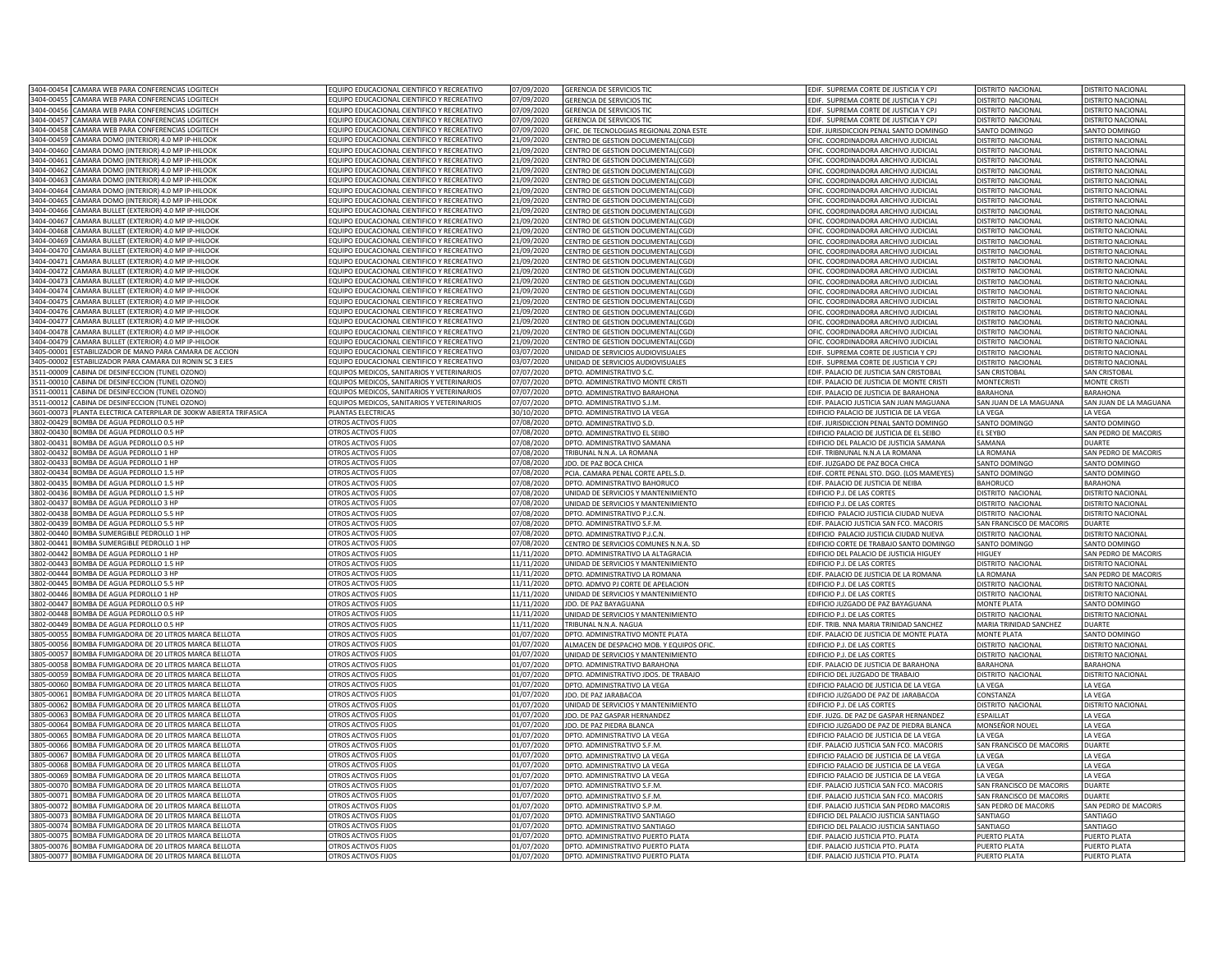| | | | | | | | |
|---|---|---|---|---|---|---|---|
| 3404-00454 | CAMARA WEB PARA CONFERENCIAS LOGITECH | EQUIPO EDUCACIONAL CIENTIFICO Y RECREATIVO | 07/09/2020 | GERENCIA DE SERVICIOS TIC | EDIF. SUPREMA CORTE DE JUSTICIA Y CPJ | DISTRITO NACIONAL | DISTRITO NACIONAL |
| 3404-00455 | CAMARA WEB PARA CONFERENCIAS LOGITECH | EQUIPO EDUCACIONAL CIENTIFICO Y RECREATIVO | 07/09/2020 | GERENCIA DE SERVICIOS TIC | EDIF. SUPREMA CORTE DE JUSTICIA Y CPJ | DISTRITO NACIONAL | DISTRITO NACIONAL |
| 3404-00456 | CAMARA WEB PARA CONFERENCIAS LOGITECH | EQUIPO EDUCACIONAL CIENTIFICO Y RECREATIVO | 07/09/2020 | GERENCIA DE SERVICIOS TIC | EDIF. SUPREMA CORTE DE JUSTICIA Y CPJ | DISTRITO NACIONAL | DISTRITO NACIONAL |
| 3404-00457 | CAMARA WEB PARA CONFERENCIAS LOGITECH | EQUIPO EDUCACIONAL CIENTIFICO Y RECREATIVO | 07/09/2020 | GERENCIA DE SERVICIOS TIC | EDIF. SUPREMA CORTE DE JUSTICIA Y CPJ | DISTRITO NACIONAL | DISTRITO NACIONAL |
| 3404-00458 | CAMARA WEB PARA CONFERENCIAS LOGITECH | EQUIPO EDUCACIONAL CIENTIFICO Y RECREATIVO | 07/09/2020 | OFIC. DE TECNOLOGIAS REGIONAL ZONA ESTE | EDIF. JURISDICCION PENAL SANTO DOMINGO | SANTO DOMINGO | SANTO DOMINGO |
| 3404-00459 | CAMARA DOMO (INTERIOR) 4.0 MP IP-HILOOK | EQUIPO EDUCACIONAL CIENTIFICO Y RECREATIVO | 21/09/2020 | CENTRO DE GESTION DOCUMENTAL(CGD) | OFIC. COORDINADORA ARCHIVO JUDICIAL | DISTRITO NACIONAL | DISTRITO NACIONAL |
| 3404-00460 | CAMARA DOMO (INTERIOR) 4.0 MP IP-HILOOK | EQUIPO EDUCACIONAL CIENTIFICO Y RECREATIVO | 21/09/2020 | CENTRO DE GESTION DOCUMENTAL(CGD) | OFIC. COORDINADORA ARCHIVO JUDICIAL | DISTRITO NACIONAL | DISTRITO NACIONAL |
| 3404-00461 | CAMARA DOMO (INTERIOR) 4.0 MP IP-HILOOK | EQUIPO EDUCACIONAL CIENTIFICO Y RECREATIVO | 21/09/2020 | CENTRO DE GESTION DOCUMENTAL(CGD) | OFIC. COORDINADORA ARCHIVO JUDICIAL | DISTRITO NACIONAL | DISTRITO NACIONAL |
| 3404-00462 | CAMARA DOMO (INTERIOR) 4.0 MP IP-HILOOK | EQUIPO EDUCACIONAL CIENTIFICO Y RECREATIVO | 21/09/2020 | CENTRO DE GESTION DOCUMENTAL(CGD) | OFIC. COORDINADORA ARCHIVO JUDICIAL | DISTRITO NACIONAL | DISTRITO NACIONAL |
| 3404-00463 | CAMARA DOMO (INTERIOR) 4.0 MP IP-HILOOK | EQUIPO EDUCACIONAL CIENTIFICO Y RECREATIVO | 21/09/2020 | CENTRO DE GESTION DOCUMENTAL(CGD) | OFIC. COORDINADORA ARCHIVO JUDICIAL | DISTRITO NACIONAL | DISTRITO NACIONAL |
| 3404-00464 | CAMARA DOMO (INTERIOR) 4.0 MP IP-HILOOK | EQUIPO EDUCACIONAL CIENTIFICO Y RECREATIVO | 21/09/2020 | CENTRO DE GESTION DOCUMENTAL(CGD) | OFIC. COORDINADORA ARCHIVO JUDICIAL | DISTRITO NACIONAL | DISTRITO NACIONAL |
| 3404-00465 | CAMARA DOMO (INTERIOR) 4.0 MP IP-HILOOK | EQUIPO EDUCACIONAL CIENTIFICO Y RECREATIVO | 21/09/2020 | CENTRO DE GESTION DOCUMENTAL(CGD) | OFIC. COORDINADORA ARCHIVO JUDICIAL | DISTRITO NACIONAL | DISTRITO NACIONAL |
| 3404-00466 | CAMARA BULLET (EXTERIOR) 4.0 MP IP-HILOOK | EQUIPO EDUCACIONAL CIENTIFICO Y RECREATIVO | 21/09/2020 | CENTRO DE GESTION DOCUMENTAL(CGD) | OFIC. COORDINADORA ARCHIVO JUDICIAL | DISTRITO NACIONAL | DISTRITO NACIONAL |
| 3404-00467 | CAMARA BULLET (EXTERIOR) 4.0 MP IP-HILOOK | EQUIPO EDUCACIONAL CIENTIFICO Y RECREATIVO | 21/09/2020 | CENTRO DE GESTION DOCUMENTAL(CGD) | OFIC. COORDINADORA ARCHIVO JUDICIAL | DISTRITO NACIONAL | DISTRITO NACIONAL |
| 3404-00468 | CAMARA BULLET (EXTERIOR) 4.0 MP IP-HILOOK | EQUIPO EDUCACIONAL CIENTIFICO Y RECREATIVO | 21/09/2020 | CENTRO DE GESTION DOCUMENTAL(CGD) | OFIC. COORDINADORA ARCHIVO JUDICIAL | DISTRITO NACIONAL | DISTRITO NACIONAL |
| 3404-00469 | CAMARA BULLET (EXTERIOR) 4.0 MP IP-HILOOK | EQUIPO EDUCACIONAL CIENTIFICO Y RECREATIVO | 21/09/2020 | CENTRO DE GESTION DOCUMENTAL(CGD) | OFIC. COORDINADORA ARCHIVO JUDICIAL | DISTRITO NACIONAL | DISTRITO NACIONAL |
| 3404-00470 | CAMARA BULLET (EXTERIOR) 4.0 MP IP-HILOOK | EQUIPO EDUCACIONAL CIENTIFICO Y RECREATIVO | 21/09/2020 | CENTRO DE GESTION DOCUMENTAL(CGD) | OFIC. COORDINADORA ARCHIVO JUDICIAL | DISTRITO NACIONAL | DISTRITO NACIONAL |
| 3404-00471 | CAMARA BULLET (EXTERIOR) 4.0 MP IP-HILOOK | EQUIPO EDUCACIONAL CIENTIFICO Y RECREATIVO | 21/09/2020 | CENTRO DE GESTION DOCUMENTAL(CGD) | OFIC. COORDINADORA ARCHIVO JUDICIAL | DISTRITO NACIONAL | DISTRITO NACIONAL |
| 3404-00472 | CAMARA BULLET (EXTERIOR) 4.0 MP IP-HILOOK | EQUIPO EDUCACIONAL CIENTIFICO Y RECREATIVO | 21/09/2020 | CENTRO DE GESTION DOCUMENTAL(CGD) | OFIC. COORDINADORA ARCHIVO JUDICIAL | DISTRITO NACIONAL | DISTRITO NACIONAL |
| 3404-00473 | CAMARA BULLET (EXTERIOR) 4.0 MP IP-HILOOK | EQUIPO EDUCACIONAL CIENTIFICO Y RECREATIVO | 21/09/2020 | CENTRO DE GESTION DOCUMENTAL(CGD) | OFIC. COORDINADORA ARCHIVO JUDICIAL | DISTRITO NACIONAL | DISTRITO NACIONAL |
| 3404-00474 | CAMARA BULLET (EXTERIOR) 4.0 MP IP-HILOOK | EQUIPO EDUCACIONAL CIENTIFICO Y RECREATIVO | 21/09/2020 | CENTRO DE GESTION DOCUMENTAL(CGD) | OFIC. COORDINADORA ARCHIVO JUDICIAL | DISTRITO NACIONAL | DISTRITO NACIONAL |
| 3404-00475 | CAMARA BULLET (EXTERIOR) 4.0 MP IP-HILOOK | EQUIPO EDUCACIONAL CIENTIFICO Y RECREATIVO | 21/09/2020 | CENTRO DE GESTION DOCUMENTAL(CGD) | OFIC. COORDINADORA ARCHIVO JUDICIAL | DISTRITO NACIONAL | DISTRITO NACIONAL |
| 3404-00476 | CAMARA BULLET (EXTERIOR) 4.0 MP IP-HILOOK | EQUIPO EDUCACIONAL CIENTIFICO Y RECREATIVO | 21/09/2020 | CENTRO DE GESTION DOCUMENTAL(CGD) | OFIC. COORDINADORA ARCHIVO JUDICIAL | DISTRITO NACIONAL | DISTRITO NACIONAL |
| 3404-00477 | CAMARA BULLET (EXTERIOR) 4.0 MP IP-HILOOK | EQUIPO EDUCACIONAL CIENTIFICO Y RECREATIVO | 21/09/2020 | CENTRO DE GESTION DOCUMENTAL(CGD) | OFIC. COORDINADORA ARCHIVO JUDICIAL | DISTRITO NACIONAL | DISTRITO NACIONAL |
| 3404-00478 | CAMARA BULLET (EXTERIOR) 4.0 MP IP-HILOOK | EQUIPO EDUCACIONAL CIENTIFICO Y RECREATIVO | 21/09/2020 | CENTRO DE GESTION DOCUMENTAL(CGD) | OFIC. COORDINADORA ARCHIVO JUDICIAL | DISTRITO NACIONAL | DISTRITO NACIONAL |
| 3404-00479 | CAMARA BULLET (EXTERIOR) 4.0 MP IP-HILOOK | EQUIPO EDUCACIONAL CIENTIFICO Y RECREATIVO | 21/09/2020 | CENTRO DE GESTION DOCUMENTAL(CGD) | OFIC. COORDINADORA ARCHIVO JUDICIAL | DISTRITO NACIONAL | DISTRITO NACIONAL |
| 3405-00001 | ESTABILIZADOR DE MANO PARA CAMARA DE ACCION | EQUIPO EDUCACIONAL CIENTIFICO Y RECREATIVO | 03/07/2020 | UNIDAD DE SERVICIOS AUDIOVISUALES | EDIF. SUPREMA CORTE DE JUSTICIA Y CPJ | DISTRITO NACIONAL | DISTRITO NACIONAL |
| 3405-00002 | ESTABILIZADOR PARA CAMARA DJI RONIN SC 3 EJES | EQUIPO EDUCACIONAL CIENTIFICO Y RECREATIVO | 03/07/2020 | UNIDAD DE SERVICIOS AUDIOVISUALES | EDIF. SUPREMA CORTE DE JUSTICIA Y CPJ | DISTRITO NACIONAL | DISTRITO NACIONAL |
| 3511-00009 | CABINA DE DESINFECCION (TUNEL OZONO) | EQUIPOS MEDICOS, SANITARIOS Y VETERINARIOS | 07/07/2020 | DPTO. ADMINISTRATIVO S.C. | EDIF. PALACIO DE JUSTICIA SAN CRISTOBAL | SAN CRISTOBAL | SAN CRISTOBAL |
| 3511-00010 | CABINA DE DESINFECCION (TUNEL OZONO) | EQUIPOS MEDICOS, SANITARIOS Y VETERINARIOS | 07/07/2020 | DPTO. ADMINISTRATIVO MONTE CRISTI | EDIF. PALACIO DE JUSTICIA DE MONTE CRISTI | MONTECRISTI | MONTE CRISTI |
| 3511-00011 | CABINA DE DESINFECCION (TUNEL OZONO) | EQUIPOS MEDICOS, SANITARIOS Y VETERINARIOS | 07/07/2020 | DPTO. ADMINISTRATIVO BARAHONA | EDIF. PALACIO DE JUSTICIA DE BARAHONA | BARAHONA | BARAHONA |
| 3511-00012 | CABINA DE DESINFECCION (TUNEL OZONO) | EQUIPOS MEDICOS, SANITARIOS Y VETERINARIOS | 07/07/2020 | DPTO. ADMINISTRATIVO S.J.M. | EDIF. PALACIO JUSTICIA SAN JUAN MAGUANA | SAN JUAN DE LA MAGUANA | SAN JUAN DE LA MAGUANA |
| 3601-00073 | PLANTA ELECTRICA CATERPILAR DE 300KW ABIERTA TRIFASICA | PLANTAS ELECTRICAS | 30/10/2020 | DPTO. ADMINISTRATIVO LA VEGA | EDIFICIO PALACIO DE JUSTICIA DE LA VEGA | LA VEGA | LA VEGA |
| 3802-00429 | BOMBA DE AGUA PEDROLLO 0.5 HP | OTROS ACTIVOS FIJOS | 07/08/2020 | DPTO. ADMINISTRATIVO S.D. | EDIF. JURISDICCION PENAL SANTO DOMINGO | SANTO DOMINGO | SANTO DOMINGO |
| 3802-00430 | BOMBA DE AGUA PEDROLLO 0.5 HP | OTROS ACTIVOS FIJOS | 07/08/2020 | DPTO. ADMINISTRATIVO EL SEIBO | EDIFICIO PALACIO DE JUSTICIA DE EL SEIBO | EL SEYBO | SAN PEDRO DE MACORIS |
| 3802-00431 | BOMBA DE AGUA PEDROLLO 0.5 HP | OTROS ACTIVOS FIJOS | 07/08/2020 | DPTO. ADMINISTRATIVO SAMANA | EDIFICIO DEL PALACIO DE JUSTICIA SAMANA | SAMANA | DUARTE |
| 3802-00432 | BOMBA DE AGUA PEDROLLO 1 HP | OTROS ACTIVOS FIJOS | 07/08/2020 | TRIBUNAL N.N.A. LA ROMANA | EDIF. TRIBNUNAL N.N.A LA ROMANA | LA ROMANA | SAN PEDRO DE MACORIS |
| 3802-00433 | BOMBA DE AGUA PEDROLLO 1 HP | OTROS ACTIVOS FIJOS | 07/08/2020 | JDO. DE PAZ BOCA CHICA | EDIF. JUZGADO DE PAZ BOCA CHICA | SANTO DOMINGO | SANTO DOMINGO |
| 3802-00434 | BOMBA DE AGUA PEDROLLO 1.5 HP | OTROS ACTIVOS FIJOS | 07/08/2020 | PCIA. CAMARA PENAL CORTE APEL.S.D. | EDIF. CORTE PENAL STO. DGO. (LOS MAMEYES) | SANTO DOMINGO | SANTO DOMINGO |
| 3802-00435 | BOMBA DE AGUA PEDROLLO 1.5 HP | OTROS ACTIVOS FIJOS | 07/08/2020 | DPTO. ADMINISTRATIVO BAHORUCO | EDIF. PALACIO DE JUSTICIA DE NEIBA | BAHORUCO | BARAHONA |
| 3802-00436 | BOMBA DE AGUA PEDROLLO 1.5 HP | OTROS ACTIVOS FIJOS | 07/08/2020 | UNIDAD DE SERVICIOS Y MANTENIMIENTO | EDIFICIO P.J. DE LAS CORTES | DISTRITO NACIONAL | DISTRITO NACIONAL |
| 3802-00437 | BOMBA DE AGUA PEDROLLO 3 HP | OTROS ACTIVOS FIJOS | 07/08/2020 | UNIDAD DE SERVICIOS Y MANTENIMIENTO | EDIFICIO P.J. DE LAS CORTES | DISTRITO NACIONAL | DISTRITO NACIONAL |
| 3802-00438 | BOMBA DE AGUA PEDROLLO 5.5 HP | OTROS ACTIVOS FIJOS | 07/08/2020 | DPTO. ADMINISTRATIVO P.J.C.N. | EDIFICIO PALACIO JUSTICIA CIUDAD NUEVA | DISTRITO NACIONAL | DISTRITO NACIONAL |
| 3802-00439 | BOMBA DE AGUA PEDROLLO 5.5 HP | OTROS ACTIVOS FIJOS | 07/08/2020 | DPTO. ADMINISTRATIVO S.F.M. | EDIF. PALACIO JUSTICIA SAN FCO. MACORIS | SAN FRANCISCO DE MACORIS | DUARTE |
| 3802-00440 | BOMBA SUMERGIBLE PEDROLLO 1 HP | OTROS ACTIVOS FIJOS | 07/08/2020 | DPTO. ADMINISTRATIVO P.J.C.N. | EDIFICIO PALACIO JUSTICIA CIUDAD NUEVA | DISTRITO NACIONAL | DISTRITO NACIONAL |
| 3802-00441 | BOMBA SUMERGIBLE PEDROLLO 1 HP | OTROS ACTIVOS FIJOS | 07/08/2020 | CENTRO DE SERVICIOS COMUNES N.N.A. SD | EDIFICIO CORTE DE TRABAJO SANTO DOMINGO | SANTO DOMINGO | SANTO DOMINGO |
| 3802-00442 | BOMBA DE AGUA PEDROLLO 1 HP | OTROS ACTIVOS FIJOS | 11/11/2020 | DPTO. ADMINISTRATIVO LA ALTAGRACIA | EDIFICIO DEL PALACIO DE JUSTICIA HIGUEY | HIGUEY | SAN PEDRO DE MACORIS |
| 3802-00443 | BOMBA DE AGUA PEDROLLO 1.5 HP | OTROS ACTIVOS FIJOS | 11/11/2020 | UNIDAD DE SERVICIOS Y MANTENIMIENTO | EDIFICIO P.J. DE LAS CORTES | DISTRITO NACIONAL | DISTRITO NACIONAL |
| 3802-00444 | BOMBA DE AGUA PEDROLLO 3 HP | OTROS ACTIVOS FIJOS | 11/11/2020 | DPTO. ADMINISTRATIVO LA ROMANA | EDIF. PALACIO DE JUSTICIA DE LA ROMANA | LA ROMANA | SAN PEDRO DE MACORIS |
| 3802-00445 | BOMBA DE AGUA PEDROLLO 5.5 HP | OTROS ACTIVOS FIJOS | 11/11/2020 | DPTO. ADMVO PJ CORTE DE APELACION | EDIFICIO P.J. DE LAS CORTES | DISTRITO NACIONAL | DISTRITO NACIONAL |
| 3802-00446 | BOMBA DE AGUA PEDROLLO 1 HP | OTROS ACTIVOS FIJOS | 11/11/2020 | UNIDAD DE SERVICIOS Y MANTENIMIENTO | EDIFICIO P.J. DE LAS CORTES | DISTRITO NACIONAL | DISTRITO NACIONAL |
| 3802-00447 | BOMBA DE AGUA PEDROLLO 0.5 HP | OTROS ACTIVOS FIJOS | 11/11/2020 | JDO. DE PAZ BAYAGUANA | EDIFICIO JUZGADO DE PAZ BAYAGUANA | MONTE PLATA | SANTO DOMINGO |
| 3802-00448 | BOMBA DE AGUA PEDROLLO 0.5 HP | OTROS ACTIVOS FIJOS | 11/11/2020 | UNIDAD DE SERVICIOS Y MANTENIMIENTO | EDIFICIO P.J. DE LAS CORTES | DISTRITO NACIONAL | DISTRITO NACIONAL |
| 3802-00449 | BOMBA DE AGUA PEDROLLO 0.5 HP | OTROS ACTIVOS FIJOS | 11/11/2020 | TRIBUNAL N.N.A. NAGUA | EDIF. TRIB. NNA MARIA TRINIDAD SANCHEZ | MARIA TRINIDAD SANCHEZ | DUARTE |
| 3805-00055 | BOMBA FUMIGADORA DE 20 LITROS MARCA BELLOTA | OTROS ACTIVOS FIJOS | 01/07/2020 | DPTO. ADMINISTRATIVO MONTE PLATA | EDIF. PALACIO DE JUSTICIA DE MONTE PLATA | MONTE PLATA | SANTO DOMINGO |
| 3805-00056 | BOMBA FUMIGADORA DE 20 LITROS MARCA BELLOTA | OTROS ACTIVOS FIJOS | 01/07/2020 | ALMACEN DE DESPACHO MOB. Y EQUIPOS OFIC. | EDIFICIO P.J. DE LAS CORTES | DISTRITO NACIONAL | DISTRITO NACIONAL |
| 3805-00057 | BOMBA FUMIGADORA DE 20 LITROS MARCA BELLOTA | OTROS ACTIVOS FIJOS | 01/07/2020 | UNIDAD DE SERVICIOS Y MANTENIMIENTO | EDIFICIO P.J. DE LAS CORTES | DISTRITO NACIONAL | DISTRITO NACIONAL |
| 3805-00058 | BOMBA FUMIGADORA DE 20 LITROS MARCA BELLOTA | OTROS ACTIVOS FIJOS | 01/07/2020 | DPTO. ADMINISTRATIVO BARAHONA | EDIF. PALACIO DE JUSTICIA DE BARAHONA | BARAHONA | BARAHONA |
| 3805-00059 | BOMBA FUMIGADORA DE 20 LITROS MARCA BELLOTA | OTROS ACTIVOS FIJOS | 01/07/2020 | DPTO. ADMINISTRATIVO JDOS. DE TRABAJO | EDIFICIO DEL JUZGADO DE TRABAJO | DISTRITO NACIONAL | DISTRITO NACIONAL |
| 3805-00060 | BOMBA FUMIGADORA DE 20 LITROS MARCA BELLOTA | OTROS ACTIVOS FIJOS | 01/07/2020 | DPTO. ADMINISTRATIVO LA VEGA | EDIFICIO PALACIO DE JUSTICIA DE LA VEGA | LA VEGA | LA VEGA |
| 3805-00061 | BOMBA FUMIGADORA DE 20 LITROS MARCA BELLOTA | OTROS ACTIVOS FIJOS | 01/07/2020 | JDO. DE PAZ JARABACOA | EDIFICIO JUZGADO DE PAZ DE JARABACOA | CONSTANZA | LA VEGA |
| 3805-00062 | BOMBA FUMIGADORA DE 20 LITROS MARCA BELLOTA | OTROS ACTIVOS FIJOS | 01/07/2020 | UNIDAD DE SERVICIOS Y MANTENIMIENTO | EDIFICIO P.J. DE LAS CORTES | DISTRITO NACIONAL | DISTRITO NACIONAL |
| 3805-00063 | BOMBA FUMIGADORA DE 20 LITROS MARCA BELLOTA | OTROS ACTIVOS FIJOS | 01/07/2020 | JDO. DE PAZ GASPAR HERNANDEZ | EDIF. JUZG. DE PAZ DE GASPAR HERNANDEZ | ESPAILLAT | LA VEGA |
| 3805-00064 | BOMBA FUMIGADORA DE 20 LITROS MARCA BELLOTA | OTROS ACTIVOS FIJOS | 01/07/2020 | JDO. DE PAZ PIEDRA BLANCA | EDIFICIO JUZGADO DE PAZ DE PIEDRA BLANCA | MONSEÑOR NOUEL | LA VEGA |
| 3805-00065 | BOMBA FUMIGADORA DE 20 LITROS MARCA BELLOTA | OTROS ACTIVOS FIJOS | 01/07/2020 | DPTO. ADMINISTRATIVO LA VEGA | EDIFICIO PALACIO DE JUSTICIA DE LA VEGA | LA VEGA | LA VEGA |
| 3805-00066 | BOMBA FUMIGADORA DE 20 LITROS MARCA BELLOTA | OTROS ACTIVOS FIJOS | 01/07/2020 | DPTO. ADMINISTRATIVO S.F.M. | EDIF. PALACIO JUSTICIA SAN FCO. MACORIS | SAN FRANCISCO DE MACORIS | DUARTE |
| 3805-00067 | BOMBA FUMIGADORA DE 20 LITROS MARCA BELLOTA | OTROS ACTIVOS FIJOS | 01/07/2020 | DPTO. ADMINISTRATIVO LA VEGA | EDIFICIO PALACIO DE JUSTICIA DE LA VEGA | LA VEGA | LA VEGA |
| 3805-00068 | BOMBA FUMIGADORA DE 20 LITROS MARCA BELLOTA | OTROS ACTIVOS FIJOS | 01/07/2020 | DPTO. ADMINISTRATIVO LA VEGA | EDIFICIO PALACIO DE JUSTICIA DE LA VEGA | LA VEGA | LA VEGA |
| 3805-00069 | BOMBA FUMIGADORA DE 20 LITROS MARCA BELLOTA | OTROS ACTIVOS FIJOS | 01/07/2020 | DPTO. ADMINISTRATIVO LA VEGA | EDIFICIO PALACIO DE JUSTICIA DE LA VEGA | LA VEGA | LA VEGA |
| 3805-00070 | BOMBA FUMIGADORA DE 20 LITROS MARCA BELLOTA | OTROS ACTIVOS FIJOS | 01/07/2020 | DPTO. ADMINISTRATIVO S.F.M. | EDIF. PALACIO JUSTICIA SAN FCO. MACORIS | SAN FRANCISCO DE MACORIS | DUARTE |
| 3805-00071 | BOMBA FUMIGADORA DE 20 LITROS MARCA BELLOTA | OTROS ACTIVOS FIJOS | 01/07/2020 | DPTO. ADMINISTRATIVO S.F.M. | EDIF. PALACIO JUSTICIA SAN FCO. MACORIS | SAN FRANCISCO DE MACORIS | DUARTE |
| 3805-00072 | BOMBA FUMIGADORA DE 20 LITROS MARCA BELLOTA | OTROS ACTIVOS FIJOS | 01/07/2020 | DPTO. ADMINISTRATIVO S.P.M. | EDIF. PALACIO JUSTICIA SAN PEDRO MACORIS | SAN PEDRO DE MACORIS | SAN PEDRO DE MACORIS |
| 3805-00073 | BOMBA FUMIGADORA DE 20 LITROS MARCA BELLOTA | OTROS ACTIVOS FIJOS | 01/07/2020 | DPTO. ADMINISTRATIVO SANTIAGO | EDIFICIO DEL PALACIO JUSTICIA SANTIAGO | SANTIAGO | SANTIAGO |
| 3805-00074 | BOMBA FUMIGADORA DE 20 LITROS MARCA BELLOTA | OTROS ACTIVOS FIJOS | 01/07/2020 | DPTO. ADMINISTRATIVO SANTIAGO | EDIFICIO DEL PALACIO JUSTICIA SANTIAGO | SANTIAGO | SANTIAGO |
| 3805-00075 | BOMBA FUMIGADORA DE 20 LITROS MARCA BELLOTA | OTROS ACTIVOS FIJOS | 01/07/2020 | DPTO. ADMINISTRATIVO PUERTO PLATA | EDIF. PALACIO JUSTICIA PTO. PLATA | PUERTO PLATA | PUERTO PLATA |
| 3805-00076 | BOMBA FUMIGADORA DE 20 LITROS MARCA BELLOTA | OTROS ACTIVOS FIJOS | 01/07/2020 | DPTO. ADMINISTRATIVO PUERTO PLATA | EDIF. PALACIO JUSTICIA PTO. PLATA | PUERTO PLATA | PUERTO PLATA |
| 3805-00077 | BOMBA FUMIGADORA DE 20 LITROS MARCA BELLOTA | OTROS ACTIVOS FIJOS | 01/07/2020 | DPTO. ADMINISTRATIVO PUERTO PLATA | EDIF. PALACIO JUSTICIA PTO. PLATA | PUERTO PLATA | PUERTO PLATA |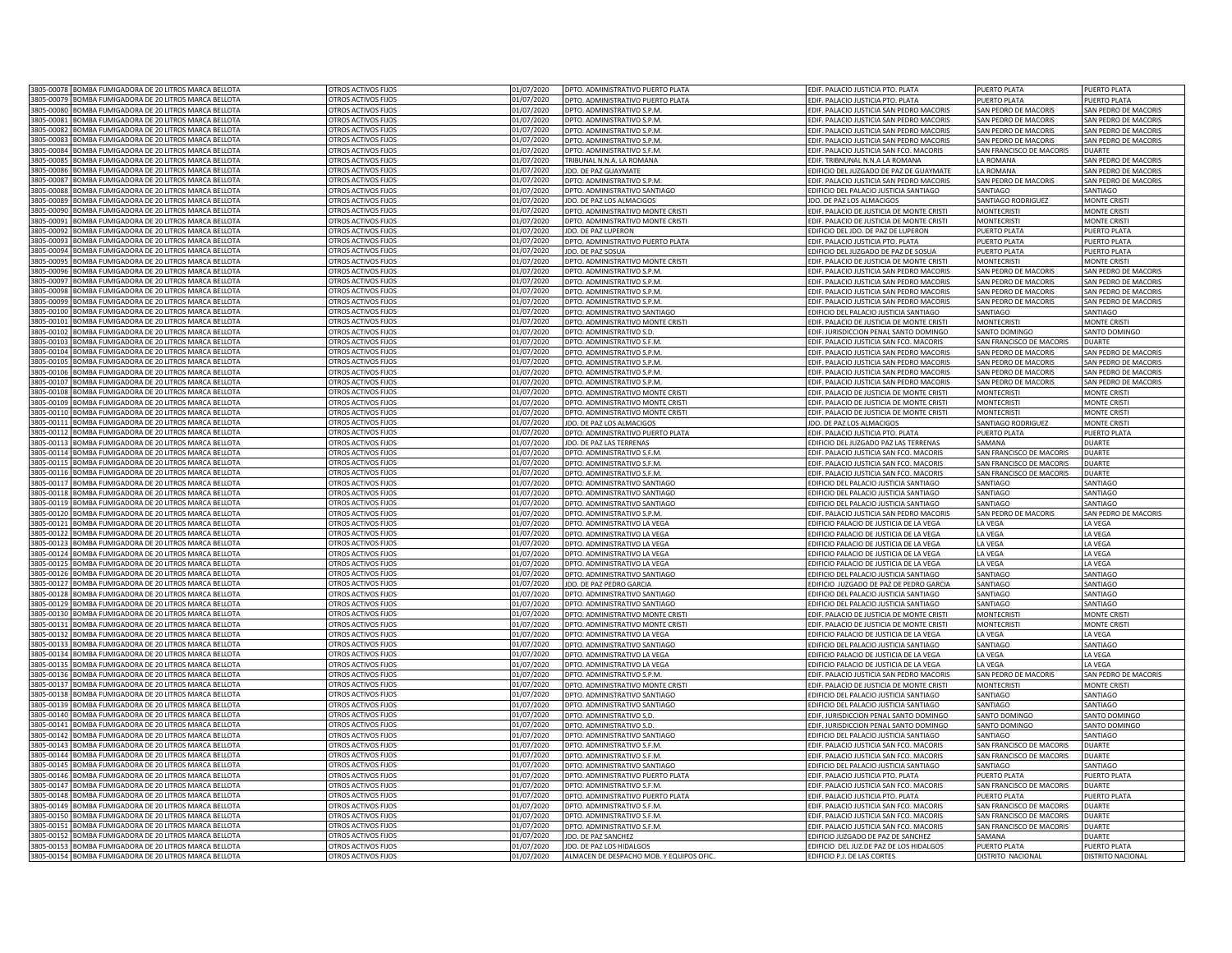| | | | | | | | |
|---|---|---|---|---|---|---|---|
| 3805-00078 | BOMBA FUMIGADORA DE 20 LITROS MARCA BELLOTA | OTROS ACTIVOS FIJOS | 01/07/2020 | DPTO. ADMINISTRATIVO PUERTO PLATA | EDIF. PALACIO JUSTICIA PTO. PLATA | PUERTO PLATA | PUERTO PLATA |
| 3805-00079 | BOMBA FUMIGADORA DE 20 LITROS MARCA BELLOTA | OTROS ACTIVOS FIJOS | 01/07/2020 | DPTO. ADMINISTRATIVO PUERTO PLATA | EDIF. PALACIO JUSTICIA PTO. PLATA | PUERTO PLATA | PUERTO PLATA |
| 3805-00080 | BOMBA FUMIGADORA DE 20 LITROS MARCA BELLOTA | OTROS ACTIVOS FIJOS | 01/07/2020 | DPTO. ADMINISTRATIVO S.P.M. | EDIF. PALACIO JUSTICIA SAN PEDRO MACORIS | SAN PEDRO DE MACORIS | SAN PEDRO DE MACORIS |
| 3805-00081 | BOMBA FUMIGADORA DE 20 LITROS MARCA BELLOTA | OTROS ACTIVOS FIJOS | 01/07/2020 | DPTO. ADMINISTRATIVO S.P.M. | EDIF. PALACIO JUSTICIA SAN PEDRO MACORIS | SAN PEDRO DE MACORIS | SAN PEDRO DE MACORIS |
| 3805-00082 | BOMBA FUMIGADORA DE 20 LITROS MARCA BELLOTA | OTROS ACTIVOS FIJOS | 01/07/2020 | DPTO. ADMINISTRATIVO S.P.M. | EDIF. PALACIO JUSTICIA SAN PEDRO MACORIS | SAN PEDRO DE MACORIS | SAN PEDRO DE MACORIS |
| 3805-00083 | BOMBA FUMIGADORA DE 20 LITROS MARCA BELLOTA | OTROS ACTIVOS FIJOS | 01/07/2020 | DPTO. ADMINISTRATIVO S.P.M. | EDIF. PALACIO JUSTICIA SAN PEDRO MACORIS | SAN PEDRO DE MACORIS | SAN PEDRO DE MACORIS |
| 3805-00084 | BOMBA FUMIGADORA DE 20 LITROS MARCA BELLOTA | OTROS ACTIVOS FIJOS | 01/07/2020 | DPTO. ADMINISTRATIVO S.F.M. | EDIF. PALACIO JUSTICIA SAN FCO. MACORIS | SAN FRANCISCO DE MACORIS | DUARTE |
| 3805-00085 | BOMBA FUMIGADORA DE 20 LITROS MARCA BELLOTA | OTROS ACTIVOS FIJOS | 01/07/2020 | TRIBUNAL N.N.A. LA ROMANA | EDIF. TRIBNUNAL N.N.A LA ROMANA | LA ROMANA | SAN PEDRO DE MACORIS |
| 3805-00086 | BOMBA FUMIGADORA DE 20 LITROS MARCA BELLOTA | OTROS ACTIVOS FIJOS | 01/07/2020 | JDO. DE PAZ GUAYMATE | EDIFICIO DEL JUZGADO DE PAZ DE GUAYMATE | LA ROMANA | SAN PEDRO DE MACORIS |
| 3805-00087 | BOMBA FUMIGADORA DE 20 LITROS MARCA BELLOTA | OTROS ACTIVOS FIJOS | 01/07/2020 | DPTO. ADMINISTRATIVO S.P.M. | EDIF. PALACIO JUSTICIA SAN PEDRO MACORIS | SAN PEDRO DE MACORIS | SAN PEDRO DE MACORIS |
| 3805-00088 | BOMBA FUMIGADORA DE 20 LITROS MARCA BELLOTA | OTROS ACTIVOS FIJOS | 01/07/2020 | DPTO. ADMINISTRATIVO SANTIAGO | EDIFICIO DEL PALACIO JUSTICIA SANTIAGO | SANTIAGO | SANTIAGO |
| 3805-00089 | BOMBA FUMIGADORA DE 20 LITROS MARCA BELLOTA | OTROS ACTIVOS FIJOS | 01/07/2020 | JDO. DE PAZ LOS ALMACIGOS | JDO. DE PAZ LOS ALMACIGOS | SANTIAGO RODRIGUEZ | MONTE CRISTI |
| 3805-00090 | BOMBA FUMIGADORA DE 20 LITROS MARCA BELLOTA | OTROS ACTIVOS FIJOS | 01/07/2020 | DPTO. ADMINISTRATIVO MONTE CRISTI | EDIF. PALACIO DE JUSTICIA DE MONTE CRISTI | MONTECRISTI | MONTE CRISTI |
| 3805-00091 | BOMBA FUMIGADORA DE 20 LITROS MARCA BELLOTA | OTROS ACTIVOS FIJOS | 01/07/2020 | DPTO. ADMINISTRATIVO MONTE CRISTI | EDIF. PALACIO DE JUSTICIA DE MONTE CRISTI | MONTECRISTI | MONTE CRISTI |
| 3805-00092 | BOMBA FUMIGADORA DE 20 LITROS MARCA BELLOTA | OTROS ACTIVOS FIJOS | 01/07/2020 | JDO. DE PAZ LUPERON | EDIFICIO DEL JDO. DE PAZ DE LUPERON | PUERTO PLATA | PUERTO PLATA |
| 3805-00093 | BOMBA FUMIGADORA DE 20 LITROS MARCA BELLOTA | OTROS ACTIVOS FIJOS | 01/07/2020 | DPTO. ADMINISTRATIVO PUERTO PLATA | EDIF. PALACIO JUSTICIA PTO. PLATA | PUERTO PLATA | PUERTO PLATA |
| 3805-00094 | BOMBA FUMIGADORA DE 20 LITROS MARCA BELLOTA | OTROS ACTIVOS FIJOS | 01/07/2020 | JDO. DE PAZ SOSUA | EDIFICIO DEL JUZGADO DE PAZ DE SOSUA | PUERTO PLATA | PUERTO PLATA |
| 3805-00095 | BOMBA FUMIGADORA DE 20 LITROS MARCA BELLOTA | OTROS ACTIVOS FIJOS | 01/07/2020 | DPTO. ADMINISTRATIVO MONTE CRISTI | EDIF. PALACIO DE JUSTICIA DE MONTE CRISTI | MONTECRISTI | MONTE CRISTI |
| 3805-00096 | BOMBA FUMIGADORA DE 20 LITROS MARCA BELLOTA | OTROS ACTIVOS FIJOS | 01/07/2020 | DPTO. ADMINISTRATIVO S.P.M. | EDIF. PALACIO JUSTICIA SAN PEDRO MACORIS | SAN PEDRO DE MACORIS | SAN PEDRO DE MACORIS |
| 3805-00097 | BOMBA FUMIGADORA DE 20 LITROS MARCA BELLOTA | OTROS ACTIVOS FIJOS | 01/07/2020 | DPTO. ADMINISTRATIVO S.P.M. | EDIF. PALACIO JUSTICIA SAN PEDRO MACORIS | SAN PEDRO DE MACORIS | SAN PEDRO DE MACORIS |
| 3805-00098 | BOMBA FUMIGADORA DE 20 LITROS MARCA BELLOTA | OTROS ACTIVOS FIJOS | 01/07/2020 | DPTO. ADMINISTRATIVO S.P.M. | EDIF. PALACIO JUSTICIA SAN PEDRO MACORIS | SAN PEDRO DE MACORIS | SAN PEDRO DE MACORIS |
| 3805-00099 | BOMBA FUMIGADORA DE 20 LITROS MARCA BELLOTA | OTROS ACTIVOS FIJOS | 01/07/2020 | DPTO. ADMINISTRATIVO S.P.M. | EDIF. PALACIO JUSTICIA SAN PEDRO MACORIS | SAN PEDRO DE MACORIS | SAN PEDRO DE MACORIS |
| 3805-00100 | BOMBA FUMIGADORA DE 20 LITROS MARCA BELLOTA | OTROS ACTIVOS FIJOS | 01/07/2020 | DPTO. ADMINISTRATIVO SANTIAGO | EDIFICIO DEL PALACIO JUSTICIA SANTIAGO | SANTIAGO | SANTIAGO |
| 3805-00101 | BOMBA FUMIGADORA DE 20 LITROS MARCA BELLOTA | OTROS ACTIVOS FIJOS | 01/07/2020 | DPTO. ADMINISTRATIVO MONTE CRISTI | EDIF. PALACIO DE JUSTICIA DE MONTE CRISTI | MONTECRISTI | MONTE CRISTI |
| 3805-00102 | BOMBA FUMIGADORA DE 20 LITROS MARCA BELLOTA | OTROS ACTIVOS FIJOS | 01/07/2020 | DPTO. ADMINISTRATIVO S.D. | EDIF. JURISDICCION PENAL SANTO DOMINGO | SANTO DOMINGO | SANTO DOMINGO |
| 3805-00103 | BOMBA FUMIGADORA DE 20 LITROS MARCA BELLOTA | OTROS ACTIVOS FIJOS | 01/07/2020 | DPTO. ADMINISTRATIVO S.F.M. | EDIF. PALACIO JUSTICIA SAN FCO. MACORIS | SAN FRANCISCO DE MACORIS | DUARTE |
| 3805-00104 | BOMBA FUMIGADORA DE 20 LITROS MARCA BELLOTA | OTROS ACTIVOS FIJOS | 01/07/2020 | DPTO. ADMINISTRATIVO S.P.M. | EDIF. PALACIO JUSTICIA SAN PEDRO MACORIS | SAN PEDRO DE MACORIS | SAN PEDRO DE MACORIS |
| 3805-00105 | BOMBA FUMIGADORA DE 20 LITROS MARCA BELLOTA | OTROS ACTIVOS FIJOS | 01/07/2020 | DPTO. ADMINISTRATIVO S.P.M. | EDIF. PALACIO JUSTICIA SAN PEDRO MACORIS | SAN PEDRO DE MACORIS | SAN PEDRO DE MACORIS |
| 3805-00106 | BOMBA FUMIGADORA DE 20 LITROS MARCA BELLOTA | OTROS ACTIVOS FIJOS | 01/07/2020 | DPTO. ADMINISTRATIVO S.P.M. | EDIF. PALACIO JUSTICIA SAN PEDRO MACORIS | SAN PEDRO DE MACORIS | SAN PEDRO DE MACORIS |
| 3805-00107 | BOMBA FUMIGADORA DE 20 LITROS MARCA BELLOTA | OTROS ACTIVOS FIJOS | 01/07/2020 | DPTO. ADMINISTRATIVO S.P.M. | EDIF. PALACIO JUSTICIA SAN PEDRO MACORIS | SAN PEDRO DE MACORIS | SAN PEDRO DE MACORIS |
| 3805-00108 | BOMBA FUMIGADORA DE 20 LITROS MARCA BELLOTA | OTROS ACTIVOS FIJOS | 01/07/2020 | DPTO. ADMINISTRATIVO MONTE CRISTI | EDIF. PALACIO DE JUSTICIA DE MONTE CRISTI | MONTECRISTI | MONTE CRISTI |
| 3805-00109 | BOMBA FUMIGADORA DE 20 LITROS MARCA BELLOTA | OTROS ACTIVOS FIJOS | 01/07/2020 | DPTO. ADMINISTRATIVO MONTE CRISTI | EDIF. PALACIO DE JUSTICIA DE MONTE CRISTI | MONTECRISTI | MONTE CRISTI |
| 3805-00110 | BOMBA FUMIGADORA DE 20 LITROS MARCA BELLOTA | OTROS ACTIVOS FIJOS | 01/07/2020 | DPTO. ADMINISTRATIVO MONTE CRISTI | EDIF. PALACIO DE JUSTICIA DE MONTE CRISTI | MONTECRISTI | MONTE CRISTI |
| 3805-00111 | BOMBA FUMIGADORA DE 20 LITROS MARCA BELLOTA | OTROS ACTIVOS FIJOS | 01/07/2020 | JDO. DE PAZ LOS ALMACIGOS | JDO. DE PAZ LOS ALMACIGOS | SANTIAGO RODRIGUEZ | MONTE CRISTI |
| 3805-00112 | BOMBA FUMIGADORA DE 20 LITROS MARCA BELLOTA | OTROS ACTIVOS FIJOS | 01/07/2020 | DPTO. ADMINISTRATIVO PUERTO PLATA | EDIF. PALACIO JUSTICIA PTO. PLATA | PUERTO PLATA | PUERTO PLATA |
| 3805-00113 | BOMBA FUMIGADORA DE 20 LITROS MARCA BELLOTA | OTROS ACTIVOS FIJOS | 01/07/2020 | JDO. DE PAZ LAS TERRENAS | EDIFICIO DEL JUZGADO PAZ LAS TERRENAS | SAMANA | DUARTE |
| 3805-00114 | BOMBA FUMIGADORA DE 20 LITROS MARCA BELLOTA | OTROS ACTIVOS FIJOS | 01/07/2020 | DPTO. ADMINISTRATIVO S.F.M. | EDIF. PALACIO JUSTICIA SAN FCO. MACORIS | SAN FRANCISCO DE MACORIS | DUARTE |
| 3805-00115 | BOMBA FUMIGADORA DE 20 LITROS MARCA BELLOTA | OTROS ACTIVOS FIJOS | 01/07/2020 | DPTO. ADMINISTRATIVO S.F.M. | EDIF. PALACIO JUSTICIA SAN FCO. MACORIS | SAN FRANCISCO DE MACORIS | DUARTE |
| 3805-00116 | BOMBA FUMIGADORA DE 20 LITROS MARCA BELLOTA | OTROS ACTIVOS FIJOS | 01/07/2020 | DPTO. ADMINISTRATIVO S.F.M. | EDIF. PALACIO JUSTICIA SAN FCO. MACORIS | SAN FRANCISCO DE MACORIS | DUARTE |
| 3805-00117 | BOMBA FUMIGADORA DE 20 LITROS MARCA BELLOTA | OTROS ACTIVOS FIJOS | 01/07/2020 | DPTO. ADMINISTRATIVO SANTIAGO | EDIFICIO DEL PALACIO JUSTICIA SANTIAGO | SANTIAGO | SANTIAGO |
| 3805-00118 | BOMBA FUMIGADORA DE 20 LITROS MARCA BELLOTA | OTROS ACTIVOS FIJOS | 01/07/2020 | DPTO. ADMINISTRATIVO SANTIAGO | EDIFICIO DEL PALACIO JUSTICIA SANTIAGO | SANTIAGO | SANTIAGO |
| 3805-00119 | BOMBA FUMIGADORA DE 20 LITROS MARCA BELLOTA | OTROS ACTIVOS FIJOS | 01/07/2020 | DPTO. ADMINISTRATIVO SANTIAGO | EDIFICIO DEL PALACIO JUSTICIA SANTIAGO | SANTIAGO | SANTIAGO |
| 3805-00120 | BOMBA FUMIGADORA DE 20 LITROS MARCA BELLOTA | OTROS ACTIVOS FIJOS | 01/07/2020 | DPTO. ADMINISTRATIVO S.P.M. | EDIF. PALACIO JUSTICIA SAN PEDRO MACORIS | SAN PEDRO DE MACORIS | SAN PEDRO DE MACORIS |
| 3805-00121 | BOMBA FUMIGADORA DE 20 LITROS MARCA BELLOTA | OTROS ACTIVOS FIJOS | 01/07/2020 | DPTO. ADMINISTRATIVO LA VEGA | EDIFICIO PALACIO DE JUSTICIA DE LA VEGA | LA VEGA | LA VEGA |
| 3805-00122 | BOMBA FUMIGADORA DE 20 LITROS MARCA BELLOTA | OTROS ACTIVOS FIJOS | 01/07/2020 | DPTO. ADMINISTRATIVO LA VEGA | EDIFICIO PALACIO DE JUSTICIA DE LA VEGA | LA VEGA | LA VEGA |
| 3805-00123 | BOMBA FUMIGADORA DE 20 LITROS MARCA BELLOTA | OTROS ACTIVOS FIJOS | 01/07/2020 | DPTO. ADMINISTRATIVO LA VEGA | EDIFICIO PALACIO DE JUSTICIA DE LA VEGA | LA VEGA | LA VEGA |
| 3805-00124 | BOMBA FUMIGADORA DE 20 LITROS MARCA BELLOTA | OTROS ACTIVOS FIJOS | 01/07/2020 | DPTO. ADMINISTRATIVO LA VEGA | EDIFICIO PALACIO DE JUSTICIA DE LA VEGA | LA VEGA | LA VEGA |
| 3805-00125 | BOMBA FUMIGADORA DE 20 LITROS MARCA BELLOTA | OTROS ACTIVOS FIJOS | 01/07/2020 | DPTO. ADMINISTRATIVO LA VEGA | EDIFICIO PALACIO DE JUSTICIA DE LA VEGA | LA VEGA | LA VEGA |
| 3805-00126 | BOMBA FUMIGADORA DE 20 LITROS MARCA BELLOTA | OTROS ACTIVOS FIJOS | 01/07/2020 | DPTO. ADMINISTRATIVO SANTIAGO | EDIFICIO DEL PALACIO JUSTICIA SANTIAGO | SANTIAGO | SANTIAGO |
| 3805-00127 | BOMBA FUMIGADORA DE 20 LITROS MARCA BELLOTA | OTROS ACTIVOS FIJOS | 01/07/2020 | JDO. DE PAZ PEDRO GARCIA | EDIFICIO JUZGADO DE PAZ DE PEDRO GARCIA | SANTIAGO | SANTIAGO |
| 3805-00128 | BOMBA FUMIGADORA DE 20 LITROS MARCA BELLOTA | OTROS ACTIVOS FIJOS | 01/07/2020 | DPTO. ADMINISTRATIVO SANTIAGO | EDIFICIO DEL PALACIO JUSTICIA SANTIAGO | SANTIAGO | SANTIAGO |
| 3805-00129 | BOMBA FUMIGADORA DE 20 LITROS MARCA BELLOTA | OTROS ACTIVOS FIJOS | 01/07/2020 | DPTO. ADMINISTRATIVO SANTIAGO | EDIFICIO DEL PALACIO JUSTICIA SANTIAGO | SANTIAGO | SANTIAGO |
| 3805-00130 | BOMBA FUMIGADORA DE 20 LITROS MARCA BELLOTA | OTROS ACTIVOS FIJOS | 01/07/2020 | DPTO. ADMINISTRATIVO MONTE CRISTI | EDIF. PALACIO DE JUSTICIA DE MONTE CRISTI | MONTECRISTI | MONTE CRISTI |
| 3805-00131 | BOMBA FUMIGADORA DE 20 LITROS MARCA BELLOTA | OTROS ACTIVOS FIJOS | 01/07/2020 | DPTO. ADMINISTRATIVO MONTE CRISTI | EDIF. PALACIO DE JUSTICIA DE MONTE CRISTI | MONTECRISTI | MONTE CRISTI |
| 3805-00132 | BOMBA FUMIGADORA DE 20 LITROS MARCA BELLOTA | OTROS ACTIVOS FIJOS | 01/07/2020 | DPTO. ADMINISTRATIVO LA VEGA | EDIFICIO PALACIO DE JUSTICIA DE LA VEGA | LA VEGA | LA VEGA |
| 3805-00133 | BOMBA FUMIGADORA DE 20 LITROS MARCA BELLOTA | OTROS ACTIVOS FIJOS | 01/07/2020 | DPTO. ADMINISTRATIVO SANTIAGO | EDIFICIO DEL PALACIO JUSTICIA SANTIAGO | SANTIAGO | SANTIAGO |
| 3805-00134 | BOMBA FUMIGADORA DE 20 LITROS MARCA BELLOTA | OTROS ACTIVOS FIJOS | 01/07/2020 | DPTO. ADMINISTRATIVO LA VEGA | EDIFICIO PALACIO DE JUSTICIA DE LA VEGA | LA VEGA | LA VEGA |
| 3805-00135 | BOMBA FUMIGADORA DE 20 LITROS MARCA BELLOTA | OTROS ACTIVOS FIJOS | 01/07/2020 | DPTO. ADMINISTRATIVO LA VEGA | EDIFICIO PALACIO DE JUSTICIA DE LA VEGA | LA VEGA | LA VEGA |
| 3805-00136 | BOMBA FUMIGADORA DE 20 LITROS MARCA BELLOTA | OTROS ACTIVOS FIJOS | 01/07/2020 | DPTO. ADMINISTRATIVO S.P.M. | EDIF. PALACIO JUSTICIA SAN PEDRO MACORIS | SAN PEDRO DE MACORIS | SAN PEDRO DE MACORIS |
| 3805-00137 | BOMBA FUMIGADORA DE 20 LITROS MARCA BELLOTA | OTROS ACTIVOS FIJOS | 01/07/2020 | DPTO. ADMINISTRATIVO MONTE CRISTI | EDIF. PALACIO DE JUSTICIA DE MONTE CRISTI | MONTECRISTI | MONTE CRISTI |
| 3805-00138 | BOMBA FUMIGADORA DE 20 LITROS MARCA BELLOTA | OTROS ACTIVOS FIJOS | 01/07/2020 | DPTO. ADMINISTRATIVO SANTIAGO | EDIFICIO DEL PALACIO JUSTICIA SANTIAGO | SANTIAGO | SANTIAGO |
| 3805-00139 | BOMBA FUMIGADORA DE 20 LITROS MARCA BELLOTA | OTROS ACTIVOS FIJOS | 01/07/2020 | DPTO. ADMINISTRATIVO SANTIAGO | EDIFICIO DEL PALACIO JUSTICIA SANTIAGO | SANTIAGO | SANTIAGO |
| 3805-00140 | BOMBA FUMIGADORA DE 20 LITROS MARCA BELLOTA | OTROS ACTIVOS FIJOS | 01/07/2020 | DPTO. ADMINISTRATIVO S.D. | EDIF. JURISDICCION PENAL SANTO DOMINGO | SANTO DOMINGO | SANTO DOMINGO |
| 3805-00141 | BOMBA FUMIGADORA DE 20 LITROS MARCA BELLOTA | OTROS ACTIVOS FIJOS | 01/07/2020 | DPTO. ADMINISTRATIVO S.D. | EDIF. JURISDICCION PENAL SANTO DOMINGO | SANTO DOMINGO | SANTO DOMINGO |
| 3805-00142 | BOMBA FUMIGADORA DE 20 LITROS MARCA BELLOTA | OTROS ACTIVOS FIJOS | 01/07/2020 | DPTO. ADMINISTRATIVO SANTIAGO | EDIFICIO DEL PALACIO JUSTICIA SANTIAGO | SANTIAGO | SANTIAGO |
| 3805-00143 | BOMBA FUMIGADORA DE 20 LITROS MARCA BELLOTA | OTROS ACTIVOS FIJOS | 01/07/2020 | DPTO. ADMINISTRATIVO S.F.M. | EDIF. PALACIO JUSTICIA SAN FCO. MACORIS | SAN FRANCISCO DE MACORIS | DUARTE |
| 3805-00144 | BOMBA FUMIGADORA DE 20 LITROS MARCA BELLOTA | OTROS ACTIVOS FIJOS | 01/07/2020 | DPTO. ADMINISTRATIVO S.F.M. | EDIF. PALACIO JUSTICIA SAN FCO. MACORIS | SAN FRANCISCO DE MACORIS | DUARTE |
| 3805-00145 | BOMBA FUMIGADORA DE 20 LITROS MARCA BELLOTA | OTROS ACTIVOS FIJOS | 01/07/2020 | DPTO. ADMINISTRATIVO SANTIAGO | EDIFICIO DEL PALACIO JUSTICIA SANTIAGO | SANTIAGO | SANTIAGO |
| 3805-00146 | BOMBA FUMIGADORA DE 20 LITROS MARCA BELLOTA | OTROS ACTIVOS FIJOS | 01/07/2020 | DPTO. ADMINISTRATIVO PUERTO PLATA | EDIF. PALACIO JUSTICIA PTO. PLATA | PUERTO PLATA | PUERTO PLATA |
| 3805-00147 | BOMBA FUMIGADORA DE 20 LITROS MARCA BELLOTA | OTROS ACTIVOS FIJOS | 01/07/2020 | DPTO. ADMINISTRATIVO S.F.M. | EDIF. PALACIO JUSTICIA SAN FCO. MACORIS | SAN FRANCISCO DE MACORIS | DUARTE |
| 3805-00148 | BOMBA FUMIGADORA DE 20 LITROS MARCA BELLOTA | OTROS ACTIVOS FIJOS | 01/07/2020 | DPTO. ADMINISTRATIVO PUERTO PLATA | EDIF. PALACIO JUSTICIA PTO. PLATA | PUERTO PLATA | PUERTO PLATA |
| 3805-00149 | BOMBA FUMIGADORA DE 20 LITROS MARCA BELLOTA | OTROS ACTIVOS FIJOS | 01/07/2020 | DPTO. ADMINISTRATIVO S.F.M. | EDIF. PALACIO JUSTICIA SAN FCO. MACORIS | SAN FRANCISCO DE MACORIS | DUARTE |
| 3805-00150 | BOMBA FUMIGADORA DE 20 LITROS MARCA BELLOTA | OTROS ACTIVOS FIJOS | 01/07/2020 | DPTO. ADMINISTRATIVO S.F.M. | EDIF. PALACIO JUSTICIA SAN FCO. MACORIS | SAN FRANCISCO DE MACORIS | DUARTE |
| 3805-00151 | BOMBA FUMIGADORA DE 20 LITROS MARCA BELLOTA | OTROS ACTIVOS FIJOS | 01/07/2020 | DPTO. ADMINISTRATIVO S.F.M. | EDIF. PALACIO JUSTICIA SAN FCO. MACORIS | SAN FRANCISCO DE MACORIS | DUARTE |
| 3805-00152 | BOMBA FUMIGADORA DE 20 LITROS MARCA BELLOTA | OTROS ACTIVOS FIJOS | 01/07/2020 | JDO. DE PAZ SANCHEZ | EDIFICIO JUZGADO DE PAZ DE SANCHEZ | SAMANA | DUARTE |
| 3805-00153 | BOMBA FUMIGADORA DE 20 LITROS MARCA BELLOTA | OTROS ACTIVOS FIJOS | 01/07/2020 | JDO. DE PAZ LOS HIDALGOS | EDIFICIO DEL JUZ.DE PAZ DE LOS HIDALGOS | PUERTO PLATA | PUERTO PLATA |
| 3805-00154 | BOMBA FUMIGADORA DE 20 LITROS MARCA BELLOTA | OTROS ACTIVOS FIJOS | 01/07/2020 | ALMACEN DE DESPACHO MOB. Y EQUIPOS OFIC. | EDIFICIO P.J. DE LAS CORTES | DISTRITO NACIONAL | DISTRITO NACIONAL |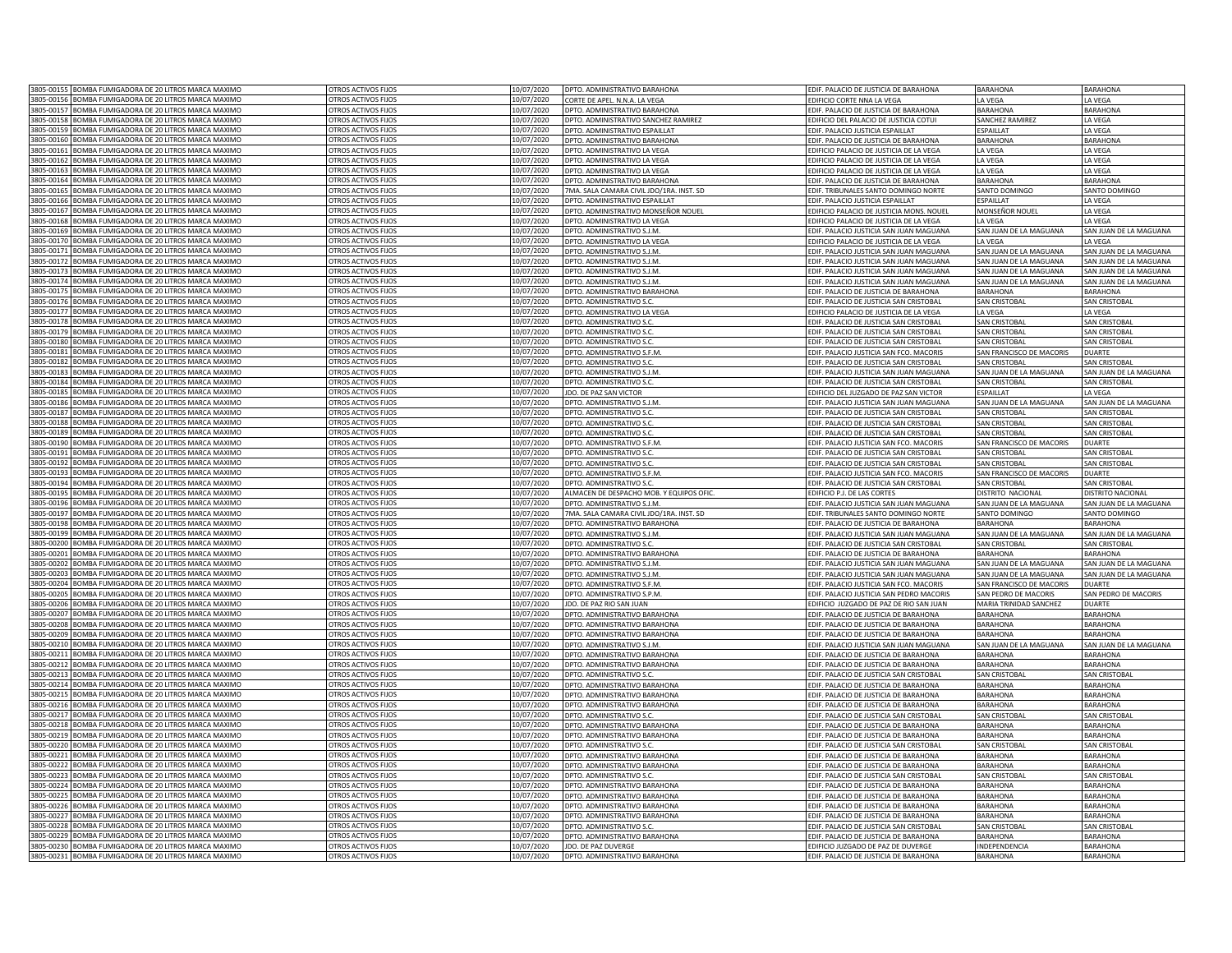| | | | | | | | |
|---|---|---|---|---|---|---|---|
| 3805-00155 | BOMBA FUMIGADORA DE 20 LITROS MARCA MAXIMO | OTROS ACTIVOS FIJOS | 10/07/2020 | DPTO. ADMINISTRATIVO BARAHONA | EDIF. PALACIO DE JUSTICIA DE BARAHONA | BARAHONA | BARAHONA |
| 3805-00156 | BOMBA FUMIGADORA DE 20 LITROS MARCA MAXIMO | OTROS ACTIVOS FIJOS | 10/07/2020 | CORTE DE APEL. N.N.A. LA VEGA | EDIFICIO CORTE NNA LA VEGA | LA VEGA | LA VEGA |
| 3805-00157 | BOMBA FUMIGADORA DE 20 LITROS MARCA MAXIMO | OTROS ACTIVOS FIJOS | 10/07/2020 | DPTO. ADMINISTRATIVO BARAHONA | EDIF. PALACIO DE JUSTICIA DE BARAHONA | BARAHONA | BARAHONA |
| 3805-00158 | BOMBA FUMIGADORA DE 20 LITROS MARCA MAXIMO | OTROS ACTIVOS FIJOS | 10/07/2020 | DPTO. ADMINISTRATIVO SANCHEZ RAMIREZ | EDIFICIO DEL PALACIO DE JUSTICIA COTUI | SANCHEZ RAMIREZ | LA VEGA |
| 3805-00159 | BOMBA FUMIGADORA DE 20 LITROS MARCA MAXIMO | OTROS ACTIVOS FIJOS | 10/07/2020 | DPTO. ADMINISTRATIVO ESPAILLAT | EDIF. PALACIO JUSTICIA ESPAILLAT | ESPAILLAT | LA VEGA |
| 3805-00160 | BOMBA FUMIGADORA DE 20 LITROS MARCA MAXIMO | OTROS ACTIVOS FIJOS | 10/07/2020 | DPTO. ADMINISTRATIVO BARAHONA | EDIF. PALACIO DE JUSTICIA DE BARAHONA | BARAHONA | BARAHONA |
| 3805-00161 | BOMBA FUMIGADORA DE 20 LITROS MARCA MAXIMO | OTROS ACTIVOS FIJOS | 10/07/2020 | DPTO. ADMINISTRATIVO LA VEGA | EDIFICIO PALACIO DE JUSTICIA DE LA VEGA | LA VEGA | LA VEGA |
| 3805-00162 | BOMBA FUMIGADORA DE 20 LITROS MARCA MAXIMO | OTROS ACTIVOS FIJOS | 10/07/2020 | DPTO. ADMINISTRATIVO LA VEGA | EDIFICIO PALACIO DE JUSTICIA DE LA VEGA | LA VEGA | LA VEGA |
| 3805-00163 | BOMBA FUMIGADORA DE 20 LITROS MARCA MAXIMO | OTROS ACTIVOS FIJOS | 10/07/2020 | DPTO. ADMINISTRATIVO LA VEGA | EDIFICIO PALACIO DE JUSTICIA DE LA VEGA | LA VEGA | LA VEGA |
| 3805-00164 | BOMBA FUMIGADORA DE 20 LITROS MARCA MAXIMO | OTROS ACTIVOS FIJOS | 10/07/2020 | DPTO. ADMINISTRATIVO BARAHONA | EDIF. PALACIO DE JUSTICIA DE BARAHONA | BARAHONA | BARAHONA |
| 3805-00165 | BOMBA FUMIGADORA DE 20 LITROS MARCA MAXIMO | OTROS ACTIVOS FIJOS | 10/07/2020 | 7MA. SALA CAMARA CIVIL JDO/1RA. INST. SD | EDIF. TRIBUNALES SANTO DOMINGO NORTE | SANTO DOMINGO | SANTO DOMINGO |
| 3805-00166 | BOMBA FUMIGADORA DE 20 LITROS MARCA MAXIMO | OTROS ACTIVOS FIJOS | 10/07/2020 | DPTO. ADMINISTRATIVO ESPAILLAT | EDIF. PALACIO JUSTICIA ESPAILLAT | ESPAILLAT | LA VEGA |
| 3805-00167 | BOMBA FUMIGADORA DE 20 LITROS MARCA MAXIMO | OTROS ACTIVOS FIJOS | 10/07/2020 | DPTO. ADMINISTRATIVO MONSEÑOR NOUEL | EDIFICIO PALACIO DE JUSTICIA MONS. NOUEL | MONSEÑOR NOUEL | LA VEGA |
| 3805-00168 | BOMBA FUMIGADORA DE 20 LITROS MARCA MAXIMO | OTROS ACTIVOS FIJOS | 10/07/2020 | DPTO. ADMINISTRATIVO LA VEGA | EDIFICIO PALACIO DE JUSTICIA DE LA VEGA | LA VEGA | LA VEGA |
| 3805-00169 | BOMBA FUMIGADORA DE 20 LITROS MARCA MAXIMO | OTROS ACTIVOS FIJOS | 10/07/2020 | DPTO. ADMINISTRATIVO S.J.M. | EDIF. PALACIO JUSTICIA SAN JUAN MAGUANA | SAN JUAN DE LA MAGUANA | SAN JUAN DE LA MAGUANA |
| 3805-00170 | BOMBA FUMIGADORA DE 20 LITROS MARCA MAXIMO | OTROS ACTIVOS FIJOS | 10/07/2020 | DPTO. ADMINISTRATIVO LA VEGA | EDIFICIO PALACIO DE JUSTICIA DE LA VEGA | LA VEGA | LA VEGA |
| 3805-00171 | BOMBA FUMIGADORA DE 20 LITROS MARCA MAXIMO | OTROS ACTIVOS FIJOS | 10/07/2020 | DPTO. ADMINISTRATIVO S.J.M. | EDIF. PALACIO JUSTICIA SAN JUAN MAGUANA | SAN JUAN DE LA MAGUANA | SAN JUAN DE LA MAGUANA |
| 3805-00172 | BOMBA FUMIGADORA DE 20 LITROS MARCA MAXIMO | OTROS ACTIVOS FIJOS | 10/07/2020 | DPTO. ADMINISTRATIVO S.J.M. | EDIF. PALACIO JUSTICIA SAN JUAN MAGUANA | SAN JUAN DE LA MAGUANA | SAN JUAN DE LA MAGUANA |
| 3805-00173 | BOMBA FUMIGADORA DE 20 LITROS MARCA MAXIMO | OTROS ACTIVOS FIJOS | 10/07/2020 | DPTO. ADMINISTRATIVO S.J.M. | EDIF. PALACIO JUSTICIA SAN JUAN MAGUANA | SAN JUAN DE LA MAGUANA | SAN JUAN DE LA MAGUANA |
| 3805-00174 | BOMBA FUMIGADORA DE 20 LITROS MARCA MAXIMO | OTROS ACTIVOS FIJOS | 10/07/2020 | DPTO. ADMINISTRATIVO S.J.M. | EDIF. PALACIO JUSTICIA SAN JUAN MAGUANA | SAN JUAN DE LA MAGUANA | SAN JUAN DE LA MAGUANA |
| 3805-00175 | BOMBA FUMIGADORA DE 20 LITROS MARCA MAXIMO | OTROS ACTIVOS FIJOS | 10/07/2020 | DPTO. ADMINISTRATIVO BARAHONA | EDIF. PALACIO DE JUSTICIA DE BARAHONA | BARAHONA | BARAHONA |
| 3805-00176 | BOMBA FUMIGADORA DE 20 LITROS MARCA MAXIMO | OTROS ACTIVOS FIJOS | 10/07/2020 | DPTO. ADMINISTRATIVO S.C. | EDIF. PALACIO DE JUSTICIA SAN CRISTOBAL | SAN CRISTOBAL | SAN CRISTOBAL |
| 3805-00177 | BOMBA FUMIGADORA DE 20 LITROS MARCA MAXIMO | OTROS ACTIVOS FIJOS | 10/07/2020 | DPTO. ADMINISTRATIVO LA VEGA | EDIFICIO PALACIO DE JUSTICIA DE LA VEGA | LA VEGA | LA VEGA |
| 3805-00178 | BOMBA FUMIGADORA DE 20 LITROS MARCA MAXIMO | OTROS ACTIVOS FIJOS | 10/07/2020 | DPTO. ADMINISTRATIVO S.C. | EDIF. PALACIO DE JUSTICIA SAN CRISTOBAL | SAN CRISTOBAL | SAN CRISTOBAL |
| 3805-00179 | BOMBA FUMIGADORA DE 20 LITROS MARCA MAXIMO | OTROS ACTIVOS FIJOS | 10/07/2020 | DPTO. ADMINISTRATIVO S.C. | EDIF. PALACIO DE JUSTICIA SAN CRISTOBAL | SAN CRISTOBAL | SAN CRISTOBAL |
| 3805-00180 | BOMBA FUMIGADORA DE 20 LITROS MARCA MAXIMO | OTROS ACTIVOS FIJOS | 10/07/2020 | DPTO. ADMINISTRATIVO S.C. | EDIF. PALACIO DE JUSTICIA SAN CRISTOBAL | SAN CRISTOBAL | SAN CRISTOBAL |
| 3805-00181 | BOMBA FUMIGADORA DE 20 LITROS MARCA MAXIMO | OTROS ACTIVOS FIJOS | 10/07/2020 | DPTO. ADMINISTRATIVO S.F.M. | EDIF. PALACIO JUSTICIA SAN FCO. MACORIS | SAN FRANCISCO DE MACORIS | DUARTE |
| 3805-00182 | BOMBA FUMIGADORA DE 20 LITROS MARCA MAXIMO | OTROS ACTIVOS FIJOS | 10/07/2020 | DPTO. ADMINISTRATIVO S.C. | EDIF. PALACIO DE JUSTICIA SAN CRISTOBAL | SAN CRISTOBAL | SAN CRISTOBAL |
| 3805-00183 | BOMBA FUMIGADORA DE 20 LITROS MARCA MAXIMO | OTROS ACTIVOS FIJOS | 10/07/2020 | DPTO. ADMINISTRATIVO S.J.M. | EDIF. PALACIO JUSTICIA SAN JUAN MAGUANA | SAN JUAN DE LA MAGUANA | SAN JUAN DE LA MAGUANA |
| 3805-00184 | BOMBA FUMIGADORA DE 20 LITROS MARCA MAXIMO | OTROS ACTIVOS FIJOS | 10/07/2020 | DPTO. ADMINISTRATIVO S.C. | EDIF. PALACIO DE JUSTICIA SAN CRISTOBAL | SAN CRISTOBAL | SAN CRISTOBAL |
| 3805-00185 | BOMBA FUMIGADORA DE 20 LITROS MARCA MAXIMO | OTROS ACTIVOS FIJOS | 10/07/2020 | JDO. DE PAZ SAN VICTOR | EDIFICIO DEL JUZGADO DE PAZ SAN VICTOR | ESPAILLAT | LA VEGA |
| 3805-00186 | BOMBA FUMIGADORA DE 20 LITROS MARCA MAXIMO | OTROS ACTIVOS FIJOS | 10/07/2020 | DPTO. ADMINISTRATIVO S.J.M. | EDIF. PALACIO JUSTICIA SAN JUAN MAGUANA | SAN JUAN DE LA MAGUANA | SAN JUAN DE LA MAGUANA |
| 3805-00187 | BOMBA FUMIGADORA DE 20 LITROS MARCA MAXIMO | OTROS ACTIVOS FIJOS | 10/07/2020 | DPTO. ADMINISTRATIVO S.C. | EDIF. PALACIO DE JUSTICIA SAN CRISTOBAL | SAN CRISTOBAL | SAN CRISTOBAL |
| 3805-00188 | BOMBA FUMIGADORA DE 20 LITROS MARCA MAXIMO | OTROS ACTIVOS FIJOS | 10/07/2020 | DPTO. ADMINISTRATIVO S.C. | EDIF. PALACIO DE JUSTICIA SAN CRISTOBAL | SAN CRISTOBAL | SAN CRISTOBAL |
| 3805-00189 | BOMBA FUMIGADORA DE 20 LITROS MARCA MAXIMO | OTROS ACTIVOS FIJOS | 10/07/2020 | DPTO. ADMINISTRATIVO S.C. | EDIF. PALACIO DE JUSTICIA SAN CRISTOBAL | SAN CRISTOBAL | SAN CRISTOBAL |
| 3805-00190 | BOMBA FUMIGADORA DE 20 LITROS MARCA MAXIMO | OTROS ACTIVOS FIJOS | 10/07/2020 | DPTO. ADMINISTRATIVO S.F.M. | EDIF. PALACIO JUSTICIA SAN FCO. MACORIS | SAN FRANCISCO DE MACORIS | DUARTE |
| 3805-00191 | BOMBA FUMIGADORA DE 20 LITROS MARCA MAXIMO | OTROS ACTIVOS FIJOS | 10/07/2020 | DPTO. ADMINISTRATIVO S.C. | EDIF. PALACIO DE JUSTICIA SAN CRISTOBAL | SAN CRISTOBAL | SAN CRISTOBAL |
| 3805-00192 | BOMBA FUMIGADORA DE 20 LITROS MARCA MAXIMO | OTROS ACTIVOS FIJOS | 10/07/2020 | DPTO. ADMINISTRATIVO S.C. | EDIF. PALACIO DE JUSTICIA SAN CRISTOBAL | SAN CRISTOBAL | SAN CRISTOBAL |
| 3805-00193 | BOMBA FUMIGADORA DE 20 LITROS MARCA MAXIMO | OTROS ACTIVOS FIJOS | 10/07/2020 | DPTO. ADMINISTRATIVO S.F.M. | EDIF. PALACIO JUSTICIA SAN FCO. MACORIS | SAN FRANCISCO DE MACORIS | DUARTE |
| 3805-00194 | BOMBA FUMIGADORA DE 20 LITROS MARCA MAXIMO | OTROS ACTIVOS FIJOS | 10/07/2020 | DPTO. ADMINISTRATIVO S.C. | EDIF. PALACIO DE JUSTICIA SAN CRISTOBAL | SAN CRISTOBAL | SAN CRISTOBAL |
| 3805-00195 | BOMBA FUMIGADORA DE 20 LITROS MARCA MAXIMO | OTROS ACTIVOS FIJOS | 10/07/2020 | ALMACEN DE DESPACHO MOB. Y EQUIPOS OFIC. | EDIFICIO P.J. DE LAS CORTES | DISTRITO NACIONAL | DISTRITO NACIONAL |
| 3805-00196 | BOMBA FUMIGADORA DE 20 LITROS MARCA MAXIMO | OTROS ACTIVOS FIJOS | 10/07/2020 | DPTO. ADMINISTRATIVO S.J.M. | EDIF. PALACIO JUSTICIA SAN JUAN MAGUANA | SAN JUAN DE LA MAGUANA | SAN JUAN DE LA MAGUANA |
| 3805-00197 | BOMBA FUMIGADORA DE 20 LITROS MARCA MAXIMO | OTROS ACTIVOS FIJOS | 10/07/2020 | 7MA. SALA CAMARA CIVIL JDO/1RA. INST. SD | EDIF. TRIBUNALES SANTO DOMINGO NORTE | SANTO DOMINGO | SANTO DOMINGO |
| 3805-00198 | BOMBA FUMIGADORA DE 20 LITROS MARCA MAXIMO | OTROS ACTIVOS FIJOS | 10/07/2020 | DPTO. ADMINISTRATIVO BARAHONA | EDIF. PALACIO DE JUSTICIA DE BARAHONA | BARAHONA | BARAHONA |
| 3805-00199 | BOMBA FUMIGADORA DE 20 LITROS MARCA MAXIMO | OTROS ACTIVOS FIJOS | 10/07/2020 | DPTO. ADMINISTRATIVO S.J.M. | EDIF. PALACIO JUSTICIA SAN JUAN MAGUANA | SAN JUAN DE LA MAGUANA | SAN JUAN DE LA MAGUANA |
| 3805-00200 | BOMBA FUMIGADORA DE 20 LITROS MARCA MAXIMO | OTROS ACTIVOS FIJOS | 10/07/2020 | DPTO. ADMINISTRATIVO S.C. | EDIF. PALACIO DE JUSTICIA SAN CRISTOBAL | SAN CRISTOBAL | SAN CRISTOBAL |
| 3805-00201 | BOMBA FUMIGADORA DE 20 LITROS MARCA MAXIMO | OTROS ACTIVOS FIJOS | 10/07/2020 | DPTO. ADMINISTRATIVO BARAHONA | EDIF. PALACIO DE JUSTICIA DE BARAHONA | BARAHONA | BARAHONA |
| 3805-00202 | BOMBA FUMIGADORA DE 20 LITROS MARCA MAXIMO | OTROS ACTIVOS FIJOS | 10/07/2020 | DPTO. ADMINISTRATIVO S.J.M. | EDIF. PALACIO JUSTICIA SAN JUAN MAGUANA | SAN JUAN DE LA MAGUANA | SAN JUAN DE LA MAGUANA |
| 3805-00203 | BOMBA FUMIGADORA DE 20 LITROS MARCA MAXIMO | OTROS ACTIVOS FIJOS | 10/07/2020 | DPTO. ADMINISTRATIVO S.J.M. | EDIF. PALACIO JUSTICIA SAN JUAN MAGUANA | SAN JUAN DE LA MAGUANA | SAN JUAN DE LA MAGUANA |
| 3805-00204 | BOMBA FUMIGADORA DE 20 LITROS MARCA MAXIMO | OTROS ACTIVOS FIJOS | 10/07/2020 | DPTO. ADMINISTRATIVO S.F.M. | EDIF. PALACIO JUSTICIA SAN FCO. MACORIS | SAN FRANCISCO DE MACORIS | DUARTE |
| 3805-00205 | BOMBA FUMIGADORA DE 20 LITROS MARCA MAXIMO | OTROS ACTIVOS FIJOS | 10/07/2020 | DPTO. ADMINISTRATIVO S.P.M. | EDIF. PALACIO JUSTICIA SAN PEDRO MACORIS | SAN PEDRO DE MACORIS | SAN PEDRO DE MACORIS |
| 3805-00206 | BOMBA FUMIGADORA DE 20 LITROS MARCA MAXIMO | OTROS ACTIVOS FIJOS | 10/07/2020 | JDO. DE PAZ RIO SAN JUAN | EDIFICIO JUZGADO DE PAZ DE RIO SAN JUAN | MARIA TRINIDAD SANCHEZ | DUARTE |
| 3805-00207 | BOMBA FUMIGADORA DE 20 LITROS MARCA MAXIMO | OTROS ACTIVOS FIJOS | 10/07/2020 | DPTO. ADMINISTRATIVO BARAHONA | EDIF. PALACIO DE JUSTICIA DE BARAHONA | BARAHONA | BARAHONA |
| 3805-00208 | BOMBA FUMIGADORA DE 20 LITROS MARCA MAXIMO | OTROS ACTIVOS FIJOS | 10/07/2020 | DPTO. ADMINISTRATIVO BARAHONA | EDIF. PALACIO DE JUSTICIA DE BARAHONA | BARAHONA | BARAHONA |
| 3805-00209 | BOMBA FUMIGADORA DE 20 LITROS MARCA MAXIMO | OTROS ACTIVOS FIJOS | 10/07/2020 | DPTO. ADMINISTRATIVO BARAHONA | EDIF. PALACIO DE JUSTICIA DE BARAHONA | BARAHONA | BARAHONA |
| 3805-00210 | BOMBA FUMIGADORA DE 20 LITROS MARCA MAXIMO | OTROS ACTIVOS FIJOS | 10/07/2020 | DPTO. ADMINISTRATIVO S.J.M. | EDIF. PALACIO JUSTICIA SAN JUAN MAGUANA | SAN JUAN DE LA MAGUANA | SAN JUAN DE LA MAGUANA |
| 3805-00211 | BOMBA FUMIGADORA DE 20 LITROS MARCA MAXIMO | OTROS ACTIVOS FIJOS | 10/07/2020 | DPTO. ADMINISTRATIVO BARAHONA | EDIF. PALACIO DE JUSTICIA DE BARAHONA | BARAHONA | BARAHONA |
| 3805-00212 | BOMBA FUMIGADORA DE 20 LITROS MARCA MAXIMO | OTROS ACTIVOS FIJOS | 10/07/2020 | DPTO. ADMINISTRATIVO BARAHONA | EDIF. PALACIO DE JUSTICIA DE BARAHONA | BARAHONA | BARAHONA |
| 3805-00213 | BOMBA FUMIGADORA DE 20 LITROS MARCA MAXIMO | OTROS ACTIVOS FIJOS | 10/07/2020 | DPTO. ADMINISTRATIVO S.C. | EDIF. PALACIO DE JUSTICIA SAN CRISTOBAL | SAN CRISTOBAL | SAN CRISTOBAL |
| 3805-00214 | BOMBA FUMIGADORA DE 20 LITROS MARCA MAXIMO | OTROS ACTIVOS FIJOS | 10/07/2020 | DPTO. ADMINISTRATIVO BARAHONA | EDIF. PALACIO DE JUSTICIA DE BARAHONA | BARAHONA | BARAHONA |
| 3805-00215 | BOMBA FUMIGADORA DE 20 LITROS MARCA MAXIMO | OTROS ACTIVOS FIJOS | 10/07/2020 | DPTO. ADMINISTRATIVO BARAHONA | EDIF. PALACIO DE JUSTICIA DE BARAHONA | BARAHONA | BARAHONA |
| 3805-00216 | BOMBA FUMIGADORA DE 20 LITROS MARCA MAXIMO | OTROS ACTIVOS FIJOS | 10/07/2020 | DPTO. ADMINISTRATIVO BARAHONA | EDIF. PALACIO DE JUSTICIA DE BARAHONA | BARAHONA | BARAHONA |
| 3805-00217 | BOMBA FUMIGADORA DE 20 LITROS MARCA MAXIMO | OTROS ACTIVOS FIJOS | 10/07/2020 | DPTO. ADMINISTRATIVO S.C. | EDIF. PALACIO DE JUSTICIA SAN CRISTOBAL | SAN CRISTOBAL | SAN CRISTOBAL |
| 3805-00218 | BOMBA FUMIGADORA DE 20 LITROS MARCA MAXIMO | OTROS ACTIVOS FIJOS | 10/07/2020 | DPTO. ADMINISTRATIVO BARAHONA | EDIF. PALACIO DE JUSTICIA DE BARAHONA | BARAHONA | BARAHONA |
| 3805-00219 | BOMBA FUMIGADORA DE 20 LITROS MARCA MAXIMO | OTROS ACTIVOS FIJOS | 10/07/2020 | DPTO. ADMINISTRATIVO BARAHONA | EDIF. PALACIO DE JUSTICIA DE BARAHONA | BARAHONA | BARAHONA |
| 3805-00220 | BOMBA FUMIGADORA DE 20 LITROS MARCA MAXIMO | OTROS ACTIVOS FIJOS | 10/07/2020 | DPTO. ADMINISTRATIVO S.C. | EDIF. PALACIO DE JUSTICIA SAN CRISTOBAL | SAN CRISTOBAL | SAN CRISTOBAL |
| 3805-00221 | BOMBA FUMIGADORA DE 20 LITROS MARCA MAXIMO | OTROS ACTIVOS FIJOS | 10/07/2020 | DPTO. ADMINISTRATIVO BARAHONA | EDIF. PALACIO DE JUSTICIA DE BARAHONA | BARAHONA | BARAHONA |
| 3805-00222 | BOMBA FUMIGADORA DE 20 LITROS MARCA MAXIMO | OTROS ACTIVOS FIJOS | 10/07/2020 | DPTO. ADMINISTRATIVO BARAHONA | EDIF. PALACIO DE JUSTICIA DE BARAHONA | BARAHONA | BARAHONA |
| 3805-00223 | BOMBA FUMIGADORA DE 20 LITROS MARCA MAXIMO | OTROS ACTIVOS FIJOS | 10/07/2020 | DPTO. ADMINISTRATIVO S.C. | EDIF. PALACIO DE JUSTICIA SAN CRISTOBAL | SAN CRISTOBAL | SAN CRISTOBAL |
| 3805-00224 | BOMBA FUMIGADORA DE 20 LITROS MARCA MAXIMO | OTROS ACTIVOS FIJOS | 10/07/2020 | DPTO. ADMINISTRATIVO BARAHONA | EDIF. PALACIO DE JUSTICIA DE BARAHONA | BARAHONA | BARAHONA |
| 3805-00225 | BOMBA FUMIGADORA DE 20 LITROS MARCA MAXIMO | OTROS ACTIVOS FIJOS | 10/07/2020 | DPTO. ADMINISTRATIVO BARAHONA | EDIF. PALACIO DE JUSTICIA DE BARAHONA | BARAHONA | BARAHONA |
| 3805-00226 | BOMBA FUMIGADORA DE 20 LITROS MARCA MAXIMO | OTROS ACTIVOS FIJOS | 10/07/2020 | DPTO. ADMINISTRATIVO BARAHONA | EDIF. PALACIO DE JUSTICIA DE BARAHONA | BARAHONA | BARAHONA |
| 3805-00227 | BOMBA FUMIGADORA DE 20 LITROS MARCA MAXIMO | OTROS ACTIVOS FIJOS | 10/07/2020 | DPTO. ADMINISTRATIVO BARAHONA | EDIF. PALACIO DE JUSTICIA DE BARAHONA | BARAHONA | BARAHONA |
| 3805-00228 | BOMBA FUMIGADORA DE 20 LITROS MARCA MAXIMO | OTROS ACTIVOS FIJOS | 10/07/2020 | DPTO. ADMINISTRATIVO S.C. | EDIF. PALACIO DE JUSTICIA SAN CRISTOBAL | SAN CRISTOBAL | SAN CRISTOBAL |
| 3805-00229 | BOMBA FUMIGADORA DE 20 LITROS MARCA MAXIMO | OTROS ACTIVOS FIJOS | 10/07/2020 | DPTO. ADMINISTRATIVO BARAHONA | EDIF. PALACIO DE JUSTICIA DE BARAHONA | BARAHONA | BARAHONA |
| 3805-00230 | BOMBA FUMIGADORA DE 20 LITROS MARCA MAXIMO | OTROS ACTIVOS FIJOS | 10/07/2020 | JDO. DE PAZ DUVERGE | EDIFICIO JUZGADO DE PAZ DE DUVERGE | INDEPENDENCIA | BARAHONA |
| 3805-00231 | BOMBA FUMIGADORA DE 20 LITROS MARCA MAXIMO | OTROS ACTIVOS FIJOS | 10/07/2020 | DPTO. ADMINISTRATIVO BARAHONA | EDIF. PALACIO DE JUSTICIA DE BARAHONA | BARAHONA | BARAHONA |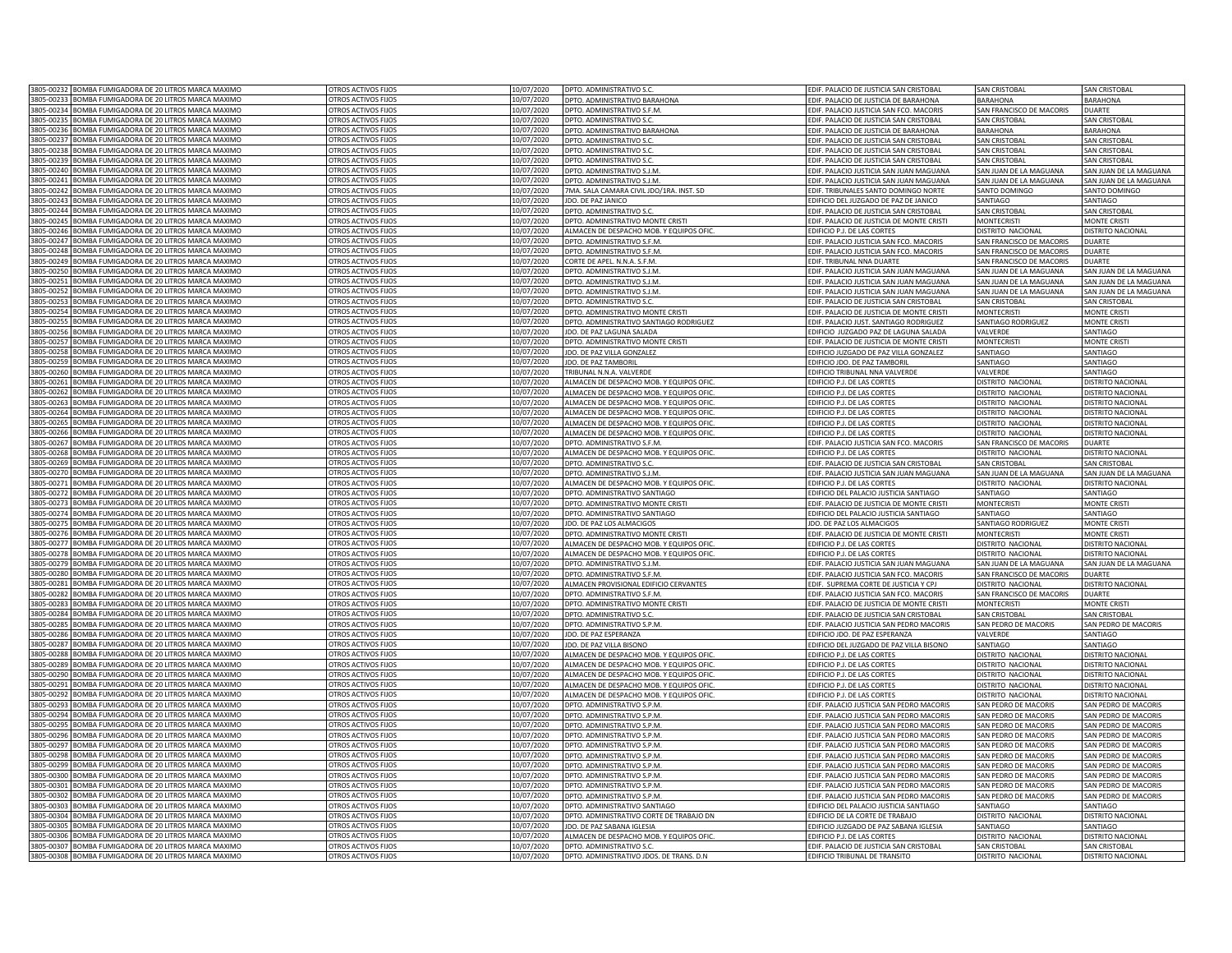| | | | | | | | |
|---|---|---|---|---|---|---|---|
| 3805-00232 | BOMBA FUMIGADORA DE 20 LITROS MARCA MAXIMO | OTROS ACTIVOS FIJOS | 10/07/2020 | DPTO. ADMINISTRATIVO S.C. | EDIF. PALACIO DE JUSTICIA SAN CRISTOBAL | SAN CRISTOBAL | SAN CRISTOBAL |
| 3805-00233 | BOMBA FUMIGADORA DE 20 LITROS MARCA MAXIMO | OTROS ACTIVOS FIJOS | 10/07/2020 | DPTO. ADMINISTRATIVO BARAHONA | EDIF. PALACIO DE JUSTICIA DE BARAHONA | BARAHONA | BARAHONA |
| 3805-00234 | BOMBA FUMIGADORA DE 20 LITROS MARCA MAXIMO | OTROS ACTIVOS FIJOS | 10/07/2020 | DPTO. ADMINISTRATIVO S.F.M. | EDIF. PALACIO JUSTICIA SAN FCO. MACORIS | SAN FRANCISCO DE MACORIS | DUARTE |
| 3805-00235 | BOMBA FUMIGADORA DE 20 LITROS MARCA MAXIMO | OTROS ACTIVOS FIJOS | 10/07/2020 | DPTO. ADMINISTRATIVO S.C. | EDIF. PALACIO DE JUSTICIA SAN CRISTOBAL | SAN CRISTOBAL | SAN CRISTOBAL |
| 3805-00236 | BOMBA FUMIGADORA DE 20 LITROS MARCA MAXIMO | OTROS ACTIVOS FIJOS | 10/07/2020 | DPTO. ADMINISTRATIVO BARAHONA | EDIF. PALACIO DE JUSTICIA DE BARAHONA | BARAHONA | BARAHONA |
| 3805-00237 | BOMBA FUMIGADORA DE 20 LITROS MARCA MAXIMO | OTROS ACTIVOS FIJOS | 10/07/2020 | DPTO. ADMINISTRATIVO S.C. | EDIF. PALACIO DE JUSTICIA SAN CRISTOBAL | SAN CRISTOBAL | SAN CRISTOBAL |
| 3805-00238 | BOMBA FUMIGADORA DE 20 LITROS MARCA MAXIMO | OTROS ACTIVOS FIJOS | 10/07/2020 | DPTO. ADMINISTRATIVO S.C. | EDIF. PALACIO DE JUSTICIA SAN CRISTOBAL | SAN CRISTOBAL | SAN CRISTOBAL |
| 3805-00239 | BOMBA FUMIGADORA DE 20 LITROS MARCA MAXIMO | OTROS ACTIVOS FIJOS | 10/07/2020 | DPTO. ADMINISTRATIVO S.C. | EDIF. PALACIO DE JUSTICIA SAN CRISTOBAL | SAN CRISTOBAL | SAN CRISTOBAL |
| 3805-00240 | BOMBA FUMIGADORA DE 20 LITROS MARCA MAXIMO | OTROS ACTIVOS FIJOS | 10/07/2020 | DPTO. ADMINISTRATIVO S.J.M. | EDIF. PALACIO JUSTICIA SAN JUAN MAGUANA | SAN JUAN DE LA MAGUANA | SAN JUAN DE LA MAGUANA |
| 3805-00241 | BOMBA FUMIGADORA DE 20 LITROS MARCA MAXIMO | OTROS ACTIVOS FIJOS | 10/07/2020 | DPTO. ADMINISTRATIVO S.J.M. | EDIF. PALACIO JUSTICIA SAN JUAN MAGUANA | SAN JUAN DE LA MAGUANA | SAN JUAN DE LA MAGUANA |
| 3805-00242 | BOMBA FUMIGADORA DE 20 LITROS MARCA MAXIMO | OTROS ACTIVOS FIJOS | 10/07/2020 | 7MA. SALA CAMARA CIVIL JDO/1RA. INST. SD | EDIF. TRIBUNALES SANTO DOMINGO NORTE | SANTO DOMINGO | SANTO DOMINGO |
| 3805-00243 | BOMBA FUMIGADORA DE 20 LITROS MARCA MAXIMO | OTROS ACTIVOS FIJOS | 10/07/2020 | JDO. DE PAZ JANICO | EDIFICIO DEL JUZGADO DE PAZ DE JANICO | SANTIAGO | SANTIAGO |
| 3805-00244 | BOMBA FUMIGADORA DE 20 LITROS MARCA MAXIMO | OTROS ACTIVOS FIJOS | 10/07/2020 | DPTO. ADMINISTRATIVO S.C. | EDIF. PALACIO DE JUSTICIA SAN CRISTOBAL | SAN CRISTOBAL | SAN CRISTOBAL |
| 3805-00245 | BOMBA FUMIGADORA DE 20 LITROS MARCA MAXIMO | OTROS ACTIVOS FIJOS | 10/07/2020 | DPTO. ADMINISTRATIVO MONTE CRISTI | EDIF. PALACIO DE JUSTICIA DE MONTE CRISTI | MONTECRISTI | MONTE CRISTI |
| 3805-00246 | BOMBA FUMIGADORA DE 20 LITROS MARCA MAXIMO | OTROS ACTIVOS FIJOS | 10/07/2020 | ALMACEN DE DESPACHO MOB. Y EQUIPOS OFIC. | EDIFICIO P.J. DE LAS CORTES | DISTRITO NACIONAL | DISTRITO NACIONAL |
| 3805-00247 | BOMBA FUMIGADORA DE 20 LITROS MARCA MAXIMO | OTROS ACTIVOS FIJOS | 10/07/2020 | DPTO. ADMINISTRATIVO S.F.M. | EDIF. PALACIO JUSTICIA SAN FCO. MACORIS | SAN FRANCISCO DE MACORIS | DUARTE |
| 3805-00248 | BOMBA FUMIGADORA DE 20 LITROS MARCA MAXIMO | OTROS ACTIVOS FIJOS | 10/07/2020 | DPTO. ADMINISTRATIVO S.F.M. | EDIF. PALACIO JUSTICIA SAN FCO. MACORIS | SAN FRANCISCO DE MACORIS | DUARTE |
| 3805-00249 | BOMBA FUMIGADORA DE 20 LITROS MARCA MAXIMO | OTROS ACTIVOS FIJOS | 10/07/2020 | CORTE DE APEL. N.N.A. S.F.M. | EDIF. TRIBUNAL NNA DUARTE | SAN FRANCISCO DE MACORIS | DUARTE |
| 3805-00250 | BOMBA FUMIGADORA DE 20 LITROS MARCA MAXIMO | OTROS ACTIVOS FIJOS | 10/07/2020 | DPTO. ADMINISTRATIVO S.J.M. | EDIF. PALACIO JUSTICIA SAN JUAN MAGUANA | SAN JUAN DE LA MAGUANA | SAN JUAN DE LA MAGUANA |
| 3805-00251 | BOMBA FUMIGADORA DE 20 LITROS MARCA MAXIMO | OTROS ACTIVOS FIJOS | 10/07/2020 | DPTO. ADMINISTRATIVO S.J.M. | EDIF. PALACIO JUSTICIA SAN JUAN MAGUANA | SAN JUAN DE LA MAGUANA | SAN JUAN DE LA MAGUANA |
| 3805-00252 | BOMBA FUMIGADORA DE 20 LITROS MARCA MAXIMO | OTROS ACTIVOS FIJOS | 10/07/2020 | DPTO. ADMINISTRATIVO S.J.M. | EDIF. PALACIO JUSTICIA SAN JUAN MAGUANA | SAN JUAN DE LA MAGUANA | SAN JUAN DE LA MAGUANA |
| 3805-00253 | BOMBA FUMIGADORA DE 20 LITROS MARCA MAXIMO | OTROS ACTIVOS FIJOS | 10/07/2020 | DPTO. ADMINISTRATIVO S.C. | EDIF. PALACIO DE JUSTICIA SAN CRISTOBAL | SAN CRISTOBAL | SAN CRISTOBAL |
| 3805-00254 | BOMBA FUMIGADORA DE 20 LITROS MARCA MAXIMO | OTROS ACTIVOS FIJOS | 10/07/2020 | DPTO. ADMINISTRATIVO MONTE CRISTI | EDIF. PALACIO DE JUSTICIA DE MONTE CRISTI | MONTECRISTI | MONTE CRISTI |
| 3805-00255 | BOMBA FUMIGADORA DE 20 LITROS MARCA MAXIMO | OTROS ACTIVOS FIJOS | 10/07/2020 | DPTO. ADMINISTRATIVO SANTIAGO RODRIGUEZ | EDIF. PALACIO JUST. SANTIAGO RODRIGUEZ | SANTIAGO RODRIGUEZ | MONTE CRISTI |
| 3805-00256 | BOMBA FUMIGADORA DE 20 LITROS MARCA MAXIMO | OTROS ACTIVOS FIJOS | 10/07/2020 | JDO. DE PAZ LAGUNA SALADA | EDIFICIO JUZGADO PAZ DE LAGUNA SALADA | VALVERDE | SANTIAGO |
| 3805-00257 | BOMBA FUMIGADORA DE 20 LITROS MARCA MAXIMO | OTROS ACTIVOS FIJOS | 10/07/2020 | DPTO. ADMINISTRATIVO MONTE CRISTI | EDIF. PALACIO DE JUSTICIA DE MONTE CRISTI | MONTECRISTI | MONTE CRISTI |
| 3805-00258 | BOMBA FUMIGADORA DE 20 LITROS MARCA MAXIMO | OTROS ACTIVOS FIJOS | 10/07/2020 | JDO. DE PAZ VILLA GONZALEZ | EDIFICIO JUZGADO DE PAZ VILLA GONZALEZ | SANTIAGO | SANTIAGO |
| 3805-00259 | BOMBA FUMIGADORA DE 20 LITROS MARCA MAXIMO | OTROS ACTIVOS FIJOS | 10/07/2020 | JDO. DE PAZ TAMBORIL | EDIFICIO JDO. DE PAZ TAMBORIL | SANTIAGO | SANTIAGO |
| 3805-00260 | BOMBA FUMIGADORA DE 20 LITROS MARCA MAXIMO | OTROS ACTIVOS FIJOS | 10/07/2020 | TRIBUNAL N.N.A. VALVERDE | EDIFICIO TRIBUNAL NNA VALVERDE | VALVERDE | SANTIAGO |
| 3805-00261 | BOMBA FUMIGADORA DE 20 LITROS MARCA MAXIMO | OTROS ACTIVOS FIJOS | 10/07/2020 | ALMACEN DE DESPACHO MOB. Y EQUIPOS OFIC. | EDIFICIO P.J. DE LAS CORTES | DISTRITO NACIONAL | DISTRITO NACIONAL |
| 3805-00262 | BOMBA FUMIGADORA DE 20 LITROS MARCA MAXIMO | OTROS ACTIVOS FIJOS | 10/07/2020 | ALMACEN DE DESPACHO MOB. Y EQUIPOS OFIC. | EDIFICIO P.J. DE LAS CORTES | DISTRITO NACIONAL | DISTRITO NACIONAL |
| 3805-00263 | BOMBA FUMIGADORA DE 20 LITROS MARCA MAXIMO | OTROS ACTIVOS FIJOS | 10/07/2020 | ALMACEN DE DESPACHO MOB. Y EQUIPOS OFIC. | EDIFICIO P.J. DE LAS CORTES | DISTRITO NACIONAL | DISTRITO NACIONAL |
| 3805-00264 | BOMBA FUMIGADORA DE 20 LITROS MARCA MAXIMO | OTROS ACTIVOS FIJOS | 10/07/2020 | ALMACEN DE DESPACHO MOB. Y EQUIPOS OFIC. | EDIFICIO P.J. DE LAS CORTES | DISTRITO NACIONAL | DISTRITO NACIONAL |
| 3805-00265 | BOMBA FUMIGADORA DE 20 LITROS MARCA MAXIMO | OTROS ACTIVOS FIJOS | 10/07/2020 | ALMACEN DE DESPACHO MOB. Y EQUIPOS OFIC. | EDIFICIO P.J. DE LAS CORTES | DISTRITO NACIONAL | DISTRITO NACIONAL |
| 3805-00266 | BOMBA FUMIGADORA DE 20 LITROS MARCA MAXIMO | OTROS ACTIVOS FIJOS | 10/07/2020 | ALMACEN DE DESPACHO MOB. Y EQUIPOS OFIC. | EDIFICIO P.J. DE LAS CORTES | DISTRITO NACIONAL | DISTRITO NACIONAL |
| 3805-00267 | BOMBA FUMIGADORA DE 20 LITROS MARCA MAXIMO | OTROS ACTIVOS FIJOS | 10/07/2020 | DPTO. ADMINISTRATIVO S.F.M. | EDIF. PALACIO JUSTICIA SAN FCO. MACORIS | SAN FRANCISCO DE MACORIS | DUARTE |
| 3805-00268 | BOMBA FUMIGADORA DE 20 LITROS MARCA MAXIMO | OTROS ACTIVOS FIJOS | 10/07/2020 | ALMACEN DE DESPACHO MOB. Y EQUIPOS OFIC. | EDIFICIO P.J. DE LAS CORTES | DISTRITO NACIONAL | DISTRITO NACIONAL |
| 3805-00269 | BOMBA FUMIGADORA DE 20 LITROS MARCA MAXIMO | OTROS ACTIVOS FIJOS | 10/07/2020 | DPTO. ADMINISTRATIVO S.C. | EDIF. PALACIO DE JUSTICIA SAN CRISTOBAL | SAN CRISTOBAL | SAN CRISTOBAL |
| 3805-00270 | BOMBA FUMIGADORA DE 20 LITROS MARCA MAXIMO | OTROS ACTIVOS FIJOS | 10/07/2020 | DPTO. ADMINISTRATIVO S.J.M. | EDIF. PALACIO JUSTICIA SAN JUAN MAGUANA | SAN JUAN DE LA MAGUANA | SAN JUAN DE LA MAGUANA |
| 3805-00271 | BOMBA FUMIGADORA DE 20 LITROS MARCA MAXIMO | OTROS ACTIVOS FIJOS | 10/07/2020 | ALMACEN DE DESPACHO MOB. Y EQUIPOS OFIC. | EDIFICIO P.J. DE LAS CORTES | DISTRITO NACIONAL | DISTRITO NACIONAL |
| 3805-00272 | BOMBA FUMIGADORA DE 20 LITROS MARCA MAXIMO | OTROS ACTIVOS FIJOS | 10/07/2020 | DPTO. ADMINISTRATIVO SANTIAGO | EDIFICIO DEL PALACIO JUSTICIA SANTIAGO | SANTIAGO | SANTIAGO |
| 3805-00273 | BOMBA FUMIGADORA DE 20 LITROS MARCA MAXIMO | OTROS ACTIVOS FIJOS | 10/07/2020 | DPTO. ADMINISTRATIVO MONTE CRISTI | EDIF. PALACIO DE JUSTICIA DE MONTE CRISTI | MONTECRISTI | MONTE CRISTI |
| 3805-00274 | BOMBA FUMIGADORA DE 20 LITROS MARCA MAXIMO | OTROS ACTIVOS FIJOS | 10/07/2020 | DPTO. ADMINISTRATIVO SANTIAGO | EDIFICIO DEL PALACIO JUSTICIA SANTIAGO | SANTIAGO | SANTIAGO |
| 3805-00275 | BOMBA FUMIGADORA DE 20 LITROS MARCA MAXIMO | OTROS ACTIVOS FIJOS | 10/07/2020 | JDO. DE PAZ LOS ALMACIGOS | JDO. DE PAZ LOS ALMACIGOS | SANTIAGO RODRIGUEZ | MONTE CRISTI |
| 3805-00276 | BOMBA FUMIGADORA DE 20 LITROS MARCA MAXIMO | OTROS ACTIVOS FIJOS | 10/07/2020 | DPTO. ADMINISTRATIVO MONTE CRISTI | EDIF. PALACIO DE JUSTICIA DE MONTE CRISTI | MONTECRISTI | MONTE CRISTI |
| 3805-00277 | BOMBA FUMIGADORA DE 20 LITROS MARCA MAXIMO | OTROS ACTIVOS FIJOS | 10/07/2020 | ALMACEN DE DESPACHO MOB. Y EQUIPOS OFIC. | EDIFICIO P.J. DE LAS CORTES | DISTRITO NACIONAL | DISTRITO NACIONAL |
| 3805-00278 | BOMBA FUMIGADORA DE 20 LITROS MARCA MAXIMO | OTROS ACTIVOS FIJOS | 10/07/2020 | ALMACEN DE DESPACHO MOB. Y EQUIPOS OFIC. | EDIFICIO P.J. DE LAS CORTES | DISTRITO NACIONAL | DISTRITO NACIONAL |
| 3805-00279 | BOMBA FUMIGADORA DE 20 LITROS MARCA MAXIMO | OTROS ACTIVOS FIJOS | 10/07/2020 | DPTO. ADMINISTRATIVO S.J.M. | EDIF. PALACIO JUSTICIA SAN JUAN MAGUANA | SAN JUAN DE LA MAGUANA | SAN JUAN DE LA MAGUANA |
| 3805-00280 | BOMBA FUMIGADORA DE 20 LITROS MARCA MAXIMO | OTROS ACTIVOS FIJOS | 10/07/2020 | DPTO. ADMINISTRATIVO S.F.M. | EDIF. PALACIO JUSTICIA SAN FCO. MACORIS | SAN FRANCISCO DE MACORIS | DUARTE |
| 3805-00281 | BOMBA FUMIGADORA DE 20 LITROS MARCA MAXIMO | OTROS ACTIVOS FIJOS | 10/07/2020 | ALMACEN PROVISIONAL EDIFICIO CERVANTES | EDIF. SUPREMA CORTE DE JUSTICIA Y CPJ | DISTRITO NACIONAL | DISTRITO NACIONAL |
| 3805-00282 | BOMBA FUMIGADORA DE 20 LITROS MARCA MAXIMO | OTROS ACTIVOS FIJOS | 10/07/2020 | DPTO. ADMINISTRATIVO S.F.M. | EDIF. PALACIO JUSTICIA SAN FCO. MACORIS | SAN FRANCISCO DE MACORIS | DUARTE |
| 3805-00283 | BOMBA FUMIGADORA DE 20 LITROS MARCA MAXIMO | OTROS ACTIVOS FIJOS | 10/07/2020 | DPTO. ADMINISTRATIVO MONTE CRISTI | EDIF. PALACIO DE JUSTICIA DE MONTE CRISTI | MONTECRISTI | MONTE CRISTI |
| 3805-00284 | BOMBA FUMIGADORA DE 20 LITROS MARCA MAXIMO | OTROS ACTIVOS FIJOS | 10/07/2020 | DPTO. ADMINISTRATIVO S.C. | EDIF. PALACIO DE JUSTICIA SAN CRISTOBAL | SAN CRISTOBAL | SAN CRISTOBAL |
| 3805-00285 | BOMBA FUMIGADORA DE 20 LITROS MARCA MAXIMO | OTROS ACTIVOS FIJOS | 10/07/2020 | DPTO. ADMINISTRATIVO S.P.M. | EDIF. PALACIO JUSTICIA SAN PEDRO MACORIS | SAN PEDRO DE MACORIS | SAN PEDRO DE MACORIS |
| 3805-00286 | BOMBA FUMIGADORA DE 20 LITROS MARCA MAXIMO | OTROS ACTIVOS FIJOS | 10/07/2020 | JDO. DE PAZ ESPERANZA | EDIFICIO JDO. DE PAZ ESPERANZA | VALVERDE | SANTIAGO |
| 3805-00287 | BOMBA FUMIGADORA DE 20 LITROS MARCA MAXIMO | OTROS ACTIVOS FIJOS | 10/07/2020 | JDO. DE PAZ VILLA BISONO | EDIFICIO DEL JUZGADO DE PAZ VILLA BISONO | SANTIAGO | SANTIAGO |
| 3805-00288 | BOMBA FUMIGADORA DE 20 LITROS MARCA MAXIMO | OTROS ACTIVOS FIJOS | 10/07/2020 | ALMACEN DE DESPACHO MOB. Y EQUIPOS OFIC. | EDIFICIO P.J. DE LAS CORTES | DISTRITO NACIONAL | DISTRITO NACIONAL |
| 3805-00289 | BOMBA FUMIGADORA DE 20 LITROS MARCA MAXIMO | OTROS ACTIVOS FIJOS | 10/07/2020 | ALMACEN DE DESPACHO MOB. Y EQUIPOS OFIC. | EDIFICIO P.J. DE LAS CORTES | DISTRITO NACIONAL | DISTRITO NACIONAL |
| 3805-00290 | BOMBA FUMIGADORA DE 20 LITROS MARCA MAXIMO | OTROS ACTIVOS FIJOS | 10/07/2020 | ALMACEN DE DESPACHO MOB. Y EQUIPOS OFIC. | EDIFICIO P.J. DE LAS CORTES | DISTRITO NACIONAL | DISTRITO NACIONAL |
| 3805-00291 | BOMBA FUMIGADORA DE 20 LITROS MARCA MAXIMO | OTROS ACTIVOS FIJOS | 10/07/2020 | ALMACEN DE DESPACHO MOB. Y EQUIPOS OFIC. | EDIFICIO P.J. DE LAS CORTES | DISTRITO NACIONAL | DISTRITO NACIONAL |
| 3805-00292 | BOMBA FUMIGADORA DE 20 LITROS MARCA MAXIMO | OTROS ACTIVOS FIJOS | 10/07/2020 | ALMACEN DE DESPACHO MOB. Y EQUIPOS OFIC. | EDIFICIO P.J. DE LAS CORTES | DISTRITO NACIONAL | DISTRITO NACIONAL |
| 3805-00293 | BOMBA FUMIGADORA DE 20 LITROS MARCA MAXIMO | OTROS ACTIVOS FIJOS | 10/07/2020 | DPTO. ADMINISTRATIVO S.P.M. | EDIF. PALACIO JUSTICIA SAN PEDRO MACORIS | SAN PEDRO DE MACORIS | SAN PEDRO DE MACORIS |
| 3805-00294 | BOMBA FUMIGADORA DE 20 LITROS MARCA MAXIMO | OTROS ACTIVOS FIJOS | 10/07/2020 | DPTO. ADMINISTRATIVO S.P.M. | EDIF. PALACIO JUSTICIA SAN PEDRO MACORIS | SAN PEDRO DE MACORIS | SAN PEDRO DE MACORIS |
| 3805-00295 | BOMBA FUMIGADORA DE 20 LITROS MARCA MAXIMO | OTROS ACTIVOS FIJOS | 10/07/2020 | DPTO. ADMINISTRATIVO S.P.M. | EDIF. PALACIO JUSTICIA SAN PEDRO MACORIS | SAN PEDRO DE MACORIS | SAN PEDRO DE MACORIS |
| 3805-00296 | BOMBA FUMIGADORA DE 20 LITROS MARCA MAXIMO | OTROS ACTIVOS FIJOS | 10/07/2020 | DPTO. ADMINISTRATIVO S.P.M. | EDIF. PALACIO JUSTICIA SAN PEDRO MACORIS | SAN PEDRO DE MACORIS | SAN PEDRO DE MACORIS |
| 3805-00297 | BOMBA FUMIGADORA DE 20 LITROS MARCA MAXIMO | OTROS ACTIVOS FIJOS | 10/07/2020 | DPTO. ADMINISTRATIVO S.P.M. | EDIF. PALACIO JUSTICIA SAN PEDRO MACORIS | SAN PEDRO DE MACORIS | SAN PEDRO DE MACORIS |
| 3805-00298 | BOMBA FUMIGADORA DE 20 LITROS MARCA MAXIMO | OTROS ACTIVOS FIJOS | 10/07/2020 | DPTO. ADMINISTRATIVO S.P.M. | EDIF. PALACIO JUSTICIA SAN PEDRO MACORIS | SAN PEDRO DE MACORIS | SAN PEDRO DE MACORIS |
| 3805-00299 | BOMBA FUMIGADORA DE 20 LITROS MARCA MAXIMO | OTROS ACTIVOS FIJOS | 10/07/2020 | DPTO. ADMINISTRATIVO S.P.M. | EDIF. PALACIO JUSTICIA SAN PEDRO MACORIS | SAN PEDRO DE MACORIS | SAN PEDRO DE MACORIS |
| 3805-00300 | BOMBA FUMIGADORA DE 20 LITROS MARCA MAXIMO | OTROS ACTIVOS FIJOS | 10/07/2020 | DPTO. ADMINISTRATIVO S.P.M. | EDIF. PALACIO JUSTICIA SAN PEDRO MACORIS | SAN PEDRO DE MACORIS | SAN PEDRO DE MACORIS |
| 3805-00301 | BOMBA FUMIGADORA DE 20 LITROS MARCA MAXIMO | OTROS ACTIVOS FIJOS | 10/07/2020 | DPTO. ADMINISTRATIVO S.P.M. | EDIF. PALACIO JUSTICIA SAN PEDRO MACORIS | SAN PEDRO DE MACORIS | SAN PEDRO DE MACORIS |
| 3805-00302 | BOMBA FUMIGADORA DE 20 LITROS MARCA MAXIMO | OTROS ACTIVOS FIJOS | 10/07/2020 | DPTO. ADMINISTRATIVO S.P.M. | EDIF. PALACIO JUSTICIA SAN PEDRO MACORIS | SAN PEDRO DE MACORIS | SAN PEDRO DE MACORIS |
| 3805-00303 | BOMBA FUMIGADORA DE 20 LITROS MARCA MAXIMO | OTROS ACTIVOS FIJOS | 10/07/2020 | DPTO. ADMINISTRATIVO SANTIAGO | EDIFICIO DEL PALACIO JUSTICIA SANTIAGO | SANTIAGO | SANTIAGO |
| 3805-00304 | BOMBA FUMIGADORA DE 20 LITROS MARCA MAXIMO | OTROS ACTIVOS FIJOS | 10/07/2020 | DPTO. ADMINISTRATIVO CORTE DE TRABAJO DN | EDIFICIO DE LA CORTE DE TRABAJO | DISTRITO NACIONAL | DISTRITO NACIONAL |
| 3805-00305 | BOMBA FUMIGADORA DE 20 LITROS MARCA MAXIMO | OTROS ACTIVOS FIJOS | 10/07/2020 | JDO. DE PAZ SABANA IGLESIA | EDIFICIO JUZGADO DE PAZ SABANA IGLESIA | SANTIAGO | SANTIAGO |
| 3805-00306 | BOMBA FUMIGADORA DE 20 LITROS MARCA MAXIMO | OTROS ACTIVOS FIJOS | 10/07/2020 | ALMACEN DE DESPACHO MOB. Y EQUIPOS OFIC. | EDIFICIO P.J. DE LAS CORTES | DISTRITO NACIONAL | DISTRITO NACIONAL |
| 3805-00307 | BOMBA FUMIGADORA DE 20 LITROS MARCA MAXIMO | OTROS ACTIVOS FIJOS | 10/07/2020 | DPTO. ADMINISTRATIVO S.C. | EDIF. PALACIO DE JUSTICIA SAN CRISTOBAL | SAN CRISTOBAL | SAN CRISTOBAL |
| 3805-00308 | BOMBA FUMIGADORA DE 20 LITROS MARCA MAXIMO | OTROS ACTIVOS FIJOS | 10/07/2020 | DPTO. ADMINISTRATIVO JDOS. DE TRANS. D.N | EDIFICIO TRIBUNAL DE TRANSITO | DISTRITO NACIONAL | DISTRITO NACIONAL |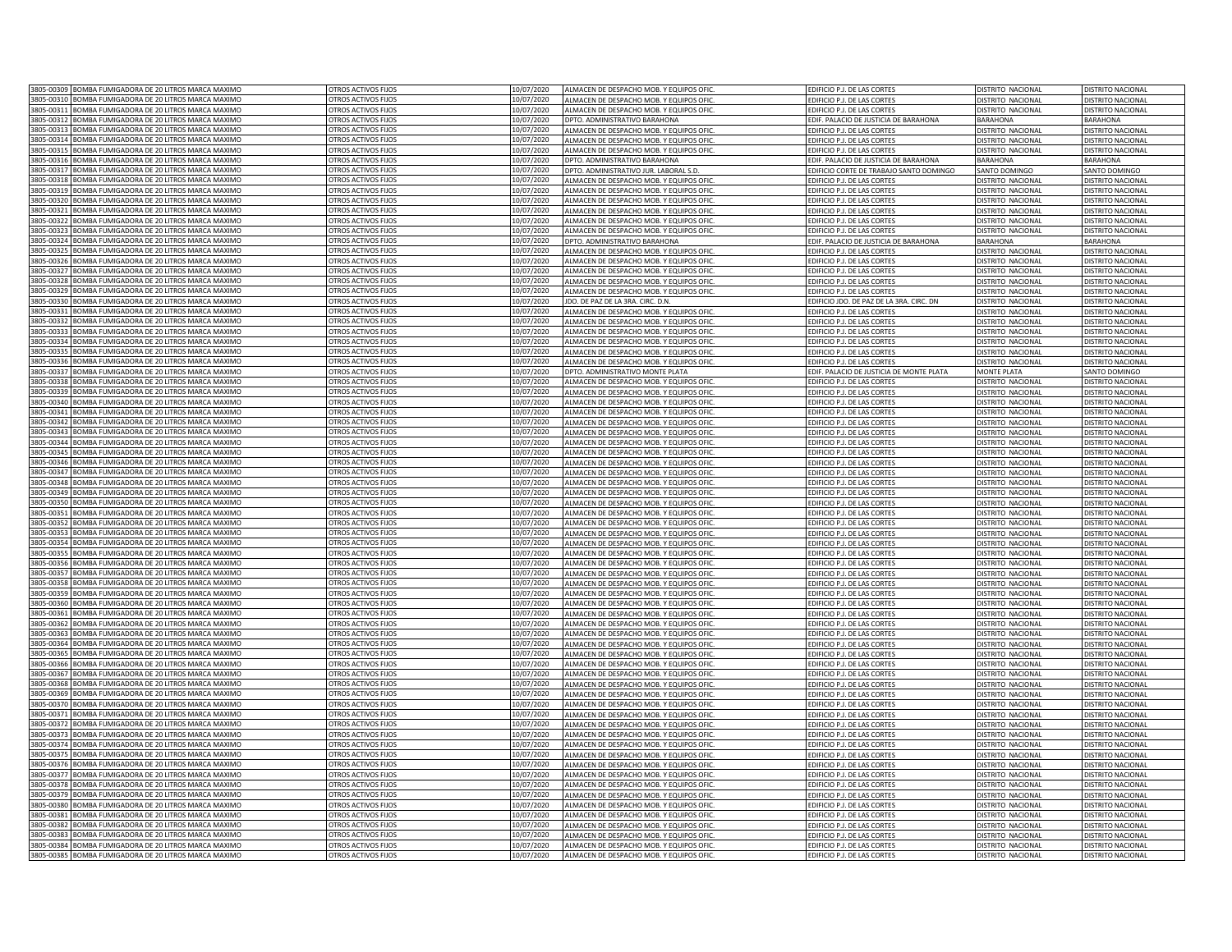| | | | | | | | |
|---|---|---|---|---|---|---|---|
| 3805-00309 | BOMBA FUMIGADORA DE 20 LITROS MARCA MAXIMO | OTROS ACTIVOS FIJOS | 10/07/2020 | ALMACEN DE DESPACHO MOB. Y EQUIPOS OFIC. | EDIFICIO P.J. DE LAS CORTES | DISTRITO NACIONAL | DISTRITO NACIONAL |
| 3805-00310 | BOMBA FUMIGADORA DE 20 LITROS MARCA MAXIMO | OTROS ACTIVOS FIJOS | 10/07/2020 | ALMACEN DE DESPACHO MOB. Y EQUIPOS OFIC. | EDIFICIO P.J. DE LAS CORTES | DISTRITO NACIONAL | DISTRITO NACIONAL |
| 3805-00311 | BOMBA FUMIGADORA DE 20 LITROS MARCA MAXIMO | OTROS ACTIVOS FIJOS | 10/07/2020 | ALMACEN DE DESPACHO MOB. Y EQUIPOS OFIC. | EDIFICIO P.J. DE LAS CORTES | DISTRITO NACIONAL | DISTRITO NACIONAL |
| 3805-00312 | BOMBA FUMIGADORA DE 20 LITROS MARCA MAXIMO | OTROS ACTIVOS FIJOS | 10/07/2020 | DPTO. ADMINISTRATIVO BARAHONA | EDIF. PALACIO DE JUSTICIA DE BARAHONA | BARAHONA | BARAHONA |
| 3805-00313 | BOMBA FUMIGADORA DE 20 LITROS MARCA MAXIMO | OTROS ACTIVOS FIJOS | 10/07/2020 | ALMACEN DE DESPACHO MOB. Y EQUIPOS OFIC. | EDIFICIO P.J. DE LAS CORTES | DISTRITO NACIONAL | DISTRITO NACIONAL |
| 3805-00314 | BOMBA FUMIGADORA DE 20 LITROS MARCA MAXIMO | OTROS ACTIVOS FIJOS | 10/07/2020 | ALMACEN DE DESPACHO MOB. Y EQUIPOS OFIC. | EDIFICIO P.J. DE LAS CORTES | DISTRITO NACIONAL | DISTRITO NACIONAL |
| 3805-00315 | BOMBA FUMIGADORA DE 20 LITROS MARCA MAXIMO | OTROS ACTIVOS FIJOS | 10/07/2020 | ALMACEN DE DESPACHO MOB. Y EQUIPOS OFIC. | EDIFICIO P.J. DE LAS CORTES | DISTRITO NACIONAL | DISTRITO NACIONAL |
| 3805-00316 | BOMBA FUMIGADORA DE 20 LITROS MARCA MAXIMO | OTROS ACTIVOS FIJOS | 10/07/2020 | DPTO. ADMINISTRATIVO BARAHONA | EDIF. PALACIO DE JUSTICIA DE BARAHONA | BARAHONA | BARAHONA |
| 3805-00317 | BOMBA FUMIGADORA DE 20 LITROS MARCA MAXIMO | OTROS ACTIVOS FIJOS | 10/07/2020 | DPTO. ADMINISTRATIVO JUR. LABORAL S.D. | EDIFICIO CORTE DE TRABAJO SANTO DOMINGO | SANTO DOMINGO | SANTO DOMINGO |
| 3805-00318 | BOMBA FUMIGADORA DE 20 LITROS MARCA MAXIMO | OTROS ACTIVOS FIJOS | 10/07/2020 | ALMACEN DE DESPACHO MOB. Y EQUIPOS OFIC. | EDIFICIO P.J. DE LAS CORTES | DISTRITO NACIONAL | DISTRITO NACIONAL |
| 3805-00319 | BOMBA FUMIGADORA DE 20 LITROS MARCA MAXIMO | OTROS ACTIVOS FIJOS | 10/07/2020 | ALMACEN DE DESPACHO MOB. Y EQUIPOS OFIC. | EDIFICIO P.J. DE LAS CORTES | DISTRITO NACIONAL | DISTRITO NACIONAL |
| 3805-00320 | BOMBA FUMIGADORA DE 20 LITROS MARCA MAXIMO | OTROS ACTIVOS FIJOS | 10/07/2020 | ALMACEN DE DESPACHO MOB. Y EQUIPOS OFIC. | EDIFICIO P.J. DE LAS CORTES | DISTRITO NACIONAL | DISTRITO NACIONAL |
| 3805-00321 | BOMBA FUMIGADORA DE 20 LITROS MARCA MAXIMO | OTROS ACTIVOS FIJOS | 10/07/2020 | ALMACEN DE DESPACHO MOB. Y EQUIPOS OFIC. | EDIFICIO P.J. DE LAS CORTES | DISTRITO NACIONAL | DISTRITO NACIONAL |
| 3805-00322 | BOMBA FUMIGADORA DE 20 LITROS MARCA MAXIMO | OTROS ACTIVOS FIJOS | 10/07/2020 | ALMACEN DE DESPACHO MOB. Y EQUIPOS OFIC. | EDIFICIO P.J. DE LAS CORTES | DISTRITO NACIONAL | DISTRITO NACIONAL |
| 3805-00323 | BOMBA FUMIGADORA DE 20 LITROS MARCA MAXIMO | OTROS ACTIVOS FIJOS | 10/07/2020 | ALMACEN DE DESPACHO MOB. Y EQUIPOS OFIC. | EDIFICIO P.J. DE LAS CORTES | DISTRITO NACIONAL | DISTRITO NACIONAL |
| 3805-00324 | BOMBA FUMIGADORA DE 20 LITROS MARCA MAXIMO | OTROS ACTIVOS FIJOS | 10/07/2020 | DPTO. ADMINISTRATIVO BARAHONA | EDIF. PALACIO DE JUSTICIA DE BARAHONA | BARAHONA | BARAHONA |
| 3805-00325 | BOMBA FUMIGADORA DE 20 LITROS MARCA MAXIMO | OTROS ACTIVOS FIJOS | 10/07/2020 | ALMACEN DE DESPACHO MOB. Y EQUIPOS OFIC. | EDIFICIO P.J. DE LAS CORTES | DISTRITO NACIONAL | DISTRITO NACIONAL |
| 3805-00326 | BOMBA FUMIGADORA DE 20 LITROS MARCA MAXIMO | OTROS ACTIVOS FIJOS | 10/07/2020 | ALMACEN DE DESPACHO MOB. Y EQUIPOS OFIC. | EDIFICIO P.J. DE LAS CORTES | DISTRITO NACIONAL | DISTRITO NACIONAL |
| 3805-00327 | BOMBA FUMIGADORA DE 20 LITROS MARCA MAXIMO | OTROS ACTIVOS FIJOS | 10/07/2020 | ALMACEN DE DESPACHO MOB. Y EQUIPOS OFIC. | EDIFICIO P.J. DE LAS CORTES | DISTRITO NACIONAL | DISTRITO NACIONAL |
| 3805-00328 | BOMBA FUMIGADORA DE 20 LITROS MARCA MAXIMO | OTROS ACTIVOS FIJOS | 10/07/2020 | ALMACEN DE DESPACHO MOB. Y EQUIPOS OFIC. | EDIFICIO P.J. DE LAS CORTES | DISTRITO NACIONAL | DISTRITO NACIONAL |
| 3805-00329 | BOMBA FUMIGADORA DE 20 LITROS MARCA MAXIMO | OTROS ACTIVOS FIJOS | 10/07/2020 | ALMACEN DE DESPACHO MOB. Y EQUIPOS OFIC. | EDIFICIO P.J. DE LAS CORTES | DISTRITO NACIONAL | DISTRITO NACIONAL |
| 3805-00330 | BOMBA FUMIGADORA DE 20 LITROS MARCA MAXIMO | OTROS ACTIVOS FIJOS | 10/07/2020 | JDO. DE PAZ DE LA 3RA. CIRC. D.N. | EDIFICIO JDO. DE PAZ DE LA 3RA. CIRC. DN | DISTRITO NACIONAL | DISTRITO NACIONAL |
| 3805-00331 | BOMBA FUMIGADORA DE 20 LITROS MARCA MAXIMO | OTROS ACTIVOS FIJOS | 10/07/2020 | ALMACEN DE DESPACHO MOB. Y EQUIPOS OFIC. | EDIFICIO P.J. DE LAS CORTES | DISTRITO NACIONAL | DISTRITO NACIONAL |
| 3805-00332 | BOMBA FUMIGADORA DE 20 LITROS MARCA MAXIMO | OTROS ACTIVOS FIJOS | 10/07/2020 | ALMACEN DE DESPACHO MOB. Y EQUIPOS OFIC. | EDIFICIO P.J. DE LAS CORTES | DISTRITO NACIONAL | DISTRITO NACIONAL |
| 3805-00333 | BOMBA FUMIGADORA DE 20 LITROS MARCA MAXIMO | OTROS ACTIVOS FIJOS | 10/07/2020 | ALMACEN DE DESPACHO MOB. Y EQUIPOS OFIC. | EDIFICIO P.J. DE LAS CORTES | DISTRITO NACIONAL | DISTRITO NACIONAL |
| 3805-00334 | BOMBA FUMIGADORA DE 20 LITROS MARCA MAXIMO | OTROS ACTIVOS FIJOS | 10/07/2020 | ALMACEN DE DESPACHO MOB. Y EQUIPOS OFIC. | EDIFICIO P.J. DE LAS CORTES | DISTRITO NACIONAL | DISTRITO NACIONAL |
| 3805-00335 | BOMBA FUMIGADORA DE 20 LITROS MARCA MAXIMO | OTROS ACTIVOS FIJOS | 10/07/2020 | ALMACEN DE DESPACHO MOB. Y EQUIPOS OFIC. | EDIFICIO P.J. DE LAS CORTES | DISTRITO NACIONAL | DISTRITO NACIONAL |
| 3805-00336 | BOMBA FUMIGADORA DE 20 LITROS MARCA MAXIMO | OTROS ACTIVOS FIJOS | 10/07/2020 | ALMACEN DE DESPACHO MOB. Y EQUIPOS OFIC. | EDIFICIO P.J. DE LAS CORTES | DISTRITO NACIONAL | DISTRITO NACIONAL |
| 3805-00337 | BOMBA FUMIGADORA DE 20 LITROS MARCA MAXIMO | OTROS ACTIVOS FIJOS | 10/07/2020 | DPTO. ADMINISTRATIVO MONTE PLATA | EDIF. PALACIO DE JUSTICIA DE MONTE PLATA | MONTE PLATA | SANTO DOMINGO |
| 3805-00338 | BOMBA FUMIGADORA DE 20 LITROS MARCA MAXIMO | OTROS ACTIVOS FIJOS | 10/07/2020 | ALMACEN DE DESPACHO MOB. Y EQUIPOS OFIC. | EDIFICIO P.J. DE LAS CORTES | DISTRITO NACIONAL | DISTRITO NACIONAL |
| 3805-00339 | BOMBA FUMIGADORA DE 20 LITROS MARCA MAXIMO | OTROS ACTIVOS FIJOS | 10/07/2020 | ALMACEN DE DESPACHO MOB. Y EQUIPOS OFIC. | EDIFICIO P.J. DE LAS CORTES | DISTRITO NACIONAL | DISTRITO NACIONAL |
| 3805-00340 | BOMBA FUMIGADORA DE 20 LITROS MARCA MAXIMO | OTROS ACTIVOS FIJOS | 10/07/2020 | ALMACEN DE DESPACHO MOB. Y EQUIPOS OFIC. | EDIFICIO P.J. DE LAS CORTES | DISTRITO NACIONAL | DISTRITO NACIONAL |
| 3805-00341 | BOMBA FUMIGADORA DE 20 LITROS MARCA MAXIMO | OTROS ACTIVOS FIJOS | 10/07/2020 | ALMACEN DE DESPACHO MOB. Y EQUIPOS OFIC. | EDIFICIO P.J. DE LAS CORTES | DISTRITO NACIONAL | DISTRITO NACIONAL |
| 3805-00342 | BOMBA FUMIGADORA DE 20 LITROS MARCA MAXIMO | OTROS ACTIVOS FIJOS | 10/07/2020 | ALMACEN DE DESPACHO MOB. Y EQUIPOS OFIC. | EDIFICIO P.J. DE LAS CORTES | DISTRITO NACIONAL | DISTRITO NACIONAL |
| 3805-00343 | BOMBA FUMIGADORA DE 20 LITROS MARCA MAXIMO | OTROS ACTIVOS FIJOS | 10/07/2020 | ALMACEN DE DESPACHO MOB. Y EQUIPOS OFIC. | EDIFICIO P.J. DE LAS CORTES | DISTRITO NACIONAL | DISTRITO NACIONAL |
| 3805-00344 | BOMBA FUMIGADORA DE 20 LITROS MARCA MAXIMO | OTROS ACTIVOS FIJOS | 10/07/2020 | ALMACEN DE DESPACHO MOB. Y EQUIPOS OFIC. | EDIFICIO P.J. DE LAS CORTES | DISTRITO NACIONAL | DISTRITO NACIONAL |
| 3805-00345 | BOMBA FUMIGADORA DE 20 LITROS MARCA MAXIMO | OTROS ACTIVOS FIJOS | 10/07/2020 | ALMACEN DE DESPACHO MOB. Y EQUIPOS OFIC. | EDIFICIO P.J. DE LAS CORTES | DISTRITO NACIONAL | DISTRITO NACIONAL |
| 3805-00346 | BOMBA FUMIGADORA DE 20 LITROS MARCA MAXIMO | OTROS ACTIVOS FIJOS | 10/07/2020 | ALMACEN DE DESPACHO MOB. Y EQUIPOS OFIC. | EDIFICIO P.J. DE LAS CORTES | DISTRITO NACIONAL | DISTRITO NACIONAL |
| 3805-00347 | BOMBA FUMIGADORA DE 20 LITROS MARCA MAXIMO | OTROS ACTIVOS FIJOS | 10/07/2020 | ALMACEN DE DESPACHO MOB. Y EQUIPOS OFIC. | EDIFICIO P.J. DE LAS CORTES | DISTRITO NACIONAL | DISTRITO NACIONAL |
| 3805-00348 | BOMBA FUMIGADORA DE 20 LITROS MARCA MAXIMO | OTROS ACTIVOS FIJOS | 10/07/2020 | ALMACEN DE DESPACHO MOB. Y EQUIPOS OFIC. | EDIFICIO P.J. DE LAS CORTES | DISTRITO NACIONAL | DISTRITO NACIONAL |
| 3805-00349 | BOMBA FUMIGADORA DE 20 LITROS MARCA MAXIMO | OTROS ACTIVOS FIJOS | 10/07/2020 | ALMACEN DE DESPACHO MOB. Y EQUIPOS OFIC. | EDIFICIO P.J. DE LAS CORTES | DISTRITO NACIONAL | DISTRITO NACIONAL |
| 3805-00350 | BOMBA FUMIGADORA DE 20 LITROS MARCA MAXIMO | OTROS ACTIVOS FIJOS | 10/07/2020 | ALMACEN DE DESPACHO MOB. Y EQUIPOS OFIC. | EDIFICIO P.J. DE LAS CORTES | DISTRITO NACIONAL | DISTRITO NACIONAL |
| 3805-00351 | BOMBA FUMIGADORA DE 20 LITROS MARCA MAXIMO | OTROS ACTIVOS FIJOS | 10/07/2020 | ALMACEN DE DESPACHO MOB. Y EQUIPOS OFIC. | EDIFICIO P.J. DE LAS CORTES | DISTRITO NACIONAL | DISTRITO NACIONAL |
| 3805-00352 | BOMBA FUMIGADORA DE 20 LITROS MARCA MAXIMO | OTROS ACTIVOS FIJOS | 10/07/2020 | ALMACEN DE DESPACHO MOB. Y EQUIPOS OFIC. | EDIFICIO P.J. DE LAS CORTES | DISTRITO NACIONAL | DISTRITO NACIONAL |
| 3805-00353 | BOMBA FUMIGADORA DE 20 LITROS MARCA MAXIMO | OTROS ACTIVOS FIJOS | 10/07/2020 | ALMACEN DE DESPACHO MOB. Y EQUIPOS OFIC. | EDIFICIO P.J. DE LAS CORTES | DISTRITO NACIONAL | DISTRITO NACIONAL |
| 3805-00354 | BOMBA FUMIGADORA DE 20 LITROS MARCA MAXIMO | OTROS ACTIVOS FIJOS | 10/07/2020 | ALMACEN DE DESPACHO MOB. Y EQUIPOS OFIC. | EDIFICIO P.J. DE LAS CORTES | DISTRITO NACIONAL | DISTRITO NACIONAL |
| 3805-00355 | BOMBA FUMIGADORA DE 20 LITROS MARCA MAXIMO | OTROS ACTIVOS FIJOS | 10/07/2020 | ALMACEN DE DESPACHO MOB. Y EQUIPOS OFIC. | EDIFICIO P.J. DE LAS CORTES | DISTRITO NACIONAL | DISTRITO NACIONAL |
| 3805-00356 | BOMBA FUMIGADORA DE 20 LITROS MARCA MAXIMO | OTROS ACTIVOS FIJOS | 10/07/2020 | ALMACEN DE DESPACHO MOB. Y EQUIPOS OFIC. | EDIFICIO P.J. DE LAS CORTES | DISTRITO NACIONAL | DISTRITO NACIONAL |
| 3805-00357 | BOMBA FUMIGADORA DE 20 LITROS MARCA MAXIMO | OTROS ACTIVOS FIJOS | 10/07/2020 | ALMACEN DE DESPACHO MOB. Y EQUIPOS OFIC. | EDIFICIO P.J. DE LAS CORTES | DISTRITO NACIONAL | DISTRITO NACIONAL |
| 3805-00358 | BOMBA FUMIGADORA DE 20 LITROS MARCA MAXIMO | OTROS ACTIVOS FIJOS | 10/07/2020 | ALMACEN DE DESPACHO MOB. Y EQUIPOS OFIC. | EDIFICIO P.J. DE LAS CORTES | DISTRITO NACIONAL | DISTRITO NACIONAL |
| 3805-00359 | BOMBA FUMIGADORA DE 20 LITROS MARCA MAXIMO | OTROS ACTIVOS FIJOS | 10/07/2020 | ALMACEN DE DESPACHO MOB. Y EQUIPOS OFIC. | EDIFICIO P.J. DE LAS CORTES | DISTRITO NACIONAL | DISTRITO NACIONAL |
| 3805-00360 | BOMBA FUMIGADORA DE 20 LITROS MARCA MAXIMO | OTROS ACTIVOS FIJOS | 10/07/2020 | ALMACEN DE DESPACHO MOB. Y EQUIPOS OFIC. | EDIFICIO P.J. DE LAS CORTES | DISTRITO NACIONAL | DISTRITO NACIONAL |
| 3805-00361 | BOMBA FUMIGADORA DE 20 LITROS MARCA MAXIMO | OTROS ACTIVOS FIJOS | 10/07/2020 | ALMACEN DE DESPACHO MOB. Y EQUIPOS OFIC. | EDIFICIO P.J. DE LAS CORTES | DISTRITO NACIONAL | DISTRITO NACIONAL |
| 3805-00362 | BOMBA FUMIGADORA DE 20 LITROS MARCA MAXIMO | OTROS ACTIVOS FIJOS | 10/07/2020 | ALMACEN DE DESPACHO MOB. Y EQUIPOS OFIC. | EDIFICIO P.J. DE LAS CORTES | DISTRITO NACIONAL | DISTRITO NACIONAL |
| 3805-00363 | BOMBA FUMIGADORA DE 20 LITROS MARCA MAXIMO | OTROS ACTIVOS FIJOS | 10/07/2020 | ALMACEN DE DESPACHO MOB. Y EQUIPOS OFIC. | EDIFICIO P.J. DE LAS CORTES | DISTRITO NACIONAL | DISTRITO NACIONAL |
| 3805-00364 | BOMBA FUMIGADORA DE 20 LITROS MARCA MAXIMO | OTROS ACTIVOS FIJOS | 10/07/2020 | ALMACEN DE DESPACHO MOB. Y EQUIPOS OFIC. | EDIFICIO P.J. DE LAS CORTES | DISTRITO NACIONAL | DISTRITO NACIONAL |
| 3805-00365 | BOMBA FUMIGADORA DE 20 LITROS MARCA MAXIMO | OTROS ACTIVOS FIJOS | 10/07/2020 | ALMACEN DE DESPACHO MOB. Y EQUIPOS OFIC. | EDIFICIO P.J. DE LAS CORTES | DISTRITO NACIONAL | DISTRITO NACIONAL |
| 3805-00366 | BOMBA FUMIGADORA DE 20 LITROS MARCA MAXIMO | OTROS ACTIVOS FIJOS | 10/07/2020 | ALMACEN DE DESPACHO MOB. Y EQUIPOS OFIC. | EDIFICIO P.J. DE LAS CORTES | DISTRITO NACIONAL | DISTRITO NACIONAL |
| 3805-00367 | BOMBA FUMIGADORA DE 20 LITROS MARCA MAXIMO | OTROS ACTIVOS FIJOS | 10/07/2020 | ALMACEN DE DESPACHO MOB. Y EQUIPOS OFIC. | EDIFICIO P.J. DE LAS CORTES | DISTRITO NACIONAL | DISTRITO NACIONAL |
| 3805-00368 | BOMBA FUMIGADORA DE 20 LITROS MARCA MAXIMO | OTROS ACTIVOS FIJOS | 10/07/2020 | ALMACEN DE DESPACHO MOB. Y EQUIPOS OFIC. | EDIFICIO P.J. DE LAS CORTES | DISTRITO NACIONAL | DISTRITO NACIONAL |
| 3805-00369 | BOMBA FUMIGADORA DE 20 LITROS MARCA MAXIMO | OTROS ACTIVOS FIJOS | 10/07/2020 | ALMACEN DE DESPACHO MOB. Y EQUIPOS OFIC. | EDIFICIO P.J. DE LAS CORTES | DISTRITO NACIONAL | DISTRITO NACIONAL |
| 3805-00370 | BOMBA FUMIGADORA DE 20 LITROS MARCA MAXIMO | OTROS ACTIVOS FIJOS | 10/07/2020 | ALMACEN DE DESPACHO MOB. Y EQUIPOS OFIC. | EDIFICIO P.J. DE LAS CORTES | DISTRITO NACIONAL | DISTRITO NACIONAL |
| 3805-00371 | BOMBA FUMIGADORA DE 20 LITROS MARCA MAXIMO | OTROS ACTIVOS FIJOS | 10/07/2020 | ALMACEN DE DESPACHO MOB. Y EQUIPOS OFIC. | EDIFICIO P.J. DE LAS CORTES | DISTRITO NACIONAL | DISTRITO NACIONAL |
| 3805-00372 | BOMBA FUMIGADORA DE 20 LITROS MARCA MAXIMO | OTROS ACTIVOS FIJOS | 10/07/2020 | ALMACEN DE DESPACHO MOB. Y EQUIPOS OFIC. | EDIFICIO P.J. DE LAS CORTES | DISTRITO NACIONAL | DISTRITO NACIONAL |
| 3805-00373 | BOMBA FUMIGADORA DE 20 LITROS MARCA MAXIMO | OTROS ACTIVOS FIJOS | 10/07/2020 | ALMACEN DE DESPACHO MOB. Y EQUIPOS OFIC. | EDIFICIO P.J. DE LAS CORTES | DISTRITO NACIONAL | DISTRITO NACIONAL |
| 3805-00374 | BOMBA FUMIGADORA DE 20 LITROS MARCA MAXIMO | OTROS ACTIVOS FIJOS | 10/07/2020 | ALMACEN DE DESPACHO MOB. Y EQUIPOS OFIC. | EDIFICIO P.J. DE LAS CORTES | DISTRITO NACIONAL | DISTRITO NACIONAL |
| 3805-00375 | BOMBA FUMIGADORA DE 20 LITROS MARCA MAXIMO | OTROS ACTIVOS FIJOS | 10/07/2020 | ALMACEN DE DESPACHO MOB. Y EQUIPOS OFIC. | EDIFICIO P.J. DE LAS CORTES | DISTRITO NACIONAL | DISTRITO NACIONAL |
| 3805-00376 | BOMBA FUMIGADORA DE 20 LITROS MARCA MAXIMO | OTROS ACTIVOS FIJOS | 10/07/2020 | ALMACEN DE DESPACHO MOB. Y EQUIPOS OFIC. | EDIFICIO P.J. DE LAS CORTES | DISTRITO NACIONAL | DISTRITO NACIONAL |
| 3805-00377 | BOMBA FUMIGADORA DE 20 LITROS MARCA MAXIMO | OTROS ACTIVOS FIJOS | 10/07/2020 | ALMACEN DE DESPACHO MOB. Y EQUIPOS OFIC. | EDIFICIO P.J. DE LAS CORTES | DISTRITO NACIONAL | DISTRITO NACIONAL |
| 3805-00378 | BOMBA FUMIGADORA DE 20 LITROS MARCA MAXIMO | OTROS ACTIVOS FIJOS | 10/07/2020 | ALMACEN DE DESPACHO MOB. Y EQUIPOS OFIC. | EDIFICIO P.J. DE LAS CORTES | DISTRITO NACIONAL | DISTRITO NACIONAL |
| 3805-00379 | BOMBA FUMIGADORA DE 20 LITROS MARCA MAXIMO | OTROS ACTIVOS FIJOS | 10/07/2020 | ALMACEN DE DESPACHO MOB. Y EQUIPOS OFIC. | EDIFICIO P.J. DE LAS CORTES | DISTRITO NACIONAL | DISTRITO NACIONAL |
| 3805-00380 | BOMBA FUMIGADORA DE 20 LITROS MARCA MAXIMO | OTROS ACTIVOS FIJOS | 10/07/2020 | ALMACEN DE DESPACHO MOB. Y EQUIPOS OFIC. | EDIFICIO P.J. DE LAS CORTES | DISTRITO NACIONAL | DISTRITO NACIONAL |
| 3805-00381 | BOMBA FUMIGADORA DE 20 LITROS MARCA MAXIMO | OTROS ACTIVOS FIJOS | 10/07/2020 | ALMACEN DE DESPACHO MOB. Y EQUIPOS OFIC. | EDIFICIO P.J. DE LAS CORTES | DISTRITO NACIONAL | DISTRITO NACIONAL |
| 3805-00382 | BOMBA FUMIGADORA DE 20 LITROS MARCA MAXIMO | OTROS ACTIVOS FIJOS | 10/07/2020 | ALMACEN DE DESPACHO MOB. Y EQUIPOS OFIC. | EDIFICIO P.J. DE LAS CORTES | DISTRITO NACIONAL | DISTRITO NACIONAL |
| 3805-00383 | BOMBA FUMIGADORA DE 20 LITROS MARCA MAXIMO | OTROS ACTIVOS FIJOS | 10/07/2020 | ALMACEN DE DESPACHO MOB. Y EQUIPOS OFIC. | EDIFICIO P.J. DE LAS CORTES | DISTRITO NACIONAL | DISTRITO NACIONAL |
| 3805-00384 | BOMBA FUMIGADORA DE 20 LITROS MARCA MAXIMO | OTROS ACTIVOS FIJOS | 10/07/2020 | ALMACEN DE DESPACHO MOB. Y EQUIPOS OFIC. | EDIFICIO P.J. DE LAS CORTES | DISTRITO NACIONAL | DISTRITO NACIONAL |
| 3805-00385 | BOMBA FUMIGADORA DE 20 LITROS MARCA MAXIMO | OTROS ACTIVOS FIJOS | 10/07/2020 | ALMACEN DE DESPACHO MOB. Y EQUIPOS OFIC. | EDIFICIO P.J. DE LAS CORTES | DISTRITO NACIONAL | DISTRITO NACIONAL |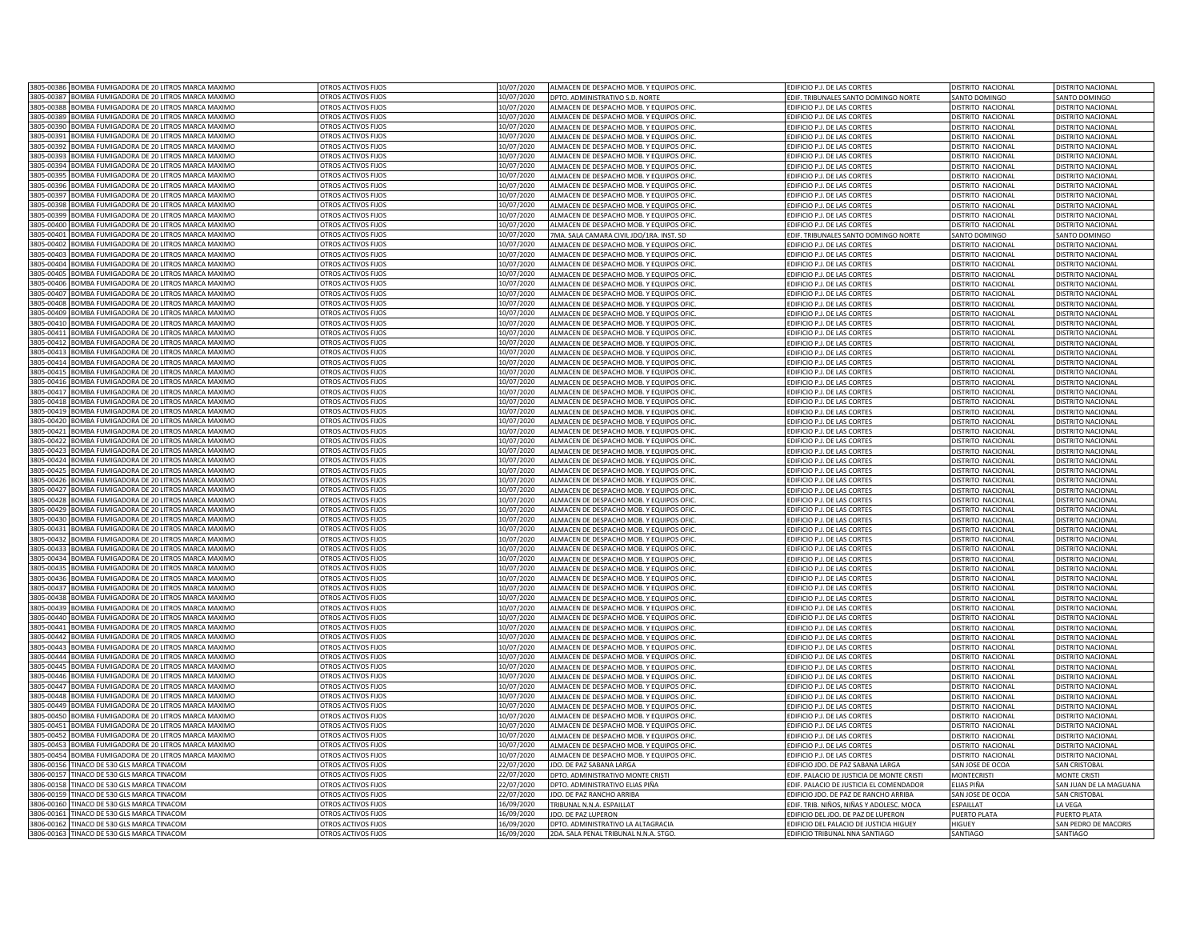| | | | | | | | |
|---|---|---|---|---|---|---|---|
| 3805-00386 | BOMBA FUMIGADORA DE 20 LITROS MARCA MAXIMO | OTROS ACTIVOS FIJOS | 10/07/2020 | ALMACEN DE DESPACHO MOB. Y EQUIPOS OFIC. | EDIFICIO P.J. DE LAS CORTES | DISTRITO NACIONAL | DISTRITO NACIONAL |
| 3805-00387 | BOMBA FUMIGADORA DE 20 LITROS MARCA MAXIMO | OTROS ACTIVOS FIJOS | 10/07/2020 | DPTO. ADMINISTRATIVO S.D. NORTE | EDIF. TRIBUNALES SANTO DOMINGO NORTE | SANTO DOMINGO | SANTO DOMINGO |
| 3805-00388 | BOMBA FUMIGADORA DE 20 LITROS MARCA MAXIMO | OTROS ACTIVOS FIJOS | 10/07/2020 | ALMACEN DE DESPACHO MOB. Y EQUIPOS OFIC. | EDIFICIO P.J. DE LAS CORTES | DISTRITO NACIONAL | DISTRITO NACIONAL |
| 3805-00389 | BOMBA FUMIGADORA DE 20 LITROS MARCA MAXIMO | OTROS ACTIVOS FIJOS | 10/07/2020 | ALMACEN DE DESPACHO MOB. Y EQUIPOS OFIC. | EDIFICIO P.J. DE LAS CORTES | DISTRITO NACIONAL | DISTRITO NACIONAL |
| 3805-00390 | BOMBA FUMIGADORA DE 20 LITROS MARCA MAXIMO | OTROS ACTIVOS FIJOS | 10/07/2020 | ALMACEN DE DESPACHO MOB. Y EQUIPOS OFIC. | EDIFICIO P.J. DE LAS CORTES | DISTRITO NACIONAL | DISTRITO NACIONAL |
| 3805-00391 | BOMBA FUMIGADORA DE 20 LITROS MARCA MAXIMO | OTROS ACTIVOS FIJOS | 10/07/2020 | ALMACEN DE DESPACHO MOB. Y EQUIPOS OFIC. | EDIFICIO P.J. DE LAS CORTES | DISTRITO NACIONAL | DISTRITO NACIONAL |
| 3805-00392 | BOMBA FUMIGADORA DE 20 LITROS MARCA MAXIMO | OTROS ACTIVOS FIJOS | 10/07/2020 | ALMACEN DE DESPACHO MOB. Y EQUIPOS OFIC. | EDIFICIO P.J. DE LAS CORTES | DISTRITO NACIONAL | DISTRITO NACIONAL |
| 3805-00393 | BOMBA FUMIGADORA DE 20 LITROS MARCA MAXIMO | OTROS ACTIVOS FIJOS | 10/07/2020 | ALMACEN DE DESPACHO MOB. Y EQUIPOS OFIC. | EDIFICIO P.J. DE LAS CORTES | DISTRITO NACIONAL | DISTRITO NACIONAL |
| 3805-00394 | BOMBA FUMIGADORA DE 20 LITROS MARCA MAXIMO | OTROS ACTIVOS FIJOS | 10/07/2020 | ALMACEN DE DESPACHO MOB. Y EQUIPOS OFIC. | EDIFICIO P.J. DE LAS CORTES | DISTRITO NACIONAL | DISTRITO NACIONAL |
| 3805-00395 | BOMBA FUMIGADORA DE 20 LITROS MARCA MAXIMO | OTROS ACTIVOS FIJOS | 10/07/2020 | ALMACEN DE DESPACHO MOB. Y EQUIPOS OFIC. | EDIFICIO P.J. DE LAS CORTES | DISTRITO NACIONAL | DISTRITO NACIONAL |
| 3805-00396 | BOMBA FUMIGADORA DE 20 LITROS MARCA MAXIMO | OTROS ACTIVOS FIJOS | 10/07/2020 | ALMACEN DE DESPACHO MOB. Y EQUIPOS OFIC. | EDIFICIO P.J. DE LAS CORTES | DISTRITO NACIONAL | DISTRITO NACIONAL |
| 3805-00397 | BOMBA FUMIGADORA DE 20 LITROS MARCA MAXIMO | OTROS ACTIVOS FIJOS | 10/07/2020 | ALMACEN DE DESPACHO MOB. Y EQUIPOS OFIC. | EDIFICIO P.J. DE LAS CORTES | DISTRITO NACIONAL | DISTRITO NACIONAL |
| 3805-00398 | BOMBA FUMIGADORA DE 20 LITROS MARCA MAXIMO | OTROS ACTIVOS FIJOS | 10/07/2020 | ALMACEN DE DESPACHO MOB. Y EQUIPOS OFIC. | EDIFICIO P.J. DE LAS CORTES | DISTRITO NACIONAL | DISTRITO NACIONAL |
| 3805-00399 | BOMBA FUMIGADORA DE 20 LITROS MARCA MAXIMO | OTROS ACTIVOS FIJOS | 10/07/2020 | ALMACEN DE DESPACHO MOB. Y EQUIPOS OFIC. | EDIFICIO P.J. DE LAS CORTES | DISTRITO NACIONAL | DISTRITO NACIONAL |
| 3805-00400 | BOMBA FUMIGADORA DE 20 LITROS MARCA MAXIMO | OTROS ACTIVOS FIJOS | 10/07/2020 | ALMACEN DE DESPACHO MOB. Y EQUIPOS OFIC. | EDIFICIO P.J. DE LAS CORTES | DISTRITO NACIONAL | DISTRITO NACIONAL |
| 3805-00401 | BOMBA FUMIGADORA DE 20 LITROS MARCA MAXIMO | OTROS ACTIVOS FIJOS | 10/07/2020 | 7MA. SALA CAMARA CIVIL JDO/1RA. INST. SD | EDIF. TRIBUNALES SANTO DOMINGO NORTE | SANTO DOMINGO | SANTO DOMINGO |
| 3805-00402 | BOMBA FUMIGADORA DE 20 LITROS MARCA MAXIMO | OTROS ACTIVOS FIJOS | 10/07/2020 | ALMACEN DE DESPACHO MOB. Y EQUIPOS OFIC. | EDIFICIO P.J. DE LAS CORTES | DISTRITO NACIONAL | DISTRITO NACIONAL |
| 3805-00403 | BOMBA FUMIGADORA DE 20 LITROS MARCA MAXIMO | OTROS ACTIVOS FIJOS | 10/07/2020 | ALMACEN DE DESPACHO MOB. Y EQUIPOS OFIC. | EDIFICIO P.J. DE LAS CORTES | DISTRITO NACIONAL | DISTRITO NACIONAL |
| 3805-00404 | BOMBA FUMIGADORA DE 20 LITROS MARCA MAXIMO | OTROS ACTIVOS FIJOS | 10/07/2020 | ALMACEN DE DESPACHO MOB. Y EQUIPOS OFIC. | EDIFICIO P.J. DE LAS CORTES | DISTRITO NACIONAL | DISTRITO NACIONAL |
| 3805-00405 | BOMBA FUMIGADORA DE 20 LITROS MARCA MAXIMO | OTROS ACTIVOS FIJOS | 10/07/2020 | ALMACEN DE DESPACHO MOB. Y EQUIPOS OFIC. | EDIFICIO P.J. DE LAS CORTES | DISTRITO NACIONAL | DISTRITO NACIONAL |
| 3805-00406 | BOMBA FUMIGADORA DE 20 LITROS MARCA MAXIMO | OTROS ACTIVOS FIJOS | 10/07/2020 | ALMACEN DE DESPACHO MOB. Y EQUIPOS OFIC. | EDIFICIO P.J. DE LAS CORTES | DISTRITO NACIONAL | DISTRITO NACIONAL |
| 3805-00407 | BOMBA FUMIGADORA DE 20 LITROS MARCA MAXIMO | OTROS ACTIVOS FIJOS | 10/07/2020 | ALMACEN DE DESPACHO MOB. Y EQUIPOS OFIC. | EDIFICIO P.J. DE LAS CORTES | DISTRITO NACIONAL | DISTRITO NACIONAL |
| 3805-00408 | BOMBA FUMIGADORA DE 20 LITROS MARCA MAXIMO | OTROS ACTIVOS FIJOS | 10/07/2020 | ALMACEN DE DESPACHO MOB. Y EQUIPOS OFIC. | EDIFICIO P.J. DE LAS CORTES | DISTRITO NACIONAL | DISTRITO NACIONAL |
| 3805-00409 | BOMBA FUMIGADORA DE 20 LITROS MARCA MAXIMO | OTROS ACTIVOS FIJOS | 10/07/2020 | ALMACEN DE DESPACHO MOB. Y EQUIPOS OFIC. | EDIFICIO P.J. DE LAS CORTES | DISTRITO NACIONAL | DISTRITO NACIONAL |
| 3805-00410 | BOMBA FUMIGADORA DE 20 LITROS MARCA MAXIMO | OTROS ACTIVOS FIJOS | 10/07/2020 | ALMACEN DE DESPACHO MOB. Y EQUIPOS OFIC. | EDIFICIO P.J. DE LAS CORTES | DISTRITO NACIONAL | DISTRITO NACIONAL |
| 3805-00411 | BOMBA FUMIGADORA DE 20 LITROS MARCA MAXIMO | OTROS ACTIVOS FIJOS | 10/07/2020 | ALMACEN DE DESPACHO MOB. Y EQUIPOS OFIC. | EDIFICIO P.J. DE LAS CORTES | DISTRITO NACIONAL | DISTRITO NACIONAL |
| 3805-00412 | BOMBA FUMIGADORA DE 20 LITROS MARCA MAXIMO | OTROS ACTIVOS FIJOS | 10/07/2020 | ALMACEN DE DESPACHO MOB. Y EQUIPOS OFIC. | EDIFICIO P.J. DE LAS CORTES | DISTRITO NACIONAL | DISTRITO NACIONAL |
| 3805-00413 | BOMBA FUMIGADORA DE 20 LITROS MARCA MAXIMO | OTROS ACTIVOS FIJOS | 10/07/2020 | ALMACEN DE DESPACHO MOB. Y EQUIPOS OFIC. | EDIFICIO P.J. DE LAS CORTES | DISTRITO NACIONAL | DISTRITO NACIONAL |
| 3805-00414 | BOMBA FUMIGADORA DE 20 LITROS MARCA MAXIMO | OTROS ACTIVOS FIJOS | 10/07/2020 | ALMACEN DE DESPACHO MOB. Y EQUIPOS OFIC. | EDIFICIO P.J. DE LAS CORTES | DISTRITO NACIONAL | DISTRITO NACIONAL |
| 3805-00415 | BOMBA FUMIGADORA DE 20 LITROS MARCA MAXIMO | OTROS ACTIVOS FIJOS | 10/07/2020 | ALMACEN DE DESPACHO MOB. Y EQUIPOS OFIC. | EDIFICIO P.J. DE LAS CORTES | DISTRITO NACIONAL | DISTRITO NACIONAL |
| 3805-00416 | BOMBA FUMIGADORA DE 20 LITROS MARCA MAXIMO | OTROS ACTIVOS FIJOS | 10/07/2020 | ALMACEN DE DESPACHO MOB. Y EQUIPOS OFIC. | EDIFICIO P.J. DE LAS CORTES | DISTRITO NACIONAL | DISTRITO NACIONAL |
| 3805-00417 | BOMBA FUMIGADORA DE 20 LITROS MARCA MAXIMO | OTROS ACTIVOS FIJOS | 10/07/2020 | ALMACEN DE DESPACHO MOB. Y EQUIPOS OFIC. | EDIFICIO P.J. DE LAS CORTES | DISTRITO NACIONAL | DISTRITO NACIONAL |
| 3805-00418 | BOMBA FUMIGADORA DE 20 LITROS MARCA MAXIMO | OTROS ACTIVOS FIJOS | 10/07/2020 | ALMACEN DE DESPACHO MOB. Y EQUIPOS OFIC. | EDIFICIO P.J. DE LAS CORTES | DISTRITO NACIONAL | DISTRITO NACIONAL |
| 3805-00419 | BOMBA FUMIGADORA DE 20 LITROS MARCA MAXIMO | OTROS ACTIVOS FIJOS | 10/07/2020 | ALMACEN DE DESPACHO MOB. Y EQUIPOS OFIC. | EDIFICIO P.J. DE LAS CORTES | DISTRITO NACIONAL | DISTRITO NACIONAL |
| 3805-00420 | BOMBA FUMIGADORA DE 20 LITROS MARCA MAXIMO | OTROS ACTIVOS FIJOS | 10/07/2020 | ALMACEN DE DESPACHO MOB. Y EQUIPOS OFIC. | EDIFICIO P.J. DE LAS CORTES | DISTRITO NACIONAL | DISTRITO NACIONAL |
| 3805-00421 | BOMBA FUMIGADORA DE 20 LITROS MARCA MAXIMO | OTROS ACTIVOS FIJOS | 10/07/2020 | ALMACEN DE DESPACHO MOB. Y EQUIPOS OFIC. | EDIFICIO P.J. DE LAS CORTES | DISTRITO NACIONAL | DISTRITO NACIONAL |
| 3805-00422 | BOMBA FUMIGADORA DE 20 LITROS MARCA MAXIMO | OTROS ACTIVOS FIJOS | 10/07/2020 | ALMACEN DE DESPACHO MOB. Y EQUIPOS OFIC. | EDIFICIO P.J. DE LAS CORTES | DISTRITO NACIONAL | DISTRITO NACIONAL |
| 3805-00423 | BOMBA FUMIGADORA DE 20 LITROS MARCA MAXIMO | OTROS ACTIVOS FIJOS | 10/07/2020 | ALMACEN DE DESPACHO MOB. Y EQUIPOS OFIC. | EDIFICIO P.J. DE LAS CORTES | DISTRITO NACIONAL | DISTRITO NACIONAL |
| 3805-00424 | BOMBA FUMIGADORA DE 20 LITROS MARCA MAXIMO | OTROS ACTIVOS FIJOS | 10/07/2020 | ALMACEN DE DESPACHO MOB. Y EQUIPOS OFIC. | EDIFICIO P.J. DE LAS CORTES | DISTRITO NACIONAL | DISTRITO NACIONAL |
| 3805-00425 | BOMBA FUMIGADORA DE 20 LITROS MARCA MAXIMO | OTROS ACTIVOS FIJOS | 10/07/2020 | ALMACEN DE DESPACHO MOB. Y EQUIPOS OFIC. | EDIFICIO P.J. DE LAS CORTES | DISTRITO NACIONAL | DISTRITO NACIONAL |
| 3805-00426 | BOMBA FUMIGADORA DE 20 LITROS MARCA MAXIMO | OTROS ACTIVOS FIJOS | 10/07/2020 | ALMACEN DE DESPACHO MOB. Y EQUIPOS OFIC. | EDIFICIO P.J. DE LAS CORTES | DISTRITO NACIONAL | DISTRITO NACIONAL |
| 3805-00427 | BOMBA FUMIGADORA DE 20 LITROS MARCA MAXIMO | OTROS ACTIVOS FIJOS | 10/07/2020 | ALMACEN DE DESPACHO MOB. Y EQUIPOS OFIC. | EDIFICIO P.J. DE LAS CORTES | DISTRITO NACIONAL | DISTRITO NACIONAL |
| 3805-00428 | BOMBA FUMIGADORA DE 20 LITROS MARCA MAXIMO | OTROS ACTIVOS FIJOS | 10/07/2020 | ALMACEN DE DESPACHO MOB. Y EQUIPOS OFIC. | EDIFICIO P.J. DE LAS CORTES | DISTRITO NACIONAL | DISTRITO NACIONAL |
| 3805-00429 | BOMBA FUMIGADORA DE 20 LITROS MARCA MAXIMO | OTROS ACTIVOS FIJOS | 10/07/2020 | ALMACEN DE DESPACHO MOB. Y EQUIPOS OFIC. | EDIFICIO P.J. DE LAS CORTES | DISTRITO NACIONAL | DISTRITO NACIONAL |
| 3805-00430 | BOMBA FUMIGADORA DE 20 LITROS MARCA MAXIMO | OTROS ACTIVOS FIJOS | 10/07/2020 | ALMACEN DE DESPACHO MOB. Y EQUIPOS OFIC. | EDIFICIO P.J. DE LAS CORTES | DISTRITO NACIONAL | DISTRITO NACIONAL |
| 3805-00431 | BOMBA FUMIGADORA DE 20 LITROS MARCA MAXIMO | OTROS ACTIVOS FIJOS | 10/07/2020 | ALMACEN DE DESPACHO MOB. Y EQUIPOS OFIC. | EDIFICIO P.J. DE LAS CORTES | DISTRITO NACIONAL | DISTRITO NACIONAL |
| 3805-00432 | BOMBA FUMIGADORA DE 20 LITROS MARCA MAXIMO | OTROS ACTIVOS FIJOS | 10/07/2020 | ALMACEN DE DESPACHO MOB. Y EQUIPOS OFIC. | EDIFICIO P.J. DE LAS CORTES | DISTRITO NACIONAL | DISTRITO NACIONAL |
| 3805-00433 | BOMBA FUMIGADORA DE 20 LITROS MARCA MAXIMO | OTROS ACTIVOS FIJOS | 10/07/2020 | ALMACEN DE DESPACHO MOB. Y EQUIPOS OFIC. | EDIFICIO P.J. DE LAS CORTES | DISTRITO NACIONAL | DISTRITO NACIONAL |
| 3805-00434 | BOMBA FUMIGADORA DE 20 LITROS MARCA MAXIMO | OTROS ACTIVOS FIJOS | 10/07/2020 | ALMACEN DE DESPACHO MOB. Y EQUIPOS OFIC. | EDIFICIO P.J. DE LAS CORTES | DISTRITO NACIONAL | DISTRITO NACIONAL |
| 3805-00435 | BOMBA FUMIGADORA DE 20 LITROS MARCA MAXIMO | OTROS ACTIVOS FIJOS | 10/07/2020 | ALMACEN DE DESPACHO MOB. Y EQUIPOS OFIC. | EDIFICIO P.J. DE LAS CORTES | DISTRITO NACIONAL | DISTRITO NACIONAL |
| 3805-00436 | BOMBA FUMIGADORA DE 20 LITROS MARCA MAXIMO | OTROS ACTIVOS FIJOS | 10/07/2020 | ALMACEN DE DESPACHO MOB. Y EQUIPOS OFIC. | EDIFICIO P.J. DE LAS CORTES | DISTRITO NACIONAL | DISTRITO NACIONAL |
| 3805-00437 | BOMBA FUMIGADORA DE 20 LITROS MARCA MAXIMO | OTROS ACTIVOS FIJOS | 10/07/2020 | ALMACEN DE DESPACHO MOB. Y EQUIPOS OFIC. | EDIFICIO P.J. DE LAS CORTES | DISTRITO NACIONAL | DISTRITO NACIONAL |
| 3805-00438 | BOMBA FUMIGADORA DE 20 LITROS MARCA MAXIMO | OTROS ACTIVOS FIJOS | 10/07/2020 | ALMACEN DE DESPACHO MOB. Y EQUIPOS OFIC. | EDIFICIO P.J. DE LAS CORTES | DISTRITO NACIONAL | DISTRITO NACIONAL |
| 3805-00439 | BOMBA FUMIGADORA DE 20 LITROS MARCA MAXIMO | OTROS ACTIVOS FIJOS | 10/07/2020 | ALMACEN DE DESPACHO MOB. Y EQUIPOS OFIC. | EDIFICIO P.J. DE LAS CORTES | DISTRITO NACIONAL | DISTRITO NACIONAL |
| 3805-00440 | BOMBA FUMIGADORA DE 20 LITROS MARCA MAXIMO | OTROS ACTIVOS FIJOS | 10/07/2020 | ALMACEN DE DESPACHO MOB. Y EQUIPOS OFIC. | EDIFICIO P.J. DE LAS CORTES | DISTRITO NACIONAL | DISTRITO NACIONAL |
| 3805-00441 | BOMBA FUMIGADORA DE 20 LITROS MARCA MAXIMO | OTROS ACTIVOS FIJOS | 10/07/2020 | ALMACEN DE DESPACHO MOB. Y EQUIPOS OFIC. | EDIFICIO P.J. DE LAS CORTES | DISTRITO NACIONAL | DISTRITO NACIONAL |
| 3805-00442 | BOMBA FUMIGADORA DE 20 LITROS MARCA MAXIMO | OTROS ACTIVOS FIJOS | 10/07/2020 | ALMACEN DE DESPACHO MOB. Y EQUIPOS OFIC. | EDIFICIO P.J. DE LAS CORTES | DISTRITO NACIONAL | DISTRITO NACIONAL |
| 3805-00443 | BOMBA FUMIGADORA DE 20 LITROS MARCA MAXIMO | OTROS ACTIVOS FIJOS | 10/07/2020 | ALMACEN DE DESPACHO MOB. Y EQUIPOS OFIC. | EDIFICIO P.J. DE LAS CORTES | DISTRITO NACIONAL | DISTRITO NACIONAL |
| 3805-00444 | BOMBA FUMIGADORA DE 20 LITROS MARCA MAXIMO | OTROS ACTIVOS FIJOS | 10/07/2020 | ALMACEN DE DESPACHO MOB. Y EQUIPOS OFIC. | EDIFICIO P.J. DE LAS CORTES | DISTRITO NACIONAL | DISTRITO NACIONAL |
| 3805-00445 | BOMBA FUMIGADORA DE 20 LITROS MARCA MAXIMO | OTROS ACTIVOS FIJOS | 10/07/2020 | ALMACEN DE DESPACHO MOB. Y EQUIPOS OFIC. | EDIFICIO P.J. DE LAS CORTES | DISTRITO NACIONAL | DISTRITO NACIONAL |
| 3805-00446 | BOMBA FUMIGADORA DE 20 LITROS MARCA MAXIMO | OTROS ACTIVOS FIJOS | 10/07/2020 | ALMACEN DE DESPACHO MOB. Y EQUIPOS OFIC. | EDIFICIO P.J. DE LAS CORTES | DISTRITO NACIONAL | DISTRITO NACIONAL |
| 3805-00447 | BOMBA FUMIGADORA DE 20 LITROS MARCA MAXIMO | OTROS ACTIVOS FIJOS | 10/07/2020 | ALMACEN DE DESPACHO MOB. Y EQUIPOS OFIC. | EDIFICIO P.J. DE LAS CORTES | DISTRITO NACIONAL | DISTRITO NACIONAL |
| 3805-00448 | BOMBA FUMIGADORA DE 20 LITROS MARCA MAXIMO | OTROS ACTIVOS FIJOS | 10/07/2020 | ALMACEN DE DESPACHO MOB. Y EQUIPOS OFIC. | EDIFICIO P.J. DE LAS CORTES | DISTRITO NACIONAL | DISTRITO NACIONAL |
| 3805-00449 | BOMBA FUMIGADORA DE 20 LITROS MARCA MAXIMO | OTROS ACTIVOS FIJOS | 10/07/2020 | ALMACEN DE DESPACHO MOB. Y EQUIPOS OFIC. | EDIFICIO P.J. DE LAS CORTES | DISTRITO NACIONAL | DISTRITO NACIONAL |
| 3805-00450 | BOMBA FUMIGADORA DE 20 LITROS MARCA MAXIMO | OTROS ACTIVOS FIJOS | 10/07/2020 | ALMACEN DE DESPACHO MOB. Y EQUIPOS OFIC. | EDIFICIO P.J. DE LAS CORTES | DISTRITO NACIONAL | DISTRITO NACIONAL |
| 3805-00451 | BOMBA FUMIGADORA DE 20 LITROS MARCA MAXIMO | OTROS ACTIVOS FIJOS | 10/07/2020 | ALMACEN DE DESPACHO MOB. Y EQUIPOS OFIC. | EDIFICIO P.J. DE LAS CORTES | DISTRITO NACIONAL | DISTRITO NACIONAL |
| 3805-00452 | BOMBA FUMIGADORA DE 20 LITROS MARCA MAXIMO | OTROS ACTIVOS FIJOS | 10/07/2020 | ALMACEN DE DESPACHO MOB. Y EQUIPOS OFIC. | EDIFICIO P.J. DE LAS CORTES | DISTRITO NACIONAL | DISTRITO NACIONAL |
| 3805-00453 | BOMBA FUMIGADORA DE 20 LITROS MARCA MAXIMO | OTROS ACTIVOS FIJOS | 10/07/2020 | ALMACEN DE DESPACHO MOB. Y EQUIPOS OFIC. | EDIFICIO P.J. DE LAS CORTES | DISTRITO NACIONAL | DISTRITO NACIONAL |
| 3805-00454 | BOMBA FUMIGADORA DE 20 LITROS MARCA MAXIMO | OTROS ACTIVOS FIJOS | 10/07/2020 | ALMACEN DE DESPACHO MOB. Y EQUIPOS OFIC. | EDIFICIO P.J. DE LAS CORTES | DISTRITO NACIONAL | DISTRITO NACIONAL |
| 3806-00156 | TINACO DE 530 GLS MARCA TINACOM | OTROS ACTIVOS FIJOS | 22/07/2020 | JDO. DE PAZ SABANA LARGA | EDIFICIO JDO. DE PAZ SABANA LARGA | SAN JOSE DE OCOA | SAN CRISTOBAL |
| 3806-00157 | TINACO DE 530 GLS MARCA TINACOM | OTROS ACTIVOS FIJOS | 22/07/2020 | DPTO. ADMINISTRATIVO MONTE CRISTI | EDIF. PALACIO DE JUSTICIA DE MONTE CRISTI | MONTECRISTI | MONTE CRISTI |
| 3806-00158 | TINACO DE 530 GLS MARCA TINACOM | OTROS ACTIVOS FIJOS | 22/07/2020 | DPTO. ADMINISTRATIVO ELIAS PIÑA | EDIF. PALACIO DE JUSTICIA EL COMENDADOR | ELIAS PIÑA | SAN JUAN DE LA MAGUANA |
| 3806-00159 | TINACO DE 530 GLS MARCA TINACOM | OTROS ACTIVOS FIJOS | 22/07/2020 | JDO. DE PAZ RANCHO ARRIBA | EDIFICIO JDO. DE PAZ DE RANCHO ARRIBA | SAN JOSE DE OCOA | SAN CRISTOBAL |
| 3806-00160 | TINACO DE 530 GLS MARCA TINACOM | OTROS ACTIVOS FIJOS | 16/09/2020 | TRIBUNAL N.N.A. ESPAILLAT | EDIF. TRIB. NIÑOS, NIÑAS Y ADOLESC. MOCA | ESPAILLAT | LA VEGA |
| 3806-00161 | TINACO DE 530 GLS MARCA TINACOM | OTROS ACTIVOS FIJOS | 16/09/2020 | JDO. DE PAZ LUPERON | EDIFICIO DEL JDO. DE PAZ DE LUPERON | PUERTO PLATA | PUERTO PLATA |
| 3806-00162 | TINACO DE 530 GLS MARCA TINACOM | OTROS ACTIVOS FIJOS | 16/09/2020 | DPTO. ADMINISTRATIVO LA ALTAGRACIA | EDIFICIO DEL PALACIO DE JUSTICIA HIGUEY | HIGUEY | SAN PEDRO DE MACORIS |
| 3806-00163 | TINACO DE 530 GLS MARCA TINACOM | OTROS ACTIVOS FIJOS | 16/09/2020 | 2DA. SALA PENAL TRIBUNAL N.N.A. STGO. | EDIFICIO TRIBUNAL NNA SANTIAGO | SANTIAGO | SANTIAGO |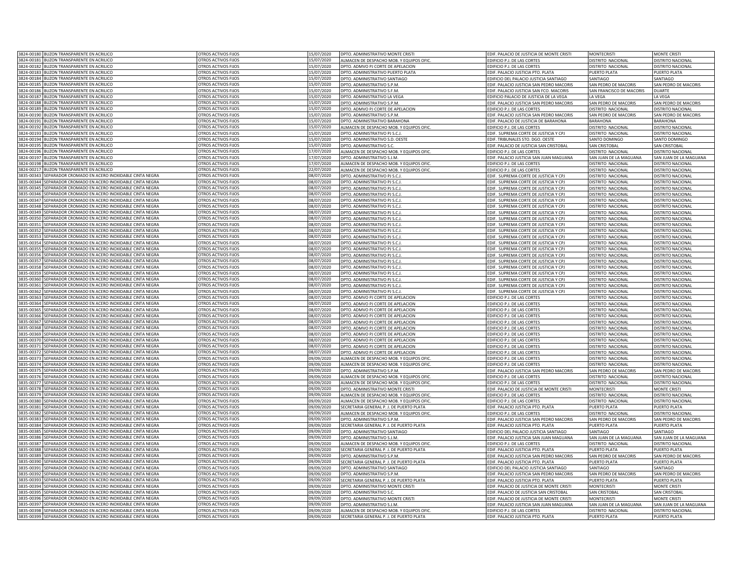| | | | | | | | |
|---|---|---|---|---|---|---|---|
| 3824-00180 | BUZON TRANSPARENTE EN ACRILICO | OTROS ACTIVOS FIJOS | 15/07/2020 | DPTO. ADMINISTRATIVO MONTE CRISTI | EDIF. PALACIO DE JUSTICIA DE MONTE CRISTI | MONTECRISTI | MONTE CRISTI |
| 3824-00181 | BUZON TRANSPARENTE EN ACRILICO | OTROS ACTIVOS FIJOS | 15/07/2020 | ALMACEN DE DESPACHO MOB. Y EQUIPOS OFIC. | EDIFICIO P.J. DE LAS CORTES | DISTRITO NACIONAL | DISTRITO NACIONAL |
| 3824-00182 | BUZON TRANSPARENTE EN ACRILICO | OTROS ACTIVOS FIJOS | 15/07/2020 | DPTO. ADMVO PJ CORTE DE APELACION | EDIFICIO P.J. DE LAS CORTES | DISTRITO NACIONAL | DISTRITO NACIONAL |
| 3824-00183 | BUZON TRANSPARENTE EN ACRILICO | OTROS ACTIVOS FIJOS | 15/07/2020 | DPTO. ADMINISTRATIVO PUERTO PLATA | EDIF. PALACIO JUSTICIA PTO. PLATA | PUERTO PLATA | PUERTO PLATA |
| 3824-00184 | BUZON TRANSPARENTE EN ACRILICO | OTROS ACTIVOS FIJOS | 15/07/2020 | DPTO. ADMINISTRATIVO SANTIAGO | EDIFICIO DEL PALACIO JUSTICIA SANTIAGO | SANTIAGO | SANTIAGO |
| 3824-00185 | BUZON TRANSPARENTE EN ACRILICO | OTROS ACTIVOS FIJOS | 15/07/2020 | DPTO. ADMINISTRATIVO S.P.M. | EDIF. PALACIO JUSTICIA SAN PEDRO MACORIS | SAN PEDRO DE MACORIS | SAN PEDRO DE MACORIS |
| 3824-00186 | BUZON TRANSPARENTE EN ACRILICO | OTROS ACTIVOS FIJOS | 15/07/2020 | DPTO. ADMINISTRATIVO S.F.M. | EDIF. PALACIO JUSTICIA SAN FCO. MACORIS | SAN FRANCISCO DE MACORIS | DUARTE |
| 3824-00187 | BUZON TRANSPARENTE EN ACRILICO | OTROS ACTIVOS FIJOS | 15/07/2020 | DPTO. ADMINISTRATIVO LA VEGA | EDIFICIO PALACIO DE JUSTICIA DE LA VEGA | LA VEGA | LA VEGA |
| 3824-00188 | BUZON TRANSPARENTE EN ACRILICO | OTROS ACTIVOS FIJOS | 15/07/2020 | DPTO. ADMINISTRATIVO S.P.M. | EDIF. PALACIO JUSTICIA SAN PEDRO MACORIS | SAN PEDRO DE MACORIS | SAN PEDRO DE MACORIS |
| 3824-00189 | BUZON TRANSPARENTE EN ACRILICO | OTROS ACTIVOS FIJOS | 15/07/2020 | DPTO. ADMVO PJ CORTE DE APELACION | EDIFICIO P.J. DE LAS CORTES | DISTRITO NACIONAL | DISTRITO NACIONAL |
| 3824-00190 | BUZON TRANSPARENTE EN ACRILICO | OTROS ACTIVOS FIJOS | 15/07/2020 | DPTO. ADMINISTRATIVO S.P.M. | EDIF. PALACIO JUSTICIA SAN PEDRO MACORIS | SAN PEDRO DE MACORIS | SAN PEDRO DE MACORIS |
| 3824-00191 | BUZON TRANSPARENTE EN ACRILICO | OTROS ACTIVOS FIJOS | 15/07/2020 | DPTO. ADMINISTRATIVO BARAHONA | EDIF. PALACIO DE JUSTICIA DE BARAHONA | BARAHONA | BARAHONA |
| 3824-00192 | BUZON TRANSPARENTE EN ACRILICO | OTROS ACTIVOS FIJOS | 15/07/2020 | ALMACEN DE DESPACHO MOB. Y EQUIPOS OFIC. | EDIFICIO P.J. DE LAS CORTES | DISTRITO NACIONAL | DISTRITO NACIONAL |
| 3824-00193 | BUZON TRANSPARENTE EN ACRILICO | OTROS ACTIVOS FIJOS | 15/07/2020 | DPTO. ADMINISTRATIVO PJ S.C.J. | EDIF. SUPREMA CORTE DE JUSTICIA Y CPJ | DISTRITO NACIONAL | DISTRITO NACIONAL |
| 3824-00194 | BUZON TRANSPARENTE EN ACRILICO | OTROS ACTIVOS FIJOS | 15/07/2020 | DPTO. ADMINISTRATIVO S.D. OESTE | EDIF. TRIBUNALES STO. DGO. OESTE | SANTO DOMINGO | SANTO DOMINGO |
| 3824-00195 | BUZON TRANSPARENTE EN ACRILICO | OTROS ACTIVOS FIJOS | 15/07/2020 | DPTO. ADMINISTRATIVO S.C. | EDIF. PALACIO DE JUSTICIA SAN CRISTOBAL | SAN CRISTOBAL | SAN CRISTOBAL |
| 3824-00196 | BUZON TRANSPARENTE EN ACRILICO | OTROS ACTIVOS FIJOS | 17/07/2020 | ALMACEN DE DESPACHO MOB. Y EQUIPOS OFIC. | EDIFICIO P.J. DE LAS CORTES | DISTRITO NACIONAL | DISTRITO NACIONAL |
| 3824-00197 | BUZON TRANSPARENTE EN ACRILICO | OTROS ACTIVOS FIJOS | 17/07/2020 | DPTO. ADMINISTRATIVO S.J.M. | EDIF. PALACIO JUSTICIA SAN JUAN MAGUANA | SAN JUAN DE LA MAGUANA | SAN JUAN DE LA MAGUANA |
| 3824-00198 | BUZON TRANSPARENTE EN ACRILICO | OTROS ACTIVOS FIJOS | 17/07/2020 | ALMACEN DE DESPACHO MOB. Y EQUIPOS OFIC. | EDIFICIO P.J. DE LAS CORTES | DISTRITO NACIONAL | DISTRITO NACIONAL |
| 3824-00217 | BUZON TRANSPARENTE EN ACRILICO | OTROS ACTIVOS FIJOS | 22/07/2020 | ALMACEN DE DESPACHO MOB. Y EQUIPOS OFIC. | EDIFICIO P.J. DE LAS CORTES | DISTRITO NACIONAL | DISTRITO NACIONAL |
| 3835-00343 | SEPARADOR CROMADO EN ACERO INOXIDABLE CINTA NEGRA | OTROS ACTIVOS FIJOS | 08/07/2020 | DPTO. ADMINISTRATIVO PJ S.C.J. | EDIF. SUPREMA CORTE DE JUSTICIA Y CPJ | DISTRITO NACIONAL | DISTRITO NACIONAL |
| 3835-00344 | SEPARADOR CROMADO EN ACERO INOXIDABLE CINTA NEGRA | OTROS ACTIVOS FIJOS | 08/07/2020 | DPTO. ADMINISTRATIVO PJ S.C.J. | EDIF. SUPREMA CORTE DE JUSTICIA Y CPJ | DISTRITO NACIONAL | DISTRITO NACIONAL |
| 3835-00345 | SEPARADOR CROMADO EN ACERO INOXIDABLE CINTA NEGRA | OTROS ACTIVOS FIJOS | 08/07/2020 | DPTO. ADMINISTRATIVO PJ S.C.J. | EDIF. SUPREMA CORTE DE JUSTICIA Y CPJ | DISTRITO NACIONAL | DISTRITO NACIONAL |
| 3835-00346 | SEPARADOR CROMADO EN ACERO INOXIDABLE CINTA NEGRA | OTROS ACTIVOS FIJOS | 08/07/2020 | DPTO. ADMINISTRATIVO PJ S.C.J. | EDIF. SUPREMA CORTE DE JUSTICIA Y CPJ | DISTRITO NACIONAL | DISTRITO NACIONAL |
| 3835-00347 | SEPARADOR CROMADO EN ACERO INOXIDABLE CINTA NEGRA | OTROS ACTIVOS FIJOS | 08/07/2020 | DPTO. ADMINISTRATIVO PJ S.C.J. | EDIF. SUPREMA CORTE DE JUSTICIA Y CPJ | DISTRITO NACIONAL | DISTRITO NACIONAL |
| 3835-00348 | SEPARADOR CROMADO EN ACERO INOXIDABLE CINTA NEGRA | OTROS ACTIVOS FIJOS | 08/07/2020 | DPTO. ADMINISTRATIVO PJ S.C.J. | EDIF. SUPREMA CORTE DE JUSTICIA Y CPJ | DISTRITO NACIONAL | DISTRITO NACIONAL |
| 3835-00349 | SEPARADOR CROMADO EN ACERO INOXIDABLE CINTA NEGRA | OTROS ACTIVOS FIJOS | 08/07/2020 | DPTO. ADMINISTRATIVO PJ S.C.J. | EDIF. SUPREMA CORTE DE JUSTICIA Y CPJ | DISTRITO NACIONAL | DISTRITO NACIONAL |
| 3835-00350 | SEPARADOR CROMADO EN ACERO INOXIDABLE CINTA NEGRA | OTROS ACTIVOS FIJOS | 08/07/2020 | DPTO. ADMINISTRATIVO PJ S.C.J. | EDIF. SUPREMA CORTE DE JUSTICIA Y CPJ | DISTRITO NACIONAL | DISTRITO NACIONAL |
| 3835-00351 | SEPARADOR CROMADO EN ACERO INOXIDABLE CINTA NEGRA | OTROS ACTIVOS FIJOS | 08/07/2020 | DPTO. ADMINISTRATIVO PJ S.C.J. | EDIF. SUPREMA CORTE DE JUSTICIA Y CPJ | DISTRITO NACIONAL | DISTRITO NACIONAL |
| 3835-00352 | SEPARADOR CROMADO EN ACERO INOXIDABLE CINTA NEGRA | OTROS ACTIVOS FIJOS | 08/07/2020 | DPTO. ADMINISTRATIVO PJ S.C.J. | EDIF. SUPREMA CORTE DE JUSTICIA Y CPJ | DISTRITO NACIONAL | DISTRITO NACIONAL |
| 3835-00353 | SEPARADOR CROMADO EN ACERO INOXIDABLE CINTA NEGRA | OTROS ACTIVOS FIJOS | 08/07/2020 | DPTO. ADMINISTRATIVO PJ S.C.J. | EDIF. SUPREMA CORTE DE JUSTICIA Y CPJ | DISTRITO NACIONAL | DISTRITO NACIONAL |
| 3835-00354 | SEPARADOR CROMADO EN ACERO INOXIDABLE CINTA NEGRA | OTROS ACTIVOS FIJOS | 08/07/2020 | DPTO. ADMINISTRATIVO PJ S.C.J. | EDIF. SUPREMA CORTE DE JUSTICIA Y CPJ | DISTRITO NACIONAL | DISTRITO NACIONAL |
| 3835-00355 | SEPARADOR CROMADO EN ACERO INOXIDABLE CINTA NEGRA | OTROS ACTIVOS FIJOS | 08/07/2020 | DPTO. ADMINISTRATIVO PJ S.C.J. | EDIF. SUPREMA CORTE DE JUSTICIA Y CPJ | DISTRITO NACIONAL | DISTRITO NACIONAL |
| 3835-00356 | SEPARADOR CROMADO EN ACERO INOXIDABLE CINTA NEGRA | OTROS ACTIVOS FIJOS | 08/07/2020 | DPTO. ADMINISTRATIVO PJ S.C.J. | EDIF. SUPREMA CORTE DE JUSTICIA Y CPJ | DISTRITO NACIONAL | DISTRITO NACIONAL |
| 3835-00357 | SEPARADOR CROMADO EN ACERO INOXIDABLE CINTA NEGRA | OTROS ACTIVOS FIJOS | 08/07/2020 | DPTO. ADMINISTRATIVO PJ S.C.J. | EDIF. SUPREMA CORTE DE JUSTICIA Y CPJ | DISTRITO NACIONAL | DISTRITO NACIONAL |
| 3835-00358 | SEPARADOR CROMADO EN ACERO INOXIDABLE CINTA NEGRA | OTROS ACTIVOS FIJOS | 08/07/2020 | DPTO. ADMINISTRATIVO PJ S.C.J. | EDIF. SUPREMA CORTE DE JUSTICIA Y CPJ | DISTRITO NACIONAL | DISTRITO NACIONAL |
| 3835-00359 | SEPARADOR CROMADO EN ACERO INOXIDABLE CINTA NEGRA | OTROS ACTIVOS FIJOS | 08/07/2020 | DPTO. ADMINISTRATIVO PJ S.C.J. | EDIF. SUPREMA CORTE DE JUSTICIA Y CPJ | DISTRITO NACIONAL | DISTRITO NACIONAL |
| 3835-00360 | SEPARADOR CROMADO EN ACERO INOXIDABLE CINTA NEGRA | OTROS ACTIVOS FIJOS | 08/07/2020 | DPTO. ADMINISTRATIVO PJ S.C.J. | EDIF. SUPREMA CORTE DE JUSTICIA Y CPJ | DISTRITO NACIONAL | DISTRITO NACIONAL |
| 3835-00361 | SEPARADOR CROMADO EN ACERO INOXIDABLE CINTA NEGRA | OTROS ACTIVOS FIJOS | 08/07/2020 | DPTO. ADMINISTRATIVO PJ S.C.J. | EDIF. SUPREMA CORTE DE JUSTICIA Y CPJ | DISTRITO NACIONAL | DISTRITO NACIONAL |
| 3835-00362 | SEPARADOR CROMADO EN ACERO INOXIDABLE CINTA NEGRA | OTROS ACTIVOS FIJOS | 08/07/2020 | DPTO. ADMINISTRATIVO PJ S.C.J. | EDIF. SUPREMA CORTE DE JUSTICIA Y CPJ | DISTRITO NACIONAL | DISTRITO NACIONAL |
| 3835-00363 | SEPARADOR CROMADO EN ACERO INOXIDABLE CINTA NEGRA | OTROS ACTIVOS FIJOS | 08/07/2020 | DPTO. ADMVO PJ CORTE DE APELACION | EDIFICIO P.J. DE LAS CORTES | DISTRITO NACIONAL | DISTRITO NACIONAL |
| 3835-00364 | SEPARADOR CROMADO EN ACERO INOXIDABLE CINTA NEGRA | OTROS ACTIVOS FIJOS | 08/07/2020 | DPTO. ADMVO PJ CORTE DE APELACION | EDIFICIO P.J. DE LAS CORTES | DISTRITO NACIONAL | DISTRITO NACIONAL |
| 3835-00365 | SEPARADOR CROMADO EN ACERO INOXIDABLE CINTA NEGRA | OTROS ACTIVOS FIJOS | 08/07/2020 | DPTO. ADMVO PJ CORTE DE APELACION | EDIFICIO P.J. DE LAS CORTES | DISTRITO NACIONAL | DISTRITO NACIONAL |
| 3835-00366 | SEPARADOR CROMADO EN ACERO INOXIDABLE CINTA NEGRA | OTROS ACTIVOS FIJOS | 08/07/2020 | DPTO. ADMVO PJ CORTE DE APELACION | EDIFICIO P.J. DE LAS CORTES | DISTRITO NACIONAL | DISTRITO NACIONAL |
| 3835-00367 | SEPARADOR CROMADO EN ACERO INOXIDABLE CINTA NEGRA | OTROS ACTIVOS FIJOS | 08/07/2020 | DPTO. ADMVO PJ CORTE DE APELACION | EDIFICIO P.J. DE LAS CORTES | DISTRITO NACIONAL | DISTRITO NACIONAL |
| 3835-00368 | SEPARADOR CROMADO EN ACERO INOXIDABLE CINTA NEGRA | OTROS ACTIVOS FIJOS | 08/07/2020 | DPTO. ADMVO PJ CORTE DE APELACION | EDIFICIO P.J. DE LAS CORTES | DISTRITO NACIONAL | DISTRITO NACIONAL |
| 3835-00369 | SEPARADOR CROMADO EN ACERO INOXIDABLE CINTA NEGRA | OTROS ACTIVOS FIJOS | 08/07/2020 | DPTO. ADMVO PJ CORTE DE APELACION | EDIFICIO P.J. DE LAS CORTES | DISTRITO NACIONAL | DISTRITO NACIONAL |
| 3835-00370 | SEPARADOR CROMADO EN ACERO INOXIDABLE CINTA NEGRA | OTROS ACTIVOS FIJOS | 08/07/2020 | DPTO. ADMVO PJ CORTE DE APELACION | EDIFICIO P.J. DE LAS CORTES | DISTRITO NACIONAL | DISTRITO NACIONAL |
| 3835-00371 | SEPARADOR CROMADO EN ACERO INOXIDABLE CINTA NEGRA | OTROS ACTIVOS FIJOS | 08/07/2020 | DPTO. ADMVO PJ CORTE DE APELACION | EDIFICIO P.J. DE LAS CORTES | DISTRITO NACIONAL | DISTRITO NACIONAL |
| 3835-00372 | SEPARADOR CROMADO EN ACERO INOXIDABLE CINTA NEGRA | OTROS ACTIVOS FIJOS | 08/07/2020 | DPTO. ADMVO PJ CORTE DE APELACION | EDIFICIO P.J. DE LAS CORTES | DISTRITO NACIONAL | DISTRITO NACIONAL |
| 3835-00373 | SEPARADOR CROMADO EN ACERO INOXIDABLE CINTA NEGRA | OTROS ACTIVOS FIJOS | 09/09/2020 | ALMACEN DE DESPACHO MOB. Y EQUIPOS OFIC. | EDIFICIO P.J. DE LAS CORTES | DISTRITO NACIONAL | DISTRITO NACIONAL |
| 3835-00374 | SEPARADOR CROMADO EN ACERO INOXIDABLE CINTA NEGRA | OTROS ACTIVOS FIJOS | 09/09/2020 | ALMACEN DE DESPACHO MOB. Y EQUIPOS OFIC. | EDIFICIO P.J. DE LAS CORTES | DISTRITO NACIONAL | DISTRITO NACIONAL |
| 3835-00375 | SEPARADOR CROMADO EN ACERO INOXIDABLE CINTA NEGRA | OTROS ACTIVOS FIJOS | 09/09/2020 | DPTO. ADMINISTRATIVO S.P.M. | EDIF. PALACIO JUSTICIA SAN PEDRO MACORIS | SAN PEDRO DE MACORIS | SAN PEDRO DE MACORIS |
| 3835-00376 | SEPARADOR CROMADO EN ACERO INOXIDABLE CINTA NEGRA | OTROS ACTIVOS FIJOS | 09/09/2020 | ALMACEN DE DESPACHO MOB. Y EQUIPOS OFIC. | EDIFICIO P.J. DE LAS CORTES | DISTRITO NACIONAL | DISTRITO NACIONAL |
| 3835-00377 | SEPARADOR CROMADO EN ACERO INOXIDABLE CINTA NEGRA | OTROS ACTIVOS FIJOS | 09/09/2020 | ALMACEN DE DESPACHO MOB. Y EQUIPOS OFIC. | EDIFICIO P.J. DE LAS CORTES | DISTRITO NACIONAL | DISTRITO NACIONAL |
| 3835-00378 | SEPARADOR CROMADO EN ACERO INOXIDABLE CINTA NEGRA | OTROS ACTIVOS FIJOS | 09/09/2020 | DPTO. ADMINISTRATIVO MONTE CRISTI | EDIF. PALACIO DE JUSTICIA DE MONTE CRISTI | MONTECRISTI | MONTE CRISTI |
| 3835-00379 | SEPARADOR CROMADO EN ACERO INOXIDABLE CINTA NEGRA | OTROS ACTIVOS FIJOS | 09/09/2020 | ALMACEN DE DESPACHO MOB. Y EQUIPOS OFIC. | EDIFICIO P.J. DE LAS CORTES | DISTRITO NACIONAL | DISTRITO NACIONAL |
| 3835-00380 | SEPARADOR CROMADO EN ACERO INOXIDABLE CINTA NEGRA | OTROS ACTIVOS FIJOS | 09/09/2020 | ALMACEN DE DESPACHO MOB. Y EQUIPOS OFIC. | EDIFICIO P.J. DE LAS CORTES | DISTRITO NACIONAL | DISTRITO NACIONAL |
| 3835-00381 | SEPARADOR CROMADO EN ACERO INOXIDABLE CINTA NEGRA | OTROS ACTIVOS FIJOS | 09/09/2020 | SECRETARIA GENERAL P. J. DE PUERTO PLATA | EDIF. PALACIO JUSTICIA PTO. PLATA | PUERTO PLATA | PUERTO PLATA |
| 3835-00382 | SEPARADOR CROMADO EN ACERO INOXIDABLE CINTA NEGRA | OTROS ACTIVOS FIJOS | 09/09/2020 | ALMACEN DE DESPACHO MOB. Y EQUIPOS OFIC. | EDIFICIO P.J. DE LAS CORTES | DISTRITO NACIONAL | DISTRITO NACIONAL |
| 3835-00383 | SEPARADOR CROMADO EN ACERO INOXIDABLE CINTA NEGRA | OTROS ACTIVOS FIJOS | 09/09/2020 | DPTO. ADMINISTRATIVO S.P.M. | EDIF. PALACIO JUSTICIA SAN PEDRO MACORIS | SAN PEDRO DE MACORIS | SAN PEDRO DE MACORIS |
| 3835-00384 | SEPARADOR CROMADO EN ACERO INOXIDABLE CINTA NEGRA | OTROS ACTIVOS FIJOS | 09/09/2020 | SECRETARIA GENERAL P. J. DE PUERTO PLATA | EDIF. PALACIO JUSTICIA PTO. PLATA | PUERTO PLATA | PUERTO PLATA |
| 3835-00385 | SEPARADOR CROMADO EN ACERO INOXIDABLE CINTA NEGRA | OTROS ACTIVOS FIJOS | 09/09/2020 | DPTO. ADMINISTRATIVO SANTIAGO | EDIFICIO DEL PALACIO JUSTICIA SANTIAGO | SANTIAGO | SANTIAGO |
| 3835-00386 | SEPARADOR CROMADO EN ACERO INOXIDABLE CINTA NEGRA | OTROS ACTIVOS FIJOS | 09/09/2020 | DPTO. ADMINISTRATIVO S.J.M. | EDIF. PALACIO JUSTICIA SAN JUAN MAGUANA | SAN JUAN DE LA MAGUANA | SAN JUAN DE LA MAGUANA |
| 3835-00387 | SEPARADOR CROMADO EN ACERO INOXIDABLE CINTA NEGRA | OTROS ACTIVOS FIJOS | 09/09/2020 | ALMACEN DE DESPACHO MOB. Y EQUIPOS OFIC. | EDIFICIO P.J. DE LAS CORTES | DISTRITO NACIONAL | DISTRITO NACIONAL |
| 3835-00388 | SEPARADOR CROMADO EN ACERO INOXIDABLE CINTA NEGRA | OTROS ACTIVOS FIJOS | 09/09/2020 | SECRETARIA GENERAL P. J. DE PUERTO PLATA | EDIF. PALACIO JUSTICIA PTO. PLATA | PUERTO PLATA | PUERTO PLATA |
| 3835-00389 | SEPARADOR CROMADO EN ACERO INOXIDABLE CINTA NEGRA | OTROS ACTIVOS FIJOS | 09/09/2020 | DPTO. ADMINISTRATIVO S.P.M. | EDIF. PALACIO JUSTICIA SAN PEDRO MACORIS | SAN PEDRO DE MACORIS | SAN PEDRO DE MACORIS |
| 3835-00390 | SEPARADOR CROMADO EN ACERO INOXIDABLE CINTA NEGRA | OTROS ACTIVOS FIJOS | 09/09/2020 | SECRETARIA GENERAL P. J. DE PUERTO PLATA | EDIF. PALACIO JUSTICIA PTO. PLATA | PUERTO PLATA | PUERTO PLATA |
| 3835-00391 | SEPARADOR CROMADO EN ACERO INOXIDABLE CINTA NEGRA | OTROS ACTIVOS FIJOS | 09/09/2020 | DPTO. ADMINISTRATIVO SANTIAGO | EDIFICIO DEL PALACIO JUSTICIA SANTIAGO | SANTIAGO | SANTIAGO |
| 3835-00392 | SEPARADOR CROMADO EN ACERO INOXIDABLE CINTA NEGRA | OTROS ACTIVOS FIJOS | 09/09/2020 | DPTO. ADMINISTRATIVO S.P.M. | EDIF. PALACIO JUSTICIA SAN PEDRO MACORIS | SAN PEDRO DE MACORIS | SAN PEDRO DE MACORIS |
| 3835-00393 | SEPARADOR CROMADO EN ACERO INOXIDABLE CINTA NEGRA | OTROS ACTIVOS FIJOS | 09/09/2020 | SECRETARIA GENERAL P. J. DE PUERTO PLATA | EDIF. PALACIO JUSTICIA PTO. PLATA | PUERTO PLATA | PUERTO PLATA |
| 3835-00394 | SEPARADOR CROMADO EN ACERO INOXIDABLE CINTA NEGRA | OTROS ACTIVOS FIJOS | 09/09/2020 | DPTO. ADMINISTRATIVO MONTE CRISTI | EDIF. PALACIO DE JUSTICIA DE MONTE CRISTI | MONTECRISTI | MONTE CRISTI |
| 3835-00395 | SEPARADOR CROMADO EN ACERO INOXIDABLE CINTA NEGRA | OTROS ACTIVOS FIJOS | 09/09/2020 | DPTO. ADMINISTRATIVO S.C. | EDIF. PALACIO DE JUSTICIA SAN CRISTOBAL | SAN CRISTOBAL | SAN CRISTOBAL |
| 3835-00396 | SEPARADOR CROMADO EN ACERO INOXIDABLE CINTA NEGRA | OTROS ACTIVOS FIJOS | 09/09/2020 | DPTO. ADMINISTRATIVO MONTE CRISTI | EDIF. PALACIO DE JUSTICIA DE MONTE CRISTI | MONTECRISTI | MONTE CRISTI |
| 3835-00397 | SEPARADOR CROMADO EN ACERO INOXIDABLE CINTA NEGRA | OTROS ACTIVOS FIJOS | 09/09/2020 | DPTO. ADMINISTRATIVO S.J.M. | EDIF. PALACIO JUSTICIA SAN JUAN MAGUANA | SAN JUAN DE LA MAGUANA | SAN JUAN DE LA MAGUANA |
| 3835-00398 | SEPARADOR CROMADO EN ACERO INOXIDABLE CINTA NEGRA | OTROS ACTIVOS FIJOS | 09/09/2020 | ALMACEN DE DESPACHO MOB. Y EQUIPOS OFIC. | EDIFICIO P.J. DE LAS CORTES | DISTRITO NACIONAL | DISTRITO NACIONAL |
| 3835-00399 | SEPARADOR CROMADO EN ACERO INOXIDABLE CINTA NEGRA | OTROS ACTIVOS FIJOS | 09/09/2020 | SECRETARIA GENERAL P. J. DE PUERTO PLATA | EDIF. PALACIO JUSTICIA PTO. PLATA | PUERTO PLATA | PUERTO PLATA |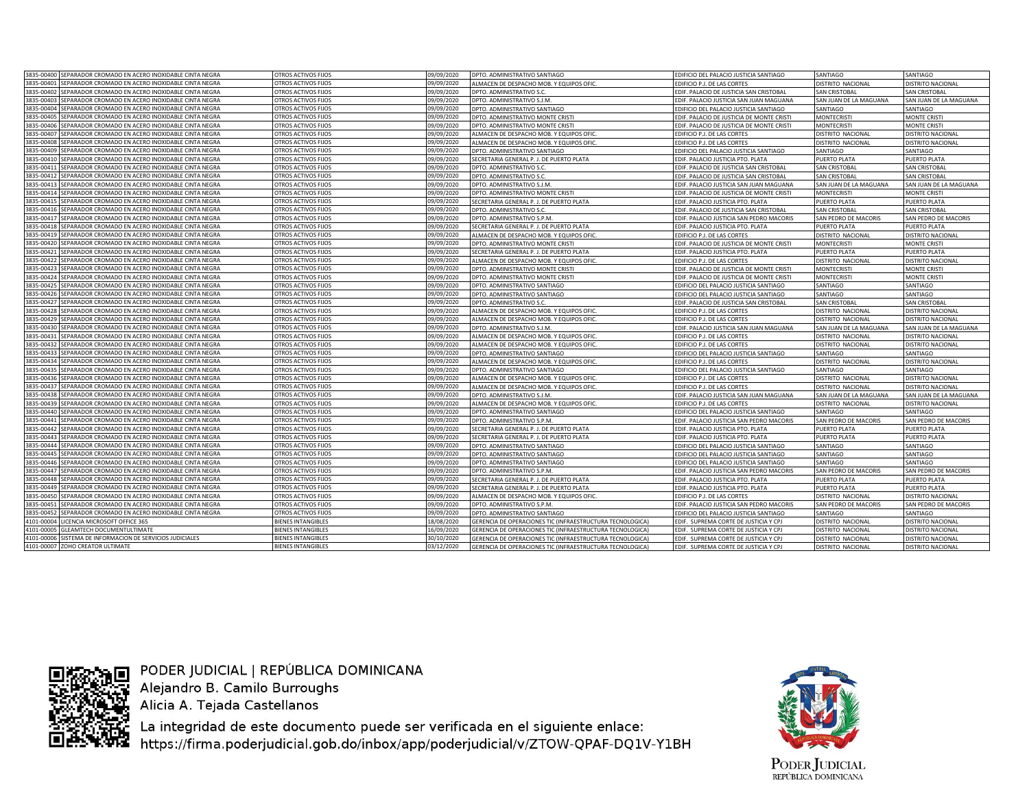| | | | | | | | |
|---|---|---|---|---|---|---|---|
| 3835-00400 | SEPARADOR CROMADO EN ACERO INOXIDABLE CINTA NEGRA | OTROS ACTIVOS FIJOS | 09/09/2020 | DPTO. ADMINISTRATIVO SANTIAGO | EDIFICIO DEL PALACIO JUSTICIA SANTIAGO | SANTIAGO | SANTIAGO |
| 3835-00401 | SEPARADOR CROMADO EN ACERO INOXIDABLE CINTA NEGRA | OTROS ACTIVOS FIJOS | 09/09/2020 | ALMACEN DE DESPACHO MOB. Y EQUIPOS OFIC. | EDIFICIO P.J. DE LAS CORTES | DISTRITO NACIONAL | DISTRITO NACIONAL |
| 3835-00402 | SEPARADOR CROMADO EN ACERO INOXIDABLE CINTA NEGRA | OTROS ACTIVOS FIJOS | 09/09/2020 | DPTO. ADMINISTRATIVO S.C. | EDIF. PALACIO DE JUSTICIA SAN CRISTOBAL | SAN CRISTOBAL | SAN CRISTOBAL |
| 3835-00403 | SEPARADOR CROMADO EN ACERO INOXIDABLE CINTA NEGRA | OTROS ACTIVOS FIJOS | 09/09/2020 | DPTO. ADMINISTRATIVO S.J.M. | EDIF. PALACIO JUSTICIA SAN JUAN MAGUANA | SAN JUAN DE LA MAGUANA | SAN JUAN DE LA MAGUANA |
| 3835-00404 | SEPARADOR CROMADO EN ACERO INOXIDABLE CINTA NEGRA | OTROS ACTIVOS FIJOS | 09/09/2020 | DPTO. ADMINISTRATIVO SANTIAGO | EDIFICIO DEL PALACIO JUSTICIA SANTIAGO | SANTIAGO | SANTIAGO |
| 3835-00405 | SEPARADOR CROMADO EN ACERO INOXIDABLE CINTA NEGRA | OTROS ACTIVOS FIJOS | 09/09/2020 | DPTO. ADMINISTRATIVO MONTE CRISTI | EDIF. PALACIO DE JUSTICIA DE MONTE CRISTI | MONTECRISTI | MONTE CRISTI |
| 3835-00406 | SEPARADOR CROMADO EN ACERO INOXIDABLE CINTA NEGRA | OTROS ACTIVOS FIJOS | 09/09/2020 | DPTO. ADMINISTRATIVO MONTE CRISTI | EDIF. PALACIO DE JUSTICIA DE MONTE CRISTI | MONTECRISTI | MONTE CRISTI |
| 3835-00407 | SEPARADOR CROMADO EN ACERO INOXIDABLE CINTA NEGRA | OTROS ACTIVOS FIJOS | 09/09/2020 | ALMACEN DE DESPACHO MOB. Y EQUIPOS OFIC. | EDIFICIO P.J. DE LAS CORTES | DISTRITO NACIONAL | DISTRITO NACIONAL |
| 3835-00408 | SEPARADOR CROMADO EN ACERO INOXIDABLE CINTA NEGRA | OTROS ACTIVOS FIJOS | 09/09/2020 | ALMACEN DE DESPACHO MOB. Y EQUIPOS OFIC. | EDIFICIO P.J. DE LAS CORTES | DISTRITO NACIONAL | DISTRITO NACIONAL |
| 3835-00409 | SEPARADOR CROMADO EN ACERO INOXIDABLE CINTA NEGRA | OTROS ACTIVOS FIJOS | 09/09/2020 | DPTO. ADMINISTRATIVO SANTIAGO | EDIFICIO DEL PALACIO JUSTICIA SANTIAGO | SANTIAGO | SANTIAGO |
| 3835-00410 | SEPARADOR CROMADO EN ACERO INOXIDABLE CINTA NEGRA | OTROS ACTIVOS FIJOS | 09/09/2020 | SECRETARIA GENERAL P. J. DE PUERTO PLATA | EDIF. PALACIO JUSTICIA PTO. PLATA | PUERTO PLATA | PUERTO PLATA |
| 3835-00411 | SEPARADOR CROMADO EN ACERO INOXIDABLE CINTA NEGRA | OTROS ACTIVOS FIJOS | 09/09/2020 | DPTO. ADMINISTRATIVO S.C. | EDIF. PALACIO DE JUSTICIA SAN CRISTOBAL | SAN CRISTOBAL | SAN CRISTOBAL |
| 3835-00412 | SEPARADOR CROMADO EN ACERO INOXIDABLE CINTA NEGRA | OTROS ACTIVOS FIJOS | 09/09/2020 | DPTO. ADMINISTRATIVO S.C. | EDIF. PALACIO DE JUSTICIA SAN CRISTOBAL | SAN CRISTOBAL | SAN CRISTOBAL |
| 3835-00413 | SEPARADOR CROMADO EN ACERO INOXIDABLE CINTA NEGRA | OTROS ACTIVOS FIJOS | 09/09/2020 | DPTO. ADMINISTRATIVO S.J.M. | EDIF. PALACIO JUSTICIA SAN JUAN MAGUANA | SAN JUAN DE LA MAGUANA | SAN JUAN DE LA MAGUANA |
| 3835-00414 | SEPARADOR CROMADO EN ACERO INOXIDABLE CINTA NEGRA | OTROS ACTIVOS FIJOS | 09/09/2020 | DPTO. ADMINISTRATIVO MONTE CRISTI | EDIF. PALACIO DE JUSTICIA DE MONTE CRISTI | MONTECRISTI | MONTE CRISTI |
| 3835-00415 | SEPARADOR CROMADO EN ACERO INOXIDABLE CINTA NEGRA | OTROS ACTIVOS FIJOS | 09/09/2020 | SECRETARIA GENERAL P. J. DE PUERTO PLATA | EDIF. PALACIO JUSTICIA PTO. PLATA | PUERTO PLATA | PUERTO PLATA |
| 3835-00416 | SEPARADOR CROMADO EN ACERO INOXIDABLE CINTA NEGRA | OTROS ACTIVOS FIJOS | 09/09/2020 | DPTO. ADMINISTRATIVO S.C. | EDIF. PALACIO DE JUSTICIA SAN CRISTOBAL | SAN CRISTOBAL | SAN CRISTOBAL |
| 3835-00417 | SEPARADOR CROMADO EN ACERO INOXIDABLE CINTA NEGRA | OTROS ACTIVOS FIJOS | 09/09/2020 | DPTO. ADMINISTRATIVO S.P.M. | EDIF. PALACIO JUSTICIA SAN PEDRO MACORIS | SAN PEDRO DE MACORIS | SAN PEDRO DE MACORIS |
| 3835-00418 | SEPARADOR CROMADO EN ACERO INOXIDABLE CINTA NEGRA | OTROS ACTIVOS FIJOS | 09/09/2020 | SECRETARIA GENERAL P. J. DE PUERTO PLATA | EDIF. PALACIO JUSTICIA PTO. PLATA | PUERTO PLATA | PUERTO PLATA |
| 3835-00419 | SEPARADOR CROMADO EN ACERO INOXIDABLE CINTA NEGRA | OTROS ACTIVOS FIJOS | 09/09/2020 | ALMACEN DE DESPACHO MOB. Y EQUIPOS OFIC. | EDIFICIO P.J. DE LAS CORTES | DISTRITO NACIONAL | DISTRITO NACIONAL |
| 3835-00420 | SEPARADOR CROMADO EN ACERO INOXIDABLE CINTA NEGRA | OTROS ACTIVOS FIJOS | 09/09/2020 | DPTO. ADMINISTRATIVO MONTE CRISTI | EDIF. PALACIO DE JUSTICIA DE MONTE CRISTI | MONTECRISTI | MONTE CRISTI |
| 3835-00421 | SEPARADOR CROMADO EN ACERO INOXIDABLE CINTA NEGRA | OTROS ACTIVOS FIJOS | 09/09/2020 | SECRETARIA GENERAL P. J. DE PUERTO PLATA | EDIF. PALACIO JUSTICIA PTO. PLATA | PUERTO PLATA | PUERTO PLATA |
| 3835-00422 | SEPARADOR CROMADO EN ACERO INOXIDABLE CINTA NEGRA | OTROS ACTIVOS FIJOS | 09/09/2020 | ALMACEN DE DESPACHO MOB. Y EQUIPOS OFIC. | EDIFICIO P.J. DE LAS CORTES | DISTRITO NACIONAL | DISTRITO NACIONAL |
| 3835-00423 | SEPARADOR CROMADO EN ACERO INOXIDABLE CINTA NEGRA | OTROS ACTIVOS FIJOS | 09/09/2020 | DPTO. ADMINISTRATIVO MONTE CRISTI | EDIF. PALACIO DE JUSTICIA DE MONTE CRISTI | MONTECRISTI | MONTE CRISTI |
| 3835-00424 | SEPARADOR CROMADO EN ACERO INOXIDABLE CINTA NEGRA | OTROS ACTIVOS FIJOS | 09/09/2020 | DPTO. ADMINISTRATIVO MONTE CRISTI | EDIF. PALACIO DE JUSTICIA DE MONTE CRISTI | MONTECRISTI | MONTE CRISTI |
| 3835-00425 | SEPARADOR CROMADO EN ACERO INOXIDABLE CINTA NEGRA | OTROS ACTIVOS FIJOS | 09/09/2020 | DPTO. ADMINISTRATIVO SANTIAGO | EDIFICIO DEL PALACIO JUSTICIA SANTIAGO | SANTIAGO | SANTIAGO |
| 3835-00426 | SEPARADOR CROMADO EN ACERO INOXIDABLE CINTA NEGRA | OTROS ACTIVOS FIJOS | 09/09/2020 | DPTO. ADMINISTRATIVO SANTIAGO | EDIFICIO DEL PALACIO JUSTICIA SANTIAGO | SANTIAGO | SANTIAGO |
| 3835-00427 | SEPARADOR CROMADO EN ACERO INOXIDABLE CINTA NEGRA | OTROS ACTIVOS FIJOS | 09/09/2020 | DPTO. ADMINISTRATIVO S.C. | EDIF. PALACIO DE JUSTICIA SAN CRISTOBAL | SAN CRISTOBAL | SAN CRISTOBAL |
| 3835-00428 | SEPARADOR CROMADO EN ACERO INOXIDABLE CINTA NEGRA | OTROS ACTIVOS FIJOS | 09/09/2020 | ALMACEN DE DESPACHO MOB. Y EQUIPOS OFIC. | EDIFICIO P.J. DE LAS CORTES | DISTRITO NACIONAL | DISTRITO NACIONAL |
| 3835-00429 | SEPARADOR CROMADO EN ACERO INOXIDABLE CINTA NEGRA | OTROS ACTIVOS FIJOS | 09/09/2020 | ALMACEN DE DESPACHO MOB. Y EQUIPOS OFIC. | EDIFICIO P.J. DE LAS CORTES | DISTRITO NACIONAL | DISTRITO NACIONAL |
| 3835-00430 | SEPARADOR CROMADO EN ACERO INOXIDABLE CINTA NEGRA | OTROS ACTIVOS FIJOS | 09/09/2020 | DPTO. ADMINISTRATIVO S.J.M. | EDIF. PALACIO JUSTICIA SAN JUAN MAGUANA | SAN JUAN DE LA MAGUANA | SAN JUAN DE LA MAGUANA |
| 3835-00431 | SEPARADOR CROMADO EN ACERO INOXIDABLE CINTA NEGRA | OTROS ACTIVOS FIJOS | 09/09/2020 | ALMACEN DE DESPACHO MOB. Y EQUIPOS OFIC. | EDIFICIO P.J. DE LAS CORTES | DISTRITO NACIONAL | DISTRITO NACIONAL |
| 3835-00432 | SEPARADOR CROMADO EN ACERO INOXIDABLE CINTA NEGRA | OTROS ACTIVOS FIJOS | 09/09/2020 | ALMACEN DE DESPACHO MOB. Y EQUIPOS OFIC. | EDIFICIO P.J. DE LAS CORTES | DISTRITO NACIONAL | DISTRITO NACIONAL |
| 3835-00433 | SEPARADOR CROMADO EN ACERO INOXIDABLE CINTA NEGRA | OTROS ACTIVOS FIJOS | 09/09/2020 | DPTO. ADMINISTRATIVO SANTIAGO | EDIFICIO DEL PALACIO JUSTICIA SANTIAGO | SANTIAGO | SANTIAGO |
| 3835-00434 | SEPARADOR CROMADO EN ACERO INOXIDABLE CINTA NEGRA | OTROS ACTIVOS FIJOS | 09/09/2020 | ALMACEN DE DESPACHO MOB. Y EQUIPOS OFIC. | EDIFICIO P.J. DE LAS CORTES | DISTRITO NACIONAL | DISTRITO NACIONAL |
| 3835-00435 | SEPARADOR CROMADO EN ACERO INOXIDABLE CINTA NEGRA | OTROS ACTIVOS FIJOS | 09/09/2020 | DPTO. ADMINISTRATIVO SANTIAGO | EDIFICIO DEL PALACIO JUSTICIA SANTIAGO | SANTIAGO | SANTIAGO |
| 3835-00436 | SEPARADOR CROMADO EN ACERO INOXIDABLE CINTA NEGRA | OTROS ACTIVOS FIJOS | 09/09/2020 | ALMACEN DE DESPACHO MOB. Y EQUIPOS OFIC. | EDIFICIO P.J. DE LAS CORTES | DISTRITO NACIONAL | DISTRITO NACIONAL |
| 3835-00437 | SEPARADOR CROMADO EN ACERO INOXIDABLE CINTA NEGRA | OTROS ACTIVOS FIJOS | 09/09/2020 | ALMACEN DE DESPACHO MOB. Y EQUIPOS OFIC. | EDIFICIO P.J. DE LAS CORTES | DISTRITO NACIONAL | DISTRITO NACIONAL |
| 3835-00438 | SEPARADOR CROMADO EN ACERO INOXIDABLE CINTA NEGRA | OTROS ACTIVOS FIJOS | 09/09/2020 | DPTO. ADMINISTRATIVO S.J.M. | EDIF. PALACIO JUSTICIA SAN JUAN MAGUANA | SAN JUAN DE LA MAGUANA | SAN JUAN DE LA MAGUANA |
| 3835-00439 | SEPARADOR CROMADO EN ACERO INOXIDABLE CINTA NEGRA | OTROS ACTIVOS FIJOS | 09/09/2020 | ALMACEN DE DESPACHO MOB. Y EQUIPOS OFIC. | EDIFICIO P.J. DE LAS CORTES | DISTRITO NACIONAL | DISTRITO NACIONAL |
| 3835-00440 | SEPARADOR CROMADO EN ACERO INOXIDABLE CINTA NEGRA | OTROS ACTIVOS FIJOS | 09/09/2020 | DPTO. ADMINISTRATIVO SANTIAGO | EDIFICIO DEL PALACIO JUSTICIA SANTIAGO | SANTIAGO | SANTIAGO |
| 3835-00441 | SEPARADOR CROMADO EN ACERO INOXIDABLE CINTA NEGRA | OTROS ACTIVOS FIJOS | 09/09/2020 | DPTO. ADMINISTRATIVO S.P.M. | EDIF. PALACIO JUSTICIA SAN PEDRO MACORIS | SAN PEDRO DE MACORIS | SAN PEDRO DE MACORIS |
| 3835-00442 | SEPARADOR CROMADO EN ACERO INOXIDABLE CINTA NEGRA | OTROS ACTIVOS FIJOS | 09/09/2020 | SECRETARIA GENERAL P. J. DE PUERTO PLATA | EDIF. PALACIO JUSTICIA PTO. PLATA | PUERTO PLATA | PUERTO PLATA |
| 3835-00443 | SEPARADOR CROMADO EN ACERO INOXIDABLE CINTA NEGRA | OTROS ACTIVOS FIJOS | 09/09/2020 | SECRETARIA GENERAL P. J. DE PUERTO PLATA | EDIF. PALACIO JUSTICIA PTO. PLATA | PUERTO PLATA | PUERTO PLATA |
| 3835-00444 | SEPARADOR CROMADO EN ACERO INOXIDABLE CINTA NEGRA | OTROS ACTIVOS FIJOS | 09/09/2020 | DPTO. ADMINISTRATIVO SANTIAGO | EDIFICIO DEL PALACIO JUSTICIA SANTIAGO | SANTIAGO | SANTIAGO |
| 3835-00445 | SEPARADOR CROMADO EN ACERO INOXIDABLE CINTA NEGRA | OTROS ACTIVOS FIJOS | 09/09/2020 | DPTO. ADMINISTRATIVO SANTIAGO | EDIFICIO DEL PALACIO JUSTICIA SANTIAGO | SANTIAGO | SANTIAGO |
| 3835-00446 | SEPARADOR CROMADO EN ACERO INOXIDABLE CINTA NEGRA | OTROS ACTIVOS FIJOS | 09/09/2020 | DPTO. ADMINISTRATIVO SANTIAGO | EDIFICIO DEL PALACIO JUSTICIA SANTIAGO | SANTIAGO | SANTIAGO |
| 3835-00447 | SEPARADOR CROMADO EN ACERO INOXIDABLE CINTA NEGRA | OTROS ACTIVOS FIJOS | 09/09/2020 | DPTO. ADMINISTRATIVO S.P.M. | EDIF. PALACIO JUSTICIA SAN PEDRO MACORIS | SAN PEDRO DE MACORIS | SAN PEDRO DE MACORIS |
| 3835-00448 | SEPARADOR CROMADO EN ACERO INOXIDABLE CINTA NEGRA | OTROS ACTIVOS FIJOS | 09/09/2020 | SECRETARIA GENERAL P. J. DE PUERTO PLATA | EDIF. PALACIO JUSTICIA PTO. PLATA | PUERTO PLATA | PUERTO PLATA |
| 3835-00449 | SEPARADOR CROMADO EN ACERO INOXIDABLE CINTA NEGRA | OTROS ACTIVOS FIJOS | 09/09/2020 | SECRETARIA GENERAL P. J. DE PUERTO PLATA | EDIF. PALACIO JUSTICIA PTO. PLATA | PUERTO PLATA | PUERTO PLATA |
| 3835-00450 | SEPARADOR CROMADO EN ACERO INOXIDABLE CINTA NEGRA | OTROS ACTIVOS FIJOS | 09/09/2020 | ALMACEN DE DESPACHO MOB. Y EQUIPOS OFIC. | EDIFICIO P.J. DE LAS CORTES | DISTRITO NACIONAL | DISTRITO NACIONAL |
| 3835-00451 | SEPARADOR CROMADO EN ACERO INOXIDABLE CINTA NEGRA | OTROS ACTIVOS FIJOS | 09/09/2020 | DPTO. ADMINISTRATIVO S.P.M. | EDIF. PALACIO JUSTICIA SAN PEDRO MACORIS | SAN PEDRO DE MACORIS | SAN PEDRO DE MACORIS |
| 3835-00452 | SEPARADOR CROMADO EN ACERO INOXIDABLE CINTA NEGRA | OTROS ACTIVOS FIJOS | 09/09/2020 | DPTO. ADMINISTRATIVO SANTIAGO | EDIFICIO DEL PALACIO JUSTICIA SANTIAGO | SANTIAGO | SANTIAGO |
| 4101-00004 | LICENCIA MICROSOFT OFFICE 365 | BIENES INTANGIBLES | 18/08/2020 | GERENCIA DE OPERACIONES TIC (INFRAESTRUCTURA TECNOLOGICA) | EDIF. SUPREMA CORTE DE JUSTICIA Y CPJ | DISTRITO NACIONAL | DISTRITO NACIONAL |
| 4101-00005 | GLEAMTECH DOCUMENTULTIMATE | BIENES INTANGIBLES | 16/09/2020 | GERENCIA DE OPERACIONES TIC (INFRAESTRUCTURA TECNOLOGICA) | EDIF. SUPREMA CORTE DE JUSTICIA Y CPJ | DISTRITO NACIONAL | DISTRITO NACIONAL |
| 4101-00006 | SISTEMA DE INFORMACION DE SERVICIOS JUDICIALES | BIENES INTANGIBLES | 30/10/2020 | GERENCIA DE OPERACIONES TIC (INFRAESTRUCTURA TECNOLOGICA) | EDIF. SUPREMA CORTE DE JUSTICIA Y CPJ | DISTRITO NACIONAL | DISTRITO NACIONAL |
| 4101-00007 | ZOHO CREATOR ULTIMATE | BIENES INTANGIBLES | 03/12/2020 | GERENCIA DE OPERACIONES TIC (INFRAESTRUCTURA TECNOLOGICA) | EDIF. SUPREMA CORTE DE JUSTICIA Y CPJ | DISTRITO NACIONAL | DISTRITO NACIONAL |

PODER JUDICIAL | REPÚBLICA DOMINICANA
Alejandro B. Camilo Burroughs
Alicia A. Tejada Castellanos
La integridad de este documento puede ser verificada en el siguiente enlace:
https://firma.poderjudicial.gob.do/inbox/app/poderjudicial/v/ZTOW-QPAF-DQ1V-Y1BH

PODER JUDICIAL
REPÚBLICA DOMINICANA